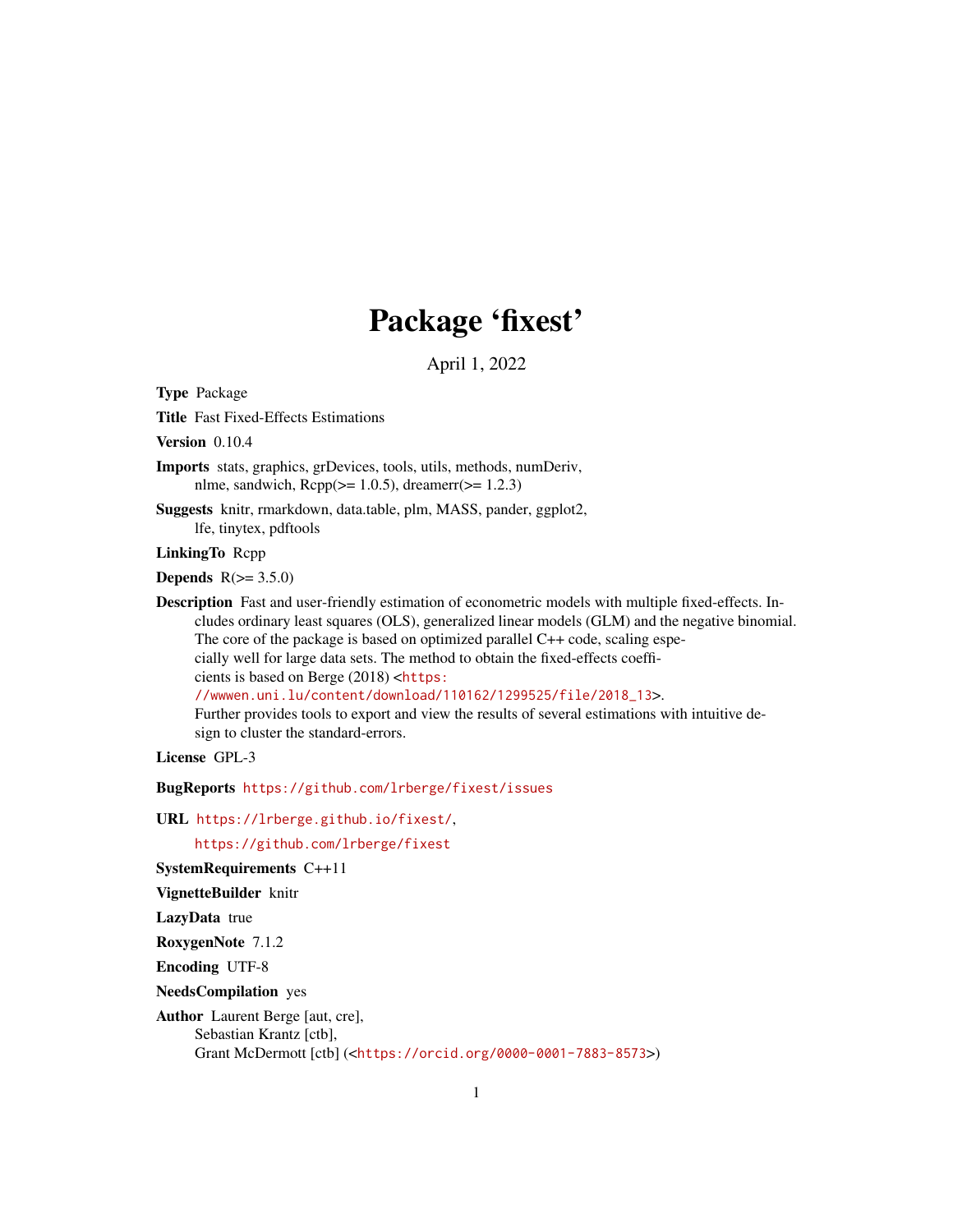# Package 'fixest'

April 1, 2022

**Type** Package

**Title** Fast Fixed-Effects Estimations

**Version** 0.10.4

**Imports** stats, graphics, grDevices, tools, utils, methods, numDeriv, nlme, sandwich, Rcpp(>= 1.0.5), dreamerr(>= 1.2.3)

**Suggests** knitr, rmarkdown, data.table, plm, MASS, pander, ggplot2, lfe, tinytex, pdftools

**LinkingTo** Rcpp

**Depends** R(>= 3.5.0)

**Description** Fast and user-friendly estimation of econometric models with multiple fixed-effects. Includes ordinary least squares (OLS), generalized linear models (GLM) and the negative binomial. The core of the package is based on optimized parallel C++ code, scaling especially well for large data sets. The method to obtain the fixed-effects coefficients is based on Berge (2018) <https://wwwen.uni.lu/content/download/110162/1299525/file/2018_13>. Further provides tools to export and view the results of several estimations with intuitive design to cluster the standard-errors.

**License** GPL-3

**BugReports** https://github.com/lrberge/fixest/issues

**URL** https://lrberge.github.io/fixest/,
https://github.com/lrberge/fixest

**SystemRequirements** C++11

**VignetteBuilder** knitr

**LazyData** true

**RoxygenNote** 7.1.2

**Encoding** UTF-8

**NeedsCompilation** yes

**Author** Laurent Berge [aut, cre],
Sebastian Krantz [ctb],
Grant McDermott [ctb] (<https://orcid.org/0000-0001-7883-8573>)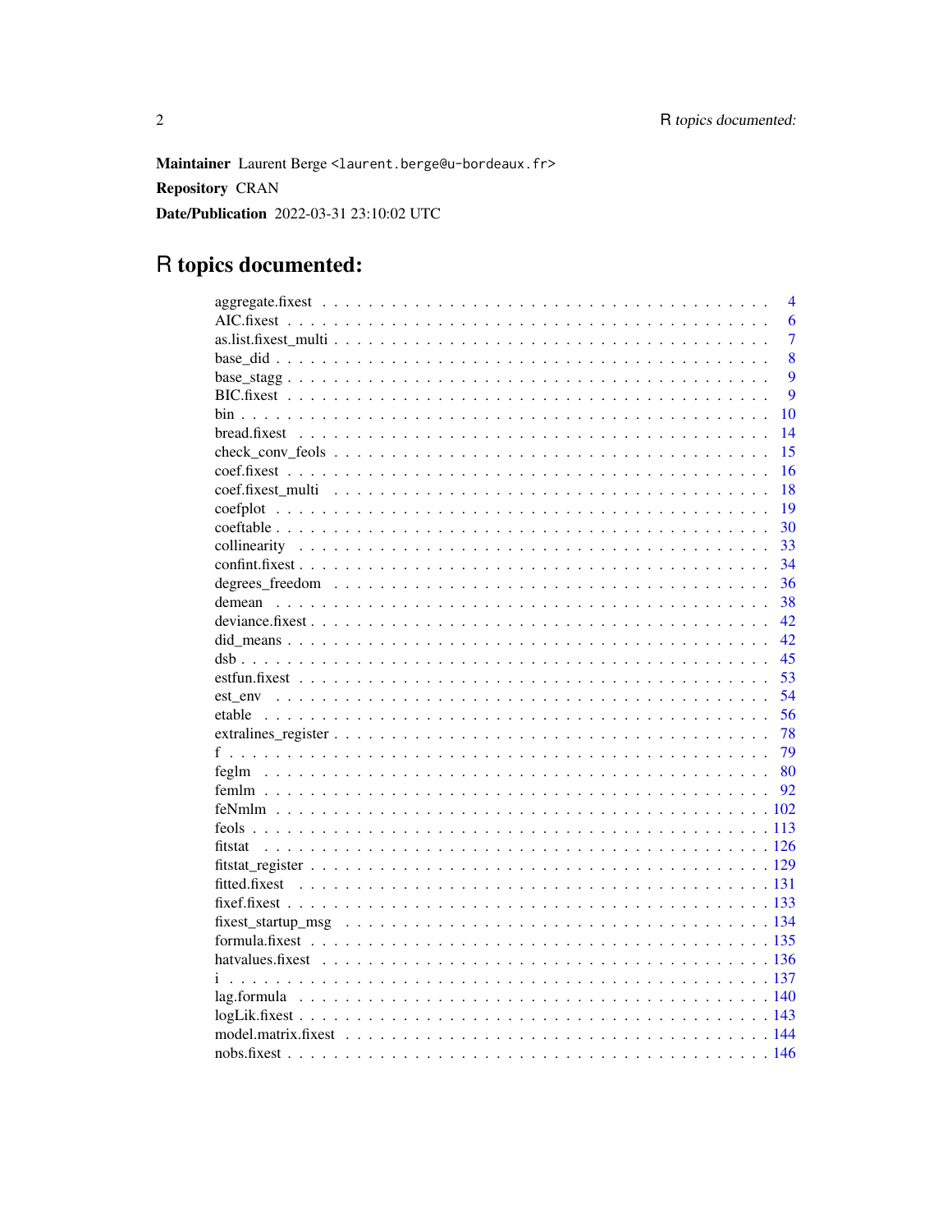**Maintainer** Laurent Berge <laurent.berge@u-bordeaux.fr>

**Repository** CRAN

**Date/Publication** 2022-03-31 23:10:02 UTC

# R topics documented:

| | |
|---|---|
| aggregate.fixest | 4 |
| AIC.fixest | 6 |
| as.list.fixest_multi | 7 |
| base_did | 8 |
| base_stagg | 9 |
| BIC.fixest | 9 |
| bin | 10 |
| bread.fixest | 14 |
| check_conv_feols | 15 |
| coef.fixest | 16 |
| coef.fixest_multi | 18 |
| coefplot | 19 |
| coeftable | 30 |
| collinearity | 33 |
| confint.fixest | 34 |
| degrees_freedom | 36 |
| demean | 38 |
| deviance.fixest | 42 |
| did_means | 42 |
| dsb | 45 |
| estfun.fixest | 53 |
| est_env | 54 |
| etable | 56 |
| extralines_register | 78 |
| f | 79 |
| feglm | 80 |
| femlm | 92 |
| feNmlm | 102 |
| feols | 113 |
| fitstat | 126 |
| fitstat_register | 129 |
| fitted.fixest | 131 |
| fixef.fixest | 133 |
| fixest_startup_msg | 134 |
| formula.fixest | 135 |
| hatvalues.fixest | 136 |
| i | 137 |
| lag.formula | 140 |
| logLik.fixest | 143 |
| model.matrix.fixest | 144 |
| nobs.fixest | 146 |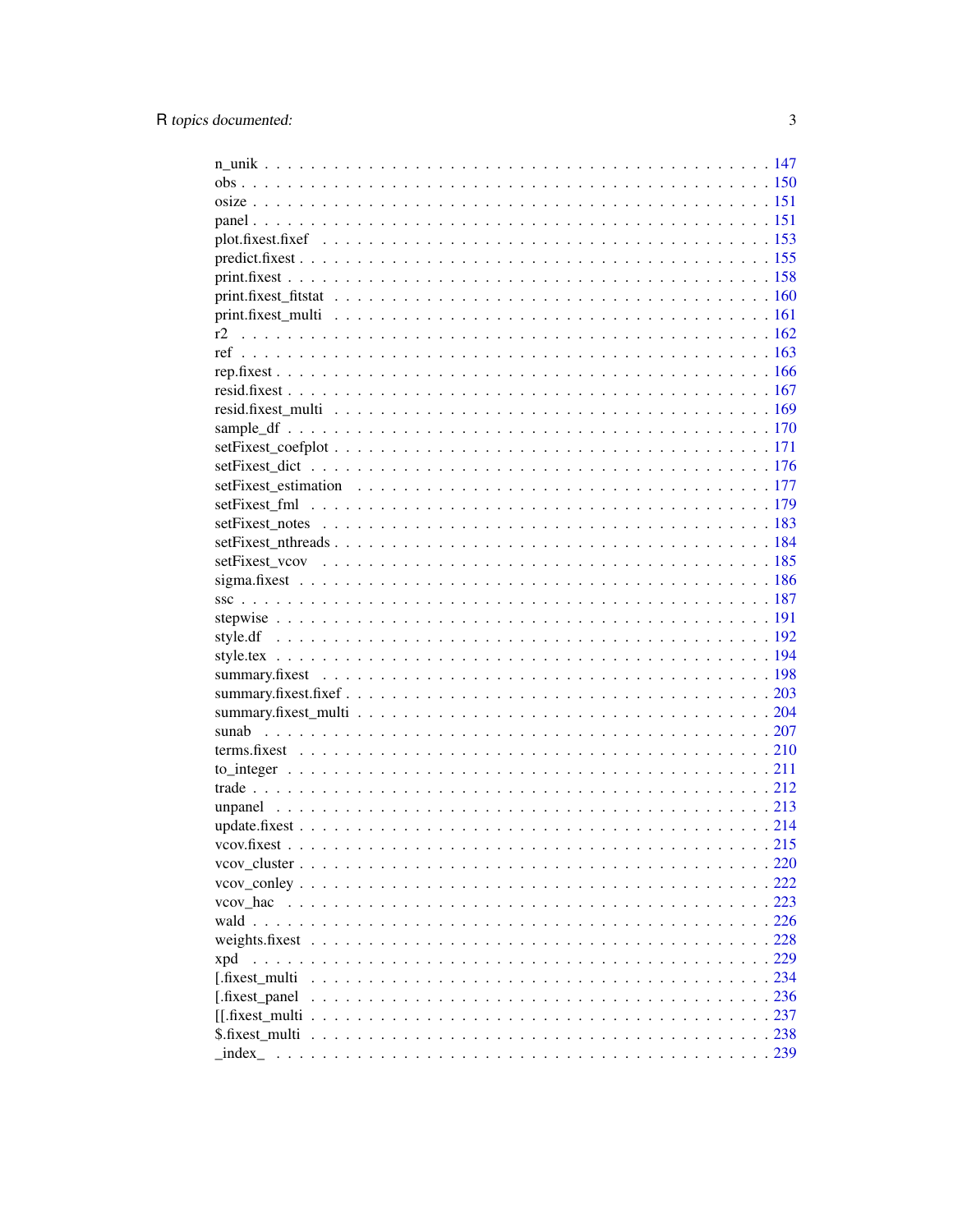n_unik . . . . . . . . . . . . . . . . . . . . . . . . . . . . . . . . . . . . . . . . . . 147
obs . . . . . . . . . . . . . . . . . . . . . . . . . . . . . . . . . . . . . . . . . . . . 150
osize . . . . . . . . . . . . . . . . . . . . . . . . . . . . . . . . . . . . . . . . . . . 151
panel . . . . . . . . . . . . . . . . . . . . . . . . . . . . . . . . . . . . . . . . . . . 151
plot.fixest.fixef . . . . . . . . . . . . . . . . . . . . . . . . . . . . . . . . . . . . . 153
predict.fixest . . . . . . . . . . . . . . . . . . . . . . . . . . . . . . . . . . . . . . . 155
print.fixest . . . . . . . . . . . . . . . . . . . . . . . . . . . . . . . . . . . . . . . . 158
print.fixest_fitstat . . . . . . . . . . . . . . . . . . . . . . . . . . . . . . . . . . . . 160
print.fixest_multi . . . . . . . . . . . . . . . . . . . . . . . . . . . . . . . . . . . . . 161
r2 . . . . . . . . . . . . . . . . . . . . . . . . . . . . . . . . . . . . . . . . . . . . . 162
ref . . . . . . . . . . . . . . . . . . . . . . . . . . . . . . . . . . . . . . . . . . . . 163
rep.fixest . . . . . . . . . . . . . . . . . . . . . . . . . . . . . . . . . . . . . . . . . 166
resid.fixest . . . . . . . . . . . . . . . . . . . . . . . . . . . . . . . . . . . . . . . . 167
resid.fixest_multi . . . . . . . . . . . . . . . . . . . . . . . . . . . . . . . . . . . . . 169
sample_df . . . . . . . . . . . . . . . . . . . . . . . . . . . . . . . . . . . . . . . . . 170
setFixest_coefplot . . . . . . . . . . . . . . . . . . . . . . . . . . . . . . . . . . . . . 171
setFixest_dict . . . . . . . . . . . . . . . . . . . . . . . . . . . . . . . . . . . . . . . 176
setFixest_estimation . . . . . . . . . . . . . . . . . . . . . . . . . . . . . . . . . . . . 177
setFixest_fml . . . . . . . . . . . . . . . . . . . . . . . . . . . . . . . . . . . . . . . 179
setFixest_notes . . . . . . . . . . . . . . . . . . . . . . . . . . . . . . . . . . . . . . 183
setFixest_nthreads . . . . . . . . . . . . . . . . . . . . . . . . . . . . . . . . . . . . . 184
setFixest_vcov . . . . . . . . . . . . . . . . . . . . . . . . . . . . . . . . . . . . . . . 185
sigma.fixest . . . . . . . . . . . . . . . . . . . . . . . . . . . . . . . . . . . . . . . . 186
ssc . . . . . . . . . . . . . . . . . . . . . . . . . . . . . . . . . . . . . . . . . . . . 187
stepwise . . . . . . . . . . . . . . . . . . . . . . . . . . . . . . . . . . . . . . . . . . 191
style.df . . . . . . . . . . . . . . . . . . . . . . . . . . . . . . . . . . . . . . . . . . 192
style.tex . . . . . . . . . . . . . . . . . . . . . . . . . . . . . . . . . . . . . . . . . . 194
summary.fixest . . . . . . . . . . . . . . . . . . . . . . . . . . . . . . . . . . . . . . . 198
summary.fixest.fixef . . . . . . . . . . . . . . . . . . . . . . . . . . . . . . . . . . . . 203
summary.fixest_multi . . . . . . . . . . . . . . . . . . . . . . . . . . . . . . . . . . . . 204
sunab . . . . . . . . . . . . . . . . . . . . . . . . . . . . . . . . . . . . . . . . . . . 207
terms.fixest . . . . . . . . . . . . . . . . . . . . . . . . . . . . . . . . . . . . . . . . 210
to_integer . . . . . . . . . . . . . . . . . . . . . . . . . . . . . . . . . . . . . . . . . 211
trade . . . . . . . . . . . . . . . . . . . . . . . . . . . . . . . . . . . . . . . . . . . . 212
unpanel . . . . . . . . . . . . . . . . . . . . . . . . . . . . . . . . . . . . . . . . . . 213
update.fixest . . . . . . . . . . . . . . . . . . . . . . . . . . . . . . . . . . . . . . . . 214
vcov.fixest . . . . . . . . . . . . . . . . . . . . . . . . . . . . . . . . . . . . . . . . . 215
vcov_cluster . . . . . . . . . . . . . . . . . . . . . . . . . . . . . . . . . . . . . . . . 220
vcov_conley . . . . . . . . . . . . . . . . . . . . . . . . . . . . . . . . . . . . . . . . 222
vcov_hac . . . . . . . . . . . . . . . . . . . . . . . . . . . . . . . . . . . . . . . . . . 223
wald . . . . . . . . . . . . . . . . . . . . . . . . . . . . . . . . . . . . . . . . . . . . 226
weights.fixest . . . . . . . . . . . . . . . . . . . . . . . . . . . . . . . . . . . . . . . 228
xpd . . . . . . . . . . . . . . . . . . . . . . . . . . . . . . . . . . . . . . . . . . . . 229
[.fixest_multi . . . . . . . . . . . . . . . . . . . . . . . . . . . . . . . . . . . . . . . 234
[.fixest_panel . . . . . . . . . . . . . . . . . . . . . . . . . . . . . . . . . . . . . . . 236
[[.fixest_multi . . . . . . . . . . . . . . . . . . . . . . . . . . . . . . . . . . . . . . 237
$.fixest_multi . . . . . . . . . . . . . . . . . . . . . . . . . . . . . . . . . . . . . . . 238

_index_ . . . . . . . . . . . . . . . . . . . . . . . . . . . . . . . . . . . . . . . . . . 239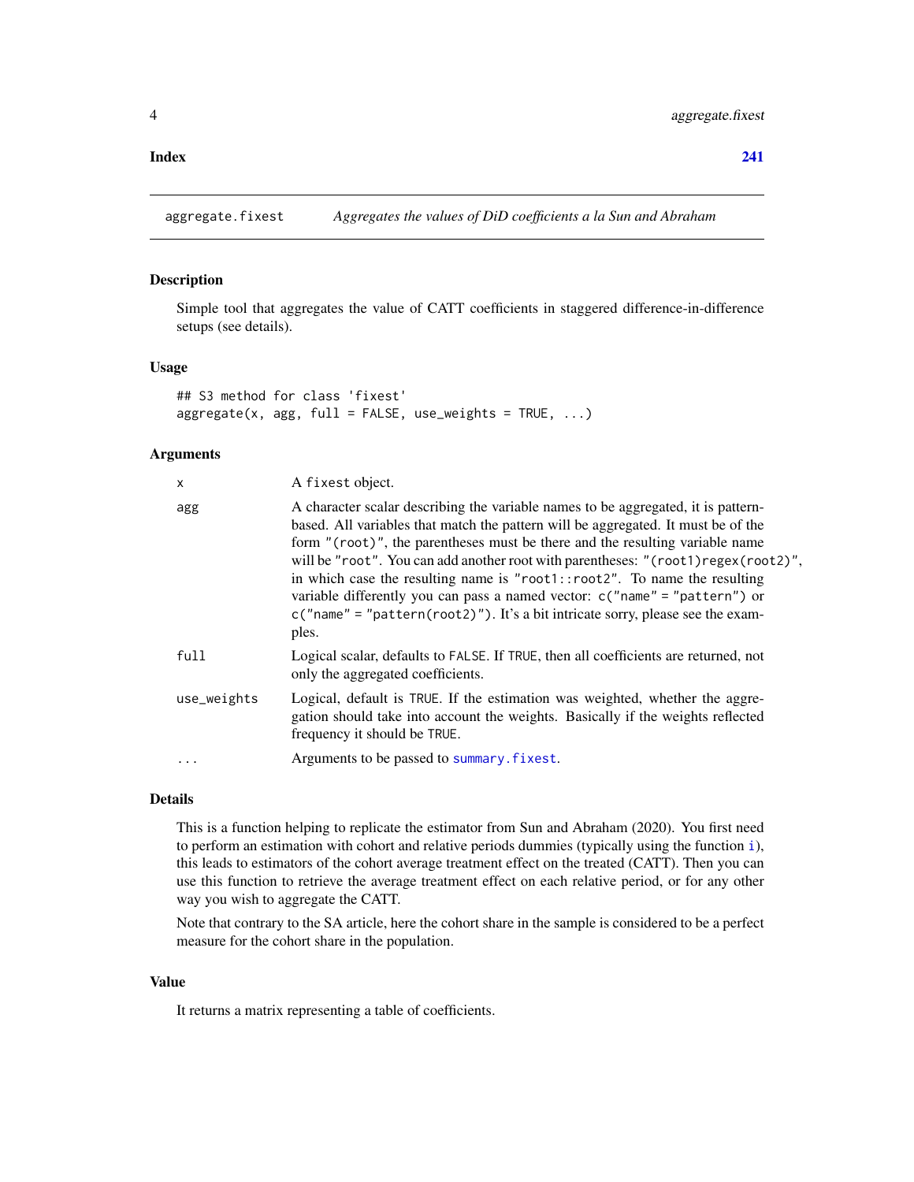**Index** **241**

---

## aggregate.fixest — *Aggregates the values of DiD coefficients a la Sun and Abraham*

### Description

Simple tool that aggregates the value of CATT coefficients in staggered difference-in-difference setups (see details).

### Usage

```
## S3 method for class 'fixest'
aggregate(x, agg, full = FALSE, use_weights = TRUE, ...)
```

### Arguments

| | |
|---|---|
| `x` | A `fixest` object. |
| `agg` | A character scalar describing the variable names to be aggregated, it is pattern-based. All variables that match the pattern will be aggregated. It must be of the form `"(root)"`, the parentheses must be there and the resulting variable name will be `"root"`. You can add another root with parentheses: `"(root1)regex(root2)"`, in which case the resulting name is `"root1::root2"`. To name the resulting variable differently you can pass a named vector: `c("name" = "pattern")` or `c("name" = "pattern(root2)")`. It's a bit intricate sorry, please see the examples. |
| `full` | Logical scalar, defaults to `FALSE`. If `TRUE`, then all coefficients are returned, not only the aggregated coefficients. |
| `use_weights` | Logical, default is `TRUE`. If the estimation was weighted, whether the aggregation should take into account the weights. Basically if the weights reflected frequency it should be `TRUE`. |
| `...` | Arguments to be passed to `summary.fixest`. |

### Details

This is a function helping to replicate the estimator from Sun and Abraham (2020). You first need to perform an estimation with cohort and relative periods dummies (typically using the function `i`), this leads to estimators of the cohort average treatment effect on the treated (CATT). Then you can use this function to retrieve the average treatment effect on each relative period, or for any other way you wish to aggregate the CATT.

Note that contrary to the SA article, here the cohort share in the sample is considered to be a perfect measure for the cohort share in the population.

### Value

It returns a matrix representing a table of coefficients.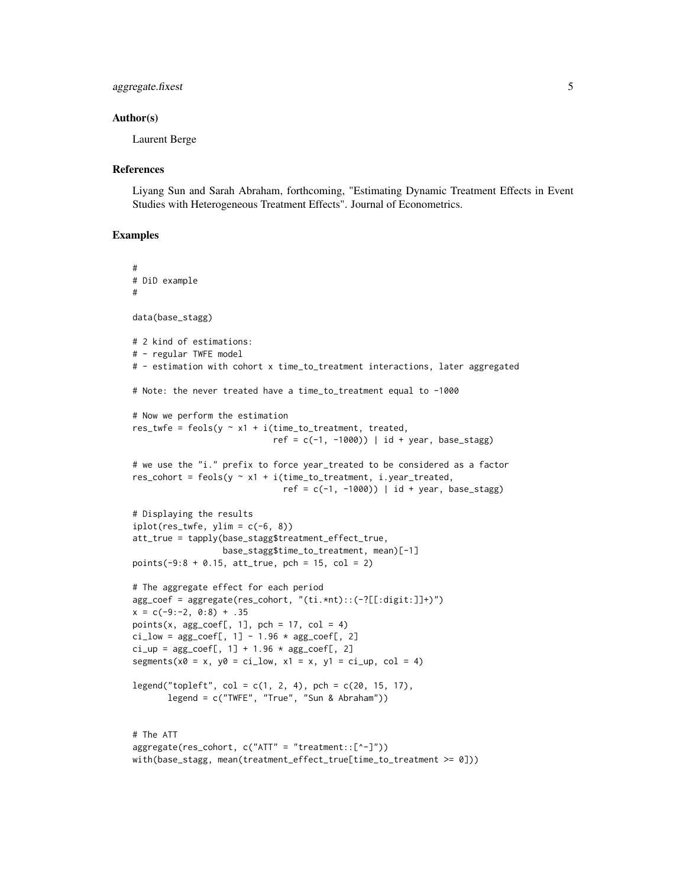### Author(s)

Laurent Berge

### References

Liyang Sun and Sarah Abraham, forthcoming, "Estimating Dynamic Treatment Effects in Event Studies with Heterogeneous Treatment Effects". Journal of Econometrics.

### Examples

```
#
# DiD example
#

data(base_stagg)

# 2 kind of estimations:
# - regular TWFE model
# - estimation with cohort x time_to_treatment interactions, later aggregated

# Note: the never treated have a time_to_treatment equal to -1000

# Now we perform the estimation
res_twfe = feols(y ~ x1 + i(time_to_treatment, treated,
                            ref = c(-1, -1000)) | id + year, base_stagg)

# we use the "i." prefix to force year_treated to be considered as a factor
res_cohort = feols(y ~ x1 + i(time_to_treatment, i.year_treated,
                              ref = c(-1, -1000)) | id + year, base_stagg)

# Displaying the results
iplot(res_twfe, ylim = c(-6, 8))
att_true = tapply(base_stagg$treatment_effect_true,
                  base_stagg$time_to_treatment, mean)[-1]
points(-9:8 + 0.15, att_true, pch = 15, col = 2)

# The aggregate effect for each period
agg_coef = aggregate(res_cohort, "(ti.*nt)::(-?[[:digit:]]+)")
x = c(-9:-2, 0:8) + .35
points(x, agg_coef[, 1], pch = 17, col = 4)
ci_low = agg_coef[, 1] - 1.96 * agg_coef[, 2]
ci_up = agg_coef[, 1] + 1.96 * agg_coef[, 2]
segments(x0 = x, y0 = ci_low, x1 = x, y1 = ci_up, col = 4)

legend("topleft", col = c(1, 2, 4), pch = c(20, 15, 17),
       legend = c("TWFE", "True", "Sun & Abraham"))


# The ATT
aggregate(res_cohort, c("ATT" = "treatment::[^-]"))
with(base_stagg, mean(treatment_effect_true[time_to_treatment >= 0]))
```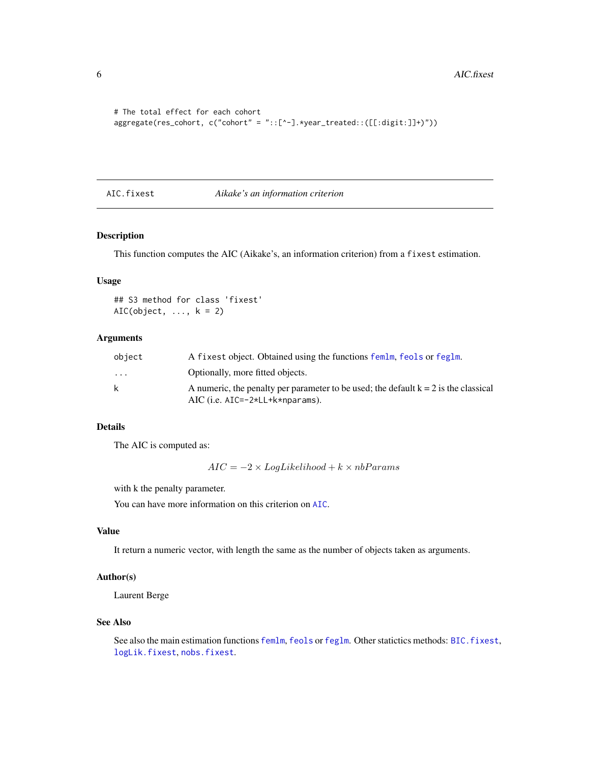```
# The total effect for each cohort
aggregate(res_cohort, c("cohort" = "::[^-].*year_treated::([[:digit:]]+)"))
```

---

AIC.fixest *Aikake's an information criterion*

---

### Description

This function computes the AIC (Aikake's, an information criterion) from a `fixest` estimation.

### Usage

```
## S3 method for class 'fixest'
AIC(object, ..., k = 2)
```

### Arguments

| | |
|---|---|
| `object` | A `fixest` object. Obtained using the functions `femlm`, `feols` or `feglm`. |
| `...` | Optionally, more fitted objects. |
| `k` | A numeric, the penalty per parameter to be used; the default k = 2 is the classical AIC (i.e. `AIC=-2*LL+k*nparams`). |

### Details

The AIC is computed as:

$$AIC = -2 \times LogLikelihood + k \times nbParams$$

with k the penalty parameter.

You can have more information on this criterion on `AIC`.

### Value

It return a numeric vector, with length the same as the number of objects taken as arguments.

### Author(s)

Laurent Berge

### See Also

See also the main estimation functions `femlm`, `feols` or `feglm`. Other statictics methods: `BIC.fixest`, `logLik.fixest`, `nobs.fixest`.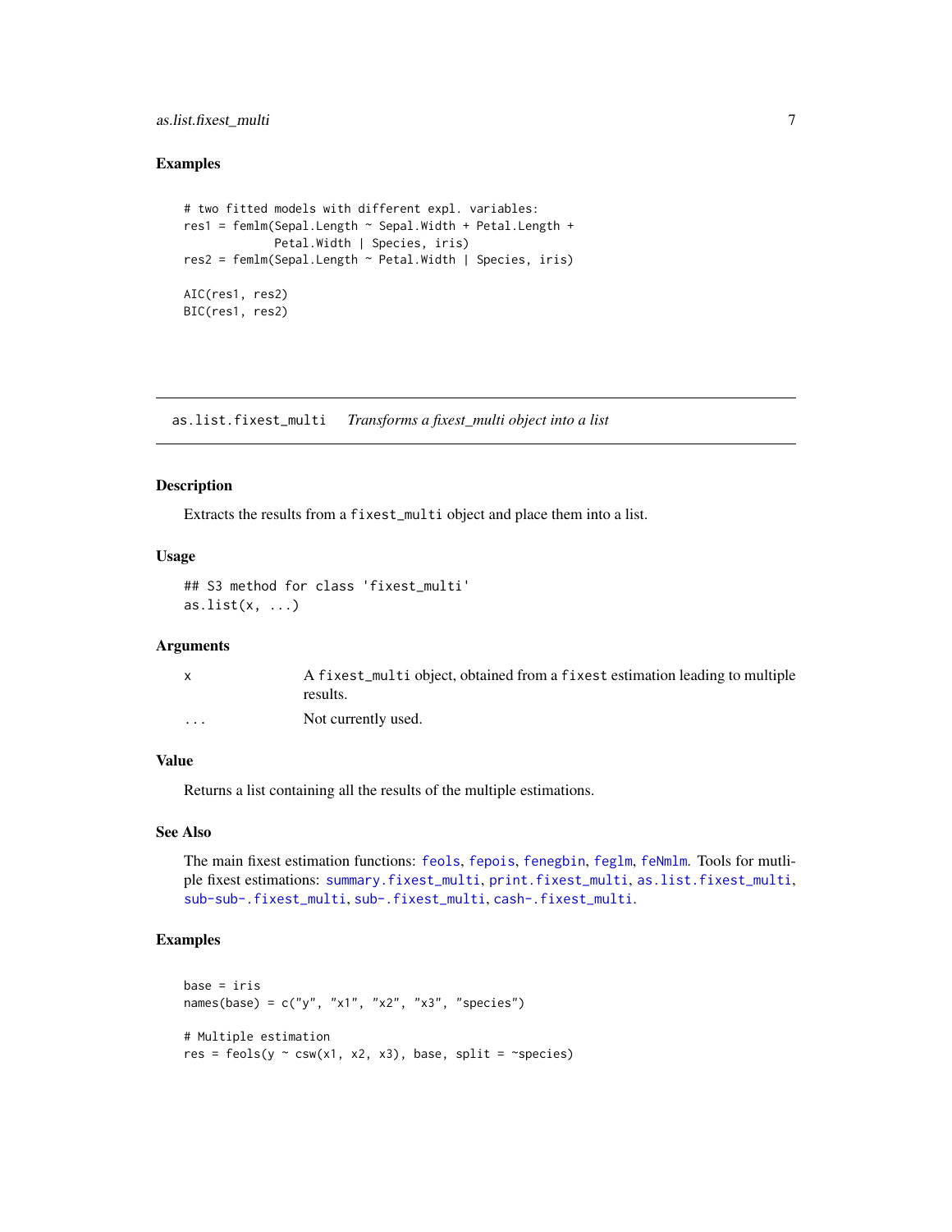## Examples

```
# two fitted models with different expl. variables:
res1 = femlm(Sepal.Length ~ Sepal.Width + Petal.Length +
            Petal.Width | Species, iris)
res2 = femlm(Sepal.Length ~ Petal.Width | Species, iris)

AIC(res1, res2)
BIC(res1, res2)
```

---

# as.list.fixest_multi    *Transforms a fixest_multi object into a list*

---

## Description

Extracts the results from a `fixest_multi` object and place them into a list.

## Usage

```
## S3 method for class 'fixest_multi'
as.list(x, ...)
```

## Arguments

| | |
|---|---|
| x | A `fixest_multi` object, obtained from a `fixest` estimation leading to multiple results. |
| ... | Not currently used. |

## Value

Returns a list containing all the results of the multiple estimations.

## See Also

The main fixest estimation functions: `feols`, `fepois`, `fenegbin`, `feglm`, `feNmlm`. Tools for mutliple fixest estimations: `summary.fixest_multi`, `print.fixest_multi`, `as.list.fixest_multi`, `sub-sub-.fixest_multi`, `sub-.fixest_multi`, `cash-.fixest_multi`.

## Examples

```
base = iris
names(base) = c("y", "x1", "x2", "x3", "species")

# Multiple estimation
res = feols(y ~ csw(x1, x2, x3), base, split = ~species)
```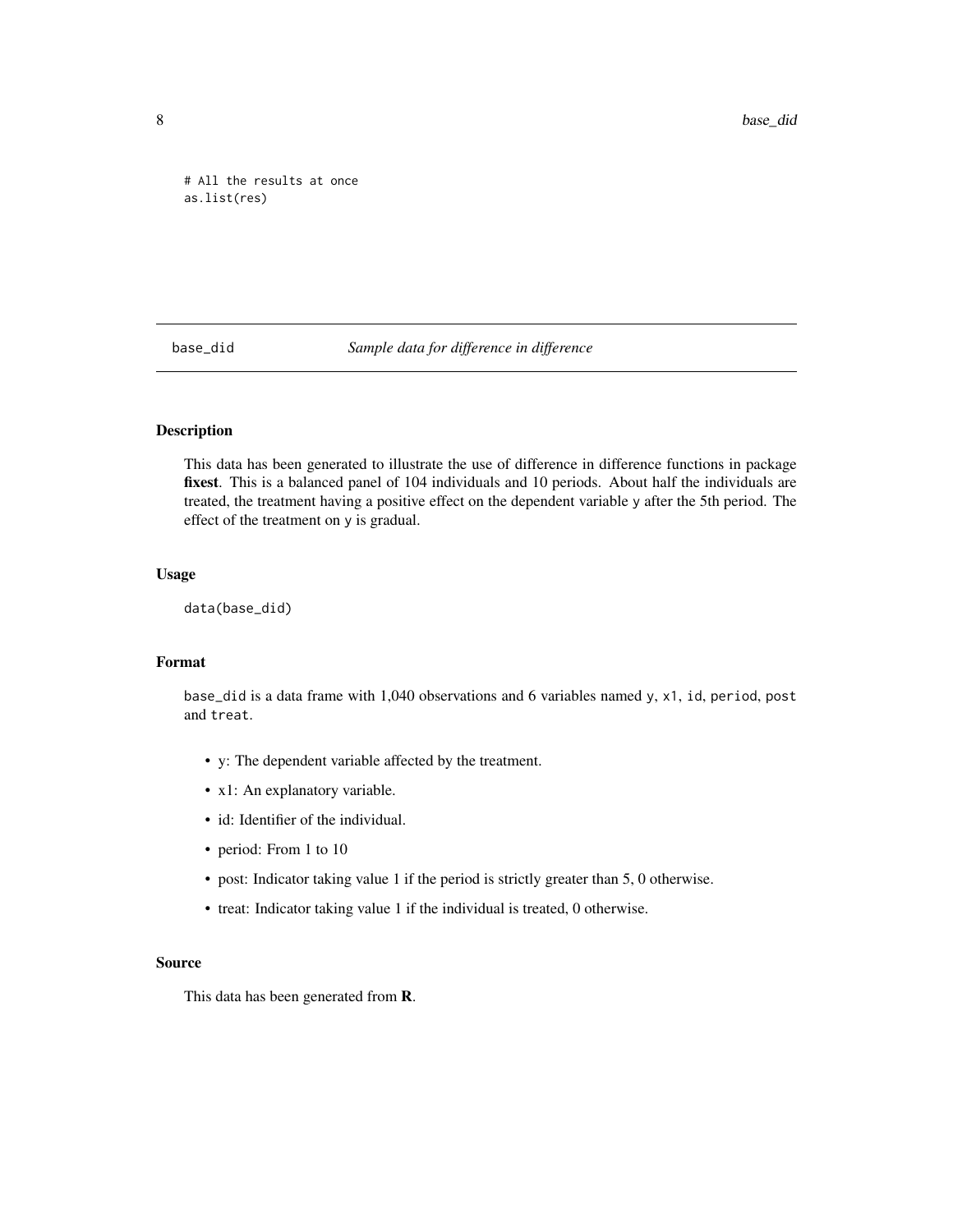```
# All the results at once
as.list(res)
```

---

## base_did — *Sample data for difference in difference*

---

### Description

This data has been generated to illustrate the use of difference in difference functions in package **fixest**. This is a balanced panel of 104 individuals and 10 periods. About half the individuals are treated, the treatment having a positive effect on the dependent variable `y` after the 5th period. The effect of the treatment on `y` is gradual.

### Usage

```
data(base_did)
```

### Format

`base_did` is a data frame with 1,040 observations and 6 variables named `y`, `x1`, `id`, `period`, `post` and `treat`.

- y: The dependent variable affected by the treatment.
- x1: An explanatory variable.
- id: Identifier of the individual.
- period: From 1 to 10
- post: Indicator taking value 1 if the period is strictly greater than 5, 0 otherwise.
- treat: Indicator taking value 1 if the individual is treated, 0 otherwise.

### Source

This data has been generated from **R**.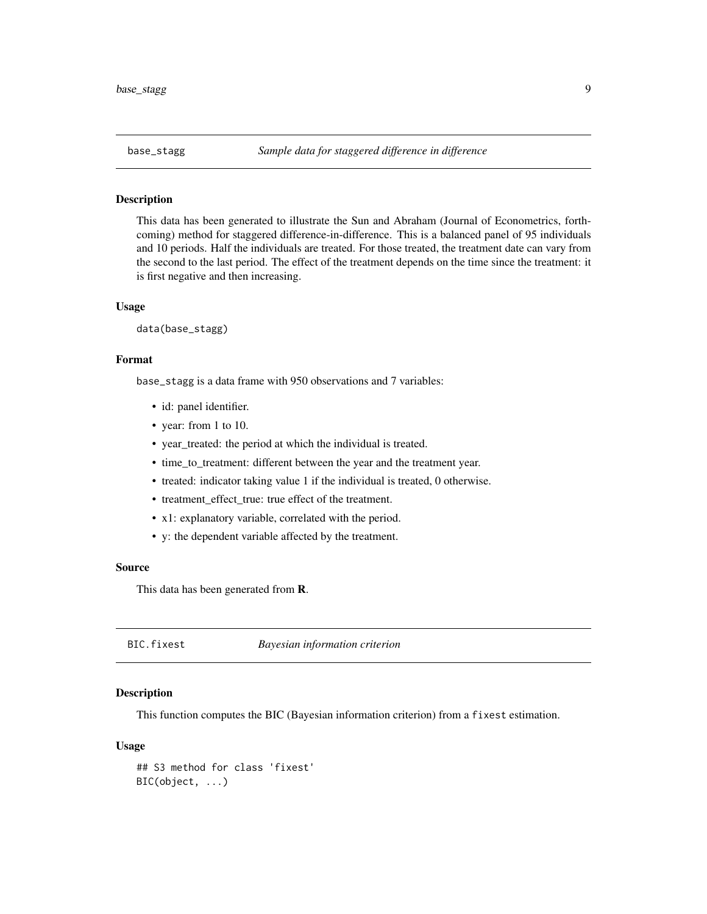## base_stagg *Sample data for staggered difference in difference*

### Description

This data has been generated to illustrate the Sun and Abraham (Journal of Econometrics, forthcoming) method for staggered difference-in-difference. This is a balanced panel of 95 individuals and 10 periods. Half the individuals are treated. For those treated, the treatment date can vary from the second to the last period. The effect of the treatment depends on the time since the treatment: it is first negative and then increasing.

### Usage

```
data(base_stagg)
```

### Format

`base_stagg` is a data frame with 950 observations and 7 variables:

- id: panel identifier.
- year: from 1 to 10.
- year_treated: the period at which the individual is treated.
- time_to_treatment: different between the year and the treatment year.
- treated: indicator taking value 1 if the individual is treated, 0 otherwise.
- treatment_effect_true: true effect of the treatment.
- x1: explanatory variable, correlated with the period.
- y: the dependent variable affected by the treatment.

### Source

This data has been generated from **R**.

## BIC.fixest *Bayesian information criterion*

### Description

This function computes the BIC (Bayesian information criterion) from a `fixest` estimation.

### Usage

```
## S3 method for class 'fixest'
BIC(object, ...)
```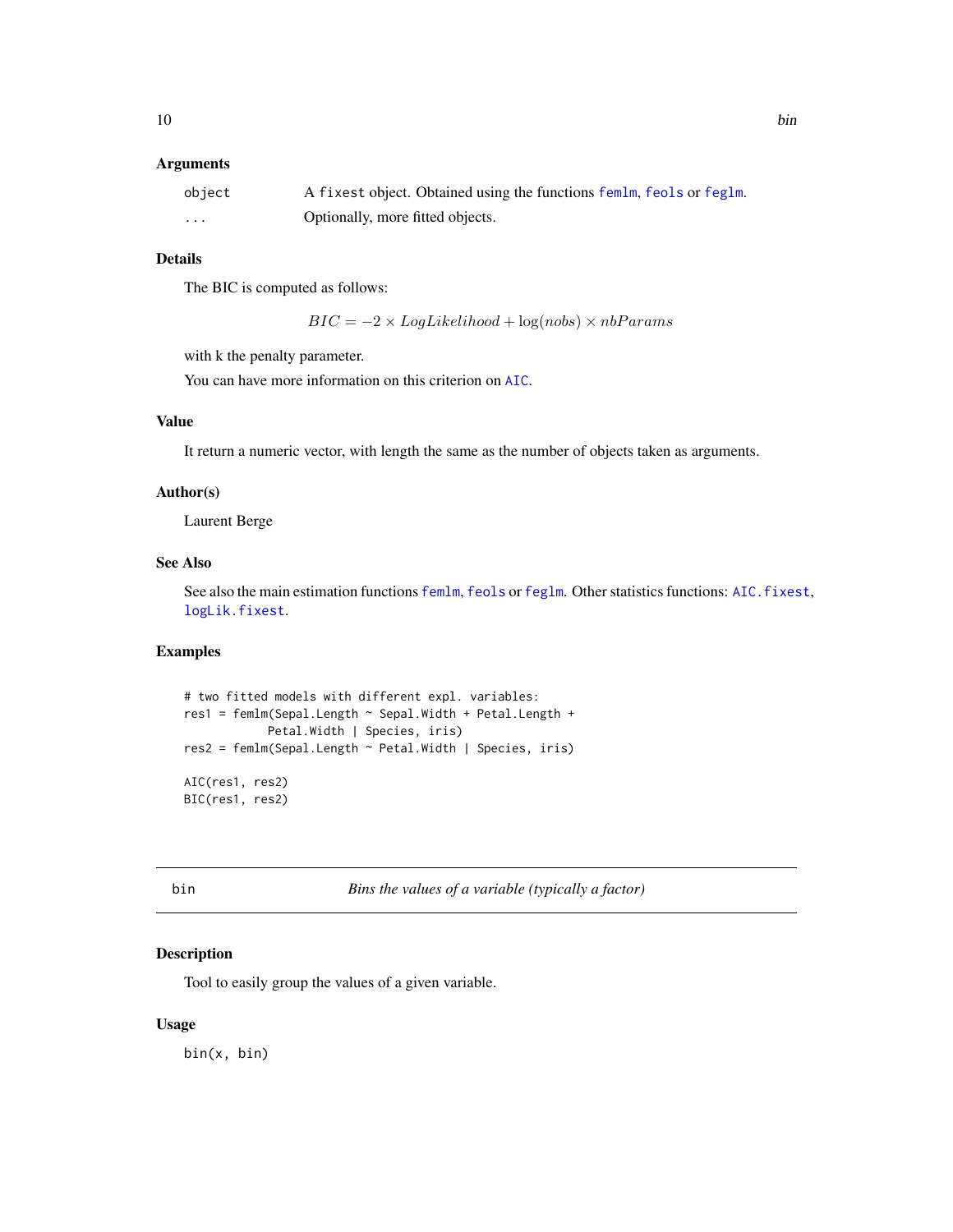### Arguments

| | |
|---|---|
| `object` | A `fixest` object. Obtained using the functions `femlm`, `feols` or `feglm`. |
| `...` | Optionally, more fitted objects. |

### Details

The BIC is computed as follows:

$$BIC = -2 \times LogLikelihood + \log(nobs) \times nbParams$$

with k the penalty parameter.

You can have more information on this criterion on `AIC`.

### Value

It return a numeric vector, with length the same as the number of objects taken as arguments.

### Author(s)

Laurent Berge

### See Also

See also the main estimation functions `femlm`, `feols` or `feglm`. Other statistics functions: `AIC.fixest`, `logLik.fixest`.

### Examples

```
# two fitted models with different expl. variables:
res1 = femlm(Sepal.Length ~ Sepal.Width + Petal.Length +
            Petal.Width | Species, iris)
res2 = femlm(Sepal.Length ~ Petal.Width | Species, iris)

AIC(res1, res2)
BIC(res1, res2)
```

---

## bin — *Bins the values of a variable (typically a factor)*

### Description

Tool to easily group the values of a given variable.

### Usage

```
bin(x, bin)
```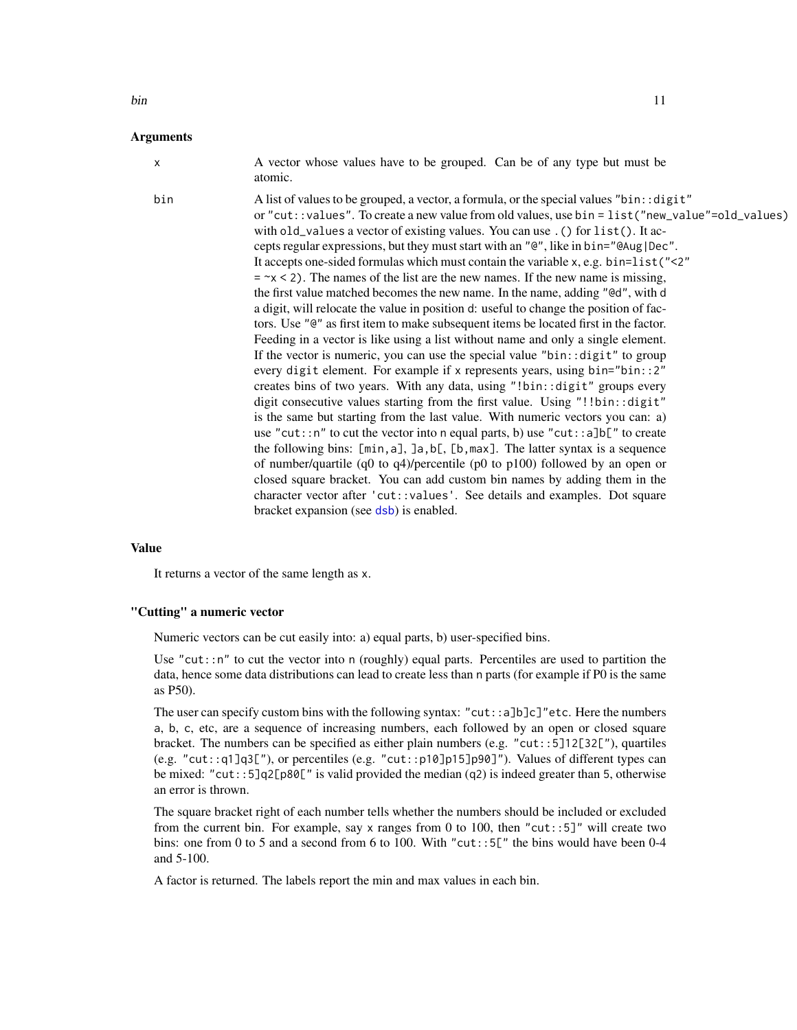### Arguments

**x** A vector whose values have to be grouped. Can be of any type but must be atomic.

**bin** A list of values to be grouped, a vector, a formula, or the special values `"bin::digit"` or `"cut::values"`. To create a new value from old values, use `bin = list("new_value"=old_values)` with `old_values` a vector of existing values. You can use `.()` for `list()`. It accepts regular expressions, but they must start with an `"@"`, like in `bin="@Aug|Dec"`. It accepts one-sided formulas which must contain the variable `x`, e.g. `bin=list("<2" = ~x < 2)`. The names of the list are the new names. If the new name is missing, the first value matched becomes the new name. In the name, adding `"@d"`, with `d` a digit, will relocate the value in position `d`: useful to change the position of factors. Use `"@"` as first item to make subsequent items be located first in the factor. Feeding in a vector is like using a list without name and only a single element. If the vector is numeric, you can use the special value `"bin::digit"` to group every `digit` element. For example if `x` represents years, using `bin="bin::2"` creates bins of two years. With any data, using `"!bin::digit"` groups every digit consecutive values starting from the first value. Using `"!!bin::digit"` is the same but starting from the last value. With numeric vectors you can: a) use `"cut::n"` to cut the vector into `n` equal parts, b) use `"cut::a]b["` to create the following bins: `[min,a]`, `]a,b[`, `[b,max]`. The latter syntax is a sequence of number/quartile (q0 to q4)/percentile (p0 to p100) followed by an open or closed square bracket. You can add custom bin names by adding them in the character vector after `'cut::values'`. See details and examples. Dot square bracket expansion (see dsb) is enabled.

### Value

It returns a vector of the same length as `x`.

### "Cutting" a numeric vector

Numeric vectors can be cut easily into: a) equal parts, b) user-specified bins.

Use `"cut::n"` to cut the vector into `n` (roughly) equal parts. Percentiles are used to partition the data, hence some data distributions can lead to create less than `n` parts (for example if P0 is the same as P50).

The user can specify custom bins with the following syntax: `"cut::a]b]c]"`etc. Here the numbers `a`, `b`, `c`, etc, are a sequence of increasing numbers, each followed by an open or closed square bracket. The numbers can be specified as either plain numbers (e.g. `"cut::5]12[32["`), quartiles (e.g. `"cut::q1]q3["`), or percentiles (e.g. `"cut::p10]p15]p90]"`). Values of different types can be mixed: `"cut::5]q2[p80["` is valid provided the median (`q2`) is indeed greater than `5`, otherwise an error is thrown.

The square bracket right of each number tells whether the numbers should be included or excluded from the current bin. For example, say `x` ranges from 0 to 100, then `"cut::5]"` will create two bins: one from 0 to 5 and a second from 6 to 100. With `"cut::5["` the bins would have been 0-4 and 5-100.

A factor is returned. The labels report the min and max values in each bin.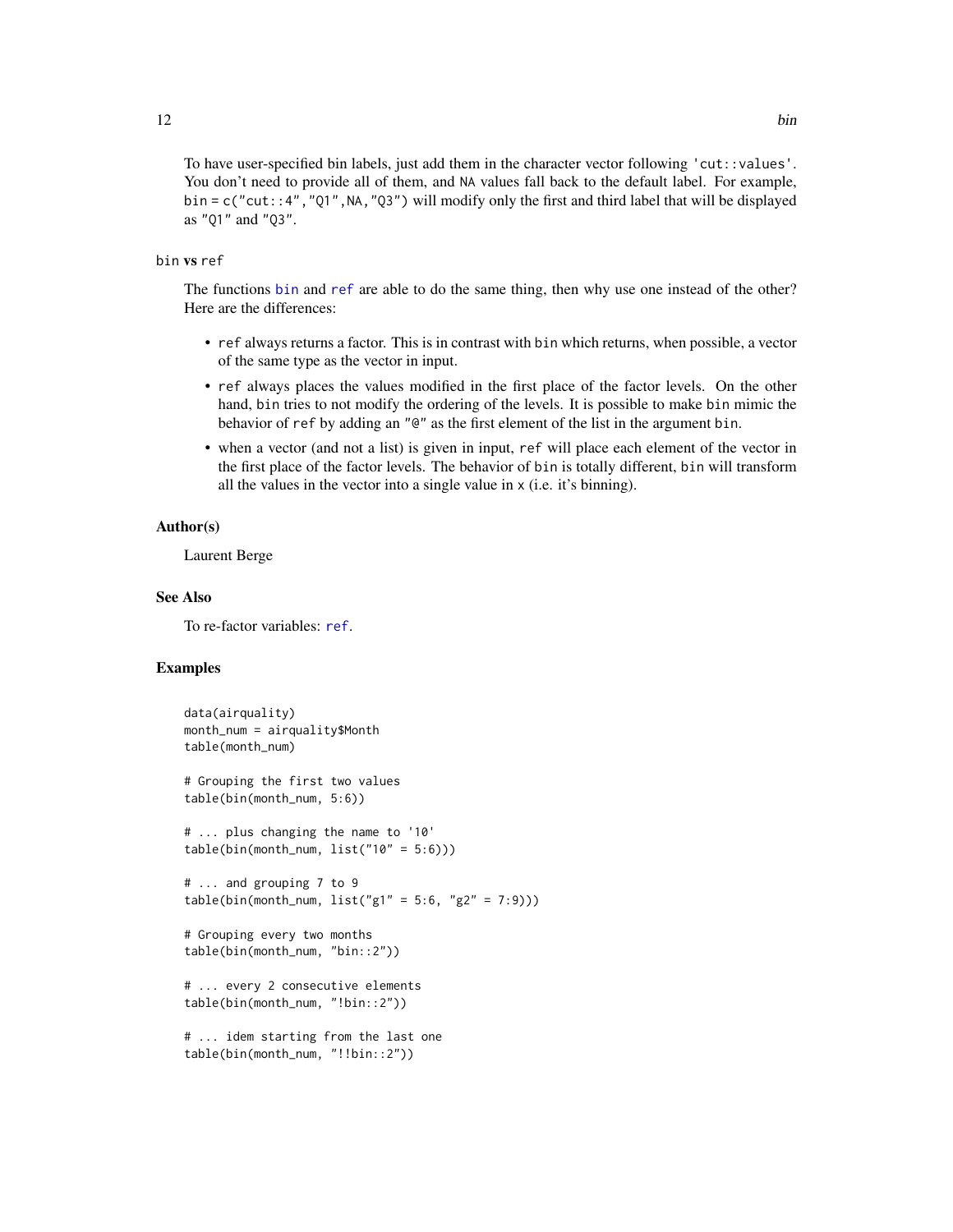To have user-specified bin labels, just add them in the character vector following `'cut::values'`. You don't need to provide all of them, and `NA` values fall back to the default label. For example, `bin = c("cut::4","Q1",NA,"Q3")` will modify only the first and third label that will be displayed as `"Q1"` and `"Q3"`.

### `bin` vs `ref`

The functions `bin` and `ref` are able to do the same thing, then why use one instead of the other? Here are the differences:

- `ref` always returns a factor. This is in contrast with `bin` which returns, when possible, a vector of the same type as the vector in input.
- `ref` always places the values modified in the first place of the factor levels. On the other hand, `bin` tries to not modify the ordering of the levels. It is possible to make `bin` mimic the behavior of `ref` by adding an `"@"` as the first element of the list in the argument `bin`.
- when a vector (and not a list) is given in input, `ref` will place each element of the vector in the first place of the factor levels. The behavior of `bin` is totally different, `bin` will transform all the values in the vector into a single value in `x` (i.e. it's binning).

## Author(s)

Laurent Berge

## See Also

To re-factor variables: `ref`.

## Examples

```
data(airquality)
month_num = airquality$Month
table(month_num)

# Grouping the first two values
table(bin(month_num, 5:6))

# ... plus changing the name to '10'
table(bin(month_num, list("10" = 5:6)))

# ... and grouping 7 to 9
table(bin(month_num, list("g1" = 5:6, "g2" = 7:9)))

# Grouping every two months
table(bin(month_num, "bin::2"))

# ... every 2 consecutive elements
table(bin(month_num, "!bin::2"))

# ... idem starting from the last one
table(bin(month_num, "!!bin::2"))
```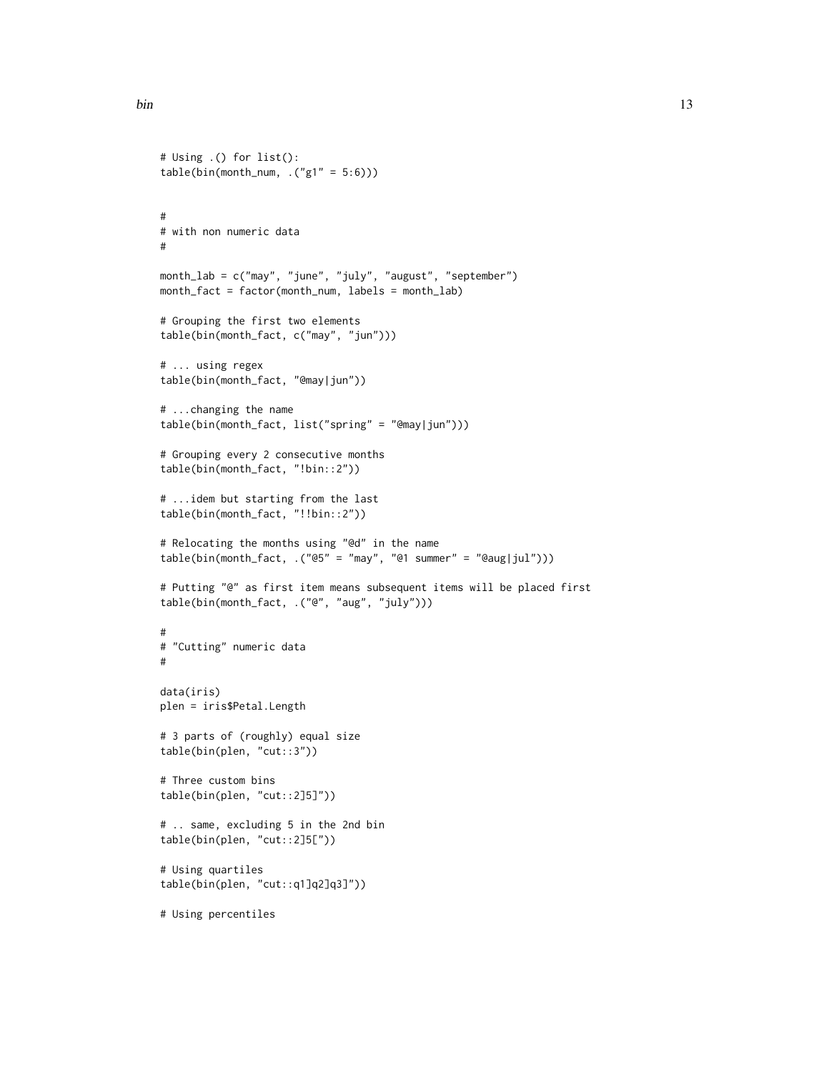```
# Using .() for list():
table(bin(month_num, .("g1" = 5:6)))


#
# with non numeric data
#

month_lab = c("may", "june", "july", "august", "september")
month_fact = factor(month_num, labels = month_lab)

# Grouping the first two elements
table(bin(month_fact, c("may", "jun")))

# ... using regex
table(bin(month_fact, "@may|jun"))

# ...changing the name
table(bin(month_fact, list("spring" = "@may|jun")))

# Grouping every 2 consecutive months
table(bin(month_fact, "!bin::2"))

# ...idem but starting from the last
table(bin(month_fact, "!!bin::2"))

# Relocating the months using "@d" in the name
table(bin(month_fact, .("@5" = "may", "@1 summer" = "@aug|jul")))

# Putting "@" as first item means subsequent items will be placed first
table(bin(month_fact, .("@", "aug", "july")))

#
# "Cutting" numeric data
#

data(iris)
plen = iris$Petal.Length

# 3 parts of (roughly) equal size
table(bin(plen, "cut::3"))

# Three custom bins
table(bin(plen, "cut::2]5]"))

# .. same, excluding 5 in the 2nd bin
table(bin(plen, "cut::2]5["))

# Using quartiles
table(bin(plen, "cut::q1]q2]q3]"))

# Using percentiles
```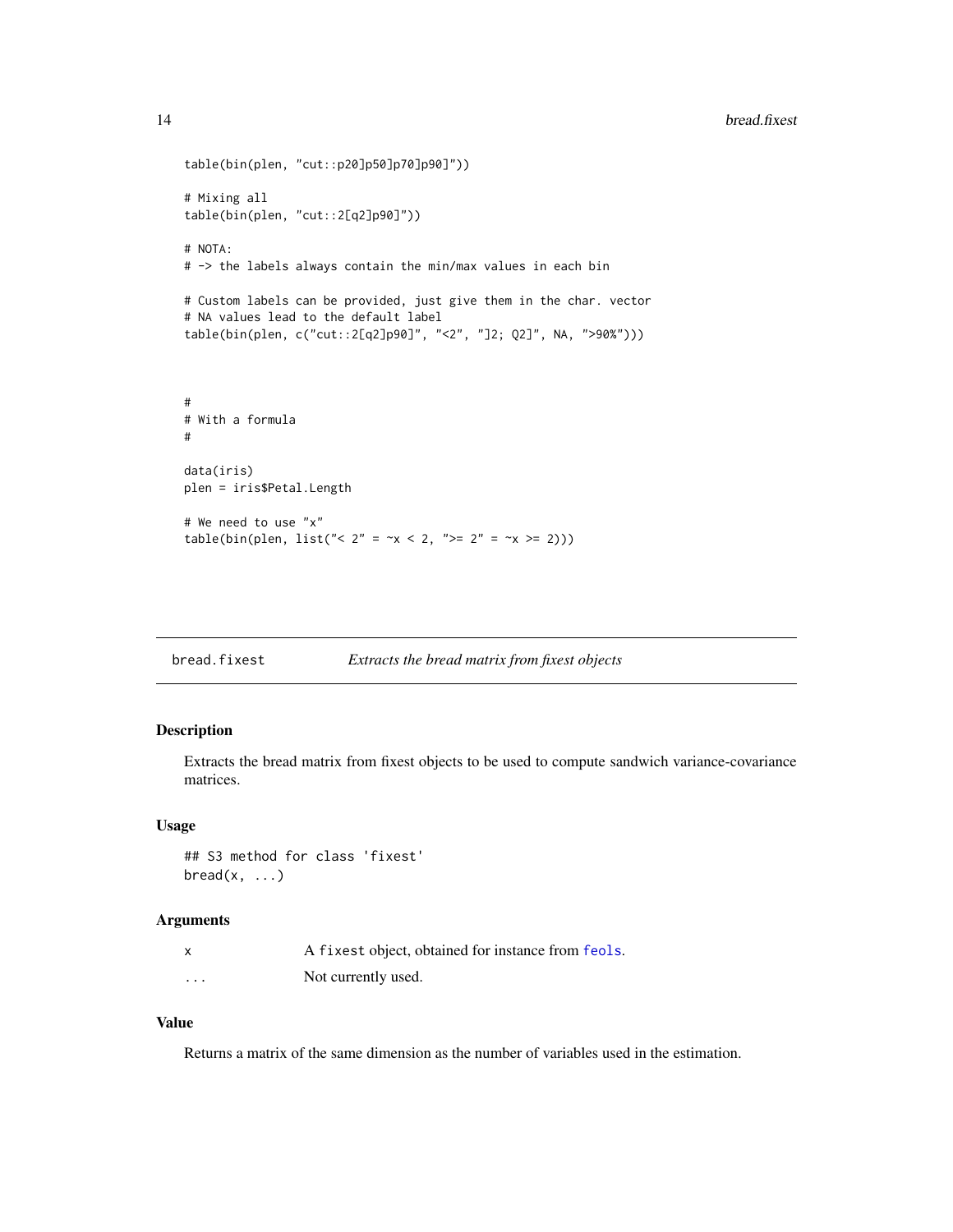```
table(bin(plen, "cut::p20]p50]p70]p90]"))

# Mixing all
table(bin(plen, "cut::2[q2]p90]"))

# NOTA:
# -> the labels always contain the min/max values in each bin

# Custom labels can be provided, just give them in the char. vector
# NA values lead to the default label
table(bin(plen, c("cut::2[q2]p90]", "<2", "]2; Q2]", NA, ">90%")))



#
# With a formula
#

data(iris)
plen = iris$Petal.Length

# We need to use "x"
table(bin(plen, list("< 2" = ~x < 2, ">= 2" = ~x >= 2)))
```

## bread.fixest — *Extracts the bread matrix from fixest objects*

### Description

Extracts the bread matrix from fixest objects to be used to compute sandwich variance-covariance matrices.

### Usage

```
## S3 method for class 'fixest'
bread(x, ...)
```

### Arguments

| | |
|---|---|
| x | A fixest object, obtained for instance from feols. |
| ... | Not currently used. |

### Value

Returns a matrix of the same dimension as the number of variables used in the estimation.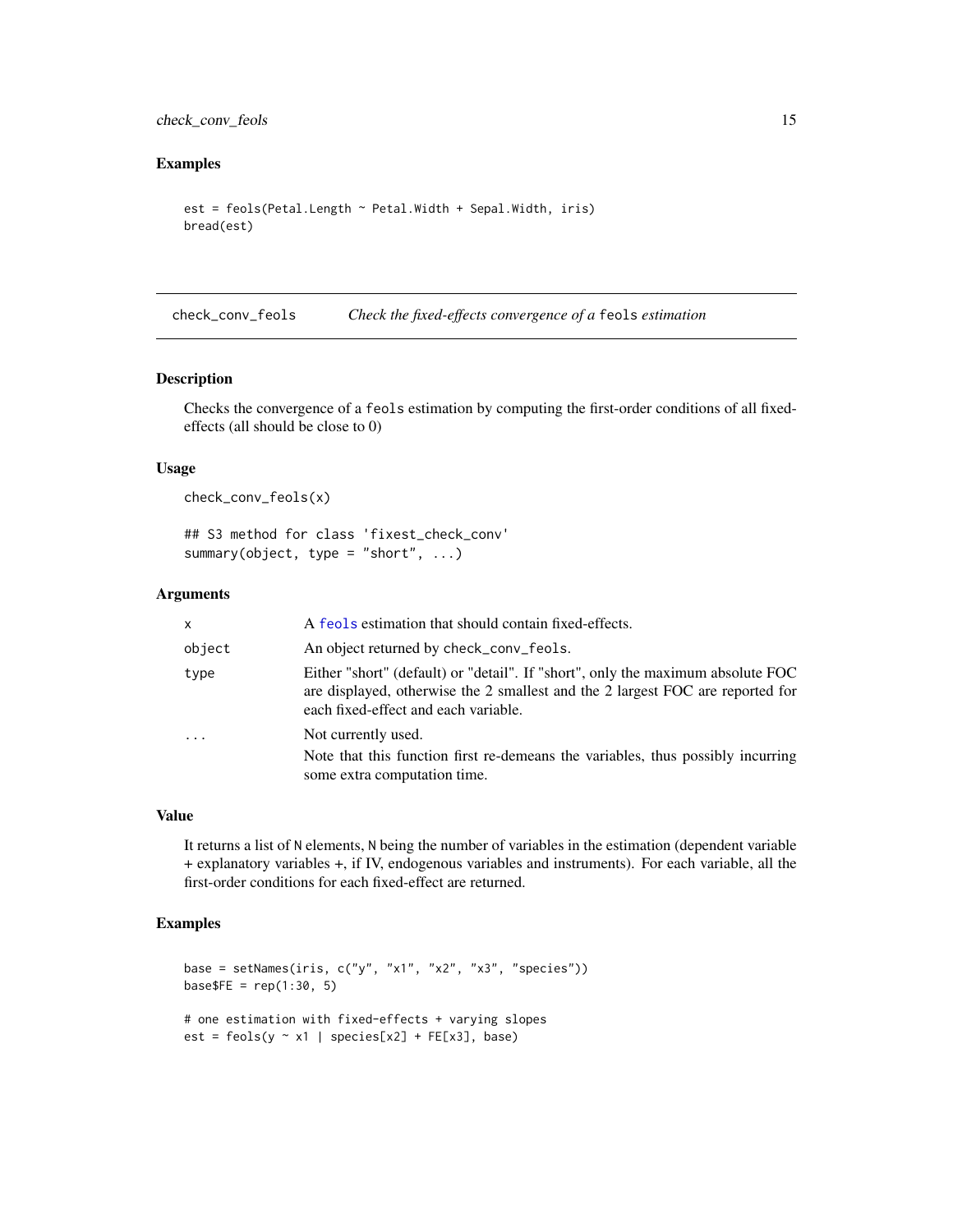## Examples

```
est = feols(Petal.Length ~ Petal.Width + Sepal.Width, iris)
bread(est)
```

---

# check_conv_feols — *Check the fixed-effects convergence of a* `feols` *estimation*

---

## Description

Checks the convergence of a `feols` estimation by computing the first-order conditions of all fixed-effects (all should be close to 0)

## Usage

```
check_conv_feols(x)

## S3 method for class 'fixest_check_conv'
summary(object, type = "short", ...)
```

## Arguments

| | |
|---|---|
| `x` | A `feols` estimation that should contain fixed-effects. |
| `object` | An object returned by `check_conv_feols`. |
| `type` | Either "short" (default) or "detail". If "short", only the maximum absolute FOC are displayed, otherwise the 2 smallest and the 2 largest FOC are reported for each fixed-effect and each variable. |
| `...` | Not currently used. <br> Note that this function first re-demeans the variables, thus possibly incurring some extra computation time. |

## Value

It returns a list of `N` elements, `N` being the number of variables in the estimation (dependent variable + explanatory variables +, if IV, endogenous variables and instruments). For each variable, all the first-order conditions for each fixed-effect are returned.

## Examples

```
base = setNames(iris, c("y", "x1", "x2", "x3", "species"))
base$FE = rep(1:30, 5)

# one estimation with fixed-effects + varying slopes
est = feols(y ~ x1 | species[x2] + FE[x3], base)
```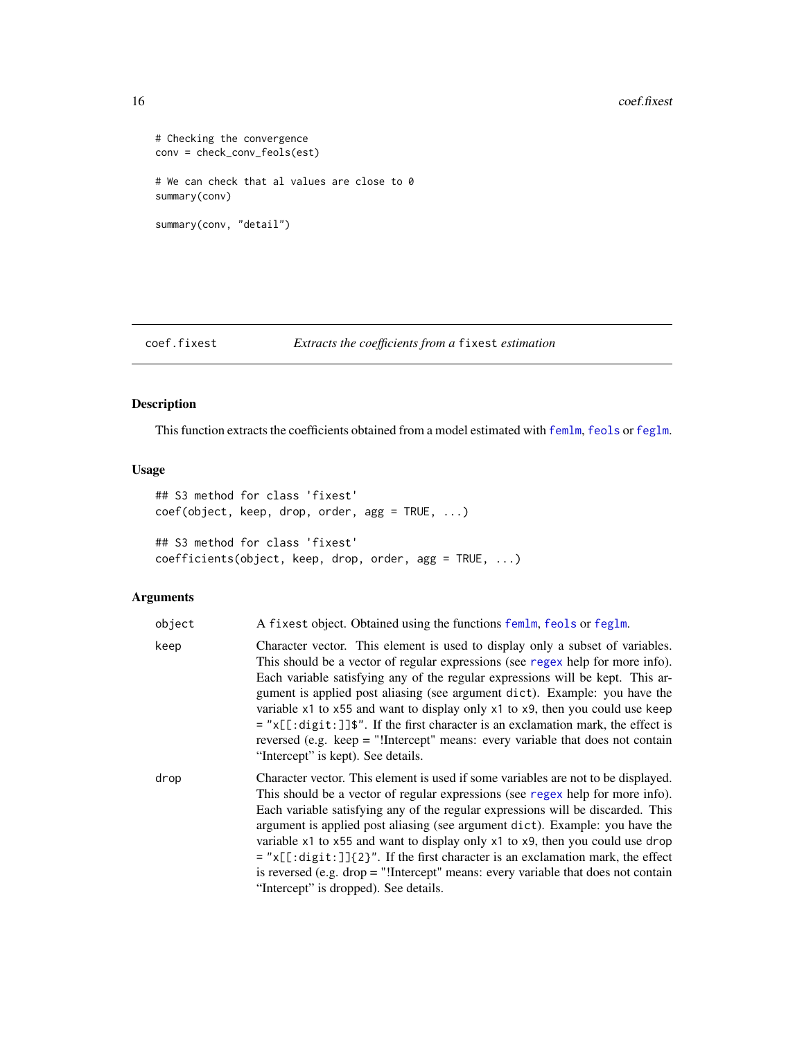```
# Checking the convergence
conv = check_conv_feols(est)

# We can check that al values are close to 0
summary(conv)

summary(conv, "detail")
```

## coef.fixest — *Extracts the coefficients from a* `fixest` *estimation*

### Description

This function extracts the coefficients obtained from a model estimated with `femlm`, `feols` or `feglm`.

### Usage

```
## S3 method for class 'fixest'
coef(object, keep, drop, order, agg = TRUE, ...)

## S3 method for class 'fixest'
coefficients(object, keep, drop, order, agg = TRUE, ...)
```

### Arguments

| | |
|---|---|
| `object` | A `fixest` object. Obtained using the functions `femlm`, `feols` or `feglm`. |
| `keep` | Character vector. This element is used to display only a subset of variables. This should be a vector of regular expressions (see `regex` help for more info). Each variable satisfying any of the regular expressions will be kept. This argument is applied post aliasing (see argument `dict`). Example: you have the variable `x1` to `x55` and want to display only `x1` to `x9`, then you could use `keep = "x[[:digit:]]$"`. If the first character is an exclamation mark, the effect is reversed (e.g. keep = "!Intercept" means: every variable that does not contain "Intercept" is kept). See details. |
| `drop` | Character vector. This element is used if some variables are not to be displayed. This should be a vector of regular expressions (see `regex` help for more info). Each variable satisfying any of the regular expressions will be discarded. This argument is applied post aliasing (see argument `dict`). Example: you have the variable `x1` to `x55` and want to display only `x1` to `x9`, then you could use `drop = "x[[:digit:]]{2}"`. If the first character is an exclamation mark, the effect is reversed (e.g. drop = "!Intercept" means: every variable that does not contain "Intercept" is dropped). See details. |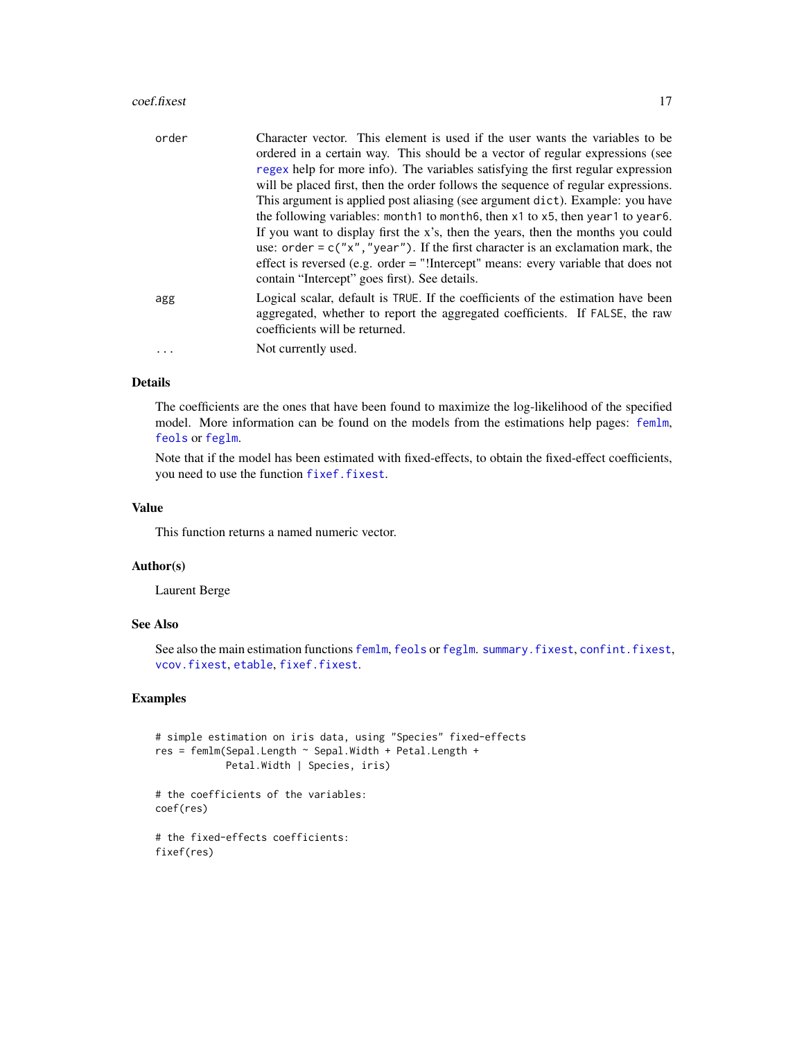| | |
|---|---|
| order | Character vector. This element is used if the user wants the variables to be ordered in a certain way. This should be a vector of regular expressions (see regex help for more info). The variables satisfying the first regular expression will be placed first, then the order follows the sequence of regular expressions. This argument is applied post aliasing (see argument dict). Example: you have the following variables: month1 to month6, then x1 to x5, then year1 to year6. If you want to display first the x's, then the years, then the months you could use: order = c("x","year"). If the first character is an exclamation mark, the effect is reversed (e.g. order = "!Intercept" means: every variable that does not contain "Intercept" goes first). See details. |
| agg | Logical scalar, default is TRUE. If the coefficients of the estimation have been aggregated, whether to report the aggregated coefficients. If FALSE, the raw coefficients will be returned. |
| ... | Not currently used. |

## Details

The coefficients are the ones that have been found to maximize the log-likelihood of the specified model. More information can be found on the models from the estimations help pages: femlm, feols or feglm.

Note that if the model has been estimated with fixed-effects, to obtain the fixed-effect coefficients, you need to use the function fixef.fixest.

## Value

This function returns a named numeric vector.

## Author(s)

Laurent Berge

## See Also

See also the main estimation functions femlm, feols or feglm. summary.fixest, confint.fixest, vcov.fixest, etable, fixef.fixest.

## Examples

```
# simple estimation on iris data, using "Species" fixed-effects
res = femlm(Sepal.Length ~ Sepal.Width + Petal.Length +
            Petal.Width | Species, iris)

# the coefficients of the variables:
coef(res)

# the fixed-effects coefficients:
fixef(res)
```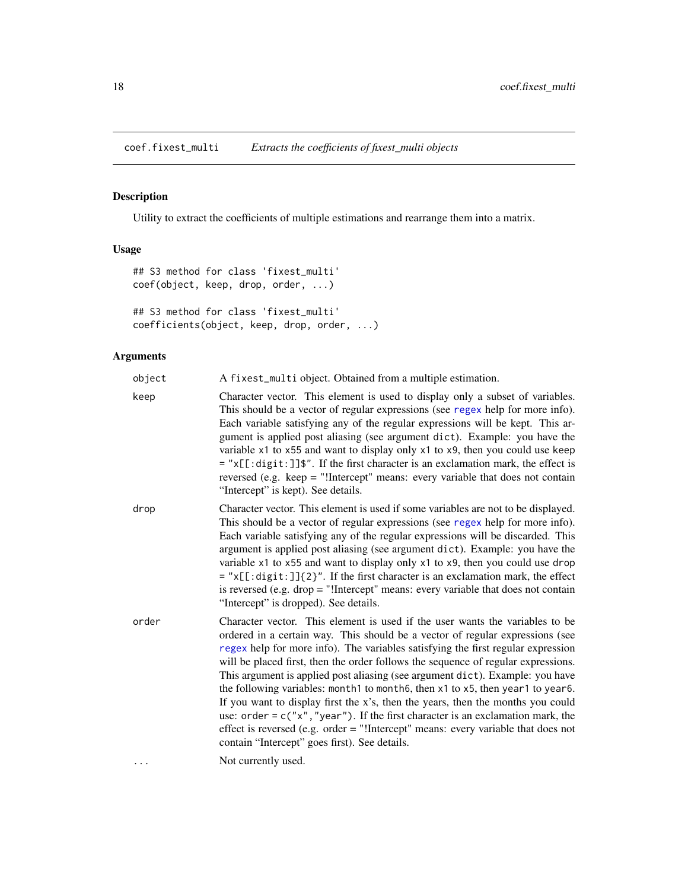coef.fixest_multi *Extracts the coefficients of fixest_multi objects*

## Description

Utility to extract the coefficients of multiple estimations and rearrange them into a matrix.

## Usage

```
## S3 method for class 'fixest_multi'
coef(object, keep, drop, order, ...)

## S3 method for class 'fixest_multi'
coefficients(object, keep, drop, order, ...)
```

## Arguments

| | |
|---|---|
| object | A `fixest_multi` object. Obtained from a multiple estimation. |
| keep | Character vector. This element is used to display only a subset of variables. This should be a vector of regular expressions (see regex help for more info). Each variable satisfying any of the regular expressions will be kept. This argument is applied post aliasing (see argument `dict`). Example: you have the variable `x1` to `x55` and want to display only `x1` to `x9`, then you could use `keep = "x[[:digit:]]$"`. If the first character is an exclamation mark, the effect is reversed (e.g. keep = "!Intercept" means: every variable that does not contain "Intercept" is kept). See details. |
| drop | Character vector. This element is used if some variables are not to be displayed. This should be a vector of regular expressions (see regex help for more info). Each variable satisfying any of the regular expressions will be discarded. This argument is applied post aliasing (see argument `dict`). Example: you have the variable `x1` to `x55` and want to display only `x1` to `x9`, then you could use `drop = "x[[:digit:]]{2}"`. If the first character is an exclamation mark, the effect is reversed (e.g. drop = "!Intercept" means: every variable that does not contain "Intercept" is dropped). See details. |
| order | Character vector. This element is used if the user wants the variables to be ordered in a certain way. This should be a vector of regular expressions (see regex help for more info). The variables satisfying the first regular expression will be placed first, then the order follows the sequence of regular expressions. This argument is applied post aliasing (see argument `dict`). Example: you have the following variables: `month1` to `month6`, then `x1` to `x5`, then `year1` to `year6`. If you want to display first the x's, then the years, then the months you could use: `order = c("x","year")`. If the first character is an exclamation mark, the effect is reversed (e.g. order = "!Intercept" means: every variable that does not contain "Intercept" goes first). See details. |
| ... | Not currently used. |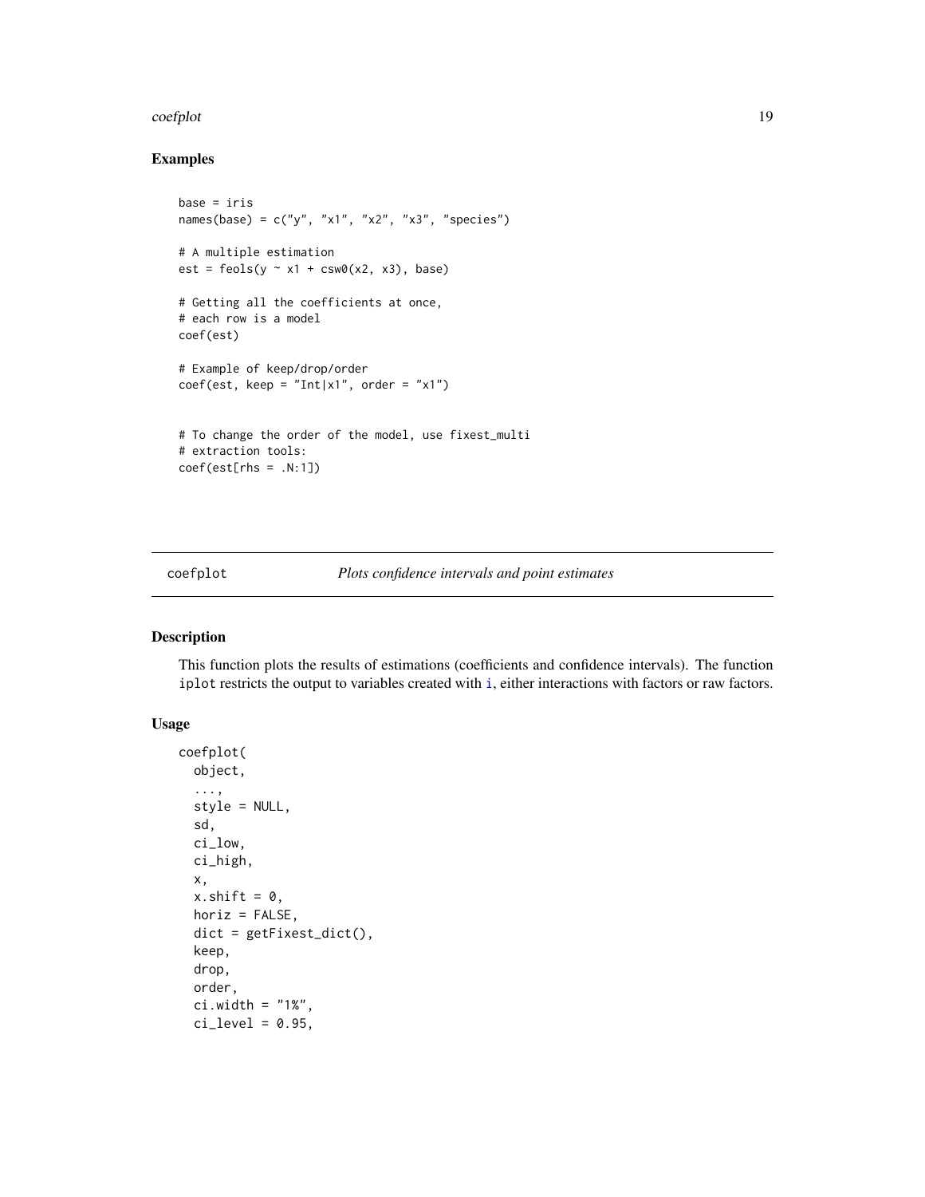### Examples

```
base = iris
names(base) = c("y", "x1", "x2", "x3", "species")

# A multiple estimation
est = feols(y ~ x1 + csw0(x2, x3), base)

# Getting all the coefficients at once,
# each row is a model
coef(est)

# Example of keep/drop/order
coef(est, keep = "Int|x1", order = "x1")


# To change the order of the model, use fixest_multi
# extraction tools:
coef(est[rhs = .N:1])
```

---

coefplot *Plots confidence intervals and point estimates*

---

### Description

This function plots the results of estimations (coefficients and confidence intervals). The function iplot restricts the output to variables created with i, either interactions with factors or raw factors.

### Usage

```
coefplot(
  object,
  ...,
  style = NULL,
  sd,
  ci_low,
  ci_high,
  x,
  x.shift = 0,
  horiz = FALSE,
  dict = getFixest_dict(),
  keep,
  drop,
  order,
  ci.width = "1%",
  ci_level = 0.95,
```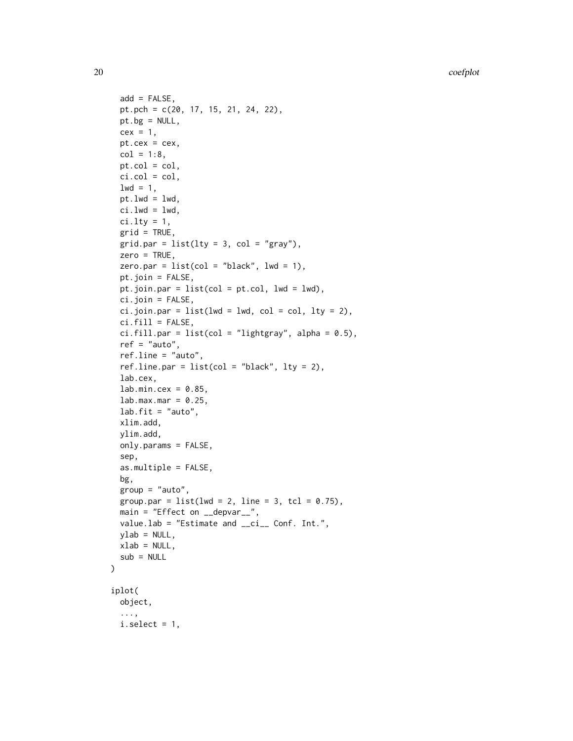```
  add = FALSE,
  pt.pch = c(20, 17, 15, 21, 24, 22),
  pt.bg = NULL,
  cex = 1,
  pt.cex = cex,
  col = 1:8,
  pt.col = col,
  ci.col = col,
  lwd = 1,
  pt.lwd = lwd,
  ci.lwd = lwd,
  ci.lty = 1,
  grid = TRUE,
  grid.par = list(lty = 3, col = "gray"),
  zero = TRUE,
  zero.par = list(col = "black", lwd = 1),
  pt.join = FALSE,
  pt.join.par = list(col = pt.col, lwd = lwd),
  ci.join = FALSE,
  ci.join.par = list(lwd = lwd, col = col, lty = 2),
  ci.fill = FALSE,
  ci.fill.par = list(col = "lightgray", alpha = 0.5),
  ref = "auto",
  ref.line = "auto",
  ref.line.par = list(col = "black", lty = 2),
  lab.cex,
  lab.min.cex = 0.85,
  lab.max.mar = 0.25,
  lab.fit = "auto",
  xlim.add,
  ylim.add,
  only.params = FALSE,
  sep,
  as.multiple = FALSE,
  bg,
  group = "auto",
  group.par = list(lwd = 2, line = 3, tcl = 0.75),
  main = "Effect on __depvar__",
  value.lab = "Estimate and __ci__ Conf. Int.",
  ylab = NULL,
  xlab = NULL,
  sub = NULL
)

iplot(
  object,
  ...,
  i.select = 1,
```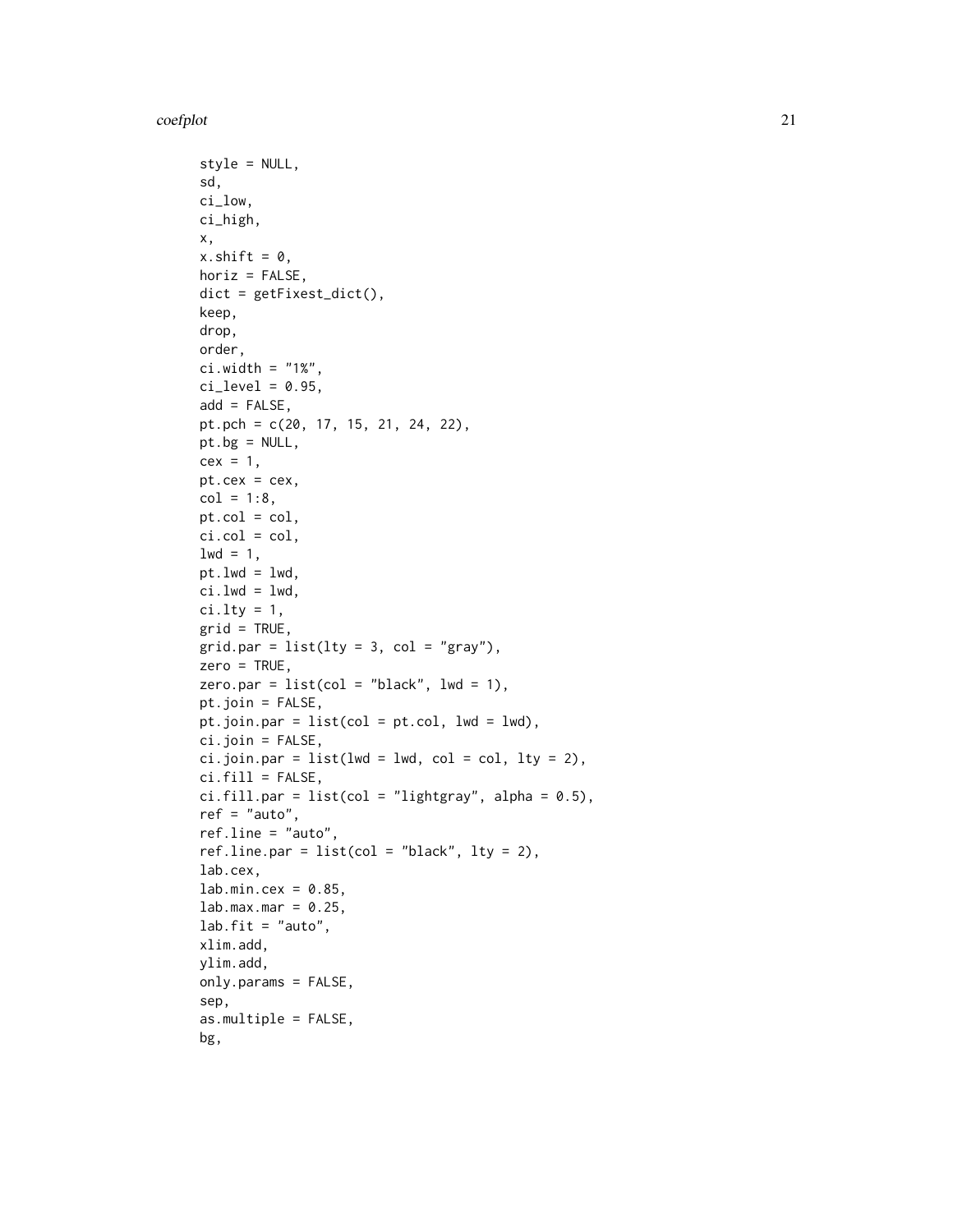```
  style = NULL,
  sd,
  ci_low,
  ci_high,
  x,
  x.shift = 0,
  horiz = FALSE,
  dict = getFixest_dict(),
  keep,
  drop,
  order,
  ci.width = "1%",
  ci_level = 0.95,
  add = FALSE,
  pt.pch = c(20, 17, 15, 21, 24, 22),
  pt.bg = NULL,
  cex = 1,
  pt.cex = cex,
  col = 1:8,
  pt.col = col,
  ci.col = col,
  lwd = 1,
  pt.lwd = lwd,
  ci.lwd = lwd,
  ci.lty = 1,
  grid = TRUE,
  grid.par = list(lty = 3, col = "gray"),
  zero = TRUE,
  zero.par = list(col = "black", lwd = 1),
  pt.join = FALSE,
  pt.join.par = list(col = pt.col, lwd = lwd),
  ci.join = FALSE,
  ci.join.par = list(lwd = lwd, col = col, lty = 2),
  ci.fill = FALSE,
  ci.fill.par = list(col = "lightgray", alpha = 0.5),
  ref = "auto",
  ref.line = "auto",
  ref.line.par = list(col = "black", lty = 2),
  lab.cex,
  lab.min.cex = 0.85,
  lab.max.mar = 0.25,
  lab.fit = "auto",
  xlim.add,
  ylim.add,
  only.params = FALSE,
  sep,
  as.multiple = FALSE,
  bg,
```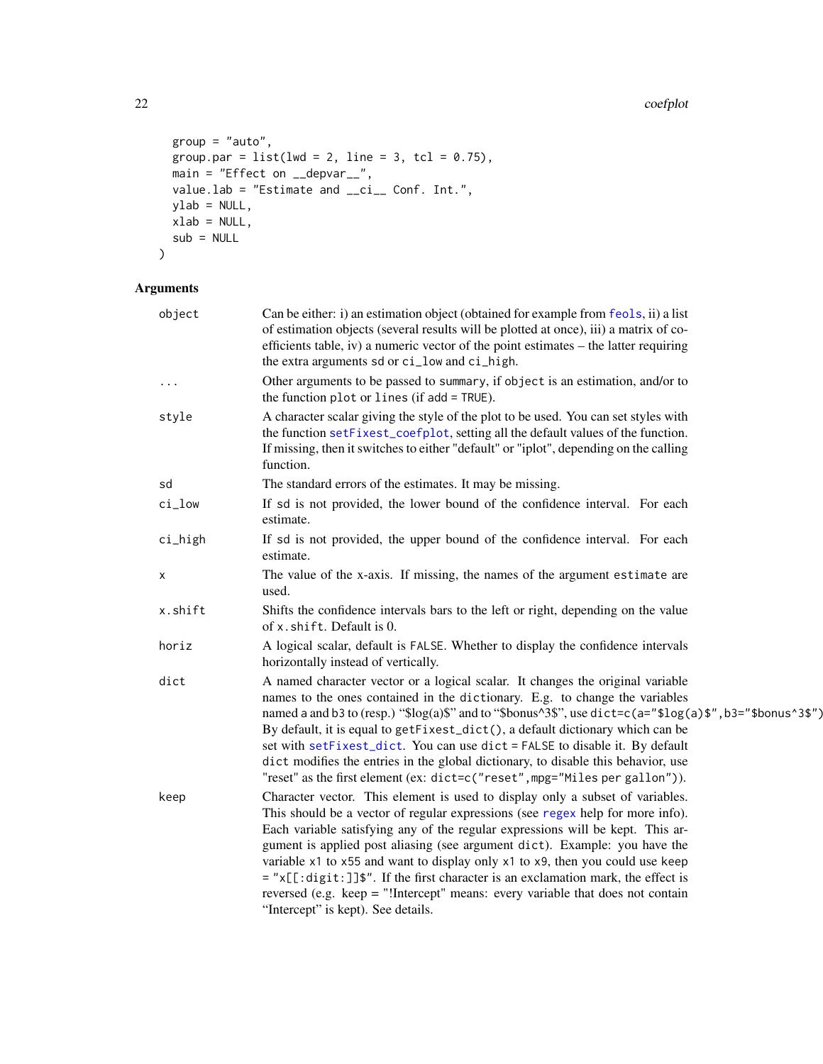```
  group = "auto",
  group.par = list(lwd = 2, line = 3, tcl = 0.75),
  main = "Effect on __depvar__",
  value.lab = "Estimate and __ci__ Conf. Int.",
  ylab = NULL,
  xlab = NULL,
  sub = NULL
)
```

## Arguments

| | |
|---|---|
| `object` | Can be either: i) an estimation object (obtained for example from `feols`, ii) a list of estimation objects (several results will be plotted at once), iii) a matrix of coefficients table, iv) a numeric vector of the point estimates – the latter requiring the extra arguments `sd` or `ci_low` and `ci_high`. |
| `...` | Other arguments to be passed to `summary`, if `object` is an estimation, and/or to the function `plot` or `lines` (if `add = TRUE`). |
| `style` | A character scalar giving the style of the plot to be used. You can set styles with the function `setFixest_coefplot`, setting all the default values of the function. If missing, then it switches to either "default" or "iplot", depending on the calling function. |
| `sd` | The standard errors of the estimates. It may be missing. |
| `ci_low` | If `sd` is not provided, the lower bound of the confidence interval. For each estimate. |
| `ci_high` | If `sd` is not provided, the upper bound of the confidence interval. For each estimate. |
| `x` | The value of the x-axis. If missing, the names of the argument `estimate` are used. |
| `x.shift` | Shifts the confidence intervals bars to the left or right, depending on the value of `x.shift`. Default is 0. |
| `horiz` | A logical scalar, default is `FALSE`. Whether to display the confidence intervals horizontally instead of vertically. |
| `dict` | A named character vector or a logical scalar. It changes the original variable names to the ones contained in the `dictionary`. E.g. to change the variables named `a` and `b3` to (resp.) "$log(a)$" and to "$bonus^3$", use `dict=c(a="$log(a)$",b3="$bonus^3$")`. By default, it is equal to `getFixest_dict()`, a default dictionary which can be set with `setFixest_dict`. You can use `dict = FALSE` to disable it. By default `dict` modifies the entries in the global dictionary, to disable this behavior, use "reset" as the first element (ex: `dict=c("reset",mpg="Miles per gallon")`). |
| `keep` | Character vector. This element is used to display only a subset of variables. This should be a vector of regular expressions (see `regex` help for more info). Each variable satisfying any of the regular expressions will be kept. This argument is applied post aliasing (see argument `dict`). Example: you have the variable `x1` to `x55` and want to display only `x1` to `x9`, then you could use `keep = "x[[:digit:]]$"`. If the first character is an exclamation mark, the effect is reversed (e.g. keep = "!Intercept" means: every variable that does not contain "Intercept" is kept). See details. |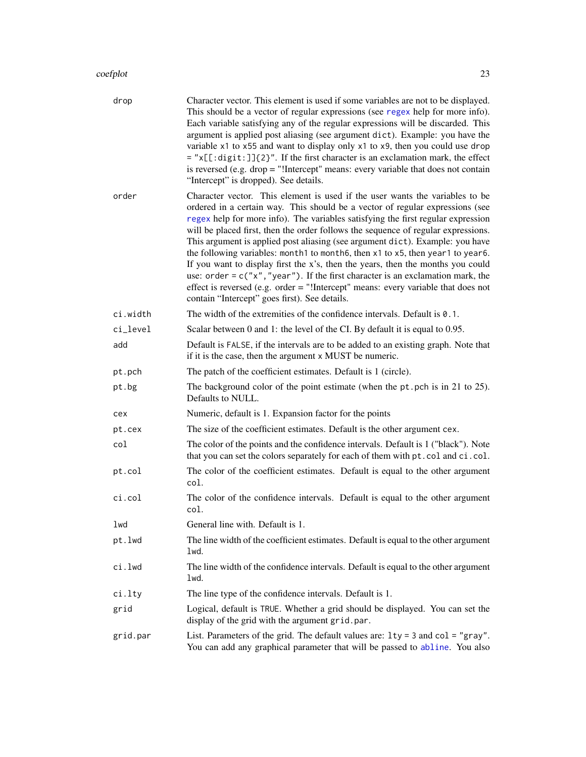**drop** Character vector. This element is used if some variables are not to be displayed. This should be a vector of regular expressions (see `regex` help for more info). Each variable satisfying any of the regular expressions will be discarded. This argument is applied post aliasing (see argument `dict`). Example: you have the variable `x1` to `x55` and want to display only `x1` to `x9`, then you could use `drop = "x[[:digit:]]{2}"`. If the first character is an exclamation mark, the effect is reversed (e.g. drop = "!Intercept" means: every variable that does not contain "Intercept" is dropped). See details.

**order** Character vector. This element is used if the user wants the variables to be ordered in a certain way. This should be a vector of regular expressions (see `regex` help for more info). The variables satisfying the first regular expression will be placed first, then the order follows the sequence of regular expressions. This argument is applied post aliasing (see argument `dict`). Example: you have the following variables: `month1` to `month6`, then `x1` to `x5`, then `year1` to `year6`. If you want to display first the x's, then the years, then the months you could use: `order = c("x","year")`. If the first character is an exclamation mark, the effect is reversed (e.g. order = "!Intercept" means: every variable that does not contain "Intercept" goes first). See details.

**ci.width** The width of the extremities of the confidence intervals. Default is `0.1`.

**ci_level** Scalar between 0 and 1: the level of the CI. By default it is equal to 0.95.

**add** Default is `FALSE`, if the intervals are to be added to an existing graph. Note that if it is the case, then the argument x MUST be numeric.

**pt.pch** The patch of the coefficient estimates. Default is 1 (circle).

**pt.bg** The background color of the point estimate (when the `pt.pch` is in 21 to 25). Defaults to NULL.

**cex** Numeric, default is 1. Expansion factor for the points

**pt.cex** The size of the coefficient estimates. Default is the other argument `cex`.

**col** The color of the points and the confidence intervals. Default is 1 ("black"). Note that you can set the colors separately for each of them with `pt.col` and `ci.col`.

**pt.col** The color of the coefficient estimates. Default is equal to the other argument `col`.

**ci.col** The color of the confidence intervals. Default is equal to the other argument `col`.

**lwd** General line with. Default is 1.

**pt.lwd** The line width of the coefficient estimates. Default is equal to the other argument `lwd`.

**ci.lwd** The line width of the confidence intervals. Default is equal to the other argument `lwd`.

**ci.lty** The line type of the confidence intervals. Default is 1.

**grid** Logical, default is `TRUE`. Whether a grid should be displayed. You can set the display of the grid with the argument `grid.par`.

**grid.par** List. Parameters of the grid. The default values are: `lty = 3` and `col = "gray"`. You can add any graphical parameter that will be passed to `abline`. You also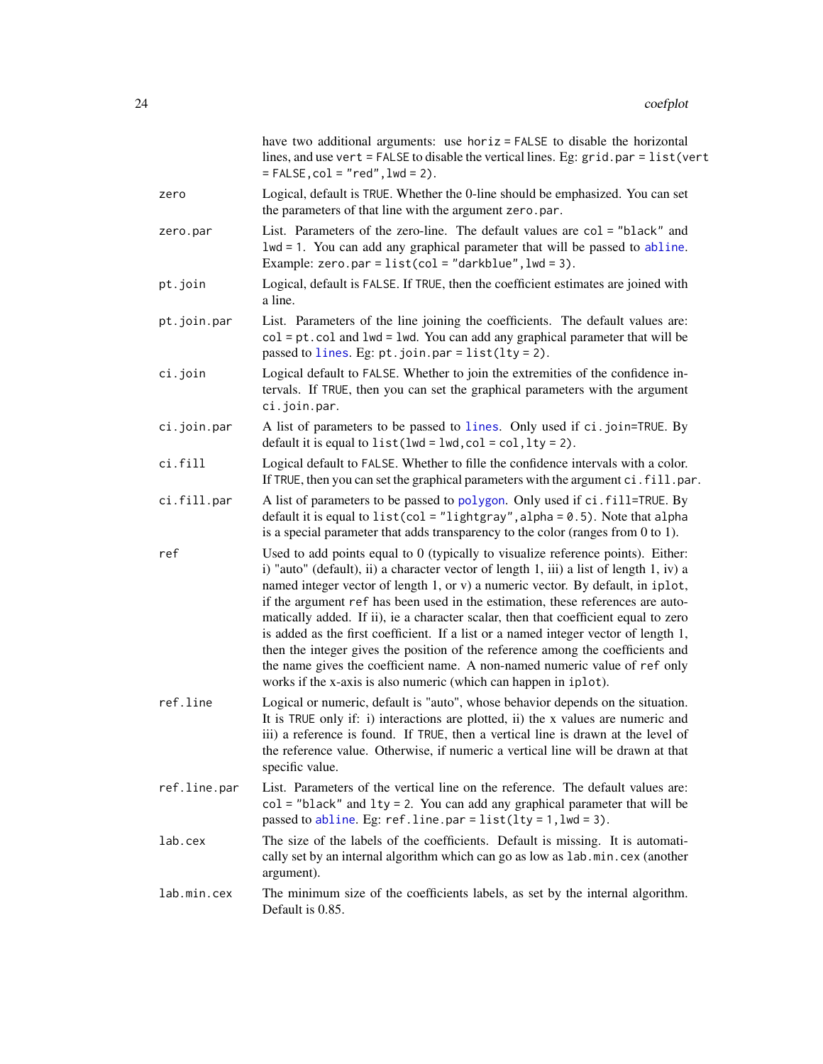have two additional arguments: use `horiz = FALSE` to disable the horizontal lines, and use `vert = FALSE` to disable the vertical lines. Eg: `grid.par = list(vert = FALSE,col = "red",lwd = 2)`.

`zero`
: Logical, default is `TRUE`. Whether the 0-line should be emphasized. You can set the parameters of that line with the argument `zero.par`.

`zero.par`
: List. Parameters of the zero-line. The default values are `col = "black"` and `lwd = 1`. You can add any graphical parameter that will be passed to abline. Example: `zero.par = list(col = "darkblue",lwd = 3)`.

`pt.join`
: Logical, default is `FALSE`. If `TRUE`, then the coefficient estimates are joined with a line.

`pt.join.par`
: List. Parameters of the line joining the coefficients. The default values are: `col = pt.col` and `lwd = lwd`. You can add any graphical parameter that will be passed to lines. Eg: `pt.join.par = list(lty = 2)`.

`ci.join`
: Logical default to `FALSE`. Whether to join the extremities of the confidence intervals. If `TRUE`, then you can set the graphical parameters with the argument `ci.join.par`.

`ci.join.par`
: A list of parameters to be passed to lines. Only used if `ci.join=TRUE`. By default it is equal to `list(lwd = lwd,col = col,lty = 2)`.

`ci.fill`
: Logical default to `FALSE`. Whether to fille the confidence intervals with a color. If `TRUE`, then you can set the graphical parameters with the argument `ci.fill.par`.

`ci.fill.par`
: A list of parameters to be passed to polygon. Only used if `ci.fill=TRUE`. By default it is equal to `list(col = "lightgray",alpha = 0.5)`. Note that `alpha` is a special parameter that adds transparency to the color (ranges from 0 to 1).

`ref`
: Used to add points equal to 0 (typically to visualize reference points). Either: i) "auto" (default), ii) a character vector of length 1, iii) a list of length 1, iv) a named integer vector of length 1, or v) a numeric vector. By default, in `iplot`, if the argument `ref` has been used in the estimation, these references are automatically added. If ii), ie a character scalar, then that coefficient equal to zero is added as the first coefficient. If a list or a named integer vector of length 1, then the integer gives the position of the reference among the coefficients and the name gives the coefficient name. A non-named numeric value of `ref` only works if the x-axis is also numeric (which can happen in `iplot`).

`ref.line`
: Logical or numeric, default is "auto", whose behavior depends on the situation. It is `TRUE` only if: i) interactions are plotted, ii) the x values are numeric and iii) a reference is found. If `TRUE`, then a vertical line is drawn at the level of the reference value. Otherwise, if numeric a vertical line will be drawn at that specific value.

`ref.line.par`
: List. Parameters of the vertical line on the reference. The default values are: `col = "black"` and `lty = 2`. You can add any graphical parameter that will be passed to abline. Eg: `ref.line.par = list(lty = 1,lwd = 3)`.

`lab.cex`
: The size of the labels of the coefficients. Default is missing. It is automatically set by an internal algorithm which can go as low as `lab.min.cex` (another argument).

`lab.min.cex`
: The minimum size of the coefficients labels, as set by the internal algorithm. Default is 0.85.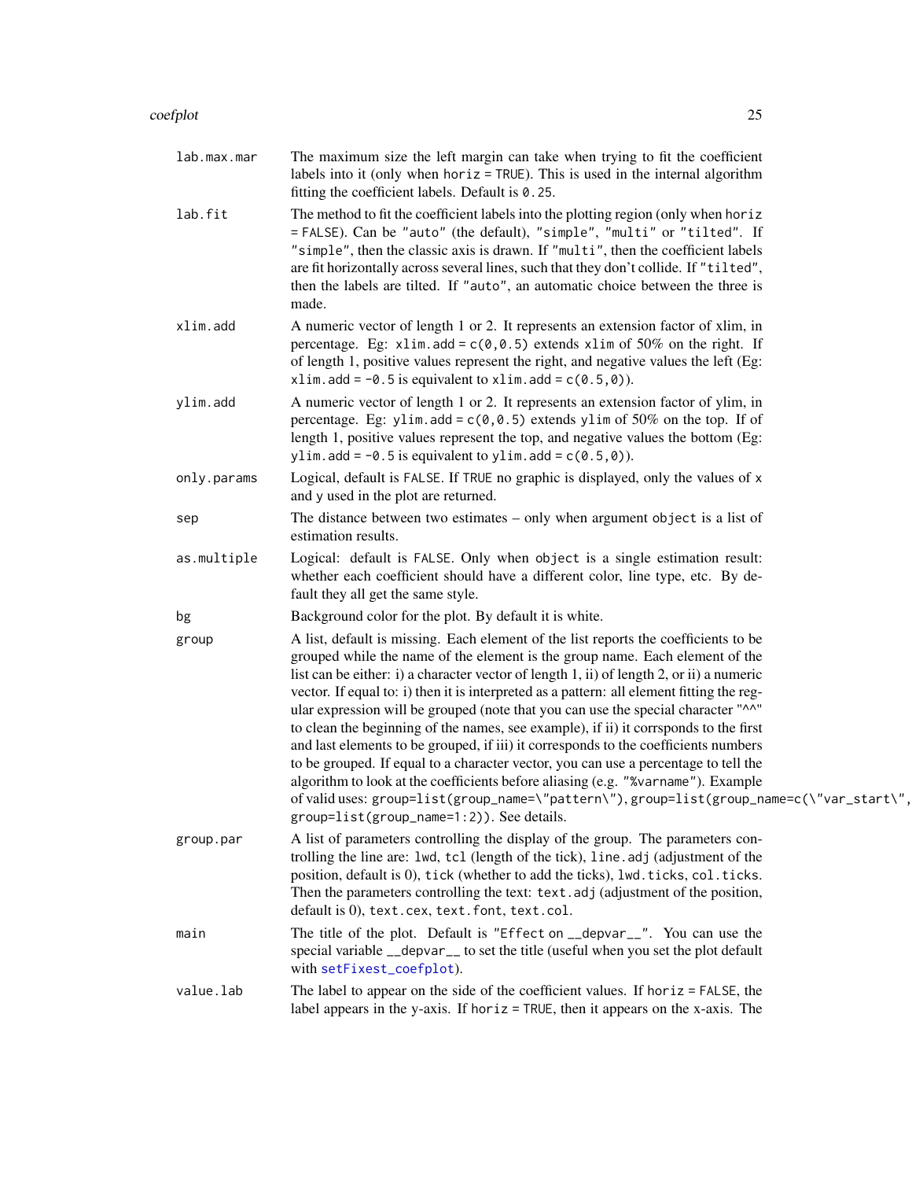lab.max.mar
: The maximum size the left margin can take when trying to fit the coefficient labels into it (only when `horiz = TRUE`). This is used in the internal algorithm fitting the coefficient labels. Default is `0.25`.

lab.fit
: The method to fit the coefficient labels into the plotting region (only when `horiz = FALSE`). Can be `"auto"` (the default), `"simple"`, `"multi"` or `"tilted"`. If `"simple"`, then the classic axis is drawn. If `"multi"`, then the coefficient labels are fit horizontally across several lines, such that they don't collide. If `"tilted"`, then the labels are tilted. If `"auto"`, an automatic choice between the three is made.

xlim.add
: A numeric vector of length 1 or 2. It represents an extension factor of xlim, in percentage. Eg: `xlim.add = c(0,0.5)` extends `xlim` of 50% on the right. If of length 1, positive values represent the right, and negative values the left (Eg: `xlim.add = -0.5` is equivalent to `xlim.add = c(0.5,0)`).

ylim.add
: A numeric vector of length 1 or 2. It represents an extension factor of ylim, in percentage. Eg: `ylim.add = c(0,0.5)` extends `ylim` of 50% on the top. If of length 1, positive values represent the top, and negative values the bottom (Eg: `ylim.add = -0.5` is equivalent to `ylim.add = c(0.5,0)`).

only.params
: Logical, default is `FALSE`. If `TRUE` no graphic is displayed, only the values of `x` and `y` used in the plot are returned.

sep
: The distance between two estimates – only when argument `object` is a list of estimation results.

as.multiple
: Logical: default is `FALSE`. Only when `object` is a single estimation result: whether each coefficient should have a different color, line type, etc. By default they all get the same style.

bg
: Background color for the plot. By default it is white.

group
: A list, default is missing. Each element of the list reports the coefficients to be grouped while the name of the element is the group name. Each element of the list can be either: i) a character vector of length 1, ii) of length 2, or ii) a numeric vector. If equal to: i) then it is interpreted as a pattern: all element fitting the regular expression will be grouped (note that you can use the special character `"^^"` to clean the beginning of the names, see example), if ii) it corrsponds to the first and last elements to be grouped, if iii) it corresponds to the coefficients numbers to be grouped. If equal to a character vector, you can use a percentage to tell the algorithm to look at the coefficients before aliasing (e.g. `"%varname"`). Example of valid uses: `group=list(group_name=\"pattern\")`, `group=list(group_name=c(\"var_start\", group=list(group_name=1:2))`. See details.

group.par
: A list of parameters controlling the display of the group. The parameters controlling the line are: `lwd`, `tcl` (length of the tick), `line.adj` (adjustment of the position, default is 0), `tick` (whether to add the ticks), `lwd.ticks`, `col.ticks`. Then the parameters controlling the text: `text.adj` (adjustment of the position, default is 0), `text.cex`, `text.font`, `text.col`.

main
: The title of the plot. Default is `"Effect on __depvar__"`. You can use the special variable `__depvar__` to set the title (useful when you set the plot default with `setFixest_coefplot`).

value.lab
: The label to appear on the side of the coefficient values. If `horiz = FALSE`, the label appears in the y-axis. If `horiz = TRUE`, then it appears on the x-axis. The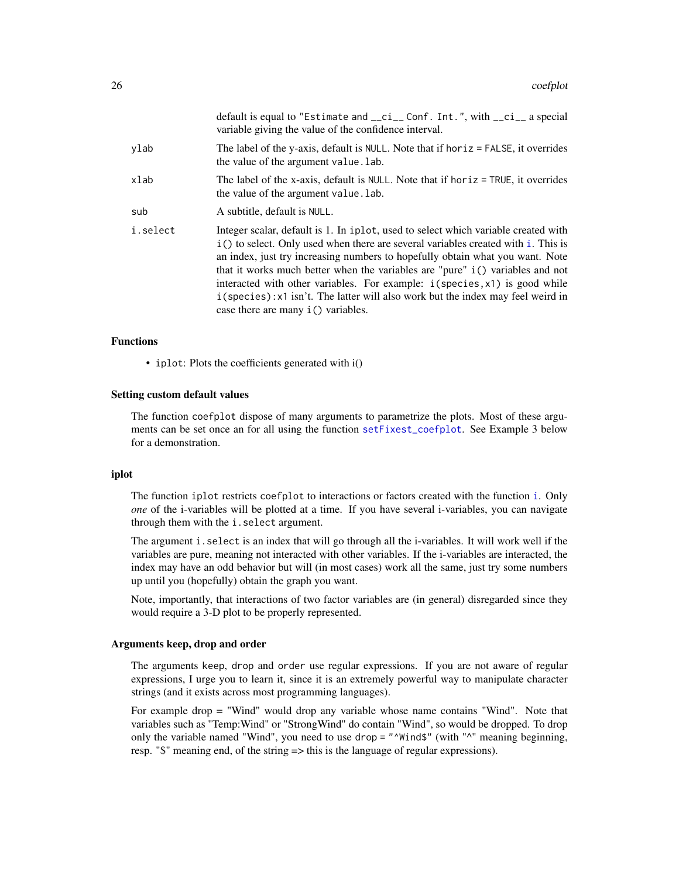default is equal to "Estimate and __ci__ Conf. Int.", with __ci__ a special variable giving the value of the confidence interval.

| | |
|---|---|
| ylab | The label of the y-axis, default is NULL. Note that if horiz = FALSE, it overrides the value of the argument value.lab. |
| xlab | The label of the x-axis, default is NULL. Note that if horiz = TRUE, it overrides the value of the argument value.lab. |
| sub | A subtitle, default is NULL. |
| i.select | Integer scalar, default is 1. In iplot, used to select which variable created with i() to select. Only used when there are several variables created with i. This is an index, just try increasing numbers to hopefully obtain what you want. Note that it works much better when the variables are "pure" i() variables and not interacted with other variables. For example: i(species,x1) is good while i(species):x1 isn't. The latter will also work but the index may feel weird in case there are many i() variables. |

### Functions

- iplot: Plots the coefficients generated with i()

### Setting custom default values

The function coefplot dispose of many arguments to parametrize the plots. Most of these arguments can be set once an for all using the function setFixest_coefplot. See Example 3 below for a demonstration.

### iplot

The function iplot restricts coefplot to interactions or factors created with the function i. Only *one* of the i-variables will be plotted at a time. If you have several i-variables, you can navigate through them with the i.select argument.

The argument i.select is an index that will go through all the i-variables. It will work well if the variables are pure, meaning not interacted with other variables. If the i-variables are interacted, the index may have an odd behavior but will (in most cases) work all the same, just try some numbers up until you (hopefully) obtain the graph you want.

Note, importantly, that interactions of two factor variables are (in general) disregarded since they would require a 3-D plot to be properly represented.

### Arguments keep, drop and order

The arguments keep, drop and order use regular expressions. If you are not aware of regular expressions, I urge you to learn it, since it is an extremely powerful way to manipulate character strings (and it exists across most programming languages).

For example drop = "Wind" would drop any variable whose name contains "Wind". Note that variables such as "Temp:Wind" or "StrongWind" do contain "Wind", so would be dropped. To drop only the variable named "Wind", you need to use drop = "^Wind$" (with "^" meaning beginning, resp. "$" meaning end, of the string => this is the language of regular expressions).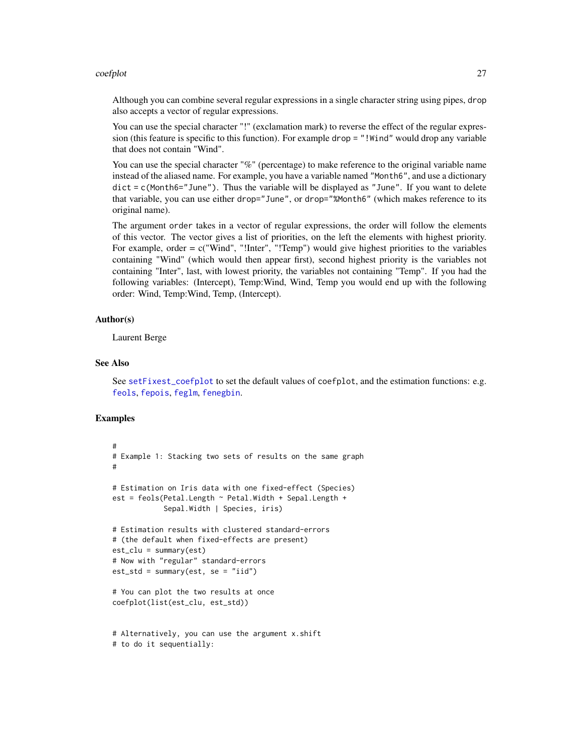Although you can combine several regular expressions in a single character string using pipes, `drop` also accepts a vector of regular expressions.

You can use the special character "!" (exclamation mark) to reverse the effect of the regular expression (this feature is specific to this function). For example `drop = "!Wind"` would drop any variable that does not contain "Wind".

You can use the special character "%" (percentage) to make reference to the original variable name instead of the aliased name. For example, you have a variable named `"Month6"`, and use a dictionary `dict = c(Month6="June")`. Thus the variable will be displayed as `"June"`. If you want to delete that variable, you can use either `drop="June"`, or `drop="%Month6"` (which makes reference to its original name).

The argument `order` takes in a vector of regular expressions, the order will follow the elements of this vector. The vector gives a list of priorities, on the left the elements with highest priority. For example, order = c("Wind", "!Inter", "!Temp") would give highest priorities to the variables containing "Wind" (which would then appear first), second highest priority is the variables not containing "Inter", last, with lowest priority, the variables not containing "Temp". If you had the following variables: (Intercept), Temp:Wind, Wind, Temp you would end up with the following order: Wind, Temp:Wind, Temp, (Intercept).

### Author(s)

Laurent Berge

### See Also

See `setFixest_coefplot` to set the default values of `coefplot`, and the estimation functions: e.g. `feols`, `fepois`, `feglm`, `fenegbin`.

### Examples

```
#
# Example 1: Stacking two sets of results on the same graph
#

# Estimation on Iris data with one fixed-effect (Species)
est = feols(Petal.Length ~ Petal.Width + Sepal.Length +
            Sepal.Width | Species, iris)

# Estimation results with clustered standard-errors
# (the default when fixed-effects are present)
est_clu = summary(est)
# Now with "regular" standard-errors
est_std = summary(est, se = "iid")

# You can plot the two results at once
coefplot(list(est_clu, est_std))


# Alternatively, you can use the argument x.shift
# to do it sequentially:
```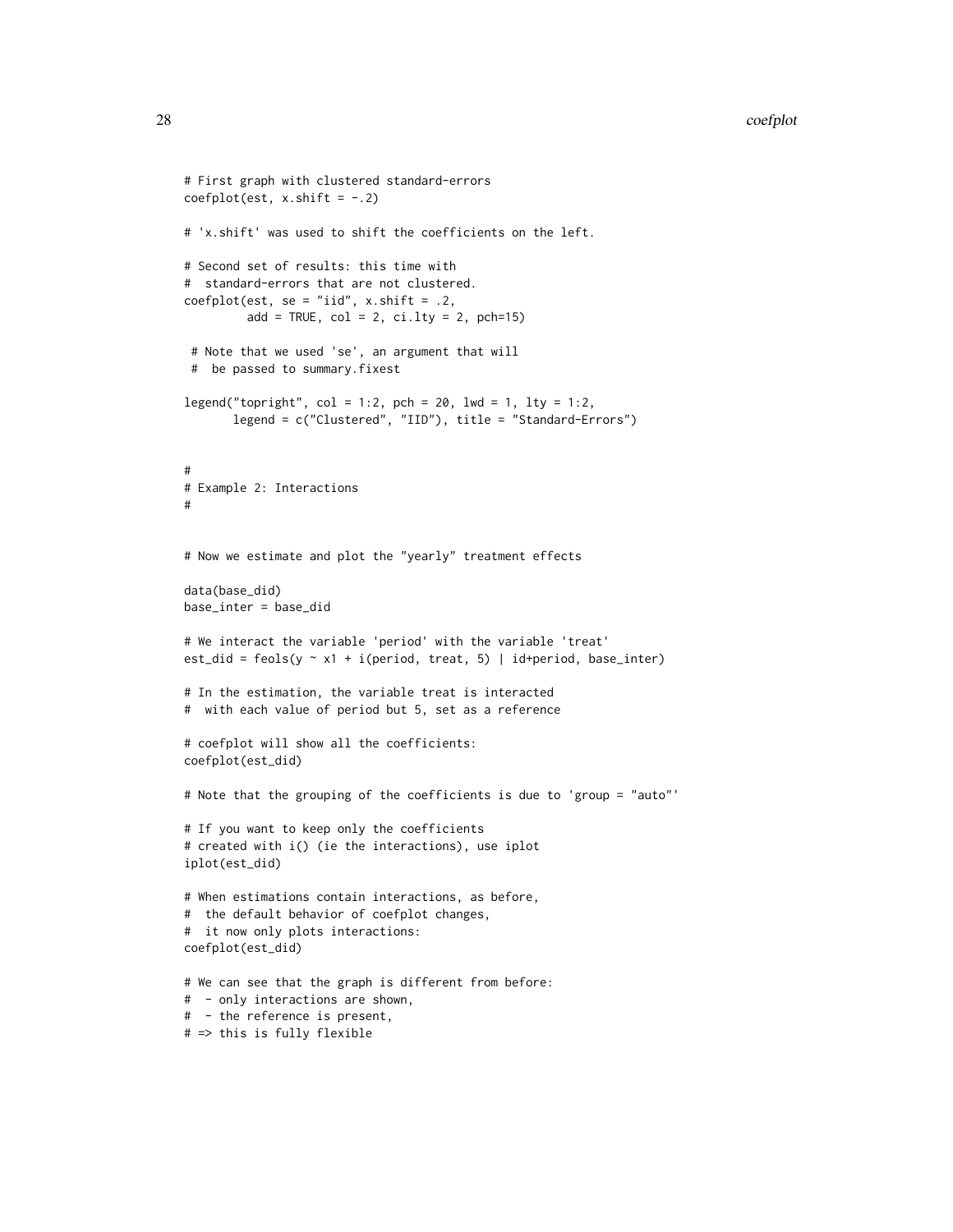```
# First graph with clustered standard-errors
coefplot(est, x.shift = -.2)

# 'x.shift' was used to shift the coefficients on the left.

# Second set of results: this time with
#  standard-errors that are not clustered.
coefplot(est, se = "iid", x.shift = .2,
         add = TRUE, col = 2, ci.lty = 2, pch=15)

 # Note that we used 'se', an argument that will
 #  be passed to summary.fixest

legend("topright", col = 1:2, pch = 20, lwd = 1, lty = 1:2,
       legend = c("Clustered", "IID"), title = "Standard-Errors")


#
# Example 2: Interactions
#


# Now we estimate and plot the "yearly" treatment effects

data(base_did)
base_inter = base_did

# We interact the variable 'period' with the variable 'treat'
est_did = feols(y ~ x1 + i(period, treat, 5) | id+period, base_inter)

# In the estimation, the variable treat is interacted
#  with each value of period but 5, set as a reference

# coefplot will show all the coefficients:
coefplot(est_did)

# Note that the grouping of the coefficients is due to 'group = "auto"'

# If you want to keep only the coefficients
# created with i() (ie the interactions), use iplot
iplot(est_did)

# When estimations contain interactions, as before,
#  the default behavior of coefplot changes,
#  it now only plots interactions:
coefplot(est_did)

# We can see that the graph is different from before:
#  - only interactions are shown,
#  - the reference is present,
# => this is fully flexible
```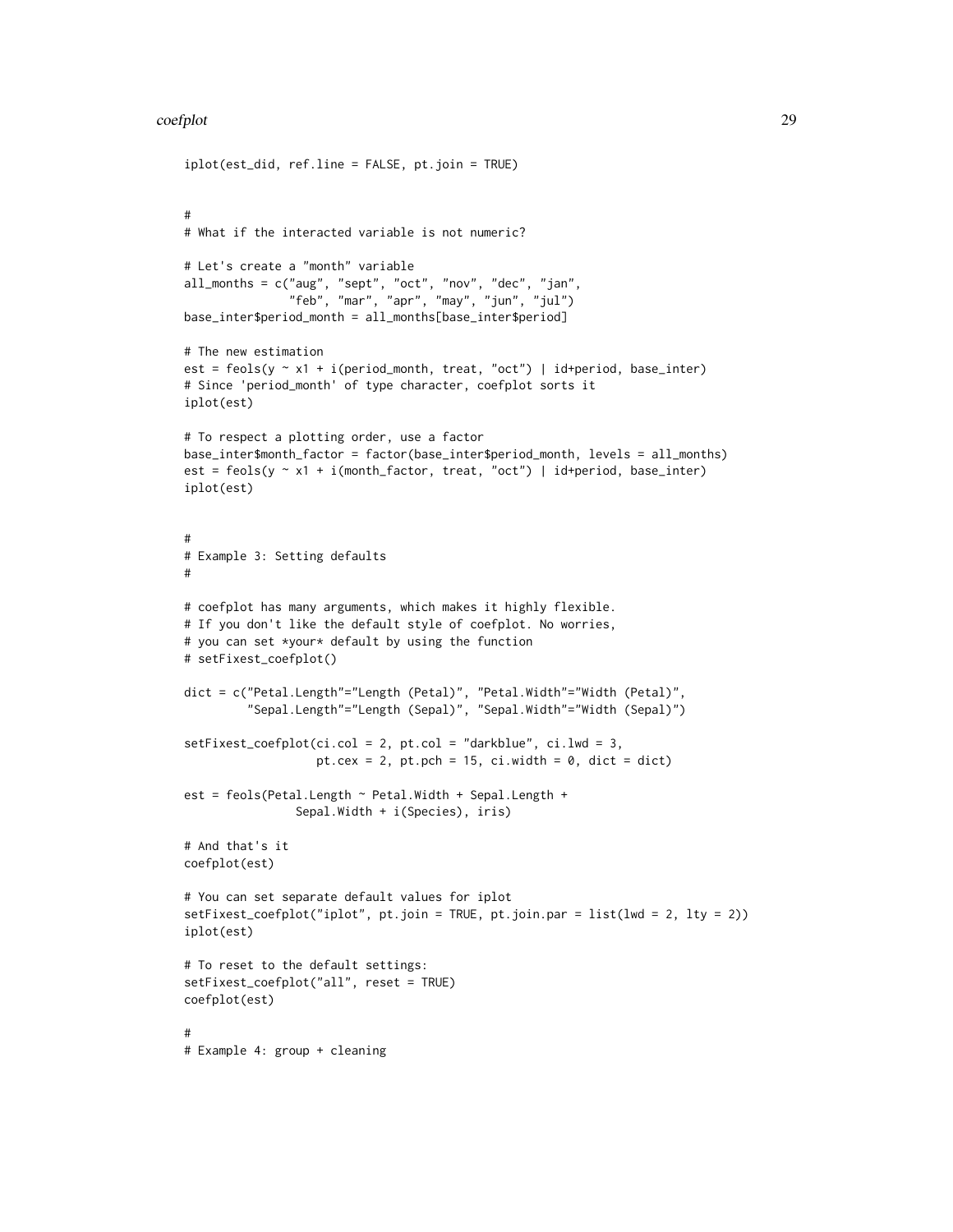```
iplot(est_did, ref.line = FALSE, pt.join = TRUE)


#
# What if the interacted variable is not numeric?

# Let's create a "month" variable
all_months = c("aug", "sept", "oct", "nov", "dec", "jan",
               "feb", "mar", "apr", "may", "jun", "jul")
base_inter$period_month = all_months[base_inter$period]

# The new estimation
est = feols(y ~ x1 + i(period_month, treat, "oct") | id+period, base_inter)
# Since 'period_month' of type character, coefplot sorts it
iplot(est)

# To respect a plotting order, use a factor
base_inter$month_factor = factor(base_inter$period_month, levels = all_months)
est = feols(y ~ x1 + i(month_factor, treat, "oct") | id+period, base_inter)
iplot(est)


#
# Example 3: Setting defaults
#

# coefplot has many arguments, which makes it highly flexible.
# If you don't like the default style of coefplot. No worries,
# you can set *your* default by using the function
# setFixest_coefplot()

dict = c("Petal.Length"="Length (Petal)", "Petal.Width"="Width (Petal)",
         "Sepal.Length"="Length (Sepal)", "Sepal.Width"="Width (Sepal)")

setFixest_coefplot(ci.col = 2, pt.col = "darkblue", ci.lwd = 3,
                   pt.cex = 2, pt.pch = 15, ci.width = 0, dict = dict)

est = feols(Petal.Length ~ Petal.Width + Sepal.Length +
                Sepal.Width + i(Species), iris)

# And that's it
coefplot(est)

# You can set separate default values for iplot
setFixest_coefplot("iplot", pt.join = TRUE, pt.join.par = list(lwd = 2, lty = 2))
iplot(est)

# To reset to the default settings:
setFixest_coefplot("all", reset = TRUE)
coefplot(est)

#
# Example 4: group + cleaning
```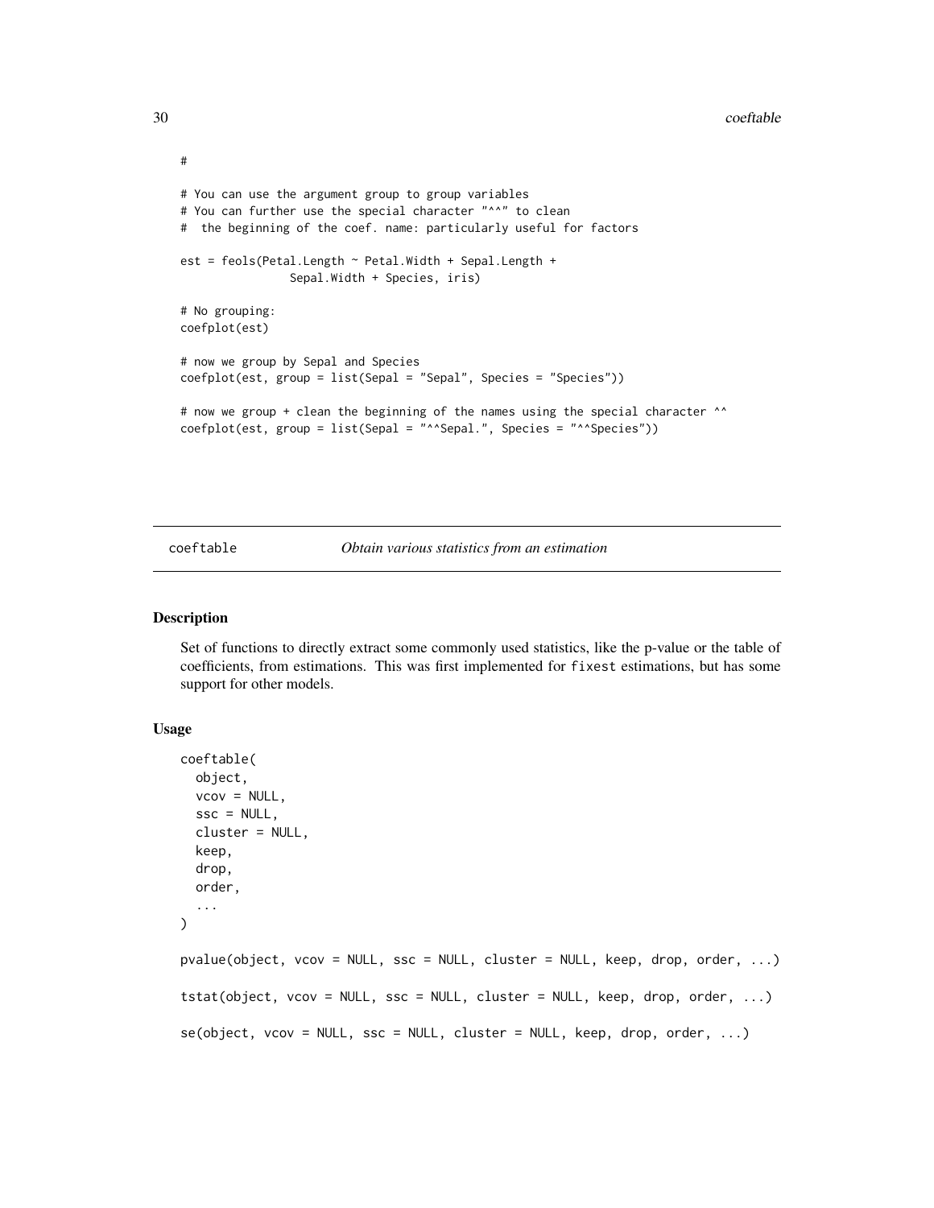```
#

# You can use the argument group to group variables
# You can further use the special character "^^" to clean
#  the beginning of the coef. name: particularly useful for factors

est = feols(Petal.Length ~ Petal.Width + Sepal.Length +
               Sepal.Width + Species, iris)

# No grouping:
coefplot(est)

# now we group by Sepal and Species
coefplot(est, group = list(Sepal = "Sepal", Species = "Species"))

# now we group + clean the beginning of the names using the special character ^^
coefplot(est, group = list(Sepal = "^^Sepal.", Species = "^^Species"))
```

## coeftable — *Obtain various statistics from an estimation*

### Description

Set of functions to directly extract some commonly used statistics, like the p-value or the table of coefficients, from estimations. This was first implemented for `fixest` estimations, but has some support for other models.

### Usage

```
coeftable(
  object,
  vcov = NULL,
  ssc = NULL,
  cluster = NULL,
  keep,
  drop,
  order,
  ...
)

pvalue(object, vcov = NULL, ssc = NULL, cluster = NULL, keep, drop, order, ...)

tstat(object, vcov = NULL, ssc = NULL, cluster = NULL, keep, drop, order, ...)

se(object, vcov = NULL, ssc = NULL, cluster = NULL, keep, drop, order, ...)
```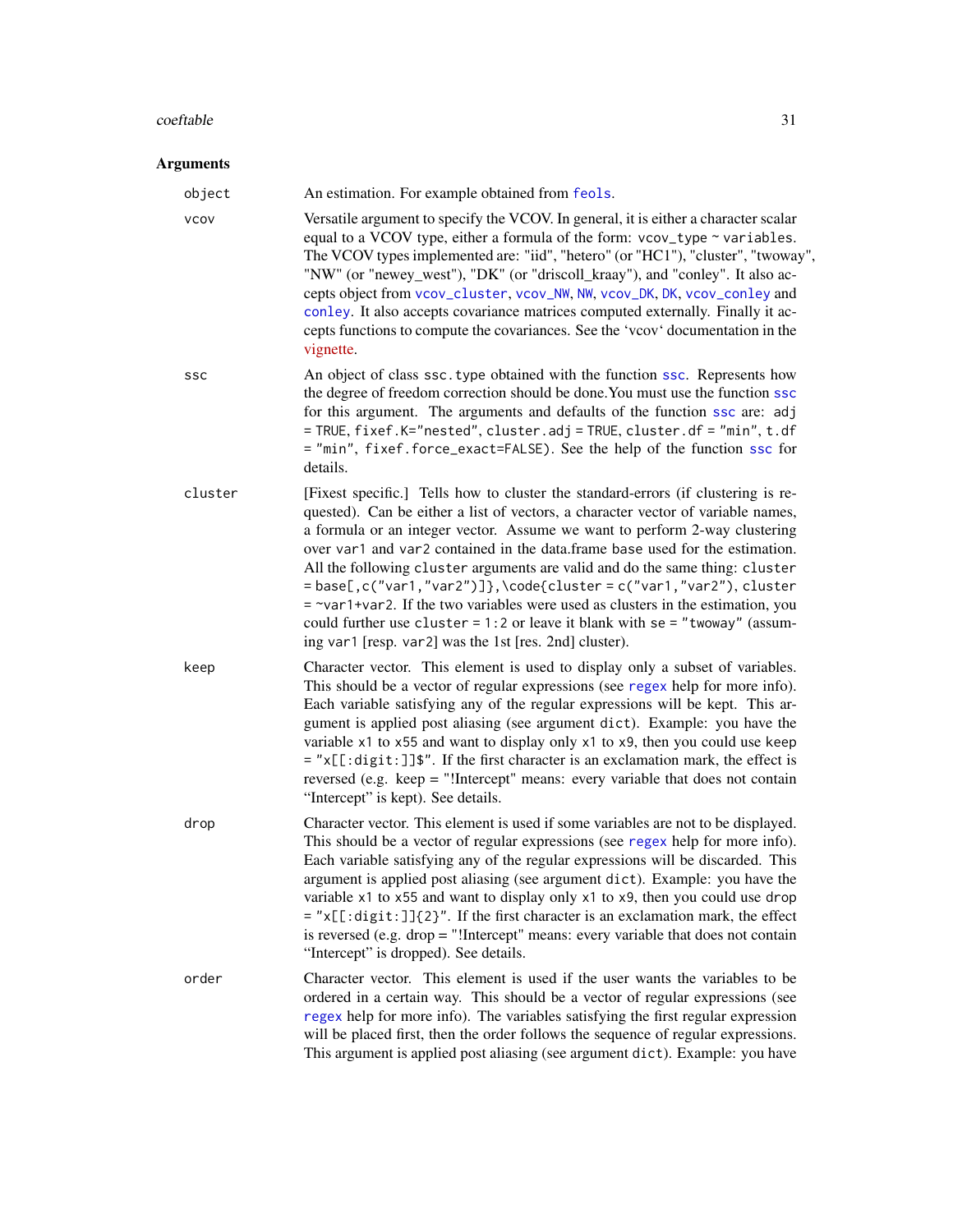## Arguments

**object** — An estimation. For example obtained from `feols`.

**vcov** — Versatile argument to specify the VCOV. In general, it is either a character scalar equal to a VCOV type, either a formula of the form: `vcov_type ~ variables`. The VCOV types implemented are: "iid", "hetero" (or "HC1"), "cluster", "twoway", "NW" (or "newey_west"), "DK" (or "driscoll_kraay"), and "conley". It also accepts object from `vcov_cluster`, `vcov_NW`, `NW`, `vcov_DK`, `DK`, `vcov_conley` and `conley`. It also accepts covariance matrices computed externally. Finally it accepts functions to compute the covariances. See the 'vcov' documentation in the vignette.

**ssc** — An object of class `ssc.type` obtained with the function `ssc`. Represents how the degree of freedom correction should be done.You must use the function `ssc` for this argument. The arguments and defaults of the function `ssc` are: `adj = TRUE`, `fixef.K="nested"`, `cluster.adj = TRUE`, `cluster.df = "min"`, `t.df = "min"`, `fixef.force_exact=FALSE`). See the help of the function `ssc` for details.

**cluster** — [Fixest specific.] Tells how to cluster the standard-errors (if clustering is requested). Can be either a list of vectors, a character vector of variable names, a formula or an integer vector. Assume we want to perform 2-way clustering over `var1` and `var2` contained in the data.frame `base` used for the estimation. All the following `cluster` arguments are valid and do the same thing: `cluster = base[,c("var1","var2")]`,`\code{cluster = c("var1","var2")`, `cluster = ~var1+var2`. If the two variables were used as clusters in the estimation, you could further use `cluster = 1:2` or leave it blank with `se = "twoway"` (assuming `var1` [resp. `var2`] was the 1st [res. 2nd] cluster).

**keep** — Character vector. This element is used to display only a subset of variables. This should be a vector of regular expressions (see `regex` help for more info). Each variable satisfying any of the regular expressions will be kept. This argument is applied post aliasing (see argument `dict`). Example: you have the variable `x1` to `x55` and want to display only `x1` to `x9`, then you could use `keep = "x[[:digit:]]$"`. If the first character is an exclamation mark, the effect is reversed (e.g. keep = "!Intercept" means: every variable that does not contain "Intercept" is kept). See details.

**drop** — Character vector. This element is used if some variables are not to be displayed. This should be a vector of regular expressions (see `regex` help for more info). Each variable satisfying any of the regular expressions will be discarded. This argument is applied post aliasing (see argument `dict`). Example: you have the variable `x1` to `x55` and want to display only `x1` to `x9`, then you could use `drop = "x[[:digit:]]{2}"`. If the first character is an exclamation mark, the effect is reversed (e.g. drop = "!Intercept" means: every variable that does not contain "Intercept" is dropped). See details.

**order** — Character vector. This element is used if the user wants the variables to be ordered in a certain way. This should be a vector of regular expressions (see `regex` help for more info). The variables satisfying the first regular expression will be placed first, then the order follows the sequence of regular expressions. This argument is applied post aliasing (see argument `dict`). Example: you have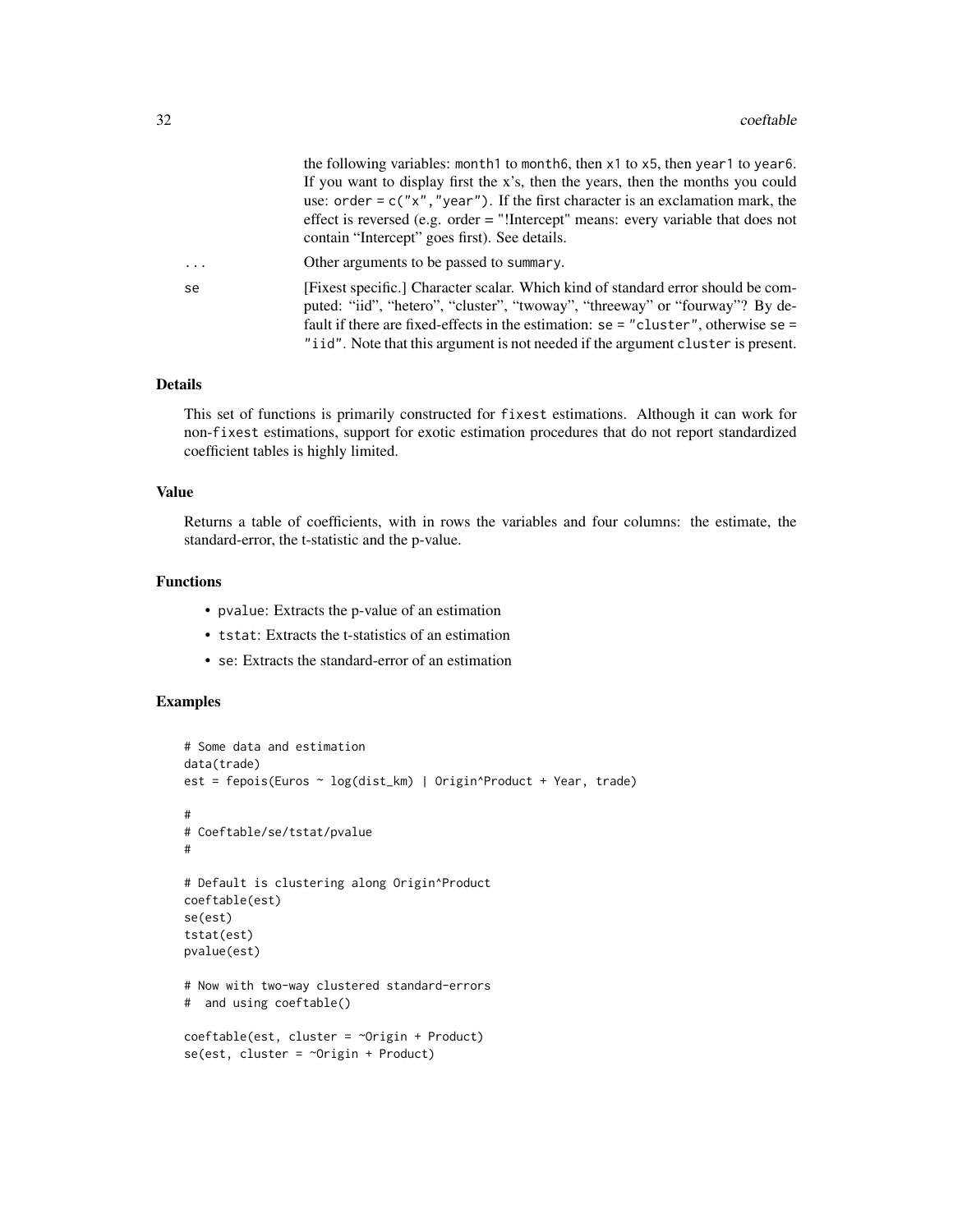the following variables: month1 to month6, then x1 to x5, then year1 to year6. If you want to display first the x's, then the years, then the months you could use: order = c("x","year"). If the first character is an exclamation mark, the effect is reversed (e.g. order = "!Intercept" means: every variable that does not contain "Intercept" goes first). See details.

... Other arguments to be passed to summary.

se [Fixest specific.] Character scalar. Which kind of standard error should be computed: "iid", "hetero", "cluster", "twoway", "threeway" or "fourway"? By default if there are fixed-effects in the estimation: se = "cluster", otherwise se = "iid". Note that this argument is not needed if the argument cluster is present.

## Details

This set of functions is primarily constructed for fixest estimations. Although it can work for non-fixest estimations, support for exotic estimation procedures that do not report standardized coefficient tables is highly limited.

## Value

Returns a table of coefficients, with in rows the variables and four columns: the estimate, the standard-error, the t-statistic and the p-value.

## Functions

- pvalue: Extracts the p-value of an estimation
- tstat: Extracts the t-statistics of an estimation
- se: Extracts the standard-error of an estimation

## Examples

```
# Some data and estimation
data(trade)
est = fepois(Euros ~ log(dist_km) | Origin^Product + Year, trade)

#
# Coeftable/se/tstat/pvalue
#

# Default is clustering along Origin^Product
coeftable(est)
se(est)
tstat(est)
pvalue(est)

# Now with two-way clustered standard-errors
#  and using coeftable()

coeftable(est, cluster = ~Origin + Product)
se(est, cluster = ~Origin + Product)
```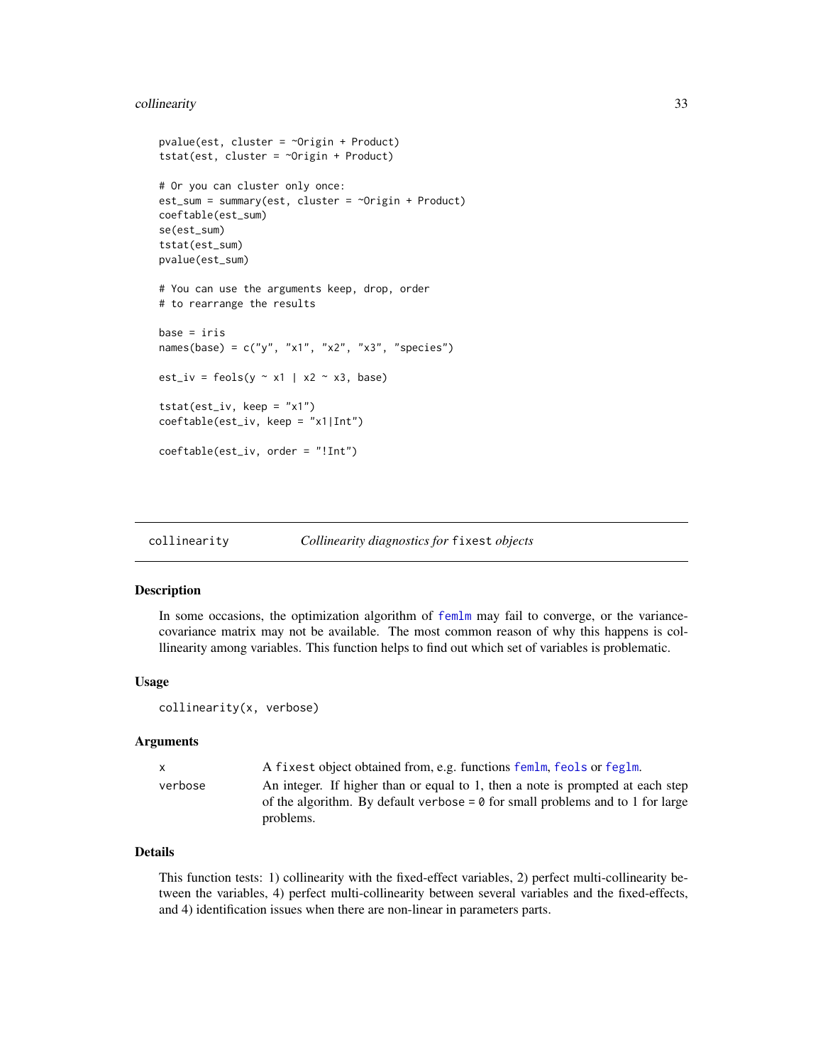```
pvalue(est, cluster = ~Origin + Product)
tstat(est, cluster = ~Origin + Product)

# Or you can cluster only once:
est_sum = summary(est, cluster = ~Origin + Product)
coeftable(est_sum)
se(est_sum)
tstat(est_sum)
pvalue(est_sum)

# You can use the arguments keep, drop, order
# to rearrange the results

base = iris
names(base) = c("y", "x1", "x2", "x3", "species")

est_iv = feols(y ~ x1 | x2 ~ x3, base)

tstat(est_iv, keep = "x1")
coeftable(est_iv, keep = "x1|Int")

coeftable(est_iv, order = "!Int")
```

## collinearity — *Collinearity diagnostics for* `fixest` *objects*

### Description

In some occasions, the optimization algorithm of `femlm` may fail to converge, or the variance-covariance matrix may not be available. The most common reason of why this happens is colllinearity among variables. This function helps to find out which set of variables is problematic.

### Usage

```
collinearity(x, verbose)
```

### Arguments

| | |
|---|---|
| `x` | A `fixest` object obtained from, e.g. functions `femlm`, `feols` or `feglm`. |
| `verbose` | An integer. If higher than or equal to 1, then a note is prompted at each step of the algorithm. By default `verbose = 0` for small problems and to 1 for large problems. |

### Details

This function tests: 1) collinearity with the fixed-effect variables, 2) perfect multi-collinearity between the variables, 4) perfect multi-collinearity between several variables and the fixed-effects, and 4) identification issues when there are non-linear in parameters parts.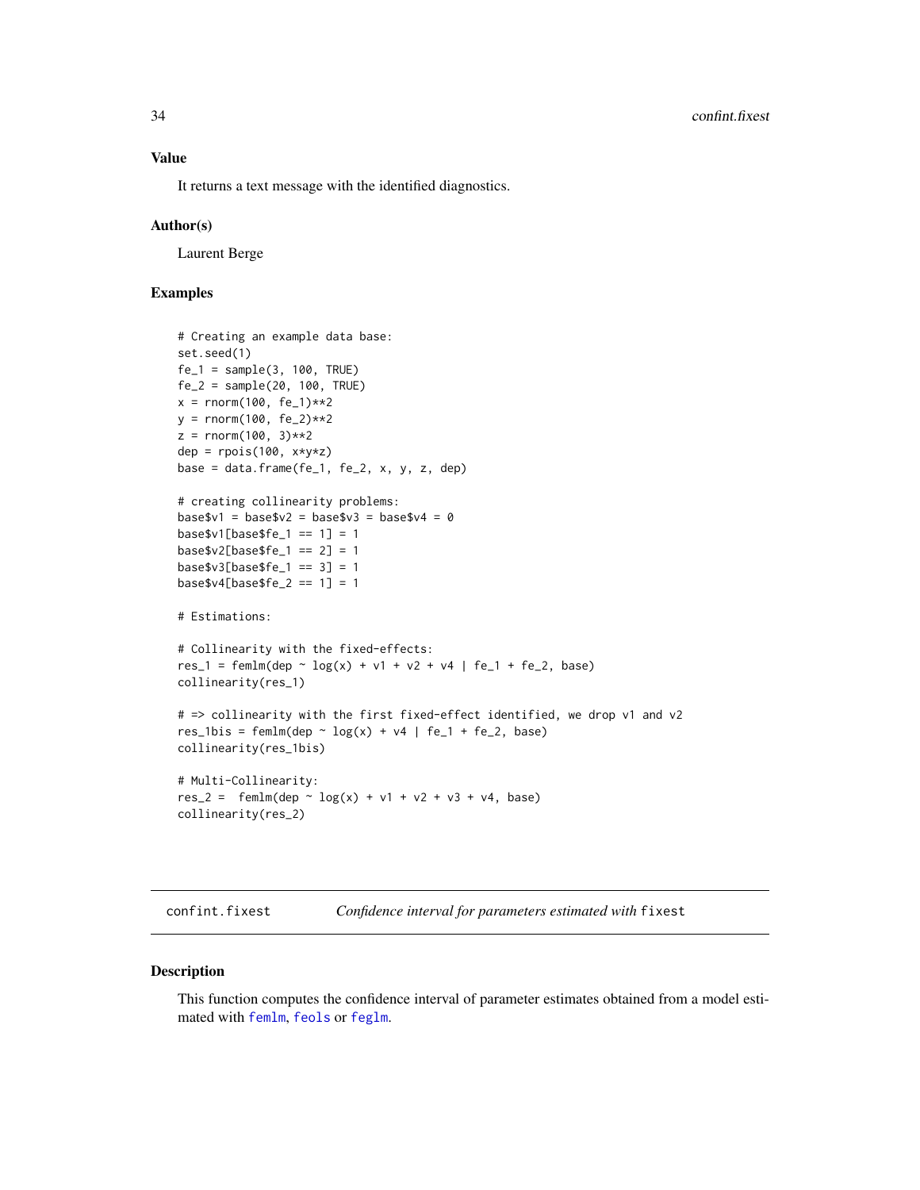### Value

It returns a text message with the identified diagnostics.

### Author(s)

Laurent Berge

### Examples

```
# Creating an example data base:
set.seed(1)
fe_1 = sample(3, 100, TRUE)
fe_2 = sample(20, 100, TRUE)
x = rnorm(100, fe_1)**2
y = rnorm(100, fe_2)**2
z = rnorm(100, 3)**2
dep = rpois(100, x*y*z)
base = data.frame(fe_1, fe_2, x, y, z, dep)

# creating collinearity problems:
base$v1 = base$v2 = base$v3 = base$v4 = 0
base$v1[base$fe_1 == 1] = 1
base$v2[base$fe_1 == 2] = 1
base$v3[base$fe_1 == 3] = 1
base$v4[base$fe_2 == 1] = 1

# Estimations:

# Collinearity with the fixed-effects:
res_1 = femlm(dep ~ log(x) + v1 + v2 + v4 | fe_1 + fe_2, base)
collinearity(res_1)

# => collinearity with the first fixed-effect identified, we drop v1 and v2
res_1bis = femlm(dep ~ log(x) + v4 | fe_1 + fe_2, base)
collinearity(res_1bis)

# Multi-Collinearity:
res_2 =  femlm(dep ~ log(x) + v1 + v2 + v3 + v4, base)
collinearity(res_2)
```

---

## confint.fixest *Confidence interval for parameters estimated with* `fixest`

### Description

This function computes the confidence interval of parameter estimates obtained from a model estimated with femlm, feols or feglm.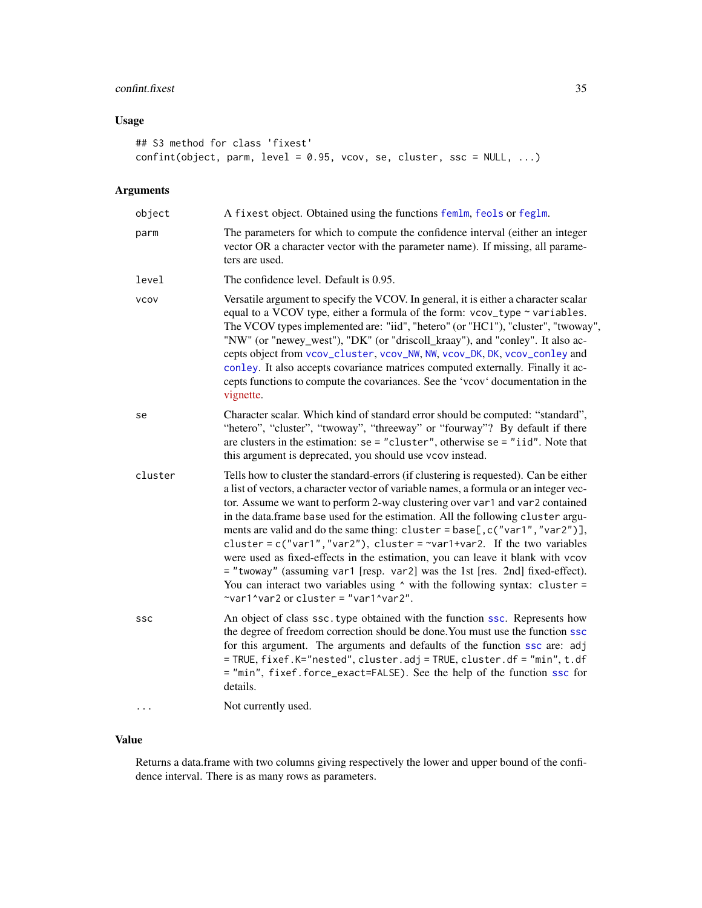## Usage

```
## S3 method for class 'fixest'
confint(object, parm, level = 0.95, vcov, se, cluster, ssc = NULL, ...)
```

## Arguments

| | |
|---|---|
| `object` | A `fixest` object. Obtained using the functions `femlm`, `feols` or `feglm`. |
| `parm` | The parameters for which to compute the confidence interval (either an integer vector OR a character vector with the parameter name). If missing, all parameters are used. |
| `level` | The confidence level. Default is 0.95. |
| `vcov` | Versatile argument to specify the VCOV. In general, it is either a character scalar equal to a VCOV type, either a formula of the form: `vcov_type ~ variables`. The VCOV types implemented are: "iid", "hetero" (or "HC1"), "cluster", "twoway", "NW" (or "newey_west"), "DK" (or "driscoll_kraay"), and "conley". It also accepts object from `vcov_cluster`, `vcov_NW`, `NW`, `vcov_DK`, `DK`, `vcov_conley` and `conley`. It also accepts covariance matrices computed externally. Finally it accepts functions to compute the covariances. See the 'vcov' documentation in the vignette. |
| `se` | Character scalar. Which kind of standard error should be computed: "standard", "hetero", "cluster", "twoway", "threeway" or "fourway"? By default if there are clusters in the estimation: `se = "cluster"`, otherwise `se = "iid"`. Note that this argument is deprecated, you should use `vcov` instead. |
| `cluster` | Tells how to cluster the standard-errors (if clustering is requested). Can be either a list of vectors, a character vector of variable names, a formula or an integer vector. Assume we want to perform 2-way clustering over `var1` and `var2` contained in the data.frame `base` used for the estimation. All the following `cluster` arguments are valid and do the same thing: `cluster = base[,c("var1","var2")]`, `cluster = c("var1","var2")`, `cluster = ~var1+var2`. If the two variables were used as fixed-effects in the estimation, you can leave it blank with `vcov = "twoway"` (assuming `var1` [resp. `var2`] was the 1st [res. 2nd] fixed-effect). You can interact two variables using `^` with the following syntax: `cluster = ~var1^var2` or `cluster = "var1^var2"`. |
| `ssc` | An object of class `ssc.type` obtained with the function `ssc`. Represents how the degree of freedom correction should be done.You must use the function `ssc` for this argument. The arguments and defaults of the function `ssc` are: `adj = TRUE`, `fixef.K="nested"`, `cluster.adj = TRUE`, `cluster.df = "min"`, `t.df = "min"`, `fixef.force_exact=FALSE`). See the help of the function `ssc` for details. |
| `...` | Not currently used. |

## Value

Returns a data.frame with two columns giving respectively the lower and upper bound of the confidence interval. There is as many rows as parameters.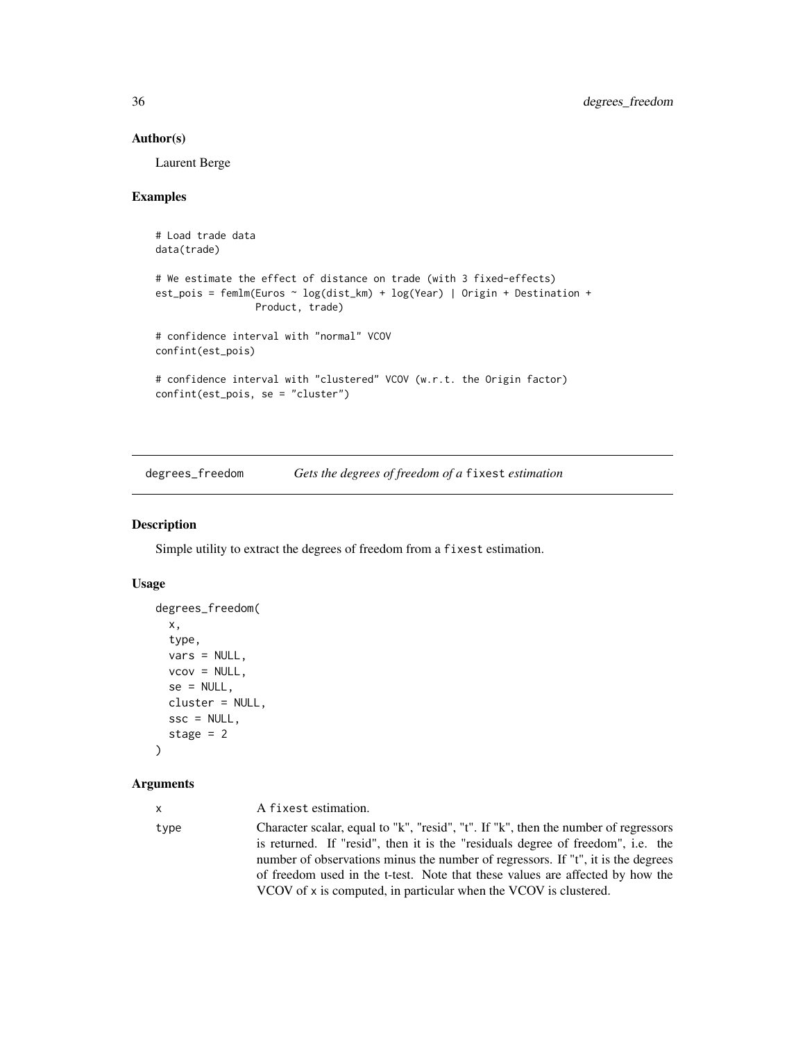## Author(s)

Laurent Berge

## Examples

```
# Load trade data
data(trade)

# We estimate the effect of distance on trade (with 3 fixed-effects)
est_pois = femlm(Euros ~ log(dist_km) + log(Year) | Origin + Destination +
                 Product, trade)

# confidence interval with "normal" VCOV
confint(est_pois)

# confidence interval with "clustered" VCOV (w.r.t. the Origin factor)
confint(est_pois, se = "cluster")
```

---

# degrees_freedom — *Gets the degrees of freedom of a* `fixest` *estimation*

## Description

Simple utility to extract the degrees of freedom from a `fixest` estimation.

## Usage

```
degrees_freedom(
  x,
  type,
  vars = NULL,
  vcov = NULL,
  se = NULL,
  cluster = NULL,
  ssc = NULL,
  stage = 2
)
```

## Arguments

| | |
|---|---|
| x | A `fixest` estimation. |
| type | Character scalar, equal to "k", "resid", "t". If "k", then the number of regressors is returned. If "resid", then it is the "residuals degree of freedom", i.e. the number of observations minus the number of regressors. If "t", it is the degrees of freedom used in the t-test. Note that these values are affected by how the VCOV of x is computed, in particular when the VCOV is clustered. |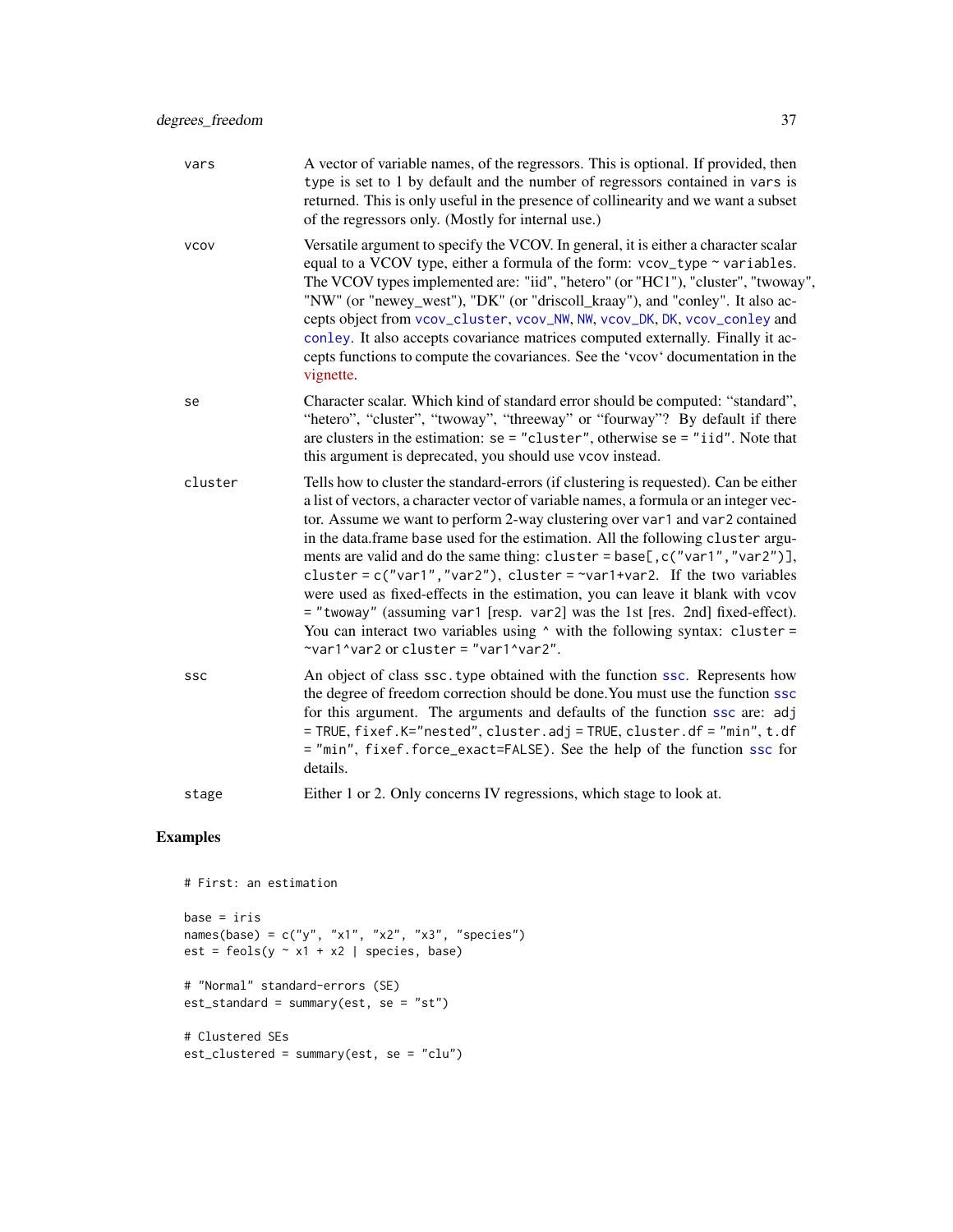| | |
|---|---|
| vars | A vector of variable names, of the regressors. This is optional. If provided, then type is set to 1 by default and the number of regressors contained in vars is returned. This is only useful in the presence of collinearity and we want a subset of the regressors only. (Mostly for internal use.) |
| vcov | Versatile argument to specify the VCOV. In general, it is either a character scalar equal to a VCOV type, either a formula of the form: vcov_type ~ variables. The VCOV types implemented are: "iid", "hetero" (or "HC1"), "cluster", "twoway", "NW" (or "newey_west"), "DK" (or "driscoll_kraay"), and "conley". It also accepts object from vcov_cluster, vcov_NW, NW, vcov_DK, DK, vcov_conley and conley. It also accepts covariance matrices computed externally. Finally it accepts functions to compute the covariances. See the 'vcov' documentation in the vignette. |
| se | Character scalar. Which kind of standard error should be computed: "standard", "hetero", "cluster", "twoway", "threeway" or "fourway"? By default if there are clusters in the estimation: se = "cluster", otherwise se = "iid". Note that this argument is deprecated, you should use vcov instead. |
| cluster | Tells how to cluster the standard-errors (if clustering is requested). Can be either a list of vectors, a character vector of variable names, a formula or an integer vector. Assume we want to perform 2-way clustering over var1 and var2 contained in the data.frame base used for the estimation. All the following cluster arguments are valid and do the same thing: cluster = base[,c("var1","var2")], cluster = c("var1","var2"), cluster = ~var1+var2. If the two variables were used as fixed-effects in the estimation, you can leave it blank with vcov = "twoway" (assuming var1 [resp. var2] was the 1st [res. 2nd] fixed-effect). You can interact two variables using ^ with the following syntax: cluster = ~var1^var2 or cluster = "var1^var2". |
| ssc | An object of class ssc.type obtained with the function ssc. Represents how the degree of freedom correction should be done.You must use the function ssc for this argument. The arguments and defaults of the function ssc are: adj = TRUE, fixef.K="nested", cluster.adj = TRUE, cluster.df = "min", t.df = "min", fixef.force_exact=FALSE). See the help of the function ssc for details. |
| stage | Either 1 or 2. Only concerns IV regressions, which stage to look at. |

## Examples

```
# First: an estimation

base = iris
names(base) = c("y", "x1", "x2", "x3", "species")
est = feols(y ~ x1 + x2 | species, base)

# "Normal" standard-errors (SE)
est_standard = summary(est, se = "st")

# Clustered SEs
est_clustered = summary(est, se = "clu")
```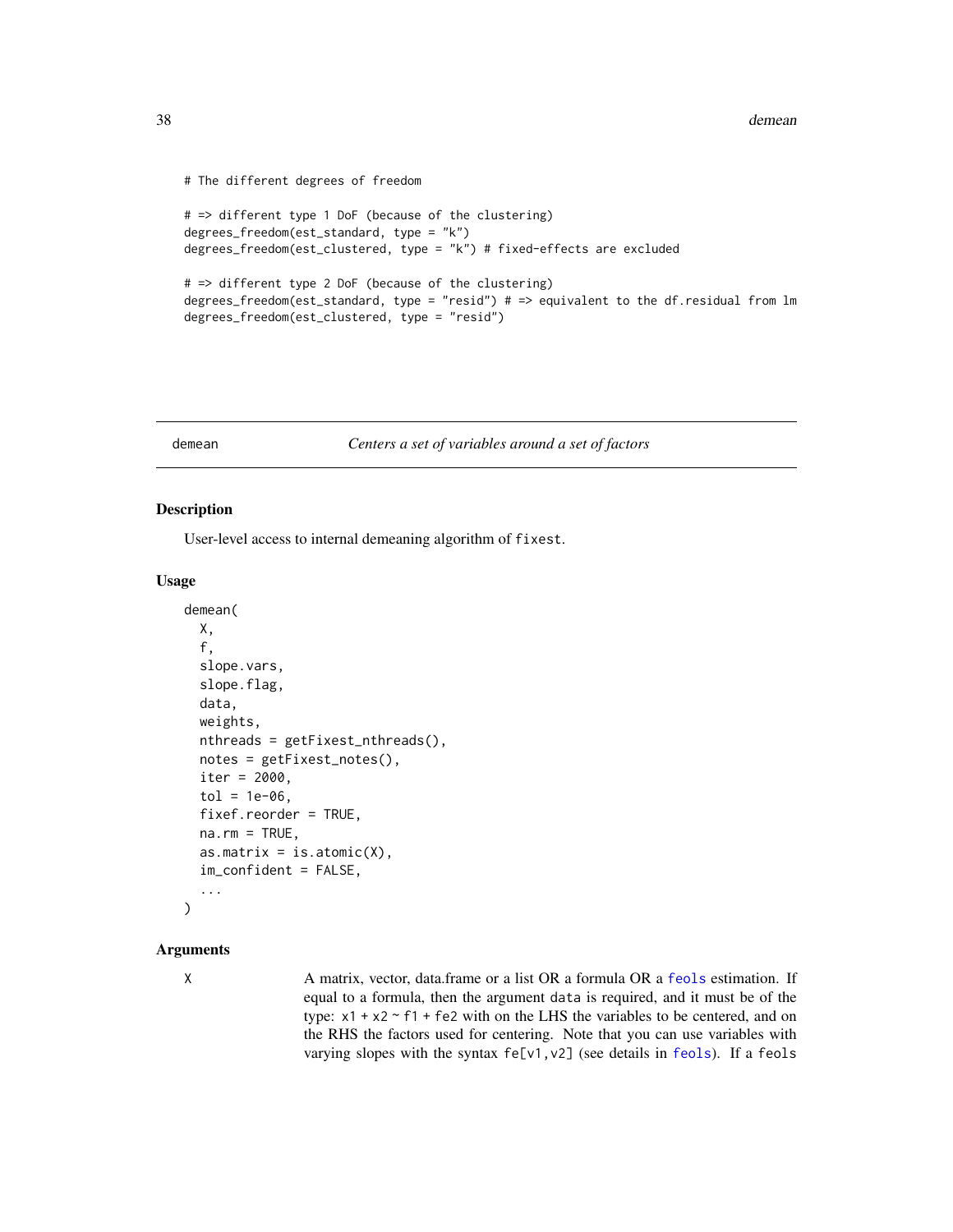```
# The different degrees of freedom

# => different type 1 DoF (because of the clustering)
degrees_freedom(est_standard, type = "k")
degrees_freedom(est_clustered, type = "k") # fixed-effects are excluded

# => different type 2 DoF (because of the clustering)
degrees_freedom(est_standard, type = "resid") # => equivalent to the df.residual from lm
degrees_freedom(est_clustered, type = "resid")
```

## demean — *Centers a set of variables around a set of factors*

### Description

User-level access to internal demeaning algorithm of `fixest`.

### Usage

```
demean(
  X,
  f,
  slope.vars,
  slope.flag,
  data,
  weights,
  nthreads = getFixest_nthreads(),
  notes = getFixest_notes(),
  iter = 2000,
  tol = 1e-06,
  fixef.reorder = TRUE,
  na.rm = TRUE,
  as.matrix = is.atomic(X),
  im_confident = FALSE,
  ...
)
```

### Arguments

| | |
|---|---|
| X | A matrix, vector, data.frame or a list OR a formula OR a `feols` estimation. If equal to a formula, then the argument `data` is required, and it must be of the type: `x1 + x2 ~ f1 + fe2` with on the LHS the variables to be centered, and on the RHS the factors used for centering. Note that you can use variables with varying slopes with the syntax `fe[v1,v2]` (see details in `feols`). If a `feols` |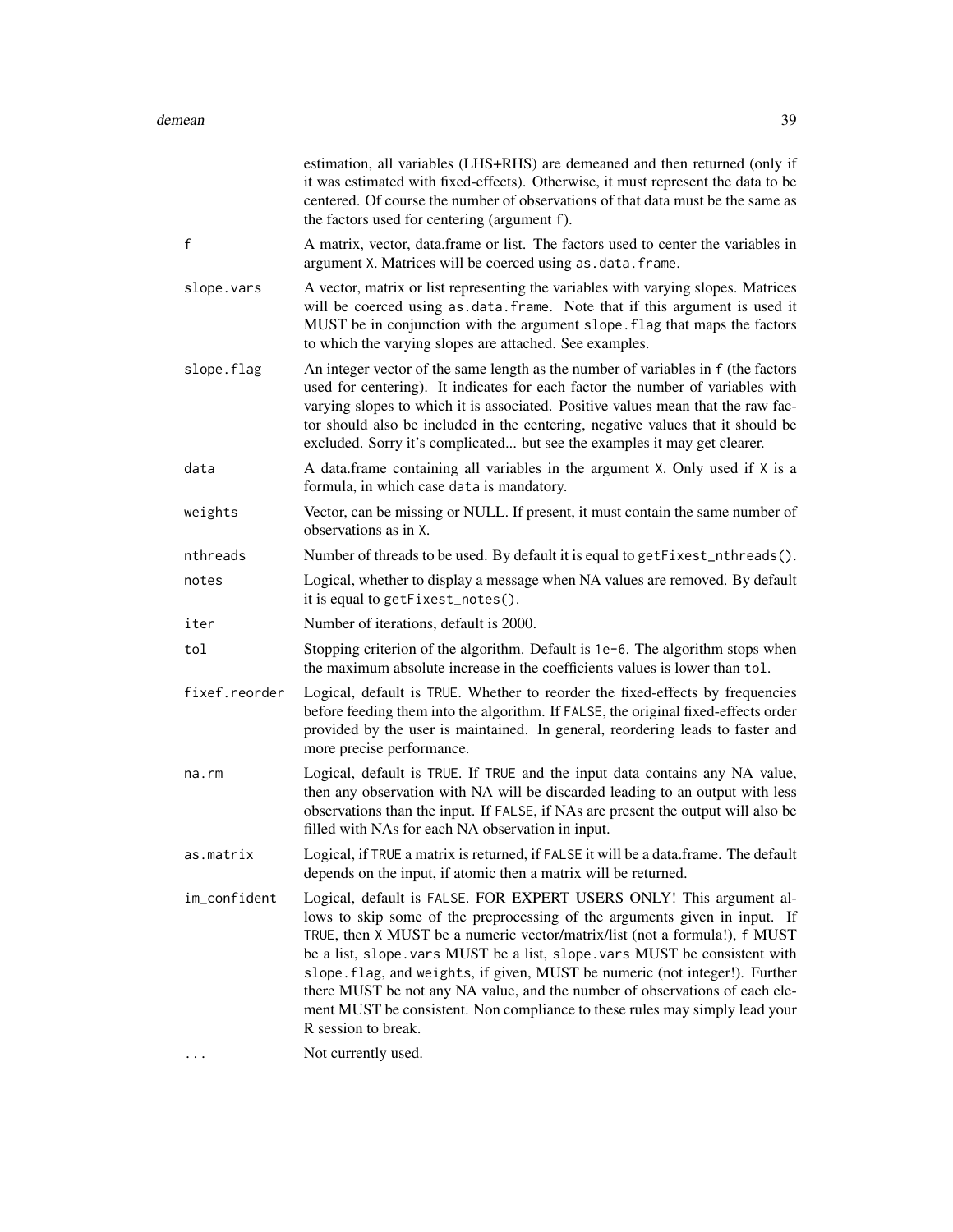estimation, all variables (LHS+RHS) are demeaned and then returned (only if it was estimated with fixed-effects). Otherwise, it must represent the data to be centered. Of course the number of observations of that data must be the same as the factors used for centering (argument `f`).

`f`
: A matrix, vector, data.frame or list. The factors used to center the variables in argument `X`. Matrices will be coerced using `as.data.frame`.

`slope.vars`
: A vector, matrix or list representing the variables with varying slopes. Matrices will be coerced using `as.data.frame`. Note that if this argument is used it MUST be in conjunction with the argument `slope.flag` that maps the factors to which the varying slopes are attached. See examples.

`slope.flag`
: An integer vector of the same length as the number of variables in `f` (the factors used for centering). It indicates for each factor the number of variables with varying slopes to which it is associated. Positive values mean that the raw factor should also be included in the centering, negative values that it should be excluded. Sorry it's complicated... but see the examples it may get clearer.

`data`
: A data.frame containing all variables in the argument `X`. Only used if `X` is a formula, in which case `data` is mandatory.

`weights`
: Vector, can be missing or NULL. If present, it must contain the same number of observations as in `X`.

`nthreads`
: Number of threads to be used. By default it is equal to `getFixest_nthreads()`.

`notes`
: Logical, whether to display a message when NA values are removed. By default it is equal to `getFixest_notes()`.

`iter`
: Number of iterations, default is 2000.

`tol`
: Stopping criterion of the algorithm. Default is `1e-6`. The algorithm stops when the maximum absolute increase in the coefficients values is lower than `tol`.

`fixef.reorder`
: Logical, default is `TRUE`. Whether to reorder the fixed-effects by frequencies before feeding them into the algorithm. If `FALSE`, the original fixed-effects order provided by the user is maintained. In general, reordering leads to faster and more precise performance.

`na.rm`
: Logical, default is `TRUE`. If `TRUE` and the input data contains any NA value, then any observation with NA will be discarded leading to an output with less observations than the input. If `FALSE`, if NAs are present the output will also be filled with NAs for each NA observation in input.

`as.matrix`
: Logical, if `TRUE` a matrix is returned, if `FALSE` it will be a data.frame. The default depends on the input, if atomic then a matrix will be returned.

`im_confident`
: Logical, default is `FALSE`. FOR EXPERT USERS ONLY! This argument allows to skip some of the preprocessing of the arguments given in input. If `TRUE`, then `X` MUST be a numeric vector/matrix/list (not a formula!), `f` MUST be a list, `slope.vars` MUST be a list, `slope.vars` MUST be consistent with `slope.flag`, and `weights`, if given, MUST be numeric (not integer!). Further there MUST be not any NA value, and the number of observations of each element MUST be consistent. Non compliance to these rules may simply lead your R session to break.

`...`
: Not currently used.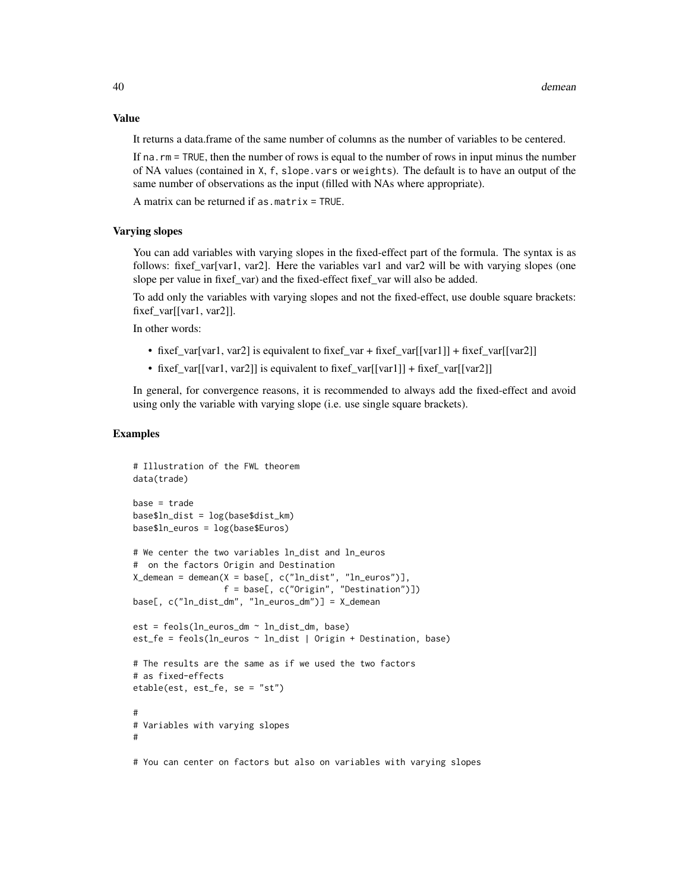### Value

It returns a data.frame of the same number of columns as the number of variables to be centered.

If `na.rm = TRUE`, then the number of rows is equal to the number of rows in input minus the number of NA values (contained in `X`, `f`, `slope.vars` or `weights`). The default is to have an output of the same number of observations as the input (filled with NAs where appropriate).

A matrix can be returned if `as.matrix = TRUE`.

### Varying slopes

You can add variables with varying slopes in the fixed-effect part of the formula. The syntax is as follows: fixef_var[var1, var2]. Here the variables var1 and var2 will be with varying slopes (one slope per value in fixef_var) and the fixed-effect fixef_var will also be added.

To add only the variables with varying slopes and not the fixed-effect, use double square brackets: fixef_var[[var1, var2]].

In other words:

- fixef_var[var1, var2] is equivalent to fixef_var + fixef_var[[var1]] + fixef_var[[var2]]
- fixef_var[[var1, var2]] is equivalent to fixef_var[[var1]] + fixef_var[[var2]]

In general, for convergence reasons, it is recommended to always add the fixed-effect and avoid using only the variable with varying slope (i.e. use single square brackets).

### Examples

```
# Illustration of the FWL theorem
data(trade)

base = trade
base$ln_dist = log(base$dist_km)
base$ln_euros = log(base$Euros)

# We center the two variables ln_dist and ln_euros
#  on the factors Origin and Destination
X_demean = demean(X = base[, c("ln_dist", "ln_euros")],
                  f = base[, c("Origin", "Destination")])
base[, c("ln_dist_dm", "ln_euros_dm")] = X_demean

est = feols(ln_euros_dm ~ ln_dist_dm, base)
est_fe = feols(ln_euros ~ ln_dist | Origin + Destination, base)

# The results are the same as if we used the two factors
# as fixed-effects
etable(est, est_fe, se = "st")

#
# Variables with varying slopes
#

# You can center on factors but also on variables with varying slopes
```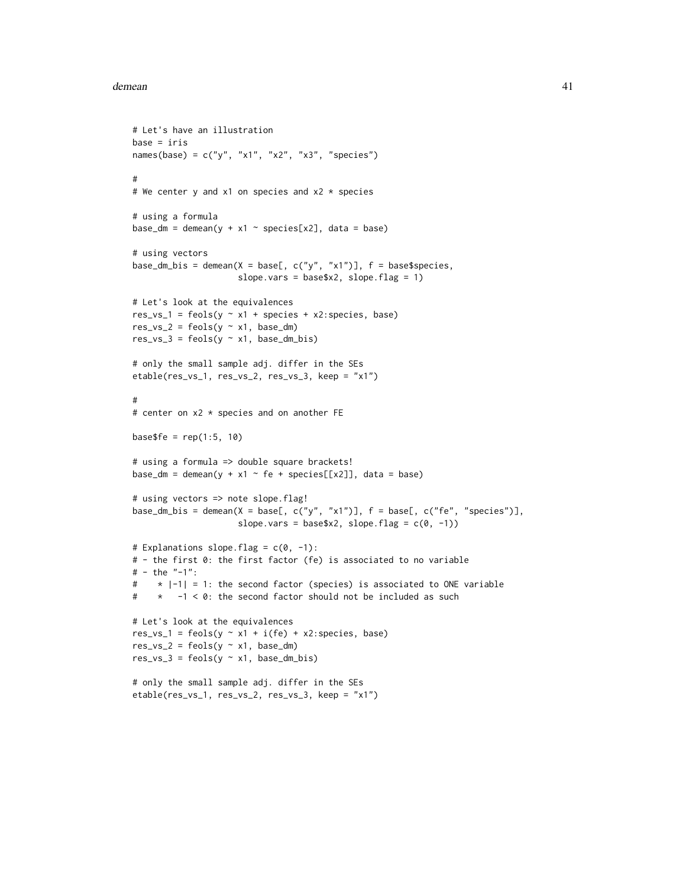```
# Let's have an illustration
base = iris
names(base) = c("y", "x1", "x2", "x3", "species")

#
# We center y and x1 on species and x2 * species

# using a formula
base_dm = demean(y + x1 ~ species[x2], data = base)

# using vectors
base_dm_bis = demean(X = base[, c("y", "x1")], f = base$species,
                     slope.vars = base$x2, slope.flag = 1)

# Let's look at the equivalences
res_vs_1 = feols(y ~ x1 + species + x2:species, base)
res_vs_2 = feols(y ~ x1, base_dm)
res_vs_3 = feols(y ~ x1, base_dm_bis)

# only the small sample adj. differ in the SEs
etable(res_vs_1, res_vs_2, res_vs_3, keep = "x1")

#
# center on x2 * species and on another FE

base$fe = rep(1:5, 10)

# using a formula => double square brackets!
base_dm = demean(y + x1 ~ fe + species[[x2]], data = base)

# using vectors => note slope.flag!
base_dm_bis = demean(X = base[, c("y", "x1")], f = base[, c("fe", "species")],
                     slope.vars = base$x2, slope.flag = c(0, -1))

# Explanations slope.flag = c(0, -1):
# - the first 0: the first factor (fe) is associated to no variable
# - the "-1":
#    * |-1| = 1: the second factor (species) is associated to ONE variable
#    *   -1 < 0: the second factor should not be included as such

# Let's look at the equivalences
res_vs_1 = feols(y ~ x1 + i(fe) + x2:species, base)
res_vs_2 = feols(y ~ x1, base_dm)
res_vs_3 = feols(y ~ x1, base_dm_bis)

# only the small sample adj. differ in the SEs
etable(res_vs_1, res_vs_2, res_vs_3, keep = "x1")
```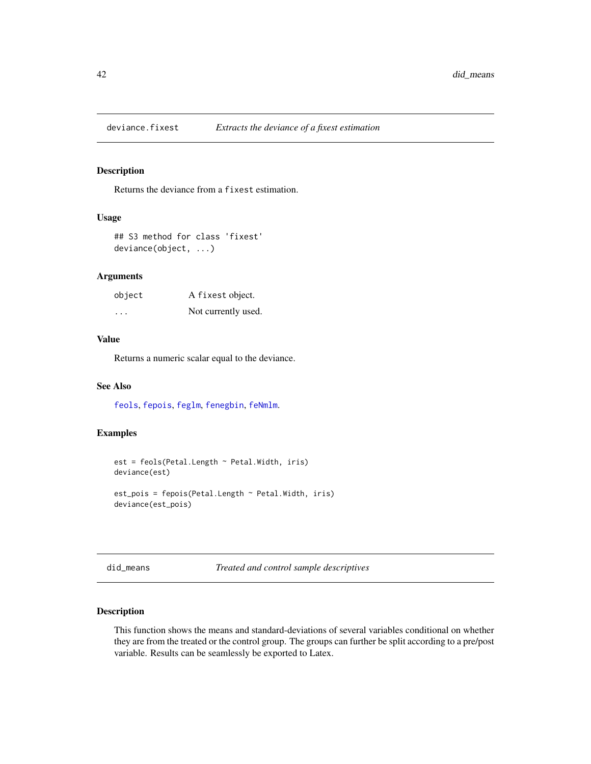## deviance.fixest — *Extracts the deviance of a fixest estimation*

### Description

Returns the deviance from a `fixest` estimation.

### Usage

```
## S3 method for class 'fixest'
deviance(object, ...)
```

### Arguments

| | |
|---|---|
| `object` | A `fixest` object. |
| `...` | Not currently used. |

### Value

Returns a numeric scalar equal to the deviance.

### See Also

`feols`, `fepois`, `feglm`, `fenegbin`, `feNmlm`.

### Examples

```
est = feols(Petal.Length ~ Petal.Width, iris)
deviance(est)

est_pois = fepois(Petal.Length ~ Petal.Width, iris)
deviance(est_pois)
```

## did_means — *Treated and control sample descriptives*

### Description

This function shows the means and standard-deviations of several variables conditional on whether they are from the treated or the control group. The groups can further be split according to a pre/post variable. Results can be seamlessly be exported to Latex.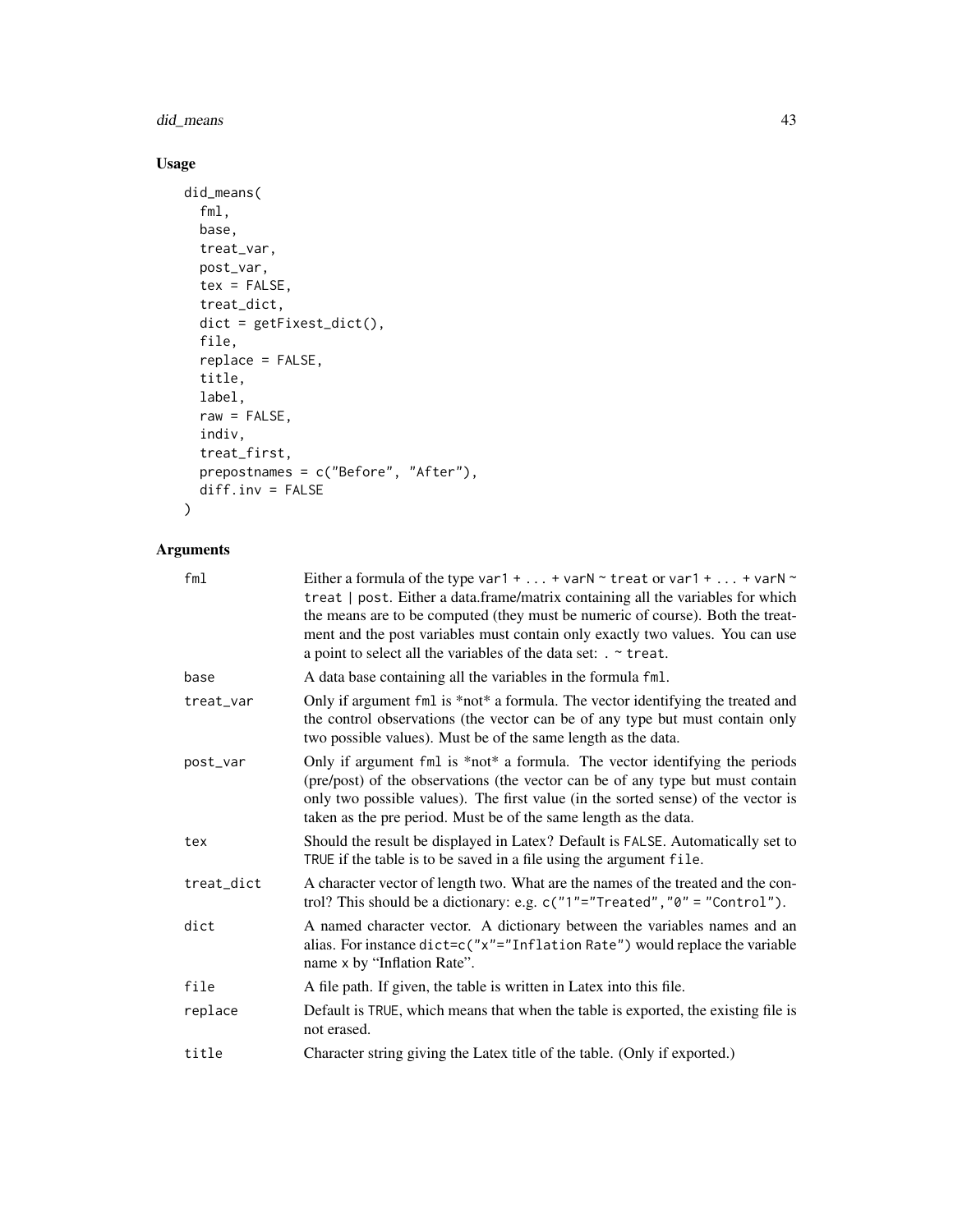## Usage

```
did_means(
  fml,
  base,
  treat_var,
  post_var,
  tex = FALSE,
  treat_dict,
  dict = getFixest_dict(),
  file,
  replace = FALSE,
  title,
  label,
  raw = FALSE,
  indiv,
  treat_first,
  prepostnames = c("Before", "After"),
  diff.inv = FALSE
)
```

## Arguments

| | |
|---|---|
| `fml` | Either a formula of the type `var1 + ... + varN ~ treat` or `var1 + ... + varN ~ treat | post`. Either a data.frame/matrix containing all the variables for which the means are to be computed (they must be numeric of course). Both the treatment and the post variables must contain only exactly two values. You can use a point to select all the variables of the data set: `. ~ treat`. |
| `base` | A data base containing all the variables in the formula `fml`. |
| `treat_var` | Only if argument `fml` is *not* a formula. The vector identifying the treated and the control observations (the vector can be of any type but must contain only two possible values). Must be of the same length as the data. |
| `post_var` | Only if argument `fml` is *not* a formula. The vector identifying the periods (pre/post) of the observations (the vector can be of any type but must contain only two possible values). The first value (in the sorted sense) of the vector is taken as the pre period. Must be of the same length as the data. |
| `tex` | Should the result be displayed in Latex? Default is `FALSE`. Automatically set to `TRUE` if the table is to be saved in a file using the argument `file`. |
| `treat_dict` | A character vector of length two. What are the names of the treated and the control? This should be a dictionary: e.g. `c("1"="Treated","0" = "Control")`. |
| `dict` | A named character vector. A dictionary between the variables names and an alias. For instance `dict=c("x"="Inflation Rate")` would replace the variable name `x` by "Inflation Rate". |
| `file` | A file path. If given, the table is written in Latex into this file. |
| `replace` | Default is `TRUE`, which means that when the table is exported, the existing file is not erased. |
| `title` | Character string giving the Latex title of the table. (Only if exported.) |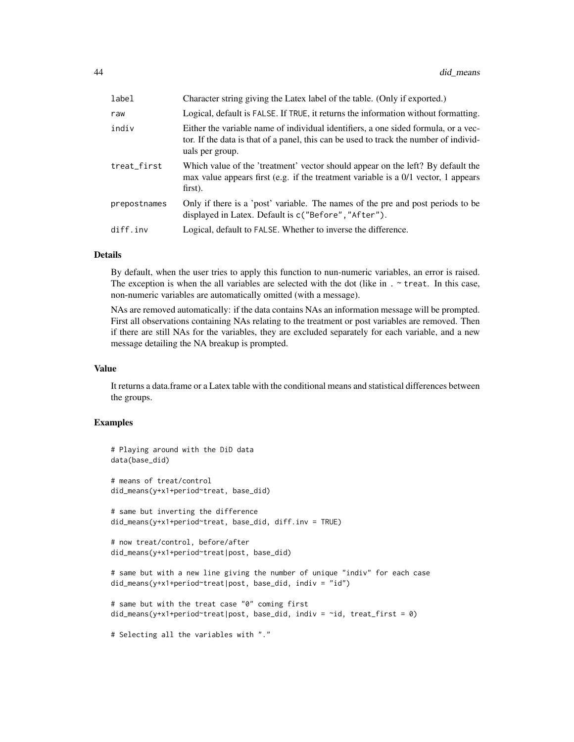| | |
|---|---|
| label | Character string giving the Latex label of the table. (Only if exported.) |
| raw | Logical, default is FALSE. If TRUE, it returns the information without formatting. |
| indiv | Either the variable name of individual identifiers, a one sided formula, or a vector. If the data is that of a panel, this can be used to track the number of individuals per group. |
| treat_first | Which value of the 'treatment' vector should appear on the left? By default the max value appears first (e.g. if the treatment variable is a 0/1 vector, 1 appears first). |
| prepostnames | Only if there is a 'post' variable. The names of the pre and post periods to be displayed in Latex. Default is c("Before","After"). |
| diff.inv | Logical, default to FALSE. Whether to inverse the difference. |

## Details

By default, when the user tries to apply this function to nun-numeric variables, an error is raised. The exception is when the all variables are selected with the dot (like in . ~ treat. In this case, non-numeric variables are automatically omitted (with a message).

NAs are removed automatically: if the data contains NAs an information message will be prompted. First all observations containing NAs relating to the treatment or post variables are removed. Then if there are still NAs for the variables, they are excluded separately for each variable, and a new message detailing the NA breakup is prompted.

## Value

It returns a data.frame or a Latex table with the conditional means and statistical differences between the groups.

## Examples

```
# Playing around with the DiD data
data(base_did)

# means of treat/control
did_means(y+x1+period~treat, base_did)

# same but inverting the difference
did_means(y+x1+period~treat, base_did, diff.inv = TRUE)

# now treat/control, before/after
did_means(y+x1+period~treat|post, base_did)

# same but with a new line giving the number of unique "indiv" for each case
did_means(y+x1+period~treat|post, base_did, indiv = "id")

# same but with the treat case "0" coming first
did_means(y+x1+period~treat|post, base_did, indiv = ~id, treat_first = 0)

# Selecting all the variables with "."
```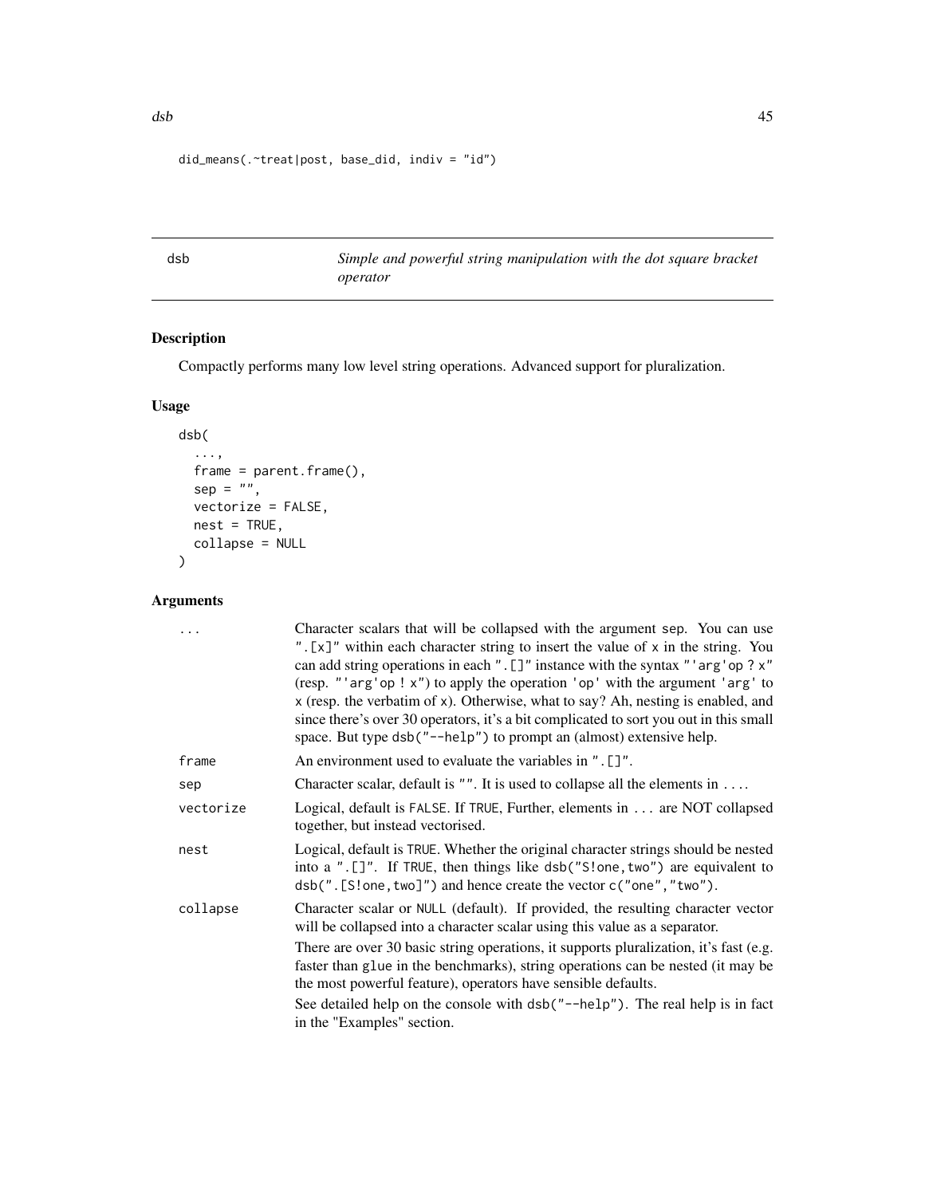```
did_means(.~treat|post, base_did, indiv = "id")
```

## dsb — *Simple and powerful string manipulation with the dot square bracket operator*

### Description

Compactly performs many low level string operations. Advanced support for pluralization.

### Usage

```
dsb(
  ...,
  frame = parent.frame(),
  sep = "",
  vectorize = FALSE,
  nest = TRUE,
  collapse = NULL
)
```

### Arguments

| | |
|---|---|
| `...` | Character scalars that will be collapsed with the argument `sep`. You can use `".[x]"` within each character string to insert the value of `x` in the string. You can add string operations in each `".[]"` instance with the syntax `"'arg'op ? x"` (resp. `"'arg'op ! x"`) to apply the operation `'op'` with the argument `'arg'` to `x` (resp. the verbatim of `x`). Otherwise, what to say? Ah, nesting is enabled, and since there's over 30 operators, it's a bit complicated to sort you out in this small space. But type `dsb("--help")` to prompt an (almost) extensive help. |
| `frame` | An environment used to evaluate the variables in `".[]"`. |
| `sep` | Character scalar, default is `""`. It is used to collapse all the elements in `...`. |
| `vectorize` | Logical, default is `FALSE`. If `TRUE`, Further, elements in `...` are NOT collapsed together, but instead vectorised. |
| `nest` | Logical, default is `TRUE`. Whether the original character strings should be nested into a `".[]"`. If `TRUE`, then things like `dsb("S!one,two")` are equivalent to `dsb(".[S!one,two]")` and hence create the vector `c("one","two")`. |
| `collapse` | Character scalar or `NULL` (default). If provided, the resulting character vector will be collapsed into a character scalar using this value as a separator. |

There are over 30 basic string operations, it supports pluralization, it's fast (e.g. faster than `glue` in the benchmarks), string operations can be nested (it may be the most powerful feature), operators have sensible defaults.

See detailed help on the console with `dsb("--help")`. The real help is in fact in the "Examples" section.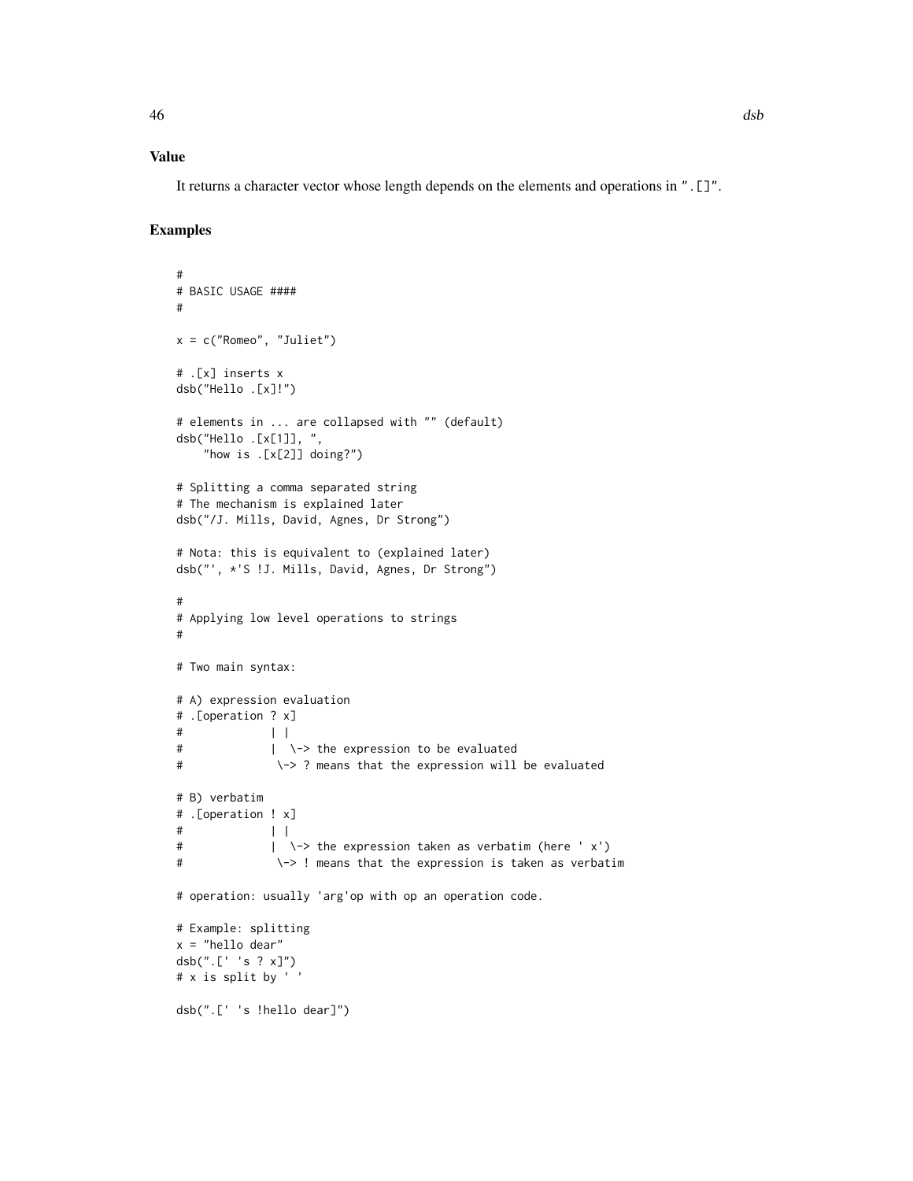## Value

It returns a character vector whose length depends on the elements and operations in ".[]".

## Examples

```
#
# BASIC USAGE ####
#

x = c("Romeo", "Juliet")

# .[x] inserts x
dsb("Hello .[x]!")

# elements in ... are collapsed with "" (default)
dsb("Hello .[x[1]], ",
    "how is .[x[2]] doing?")

# Splitting a comma separated string
# The mechanism is explained later
dsb("/J. Mills, David, Agnes, Dr Strong")

# Nota: this is equivalent to (explained later)
dsb("', *'S !J. Mills, David, Agnes, Dr Strong")

#
# Applying low level operations to strings
#

# Two main syntax:

# A) expression evaluation
# .[operation ? x]
#             | |
#             |  \-> the expression to be evaluated
#              \-> ? means that the expression will be evaluated

# B) verbatim
# .[operation ! x]
#             | |
#             |  \-> the expression taken as verbatim (here ' x')
#              \-> ! means that the expression is taken as verbatim

# operation: usually 'arg'op with op an operation code.

# Example: splitting
x = "hello dear"
dsb(".[' 's ? x]")
# x is split by ' '

dsb(".[' 's !hello dear]")
```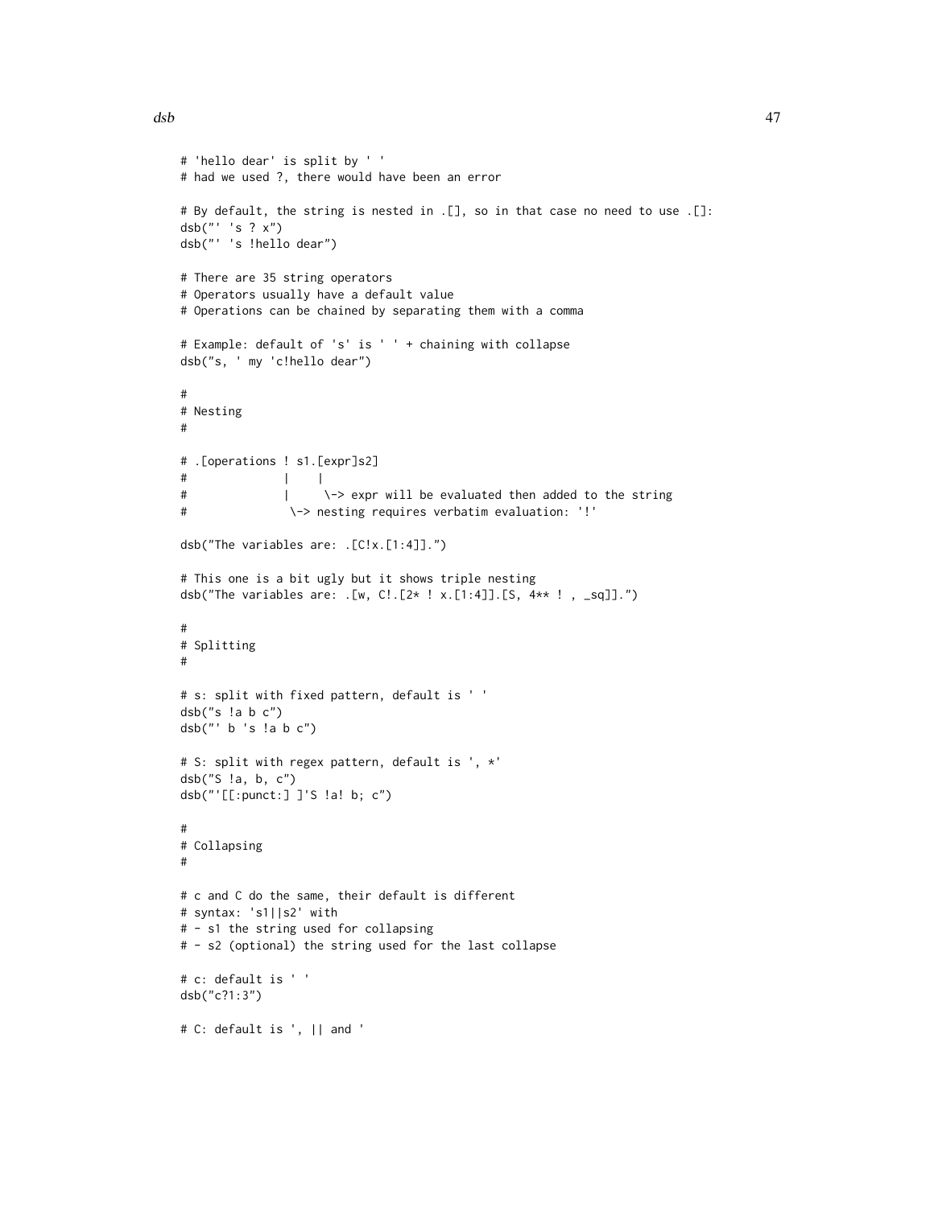```
# 'hello dear' is split by ' '
# had we used ?, there would have been an error

# By default, the string is nested in .[], so in that case no need to use .[]:
dsb("' 's ? x")
dsb("' 's !hello dear")

# There are 35 string operators
# Operators usually have a default value
# Operations can be chained by separating them with a comma

# Example: default of 's' is ' ' + chaining with collapse
dsb("s, ' my 'c!hello dear")

#
# Nesting
#

# .[operations ! s1.[expr]s2]
#              |    |
#              |     \-> expr will be evaluated then added to the string
#               \-> nesting requires verbatim evaluation: '!'

dsb("The variables are: .[C!x.[1:4]].")

# This one is a bit ugly but it shows triple nesting
dsb("The variables are: .[w, C!.[2* ! x.[1:4]].[S, 4** ! , _sq]].")

#
# Splitting
#

# s: split with fixed pattern, default is ' '
dsb("s !a b c")
dsb("' b 's !a b c")

# S: split with regex pattern, default is ', *'
dsb("S !a, b, c")
dsb("'[[:punct:] ]'S !a! b; c")

#
# Collapsing
#

# c and C do the same, their default is different
# syntax: 's1||s2' with
# - s1 the string used for collapsing
# - s2 (optional) the string used for the last collapse

# c: default is ' '
dsb("c?1:3")

# C: default is ', || and '
```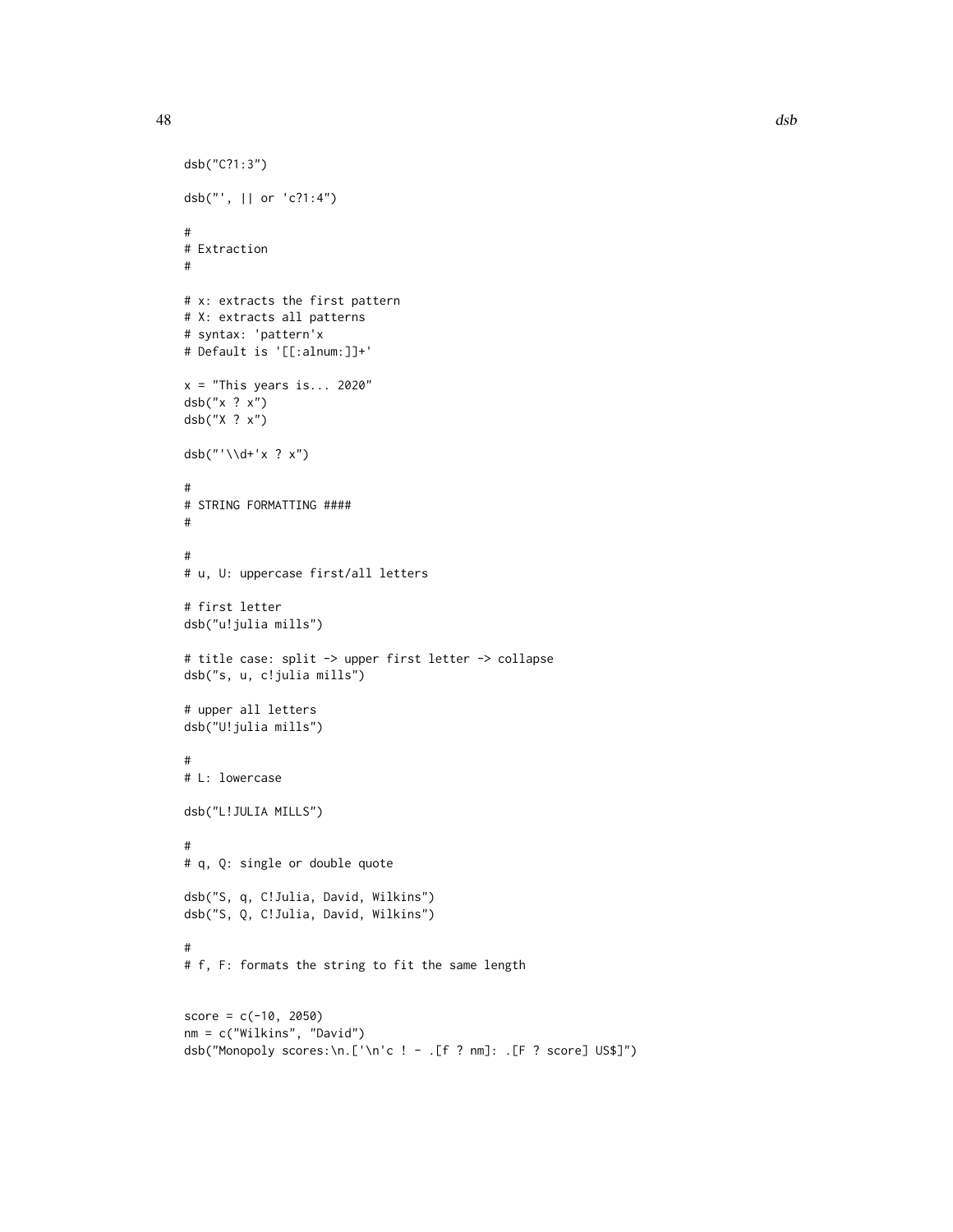```
dsb("C?1:3")

dsb("', || or 'c?1:4")

#
# Extraction
#

# x: extracts the first pattern
# X: extracts all patterns
# syntax: 'pattern'x
# Default is '[[:alnum:]]+'

x = "This years is... 2020"
dsb("x ? x")
dsb("X ? x")

dsb("'\\d+'x ? x")

#
# STRING FORMATTING ####
#

#
# u, U: uppercase first/all letters

# first letter
dsb("u!julia mills")

# title case: split -> upper first letter -> collapse
dsb("s, u, c!julia mills")

# upper all letters
dsb("U!julia mills")

#
# L: lowercase

dsb("L!JULIA MILLS")

#
# q, Q: single or double quote

dsb("S, q, C!Julia, David, Wilkins")
dsb("S, Q, C!Julia, David, Wilkins")

#
# f, F: formats the string to fit the same length


score = c(-10, 2050)
nm = c("Wilkins", "David")
dsb("Monopoly scores:\n.['\n'c ! - .[f ? nm]: .[F ? score] US$]")
```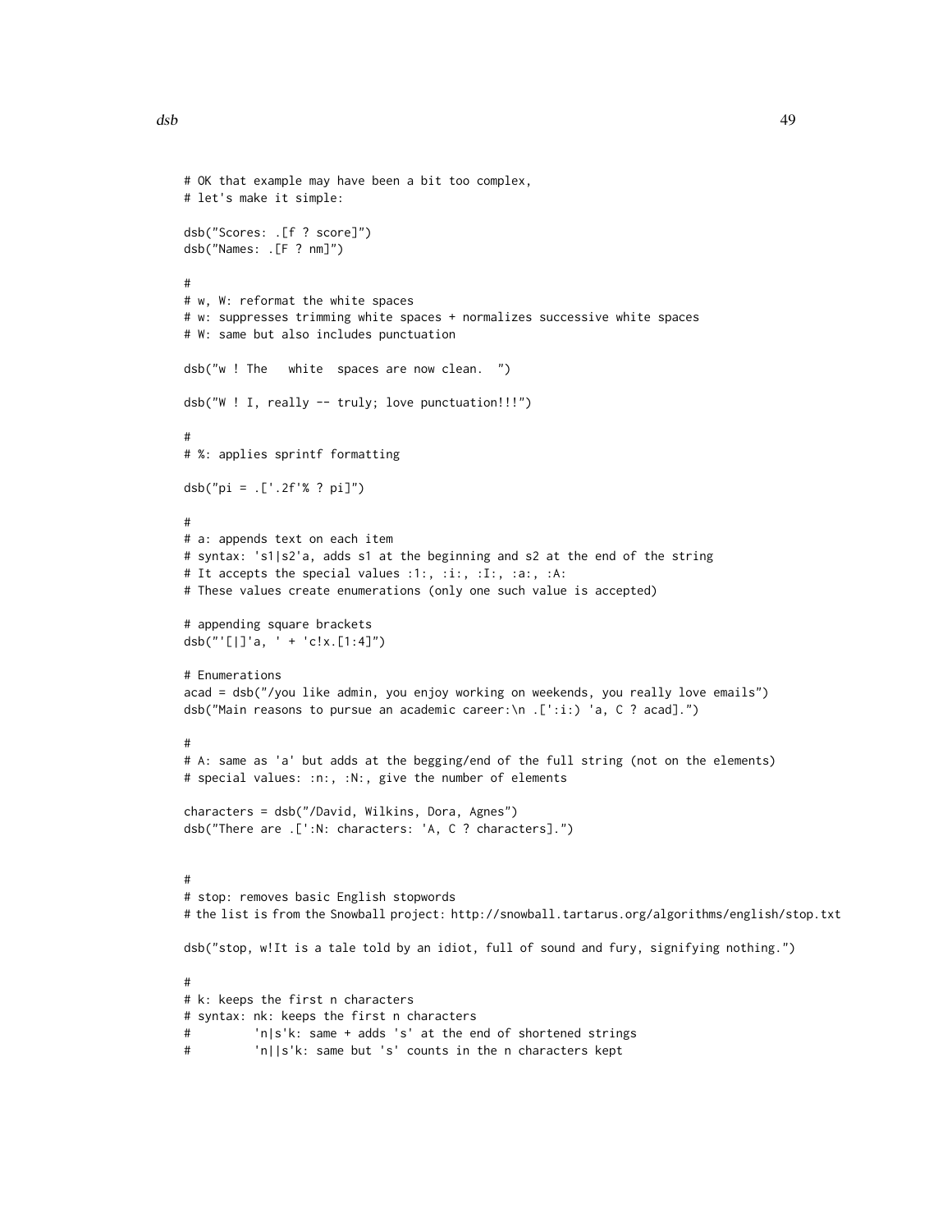```
# OK that example may have been a bit too complex,
# let's make it simple:

dsb("Scores: .[f ? score]")
dsb("Names: .[F ? nm]")

#
# w, W: reformat the white spaces
# w: suppresses trimming white spaces + normalizes successive white spaces
# W: same but also includes punctuation

dsb("w ! The   white  spaces are now clean.  ")

dsb("W ! I, really -- truly; love punctuation!!!")

#
# %: applies sprintf formatting

dsb("pi = .['.2f'% ? pi]")

#
# a: appends text on each item
# syntax: 's1|s2'a, adds s1 at the beginning and s2 at the end of the string
# It accepts the special values :1:, :i:, :I:, :a:, :A:
# These values create enumerations (only one such value is accepted)

# appending square brackets
dsb("'[|]'a, ' + 'c!x.[1:4]")

# Enumerations
acad = dsb("/you like admin, you enjoy working on weekends, you really love emails")
dsb("Main reasons to pursue an academic career:\n .[':i:) 'a, C ? acad].")

#
# A: same as 'a' but adds at the begging/end of the full string (not on the elements)
# special values: :n:, :N:, give the number of elements

characters = dsb("/David, Wilkins, Dora, Agnes")
dsb("There are .[':N: characters: 'A, C ? characters].")


#
# stop: removes basic English stopwords
# the list is from the Snowball project: http://snowball.tartarus.org/algorithms/english/stop.txt

dsb("stop, w!It is a tale told by an idiot, full of sound and fury, signifying nothing.")

#
# k: keeps the first n characters
# syntax: nk: keeps the first n characters
#         'n|s'k: same + adds 's' at the end of shortened strings
#         'n||s'k: same but 's' counts in the n characters kept
```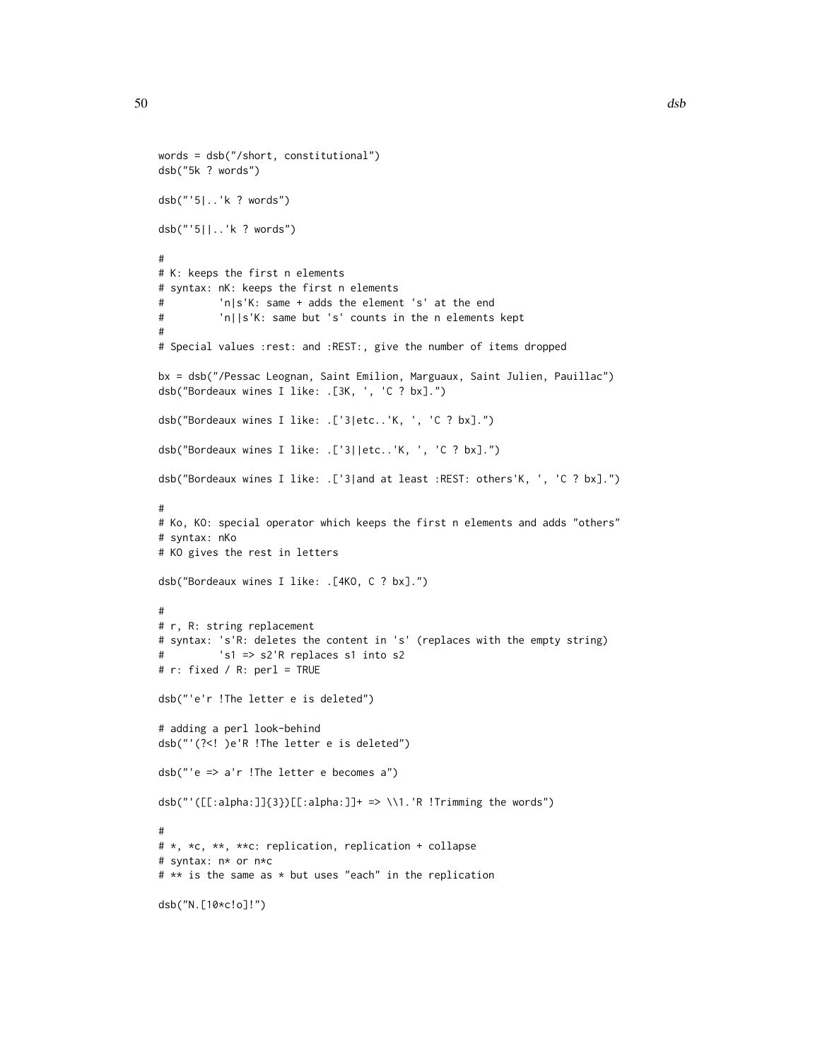```
words = dsb("/short, constitutional")
dsb("5k ? words")

dsb("'5|..'k ? words")

dsb("'5||..'k ? words")

#
# K: keeps the first n elements
# syntax: nK: keeps the first n elements
#         'n|s'K: same + adds the element 's' at the end
#         'n||s'K: same but 's' counts in the n elements kept
#
# Special values :rest: and :REST:, give the number of items dropped

bx = dsb("/Pessac Leognan, Saint Emilion, Marguaux, Saint Julien, Pauillac")
dsb("Bordeaux wines I like: .[3K, ', 'C ? bx].")

dsb("Bordeaux wines I like: .['3|etc..'K, ', 'C ? bx].")

dsb("Bordeaux wines I like: .['3||etc..'K, ', 'C ? bx].")

dsb("Bordeaux wines I like: .['3|and at least :REST: others'K, ', 'C ? bx].")

#
# Ko, KO: special operator which keeps the first n elements and adds "others"
# syntax: nKo
# KO gives the rest in letters

dsb("Bordeaux wines I like: .[4KO, C ? bx].")

#
# r, R: string replacement
# syntax: 's'R: deletes the content in 's' (replaces with the empty string)
#         's1 => s2'R replaces s1 into s2
# r: fixed / R: perl = TRUE

dsb("'e'r !The letter e is deleted")

# adding a perl look-behind
dsb("'(?<! )e'R !The letter e is deleted")

dsb("'e => a'r !The letter e becomes a")

dsb("'([[:alpha:]]{3})[[:alpha:]]+ => \\1.'R !Trimming the words")

#
# *, *c, **, **c: replication, replication + collapse
# syntax: n* or n*c
# ** is the same as * but uses "each" in the replication

dsb("N.[10*c!o]!")
```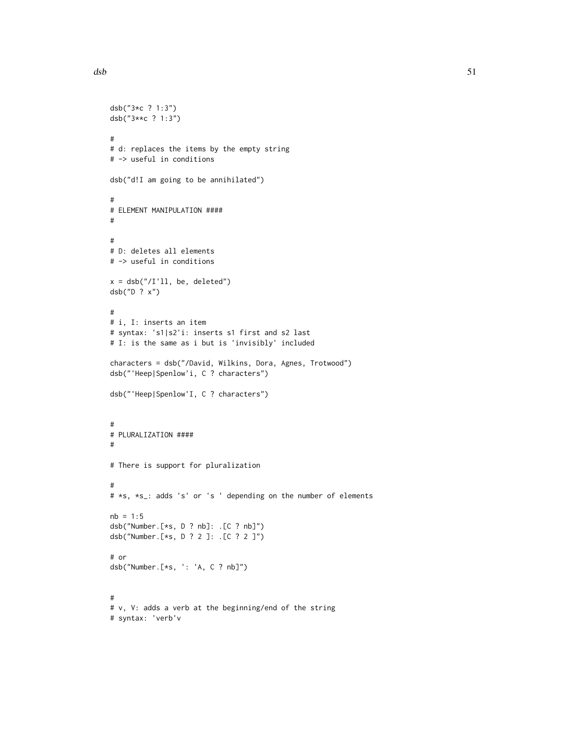```
dsb("3*c ? 1:3")
dsb("3**c ? 1:3")

#
# d: replaces the items by the empty string
# -> useful in conditions

dsb("d!I am going to be annihilated")

#
# ELEMENT MANIPULATION ####
#

#
# D: deletes all elements
# -> useful in conditions

x = dsb("/I'll, be, deleted")
dsb("D ? x")

#
# i, I: inserts an item
# syntax: 's1|s2'i: inserts s1 first and s2 last
# I: is the same as i but is 'invisibly' included

characters = dsb("/David, Wilkins, Dora, Agnes, Trotwood")
dsb("'Heep|Spenlow'i, C ? characters")

dsb("'Heep|Spenlow'I, C ? characters")


#
# PLURALIZATION ####
#

# There is support for pluralization

#
# *s, *s_: adds 's' or 's ' depending on the number of elements

nb = 1:5
dsb("Number.[*s, D ? nb]: .[C ? nb]")
dsb("Number.[*s, D ? 2 ]: .[C ? 2 ]")

# or
dsb("Number.[*s, ': 'A, C ? nb]")


#
# v, V: adds a verb at the beginning/end of the string
# syntax: 'verb'v
```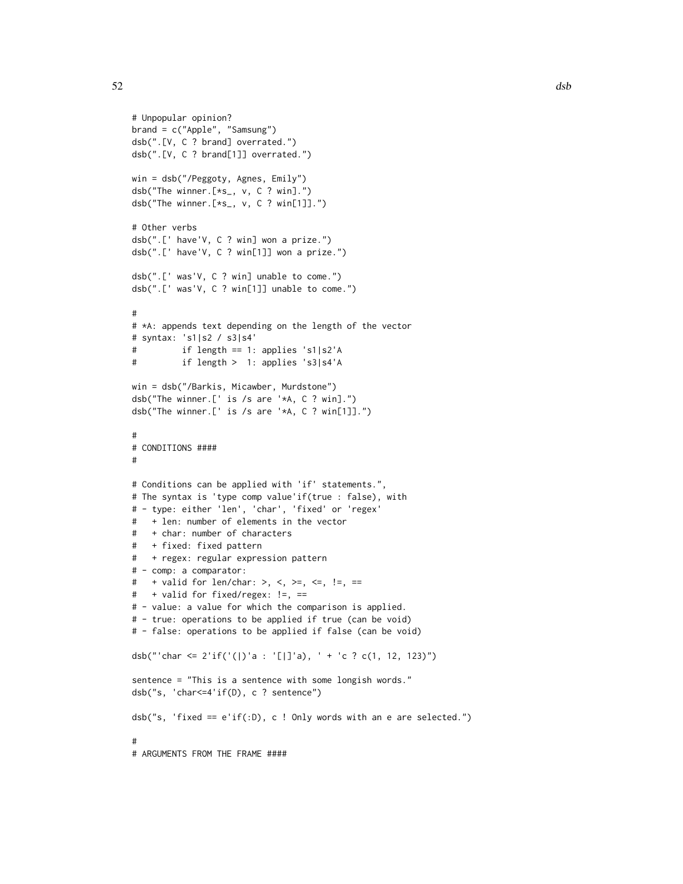```
# Unpopular opinion?
brand = c("Apple", "Samsung")
dsb(".[V, C ? brand] overrated.")
dsb(".[V, C ? brand[1]] overrated.")

win = dsb("/Peggoty, Agnes, Emily")
dsb("The winner.[*s_, v, C ? win].")
dsb("The winner.[*s_, v, C ? win[1]].")

# Other verbs
dsb(".[' have'V, C ? win] won a prize.")
dsb(".[' have'V, C ? win[1]] won a prize.")

dsb(".[' was'V, C ? win] unable to come.")
dsb(".[' was'V, C ? win[1]] unable to come.")

#
# *A: appends text depending on the length of the vector
# syntax: 's1|s2 / s3|s4'
#         if length == 1: applies 's1|s2'A
#         if length >  1: applies 's3|s4'A

win = dsb("/Barkis, Micawber, Murdstone")
dsb("The winner.[' is /s are '*A, C ? win].")
dsb("The winner.[' is /s are '*A, C ? win[1]].")

#
# CONDITIONS ####
#

# Conditions can be applied with 'if' statements.",
# The syntax is 'type comp value'if(true : false), with
# - type: either 'len', 'char', 'fixed' or 'regex'
#   + len: number of elements in the vector
#   + char: number of characters
#   + fixed: fixed pattern
#   + regex: regular expression pattern
# - comp: a comparator:
#   + valid for len/char: >, <, >=, <=, !=, ==
#   + valid for fixed/regex: !=, ==
# - value: a value for which the comparison is applied.
# - true: operations to be applied if true (can be void)
# - false: operations to be applied if false (can be void)

dsb("'char <= 2'if('(|)'a : '[|]'a), ' + 'c ? c(1, 12, 123)")

sentence = "This is a sentence with some longish words."
dsb("s, 'char<=4'if(D), c ? sentence")

dsb("s, 'fixed == e'if(:D), c ! Only words with an e are selected.")

#
# ARGUMENTS FROM THE FRAME ####
```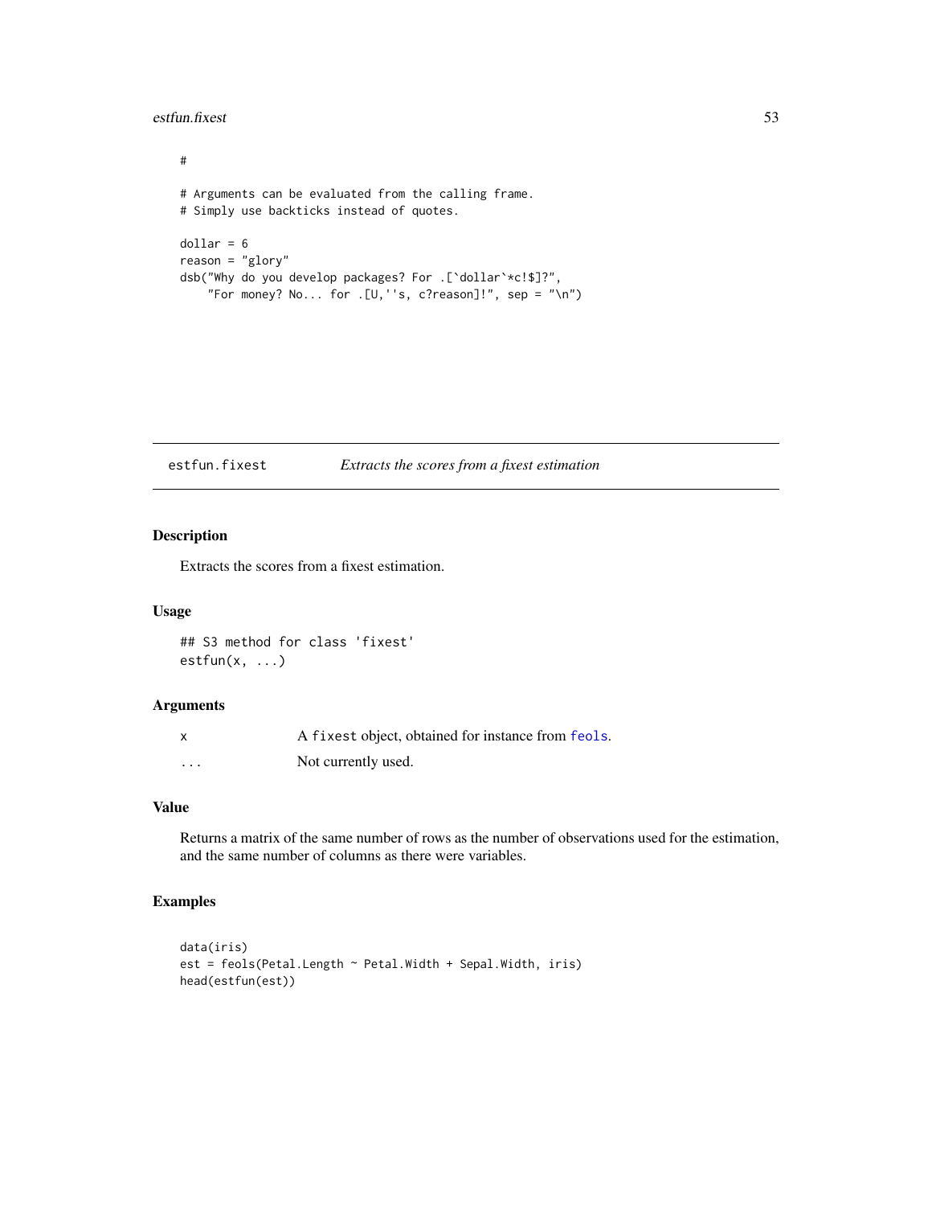```
#

# Arguments can be evaluated from the calling frame.
# Simply use backticks instead of quotes.

dollar = 6
reason = "glory"
dsb("Why do you develop packages? For .[`dollar`*c!$]?",
    "For money? No... for .[U,''s, c?reason]!", sep = "\n")
```

## estfun.fixest — *Extracts the scores from a fixest estimation*

### Description

Extracts the scores from a fixest estimation.

### Usage

```
## S3 method for class 'fixest'
estfun(x, ...)
```

### Arguments

| | |
|---|---|
| x | A `fixest` object, obtained for instance from `feols`. |
| ... | Not currently used. |

### Value

Returns a matrix of the same number of rows as the number of observations used for the estimation, and the same number of columns as there were variables.

### Examples

```
data(iris)
est = feols(Petal.Length ~ Petal.Width + Sepal.Width, iris)
head(estfun(est))
```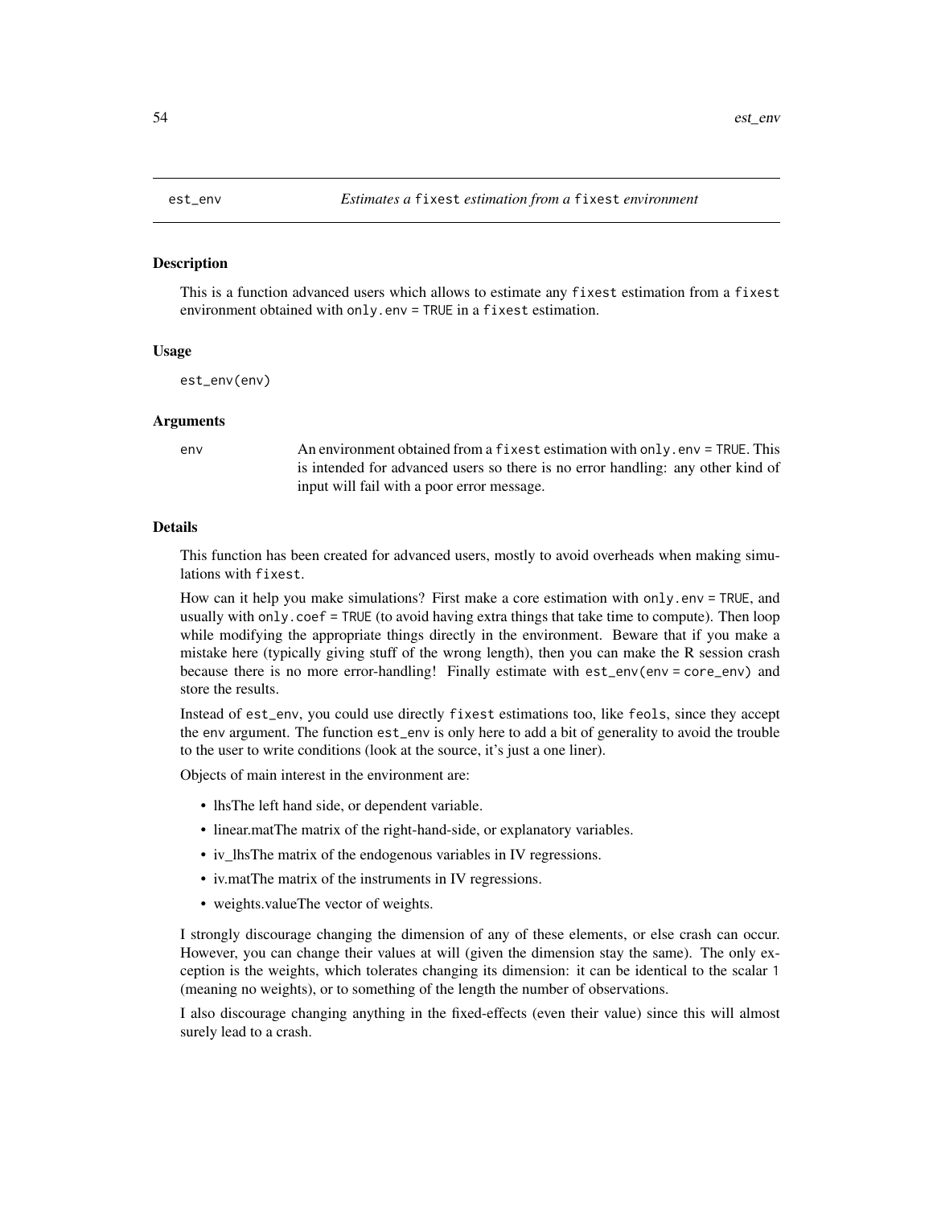est_env *Estimates a* `fixest` *estimation from a* `fixest` *environment*

## Description

This is a function advanced users which allows to estimate any `fixest` estimation from a `fixest` environment obtained with `only.env = TRUE` in a `fixest` estimation.

## Usage

```
est_env(env)
```

## Arguments

`env` An environment obtained from a `fixest` estimation with `only.env = TRUE`. This is intended for advanced users so there is no error handling: any other kind of input will fail with a poor error message.

## Details

This function has been created for advanced users, mostly to avoid overheads when making simulations with `fixest`.

How can it help you make simulations? First make a core estimation with `only.env = TRUE`, and usually with `only.coef = TRUE` (to avoid having extra things that take time to compute). Then loop while modifying the appropriate things directly in the environment. Beware that if you make a mistake here (typically giving stuff of the wrong length), then you can make the R session crash because there is no more error-handling! Finally estimate with `est_env(env = core_env)` and store the results.

Instead of `est_env`, you could use directly `fixest` estimations too, like `feols`, since they accept the `env` argument. The function `est_env` is only here to add a bit of generality to avoid the trouble to the user to write conditions (look at the source, it's just a one liner).

Objects of main interest in the environment are:

- lhsThe left hand side, or dependent variable.
- linear.matThe matrix of the right-hand-side, or explanatory variables.
- iv_lhsThe matrix of the endogenous variables in IV regressions.
- iv.matThe matrix of the instruments in IV regressions.
- weights.valueThe vector of weights.

I strongly discourage changing the dimension of any of these elements, or else crash can occur. However, you can change their values at will (given the dimension stay the same). The only exception is the weights, which tolerates changing its dimension: it can be identical to the scalar `1` (meaning no weights), or to something of the length the number of observations.

I also discourage changing anything in the fixed-effects (even their value) since this will almost surely lead to a crash.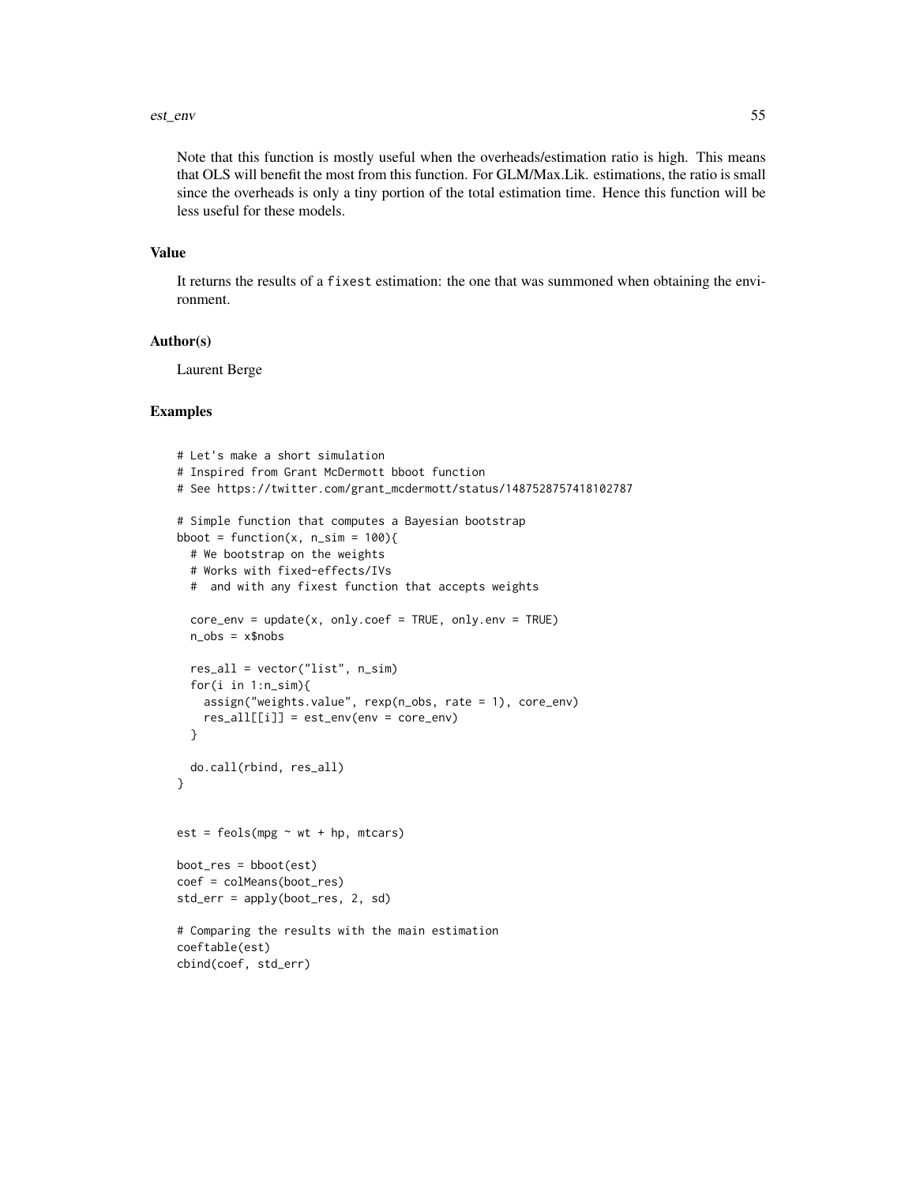Note that this function is mostly useful when the overheads/estimation ratio is high. This means that OLS will benefit the most from this function. For GLM/Max.Lik. estimations, the ratio is small since the overheads is only a tiny portion of the total estimation time. Hence this function will be less useful for these models.

## Value

It returns the results of a `fixest` estimation: the one that was summoned when obtaining the environment.

## Author(s)

Laurent Berge

## Examples

```
# Let's make a short simulation
# Inspired from Grant McDermott bboot function
# See https://twitter.com/grant_mcdermott/status/1487528757418102787

# Simple function that computes a Bayesian bootstrap
bboot = function(x, n_sim = 100){
  # We bootstrap on the weights
  # Works with fixed-effects/IVs
  #  and with any fixest function that accepts weights

  core_env = update(x, only.coef = TRUE, only.env = TRUE)
  n_obs = x$nobs

  res_all = vector("list", n_sim)
  for(i in 1:n_sim){
    assign("weights.value", rexp(n_obs, rate = 1), core_env)
    res_all[[i]] = est_env(env = core_env)
  }

  do.call(rbind, res_all)
}


est = feols(mpg ~ wt + hp, mtcars)

boot_res = bboot(est)
coef = colMeans(boot_res)
std_err = apply(boot_res, 2, sd)

# Comparing the results with the main estimation
coeftable(est)
cbind(coef, std_err)
```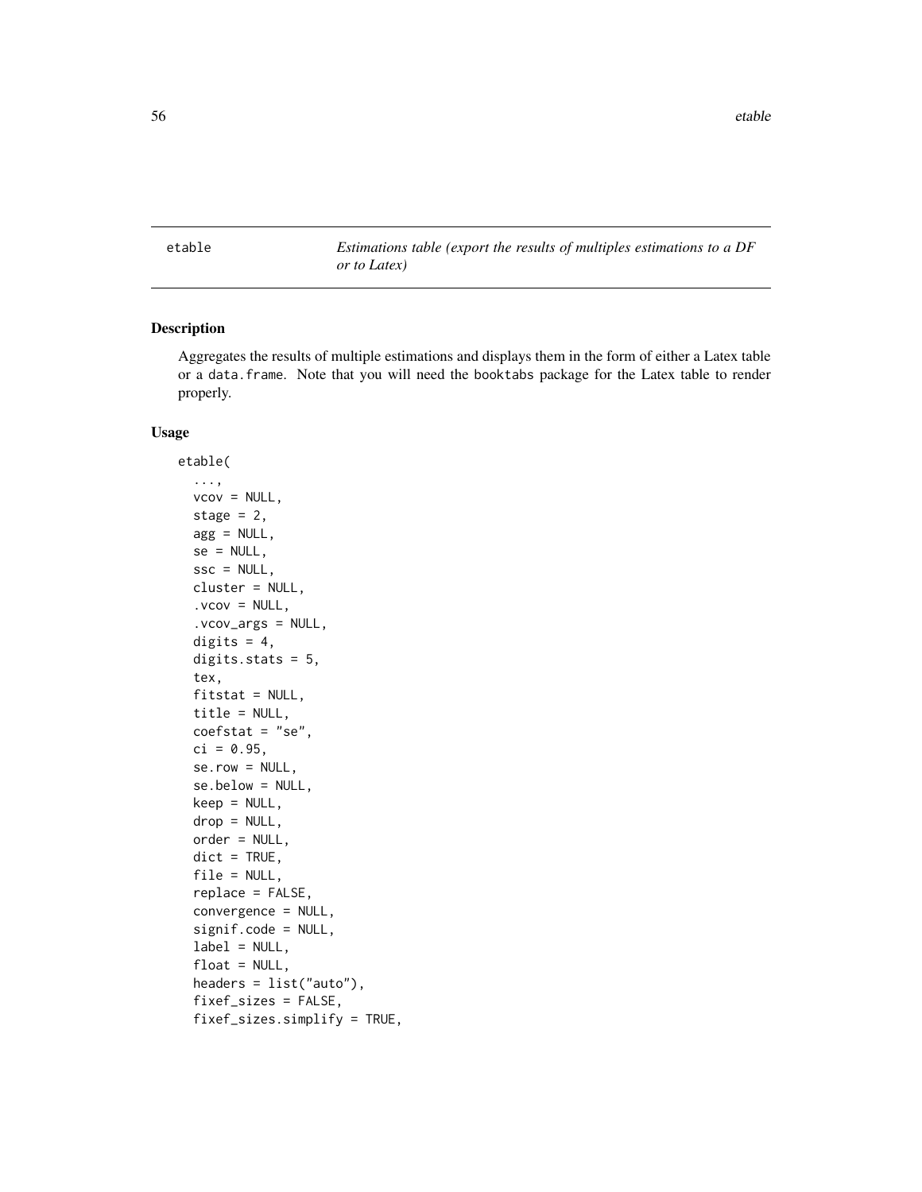etable *Estimations table (export the results of multiples estimations to a DF or to Latex)*

## Description

Aggregates the results of multiple estimations and displays them in the form of either a Latex table or a data.frame. Note that you will need the booktabs package for the Latex table to render properly.

## Usage

```
etable(
  ...,
  vcov = NULL,
  stage = 2,
  agg = NULL,
  se = NULL,
  ssc = NULL,
  cluster = NULL,
  .vcov = NULL,
  .vcov_args = NULL,
  digits = 4,
  digits.stats = 5,
  tex,
  fitstat = NULL,
  title = NULL,
  coefstat = "se",
  ci = 0.95,
  se.row = NULL,
  se.below = NULL,
  keep = NULL,
  drop = NULL,
  order = NULL,
  dict = TRUE,
  file = NULL,
  replace = FALSE,
  convergence = NULL,
  signif.code = NULL,
  label = NULL,
  float = NULL,
  headers = list("auto"),
  fixef_sizes = FALSE,
  fixef_sizes.simplify = TRUE,
```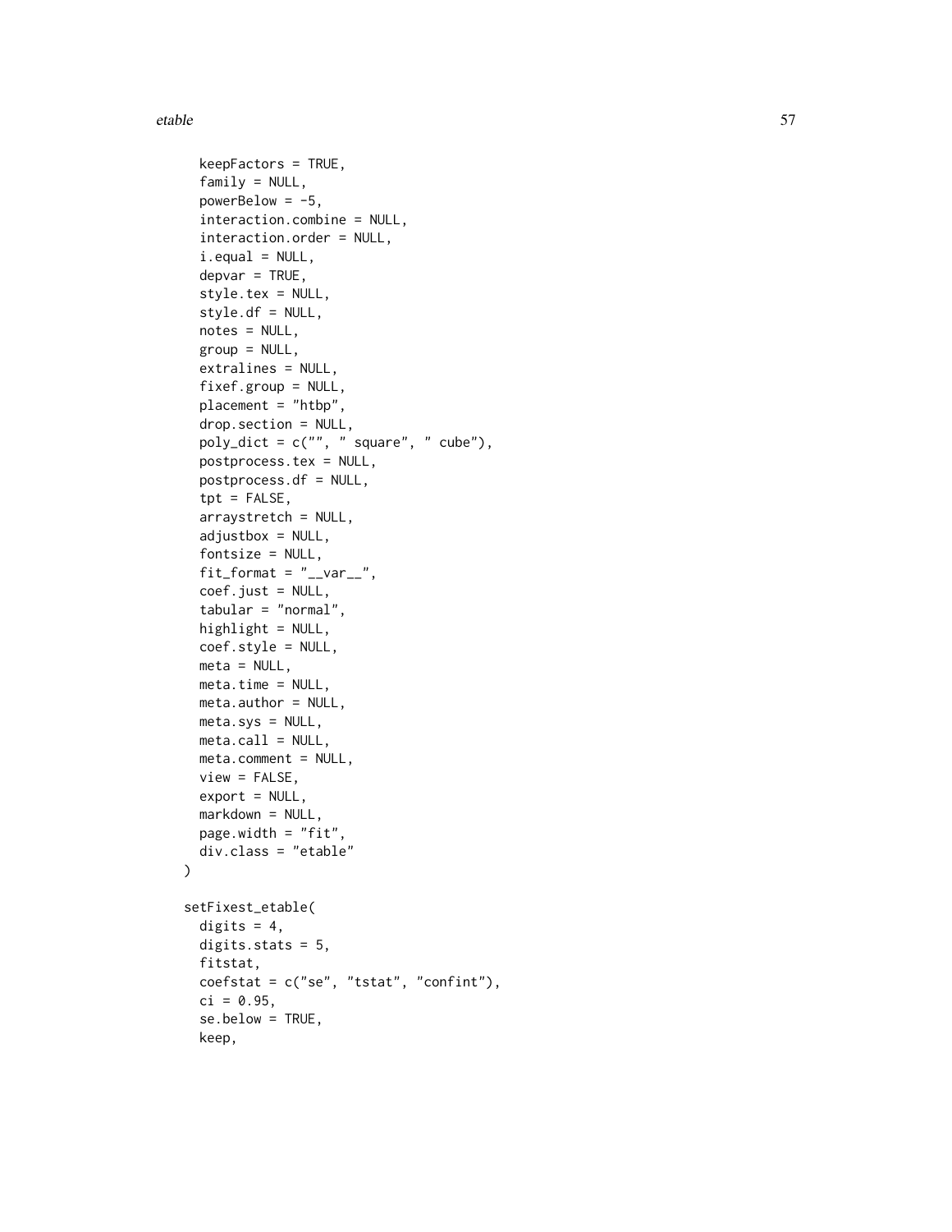```
  keepFactors = TRUE,
  family = NULL,
  powerBelow = -5,
  interaction.combine = NULL,
  interaction.order = NULL,
  i.equal = NULL,
  depvar = TRUE,
  style.tex = NULL,
  style.df = NULL,
  notes = NULL,
  group = NULL,
  extralines = NULL,
  fixef.group = NULL,
  placement = "htbp",
  drop.section = NULL,
  poly_dict = c("", " square", " cube"),
  postprocess.tex = NULL,
  postprocess.df = NULL,
  tpt = FALSE,
  arraystretch = NULL,
  adjustbox = NULL,
  fontsize = NULL,
  fit_format = "__var__",
  coef.just = NULL,
  tabular = "normal",
  highlight = NULL,
  coef.style = NULL,
  meta = NULL,
  meta.time = NULL,
  meta.author = NULL,
  meta.sys = NULL,
  meta.call = NULL,
  meta.comment = NULL,
  view = FALSE,
  export = NULL,
  markdown = NULL,
  page.width = "fit",
  div.class = "etable"
)

setFixest_etable(
  digits = 4,
  digits.stats = 5,
  fitstat,
  coefstat = c("se", "tstat", "confint"),
  ci = 0.95,
  se.below = TRUE,
  keep,
```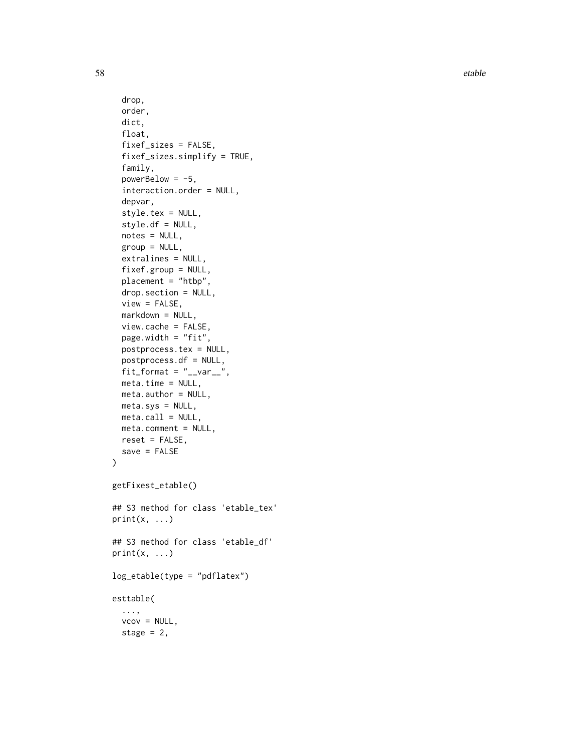```
  drop,
  order,
  dict,
  float,
  fixef_sizes = FALSE,
  fixef_sizes.simplify = TRUE,
  family,
  powerBelow = -5,
  interaction.order = NULL,
  depvar,
  style.tex = NULL,
  style.df = NULL,
  notes = NULL,
  group = NULL,
  extralines = NULL,
  fixef.group = NULL,
  placement = "htbp",
  drop.section = NULL,
  view = FALSE,
  markdown = NULL,
  view.cache = FALSE,
  page.width = "fit",
  postprocess.tex = NULL,
  postprocess.df = NULL,
  fit_format = "__var__",
  meta.time = NULL,
  meta.author = NULL,
  meta.sys = NULL,
  meta.call = NULL,
  meta.comment = NULL,
  reset = FALSE,
  save = FALSE
)

getFixest_etable()

## S3 method for class 'etable_tex'
print(x, ...)

## S3 method for class 'etable_df'
print(x, ...)

log_etable(type = "pdflatex")

esttable(
  ...,
  vcov = NULL,
  stage = 2,
```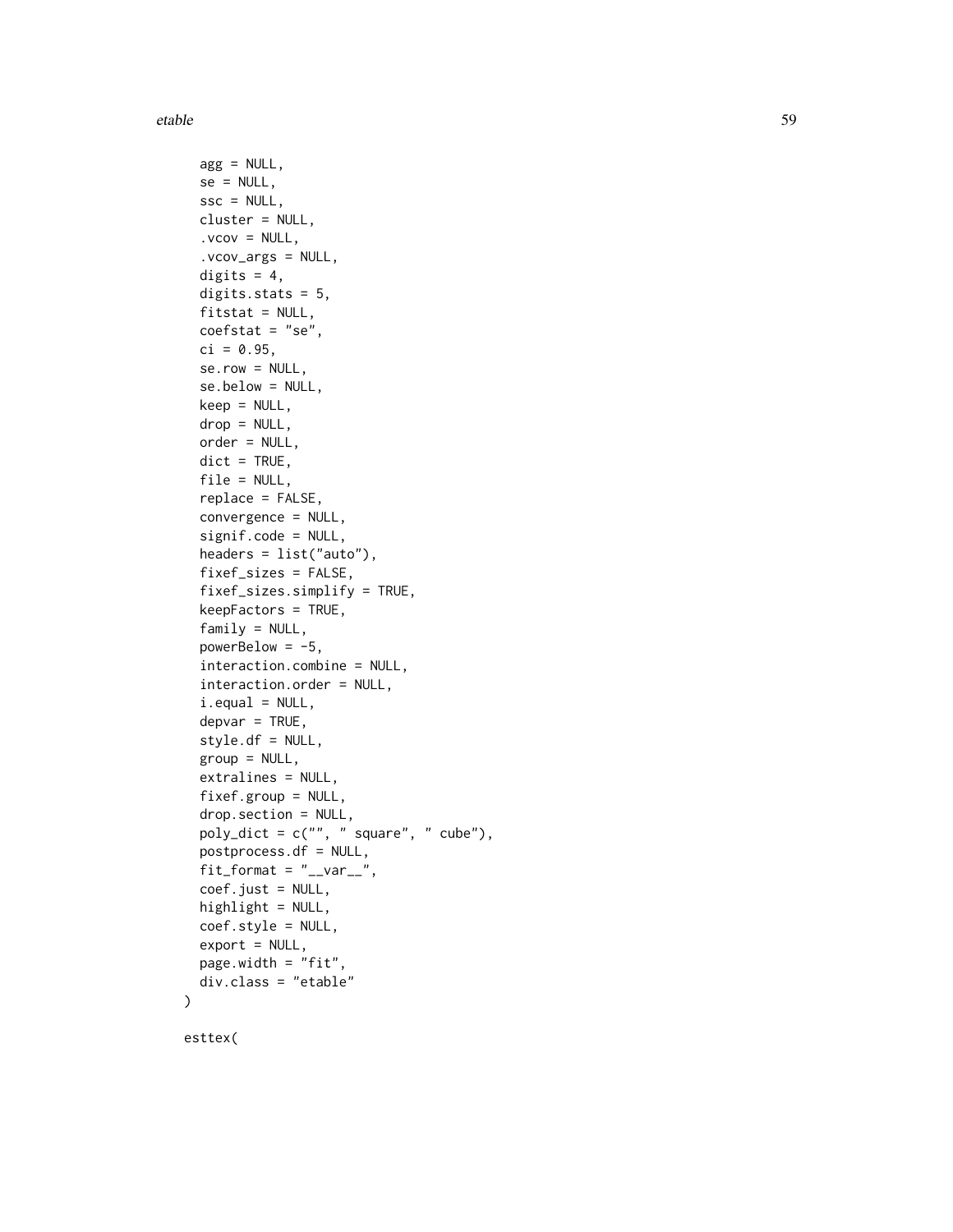```
  agg = NULL,
  se = NULL,
  ssc = NULL,
  cluster = NULL,
  .vcov = NULL,
  .vcov_args = NULL,
  digits = 4,
  digits.stats = 5,
  fitstat = NULL,
  coefstat = "se",
  ci = 0.95,
  se.row = NULL,
  se.below = NULL,
  keep = NULL,
  drop = NULL,
  order = NULL,
  dict = TRUE,
  file = NULL,
  replace = FALSE,
  convergence = NULL,
  signif.code = NULL,
  headers = list("auto"),
  fixef_sizes = FALSE,
  fixef_sizes.simplify = TRUE,
  keepFactors = TRUE,
  family = NULL,
  powerBelow = -5,
  interaction.combine = NULL,
  interaction.order = NULL,
  i.equal = NULL,
  depvar = TRUE,
  style.df = NULL,
  group = NULL,
  extralines = NULL,
  fixef.group = NULL,
  drop.section = NULL,
  poly_dict = c("", " square", " cube"),
  postprocess.df = NULL,
  fit_format = "__var__",
  coef.just = NULL,
  highlight = NULL,
  coef.style = NULL,
  export = NULL,
  page.width = "fit",
  div.class = "etable"
)

esttex(
```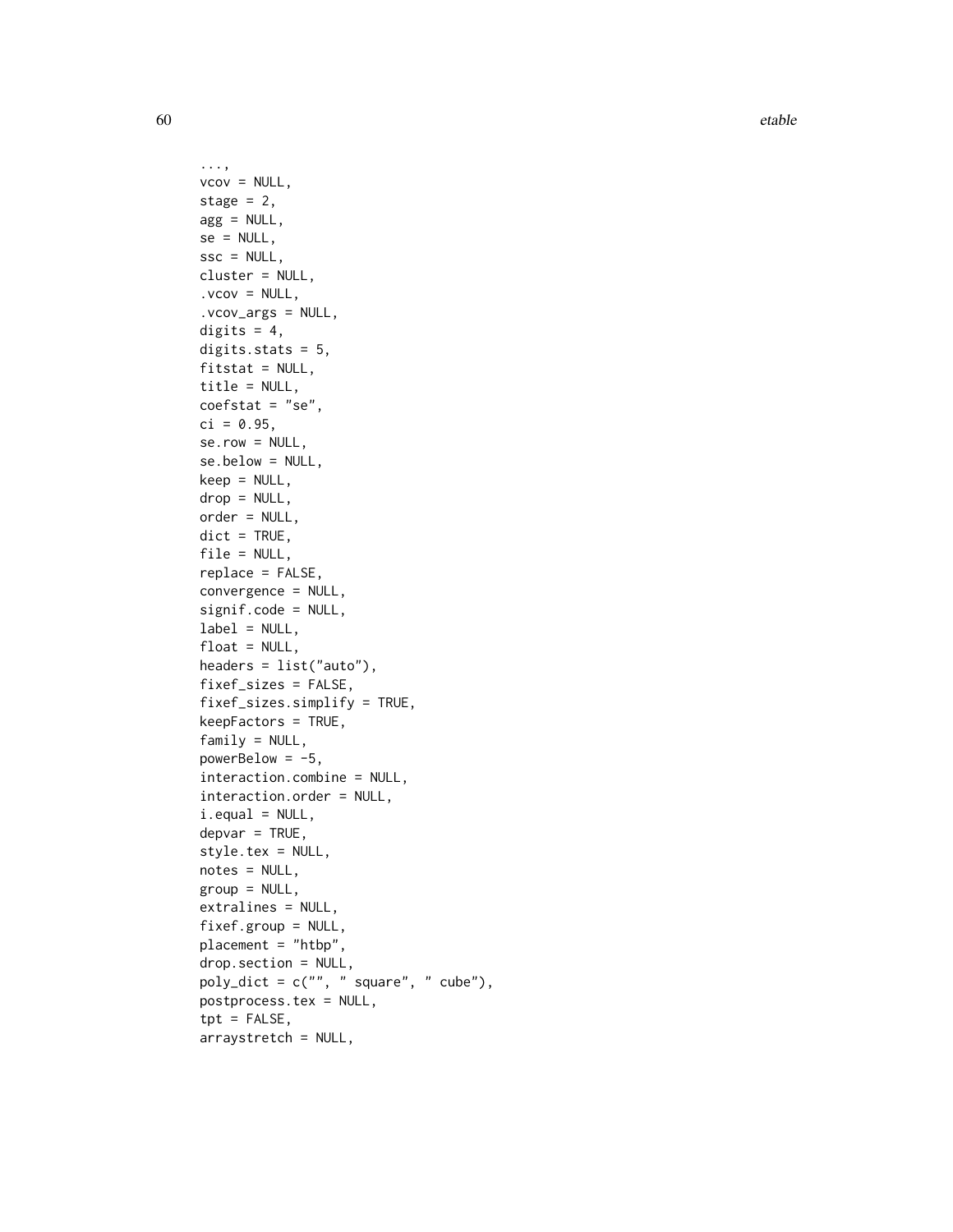```
  ...,
  vcov = NULL,
  stage = 2,
  agg = NULL,
  se = NULL,
  ssc = NULL,
  cluster = NULL,
  .vcov = NULL,
  .vcov_args = NULL,
  digits = 4,
  digits.stats = 5,
  fitstat = NULL,
  title = NULL,
  coefstat = "se",
  ci = 0.95,
  se.row = NULL,
  se.below = NULL,
  keep = NULL,
  drop = NULL,
  order = NULL,
  dict = TRUE,
  file = NULL,
  replace = FALSE,
  convergence = NULL,
  signif.code = NULL,
  label = NULL,
  float = NULL,
  headers = list("auto"),
  fixef_sizes = FALSE,
  fixef_sizes.simplify = TRUE,
  keepFactors = TRUE,
  family = NULL,
  powerBelow = -5,
  interaction.combine = NULL,
  interaction.order = NULL,
  i.equal = NULL,
  depvar = TRUE,
  style.tex = NULL,
  notes = NULL,
  group = NULL,
  extralines = NULL,
  fixef.group = NULL,
  placement = "htbp",
  drop.section = NULL,
  poly_dict = c("", " square", " cube"),
  postprocess.tex = NULL,
  tpt = FALSE,
  arraystretch = NULL,
```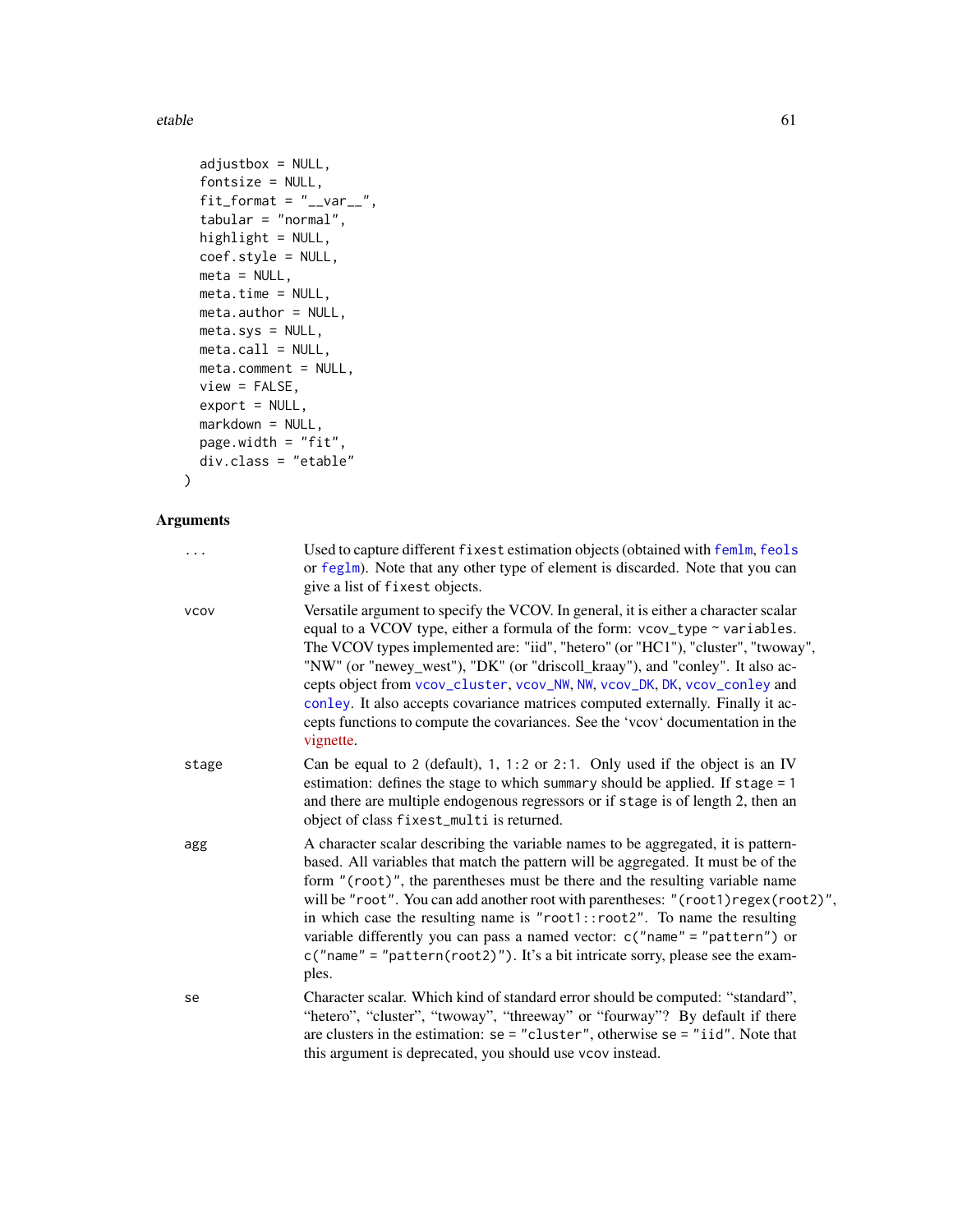```
  adjustbox = NULL,
  fontsize = NULL,
  fit_format = "__var__",
  tabular = "normal",
  highlight = NULL,
  coef.style = NULL,
  meta = NULL,
  meta.time = NULL,
  meta.author = NULL,
  meta.sys = NULL,
  meta.call = NULL,
  meta.comment = NULL,
  view = FALSE,
  export = NULL,
  markdown = NULL,
  page.width = "fit",
  div.class = "etable"
)
```

## Arguments

**...** Used to capture different `fixest` estimation objects (obtained with `femlm`, `feols` or `feglm`). Note that any other type of element is discarded. Note that you can give a list of `fixest` objects.

**vcov** Versatile argument to specify the VCOV. In general, it is either a character scalar equal to a VCOV type, either a formula of the form: `vcov_type ~ variables`. The VCOV types implemented are: "iid", "hetero" (or "HC1"), "cluster", "twoway", "NW" (or "newey_west"), "DK" (or "driscoll_kraay"), and "conley". It also accepts object from `vcov_cluster`, `vcov_NW`, `NW`, `vcov_DK`, `DK`, `vcov_conley` and `conley`. It also accepts covariance matrices computed externally. Finally it accepts functions to compute the covariances. See the 'vcov' documentation in the vignette.

**stage** Can be equal to `2` (default), `1`, `1:2` or `2:1`. Only used if the object is an IV estimation: defines the stage to which `summary` should be applied. If `stage = 1` and there are multiple endogenous regressors or if `stage` is of length 2, then an object of class `fixest_multi` is returned.

**agg** A character scalar describing the variable names to be aggregated, it is pattern-based. All variables that match the pattern will be aggregated. It must be of the form `"(root)"`, the parentheses must be there and the resulting variable name will be `"root"`. You can add another root with parentheses: `"(root1)regex(root2)"`, in which case the resulting name is `"root1::root2"`. To name the resulting variable differently you can pass a named vector: `c("name" = "pattern")` or `c("name" = "pattern(root2)")`. It's a bit intricate sorry, please see the examples.

**se** Character scalar. Which kind of standard error should be computed: "standard", "hetero", "cluster", "twoway", "threeway" or "fourway"? By default if there are clusters in the estimation: `se = "cluster"`, otherwise `se = "iid"`. Note that this argument is deprecated, you should use `vcov` instead.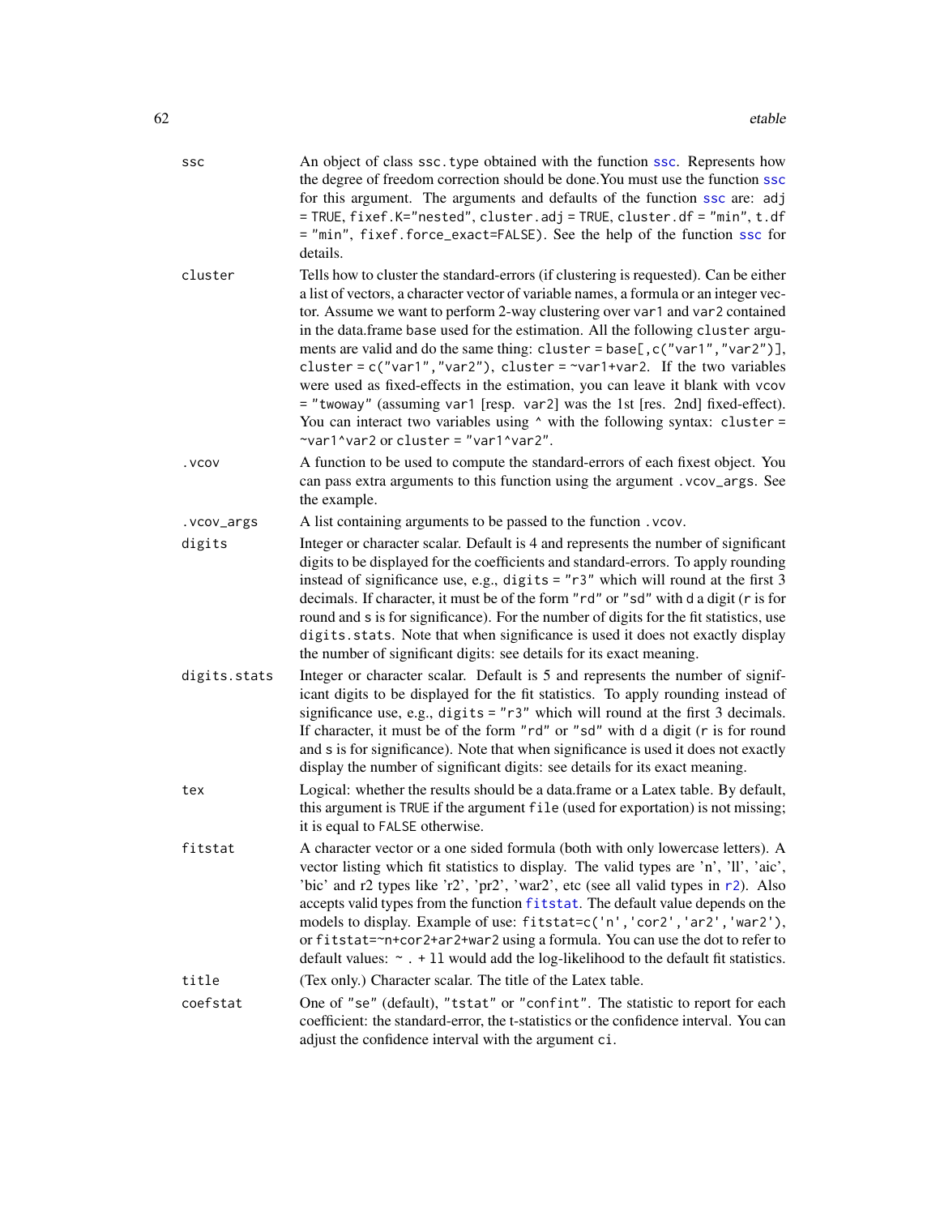**ssc** — An object of class `ssc.type` obtained with the function `ssc`. Represents how the degree of freedom correction should be done.You must use the function `ssc` for this argument. The arguments and defaults of the function `ssc` are: `adj = TRUE`, `fixef.K="nested"`, `cluster.adj = TRUE`, `cluster.df = "min"`, `t.df = "min"`, `fixef.force_exact=FALSE`). See the help of the function `ssc` for details.

**cluster** — Tells how to cluster the standard-errors (if clustering is requested). Can be either a list of vectors, a character vector of variable names, a formula or an integer vector. Assume we want to perform 2-way clustering over `var1` and `var2` contained in the data.frame `base` used for the estimation. All the following `cluster` arguments are valid and do the same thing: `cluster = base[,c("var1","var2")]`, `cluster = c("var1","var2")`, `cluster = ~var1+var2`. If the two variables were used as fixed-effects in the estimation, you can leave it blank with `vcov = "twoway"` (assuming `var1` [resp. `var2`] was the 1st [res. 2nd] fixed-effect). You can interact two variables using `^` with the following syntax: `cluster = ~var1^var2` or `cluster = "var1^var2"`.

**.vcov** — A function to be used to compute the standard-errors of each fixest object. You can pass extra arguments to this function using the argument `.vcov_args`. See the example.

**.vcov_args** — A list containing arguments to be passed to the function `.vcov`.

**digits** — Integer or character scalar. Default is 4 and represents the number of significant digits to be displayed for the coefficients and standard-errors. To apply rounding instead of significance use, e.g., `digits = "r3"` which will round at the first 3 decimals. If character, it must be of the form `"rd"` or `"sd"` with `d` a digit (`r` is for round and `s` is for significance). For the number of digits for the fit statistics, use `digits.stats`. Note that when significance is used it does not exactly display the number of significant digits: see details for its exact meaning.

**digits.stats** — Integer or character scalar. Default is 5 and represents the number of significant digits to be displayed for the fit statistics. To apply rounding instead of significance use, e.g., `digits = "r3"` which will round at the first 3 decimals. If character, it must be of the form `"rd"` or `"sd"` with `d` a digit (`r` is for round and `s` is for significance). Note that when significance is used it does not exactly display the number of significant digits: see details for its exact meaning.

**tex** — Logical: whether the results should be a data.frame or a Latex table. By default, this argument is `TRUE` if the argument `file` (used for exportation) is not missing; it is equal to `FALSE` otherwise.

**fitstat** — A character vector or a one sided formula (both with only lowercase letters). A vector listing which fit statistics to display. The valid types are 'n', 'll', 'aic', 'bic' and r2 types like 'r2', 'pr2', 'war2', etc (see all valid types in `r2`). Also accepts valid types from the function `fitstat`. The default value depends on the models to display. Example of use: `fitstat=c('n','cor2','ar2','war2')`, or `fitstat=~n+cor2+ar2+war2` using a formula. You can use the dot to refer to default values: `~ . + ll` would add the log-likelihood to the default fit statistics.

**title** — (Tex only.) Character scalar. The title of the Latex table.

**coefstat** — One of `"se"` (default), `"tstat"` or `"confint"`. The statistic to report for each coefficient: the standard-error, the t-statistics or the confidence interval. You can adjust the confidence interval with the argument `ci`.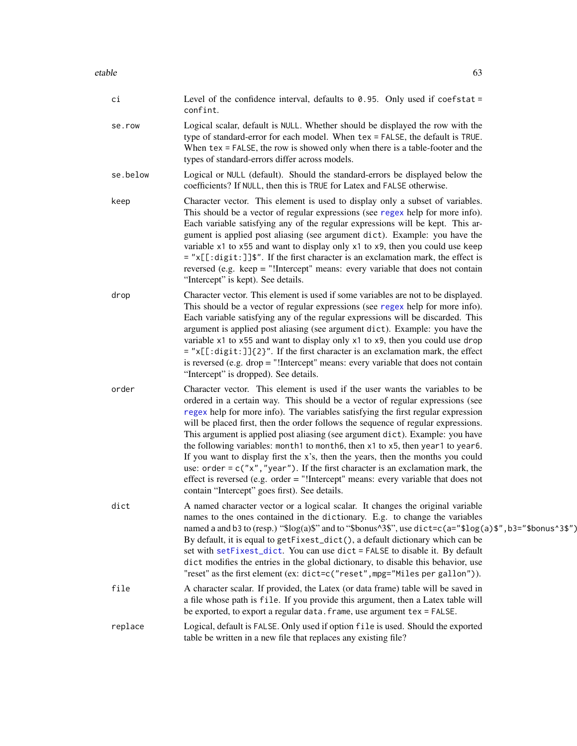**ci**
: Level of the confidence interval, defaults to `0.95`. Only used if `coefstat = confint`.

**se.row**
: Logical scalar, default is `NULL`. Whether should be displayed the row with the type of standard-error for each model. When `tex = FALSE`, the default is `TRUE`. When `tex = FALSE`, the row is showed only when there is a table-footer and the types of standard-errors differ across models.

**se.below**
: Logical or `NULL` (default). Should the standard-errors be displayed below the coefficients? If `NULL`, then this is `TRUE` for Latex and `FALSE` otherwise.

**keep**
: Character vector. This element is used to display only a subset of variables. This should be a vector of regular expressions (see `regex` help for more info). Each variable satisfying any of the regular expressions will be kept. This argument is applied post aliasing (see argument `dict`). Example: you have the variable `x1` to `x55` and want to display only `x1` to `x9`, then you could use `keep = "x[[:digit:]]$"`. If the first character is an exclamation mark, the effect is reversed (e.g. keep = "!Intercept" means: every variable that does not contain "Intercept" is kept). See details.

**drop**
: Character vector. This element is used if some variables are not to be displayed. This should be a vector of regular expressions (see `regex` help for more info). Each variable satisfying any of the regular expressions will be discarded. This argument is applied post aliasing (see argument `dict`). Example: you have the variable `x1` to `x55` and want to display only `x1` to `x9`, then you could use `drop = "x[[:digit:]]{2}"`. If the first character is an exclamation mark, the effect is reversed (e.g. drop = "!Intercept" means: every variable that does not contain "Intercept" is dropped). See details.

**order**
: Character vector. This element is used if the user wants the variables to be ordered in a certain way. This should be a vector of regular expressions (see `regex` help for more info). The variables satisfying the first regular expression will be placed first, then the order follows the sequence of regular expressions. This argument is applied post aliasing (see argument `dict`). Example: you have the following variables: `month1` to `month6`, then `x1` to `x5`, then `year1` to `year6`. If you want to display first the x's, then the years, then the months you could use: `order = c("x","year")`. If the first character is an exclamation mark, the effect is reversed (e.g. order = "!Intercept" means: every variable that does not contain "Intercept" goes first). See details.

**dict**
: A named character vector or a logical scalar. It changes the original variable names to the ones contained in the `dict`ionary. E.g. to change the variables named `a` and `b3` to (resp.) "$log(a)$" and to "$bonus^3$", use `dict=c(a="$log(a)$",b3="$bonus^3$")`. By default, it is equal to `getFixest_dict()`, a default dictionary which can be set with `setFixest_dict`. You can use `dict = FALSE` to disable it. By default `dict` modifies the entries in the global dictionary, to disable this behavior, use "reset" as the first element (ex: `dict=c("reset",mpg="Miles per gallon")`).

**file**
: A character scalar. If provided, the Latex (or data frame) table will be saved in a file whose path is `file`. If you provide this argument, then a Latex table will be exported, to export a regular `data.frame`, use argument `tex = FALSE`.

**replace**
: Logical, default is `FALSE`. Only used if option `file` is used. Should the exported table be written in a new file that replaces any existing file?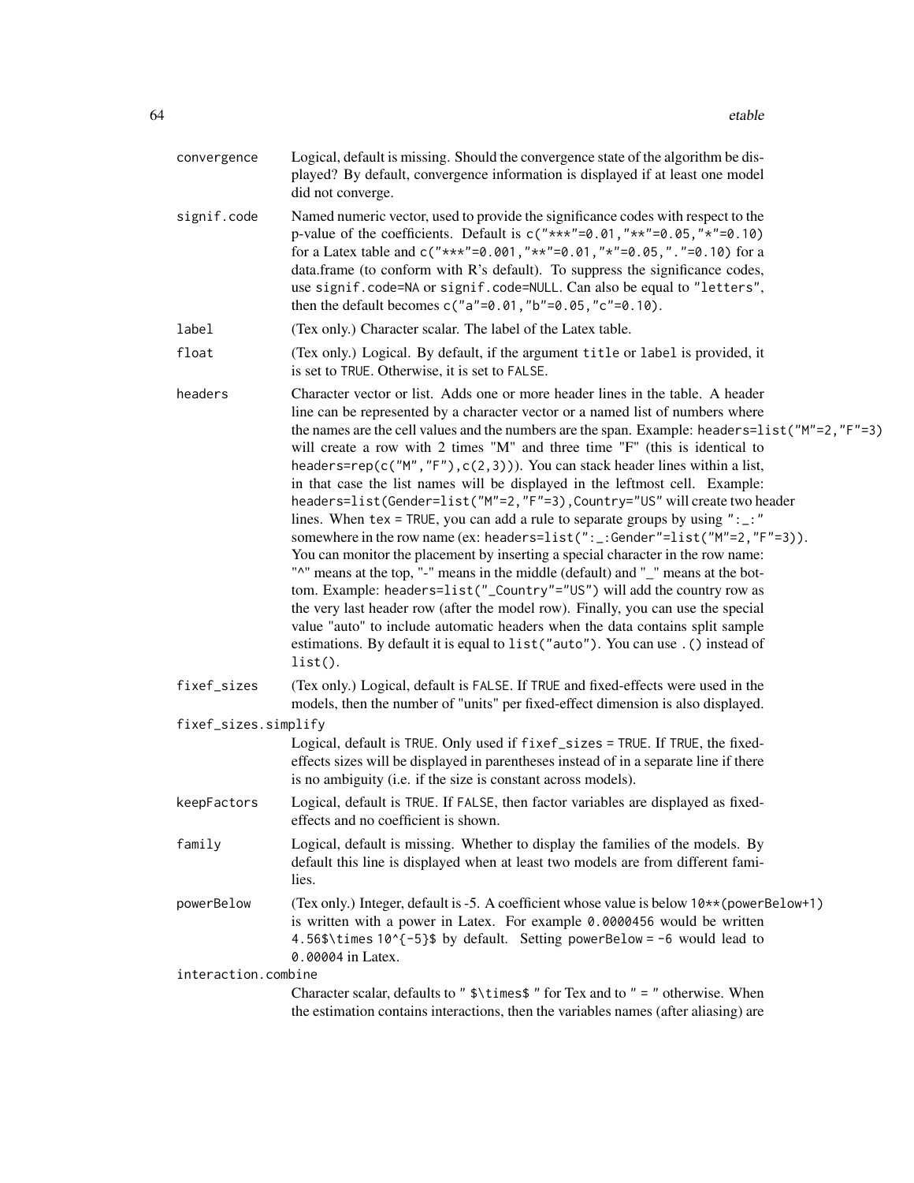**convergence**
: Logical, default is missing. Should the convergence state of the algorithm be displayed? By default, convergence information is displayed if at least one model did not converge.

**signif.code**
: Named numeric vector, used to provide the significance codes with respect to the p-value of the coefficients. Default is `c("***"=0.01,"**"=0.05,"*"=0.10)` for a Latex table and `c("***"=0.001,"**"=0.01,"*"=0.05,"."=0.10)` for a data.frame (to conform with R's default). To suppress the significance codes, use `signif.code=NA` or `signif.code=NULL`. Can also be equal to `"letters"`, then the default becomes `c("a"=0.01,"b"=0.05,"c"=0.10)`.

**label**
: (Tex only.) Character scalar. The label of the Latex table.

**float**
: (Tex only.) Logical. By default, if the argument `title` or `label` is provided, it is set to `TRUE`. Otherwise, it is set to `FALSE`.

**headers**
: Character vector or list. Adds one or more header lines in the table. A header line can be represented by a character vector or a named list of numbers where the names are the cell values and the numbers are the span. Example: `headers=list("M"=2,"F"=3)` will create a row with 2 times "M" and three time "F" (this is identical to `headers=rep(c("M","F"),c(2,3))`). You can stack header lines within a list, in that case the list names will be displayed in the leftmost cell. Example: `headers=list(Gender=list("M"=2,"F"=3),Country="US"` will create two header lines. When `tex = TRUE`, you can add a rule to separate groups by using `":_:"` somewhere in the row name (ex: `headers=list(":_:Gender"=list("M"=2,"F"=3))`. You can monitor the placement by inserting a special character in the row name: "^" means at the top, "-" means in the middle (default) and "_" means at the bottom. Example: `headers=list("_Country"="US")` will add the country row as the very last header row (after the model row). Finally, you can use the special value "auto" to include automatic headers when the data contains split sample estimations. By default it is equal to `list("auto")`. You can use `.()` instead of `list()`.

**fixef_sizes**
: (Tex only.) Logical, default is `FALSE`. If `TRUE` and fixed-effects were used in the models, then the number of "units" per fixed-effect dimension is also displayed.

**fixef_sizes.simplify**
: Logical, default is `TRUE`. Only used if `fixef_sizes = TRUE`. If `TRUE`, the fixed-effects sizes will be displayed in parentheses instead of in a separate line if there is no ambiguity (i.e. if the size is constant across models).

**keepFactors**
: Logical, default is `TRUE`. If `FALSE`, then factor variables are displayed as fixed-effects and no coefficient is shown.

**family**
: Logical, default is missing. Whether to display the families of the models. By default this line is displayed when at least two models are from different families.

**powerBelow**
: (Tex only.) Integer, default is -5. A coefficient whose value is below `10**(powerBelow+1)` is written with a power in Latex. For example `0.0000456` would be written `4.56$\times 10^{-5}$` by default. Setting `powerBelow = -6` would lead to `0.00004` in Latex.

**interaction.combine**
: Character scalar, defaults to `" $\times$ "` for Tex and to `" = "` otherwise. When the estimation contains interactions, then the variables names (after aliasing) are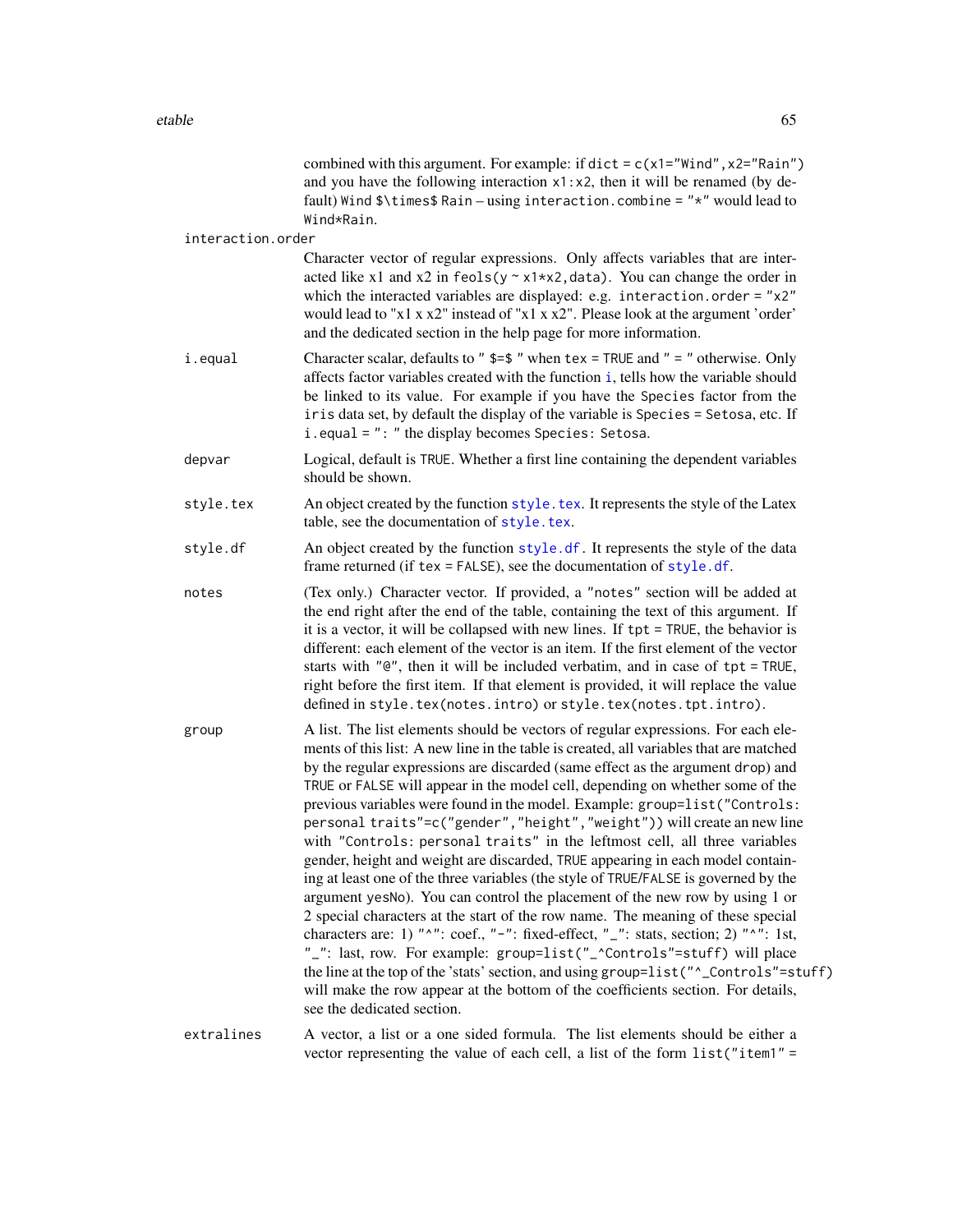combined with this argument. For example: if `dict = c(x1="Wind",x2="Rain")` and you have the following interaction `x1:x2`, then it will be renamed (by default) `Wind $\times$ Rain` – using `interaction.combine = "*"` would lead to `Wind*Rain`.

**interaction.order**

Character vector of regular expressions. Only affects variables that are interacted like x1 and x2 in `feols(y ~ x1*x2,data)`. You can change the order in which the interacted variables are displayed: e.g. `interaction.order = "x2"` would lead to "x1 x x2" instead of "x1 x x2". Please look at the argument 'order' and the dedicated section in the help page for more information.

**i.equal**

Character scalar, defaults to `" $=$ "` when `tex = TRUE` and `" = "` otherwise. Only affects factor variables created with the function `i`, tells how the variable should be linked to its value. For example if you have the `Species` factor from the `iris` data set, by default the display of the variable is `Species = Setosa`, etc. If `i.equal = ": "` the display becomes `Species: Setosa`.

**depvar**

Logical, default is `TRUE`. Whether a first line containing the dependent variables should be shown.

**style.tex**

An object created by the function `style.tex`. It represents the style of the Latex table, see the documentation of `style.tex`.

**style.df**

An object created by the function `style.df`. It represents the style of the data frame returned (if `tex = FALSE`), see the documentation of `style.df`.

**notes**

(Tex only.) Character vector. If provided, a `"notes"` section will be added at the end right after the end of the table, containing the text of this argument. If it is a vector, it will be collapsed with new lines. If `tpt = TRUE`, the behavior is different: each element of the vector is an item. If the first element of the vector starts with `"@"`, then it will be included verbatim, and in case of `tpt = TRUE`, right before the first item. If that element is provided, it will replace the value defined in `style.tex(notes.intro)` or `style.tex(notes.tpt.intro)`.

**group**

A list. The list elements should be vectors of regular expressions. For each elements of this list: A new line in the table is created, all variables that are matched by the regular expressions are discarded (same effect as the argument `drop`) and `TRUE` or `FALSE` will appear in the model cell, depending on whether some of the previous variables were found in the model. Example: `group=list("Controls: personal traits"=c("gender","height","weight"))` will create an new line with `"Controls: personal traits"` in the leftmost cell, all three variables gender, height and weight are discarded, `TRUE` appearing in each model containing at least one of the three variables (the style of `TRUE`/`FALSE` is governed by the argument `yesNo`). You can control the placement of the new row by using 1 or 2 special characters at the start of the row name. The meaning of these special characters are: 1) `"^"`: coef., `"-"`: fixed-effect, `"_"`: stats, section; 2) `"^"`: 1st, `"_"`: last, row. For example: `group=list("_^Controls"=stuff)` will place the line at the top of the 'stats' section, and using `group=list("^_Controls"=stuff)` will make the row appear at the bottom of the coefficients section. For details, see the dedicated section.

**extralines**

A vector, a list or a one sided formula. The list elements should be either a vector representing the value of each cell, a list of the form `list("item1" =`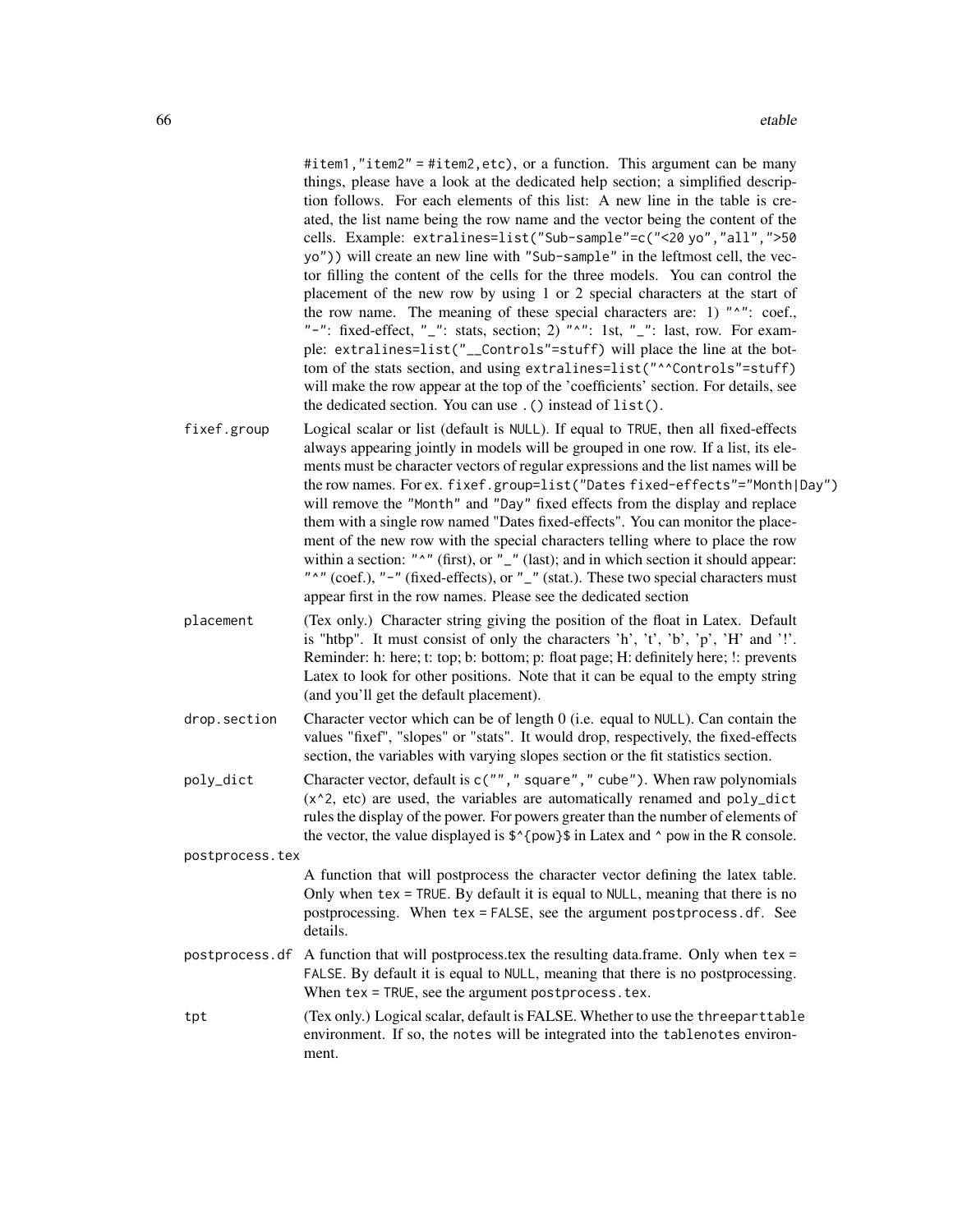#item1,"item2" = #item2,etc), or a function. This argument can be many things, please have a look at the dedicated help section; a simplified description follows. For each elements of this list: A new line in the table is created, the list name being the row name and the vector being the content of the cells. Example: `extralines=list("Sub-sample"=c("<20 yo","all",">50 yo"))` will create an new line with `"Sub-sample"` in the leftmost cell, the vector filling the content of the cells for the three models. You can control the placement of the new row by using 1 or 2 special characters at the start of the row name. The meaning of these special characters are: 1) `"^"`: coef., `"-"`: fixed-effect, `"_"`: stats, section; 2) `"^"`: 1st, `"_"`: last, row. For example: `extralines=list("__Controls"=stuff)` will place the line at the bottom of the stats section, and using `extralines=list("^^Controls"=stuff)` will make the row appear at the top of the 'coefficients' section. For details, see the dedicated section. You can use `.()` instead of `list()`.

**fixef.group** Logical scalar or list (default is `NULL`). If equal to `TRUE`, then all fixed-effects always appearing jointly in models will be grouped in one row. If a list, its elements must be character vectors of regular expressions and the list names will be the row names. For ex. `fixef.group=list("Dates fixed-effects"="Month|Day")` will remove the `"Month"` and `"Day"` fixed effects from the display and replace them with a single row named "Dates fixed-effects". You can monitor the placement of the new row with the special characters telling where to place the row within a section: `"^"` (first), or `"_"` (last); and in which section it should appear: `"^"` (coef.), `"-"` (fixed-effects), or `"_"` (stat.). These two special characters must appear first in the row names. Please see the dedicated section

**placement** (Tex only.) Character string giving the position of the float in Latex. Default is "htbp". It must consist of only the characters 'h', 't', 'b', 'p', 'H' and '!'. Reminder: h: here; t: top; b: bottom; p: float page; H: definitely here; !: prevents Latex to look for other positions. Note that it can be equal to the empty string (and you'll get the default placement).

**drop.section** Character vector which can be of length 0 (i.e. equal to `NULL`). Can contain the values "fixef", "slopes" or "stats". It would drop, respectively, the fixed-effects section, the variables with varying slopes section or the fit statistics section.

**poly_dict** Character vector, default is `c(""," square"," cube")`. When raw polynomials (`x^2`, etc) are used, the variables are automatically renamed and `poly_dict` rules the display of the power. For powers greater than the number of elements of the vector, the value displayed is `$^{pow}$` in Latex and `^ pow` in the R console.

**postprocess.tex** A function that will postprocess the character vector defining the latex table. Only when `tex = TRUE`. By default it is equal to `NULL`, meaning that there is no postprocessing. When `tex = FALSE`, see the argument `postprocess.df`. See details.

**postprocess.df** A function that will postprocess.tex the resulting data.frame. Only when `tex = FALSE`. By default it is equal to `NULL`, meaning that there is no postprocessing. When `tex = TRUE`, see the argument `postprocess.tex`.

**tpt** (Tex only.) Logical scalar, default is FALSE. Whether to use the `threeparttable` environment. If so, the `notes` will be integrated into the `tablenotes` environment.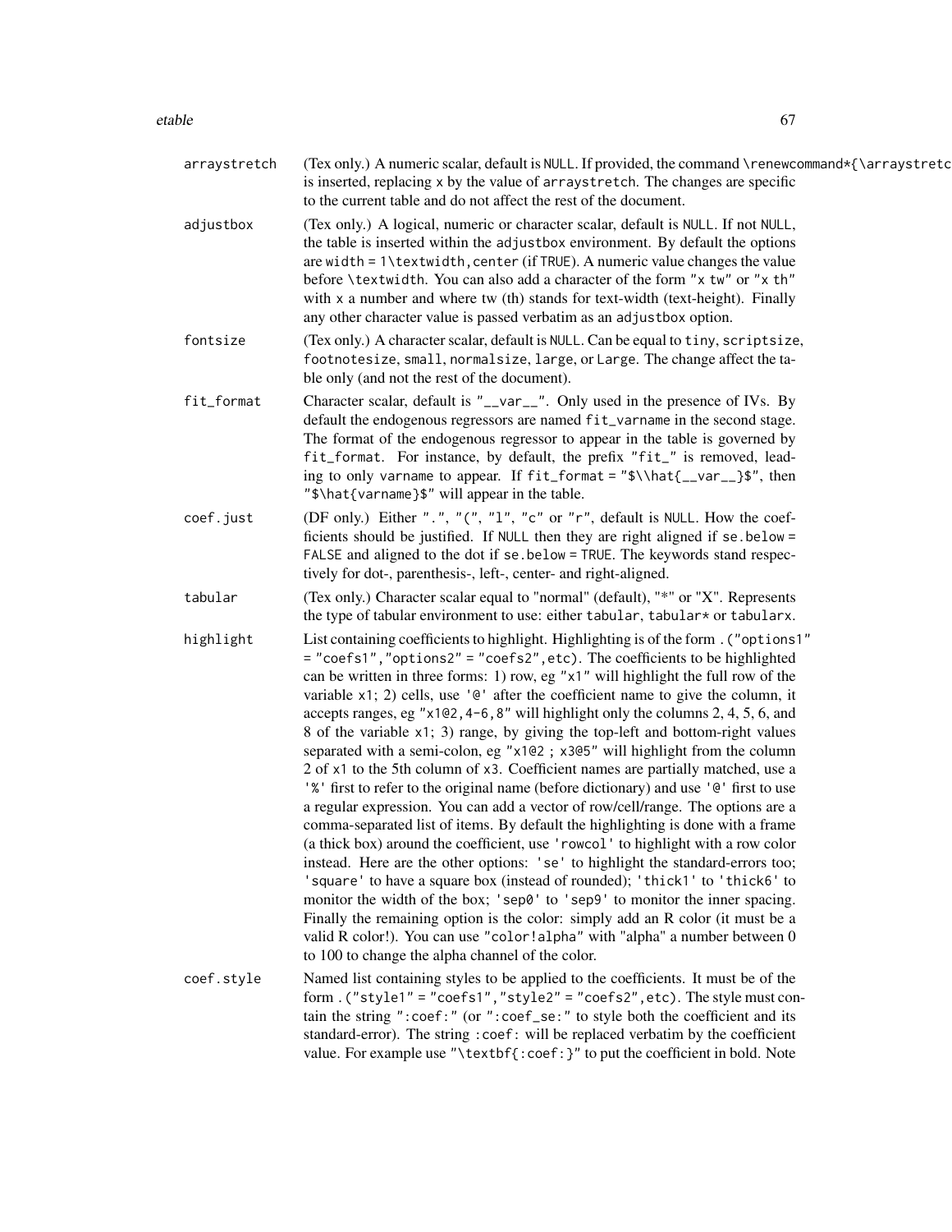arraystretch
: (Tex only.) A numeric scalar, default is NULL. If provided, the command `\renewcommand*{\arraystretc` is inserted, replacing x by the value of arraystretch. The changes are specific to the current table and do not affect the rest of the document.

adjustbox
: (Tex only.) A logical, numeric or character scalar, default is NULL. If not NULL, the table is inserted within the adjustbox environment. By default the options are `width = 1\textwidth, center` (if TRUE). A numeric value changes the value before `\textwidth`. You can also add a character of the form "x tw" or "x th" with x a number and where tw (th) stands for text-width (text-height). Finally any other character value is passed verbatim as an adjustbox option.

fontsize
: (Tex only.) A character scalar, default is NULL. Can be equal to tiny, scriptsize, footnotesize, small, normalsize, large, or Large. The change affect the table only (and not the rest of the document).

fit_format
: Character scalar, default is "__var__". Only used in the presence of IVs. By default the endogenous regressors are named fit_varname in the second stage. The format of the endogenous regressor to appear in the table is governed by fit_format. For instance, by default, the prefix "fit_" is removed, leading to only varname to appear. If `fit_format = "$\\hat{__var__}$"`, then `"$\hat{varname}$"` will appear in the table.

coef.just
: (DF only.) Either ".", "(", "l", "c" or "r", default is NULL. How the coefficients should be justified. If NULL then they are right aligned if se.below = FALSE and aligned to the dot if se.below = TRUE. The keywords stand respectively for dot-, parenthesis-, left-, center- and right-aligned.

tabular
: (Tex only.) Character scalar equal to "normal" (default), "*" or "X". Represents the type of tabular environment to use: either tabular, tabular* or tabularx.

highlight
: List containing coefficients to highlight. Highlighting is of the form `.("options1" = "coefs1","options2" = "coefs2",etc)`. The coefficients to be highlighted can be written in three forms: 1) row, eg "x1" will highlight the full row of the variable x1; 2) cells, use '@' after the coefficient name to give the column, it accepts ranges, eg "x1@2,4-6,8" will highlight only the columns 2, 4, 5, 6, and 8 of the variable x1; 3) range, by giving the top-left and bottom-right values separated with a semi-colon, eg "x1@2 ; x3@5" will highlight from the column 2 of x1 to the 5th column of x3. Coefficient names are partially matched, use a '%' first to refer to the original name (before dictionary) and use '@' first to use a regular expression. You can add a vector of row/cell/range. The options are a comma-separated list of items. By default the highlighting is done with a frame (a thick box) around the coefficient, use 'rowcol' to highlight with a row color instead. Here are the other options: 'se' to highlight the standard-errors too; 'square' to have a square box (instead of rounded); 'thick1' to 'thick6' to monitor the width of the box; 'sep0' to 'sep9' to monitor the inner spacing. Finally the remaining option is the color: simply add an R color (it must be a valid R color!). You can use "color!alpha" with "alpha" a number between 0 to 100 to change the alpha channel of the color.

coef.style
: Named list containing styles to be applied to the coefficients. It must be of the form `.("style1" = "coefs1","style2" = "coefs2",etc)`. The style must contain the string ":coef:" (or ":coef_se:" to style both the coefficient and its standard-error). The string :coef: will be replaced verbatim by the coefficient value. For example use `"\textbf{:coef:}"` to put the coefficient in bold. Note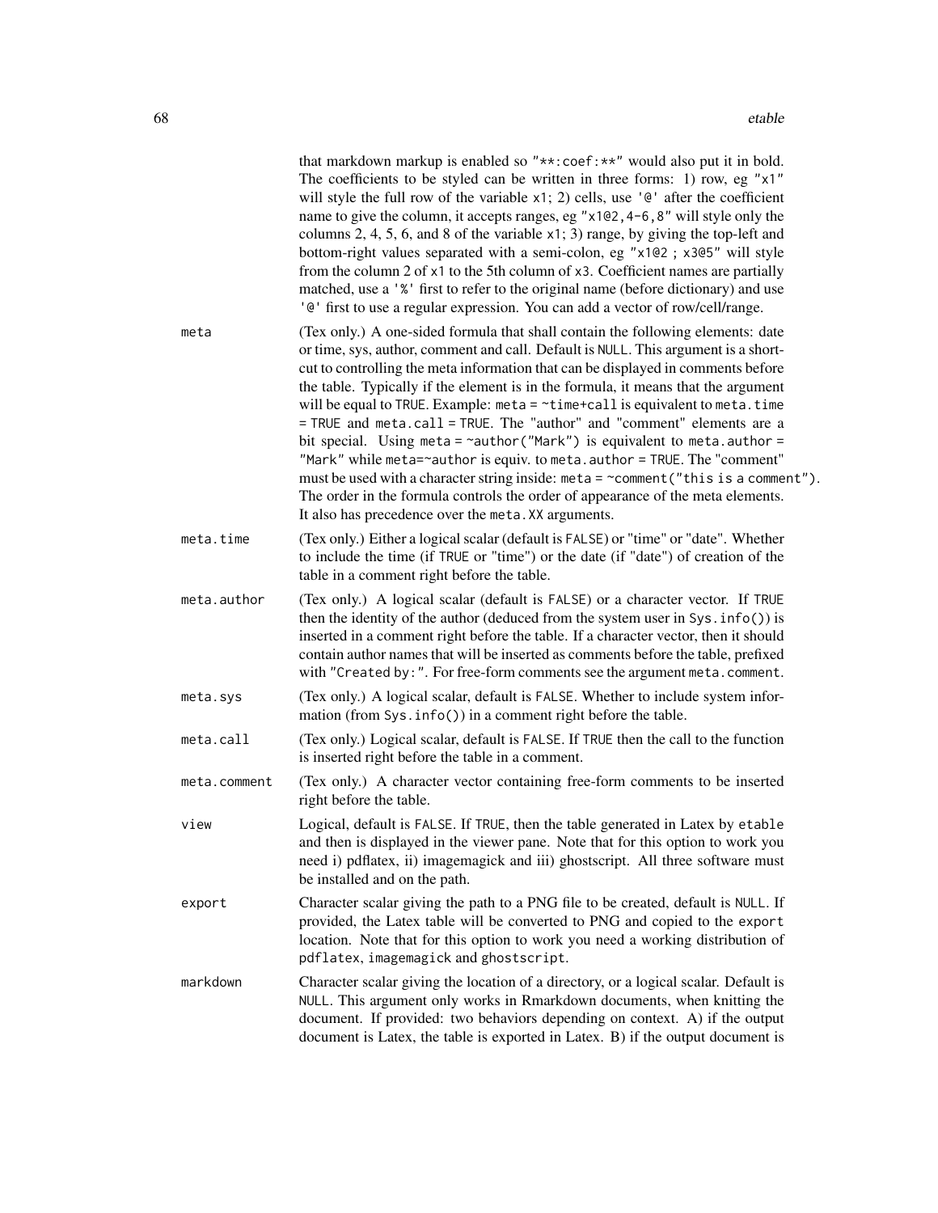that markdown markup is enabled so `"**:coef:**"` would also put it in bold. The coefficients to be styled can be written in three forms: 1) row, eg `"x1"` will style the full row of the variable `x1`; 2) cells, use `'@'` after the coefficient name to give the column, it accepts ranges, eg `"x1@2,4-6,8"` will style only the columns 2, 4, 5, 6, and 8 of the variable `x1`; 3) range, by giving the top-left and bottom-right values separated with a semi-colon, eg `"x1@2 ; x3@5"` will style from the column 2 of `x1` to the 5th column of `x3`. Coefficient names are partially matched, use a `'%'` first to refer to the original name (before dictionary) and use `'@'` first to use a regular expression. You can add a vector of row/cell/range.

**meta**
(Tex only.) A one-sided formula that shall contain the following elements: date or time, sys, author, comment and call. Default is `NULL`. This argument is a shortcut to controlling the meta information that can be displayed in comments before the table. Typically if the element is in the formula, it means that the argument will be equal to `TRUE`. Example: `meta = ~time+call` is equivalent to `meta.time = TRUE` and `meta.call = TRUE`. The "author" and "comment" elements are a bit special. Using `meta = ~author("Mark")` is equivalent to `meta.author = "Mark"` while `meta=~author` is equiv. to `meta.author = TRUE`. The "comment" must be used with a character string inside: `meta = ~comment("this is a comment")`. The order in the formula controls the order of appearance of the meta elements. It also has precedence over the `meta.XX` arguments.

**meta.time**
(Tex only.) Either a logical scalar (default is `FALSE`) or "time" or "date". Whether to include the time (if `TRUE` or "time") or the date (if "date") of creation of the table in a comment right before the table.

**meta.author**
(Tex only.) A logical scalar (default is `FALSE`) or a character vector. If `TRUE` then the identity of the author (deduced from the system user in `Sys.info()`) is inserted in a comment right before the table. If a character vector, then it should contain author names that will be inserted as comments before the table, prefixed with `"Created by:"`. For free-form comments see the argument `meta.comment`.

**meta.sys**
(Tex only.) A logical scalar, default is `FALSE`. Whether to include system information (from `Sys.info()`) in a comment right before the table.

**meta.call**
(Tex only.) Logical scalar, default is `FALSE`. If `TRUE` then the call to the function is inserted right before the table in a comment.

**meta.comment**
(Tex only.) A character vector containing free-form comments to be inserted right before the table.

**view**
Logical, default is `FALSE`. If `TRUE`, then the table generated in Latex by `etable` and then is displayed in the viewer pane. Note that for this option to work you need i) pdflatex, ii) imagemagick and iii) ghostscript. All three software must be installed and on the path.

**export**
Character scalar giving the path to a PNG file to be created, default is `NULL`. If provided, the Latex table will be converted to PNG and copied to the `export` location. Note that for this option to work you need a working distribution of `pdflatex`, `imagemagick` and `ghostscript`.

**markdown**
Character scalar giving the location of a directory, or a logical scalar. Default is `NULL`. This argument only works in Rmarkdown documents, when knitting the document. If provided: two behaviors depending on context. A) if the output document is Latex, the table is exported in Latex. B) if the output document is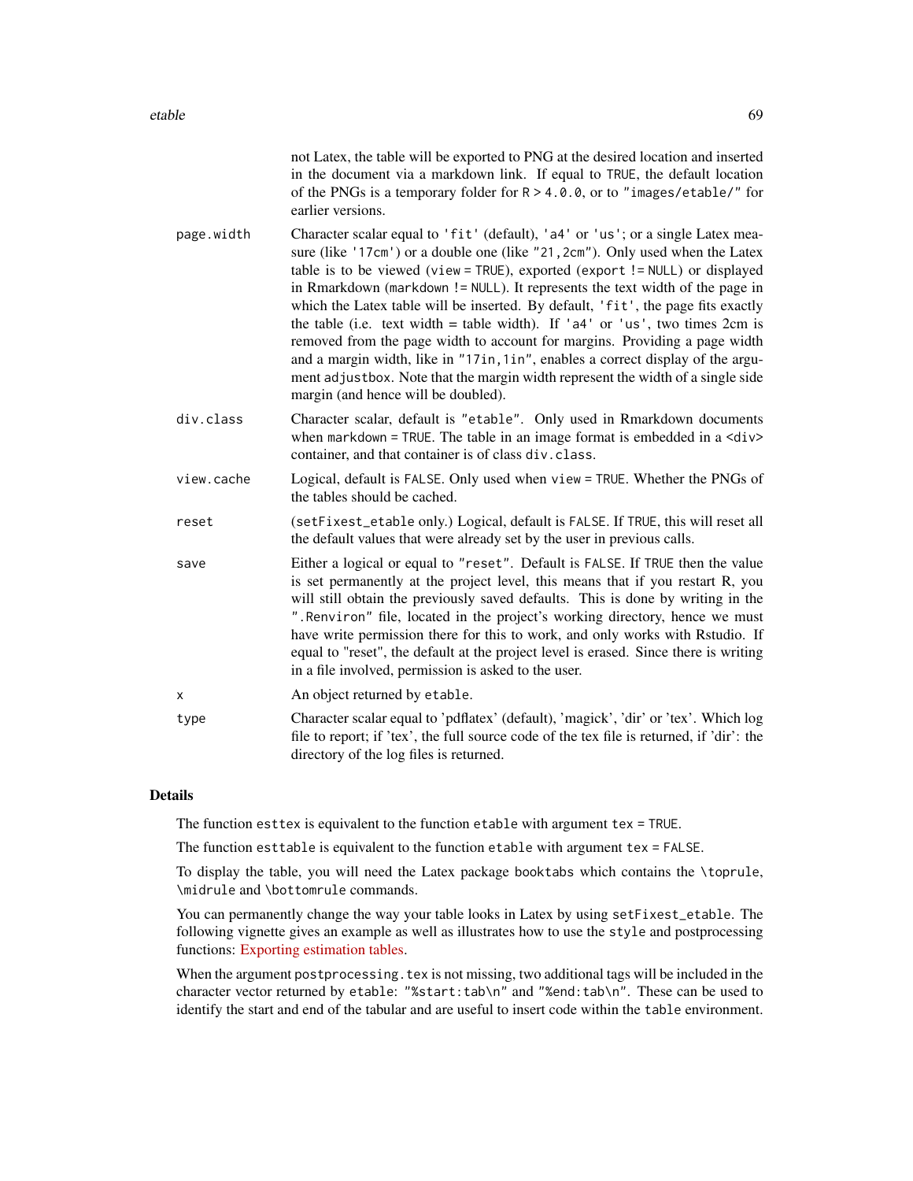not Latex, the table will be exported to PNG at the desired location and inserted in the document via a markdown link. If equal to TRUE, the default location of the PNGs is a temporary folder for R > 4.0.0, or to "images/etable/" for earlier versions.

page.width
: Character scalar equal to 'fit' (default), 'a4' or 'us'; or a single Latex measure (like '17cm') or a double one (like "21,2cm"). Only used when the Latex table is to be viewed (view = TRUE), exported (export != NULL) or displayed in Rmarkdown (markdown != NULL). It represents the text width of the page in which the Latex table will be inserted. By default, 'fit', the page fits exactly the table (i.e. text width = table width). If 'a4' or 'us', two times 2cm is removed from the page width to account for margins. Providing a page width and a margin width, like in "17in,1in", enables a correct display of the argument adjustbox. Note that the margin width represent the width of a single side margin (and hence will be doubled).

div.class
: Character scalar, default is "etable". Only used in Rmarkdown documents when markdown = TRUE. The table in an image format is embedded in a <div> container, and that container is of class div.class.

view.cache
: Logical, default is FALSE. Only used when view = TRUE. Whether the PNGs of the tables should be cached.

reset
: (setFixest_etable only.) Logical, default is FALSE. If TRUE, this will reset all the default values that were already set by the user in previous calls.

save
: Either a logical or equal to "reset". Default is FALSE. If TRUE then the value is set permanently at the project level, this means that if you restart R, you will still obtain the previously saved defaults. This is done by writing in the ".Renviron" file, located in the project's working directory, hence we must have write permission there for this to work, and only works with Rstudio. If equal to "reset", the default at the project level is erased. Since there is writing in a file involved, permission is asked to the user.

x
: An object returned by etable.

type
: Character scalar equal to 'pdflatex' (default), 'magick', 'dir' or 'tex'. Which log file to report; if 'tex', the full source code of the tex file is returned, if 'dir': the directory of the log files is returned.

## Details

The function esttex is equivalent to the function etable with argument tex = TRUE.

The function esttable is equivalent to the function etable with argument tex = FALSE.

To display the table, you will need the Latex package booktabs which contains the \toprule, \midrule and \bottomrule commands.

You can permanently change the way your table looks in Latex by using setFixest_etable. The following vignette gives an example as well as illustrates how to use the style and postprocessing functions: Exporting estimation tables.

When the argument postprocessing.tex is not missing, two additional tags will be included in the character vector returned by etable: "%start:tab\n" and "%end:tab\n". These can be used to identify the start and end of the tabular and are useful to insert code within the table environment.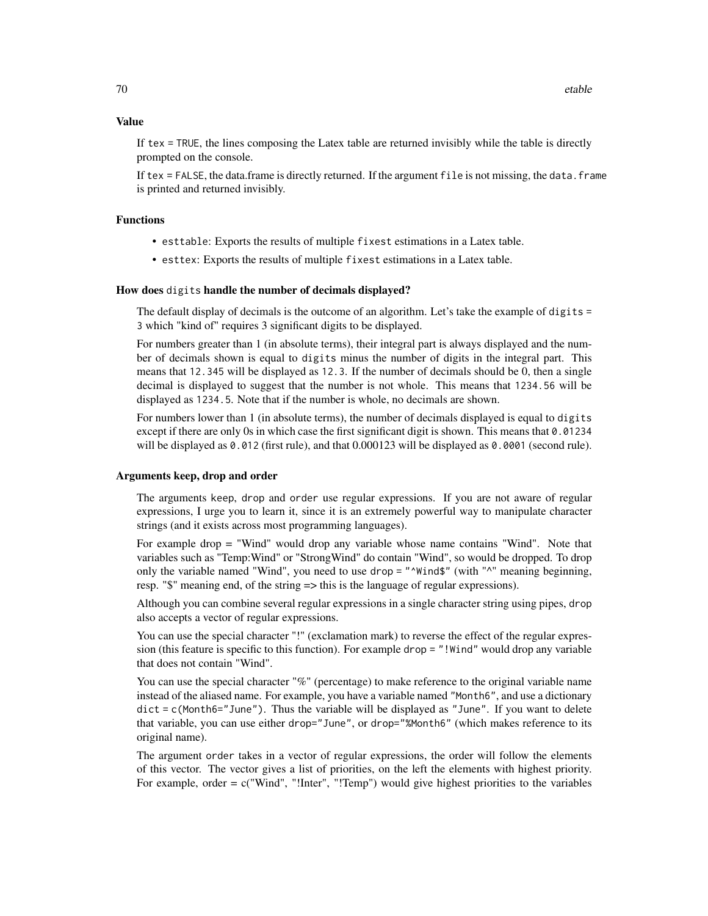## Value

If `tex = TRUE`, the lines composing the Latex table are returned invisibly while the table is directly prompted on the console.

If `tex = FALSE`, the data.frame is directly returned. If the argument `file` is not missing, the `data.frame` is printed and returned invisibly.

## Functions

- `esttable`: Exports the results of multiple `fixest` estimations in a Latex table.
- `esttex`: Exports the results of multiple `fixest` estimations in a Latex table.

### How does `digits` handle the number of decimals displayed?

The default display of decimals is the outcome of an algorithm. Let's take the example of `digits = 3` which "kind of" requires 3 significant digits to be displayed.

For numbers greater than 1 (in absolute terms), their integral part is always displayed and the number of decimals shown is equal to `digits` minus the number of digits in the integral part. This means that `12.345` will be displayed as `12.3`. If the number of decimals should be 0, then a single decimal is displayed to suggest that the number is not whole. This means that `1234.56` will be displayed as `1234.5`. Note that if the number is whole, no decimals are shown.

For numbers lower than 1 (in absolute terms), the number of decimals displayed is equal to `digits` except if there are only 0s in which case the first significant digit is shown. This means that `0.01234` will be displayed as `0.012` (first rule), and that 0.000123 will be displayed as `0.0001` (second rule).

### Arguments keep, drop and order

The arguments `keep`, `drop` and `order` use regular expressions. If you are not aware of regular expressions, I urge you to learn it, since it is an extremely powerful way to manipulate character strings (and it exists across most programming languages).

For example drop = "Wind" would drop any variable whose name contains "Wind". Note that variables such as "Temp:Wind" or "StrongWind" do contain "Wind", so would be dropped. To drop only the variable named "Wind", you need to use `drop = "^Wind$"` (with "^" meaning beginning, resp. "$" meaning end, of the string => this is the language of regular expressions).

Although you can combine several regular expressions in a single character string using pipes, `drop` also accepts a vector of regular expressions.

You can use the special character "!" (exclamation mark) to reverse the effect of the regular expression (this feature is specific to this function). For example `drop = "!Wind"` would drop any variable that does not contain "Wind".

You can use the special character "%" (percentage) to make reference to the original variable name instead of the aliased name. For example, you have a variable named `"Month6"`, and use a dictionary `dict = c(Month6="June")`. Thus the variable will be displayed as `"June"`. If you want to delete that variable, you can use either `drop="June"`, or `drop="%Month6"` (which makes reference to its original name).

The argument `order` takes in a vector of regular expressions, the order will follow the elements of this vector. The vector gives a list of priorities, on the left the elements with highest priority. For example, order = c("Wind", "!Inter", "!Temp") would give highest priorities to the variables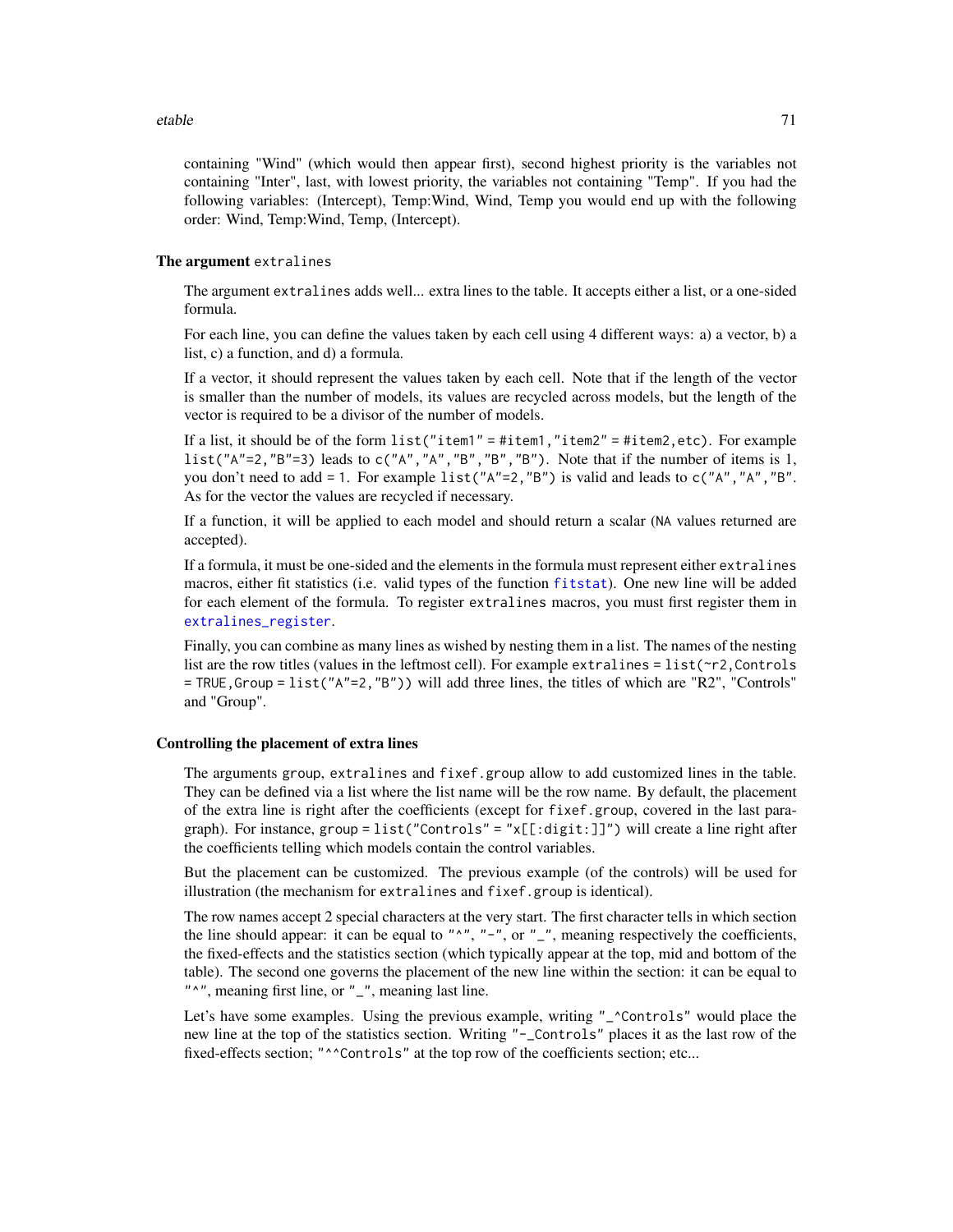containing "Wind" (which would then appear first), second highest priority is the variables not containing "Inter", last, with lowest priority, the variables not containing "Temp". If you had the following variables: (Intercept), Temp:Wind, Wind, Temp you would end up with the following order: Wind, Temp:Wind, Temp, (Intercept).

### The argument `extralines`

The argument `extralines` adds well... extra lines to the table. It accepts either a list, or a one-sided formula.

For each line, you can define the values taken by each cell using 4 different ways: a) a vector, b) a list, c) a function, and d) a formula.

If a vector, it should represent the values taken by each cell. Note that if the length of the vector is smaller than the number of models, its values are recycled across models, but the length of the vector is required to be a divisor of the number of models.

If a list, it should be of the form `list("item1" = #item1,"item2" = #item2,etc)`. For example `list("A"=2,"B"=3)` leads to `c("A","A","B","B","B")`. Note that if the number of items is 1, you don't need to add `= 1`. For example `list("A"=2,"B")` is valid and leads to `c("A","A","B"`. As for the vector the values are recycled if necessary.

If a function, it will be applied to each model and should return a scalar (`NA` values returned are accepted).

If a formula, it must be one-sided and the elements in the formula must represent either `extralines` macros, either fit statistics (i.e. valid types of the function `fitstat`). One new line will be added for each element of the formula. To register `extralines` macros, you must first register them in `extralines_register`.

Finally, you can combine as many lines as wished by nesting them in a list. The names of the nesting list are the row titles (values in the leftmost cell). For example `extralines = list(~r2,Controls = TRUE,Group = list("A"=2,"B"))` will add three lines, the titles of which are "R2", "Controls" and "Group".

### Controlling the placement of extra lines

The arguments `group`, `extralines` and `fixef.group` allow to add customized lines in the table. They can be defined via a list where the list name will be the row name. By default, the placement of the extra line is right after the coefficients (except for `fixef.group`, covered in the last paragraph). For instance, `group = list("Controls" = "x[[:digit:]]")` will create a line right after the coefficients telling which models contain the control variables.

But the placement can be customized. The previous example (of the controls) will be used for illustration (the mechanism for `extralines` and `fixef.group` is identical).

The row names accept 2 special characters at the very start. The first character tells in which section the line should appear: it can be equal to `"^"`, `"-"`, or `"_"`, meaning respectively the coefficients, the fixed-effects and the statistics section (which typically appear at the top, mid and bottom of the table). The second one governs the placement of the new line within the section: it can be equal to `"^"`, meaning first line, or `"_"`, meaning last line.

Let's have some examples. Using the previous example, writing `"_^Controls"` would place the new line at the top of the statistics section. Writing `"-_Controls"` places it as the last row of the fixed-effects section; `"^^Controls"` at the top row of the coefficients section; etc...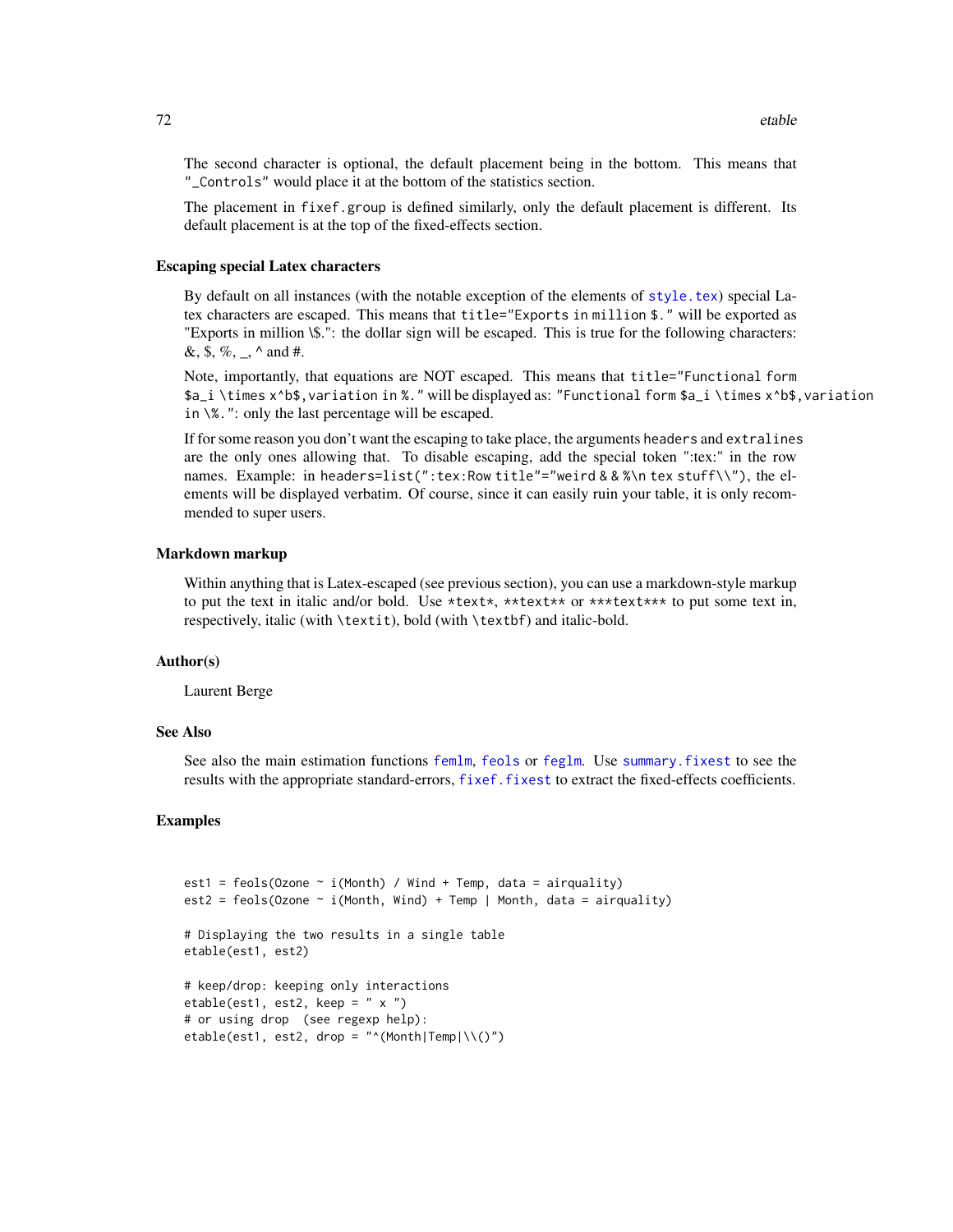The second character is optional, the default placement being in the bottom. This means that "_Controls" would place it at the bottom of the statistics section.

The placement in `fixef.group` is defined similarly, only the default placement is different. Its default placement is at the top of the fixed-effects section.

### Escaping special Latex characters

By default on all instances (with the notable exception of the elements of `style.tex`) special Latex characters are escaped. This means that `title="Exports in million $."` will be exported as "Exports in million \$.": the dollar sign will be escaped. This is true for the following characters: &, $, %, _, ^ and #.

Note, importantly, that equations are NOT escaped. This means that `title="Functional form $a_i \times x^b$, variation in %."` will be displayed as: `"Functional form $a_i \times x^b$, variation in \%."`: only the last percentage will be escaped.

If for some reason you don't want the escaping to take place, the arguments `headers` and `extralines` are the only ones allowing that. To disable escaping, add the special token ":tex:" in the row names. Example: in `headers=list(":tex:Row title"="weird & & %\n tex stuff\\")`, the elements will be displayed verbatim. Of course, since it can easily ruin your table, it is only recommended to super users.

### Markdown markup

Within anything that is Latex-escaped (see previous section), you can use a markdown-style markup to put the text in italic and/or bold. Use `*text*`, `**text**` or `***text***` to put some text in, respectively, italic (with `\textit`), bold (with `\textbf`) and italic-bold.

### Author(s)

Laurent Berge

### See Also

See also the main estimation functions `femlm`, `feols` or `feglm`. Use `summary.fixest` to see the results with the appropriate standard-errors, `fixef.fixest` to extract the fixed-effects coefficients.

### Examples

```
est1 = feols(Ozone ~ i(Month) / Wind + Temp, data = airquality)
est2 = feols(Ozone ~ i(Month, Wind) + Temp | Month, data = airquality)

# Displaying the two results in a single table
etable(est1, est2)

# keep/drop: keeping only interactions
etable(est1, est2, keep = " x ")
# or using drop  (see regexp help):
etable(est1, est2, drop = "^(Month|Temp|\\()")
```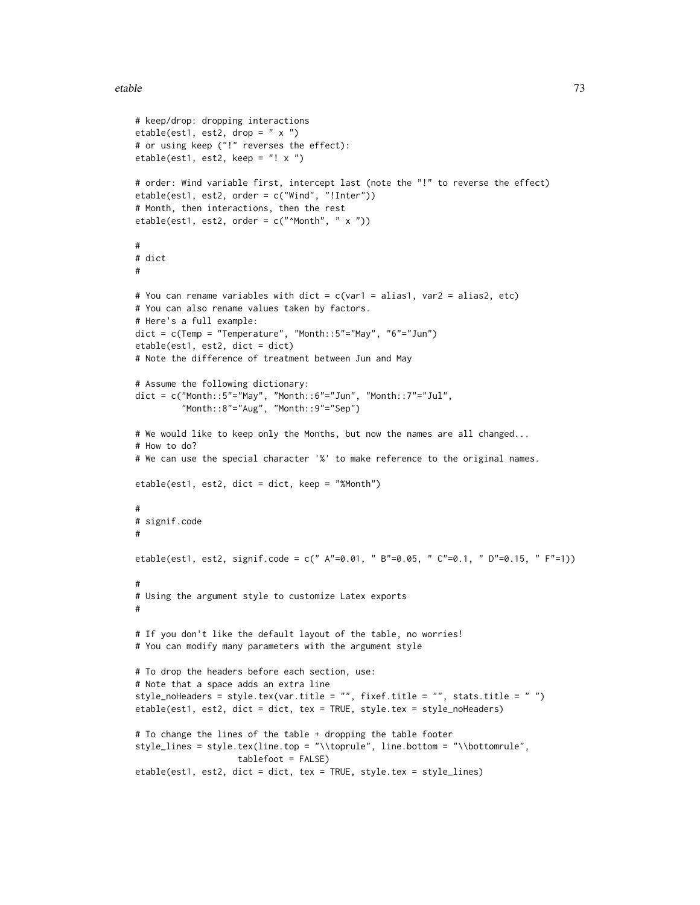```
# keep/drop: dropping interactions
etable(est1, est2, drop = " x ")
# or using keep ("!" reverses the effect):
etable(est1, est2, keep = "! x ")

# order: Wind variable first, intercept last (note the "!" to reverse the effect)
etable(est1, est2, order = c("Wind", "!Inter"))
# Month, then interactions, then the rest
etable(est1, est2, order = c("^Month", " x "))

#
# dict
#

# You can rename variables with dict = c(var1 = alias1, var2 = alias2, etc)
# You can also rename values taken by factors.
# Here's a full example:
dict = c(Temp = "Temperature", "Month::5"="May", "6"="Jun")
etable(est1, est2, dict = dict)
# Note the difference of treatment between Jun and May

# Assume the following dictionary:
dict = c("Month::5"="May", "Month::6"="Jun", "Month::7"="Jul",
         "Month::8"="Aug", "Month::9"="Sep")

# We would like to keep only the Months, but now the names are all changed...
# How to do?
# We can use the special character '%' to make reference to the original names.

etable(est1, est2, dict = dict, keep = "%Month")

#
# signif.code
#

etable(est1, est2, signif.code = c(" A"=0.01, " B"=0.05, " C"=0.1, " D"=0.15, " F"=1))

#
# Using the argument style to customize Latex exports
#

# If you don't like the default layout of the table, no worries!
# You can modify many parameters with the argument style

# To drop the headers before each section, use:
# Note that a space adds an extra line
style_noHeaders = style.tex(var.title = "", fixef.title = "", stats.title = " ")
etable(est1, est2, dict = dict, tex = TRUE, style.tex = style_noHeaders)

# To change the lines of the table + dropping the table footer
style_lines = style.tex(line.top = "\\toprule", line.bottom = "\\bottomrule",
                  tablefoot = FALSE)
etable(est1, est2, dict = dict, tex = TRUE, style.tex = style_lines)
```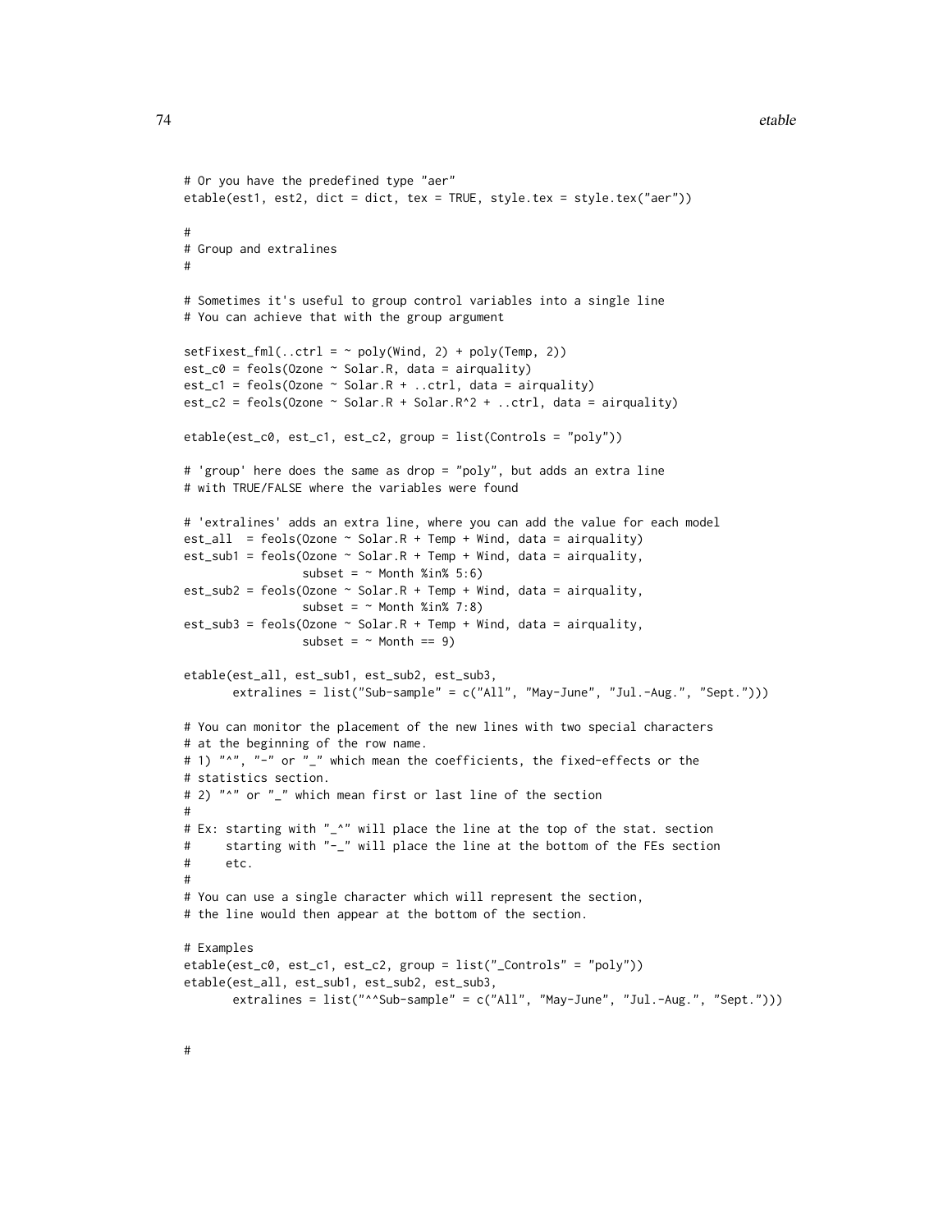```
# Or you have the predefined type "aer"
etable(est1, est2, dict = dict, tex = TRUE, style.tex = style.tex("aer"))

#
# Group and extralines
#

# Sometimes it's useful to group control variables into a single line
# You can achieve that with the group argument

setFixest_fml(..ctrl = ~ poly(Wind, 2) + poly(Temp, 2))
est_c0 = feols(Ozone ~ Solar.R, data = airquality)
est_c1 = feols(Ozone ~ Solar.R + ..ctrl, data = airquality)
est_c2 = feols(Ozone ~ Solar.R + Solar.R^2 + ..ctrl, data = airquality)

etable(est_c0, est_c1, est_c2, group = list(Controls = "poly"))

# 'group' here does the same as drop = "poly", but adds an extra line
# with TRUE/FALSE where the variables were found

# 'extralines' adds an extra line, where you can add the value for each model
est_all  = feols(Ozone ~ Solar.R + Temp + Wind, data = airquality)
est_sub1 = feols(Ozone ~ Solar.R + Temp + Wind, data = airquality,
                 subset = ~ Month %in% 5:6)
est_sub2 = feols(Ozone ~ Solar.R + Temp + Wind, data = airquality,
                 subset = ~ Month %in% 7:8)
est_sub3 = feols(Ozone ~ Solar.R + Temp + Wind, data = airquality,
                 subset = ~ Month == 9)

etable(est_all, est_sub1, est_sub2, est_sub3,
       extralines = list("Sub-sample" = c("All", "May-June", "Jul.-Aug.", "Sept.")))

# You can monitor the placement of the new lines with two special characters
# at the beginning of the row name.
# 1) "^", "-" or "_" which mean the coefficients, the fixed-effects or the
# statistics section.
# 2) "^" or "_" which mean first or last line of the section
#
# Ex: starting with "_^" will place the line at the top of the stat. section
#     starting with "-_" will place the line at the bottom of the FEs section
#     etc.
#
# You can use a single character which will represent the section,
# the line would then appear at the bottom of the section.

# Examples
etable(est_c0, est_c1, est_c2, group = list("_Controls" = "poly"))
etable(est_all, est_sub1, est_sub2, est_sub3,
       extralines = list("^^Sub-sample" = c("All", "May-June", "Jul.-Aug.", "Sept.")))


#
```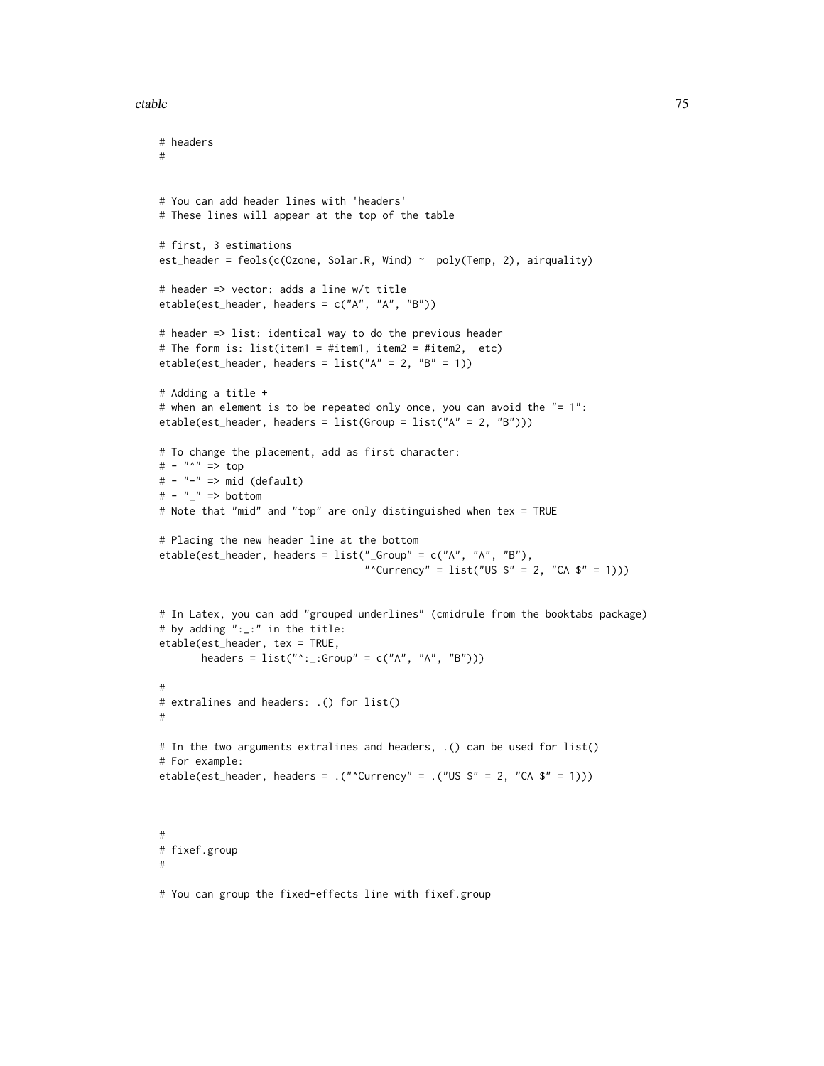```
# headers
#


# You can add header lines with 'headers'
# These lines will appear at the top of the table

# first, 3 estimations
est_header = feols(c(Ozone, Solar.R, Wind) ~  poly(Temp, 2), airquality)

# header => vector: adds a line w/t title
etable(est_header, headers = c("A", "A", "B"))

# header => list: identical way to do the previous header
# The form is: list(item1 = #item1, item2 = #item2,  etc)
etable(est_header, headers = list("A" = 2, "B" = 1))

# Adding a title +
# when an element is to be repeated only once, you can avoid the "= 1":
etable(est_header, headers = list(Group = list("A" = 2, "B")))

# To change the placement, add as first character:
# - "^" => top
# - "-" => mid (default)
# - "_" => bottom
# Note that "mid" and "top" are only distinguished when tex = TRUE

# Placing the new header line at the bottom
etable(est_header, headers = list("_Group" = c("A", "A", "B"),
                                  "^Currency" = list("US $" = 2, "CA $" = 1)))


# In Latex, you can add "grouped underlines" (cmidrule from the booktabs package)
# by adding ":_:" in the title:
etable(est_header, tex = TRUE,
       headers = list("^:_:Group" = c("A", "A", "B")))

#
# extralines and headers: .() for list()
#

# In the two arguments extralines and headers, .() can be used for list()
# For example:
etable(est_header, headers = .("^Currency" = .("US $" = 2, "CA $" = 1)))



#
# fixef.group
#

# You can group the fixed-effects line with fixef.group
```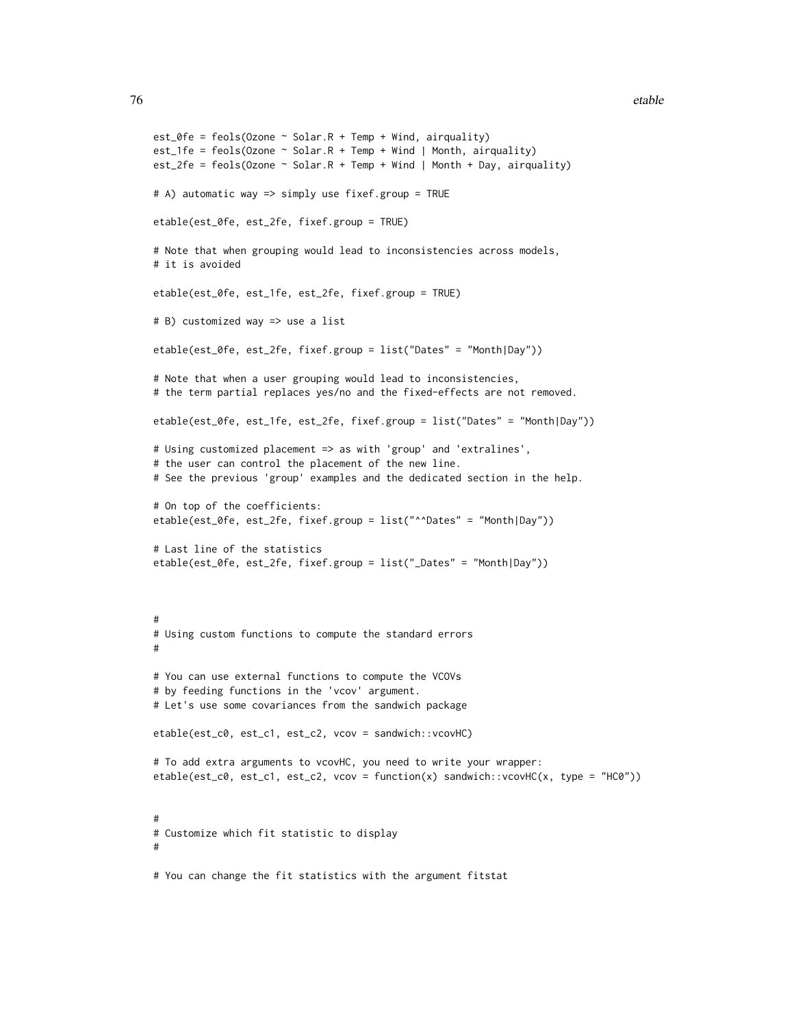```
est_0fe = feols(Ozone ~ Solar.R + Temp + Wind, airquality)
est_1fe = feols(Ozone ~ Solar.R + Temp + Wind | Month, airquality)
est_2fe = feols(Ozone ~ Solar.R + Temp + Wind | Month + Day, airquality)

# A) automatic way => simply use fixef.group = TRUE

etable(est_0fe, est_2fe, fixef.group = TRUE)

# Note that when grouping would lead to inconsistencies across models,
# it is avoided

etable(est_0fe, est_1fe, est_2fe, fixef.group = TRUE)

# B) customized way => use a list

etable(est_0fe, est_2fe, fixef.group = list("Dates" = "Month|Day"))

# Note that when a user grouping would lead to inconsistencies,
# the term partial replaces yes/no and the fixed-effects are not removed.

etable(est_0fe, est_1fe, est_2fe, fixef.group = list("Dates" = "Month|Day"))

# Using customized placement => as with 'group' and 'extralines',
# the user can control the placement of the new line.
# See the previous 'group' examples and the dedicated section in the help.

# On top of the coefficients:
etable(est_0fe, est_2fe, fixef.group = list("^^Dates" = "Month|Day"))

# Last line of the statistics
etable(est_0fe, est_2fe, fixef.group = list("_Dates" = "Month|Day"))



#
# Using custom functions to compute the standard errors
#

# You can use external functions to compute the VCOVs
# by feeding functions in the 'vcov' argument.
# Let's use some covariances from the sandwich package

etable(est_c0, est_c1, est_c2, vcov = sandwich::vcovHC)

# To add extra arguments to vcovHC, you need to write your wrapper:
etable(est_c0, est_c1, est_c2, vcov = function(x) sandwich::vcovHC(x, type = "HC0"))


#
# Customize which fit statistic to display
#

# You can change the fit statistics with the argument fitstat
```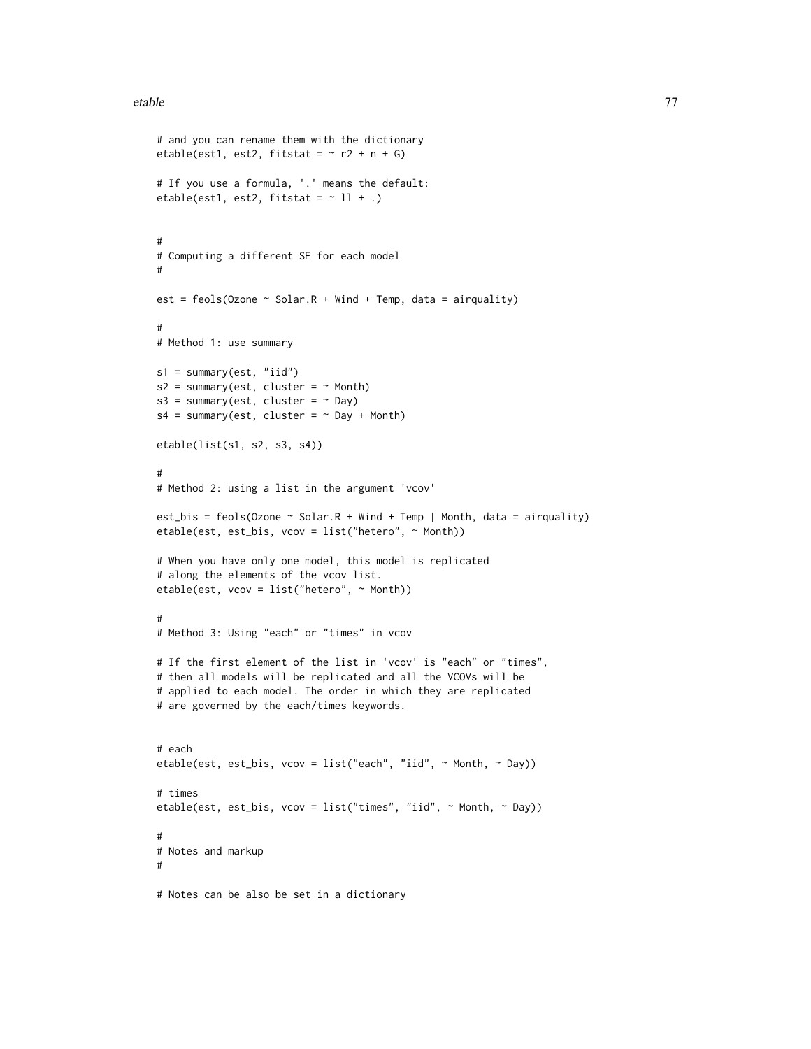```
# and you can rename them with the dictionary
etable(est1, est2, fitstat = ~ r2 + n + G)

# If you use a formula, '.' means the default:
etable(est1, est2, fitstat = ~ ll + .)


#
# Computing a different SE for each model
#

est = feols(Ozone ~ Solar.R + Wind + Temp, data = airquality)

#
# Method 1: use summary

s1 = summary(est, "iid")
s2 = summary(est, cluster = ~ Month)
s3 = summary(est, cluster = ~ Day)
s4 = summary(est, cluster = ~ Day + Month)

etable(list(s1, s2, s3, s4))

#
# Method 2: using a list in the argument 'vcov'

est_bis = feols(Ozone ~ Solar.R + Wind + Temp | Month, data = airquality)
etable(est, est_bis, vcov = list("hetero", ~ Month))

# When you have only one model, this model is replicated
# along the elements of the vcov list.
etable(est, vcov = list("hetero", ~ Month))

#
# Method 3: Using "each" or "times" in vcov

# If the first element of the list in 'vcov' is "each" or "times",
# then all models will be replicated and all the VCOVs will be
# applied to each model. The order in which they are replicated
# are governed by the each/times keywords.


# each
etable(est, est_bis, vcov = list("each", "iid", ~ Month, ~ Day))

# times
etable(est, est_bis, vcov = list("times", "iid", ~ Month, ~ Day))

#
# Notes and markup
#

# Notes can be also be set in a dictionary
```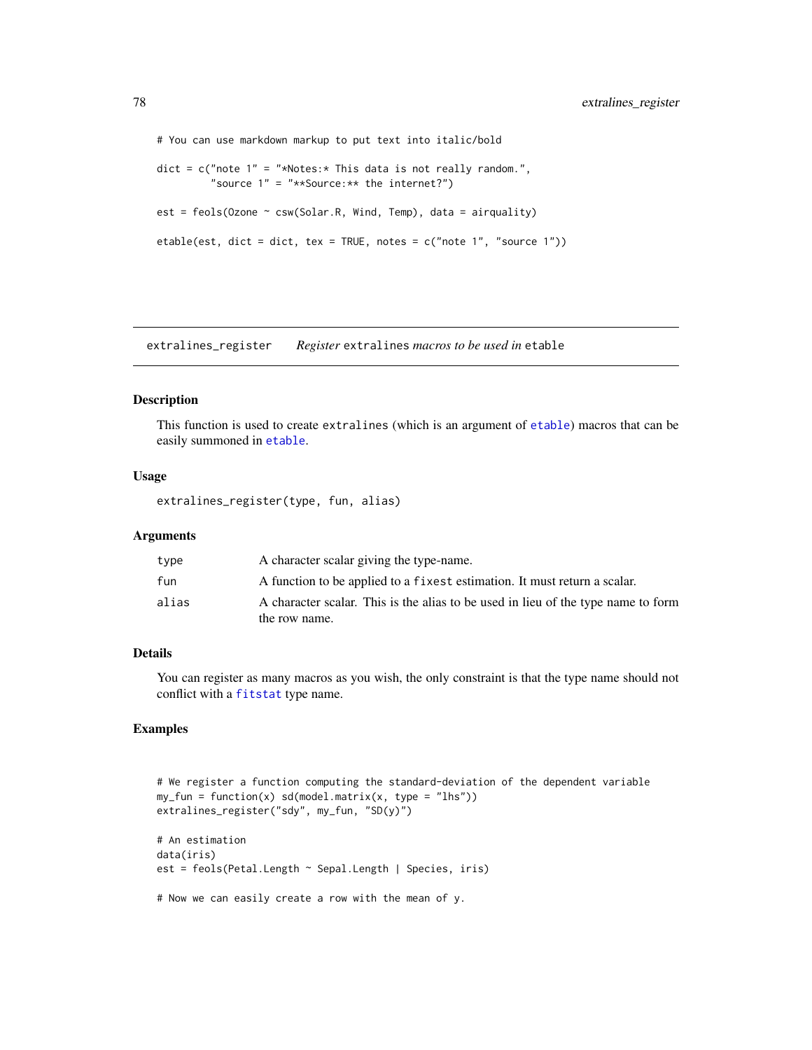```
# You can use markdown markup to put text into italic/bold

dict = c("note 1" = "*Notes:* This data is not really random.",
         "source 1" = "**Source:** the internet?")

est = feols(Ozone ~ csw(Solar.R, Wind, Temp), data = airquality)

etable(est, dict = dict, tex = TRUE, notes = c("note 1", "source 1"))
```

---

`extralines_register` *Register* `extralines` *macros to be used in* `etable`

---

## Description

This function is used to create `extralines` (which is an argument of `etable`) macros that can be easily summoned in `etable`.

## Usage

```
extralines_register(type, fun, alias)
```

## Arguments

| | |
|---|---|
| `type` | A character scalar giving the type-name. |
| `fun` | A function to be applied to a `fixest` estimation. It must return a scalar. |
| `alias` | A character scalar. This is the alias to be used in lieu of the type name to form the row name. |

## Details

You can register as many macros as you wish, the only constraint is that the type name should not conflict with a `fitstat` type name.

## Examples

```
# We register a function computing the standard-deviation of the dependent variable
my_fun = function(x) sd(model.matrix(x, type = "lhs"))
extralines_register("sdy", my_fun, "SD(y)")

# An estimation
data(iris)
est = feols(Petal.Length ~ Sepal.Length | Species, iris)

# Now we can easily create a row with the mean of y.
```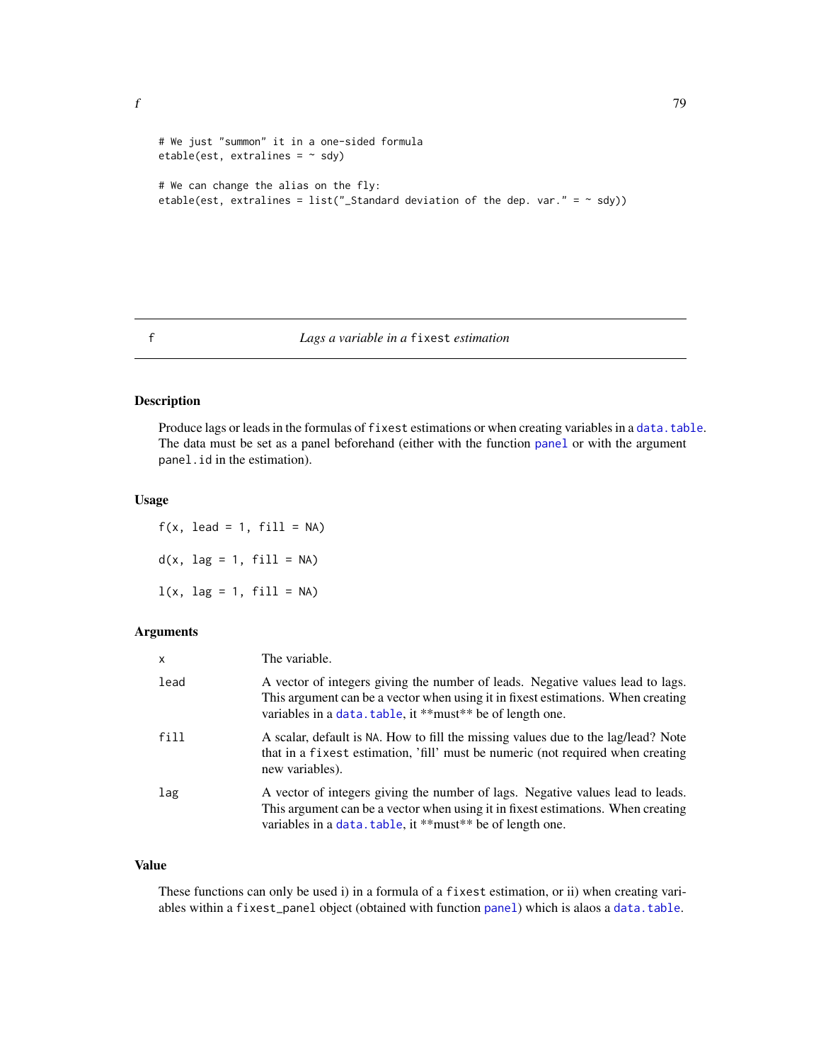```
# We just "summon" it in a one-sided formula
etable(est, extralines = ~ sdy)

# We can change the alias on the fly:
etable(est, extralines = list("_Standard deviation of the dep. var." = ~ sdy))
```

## f — *Lags a variable in a* `fixest` *estimation*

### Description

Produce lags or leads in the formulas of `fixest` estimations or when creating variables in a `data.table`. The data must be set as a panel beforehand (either with the function `panel` or with the argument `panel.id` in the estimation).

### Usage

```
f(x, lead = 1, fill = NA)

d(x, lag = 1, fill = NA)

l(x, lag = 1, fill = NA)
```

### Arguments

| | |
|---|---|
| `x` | The variable. |
| `lead` | A vector of integers giving the number of leads. Negative values lead to lags. This argument can be a vector when using it in fixest estimations. When creating variables in a `data.table`, it **must** be of length one. |
| `fill` | A scalar, default is `NA`. How to fill the missing values due to the lag/lead? Note that in a `fixest` estimation, 'fill' must be numeric (not required when creating new variables). |
| `lag` | A vector of integers giving the number of lags. Negative values lead to leads. This argument can be a vector when using it in fixest estimations. When creating variables in a `data.table`, it **must** be of length one. |

### Value

These functions can only be used i) in a formula of a `fixest` estimation, or ii) when creating variables within a `fixest_panel` object (obtained with function `panel`) which is alaos a `data.table`.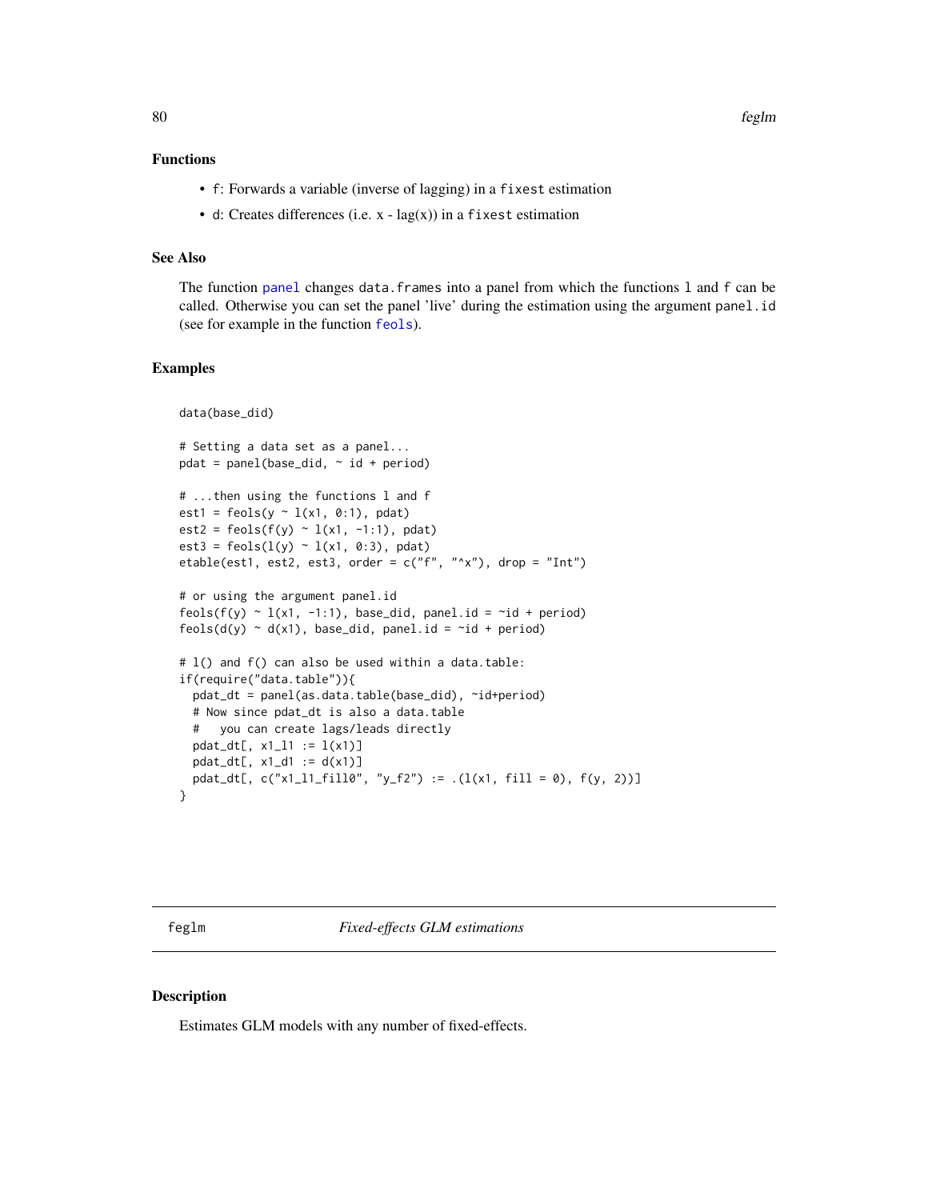### Functions

- `f`: Forwards a variable (inverse of lagging) in a `fixest` estimation
- `d`: Creates differences (i.e. x - lag(x)) in a `fixest` estimation

### See Also

The function `panel` changes `data.frames` into a panel from which the functions `l` and `f` can be called. Otherwise you can set the panel 'live' during the estimation using the argument `panel.id` (see for example in the function `feols`).

### Examples

```
data(base_did)

# Setting a data set as a panel...
pdat = panel(base_did, ~ id + period)

# ...then using the functions l and f
est1 = feols(y ~ l(x1, 0:1), pdat)
est2 = feols(f(y) ~ l(x1, -1:1), pdat)
est3 = feols(l(y) ~ l(x1, 0:3), pdat)
etable(est1, est2, est3, order = c("f", "^x"), drop = "Int")

# or using the argument panel.id
feols(f(y) ~ l(x1, -1:1), base_did, panel.id = ~id + period)
feols(d(y) ~ d(x1), base_did, panel.id = ~id + period)

# l() and f() can also be used within a data.table:
if(require("data.table")){
  pdat_dt = panel(as.data.table(base_did), ~id+period)
  # Now since pdat_dt is also a data.table
  #   you can create lags/leads directly
  pdat_dt[, x1_l1 := l(x1)]
  pdat_dt[, x1_d1 := d(x1)]
  pdat_dt[, c("x1_l1_fill0", "y_f2") := .(l(x1, fill = 0), f(y, 2))]
}
```

---

## feglm — *Fixed-effects GLM estimations*

### Description

Estimates GLM models with any number of fixed-effects.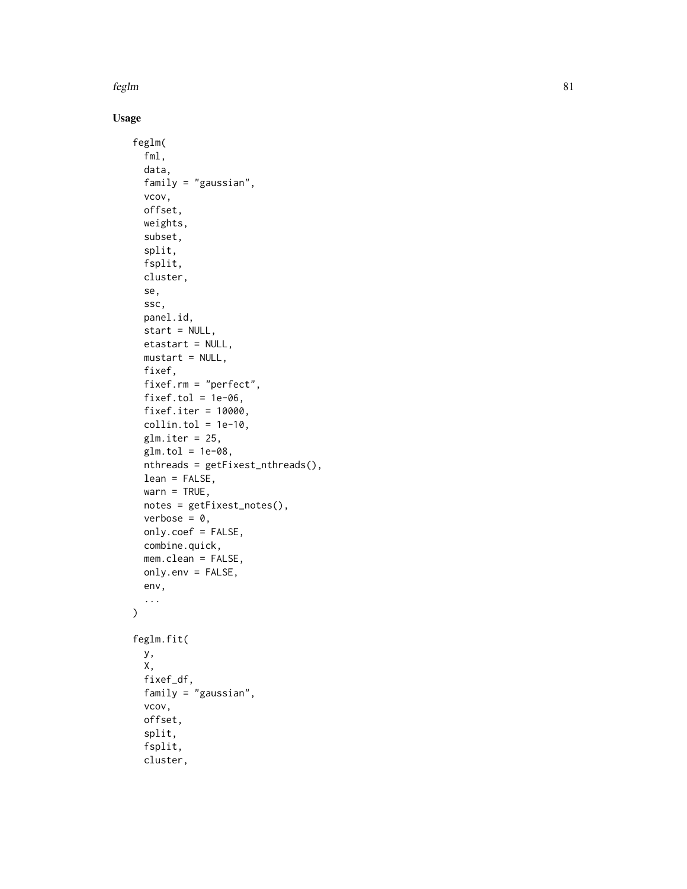## Usage

```
feglm(
  fml,
  data,
  family = "gaussian",
  vcov,
  offset,
  weights,
  subset,
  split,
  fsplit,
  cluster,
  se,
  ssc,
  panel.id,
  start = NULL,
  etastart = NULL,
  mustart = NULL,
  fixef,
  fixef.rm = "perfect",
  fixef.tol = 1e-06,
  fixef.iter = 10000,
  collin.tol = 1e-10,
  glm.iter = 25,
  glm.tol = 1e-08,
  nthreads = getFixest_nthreads(),
  lean = FALSE,
  warn = TRUE,
  notes = getFixest_notes(),
  verbose = 0,
  only.coef = FALSE,
  combine.quick,
  mem.clean = FALSE,
  only.env = FALSE,
  env,
  ...
)

feglm.fit(
  y,
  X,
  fixef_df,
  family = "gaussian",
  vcov,
  offset,
  split,
  fsplit,
  cluster,
```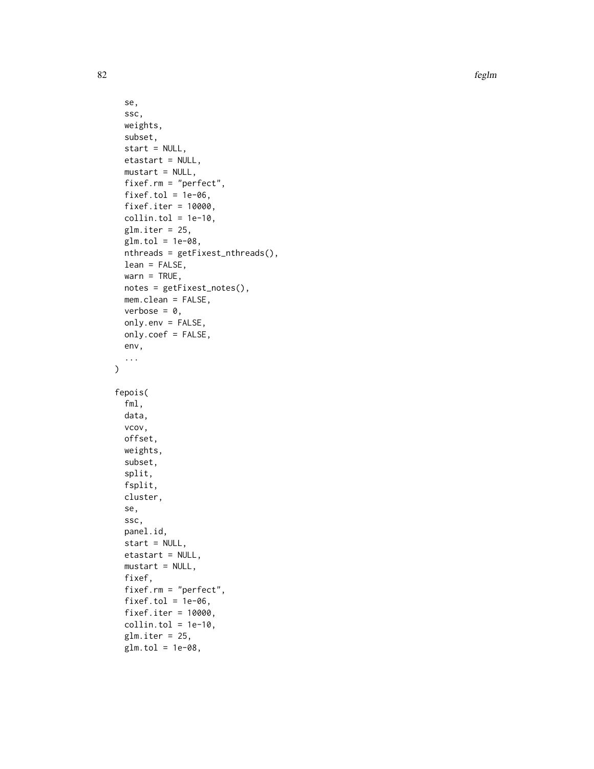```
  se,
  ssc,
  weights,
  subset,
  start = NULL,
  etastart = NULL,
  mustart = NULL,
  fixef.rm = "perfect",
  fixef.tol = 1e-06,
  fixef.iter = 10000,
  collin.tol = 1e-10,
  glm.iter = 25,
  glm.tol = 1e-08,
  nthreads = getFixest_nthreads(),
  lean = FALSE,
  warn = TRUE,
  notes = getFixest_notes(),
  mem.clean = FALSE,
  verbose = 0,
  only.env = FALSE,
  only.coef = FALSE,
  env,
  ...
)

fepois(
  fml,
  data,
  vcov,
  offset,
  weights,
  subset,
  split,
  fsplit,
  cluster,
  se,
  ssc,
  panel.id,
  start = NULL,
  etastart = NULL,
  mustart = NULL,
  fixef,
  fixef.rm = "perfect",
  fixef.tol = 1e-06,
  fixef.iter = 10000,
  collin.tol = 1e-10,
  glm.iter = 25,
  glm.tol = 1e-08,
```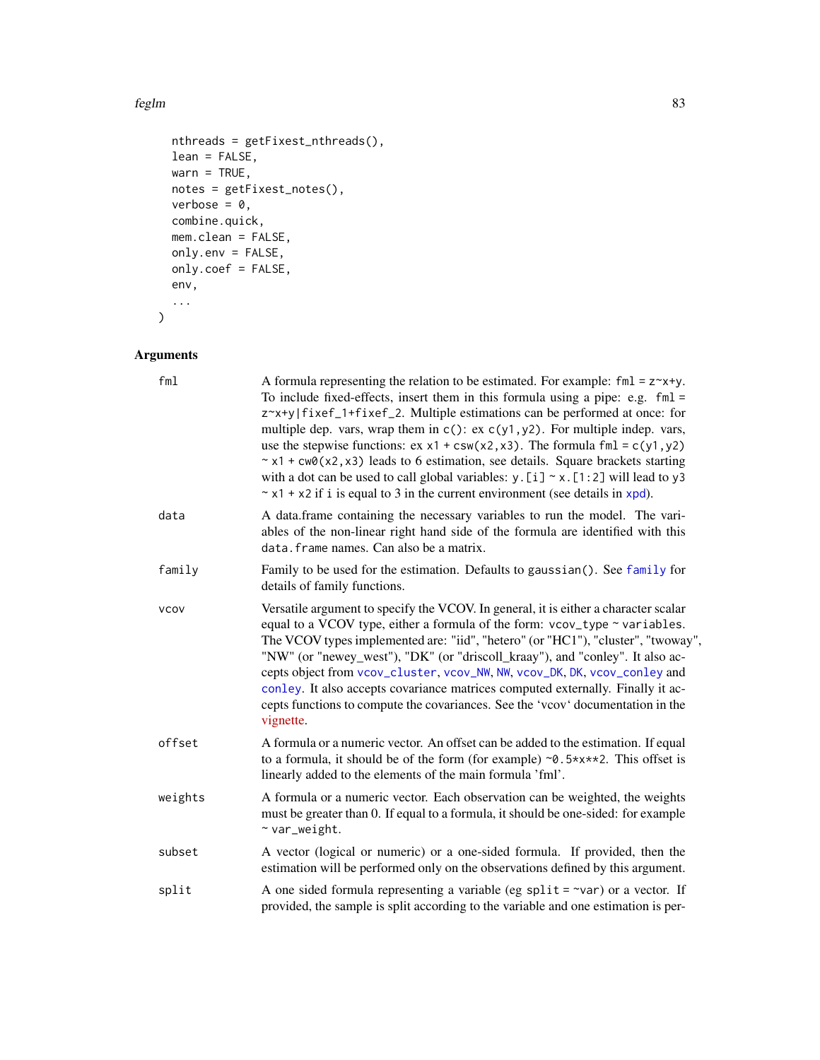```
  nthreads = getFixest_nthreads(),
  lean = FALSE,
  warn = TRUE,
  notes = getFixest_notes(),
  verbose = 0,
  combine.quick,
  mem.clean = FALSE,
  only.env = FALSE,
  only.coef = FALSE,
  env,
  ...
)
```

## Arguments

**fml** A formula representing the relation to be estimated. For example: `fml = z~x+y`. To include fixed-effects, insert them in this formula using a pipe: e.g. `fml = z~x+y|fixef_1+fixef_2`. Multiple estimations can be performed at once: for multiple dep. vars, wrap them in `c()`: ex `c(y1,y2)`. For multiple indep. vars, use the stepwise functions: ex `x1 + csw(x2,x3)`. The formula `fml = c(y1,y2) ~ x1 + cw0(x2,x3)` leads to 6 estimation, see details. Square brackets starting with a dot can be used to call global variables: `y.[i] ~ x.[1:2]` will lead to `y3 ~ x1 + x2` if `i` is equal to 3 in the current environment (see details in xpd).

**data** A data.frame containing the necessary variables to run the model. The variables of the non-linear right hand side of the formula are identified with this `data.frame` names. Can also be a matrix.

**family** Family to be used for the estimation. Defaults to `gaussian()`. See family for details of family functions.

**vcov** Versatile argument to specify the VCOV. In general, it is either a character scalar equal to a VCOV type, either a formula of the form: `vcov_type ~ variables`. The VCOV types implemented are: "iid", "hetero" (or "HC1"), "cluster", "twoway", "NW" (or "newey_west"), "DK" (or "driscoll_kraay"), and "conley". It also accepts object from vcov_cluster, vcov_NW, NW, vcov_DK, DK, vcov_conley and conley. It also accepts covariance matrices computed externally. Finally it accepts functions to compute the covariances. See the 'vcov' documentation in the vignette.

**offset** A formula or a numeric vector. An offset can be added to the estimation. If equal to a formula, it should be of the form (for example) `~0.5*x**2`. This offset is linearly added to the elements of the main formula 'fml'.

**weights** A formula or a numeric vector. Each observation can be weighted, the weights must be greater than 0. If equal to a formula, it should be one-sided: for example `~ var_weight`.

**subset** A vector (logical or numeric) or a one-sided formula. If provided, then the estimation will be performed only on the observations defined by this argument.

**split** A one sided formula representing a variable (eg `split = ~var`) or a vector. If provided, the sample is split according to the variable and one estimation is per-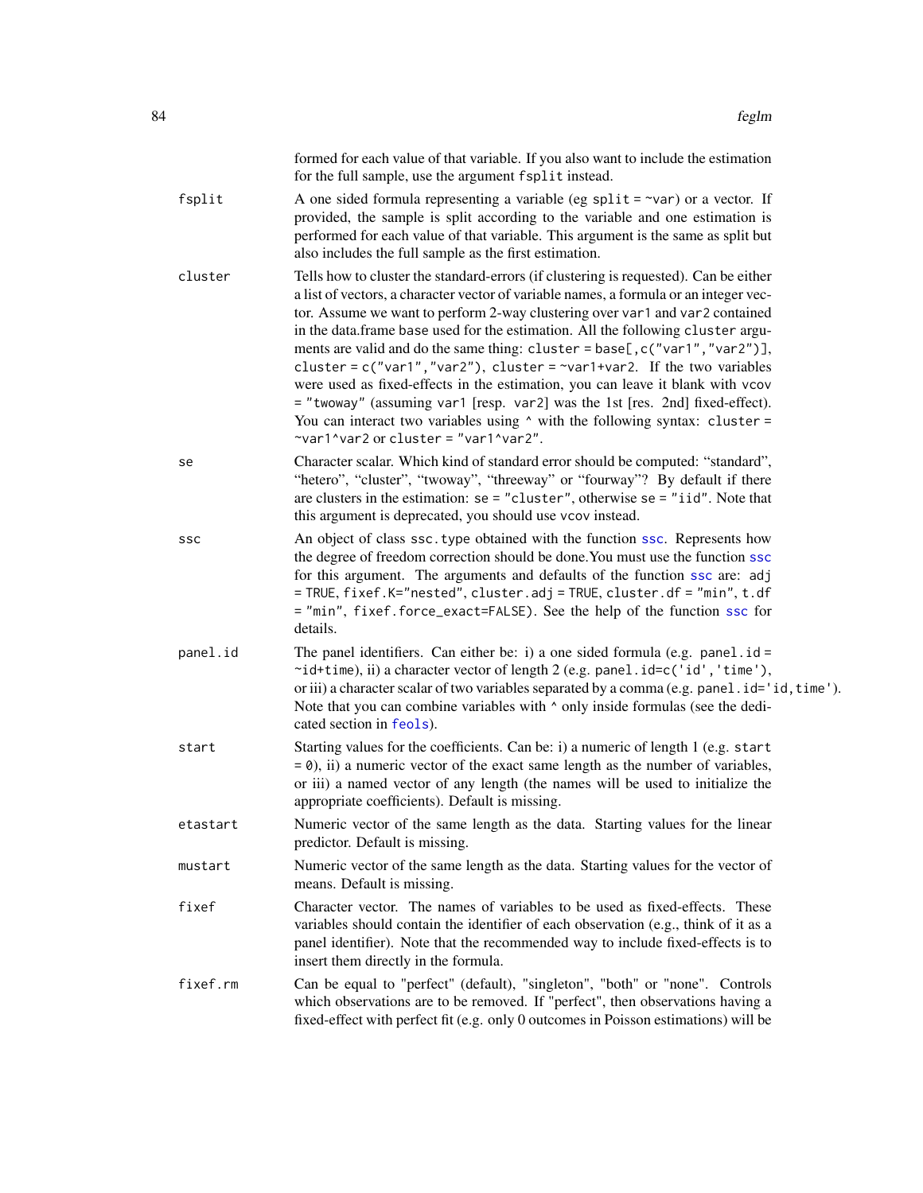formed for each value of that variable. If you also want to include the estimation for the full sample, use the argument `fsplit` instead.

**fsplit**
: A one sided formula representing a variable (eg `split = ~var`) or a vector. If provided, the sample is split according to the variable and one estimation is performed for each value of that variable. This argument is the same as split but also includes the full sample as the first estimation.

**cluster**
: Tells how to cluster the standard-errors (if clustering is requested). Can be either a list of vectors, a character vector of variable names, a formula or an integer vector. Assume we want to perform 2-way clustering over `var1` and `var2` contained in the data.frame `base` used for the estimation. All the following `cluster` arguments are valid and do the same thing: `cluster = base[,c("var1","var2")]`, `cluster = c("var1","var2")`, `cluster = ~var1+var2`. If the two variables were used as fixed-effects in the estimation, you can leave it blank with `vcov = "twoway"` (assuming `var1` [resp. `var2`] was the 1st [res. 2nd] fixed-effect). You can interact two variables using `^` with the following syntax: `cluster = ~var1^var2` or `cluster = "var1^var2"`.

**se**
: Character scalar. Which kind of standard error should be computed: "standard", "hetero", "cluster", "twoway", "threeway" or "fourway"? By default if there are clusters in the estimation: `se = "cluster"`, otherwise `se = "iid"`. Note that this argument is deprecated, you should use `vcov` instead.

**ssc**
: An object of class `ssc.type` obtained with the function `ssc`. Represents how the degree of freedom correction should be done.You must use the function `ssc` for this argument. The arguments and defaults of the function `ssc` are: `adj = TRUE`, `fixef.K="nested"`, `cluster.adj = TRUE`, `cluster.df = "min"`, `t.df = "min"`, `fixef.force_exact=FALSE`). See the help of the function `ssc` for details.

**panel.id**
: The panel identifiers. Can either be: i) a one sided formula (e.g. `panel.id = ~id+time`), ii) a character vector of length 2 (e.g. `panel.id=c('id','time')`, or iii) a character scalar of two variables separated by a comma (e.g. `panel.id='id,time'`). Note that you can combine variables with `^` only inside formulas (see the dedicated section in `feols`).

**start**
: Starting values for the coefficients. Can be: i) a numeric of length 1 (e.g. `start = 0`), ii) a numeric vector of the exact same length as the number of variables, or iii) a named vector of any length (the names will be used to initialize the appropriate coefficients). Default is missing.

**etastart**
: Numeric vector of the same length as the data. Starting values for the linear predictor. Default is missing.

**mustart**
: Numeric vector of the same length as the data. Starting values for the vector of means. Default is missing.

**fixef**
: Character vector. The names of variables to be used as fixed-effects. These variables should contain the identifier of each observation (e.g., think of it as a panel identifier). Note that the recommended way to include fixed-effects is to insert them directly in the formula.

**fixef.rm**
: Can be equal to "perfect" (default), "singleton", "both" or "none". Controls which observations are to be removed. If "perfect", then observations having a fixed-effect with perfect fit (e.g. only 0 outcomes in Poisson estimations) will be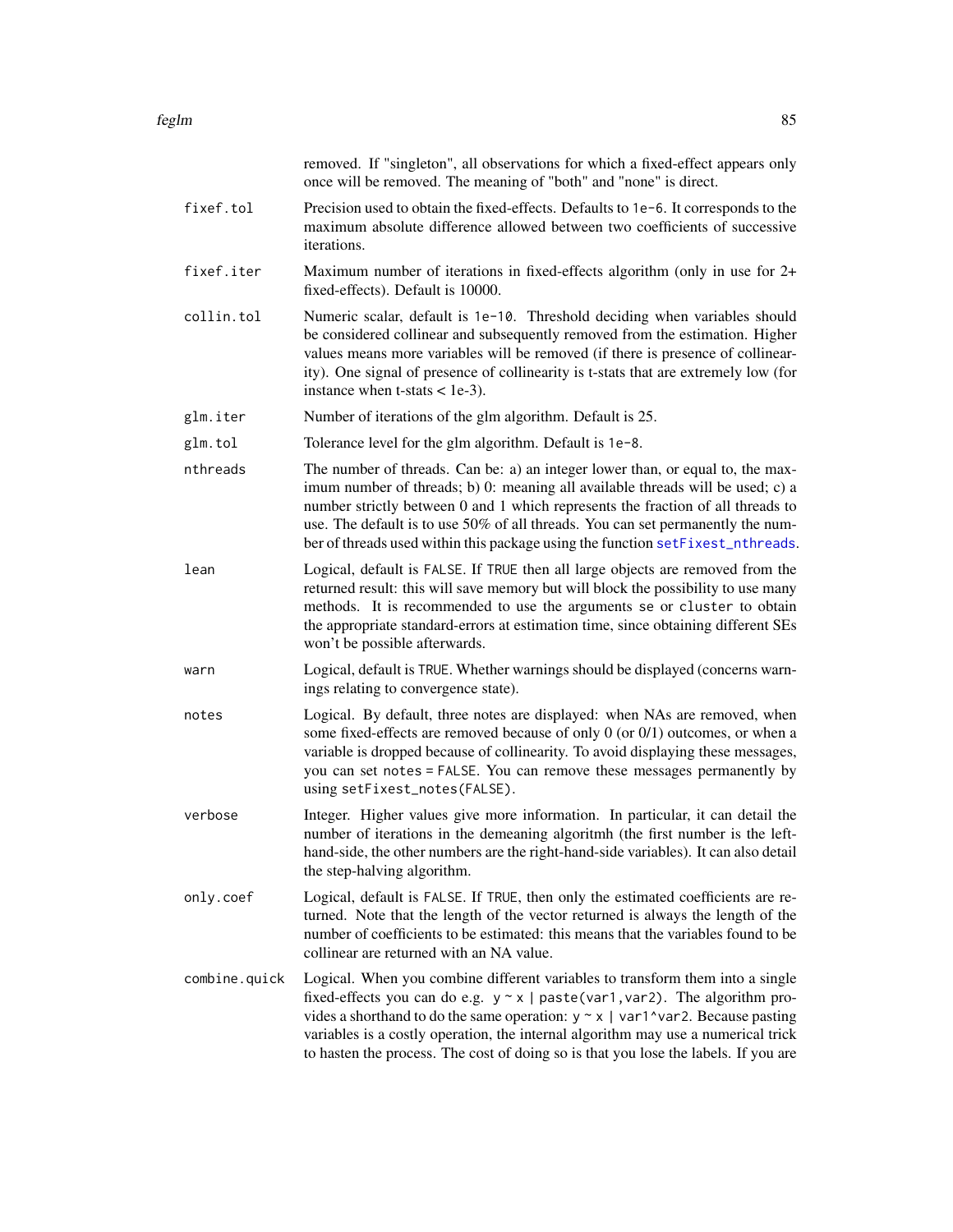removed. If "singleton", all observations for which a fixed-effect appears only once will be removed. The meaning of "both" and "none" is direct.

`fixef.tol`
: Precision used to obtain the fixed-effects. Defaults to `1e-6`. It corresponds to the maximum absolute difference allowed between two coefficients of successive iterations.

`fixef.iter`
: Maximum number of iterations in fixed-effects algorithm (only in use for 2+ fixed-effects). Default is 10000.

`collin.tol`
: Numeric scalar, default is `1e-10`. Threshold deciding when variables should be considered collinear and subsequently removed from the estimation. Higher values means more variables will be removed (if there is presence of collinearity). One signal of presence of collinearity is t-stats that are extremely low (for instance when t-stats < 1e-3).

`glm.iter`
: Number of iterations of the glm algorithm. Default is 25.

`glm.tol`
: Tolerance level for the glm algorithm. Default is `1e-8`.

`nthreads`
: The number of threads. Can be: a) an integer lower than, or equal to, the maximum number of threads; b) 0: meaning all available threads will be used; c) a number strictly between 0 and 1 which represents the fraction of all threads to use. The default is to use 50% of all threads. You can set permanently the number of threads used within this package using the function `setFixest_nthreads`.

`lean`
: Logical, default is `FALSE`. If `TRUE` then all large objects are removed from the returned result: this will save memory but will block the possibility to use many methods. It is recommended to use the arguments `se` or `cluster` to obtain the appropriate standard-errors at estimation time, since obtaining different SEs won't be possible afterwards.

`warn`
: Logical, default is `TRUE`. Whether warnings should be displayed (concerns warnings relating to convergence state).

`notes`
: Logical. By default, three notes are displayed: when NAs are removed, when some fixed-effects are removed because of only 0 (or 0/1) outcomes, or when a variable is dropped because of collinearity. To avoid displaying these messages, you can set `notes = FALSE`. You can remove these messages permanently by using `setFixest_notes(FALSE)`.

`verbose`
: Integer. Higher values give more information. In particular, it can detail the number of iterations in the demeaning algoritmh (the first number is the left-hand-side, the other numbers are the right-hand-side variables). It can also detail the step-halving algorithm.

`only.coef`
: Logical, default is `FALSE`. If `TRUE`, then only the estimated coefficients are returned. Note that the length of the vector returned is always the length of the number of coefficients to be estimated: this means that the variables found to be collinear are returned with an NA value.

`combine.quick`
: Logical. When you combine different variables to transform them into a single fixed-effects you can do e.g. `y ~ x | paste(var1,var2)`. The algorithm provides a shorthand to do the same operation: `y ~ x | var1^var2`. Because pasting variables is a costly operation, the internal algorithm may use a numerical trick to hasten the process. The cost of doing so is that you lose the labels. If you are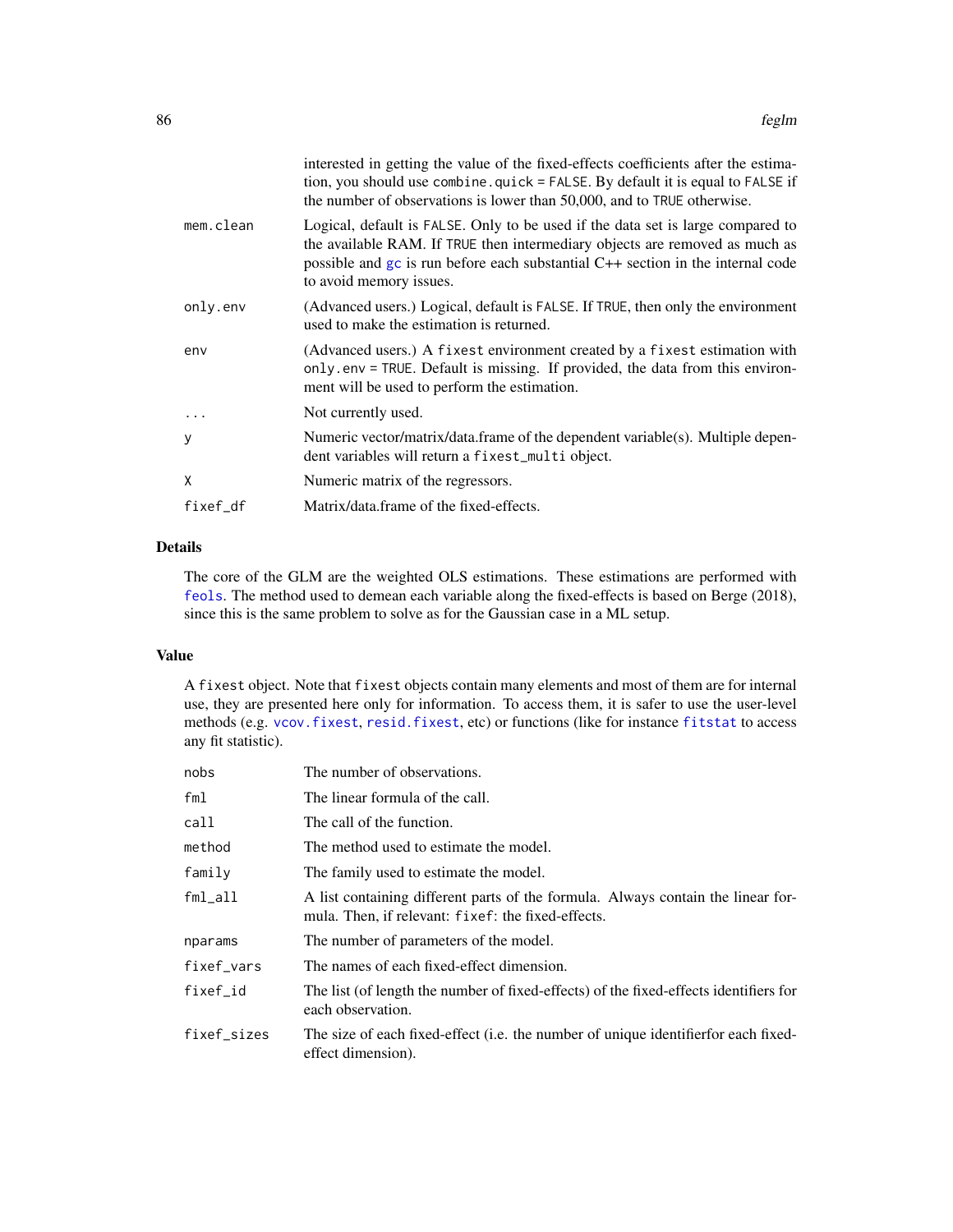interested in getting the value of the fixed-effects coefficients after the estimation, you should use `combine.quick = FALSE`. By default it is equal to `FALSE` if the number of observations is lower than 50,000, and to `TRUE` otherwise.

| | |
|---|---|
| `mem.clean` | Logical, default is `FALSE`. Only to be used if the data set is large compared to the available RAM. If `TRUE` then intermediary objects are removed as much as possible and `gc` is run before each substantial C++ section in the internal code to avoid memory issues. |
| `only.env` | (Advanced users.) Logical, default is `FALSE`. If `TRUE`, then only the environment used to make the estimation is returned. |
| `env` | (Advanced users.) A `fixest` environment created by a `fixest` estimation with `only.env = TRUE`. Default is missing. If provided, the data from this environment will be used to perform the estimation. |
| `...` | Not currently used. |
| `y` | Numeric vector/matrix/data.frame of the dependent variable(s). Multiple dependent variables will return a `fixest_multi` object. |
| `X` | Numeric matrix of the regressors. |
| `fixef_df` | Matrix/data.frame of the fixed-effects. |

## Details

The core of the GLM are the weighted OLS estimations. These estimations are performed with `feols`. The method used to demean each variable along the fixed-effects is based on Berge (2018), since this is the same problem to solve as for the Gaussian case in a ML setup.

## Value

A `fixest` object. Note that `fixest` objects contain many elements and most of them are for internal use, they are presented here only for information. To access them, it is safer to use the user-level methods (e.g. `vcov.fixest`, `resid.fixest`, etc) or functions (like for instance `fitstat` to access any fit statistic).

| | |
|---|---|
| `nobs` | The number of observations. |
| `fml` | The linear formula of the call. |
| `call` | The call of the function. |
| `method` | The method used to estimate the model. |
| `family` | The family used to estimate the model. |
| `fml_all` | A list containing different parts of the formula. Always contain the linear formula. Then, if relevant: `fixef`: the fixed-effects. |
| `nparams` | The number of parameters of the model. |
| `fixef_vars` | The names of each fixed-effect dimension. |
| `fixef_id` | The list (of length the number of fixed-effects) of the fixed-effects identifiers for each observation. |
| `fixef_sizes` | The size of each fixed-effect (i.e. the number of unique identifierfor each fixed-effect dimension). |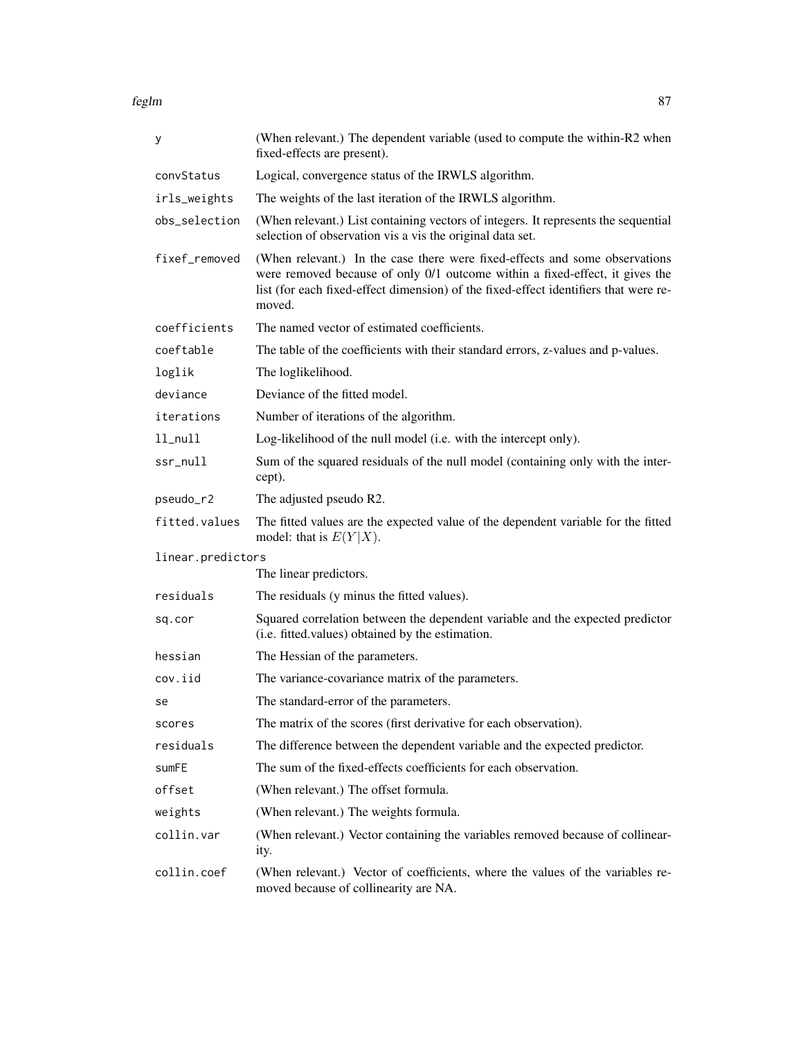| | |
|---|---|
| `y` | (When relevant.) The dependent variable (used to compute the within-R2 when fixed-effects are present). |
| `convStatus` | Logical, convergence status of the IRWLS algorithm. |
| `irls_weights` | The weights of the last iteration of the IRWLS algorithm. |
| `obs_selection` | (When relevant.) List containing vectors of integers. It represents the sequential selection of observation vis a vis the original data set. |
| `fixef_removed` | (When relevant.) In the case there were fixed-effects and some observations were removed because of only 0/1 outcome within a fixed-effect, it gives the list (for each fixed-effect dimension) of the fixed-effect identifiers that were removed. |
| `coefficients` | The named vector of estimated coefficients. |
| `coeftable` | The table of the coefficients with their standard errors, z-values and p-values. |
| `loglik` | The loglikelihood. |
| `deviance` | Deviance of the fitted model. |
| `iterations` | Number of iterations of the algorithm. |
| `ll_null` | Log-likelihood of the null model (i.e. with the intercept only). |
| `ssr_null` | Sum of the squared residuals of the null model (containing only with the intercept). |
| `pseudo_r2` | The adjusted pseudo R2. |
| `fitted.values` | The fitted values are the expected value of the dependent variable for the fitted model: that is $E(Y\|X)$. |
| `linear.predictors` | The linear predictors. |
| `residuals` | The residuals (y minus the fitted values). |
| `sq.cor` | Squared correlation between the dependent variable and the expected predictor (i.e. fitted.values) obtained by the estimation. |
| `hessian` | The Hessian of the parameters. |
| `cov.iid` | The variance-covariance matrix of the parameters. |
| `se` | The standard-error of the parameters. |
| `scores` | The matrix of the scores (first derivative for each observation). |
| `residuals` | The difference between the dependent variable and the expected predictor. |
| `sumFE` | The sum of the fixed-effects coefficients for each observation. |
| `offset` | (When relevant.) The offset formula. |
| `weights` | (When relevant.) The weights formula. |
| `collin.var` | (When relevant.) Vector containing the variables removed because of collinearity. |
| `collin.coef` | (When relevant.) Vector of coefficients, where the values of the variables removed because of collinearity are NA. |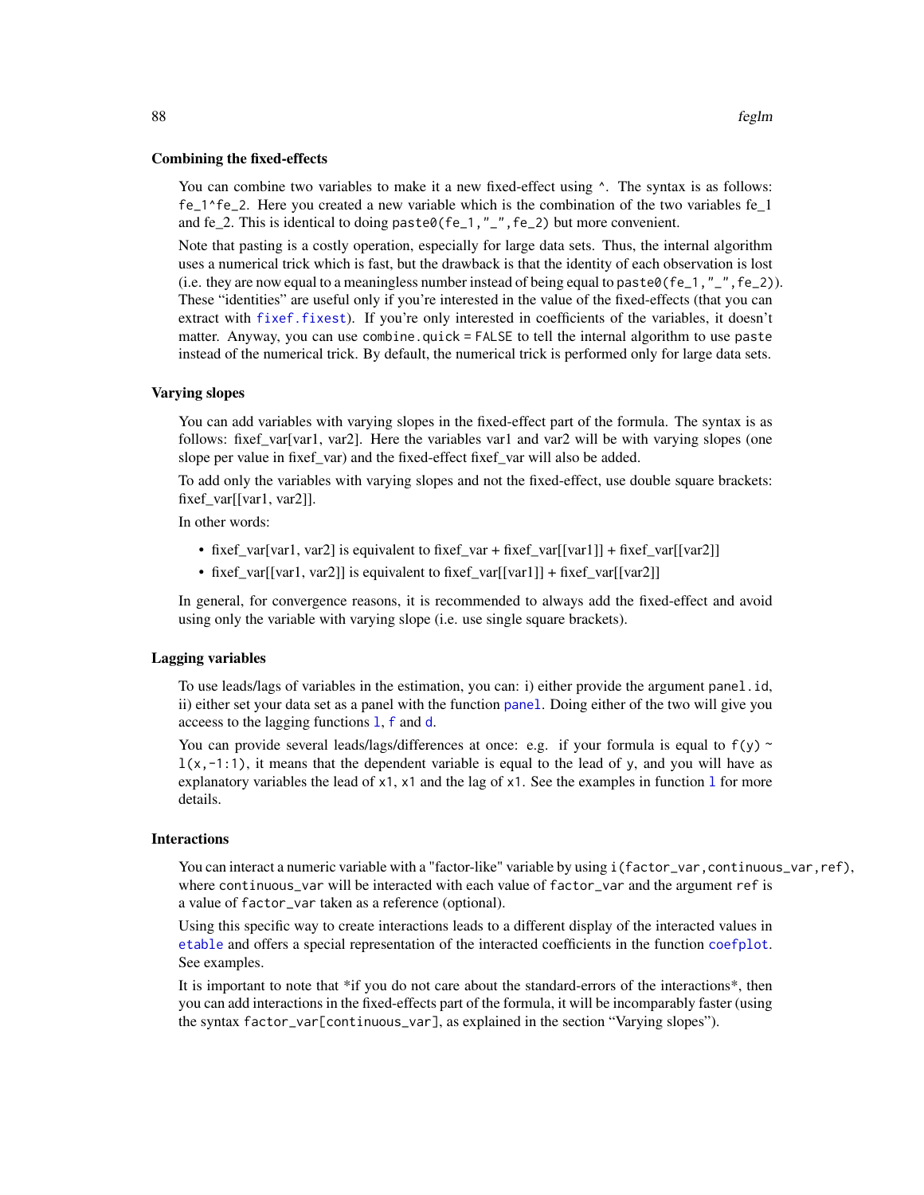### Combining the fixed-effects

You can combine two variables to make it a new fixed-effect using `^`. The syntax is as follows: `fe_1^fe_2`. Here you created a new variable which is the combination of the two variables fe_1 and fe_2. This is identical to doing `paste0(fe_1,"_",fe_2)` but more convenient.

Note that pasting is a costly operation, especially for large data sets. Thus, the internal algorithm uses a numerical trick which is fast, but the drawback is that the identity of each observation is lost (i.e. they are now equal to a meaningless number instead of being equal to `paste0(fe_1,"_",fe_2)`). These "identities" are useful only if you're interested in the value of the fixed-effects (that you can extract with `fixef.fixest`). If you're only interested in coefficients of the variables, it doesn't matter. Anyway, you can use `combine.quick = FALSE` to tell the internal algorithm to use `paste` instead of the numerical trick. By default, the numerical trick is performed only for large data sets.

### Varying slopes

You can add variables with varying slopes in the fixed-effect part of the formula. The syntax is as follows: fixef_var[var1, var2]. Here the variables var1 and var2 will be with varying slopes (one slope per value in fixef_var) and the fixed-effect fixef_var will also be added.

To add only the variables with varying slopes and not the fixed-effect, use double square brackets: fixef_var[[var1, var2]].

In other words:

- fixef_var[var1, var2] is equivalent to fixef_var + fixef_var[[var1]] + fixef_var[[var2]]
- fixef_var[[var1, var2]] is equivalent to fixef_var[[var1]] + fixef_var[[var2]]

In general, for convergence reasons, it is recommended to always add the fixed-effect and avoid using only the variable with varying slope (i.e. use single square brackets).

### Lagging variables

To use leads/lags of variables in the estimation, you can: i) either provide the argument `panel.id`, ii) either set your data set as a panel with the function `panel`. Doing either of the two will give you acceess to the lagging functions `l`, `f` and `d`.

You can provide several leads/lags/differences at once: e.g. if your formula is equal to `f(y) ~ l(x,-1:1)`, it means that the dependent variable is equal to the lead of `y`, and you will have as explanatory variables the lead of `x1`, `x1` and the lag of `x1`. See the examples in function `l` for more details.

### Interactions

You can interact a numeric variable with a "factor-like" variable by using `i(factor_var,continuous_var,ref)`, where `continuous_var` will be interacted with each value of `factor_var` and the argument `ref` is a value of `factor_var` taken as a reference (optional).

Using this specific way to create interactions leads to a different display of the interacted values in `etable` and offers a special representation of the interacted coefficients in the function `coefplot`. See examples.

It is important to note that *if you do not care about the standard-errors of the interactions*, then you can add interactions in the fixed-effects part of the formula, it will be incomparably faster (using the syntax `factor_var[continuous_var]`, as explained in the section "Varying slopes").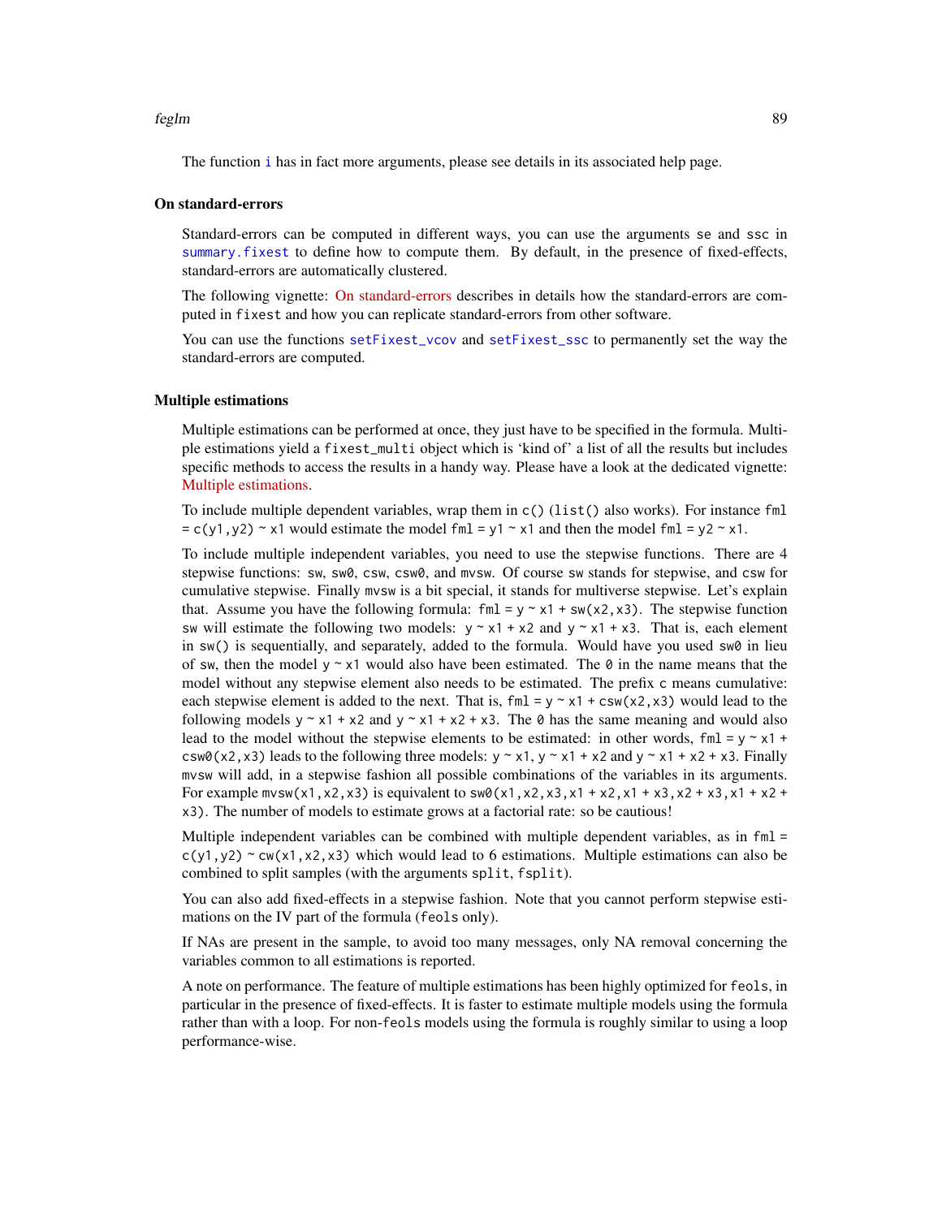The function `i` has in fact more arguments, please see details in its associated help page.

### On standard-errors

Standard-errors can be computed in different ways, you can use the arguments `se` and `ssc` in `summary.fixest` to define how to compute them. By default, in the presence of fixed-effects, standard-errors are automatically clustered.

The following vignette: On standard-errors describes in details how the standard-errors are computed in `fixest` and how you can replicate standard-errors from other software.

You can use the functions `setFixest_vcov` and `setFixest_ssc` to permanently set the way the standard-errors are computed.

### Multiple estimations

Multiple estimations can be performed at once, they just have to be specified in the formula. Multiple estimations yield a `fixest_multi` object which is 'kind of' a list of all the results but includes specific methods to access the results in a handy way. Please have a look at the dedicated vignette: Multiple estimations.

To include multiple dependent variables, wrap them in `c()` (`list()` also works). For instance `fml = c(y1,y2) ~ x1` would estimate the model `fml = y1 ~ x1` and then the model `fml = y2 ~ x1`.

To include multiple independent variables, you need to use the stepwise functions. There are 4 stepwise functions: `sw`, `sw0`, `csw`, `csw0`, and `mvsw`. Of course `sw` stands for stepwise, and `csw` for cumulative stepwise. Finally `mvsw` is a bit special, it stands for multiverse stepwise. Let's explain that. Assume you have the following formula: `fml = y ~ x1 + sw(x2,x3)`. The stepwise function `sw` will estimate the following two models: `y ~ x1 + x2` and `y ~ x1 + x3`. That is, each element in `sw()` is sequentially, and separately, added to the formula. Would have you used `sw0` in lieu of `sw`, then the model `y ~ x1` would also have been estimated. The `0` in the name means that the model without any stepwise element also needs to be estimated. The prefix `c` means cumulative: each stepwise element is added to the next. That is, `fml = y ~ x1 + csw(x2,x3)` would lead to the following models `y ~ x1 + x2` and `y ~ x1 + x2 + x3`. The `0` has the same meaning and would also lead to the model without the stepwise elements to be estimated: in other words, `fml = y ~ x1 + csw0(x2,x3)` leads to the following three models: `y ~ x1`, `y ~ x1 + x2` and `y ~ x1 + x2 + x3`. Finally `mvsw` will add, in a stepwise fashion all possible combinations of the variables in its arguments. For example `mvsw(x1,x2,x3)` is equivalent to `sw0(x1,x2,x3,x1 + x2,x1 + x3,x2 + x3,x1 + x2 + x3)`. The number of models to estimate grows at a factorial rate: so be cautious!

Multiple independent variables can be combined with multiple dependent variables, as in `fml = c(y1,y2) ~ cw(x1,x2,x3)` which would lead to 6 estimations. Multiple estimations can also be combined to split samples (with the arguments `split`, `fsplit`).

You can also add fixed-effects in a stepwise fashion. Note that you cannot perform stepwise estimations on the IV part of the formula (`feols` only).

If NAs are present in the sample, to avoid too many messages, only NA removal concerning the variables common to all estimations is reported.

A note on performance. The feature of multiple estimations has been highly optimized for `feols`, in particular in the presence of fixed-effects. It is faster to estimate multiple models using the formula rather than with a loop. For non-`feols` models using the formula is roughly similar to using a loop performance-wise.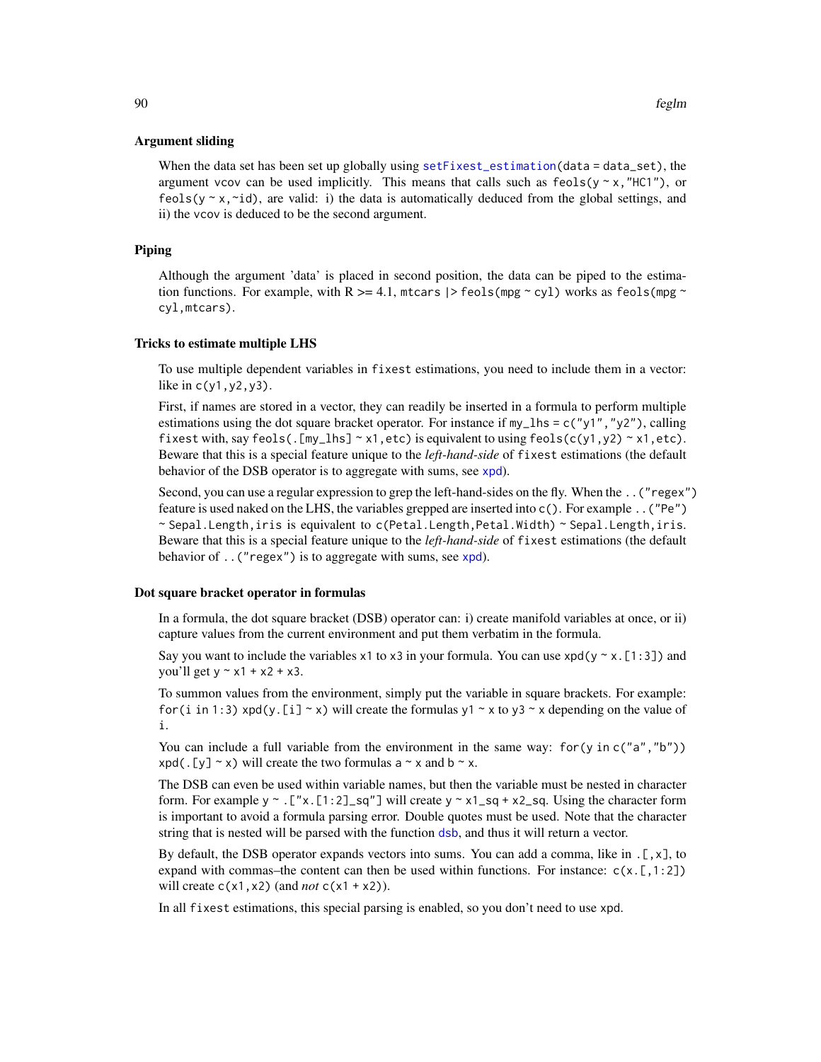### Argument sliding

When the data set has been set up globally using `setFixest_estimation(data = data_set)`, the argument `vcov` can be used implicitly. This means that calls such as `feols(y ~ x, "HC1")`, or `feols(y ~ x, ~id)`, are valid: i) the data is automatically deduced from the global settings, and ii) the `vcov` is deduced to be the second argument.

### Piping

Although the argument 'data' is placed in second position, the data can be piped to the estimation functions. For example, with R >= 4.1, `mtcars |> feols(mpg ~ cyl)` works as `feols(mpg ~ cyl, mtcars)`.

### Tricks to estimate multiple LHS

To use multiple dependent variables in `fixest` estimations, you need to include them in a vector: like in `c(y1, y2, y3)`.

First, if names are stored in a vector, they can readily be inserted in a formula to perform multiple estimations using the dot square bracket operator. For instance if `my_lhs = c("y1", "y2")`, calling `fixest` with, say `feols(.[my_lhs] ~ x1, etc)` is equivalent to using `feols(c(y1, y2) ~ x1, etc)`. Beware that this is a special feature unique to the *left-hand-side* of `fixest` estimations (the default behavior of the DSB operator is to aggregate with sums, see `xpd`).

Second, you can use a regular expression to grep the left-hand-sides on the fly. When the `..("regex")` feature is used naked on the LHS, the variables grepped are inserted into `c()`. For example `..("Pe") ~ Sepal.Length, iris` is equivalent to `c(Petal.Length, Petal.Width) ~ Sepal.Length, iris`. Beware that this is a special feature unique to the *left-hand-side* of `fixest` estimations (the default behavior of `..("regex")` is to aggregate with sums, see `xpd`).

### Dot square bracket operator in formulas

In a formula, the dot square bracket (DSB) operator can: i) create manifold variables at once, or ii) capture values from the current environment and put them verbatim in the formula.

Say you want to include the variables `x1` to `x3` in your formula. You can use `xpd(y ~ x.[1:3])` and you'll get `y ~ x1 + x2 + x3`.

To summon values from the environment, simply put the variable in square brackets. For example: `for(i in 1:3) xpd(y.[i] ~ x)` will create the formulas `y1 ~ x` to `y3 ~ x` depending on the value of `i`.

You can include a full variable from the environment in the same way: `for(y in c("a", "b")) xpd(.[y] ~ x)` will create the two formulas `a ~ x` and `b ~ x`.

The DSB can even be used within variable names, but then the variable must be nested in character form. For example `y ~ .["x.[1:2]_sq"]` will create `y ~ x1_sq + x2_sq`. Using the character form is important to avoid a formula parsing error. Double quotes must be used. Note that the character string that is nested will be parsed with the function `dsb`, and thus it will return a vector.

By default, the DSB operator expands vectors into sums. You can add a comma, like in `.[, x]`, to expand with commas–the content can then be used within functions. For instance: `c(x.[, 1:2])` will create `c(x1, x2)` (and *not* `c(x1 + x2)`).

In all `fixest` estimations, this special parsing is enabled, so you don't need to use `xpd`.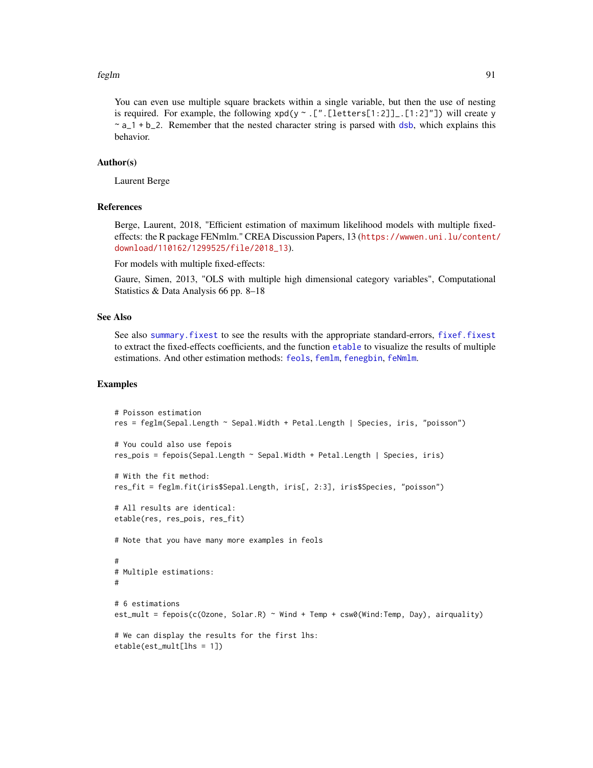You can even use multiple square brackets within a single variable, but then the use of nesting is required. For example, the following `xpd(y ~ .[".[letters[1:2]]_.[1:2]"])` will create `y ~ a_1 + b_2`. Remember that the nested character string is parsed with `dsb`, which explains this behavior.

## Author(s)

Laurent Berge

## References

Berge, Laurent, 2018, "Efficient estimation of maximum likelihood models with multiple fixed-effects: the R package FENmlm." CREA Discussion Papers, 13 (https://wwwen.uni.lu/content/download/110162/1299525/file/2018_13).

For models with multiple fixed-effects:

Gaure, Simen, 2013, "OLS with multiple high dimensional category variables", Computational Statistics & Data Analysis 66 pp. 8–18

## See Also

See also `summary.fixest` to see the results with the appropriate standard-errors, `fixef.fixest` to extract the fixed-effects coefficients, and the function `etable` to visualize the results of multiple estimations. And other estimation methods: `feols`, `femlm`, `fenegbin`, `feNmlm`.

## Examples

```
# Poisson estimation
res = feglm(Sepal.Length ~ Sepal.Width + Petal.Length | Species, iris, "poisson")

# You could also use fepois
res_pois = fepois(Sepal.Length ~ Sepal.Width + Petal.Length | Species, iris)

# With the fit method:
res_fit = feglm.fit(iris$Sepal.Length, iris[, 2:3], iris$Species, "poisson")

# All results are identical:
etable(res, res_pois, res_fit)

# Note that you have many more examples in feols

#
# Multiple estimations:
#

# 6 estimations
est_mult = fepois(c(Ozone, Solar.R) ~ Wind + Temp + csw0(Wind:Temp, Day), airquality)

# We can display the results for the first lhs:
etable(est_mult[lhs = 1])
```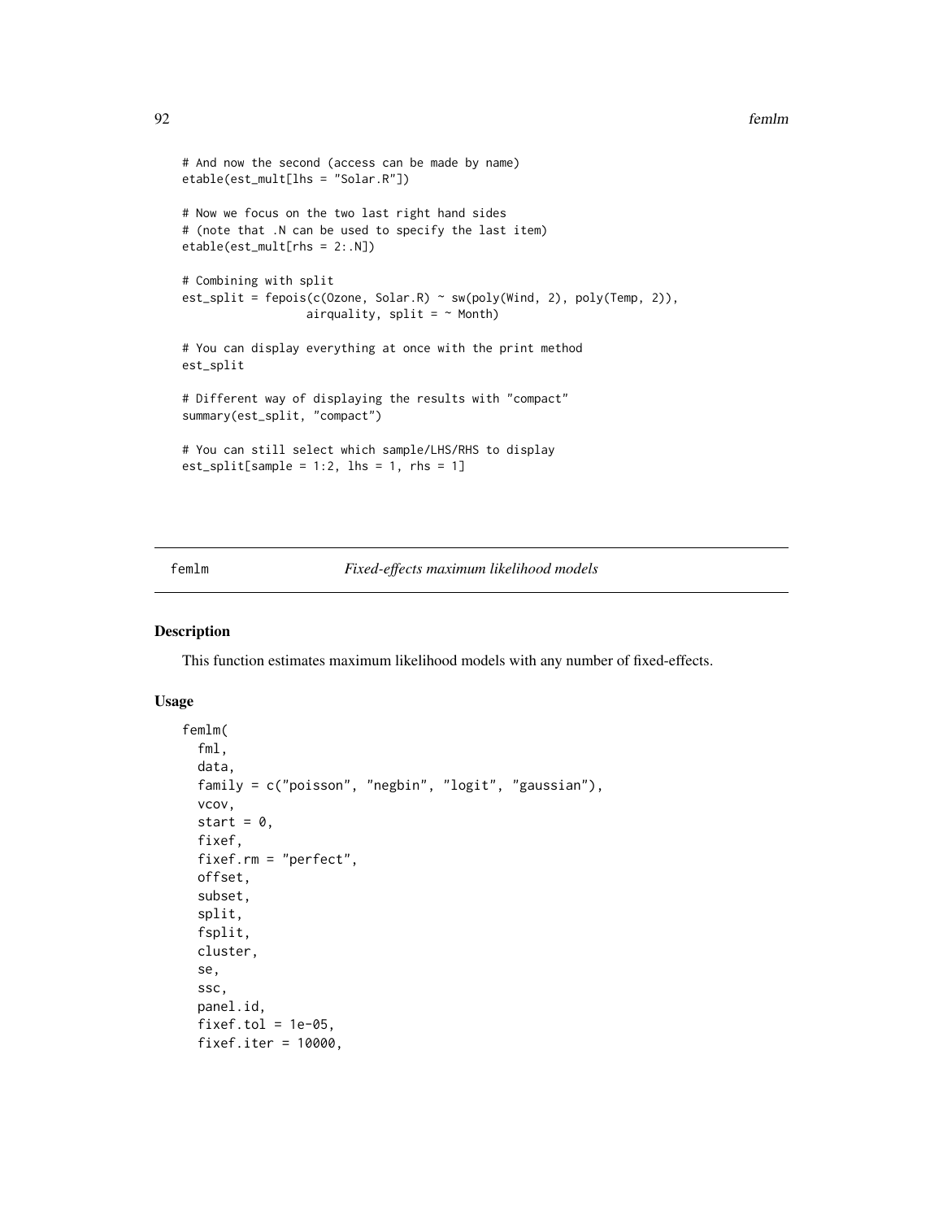```
# And now the second (access can be made by name)
etable(est_mult[lhs = "Solar.R"])

# Now we focus on the two last right hand sides
# (note that .N can be used to specify the last item)
etable(est_mult[rhs = 2:.N])

# Combining with split
est_split = fepois(c(Ozone, Solar.R) ~ sw(poly(Wind, 2), poly(Temp, 2)),
                  airquality, split = ~ Month)

# You can display everything at once with the print method
est_split

# Different way of displaying the results with "compact"
summary(est_split, "compact")

# You can still select which sample/LHS/RHS to display
est_split[sample = 1:2, lhs = 1, rhs = 1]
```

## femlm — *Fixed-effects maximum likelihood models*

### Description

This function estimates maximum likelihood models with any number of fixed-effects.

### Usage

```
femlm(
  fml,
  data,
  family = c("poisson", "negbin", "logit", "gaussian"),
  vcov,
  start = 0,
  fixef,
  fixef.rm = "perfect",
  offset,
  subset,
  split,
  fsplit,
  cluster,
  se,
  ssc,
  panel.id,
  fixef.tol = 1e-05,
  fixef.iter = 10000,
```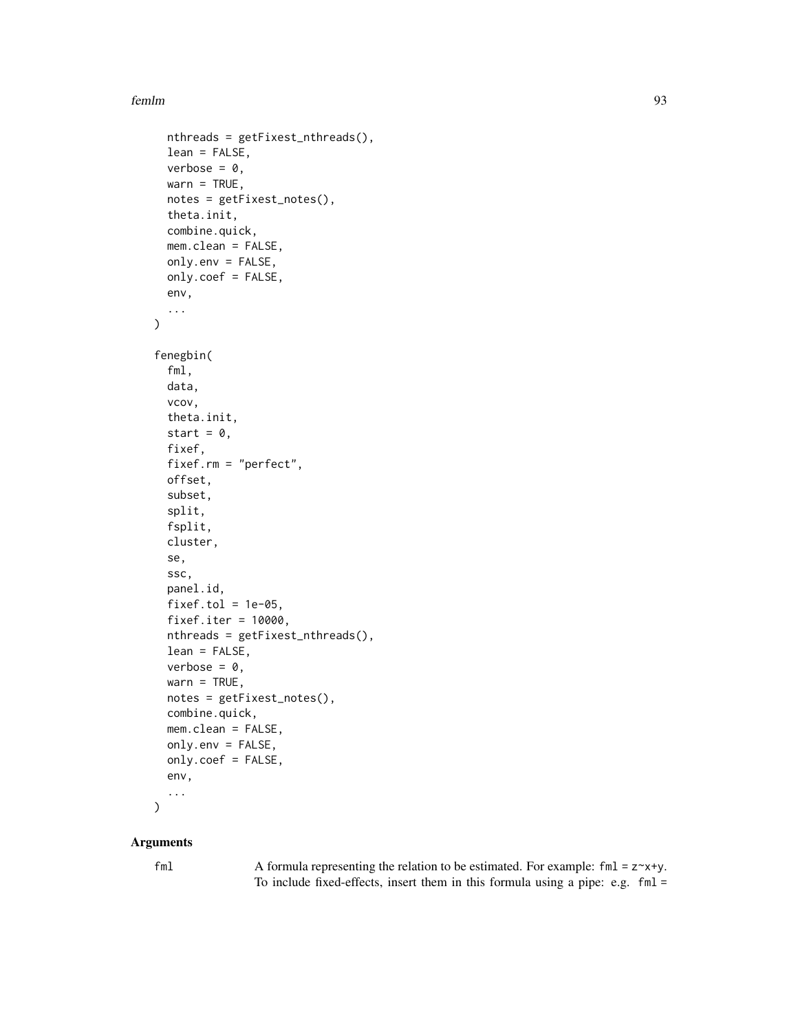```
  nthreads = getFixest_nthreads(),
  lean = FALSE,
  verbose = 0,
  warn = TRUE,
  notes = getFixest_notes(),
  theta.init,
  combine.quick,
  mem.clean = FALSE,
  only.env = FALSE,
  only.coef = FALSE,
  env,
  ...
)

fenegbin(
  fml,
  data,
  vcov,
  theta.init,
  start = 0,
  fixef,
  fixef.rm = "perfect",
  offset,
  subset,
  split,
  fsplit,
  cluster,
  se,
  ssc,
  panel.id,
  fixef.tol = 1e-05,
  fixef.iter = 10000,
  nthreads = getFixest_nthreads(),
  lean = FALSE,
  verbose = 0,
  warn = TRUE,
  notes = getFixest_notes(),
  combine.quick,
  mem.clean = FALSE,
  only.env = FALSE,
  only.coef = FALSE,
  env,
  ...
)
```

## Arguments

`fml` A formula representing the relation to be estimated. For example: `fml = z~x+y`. To include fixed-effects, insert them in this formula using a pipe: e.g. `fml =`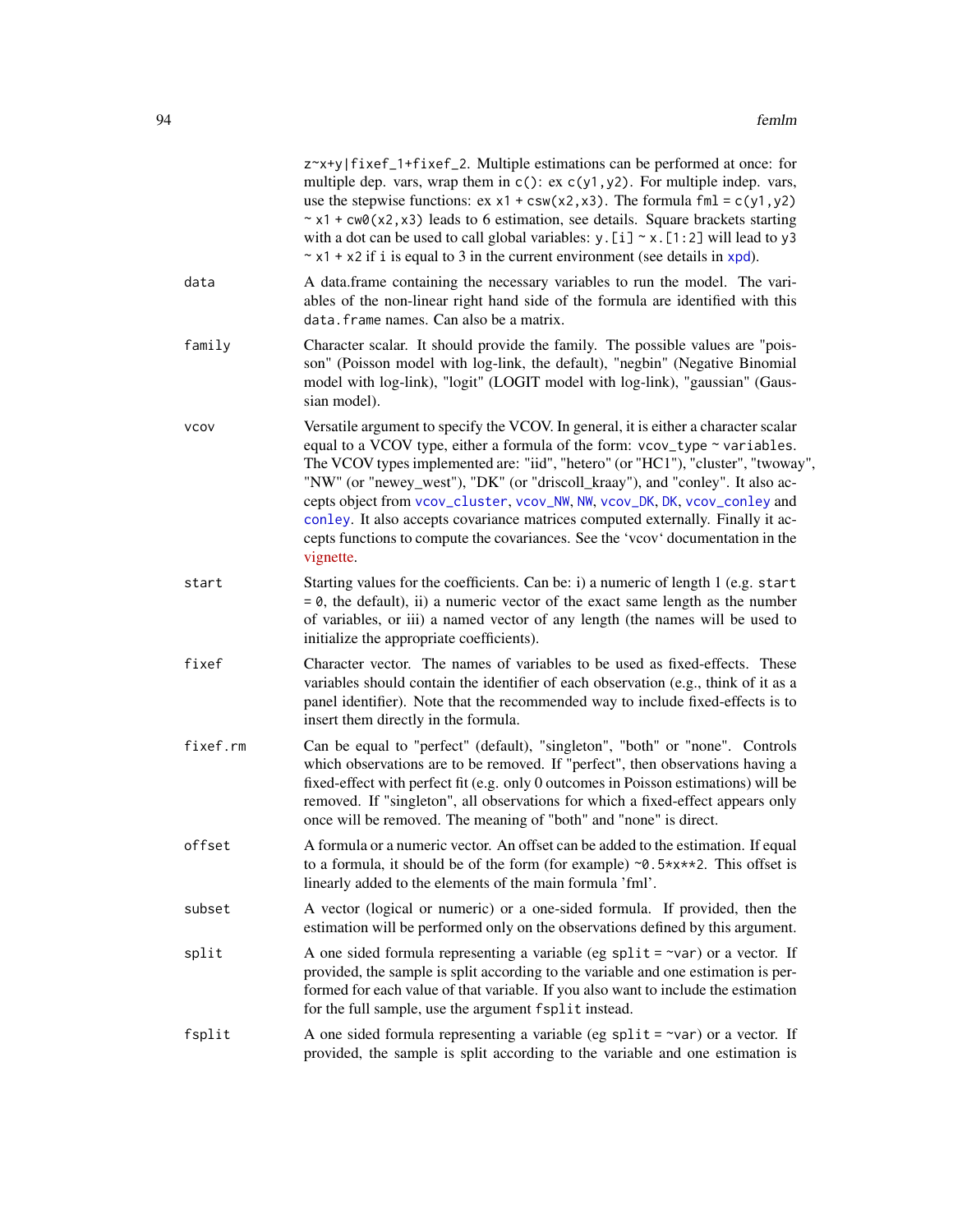z~x+y|fixef_1+fixef_2. Multiple estimations can be performed at once: for multiple dep. vars, wrap them in c(): ex c(y1,y2). For multiple indep. vars, use the stepwise functions: ex x1 + csw(x2,x3). The formula fml = c(y1,y2) ~ x1 + cw0(x2,x3) leads to 6 estimation, see details. Square brackets starting with a dot can be used to call global variables: y.[i] ~ x.[1:2] will lead to y3 ~ x1 + x2 if i is equal to 3 in the current environment (see details in xpd).

**data**
A data.frame containing the necessary variables to run the model. The variables of the non-linear right hand side of the formula are identified with this data.frame names. Can also be a matrix.

**family**
Character scalar. It should provide the family. The possible values are "poisson" (Poisson model with log-link, the default), "negbin" (Negative Binomial model with log-link), "logit" (LOGIT model with log-link), "gaussian" (Gaussian model).

**vcov**
Versatile argument to specify the VCOV. In general, it is either a character scalar equal to a VCOV type, either a formula of the form: vcov_type ~ variables. The VCOV types implemented are: "iid", "hetero" (or "HC1"), "cluster", "twoway", "NW" (or "newey_west"), "DK" (or "driscoll_kraay"), and "conley". It also accepts object from vcov_cluster, vcov_NW, NW, vcov_DK, DK, vcov_conley and conley. It also accepts covariance matrices computed externally. Finally it accepts functions to compute the covariances. See the 'vcov' documentation in the vignette.

**start**
Starting values for the coefficients. Can be: i) a numeric of length 1 (e.g. start = 0, the default), ii) a numeric vector of the exact same length as the number of variables, or iii) a named vector of any length (the names will be used to initialize the appropriate coefficients).

**fixef**
Character vector. The names of variables to be used as fixed-effects. These variables should contain the identifier of each observation (e.g., think of it as a panel identifier). Note that the recommended way to include fixed-effects is to insert them directly in the formula.

**fixef.rm**
Can be equal to "perfect" (default), "singleton", "both" or "none". Controls which observations are to be removed. If "perfect", then observations having a fixed-effect with perfect fit (e.g. only 0 outcomes in Poisson estimations) will be removed. If "singleton", all observations for which a fixed-effect appears only once will be removed. The meaning of "both" and "none" is direct.

**offset**
A formula or a numeric vector. An offset can be added to the estimation. If equal to a formula, it should be of the form (for example) ~0.5*x**2. This offset is linearly added to the elements of the main formula 'fml'.

**subset**
A vector (logical or numeric) or a one-sided formula. If provided, then the estimation will be performed only on the observations defined by this argument.

**split**
A one sided formula representing a variable (eg split = ~var) or a vector. If provided, the sample is split according to the variable and one estimation is performed for each value of that variable. If you also want to include the estimation for the full sample, use the argument fsplit instead.

**fsplit**
A one sided formula representing a variable (eg split = ~var) or a vector. If provided, the sample is split according to the variable and one estimation is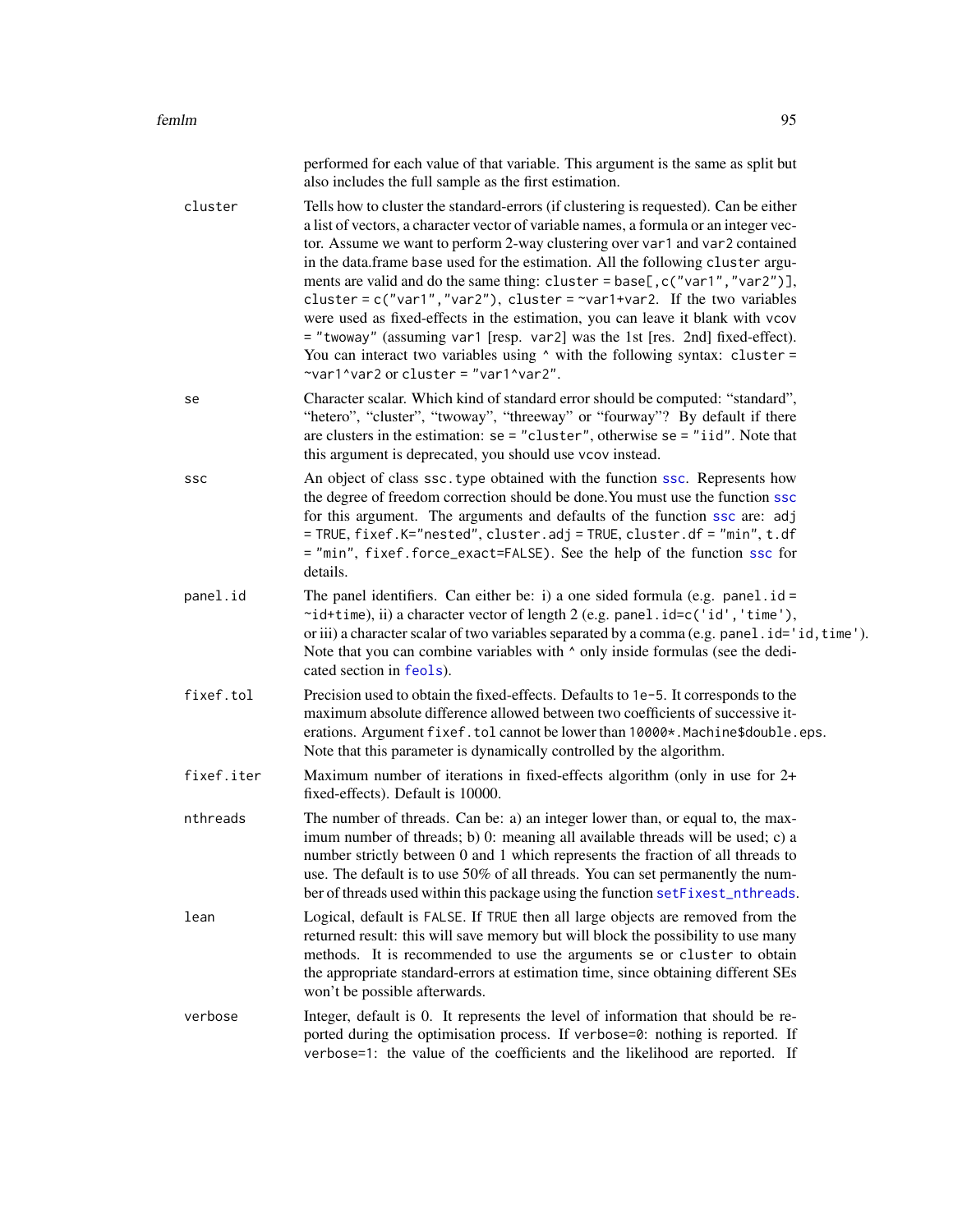performed for each value of that variable. This argument is the same as split but also includes the full sample as the first estimation.

**cluster**
Tells how to cluster the standard-errors (if clustering is requested). Can be either a list of vectors, a character vector of variable names, a formula or an integer vector. Assume we want to perform 2-way clustering over `var1` and `var2` contained in the data.frame `base` used for the estimation. All the following `cluster` arguments are valid and do the same thing: `cluster = base[,c("var1","var2")]`, `cluster = c("var1","var2")`, `cluster = ~var1+var2`. If the two variables were used as fixed-effects in the estimation, you can leave it blank with `vcov = "twoway"` (assuming `var1` [resp. `var2`] was the 1st [res. 2nd] fixed-effect). You can interact two variables using `^` with the following syntax: `cluster = ~var1^var2` or `cluster = "var1^var2"`.

**se**
Character scalar. Which kind of standard error should be computed: "standard", "hetero", "cluster", "twoway", "threeway" or "fourway"? By default if there are clusters in the estimation: `se = "cluster"`, otherwise `se = "iid"`. Note that this argument is deprecated, you should use `vcov` instead.

**ssc**
An object of class `ssc.type` obtained with the function `ssc`. Represents how the degree of freedom correction should be done.You must use the function `ssc` for this argument. The arguments and defaults of the function `ssc` are: `adj = TRUE`, `fixef.K="nested"`, `cluster.adj = TRUE`, `cluster.df = "min"`, `t.df = "min"`, `fixef.force_exact=FALSE`). See the help of the function `ssc` for details.

**panel.id**
The panel identifiers. Can either be: i) a one sided formula (e.g. `panel.id = ~id+time`), ii) a character vector of length 2 (e.g. `panel.id=c('id','time')`, or iii) a character scalar of two variables separated by a comma (e.g. `panel.id='id,time'`). Note that you can combine variables with `^` only inside formulas (see the dedicated section in `feols`).

**fixef.tol**
Precision used to obtain the fixed-effects. Defaults to `1e-5`. It corresponds to the maximum absolute difference allowed between two coefficients of successive iterations. Argument `fixef.tol` cannot be lower than `10000*.Machine$double.eps`. Note that this parameter is dynamically controlled by the algorithm.

**fixef.iter**
Maximum number of iterations in fixed-effects algorithm (only in use for 2+ fixed-effects). Default is 10000.

**nthreads**
The number of threads. Can be: a) an integer lower than, or equal to, the maximum number of threads; b) 0: meaning all available threads will be used; c) a number strictly between 0 and 1 which represents the fraction of all threads to use. The default is to use 50% of all threads. You can set permanently the number of threads used within this package using the function `setFixest_nthreads`.

**lean**
Logical, default is `FALSE`. If `TRUE` then all large objects are removed from the returned result: this will save memory but will block the possibility to use many methods. It is recommended to use the arguments `se` or `cluster` to obtain the appropriate standard-errors at estimation time, since obtaining different SEs won't be possible afterwards.

**verbose**
Integer, default is 0. It represents the level of information that should be reported during the optimisation process. If `verbose=0`: nothing is reported. If `verbose=1`: the value of the coefficients and the likelihood are reported. If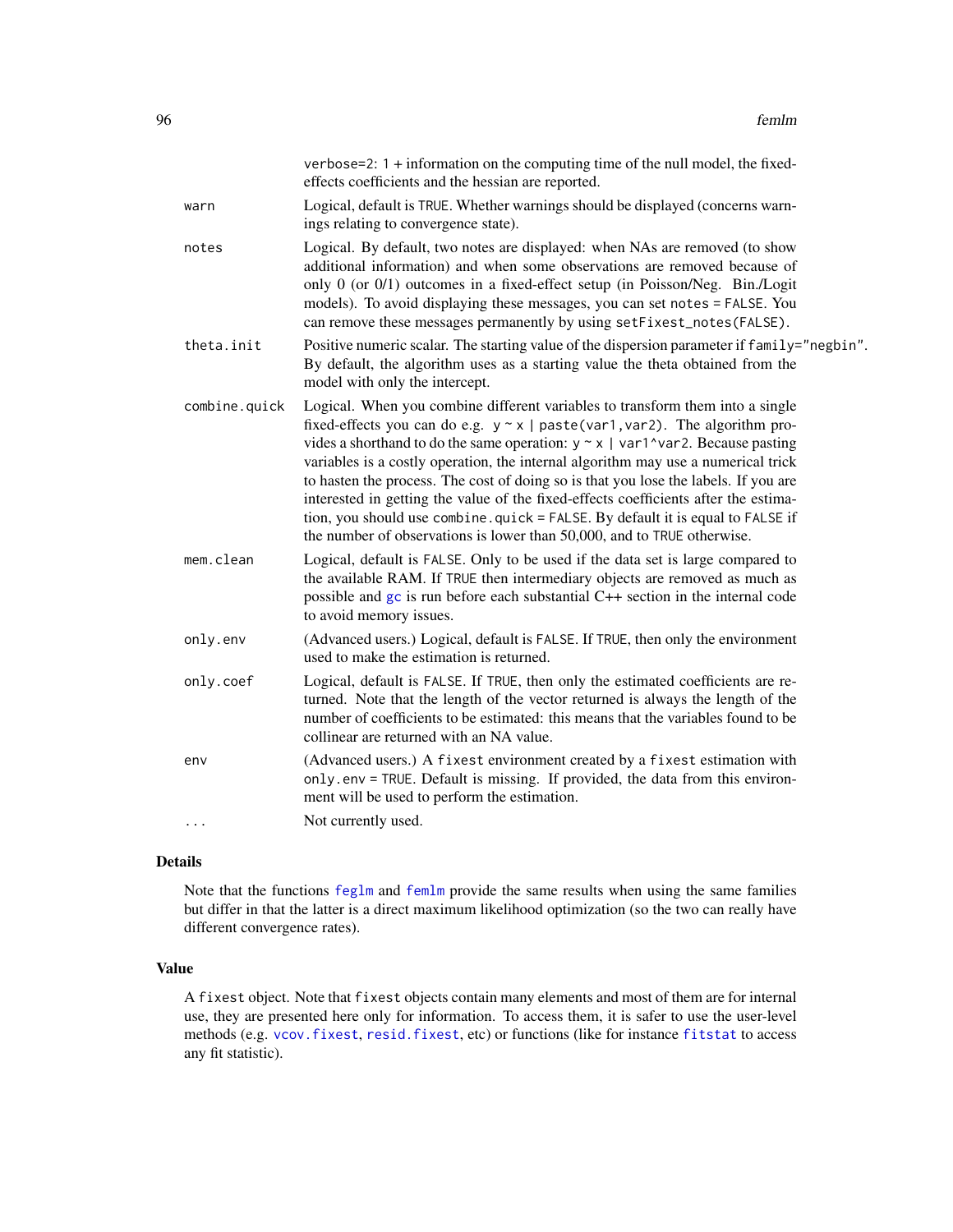verbose=2: 1 + information on the computing time of the null model, the fixed-effects coefficients and the hessian are reported.

**warn**
: Logical, default is TRUE. Whether warnings should be displayed (concerns warnings relating to convergence state).

**notes**
: Logical. By default, two notes are displayed: when NAs are removed (to show additional information) and when some observations are removed because of only 0 (or 0/1) outcomes in a fixed-effect setup (in Poisson/Neg. Bin./Logit models). To avoid displaying these messages, you can set `notes = FALSE`. You can remove these messages permanently by using `setFixest_notes(FALSE)`.

**theta.init**
: Positive numeric scalar. The starting value of the dispersion parameter if `family="negbin"`. By default, the algorithm uses as a starting value the theta obtained from the model with only the intercept.

**combine.quick**
: Logical. When you combine different variables to transform them into a single fixed-effects you can do e.g. `y ~ x | paste(var1,var2)`. The algorithm provides a shorthand to do the same operation: `y ~ x | var1^var2`. Because pasting variables is a costly operation, the internal algorithm may use a numerical trick to hasten the process. The cost of doing so is that you lose the labels. If you are interested in getting the value of the fixed-effects coefficients after the estimation, you should use `combine.quick = FALSE`. By default it is equal to FALSE if the number of observations is lower than 50,000, and to TRUE otherwise.

**mem.clean**
: Logical, default is FALSE. Only to be used if the data set is large compared to the available RAM. If TRUE then intermediary objects are removed as much as possible and `gc` is run before each substantial C++ section in the internal code to avoid memory issues.

**only.env**
: (Advanced users.) Logical, default is FALSE. If TRUE, then only the environment used to make the estimation is returned.

**only.coef**
: Logical, default is FALSE. If TRUE, then only the estimated coefficients are returned. Note that the length of the vector returned is always the length of the number of coefficients to be estimated: this means that the variables found to be collinear are returned with an NA value.

**env**
: (Advanced users.) A `fixest` environment created by a `fixest` estimation with `only.env = TRUE`. Default is missing. If provided, the data from this environment will be used to perform the estimation.

**...**
: Not currently used.

## Details

Note that the functions `feglm` and `femlm` provide the same results when using the same families but differ in that the latter is a direct maximum likelihood optimization (so the two can really have different convergence rates).

## Value

A `fixest` object. Note that `fixest` objects contain many elements and most of them are for internal use, they are presented here only for information. To access them, it is safer to use the user-level methods (e.g. `vcov.fixest`, `resid.fixest`, etc) or functions (like for instance `fitstat` to access any fit statistic).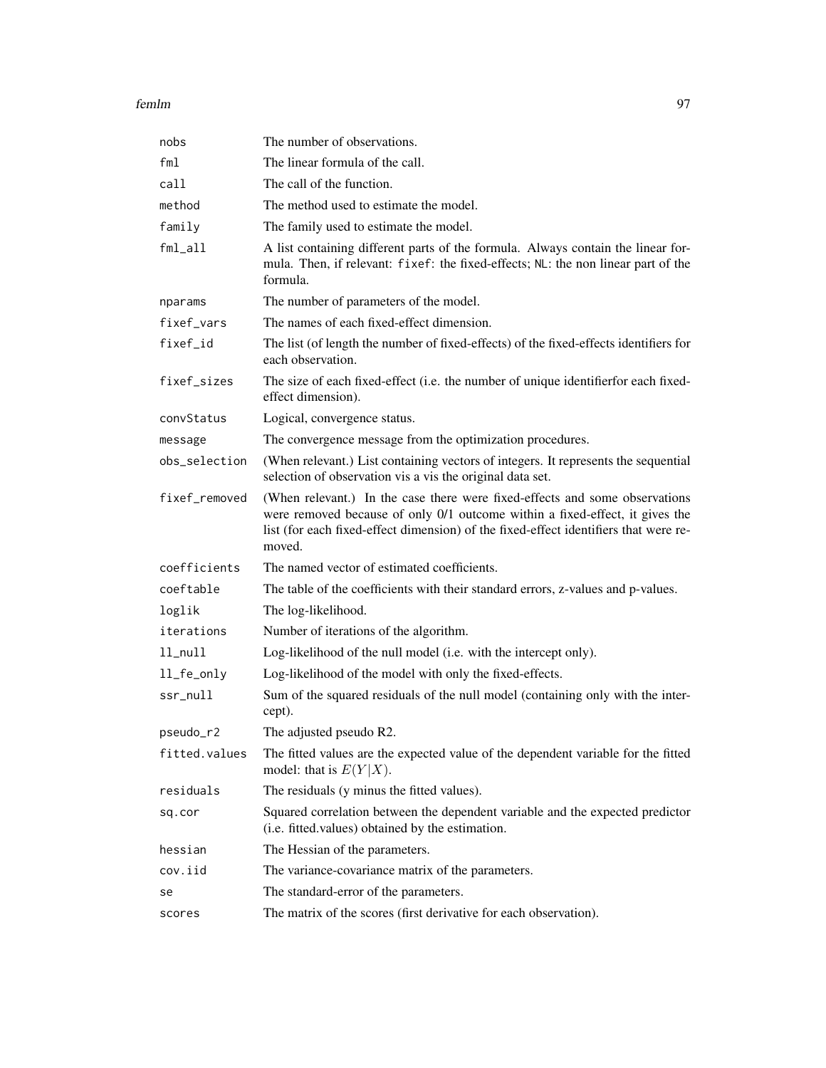| | |
|---|---|
| `nobs` | The number of observations. |
| `fml` | The linear formula of the call. |
| `call` | The call of the function. |
| `method` | The method used to estimate the model. |
| `family` | The family used to estimate the model. |
| `fml_all` | A list containing different parts of the formula. Always contain the linear formula. Then, if relevant: `fixef`: the fixed-effects; `NL`: the non linear part of the formula. |
| `nparams` | The number of parameters of the model. |
| `fixef_vars` | The names of each fixed-effect dimension. |
| `fixef_id` | The list (of length the number of fixed-effects) of the fixed-effects identifiers for each observation. |
| `fixef_sizes` | The size of each fixed-effect (i.e. the number of unique identifierfor each fixed-effect dimension). |
| `convStatus` | Logical, convergence status. |
| `message` | The convergence message from the optimization procedures. |
| `obs_selection` | (When relevant.) List containing vectors of integers. It represents the sequential selection of observation vis a vis the original data set. |
| `fixef_removed` | (When relevant.) In the case there were fixed-effects and some observations were removed because of only 0/1 outcome within a fixed-effect, it gives the list (for each fixed-effect dimension) of the fixed-effect identifiers that were removed. |
| `coefficients` | The named vector of estimated coefficients. |
| `coeftable` | The table of the coefficients with their standard errors, z-values and p-values. |
| `loglik` | The log-likelihood. |
| `iterations` | Number of iterations of the algorithm. |
| `ll_null` | Log-likelihood of the null model (i.e. with the intercept only). |
| `ll_fe_only` | Log-likelihood of the model with only the fixed-effects. |
| `ssr_null` | Sum of the squared residuals of the null model (containing only with the intercept). |
| `pseudo_r2` | The adjusted pseudo R2. |
| `fitted.values` | The fitted values are the expected value of the dependent variable for the fitted model: that is $E(Y\|X)$. |
| `residuals` | The residuals (y minus the fitted values). |
| `sq.cor` | Squared correlation between the dependent variable and the expected predictor (i.e. fitted.values) obtained by the estimation. |
| `hessian` | The Hessian of the parameters. |
| `cov.iid` | The variance-covariance matrix of the parameters. |
| `se` | The standard-error of the parameters. |
| `scores` | The matrix of the scores (first derivative for each observation). |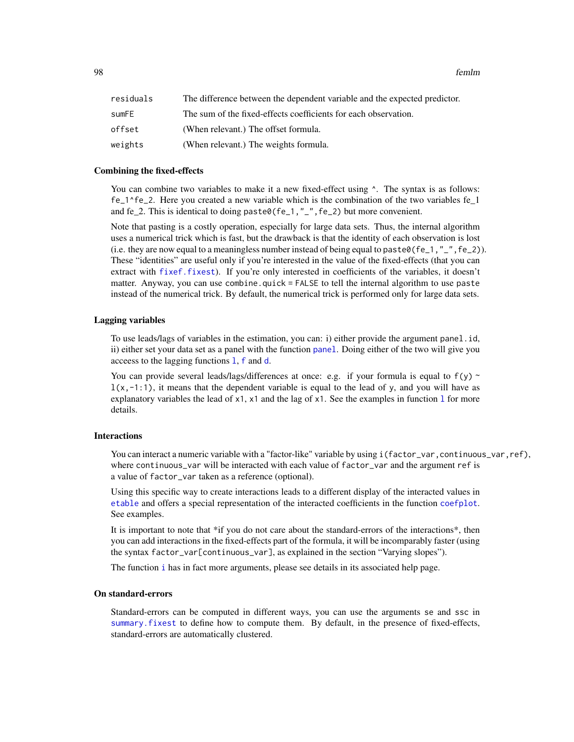| | |
|---|---|
| `residuals` | The difference between the dependent variable and the expected predictor. |
| `sumFE` | The sum of the fixed-effects coefficients for each observation. |
| `offset` | (When relevant.) The offset formula. |
| `weights` | (When relevant.) The weights formula. |

### Combining the fixed-effects

You can combine two variables to make it a new fixed-effect using `^`. The syntax is as follows: `fe_1^fe_2`. Here you created a new variable which is the combination of the two variables fe_1 and fe_2. This is identical to doing `paste0(fe_1,"_",fe_2)` but more convenient.

Note that pasting is a costly operation, especially for large data sets. Thus, the internal algorithm uses a numerical trick which is fast, but the drawback is that the identity of each observation is lost (i.e. they are now equal to a meaningless number instead of being equal to `paste0(fe_1,"_",fe_2)`). These "identities" are useful only if you're interested in the value of the fixed-effects (that you can extract with `fixef.fixest`). If you're only interested in coefficients of the variables, it doesn't matter. Anyway, you can use `combine.quick = FALSE` to tell the internal algorithm to use `paste` instead of the numerical trick. By default, the numerical trick is performed only for large data sets.

### Lagging variables

To use leads/lags of variables in the estimation, you can: i) either provide the argument `panel.id`, ii) either set your data set as a panel with the function `panel`. Doing either of the two will give you acceess to the lagging functions `l`, `f` and `d`.

You can provide several leads/lags/differences at once: e.g. if your formula is equal to `f(y) ~ l(x,-1:1)`, it means that the dependent variable is equal to the lead of `y`, and you will have as explanatory variables the lead of `x1`, `x1` and the lag of `x1`. See the examples in function `l` for more details.

### Interactions

You can interact a numeric variable with a "factor-like" variable by using `i(factor_var,continuous_var,ref)`, where `continuous_var` will be interacted with each value of `factor_var` and the argument `ref` is a value of `factor_var` taken as a reference (optional).

Using this specific way to create interactions leads to a different display of the interacted values in `etable` and offers a special representation of the interacted coefficients in the function `coefplot`. See examples.

It is important to note that *if you do not care about the standard-errors of the interactions*, then you can add interactions in the fixed-effects part of the formula, it will be incomparably faster (using the syntax `factor_var[continuous_var]`, as explained in the section "Varying slopes").

The function `i` has in fact more arguments, please see details in its associated help page.

### On standard-errors

Standard-errors can be computed in different ways, you can use the arguments `se` and `ssc` in `summary.fixest` to define how to compute them. By default, in the presence of fixed-effects, standard-errors are automatically clustered.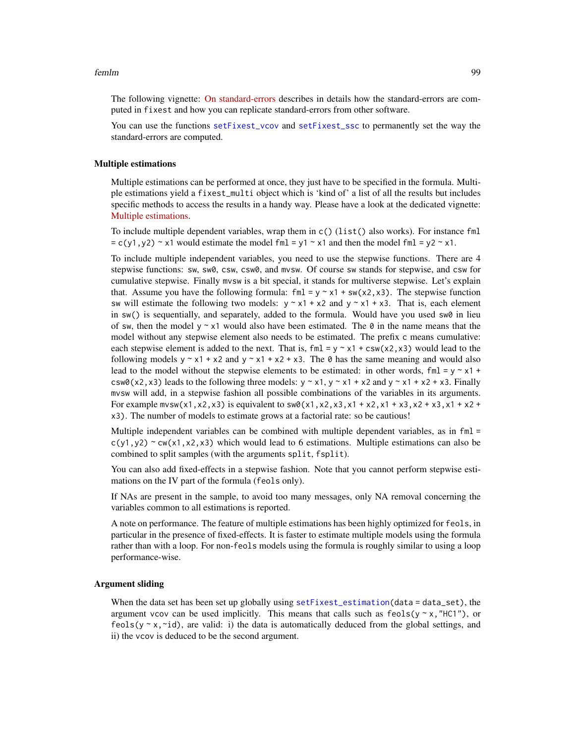The following vignette: On standard-errors describes in details how the standard-errors are computed in `fixest` and how you can replicate standard-errors from other software.

You can use the functions `setFixest_vcov` and `setFixest_ssc` to permanently set the way the standard-errors are computed.

### Multiple estimations

Multiple estimations can be performed at once, they just have to be specified in the formula. Multiple estimations yield a `fixest_multi` object which is 'kind of' a list of all the results but includes specific methods to access the results in a handy way. Please have a look at the dedicated vignette: Multiple estimations.

To include multiple dependent variables, wrap them in `c()` (`list()` also works). For instance `fml = c(y1,y2) ~ x1` would estimate the model `fml = y1 ~ x1` and then the model `fml = y2 ~ x1`.

To include multiple independent variables, you need to use the stepwise functions. There are 4 stepwise functions: `sw`, `sw0`, `csw`, `csw0`, and `mvsw`. Of course `sw` stands for stepwise, and `csw` for cumulative stepwise. Finally `mvsw` is a bit special, it stands for multiverse stepwise. Let's explain that. Assume you have the following formula: `fml = y ~ x1 + sw(x2,x3)`. The stepwise function `sw` will estimate the following two models: `y ~ x1 + x2` and `y ~ x1 + x3`. That is, each element in `sw()` is sequentially, and separately, added to the formula. Would have you used `sw0` in lieu of `sw`, then the model `y ~ x1` would also have been estimated. The `0` in the name means that the model without any stepwise element also needs to be estimated. The prefix `c` means cumulative: each stepwise element is added to the next. That is, `fml = y ~ x1 + csw(x2,x3)` would lead to the following models `y ~ x1 + x2` and `y ~ x1 + x2 + x3`. The `0` has the same meaning and would also lead to the model without the stepwise elements to be estimated: in other words, `fml = y ~ x1 + csw0(x2,x3)` leads to the following three models: `y ~ x1`, `y ~ x1 + x2` and `y ~ x1 + x2 + x3`. Finally `mvsw` will add, in a stepwise fashion all possible combinations of the variables in its arguments. For example `mvsw(x1,x2,x3)` is equivalent to `sw0(x1,x2,x3,x1 + x2,x1 + x3,x2 + x3,x1 + x2 + x3)`. The number of models to estimate grows at a factorial rate: so be cautious!

Multiple independent variables can be combined with multiple dependent variables, as in `fml = c(y1,y2) ~ cw(x1,x2,x3)` which would lead to 6 estimations. Multiple estimations can also be combined to split samples (with the arguments `split`, `fsplit`).

You can also add fixed-effects in a stepwise fashion. Note that you cannot perform stepwise estimations on the IV part of the formula (`feols` only).

If NAs are present in the sample, to avoid too many messages, only NA removal concerning the variables common to all estimations is reported.

A note on performance. The feature of multiple estimations has been highly optimized for `feols`, in particular in the presence of fixed-effects. It is faster to estimate multiple models using the formula rather than with a loop. For non-`feols` models using the formula is roughly similar to using a loop performance-wise.

### Argument sliding

When the data set has been set up globally using `setFixest_estimation(data = data_set)`, the argument `vcov` can be used implicitly. This means that calls such as `feols(y ~ x,"HC1")`, or `feols(y ~ x,~id)`, are valid: i) the data is automatically deduced from the global settings, and ii) the `vcov` is deduced to be the second argument.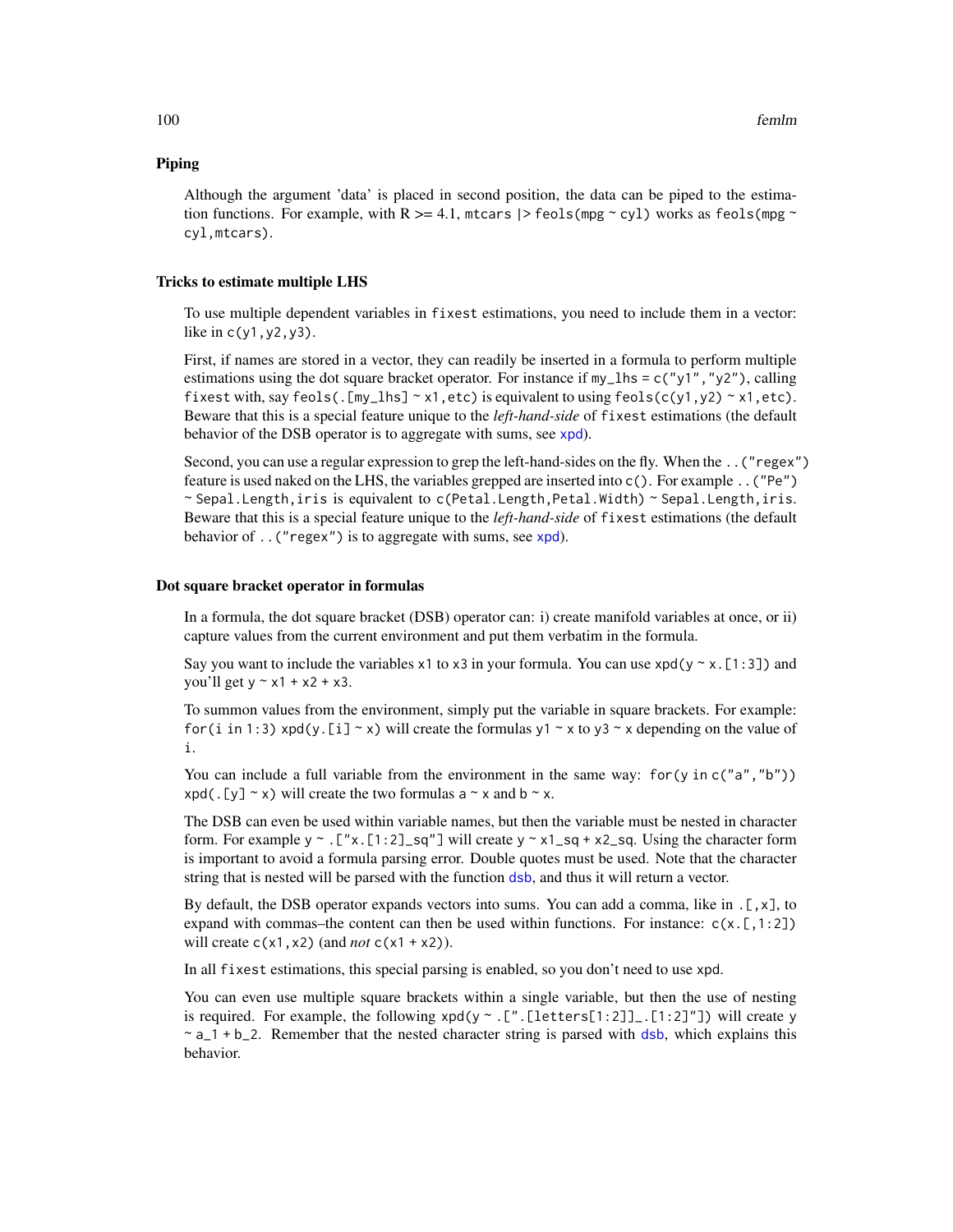### Piping

Although the argument 'data' is placed in second position, the data can be piped to the estimation functions. For example, with R >= 4.1, `mtcars |> feols(mpg ~ cyl)` works as `feols(mpg ~ cyl,mtcars)`.

### Tricks to estimate multiple LHS

To use multiple dependent variables in `fixest` estimations, you need to include them in a vector: like in `c(y1,y2,y3)`.

First, if names are stored in a vector, they can readily be inserted in a formula to perform multiple estimations using the dot square bracket operator. For instance if `my_lhs = c("y1","y2")`, calling `fixest` with, say `feols(.[my_lhs] ~ x1,etc)` is equivalent to using `feols(c(y1,y2) ~ x1,etc)`. Beware that this is a special feature unique to the *left-hand-side* of `fixest` estimations (the default behavior of the DSB operator is to aggregate with sums, see xpd).

Second, you can use a regular expression to grep the left-hand-sides on the fly. When the `..("regex")` feature is used naked on the LHS, the variables grepped are inserted into `c()`. For example `..("Pe") ~ Sepal.Length,iris` is equivalent to `c(Petal.Length,Petal.Width) ~ Sepal.Length,iris`. Beware that this is a special feature unique to the *left-hand-side* of `fixest` estimations (the default behavior of `..("regex")` is to aggregate with sums, see xpd).

### Dot square bracket operator in formulas

In a formula, the dot square bracket (DSB) operator can: i) create manifold variables at once, or ii) capture values from the current environment and put them verbatim in the formula.

Say you want to include the variables `x1` to `x3` in your formula. You can use `xpd(y ~ x.[1:3])` and you'll get `y ~ x1 + x2 + x3`.

To summon values from the environment, simply put the variable in square brackets. For example: `for(i in 1:3) xpd(y.[i] ~ x)` will create the formulas `y1 ~ x` to `y3 ~ x` depending on the value of `i`.

You can include a full variable from the environment in the same way: `for(y in c("a","b")) xpd(.[y] ~ x)` will create the two formulas `a ~ x` and `b ~ x`.

The DSB can even be used within variable names, but then the variable must be nested in character form. For example `y ~ .["x.[1:2]_sq"]` will create `y ~ x1_sq + x2_sq`. Using the character form is important to avoid a formula parsing error. Double quotes must be used. Note that the character string that is nested will be parsed with the function dsb, and thus it will return a vector.

By default, the DSB operator expands vectors into sums. You can add a comma, like in `.[,x]`, to expand with commas–the content can then be used within functions. For instance: `c(x.[,1:2])` will create `c(x1,x2)` (and *not* `c(x1 + x2)`).

In all `fixest` estimations, this special parsing is enabled, so you don't need to use `xpd`.

You can even use multiple square brackets within a single variable, but then the use of nesting is required. For example, the following `xpd(y ~ .[".[letters[1:2]]_.[1:2]"])` will create `y ~ a_1 + b_2`. Remember that the nested character string is parsed with dsb, which explains this behavior.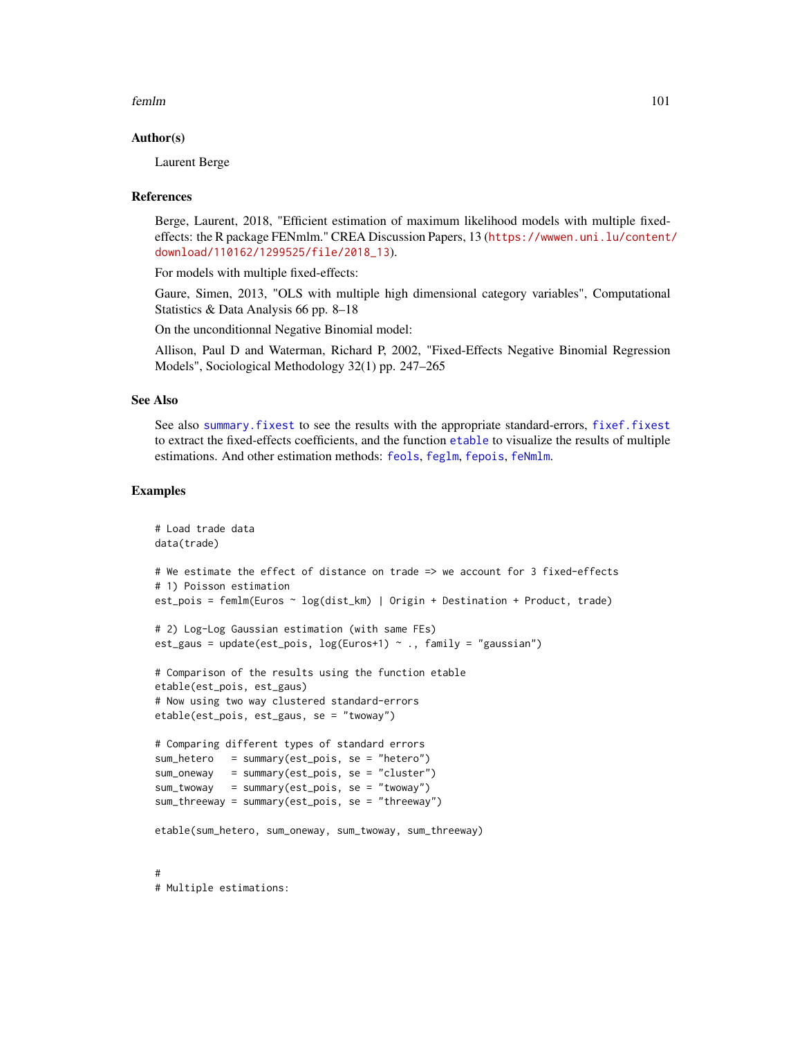## Author(s)

Laurent Berge

## References

Berge, Laurent, 2018, "Efficient estimation of maximum likelihood models with multiple fixed-effects: the R package FENmlm." CREA Discussion Papers, 13 (https://wwwen.uni.lu/content/download/110162/1299525/file/2018_13).

For models with multiple fixed-effects:

Gaure, Simen, 2013, "OLS with multiple high dimensional category variables", Computational Statistics & Data Analysis 66 pp. 8–18

On the unconditionnal Negative Binomial model:

Allison, Paul D and Waterman, Richard P, 2002, "Fixed-Effects Negative Binomial Regression Models", Sociological Methodology 32(1) pp. 247–265

## See Also

See also summary.fixest to see the results with the appropriate standard-errors, fixef.fixest to extract the fixed-effects coefficients, and the function etable to visualize the results of multiple estimations. And other estimation methods: feols, feglm, fepois, feNmlm.

## Examples

```
# Load trade data
data(trade)

# We estimate the effect of distance on trade => we account for 3 fixed-effects
# 1) Poisson estimation
est_pois = femlm(Euros ~ log(dist_km) | Origin + Destination + Product, trade)

# 2) Log-Log Gaussian estimation (with same FEs)
est_gaus = update(est_pois, log(Euros+1) ~ ., family = "gaussian")

# Comparison of the results using the function etable
etable(est_pois, est_gaus)
# Now using two way clustered standard-errors
etable(est_pois, est_gaus, se = "twoway")

# Comparing different types of standard errors
sum_hetero   = summary(est_pois, se = "hetero")
sum_oneway   = summary(est_pois, se = "cluster")
sum_twoway   = summary(est_pois, se = "twoway")
sum_threeway = summary(est_pois, se = "threeway")

etable(sum_hetero, sum_oneway, sum_twoway, sum_threeway)


#
# Multiple estimations:
```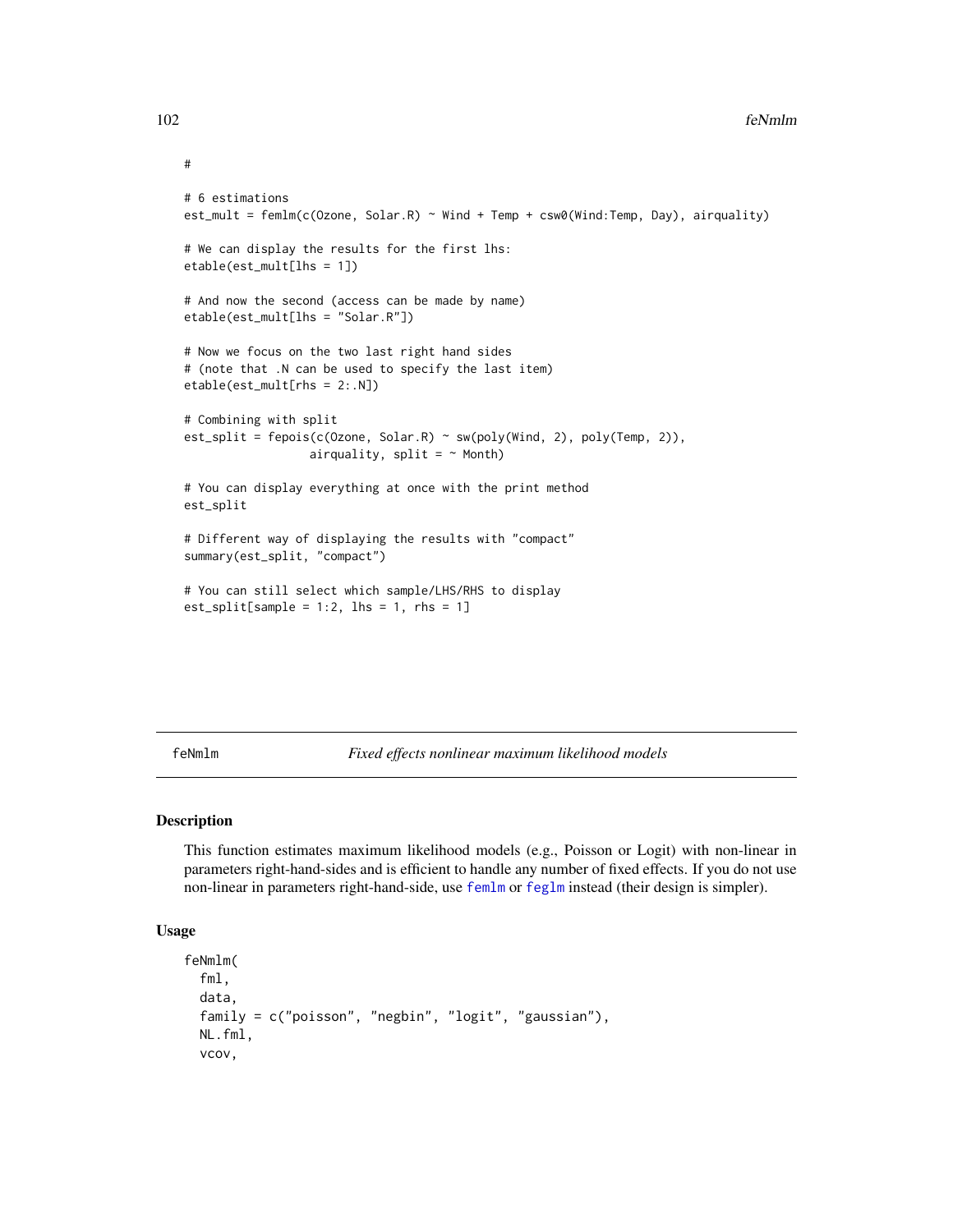```
#
# 6 estimations
est_mult = femlm(c(Ozone, Solar.R) ~ Wind + Temp + csw0(Wind:Temp, Day), airquality)

# We can display the results for the first lhs:
etable(est_mult[lhs = 1])

# And now the second (access can be made by name)
etable(est_mult[lhs = "Solar.R"])

# Now we focus on the two last right hand sides
# (note that .N can be used to specify the last item)
etable(est_mult[rhs = 2:.N])

# Combining with split
est_split = fepois(c(Ozone, Solar.R) ~ sw(poly(Wind, 2), poly(Temp, 2)),
                   airquality, split = ~ Month)

# You can display everything at once with the print method
est_split

# Different way of displaying the results with "compact"
summary(est_split, "compact")

# You can still select which sample/LHS/RHS to display
est_split[sample = 1:2, lhs = 1, rhs = 1]
```

## feNmlm — *Fixed effects nonlinear maximum likelihood models*

### Description

This function estimates maximum likelihood models (e.g., Poisson or Logit) with non-linear in parameters right-hand-sides and is efficient to handle any number of fixed effects. If you do not use non-linear in parameters right-hand-side, use femlm or feglm instead (their design is simpler).

### Usage

```
feNmlm(
  fml,
  data,
  family = c("poisson", "negbin", "logit", "gaussian"),
  NL.fml,
  vcov,
```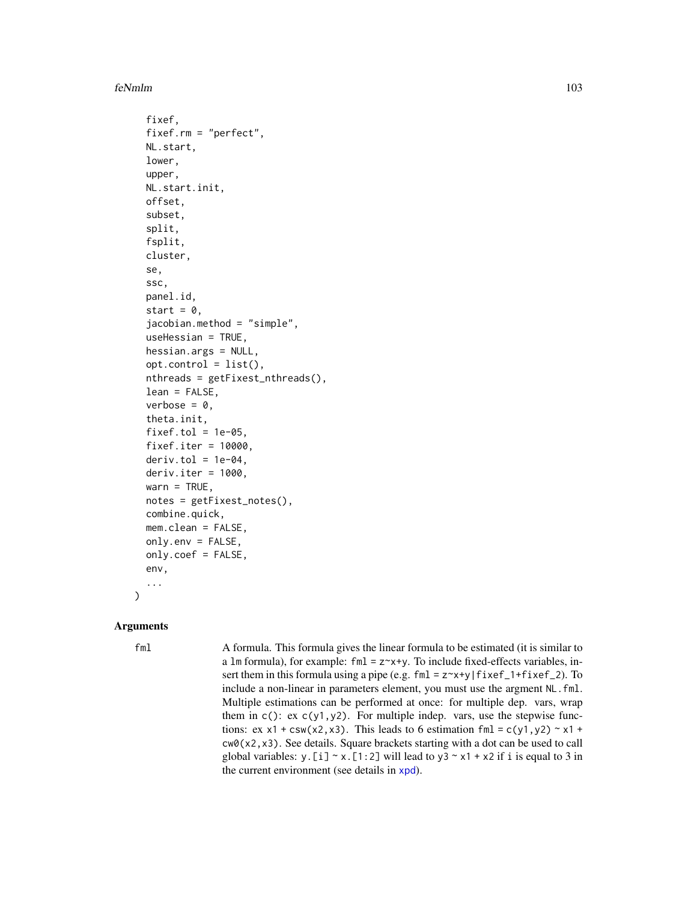```
  fixef,
  fixef.rm = "perfect",
  NL.start,
  lower,
  upper,
  NL.start.init,
  offset,
  subset,
  split,
  fsplit,
  cluster,
  se,
  ssc,
  panel.id,
  start = 0,
  jacobian.method = "simple",
  useHessian = TRUE,
  hessian.args = NULL,
  opt.control = list(),
  nthreads = getFixest_nthreads(),
  lean = FALSE,
  verbose = 0,
  theta.init,
  fixef.tol = 1e-05,
  fixef.iter = 10000,
  deriv.tol = 1e-04,
  deriv.iter = 1000,
  warn = TRUE,
  notes = getFixest_notes(),
  combine.quick,
  mem.clean = FALSE,
  only.env = FALSE,
  only.coef = FALSE,
  env,
  ...
)
```

## Arguments

`fml` A formula. This formula gives the linear formula to be estimated (it is similar to a `lm` formula), for example: `fml = z~x+y`. To include fixed-effects variables, insert them in this formula using a pipe (e.g. `fml = z~x+y|fixef_1+fixef_2`). To include a non-linear in parameters element, you must use the argment `NL.fml`. Multiple estimations can be performed at once: for multiple dep. vars, wrap them in `c()`: ex `c(y1,y2)`. For multiple indep. vars, use the stepwise functions: ex `x1 + csw(x2,x3)`. This leads to 6 estimation `fml = c(y1,y2) ~ x1 + cw0(x2,x3)`. See details. Square brackets starting with a dot can be used to call global variables: `y.[i] ~ x.[1:2]` will lead to `y3 ~ x1 + x2` if `i` is equal to 3 in the current environment (see details in `xpd`).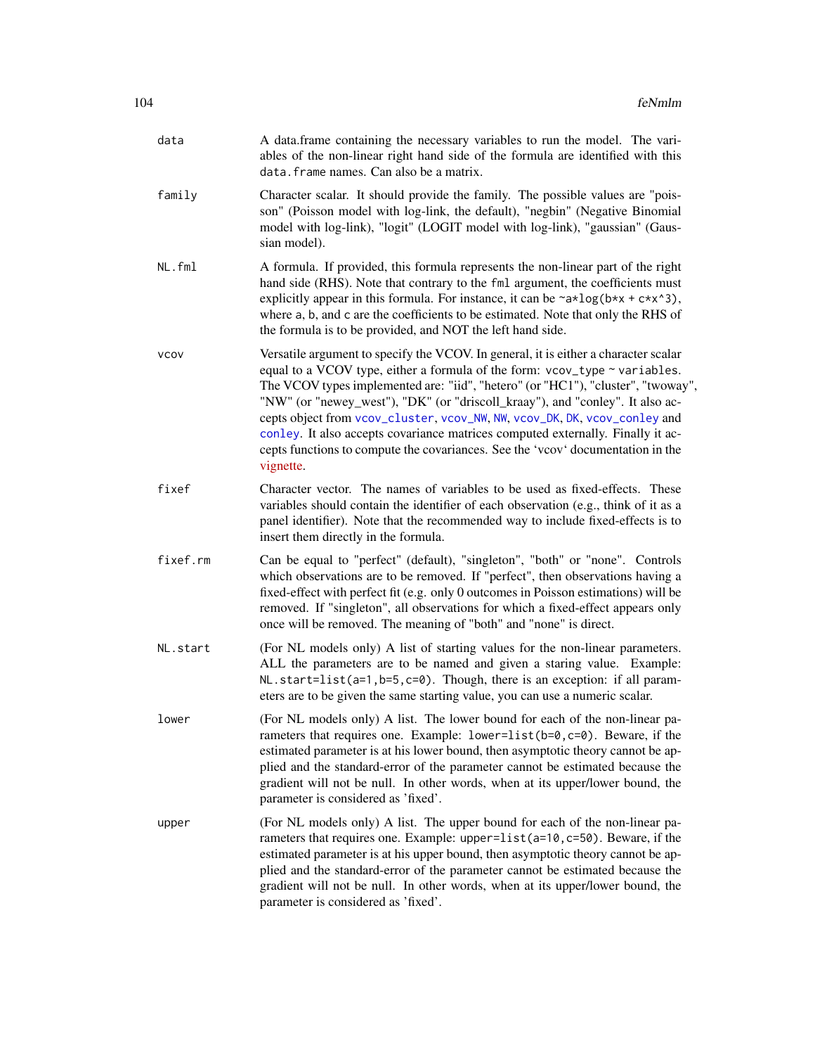| | |
|---|---|
| `data` | A data.frame containing the necessary variables to run the model. The variables of the non-linear right hand side of the formula are identified with this `data.frame` names. Can also be a matrix. |
| `family` | Character scalar. It should provide the family. The possible values are "poisson" (Poisson model with log-link, the default), "negbin" (Negative Binomial model with log-link), "logit" (LOGIT model with log-link), "gaussian" (Gaussian model). |
| `NL.fml` | A formula. If provided, this formula represents the non-linear part of the right hand side (RHS). Note that contrary to the `fml` argument, the coefficients must explicitly appear in this formula. For instance, it can be `~a*log(b*x + c*x^3)`, where `a`, `b`, and `c` are the coefficients to be estimated. Note that only the RHS of the formula is to be provided, and NOT the left hand side. |
| `vcov` | Versatile argument to specify the VCOV. In general, it is either a character scalar equal to a VCOV type, either a formula of the form: `vcov_type ~ variables`. The VCOV types implemented are: "iid", "hetero" (or "HC1"), "cluster", "twoway", "NW" (or "newey_west"), "DK" (or "driscoll_kraay"), and "conley". It also accepts object from `vcov_cluster`, `vcov_NW`, `NW`, `vcov_DK`, `DK`, `vcov_conley` and `conley`. It also accepts covariance matrices computed externally. Finally it accepts functions to compute the covariances. See the 'vcov' documentation in the vignette. |
| `fixef` | Character vector. The names of variables to be used as fixed-effects. These variables should contain the identifier of each observation (e.g., think of it as a panel identifier). Note that the recommended way to include fixed-effects is to insert them directly in the formula. |
| `fixef.rm` | Can be equal to "perfect" (default), "singleton", "both" or "none". Controls which observations are to be removed. If "perfect", then observations having a fixed-effect with perfect fit (e.g. only 0 outcomes in Poisson estimations) will be removed. If "singleton", all observations for which a fixed-effect appears only once will be removed. The meaning of "both" and "none" is direct. |
| `NL.start` | (For NL models only) A list of starting values for the non-linear parameters. ALL the parameters are to be named and given a staring value. Example: `NL.start=list(a=1,b=5,c=0)`. Though, there is an exception: if all parameters are to be given the same starting value, you can use a numeric scalar. |
| `lower` | (For NL models only) A list. The lower bound for each of the non-linear parameters that requires one. Example: `lower=list(b=0,c=0)`. Beware, if the estimated parameter is at his lower bound, then asymptotic theory cannot be applied and the standard-error of the parameter cannot be estimated because the gradient will not be null. In other words, when at its upper/lower bound, the parameter is considered as 'fixed'. |
| `upper` | (For NL models only) A list. The upper bound for each of the non-linear parameters that requires one. Example: `upper=list(a=10,c=50)`. Beware, if the estimated parameter is at his upper bound, then asymptotic theory cannot be applied and the standard-error of the parameter cannot be estimated because the gradient will not be null. In other words, when at its upper/lower bound, the parameter is considered as 'fixed'. |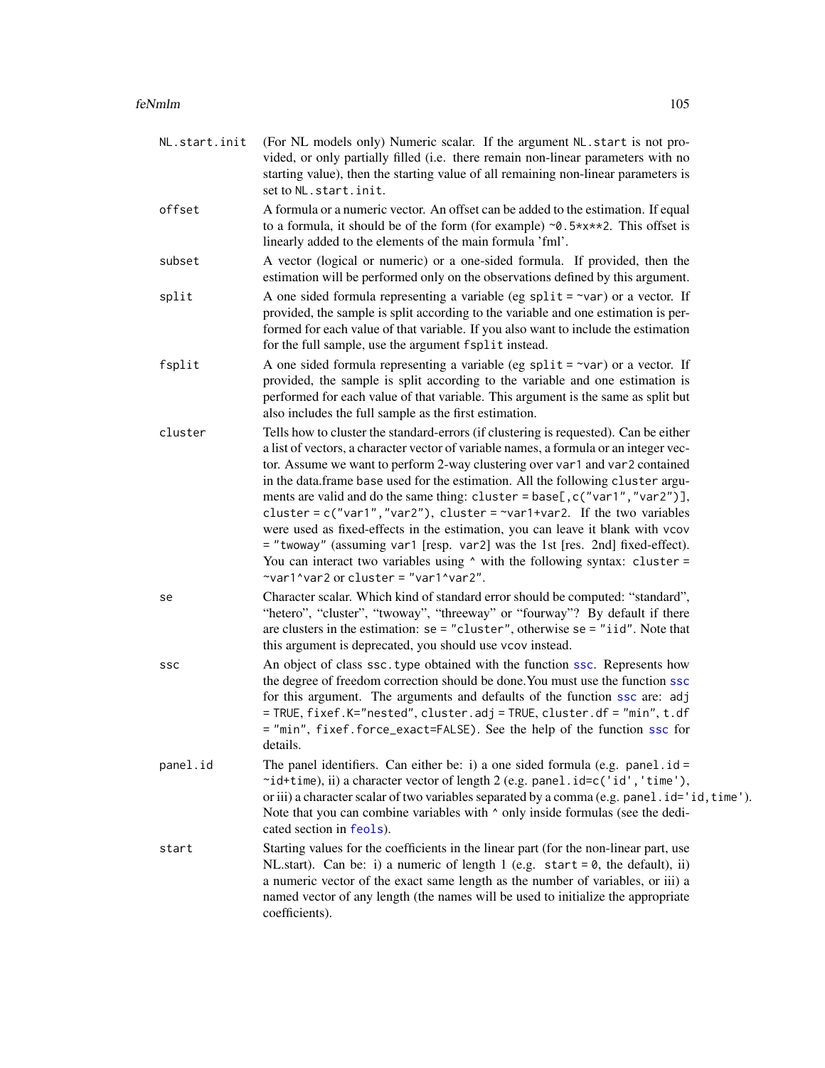**NL.start.init**
(For NL models only) Numeric scalar. If the argument `NL.start` is not provided, or only partially filled (i.e. there remain non-linear parameters with no starting value), then the starting value of all remaining non-linear parameters is set to `NL.start.init`.

**offset**
A formula or a numeric vector. An offset can be added to the estimation. If equal to a formula, it should be of the form (for example) `~0.5*x**2`. This offset is linearly added to the elements of the main formula 'fml'.

**subset**
A vector (logical or numeric) or a one-sided formula. If provided, then the estimation will be performed only on the observations defined by this argument.

**split**
A one sided formula representing a variable (eg `split = ~var`) or a vector. If provided, the sample is split according to the variable and one estimation is performed for each value of that variable. If you also want to include the estimation for the full sample, use the argument `fsplit` instead.

**fsplit**
A one sided formula representing a variable (eg `split = ~var`) or a vector. If provided, the sample is split according to the variable and one estimation is performed for each value of that variable. This argument is the same as split but also includes the full sample as the first estimation.

**cluster**
Tells how to cluster the standard-errors (if clustering is requested). Can be either a list of vectors, a character vector of variable names, a formula or an integer vector. Assume we want to perform 2-way clustering over `var1` and `var2` contained in the data.frame `base` used for the estimation. All the following `cluster` arguments are valid and do the same thing: `cluster = base[,c("var1","var2")]`, `cluster = c("var1","var2")`, `cluster = ~var1+var2`. If the two variables were used as fixed-effects in the estimation, you can leave it blank with `vcov = "twoway"` (assuming `var1` [resp. `var2`] was the 1st [res. 2nd] fixed-effect). You can interact two variables using `^` with the following syntax: `cluster = ~var1^var2` or `cluster = "var1^var2"`.

**se**
Character scalar. Which kind of standard error should be computed: "standard", "hetero", "cluster", "twoway", "threeway" or "fourway"? By default if there are clusters in the estimation: `se = "cluster"`, otherwise `se = "iid"`. Note that this argument is deprecated, you should use `vcov` instead.

**ssc**
An object of class `ssc.type` obtained with the function `ssc`. Represents how the degree of freedom correction should be done.You must use the function `ssc` for this argument. The arguments and defaults of the function `ssc` are: `adj = TRUE`, `fixef.K="nested"`, `cluster.adj = TRUE`, `cluster.df = "min"`, `t.df = "min"`, `fixef.force_exact=FALSE`). See the help of the function `ssc` for details.

**panel.id**
The panel identifiers. Can either be: i) a one sided formula (e.g. `panel.id = ~id+time`), ii) a character vector of length 2 (e.g. `panel.id=c('id','time')`, or iii) a character scalar of two variables separated by a comma (e.g. `panel.id='id,time'`). Note that you can combine variables with `^` only inside formulas (see the dedicated section in `feols`).

**start**
Starting values for the coefficients in the linear part (for the non-linear part, use NL.start). Can be: i) a numeric of length 1 (e.g. `start = 0`, the default), ii) a numeric vector of the exact same length as the number of variables, or iii) a named vector of any length (the names will be used to initialize the appropriate coefficients).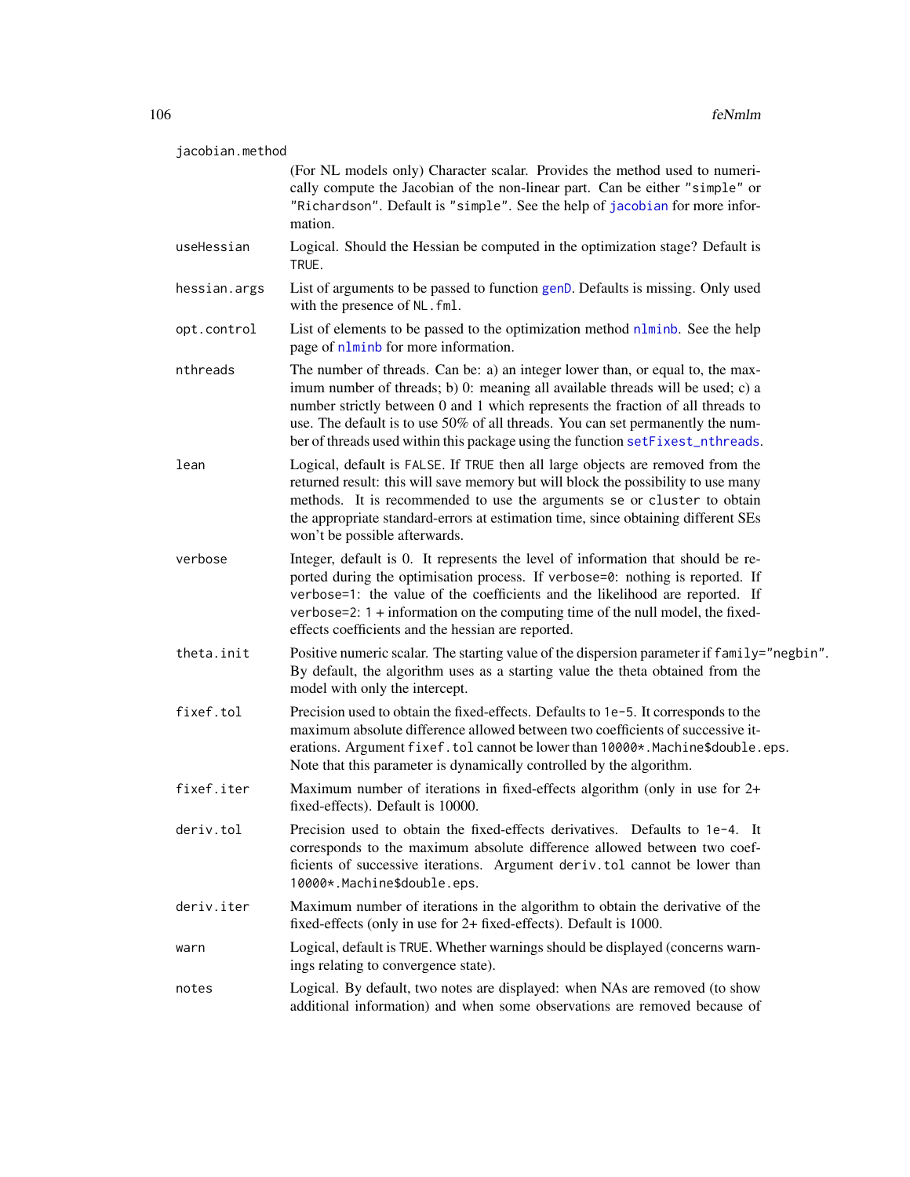**jacobian.method**
: (For NL models only) Character scalar. Provides the method used to numerically compute the Jacobian of the non-linear part. Can be either `"simple"` or `"Richardson"`. Default is `"simple"`. See the help of `jacobian` for more information.

**useHessian**
: Logical. Should the Hessian be computed in the optimization stage? Default is `TRUE`.

**hessian.args**
: List of arguments to be passed to function `genD`. Defaults is missing. Only used with the presence of `NL.fml`.

**opt.control**
: List of elements to be passed to the optimization method `nlminb`. See the help page of `nlminb` for more information.

**nthreads**
: The number of threads. Can be: a) an integer lower than, or equal to, the maximum number of threads; b) 0: meaning all available threads will be used; c) a number strictly between 0 and 1 which represents the fraction of all threads to use. The default is to use 50% of all threads. You can set permanently the number of threads used within this package using the function `setFixest_nthreads`.

**lean**
: Logical, default is `FALSE`. If `TRUE` then all large objects are removed from the returned result: this will save memory but will block the possibility to use many methods. It is recommended to use the arguments `se` or `cluster` to obtain the appropriate standard-errors at estimation time, since obtaining different SEs won't be possible afterwards.

**verbose**
: Integer, default is 0. It represents the level of information that should be reported during the optimisation process. If `verbose=0`: nothing is reported. If `verbose=1`: the value of the coefficients and the likelihood are reported. If `verbose=2`: `1` + information on the computing time of the null model, the fixed-effects coefficients and the hessian are reported.

**theta.init**
: Positive numeric scalar. The starting value of the dispersion parameter if `family="negbin"`. By default, the algorithm uses as a starting value the theta obtained from the model with only the intercept.

**fixef.tol**
: Precision used to obtain the fixed-effects. Defaults to `1e-5`. It corresponds to the maximum absolute difference allowed between two coefficients of successive iterations. Argument `fixef.tol` cannot be lower than `10000*.Machine$double.eps`. Note that this parameter is dynamically controlled by the algorithm.

**fixef.iter**
: Maximum number of iterations in fixed-effects algorithm (only in use for 2+ fixed-effects). Default is 10000.

**deriv.tol**
: Precision used to obtain the fixed-effects derivatives. Defaults to `1e-4`. It corresponds to the maximum absolute difference allowed between two coefficients of successive iterations. Argument `deriv.tol` cannot be lower than `10000*.Machine$double.eps`.

**deriv.iter**
: Maximum number of iterations in the algorithm to obtain the derivative of the fixed-effects (only in use for 2+ fixed-effects). Default is 1000.

**warn**
: Logical, default is `TRUE`. Whether warnings should be displayed (concerns warnings relating to convergence state).

**notes**
: Logical. By default, two notes are displayed: when NAs are removed (to show additional information) and when some observations are removed because of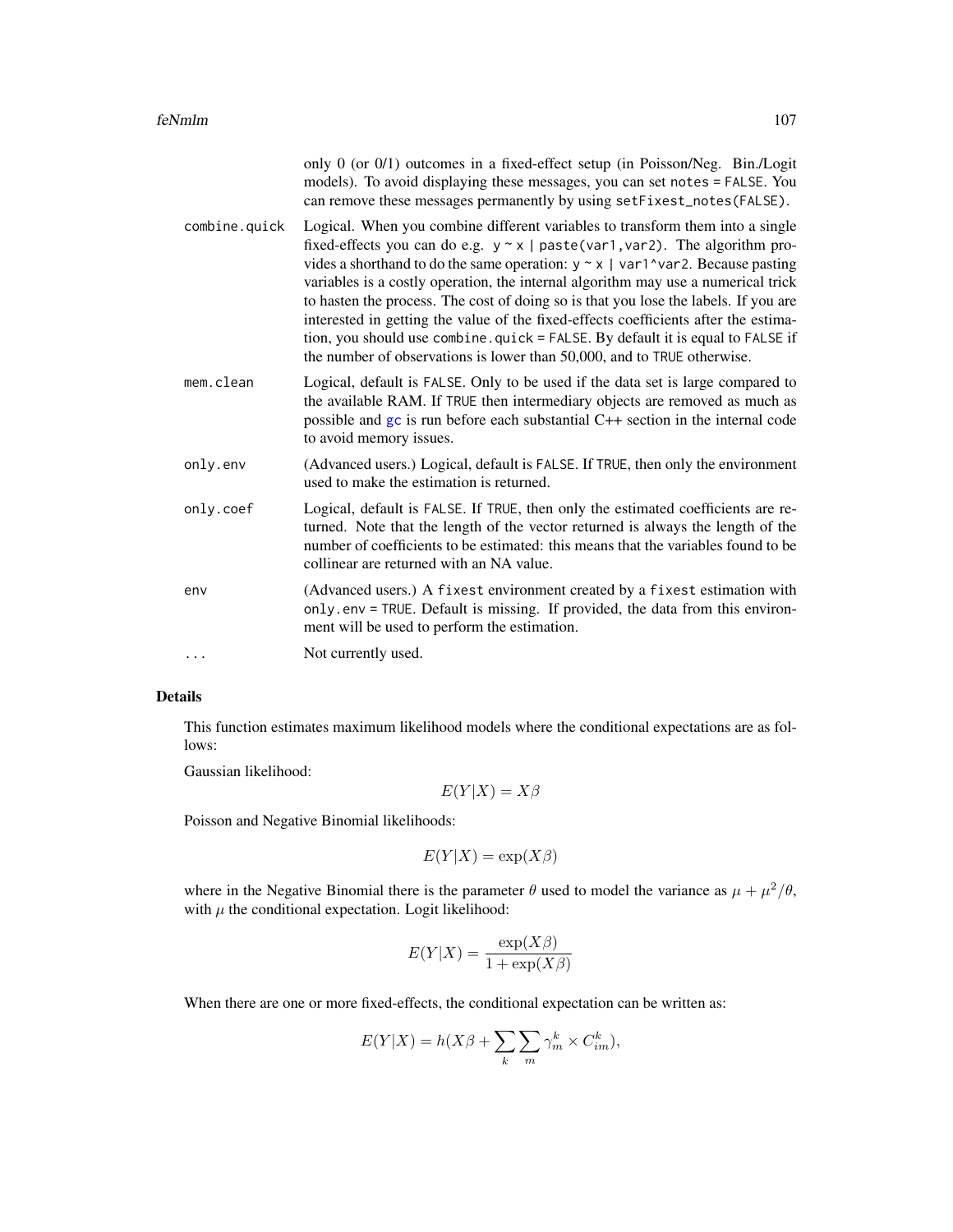only 0 (or 0/1) outcomes in a fixed-effect setup (in Poisson/Neg. Bin./Logit models). To avoid displaying these messages, you can set `notes = FALSE`. You can remove these messages permanently by using `setFixest_notes(FALSE)`.

`combine.quick` Logical. When you combine different variables to transform them into a single fixed-effects you can do e.g. `y ~ x | paste(var1,var2)`. The algorithm provides a shorthand to do the same operation: `y ~ x | var1^var2`. Because pasting variables is a costly operation, the internal algorithm may use a numerical trick to hasten the process. The cost of doing so is that you lose the labels. If you are interested in getting the value of the fixed-effects coefficients after the estimation, you should use `combine.quick = FALSE`. By default it is equal to `FALSE` if the number of observations is lower than 50,000, and to `TRUE` otherwise.

`mem.clean` Logical, default is `FALSE`. Only to be used if the data set is large compared to the available RAM. If `TRUE` then intermediary objects are removed as much as possible and gc is run before each substantial C++ section in the internal code to avoid memory issues.

`only.env` (Advanced users.) Logical, default is `FALSE`. If `TRUE`, then only the environment used to make the estimation is returned.

`only.coef` Logical, default is `FALSE`. If `TRUE`, then only the estimated coefficients are returned. Note that the length of the vector returned is always the length of the number of coefficients to be estimated: this means that the variables found to be collinear are returned with an NA value.

`env` (Advanced users.) A `fixest` environment created by a `fixest` estimation with `only.env = TRUE`. Default is missing. If provided, the data from this environment will be used to perform the estimation.

`...` Not currently used.

## Details

This function estimates maximum likelihood models where the conditional expectations are as follows:

Gaussian likelihood:

$$E(Y|X) = X\beta$$

Poisson and Negative Binomial likelihoods:

$$E(Y|X) = \exp(X\beta)$$

where in the Negative Binomial there is the parameter $\theta$ used to model the variance as $\mu + \mu^2/\theta$, with $\mu$ the conditional expectation. Logit likelihood:

$$E(Y|X) = \frac{\exp(X\beta)}{1 + \exp(X\beta)}$$

When there are one or more fixed-effects, the conditional expectation can be written as:

$$E(Y|X) = h(X\beta + \sum_k \sum_m \gamma_m^k \times C_{im}^k),$$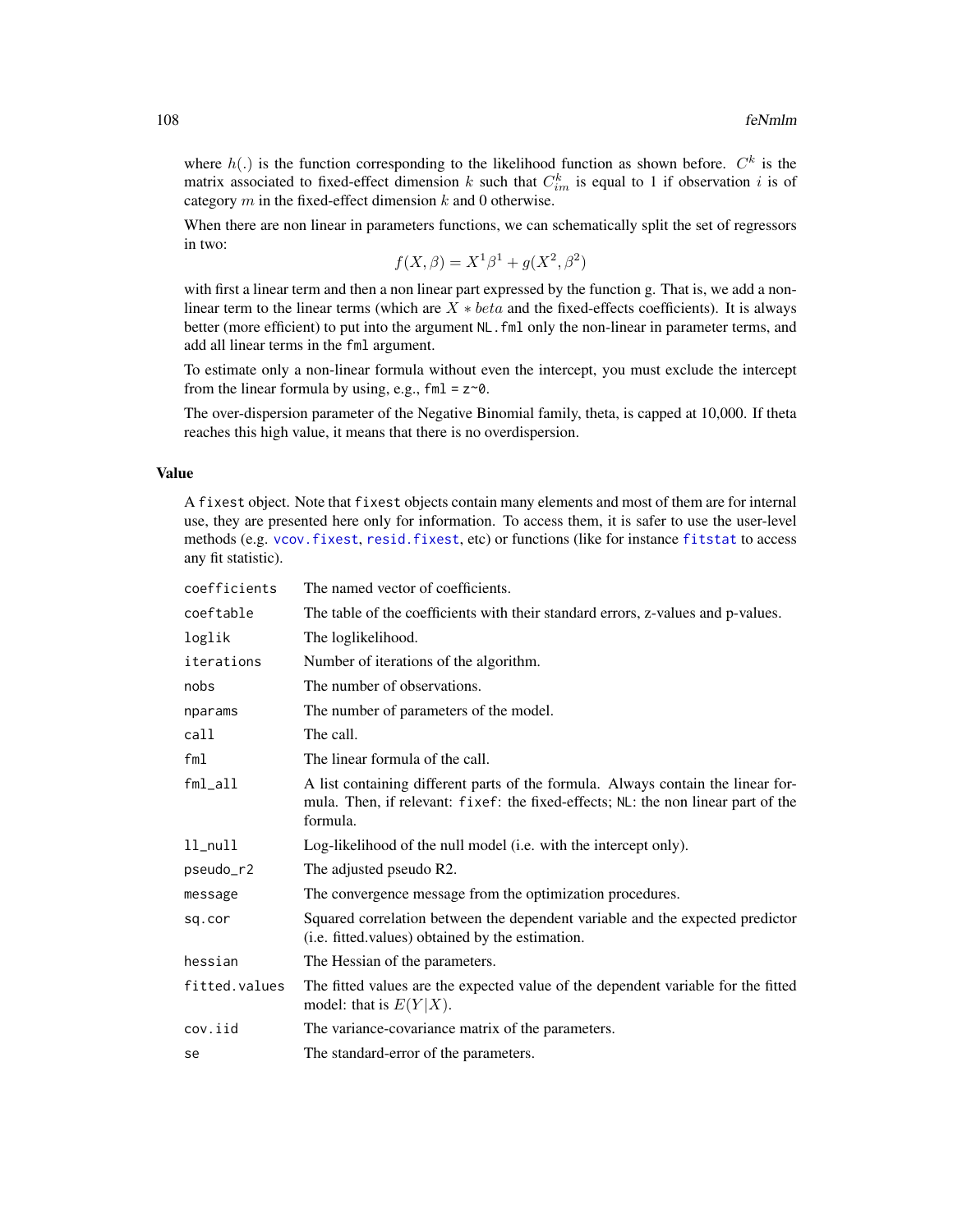where $h(.)$ is the function corresponding to the likelihood function as shown before. $C^k$ is the matrix associated to fixed-effect dimension $k$ such that $C^k_{im}$ is equal to 1 if observation $i$ is of category $m$ in the fixed-effect dimension $k$ and 0 otherwise.

When there are non linear in parameters functions, we can schematically split the set of regressors in two:

$$f(X, \beta) = X^1\beta^1 + g(X^2, \beta^2)$$

with first a linear term and then a non linear part expressed by the function g. That is, we add a non-linear term to the linear terms (which are $X * beta$ and the fixed-effects coefficients). It is always better (more efficient) to put into the argument `NL.fml` only the non-linear in parameter terms, and add all linear terms in the `fml` argument.

To estimate only a non-linear formula without even the intercept, you must exclude the intercept from the linear formula by using, e.g., `fml = z~0`.

The over-dispersion parameter of the Negative Binomial family, theta, is capped at 10,000. If theta reaches this high value, it means that there is no overdispersion.

## Value

A `fixest` object. Note that `fixest` objects contain many elements and most of them are for internal use, they are presented here only for information. To access them, it is safer to use the user-level methods (e.g. `vcov.fixest`, `resid.fixest`, etc) or functions (like for instance `fitstat` to access any fit statistic).

| | |
|---|---|
| `coefficients` | The named vector of coefficients. |
| `coeftable` | The table of the coefficients with their standard errors, z-values and p-values. |
| `loglik` | The loglikelihood. |
| `iterations` | Number of iterations of the algorithm. |
| `nobs` | The number of observations. |
| `nparams` | The number of parameters of the model. |
| `call` | The call. |
| `fml` | The linear formula of the call. |
| `fml_all` | A list containing different parts of the formula. Always contain the linear formula. Then, if relevant: `fixef`: the fixed-effects; `NL`: the non linear part of the formula. |
| `ll_null` | Log-likelihood of the null model (i.e. with the intercept only). |
| `pseudo_r2` | The adjusted pseudo R2. |
| `message` | The convergence message from the optimization procedures. |
| `sq.cor` | Squared correlation between the dependent variable and the expected predictor (i.e. fitted.values) obtained by the estimation. |
| `hessian` | The Hessian of the parameters. |
| `fitted.values` | The fitted values are the expected value of the dependent variable for the fitted model: that is $E(Y\|X)$. |
| `cov.iid` | The variance-covariance matrix of the parameters. |
| `se` | The standard-error of the parameters. |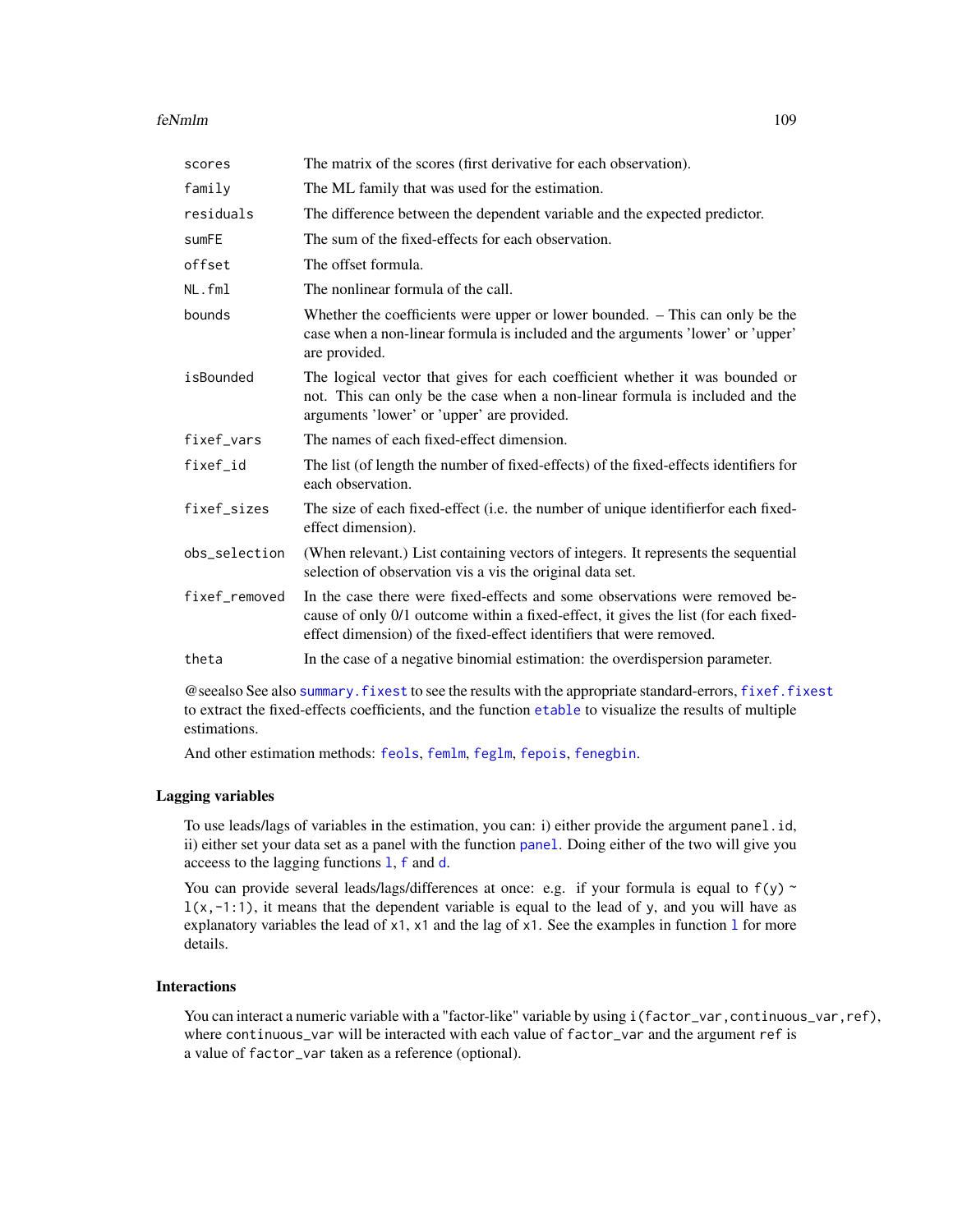| | |
|---|---|
| `scores` | The matrix of the scores (first derivative for each observation). |
| `family` | The ML family that was used for the estimation. |
| `residuals` | The difference between the dependent variable and the expected predictor. |
| `sumFE` | The sum of the fixed-effects for each observation. |
| `offset` | The offset formula. |
| `NL.fml` | The nonlinear formula of the call. |
| `bounds` | Whether the coefficients were upper or lower bounded. – This can only be the case when a non-linear formula is included and the arguments 'lower' or 'upper' are provided. |
| `isBounded` | The logical vector that gives for each coefficient whether it was bounded or not. This can only be the case when a non-linear formula is included and the arguments 'lower' or 'upper' are provided. |
| `fixef_vars` | The names of each fixed-effect dimension. |
| `fixef_id` | The list (of length the number of fixed-effects) of the fixed-effects identifiers for each observation. |
| `fixef_sizes` | The size of each fixed-effect (i.e. the number of unique identifierfor each fixed-effect dimension). |
| `obs_selection` | (When relevant.) List containing vectors of integers. It represents the sequential selection of observation vis a vis the original data set. |
| `fixef_removed` | In the case there were fixed-effects and some observations were removed because of only 0/1 outcome within a fixed-effect, it gives the list (for each fixed-effect dimension) of the fixed-effect identifiers that were removed. |
| `theta` | In the case of a negative binomial estimation: the overdispersion parameter. |

@seealso See also `summary.fixest` to see the results with the appropriate standard-errors, `fixef.fixest` to extract the fixed-effects coefficients, and the function `etable` to visualize the results of multiple estimations.

And other estimation methods: `feols`, `femlm`, `feglm`, `fepois`, `fenegbin`.

## Lagging variables

To use leads/lags of variables in the estimation, you can: i) either provide the argument `panel.id`, ii) either set your data set as a panel with the function `panel`. Doing either of the two will give you acceess to the lagging functions `l`, `f` and `d`.

You can provide several leads/lags/differences at once: e.g. if your formula is equal to `f(y) ~ l(x,-1:1)`, it means that the dependent variable is equal to the lead of `y`, and you will have as explanatory variables the lead of `x1`, `x1` and the lag of `x1`. See the examples in function `l` for more details.

## Interactions

You can interact a numeric variable with a "factor-like" variable by using `i(factor_var,continuous_var,ref)`, where `continuous_var` will be interacted with each value of `factor_var` and the argument `ref` is a value of `factor_var` taken as a reference (optional).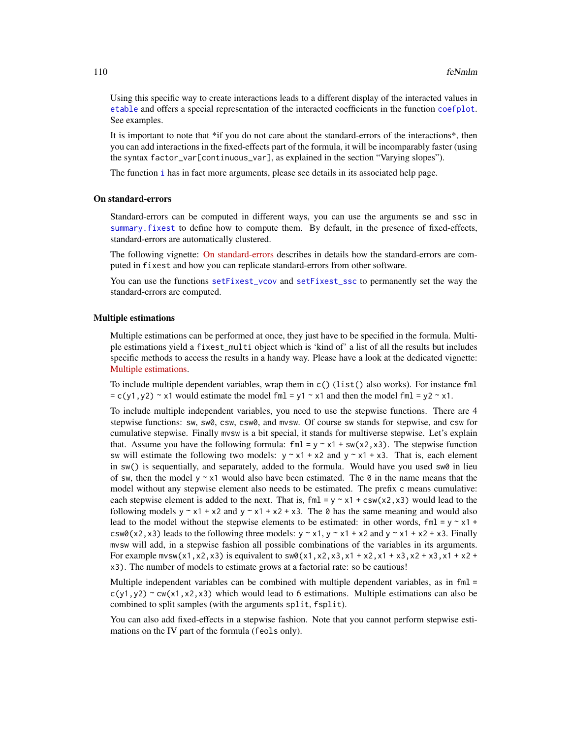Using this specific way to create interactions leads to a different display of the interacted values in `etable` and offers a special representation of the interacted coefficients in the function `coefplot`. See examples.

It is important to note that *if you do not care about the standard-errors of the interactions*, then you can add interactions in the fixed-effects part of the formula, it will be incomparably faster (using the syntax `factor_var[continuous_var]`, as explained in the section "Varying slopes").

The function `i` has in fact more arguments, please see details in its associated help page.

### On standard-errors

Standard-errors can be computed in different ways, you can use the arguments `se` and `ssc` in `summary.fixest` to define how to compute them. By default, in the presence of fixed-effects, standard-errors are automatically clustered.

The following vignette: On standard-errors describes in details how the standard-errors are computed in `fixest` and how you can replicate standard-errors from other software.

You can use the functions `setFixest_vcov` and `setFixest_ssc` to permanently set the way the standard-errors are computed.

### Multiple estimations

Multiple estimations can be performed at once, they just have to be specified in the formula. Multiple estimations yield a `fixest_multi` object which is 'kind of' a list of all the results but includes specific methods to access the results in a handy way. Please have a look at the dedicated vignette: Multiple estimations.

To include multiple dependent variables, wrap them in `c()` (`list()` also works). For instance `fml = c(y1,y2) ~ x1` would estimate the model `fml = y1 ~ x1` and then the model `fml = y2 ~ x1`.

To include multiple independent variables, you need to use the stepwise functions. There are 4 stepwise functions: `sw`, `sw0`, `csw`, `csw0`, and `mvsw`. Of course `sw` stands for stepwise, and `csw` for cumulative stepwise. Finally `mvsw` is a bit special, it stands for multiverse stepwise. Let's explain that. Assume you have the following formula: `fml = y ~ x1 + sw(x2,x3)`. The stepwise function `sw` will estimate the following two models: `y ~ x1 + x2` and `y ~ x1 + x3`. That is, each element in `sw()` is sequentially, and separately, added to the formula. Would have you used `sw0` in lieu of `sw`, then the model `y ~ x1` would also have been estimated. The `0` in the name means that the model without any stepwise element also needs to be estimated. The prefix `c` means cumulative: each stepwise element is added to the next. That is, `fml = y ~ x1 + csw(x2,x3)` would lead to the following models `y ~ x1 + x2` and `y ~ x1 + x2 + x3`. The `0` has the same meaning and would also lead to the model without the stepwise elements to be estimated: in other words, `fml = y ~ x1 + csw0(x2,x3)` leads to the following three models: `y ~ x1`, `y ~ x1 + x2` and `y ~ x1 + x2 + x3`. Finally `mvsw` will add, in a stepwise fashion all possible combinations of the variables in its arguments. For example `mvsw(x1,x2,x3)` is equivalent to `sw0(x1,x2,x3,x1 + x2,x1 + x3,x2 + x3,x1 + x2 + x3)`. The number of models to estimate grows at a factorial rate: so be cautious!

Multiple independent variables can be combined with multiple dependent variables, as in `fml = c(y1,y2) ~ cw(x1,x2,x3)` which would lead to 6 estimations. Multiple estimations can also be combined to split samples (with the arguments `split`, `fsplit`).

You can also add fixed-effects in a stepwise fashion. Note that you cannot perform stepwise estimations on the IV part of the formula (`feols` only).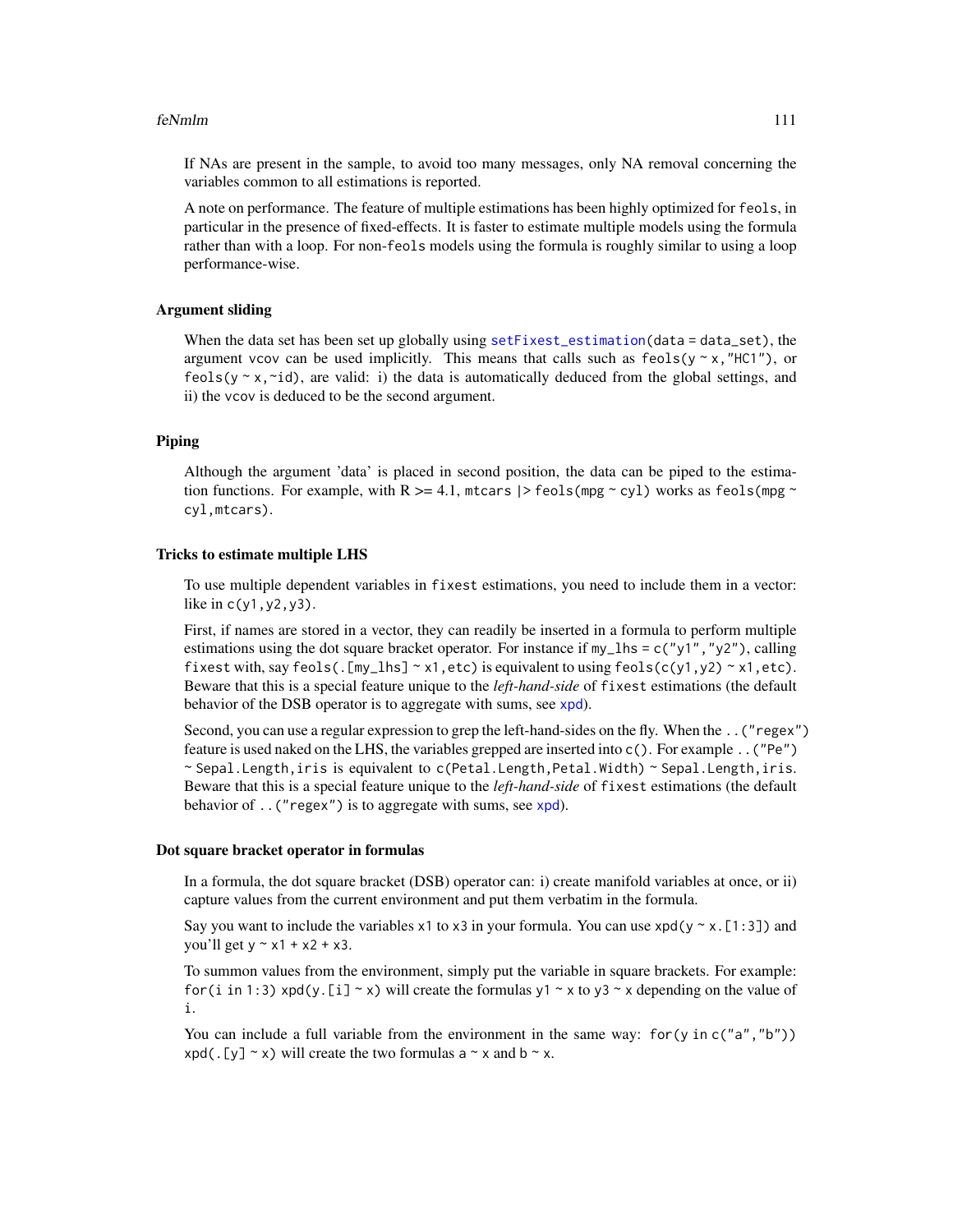If NAs are present in the sample, to avoid too many messages, only NA removal concerning the variables common to all estimations is reported.

A note on performance. The feature of multiple estimations has been highly optimized for `feols`, in particular in the presence of fixed-effects. It is faster to estimate multiple models using the formula rather than with a loop. For non-`feols` models using the formula is roughly similar to using a loop performance-wise.

### Argument sliding

When the data set has been set up globally using `setFixest_estimation(data = data_set)`, the argument `vcov` can be used implicitly. This means that calls such as `feols(y ~ x, "HC1")`, or `feols(y ~ x, ~id)`, are valid: i) the data is automatically deduced from the global settings, and ii) the `vcov` is deduced to be the second argument.

### Piping

Although the argument 'data' is placed in second position, the data can be piped to the estimation functions. For example, with R >= 4.1, `mtcars |> feols(mpg ~ cyl)` works as `feols(mpg ~ cyl, mtcars)`.

### Tricks to estimate multiple LHS

To use multiple dependent variables in `fixest` estimations, you need to include them in a vector: like in `c(y1, y2, y3)`.

First, if names are stored in a vector, they can readily be inserted in a formula to perform multiple estimations using the dot square bracket operator. For instance if `my_lhs = c("y1", "y2")`, calling `fixest` with, say `feols(.[my_lhs] ~ x1, etc)` is equivalent to using `feols(c(y1, y2) ~ x1, etc)`. Beware that this is a special feature unique to the *left-hand-side* of `fixest` estimations (the default behavior of the DSB operator is to aggregate with sums, see `xpd`).

Second, you can use a regular expression to grep the left-hand-sides on the fly. When the `..("regex")` feature is used naked on the LHS, the variables grepped are inserted into `c()`. For example `..("Pe") ~ Sepal.Length, iris` is equivalent to `c(Petal.Length, Petal.Width) ~ Sepal.Length, iris`. Beware that this is a special feature unique to the *left-hand-side* of `fixest` estimations (the default behavior of `..("regex")` is to aggregate with sums, see `xpd`).

### Dot square bracket operator in formulas

In a formula, the dot square bracket (DSB) operator can: i) create manifold variables at once, or ii) capture values from the current environment and put them verbatim in the formula.

Say you want to include the variables `x1` to `x3` in your formula. You can use `xpd(y ~ x.[1:3])` and you'll get `y ~ x1 + x2 + x3`.

To summon values from the environment, simply put the variable in square brackets. For example: `for(i in 1:3) xpd(y.[i] ~ x)` will create the formulas `y1 ~ x` to `y3 ~ x` depending on the value of `i`.

You can include a full variable from the environment in the same way: `for(y in c("a", "b")) xpd(.[y] ~ x)` will create the two formulas `a ~ x` and `b ~ x`.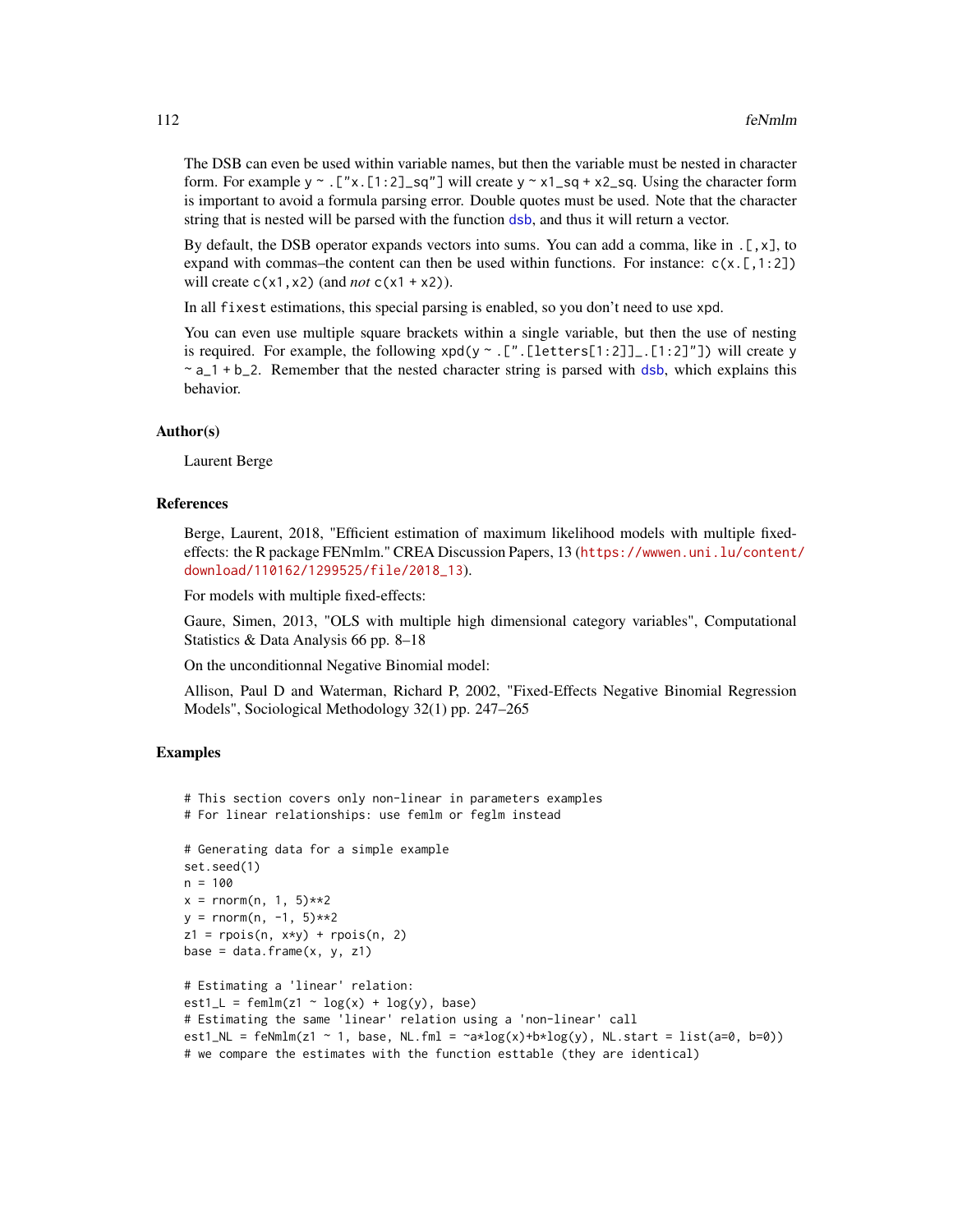The DSB can even be used within variable names, but then the variable must be nested in character form. For example `y ~ .["x.[1:2]_sq"]` will create `y ~ x1_sq + x2_sq`. Using the character form is important to avoid a formula parsing error. Double quotes must be used. Note that the character string that is nested will be parsed with the function `dsb`, and thus it will return a vector.

By default, the DSB operator expands vectors into sums. You can add a comma, like in `.[,x]`, to expand with commas–the content can then be used within functions. For instance: `c(x.[,1:2])` will create `c(x1,x2)` (and *not* `c(x1 + x2)`).

In all `fixest` estimations, this special parsing is enabled, so you don't need to use `xpd`.

You can even use multiple square brackets within a single variable, but then the use of nesting is required. For example, the following `xpd(y ~ .[".[letters[1:2]]_.[1:2]"])` will create `y ~ a_1 + b_2`. Remember that the nested character string is parsed with `dsb`, which explains this behavior.

## Author(s)

Laurent Berge

## References

Berge, Laurent, 2018, "Efficient estimation of maximum likelihood models with multiple fixed-effects: the R package FENmlm." CREA Discussion Papers, 13 (https://wwwen.uni.lu/content/download/110162/1299525/file/2018_13).

For models with multiple fixed-effects:

Gaure, Simen, 2013, "OLS with multiple high dimensional category variables", Computational Statistics & Data Analysis 66 pp. 8–18

On the unconditionnal Negative Binomial model:

Allison, Paul D and Waterman, Richard P, 2002, "Fixed-Effects Negative Binomial Regression Models", Sociological Methodology 32(1) pp. 247–265

## Examples

```
# This section covers only non-linear in parameters examples
# For linear relationships: use femlm or feglm instead

# Generating data for a simple example
set.seed(1)
n = 100
x = rnorm(n, 1, 5)**2
y = rnorm(n, -1, 5)**2
z1 = rpois(n, x*y) + rpois(n, 2)
base = data.frame(x, y, z1)

# Estimating a 'linear' relation:
est1_L = femlm(z1 ~ log(x) + log(y), base)
# Estimating the same 'linear' relation using a 'non-linear' call
est1_NL = feNmlm(z1 ~ 1, base, NL.fml = ~a*log(x)+b*log(y), NL.start = list(a=0, b=0))
# we compare the estimates with the function esttable (they are identical)
```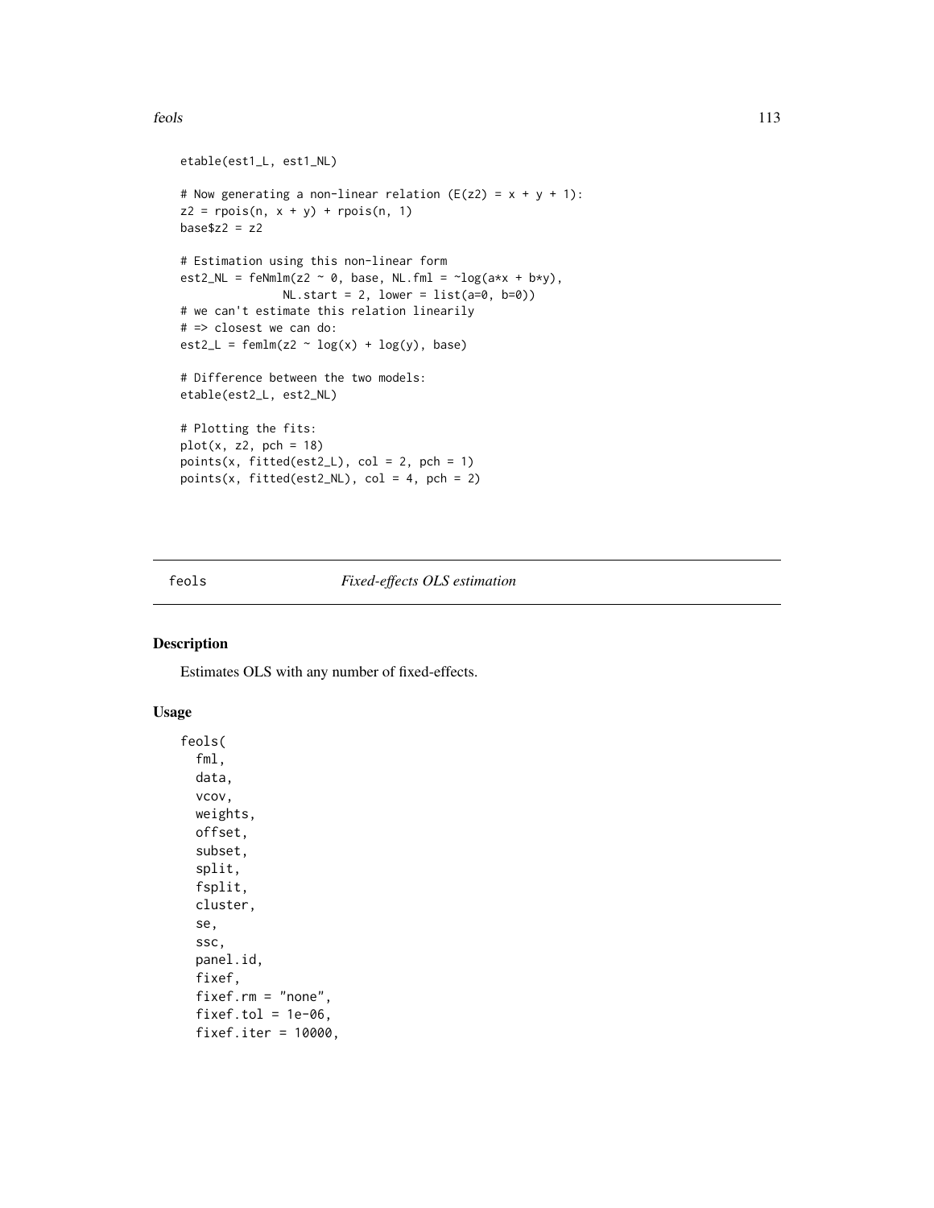```
etable(est1_L, est1_NL)

# Now generating a non-linear relation (E(z2) = x + y + 1):
z2 = rpois(n, x + y) + rpois(n, 1)
base$z2 = z2

# Estimation using this non-linear form
est2_NL = feNmlm(z2 ~ 0, base, NL.fml = ~log(a*x + b*y),
               NL.start = 2, lower = list(a=0, b=0))
# we can't estimate this relation linearily
# => closest we can do:
est2_L = femlm(z2 ~ log(x) + log(y), base)

# Difference between the two models:
etable(est2_L, est2_NL)

# Plotting the fits:
plot(x, z2, pch = 18)
points(x, fitted(est2_L), col = 2, pch = 1)
points(x, fitted(est2_NL), col = 4, pch = 2)
```

## feols — *Fixed-effects OLS estimation*

### Description

Estimates OLS with any number of fixed-effects.

### Usage

```
feols(
  fml,
  data,
  vcov,
  weights,
  offset,
  subset,
  split,
  fsplit,
  cluster,
  se,
  ssc,
  panel.id,
  fixef,
  fixef.rm = "none",
  fixef.tol = 1e-06,
  fixef.iter = 10000,
```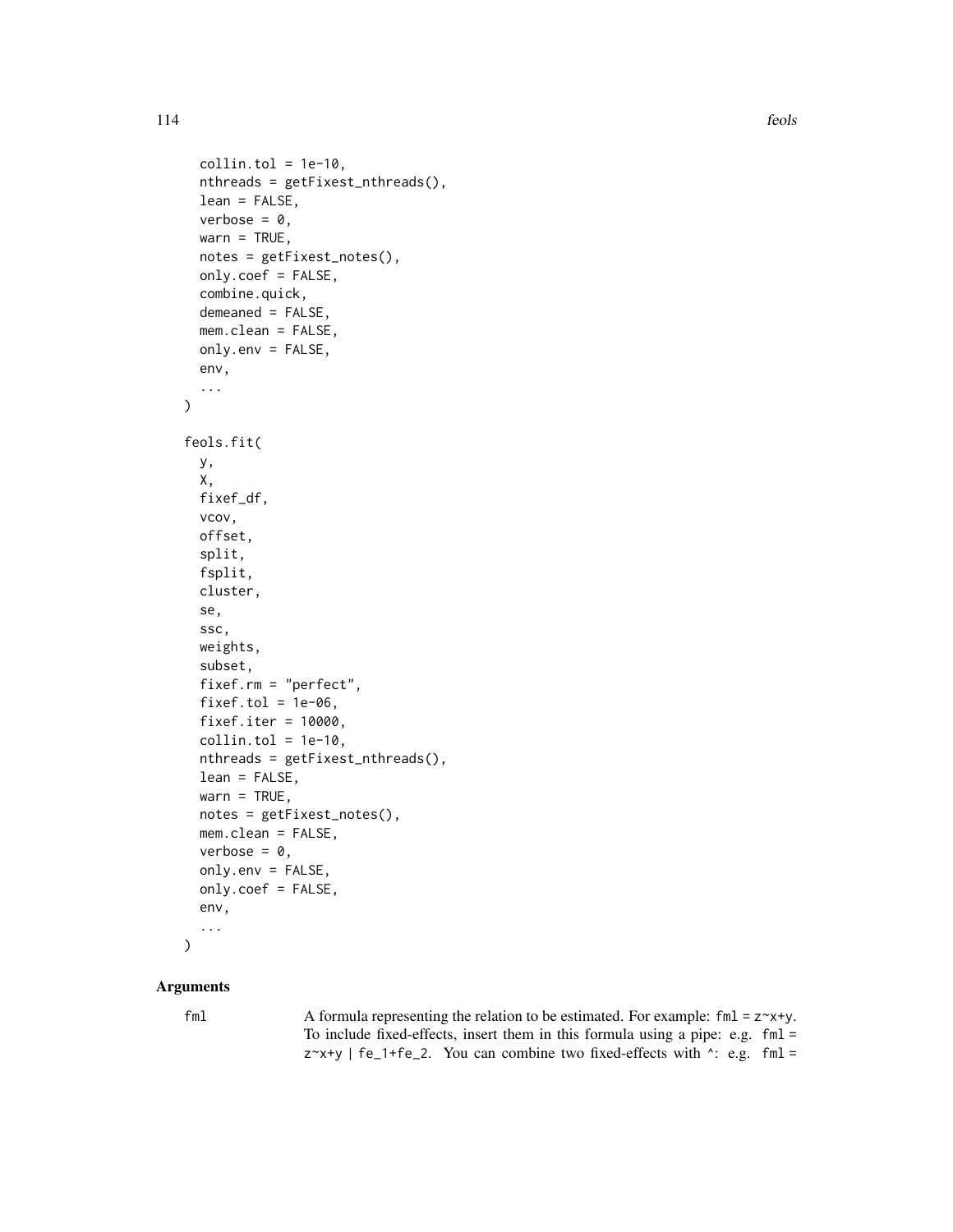```
  collin.tol = 1e-10,
  nthreads = getFixest_nthreads(),
  lean = FALSE,
  verbose = 0,
  warn = TRUE,
  notes = getFixest_notes(),
  only.coef = FALSE,
  combine.quick,
  demeaned = FALSE,
  mem.clean = FALSE,
  only.env = FALSE,
  env,
  ...
)

feols.fit(
  y,
  X,
  fixef_df,
  vcov,
  offset,
  split,
  fsplit,
  cluster,
  se,
  ssc,
  weights,
  subset,
  fixef.rm = "perfect",
  fixef.tol = 1e-06,
  fixef.iter = 10000,
  collin.tol = 1e-10,
  nthreads = getFixest_nthreads(),
  lean = FALSE,
  warn = TRUE,
  notes = getFixest_notes(),
  mem.clean = FALSE,
  verbose = 0,
  only.env = FALSE,
  only.coef = FALSE,
  env,
  ...
)
```

## Arguments

`fml` A formula representing the relation to be estimated. For example: `fml = z~x+y`. To include fixed-effects, insert them in this formula using a pipe: e.g. `fml = z~x+y | fe_1+fe_2`. You can combine two fixed-effects with `^`: e.g. `fml =`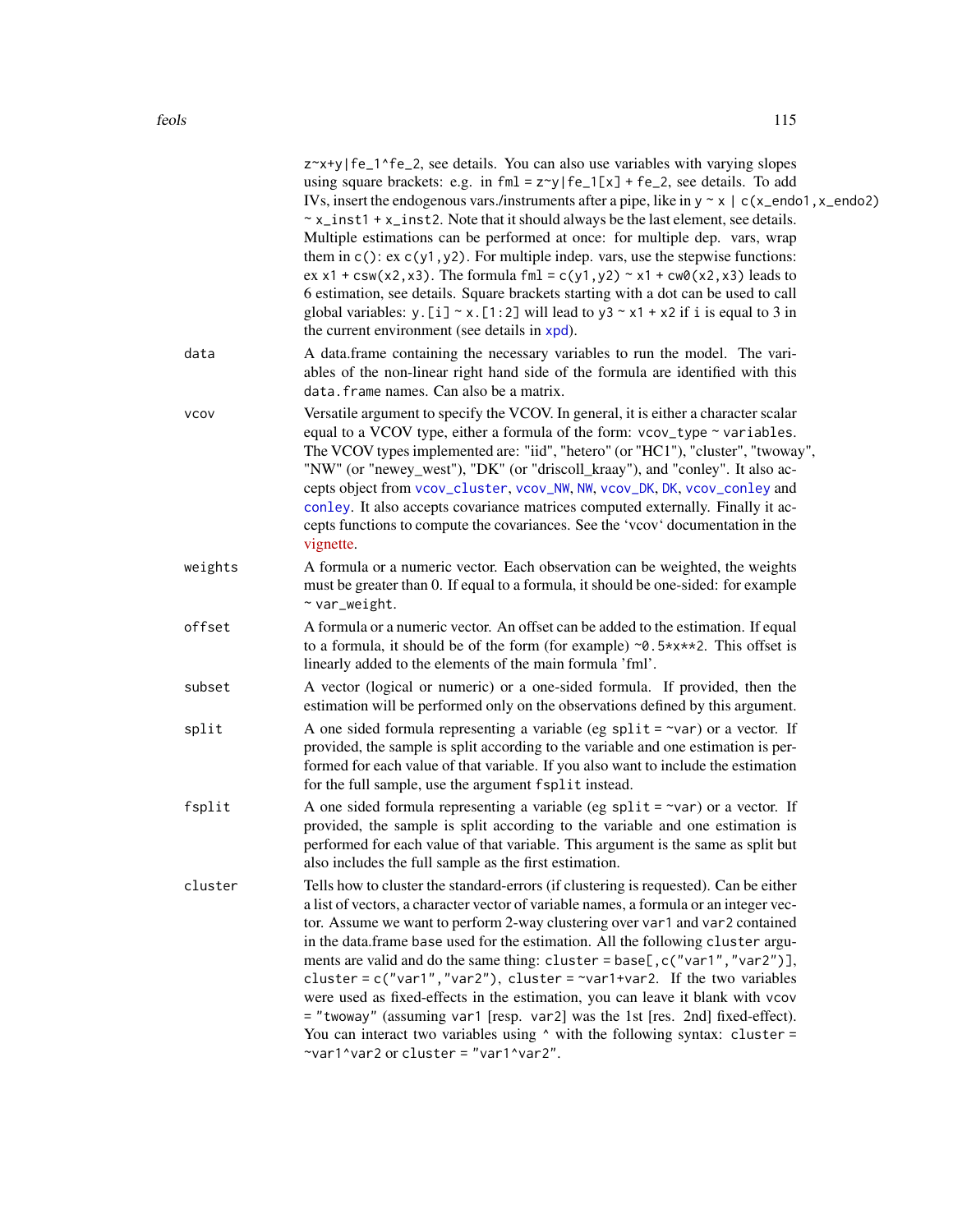z~x+y|fe_1^fe_2, see details. You can also use variables with varying slopes using square brackets: e.g. in `fml = z~y|fe_1[x] + fe_2`, see details. To add IVs, insert the endogenous vars./instruments after a pipe, like in `y ~ x | c(x_endo1,x_endo2) ~ x_inst1 + x_inst2`. Note that it should always be the last element, see details. Multiple estimations can be performed at once: for multiple dep. vars, wrap them in `c()`: ex `c(y1,y2)`. For multiple indep. vars, use the stepwise functions: ex `x1 + csw(x2,x3)`. The formula `fml = c(y1,y2) ~ x1 + cw0(x2,x3)` leads to 6 estimation, see details. Square brackets starting with a dot can be used to call global variables: `y.[i] ~ x.[1:2]` will lead to `y3 ~ x1 + x2` if `i` is equal to 3 in the current environment (see details in xpd).

`data`
: A data.frame containing the necessary variables to run the model. The variables of the non-linear right hand side of the formula are identified with this `data.frame` names. Can also be a matrix.

`vcov`
: Versatile argument to specify the VCOV. In general, it is either a character scalar equal to a VCOV type, either a formula of the form: `vcov_type ~ variables`. The VCOV types implemented are: "iid", "hetero" (or "HC1"), "cluster", "twoway", "NW" (or "newey_west"), "DK" (or "driscoll_kraay"), and "conley". It also accepts object from `vcov_cluster`, `vcov_NW`, `NW`, `vcov_DK`, `DK`, `vcov_conley` and `conley`. It also accepts covariance matrices computed externally. Finally it accepts functions to compute the covariances. See the 'vcov' documentation in the vignette.

`weights`
: A formula or a numeric vector. Each observation can be weighted, the weights must be greater than 0. If equal to a formula, it should be one-sided: for example `~ var_weight`.

`offset`
: A formula or a numeric vector. An offset can be added to the estimation. If equal to a formula, it should be of the form (for example) `~0.5*x**2`. This offset is linearly added to the elements of the main formula 'fml'.

`subset`
: A vector (logical or numeric) or a one-sided formula. If provided, then the estimation will be performed only on the observations defined by this argument.

`split`
: A one sided formula representing a variable (eg `split = ~var`) or a vector. If provided, the sample is split according to the variable and one estimation is performed for each value of that variable. If you also want to include the estimation for the full sample, use the argument `fsplit` instead.

`fsplit`
: A one sided formula representing a variable (eg `split = ~var`) or a vector. If provided, the sample is split according to the variable and one estimation is performed for each value of that variable. This argument is the same as split but also includes the full sample as the first estimation.

`cluster`
: Tells how to cluster the standard-errors (if clustering is requested). Can be either a list of vectors, a character vector of variable names, a formula or an integer vector. Assume we want to perform 2-way clustering over `var1` and `var2` contained in the data.frame `base` used for the estimation. All the following `cluster` arguments are valid and do the same thing: `cluster = base[,c("var1","var2")]`, `cluster = c("var1","var2")`, `cluster = ~var1+var2`. If the two variables were used as fixed-effects in the estimation, you can leave it blank with `vcov = "twoway"` (assuming `var1` [resp. `var2`] was the 1st [res. 2nd] fixed-effect). You can interact two variables using `^` with the following syntax: `cluster = ~var1^var2` or `cluster = "var1^var2"`.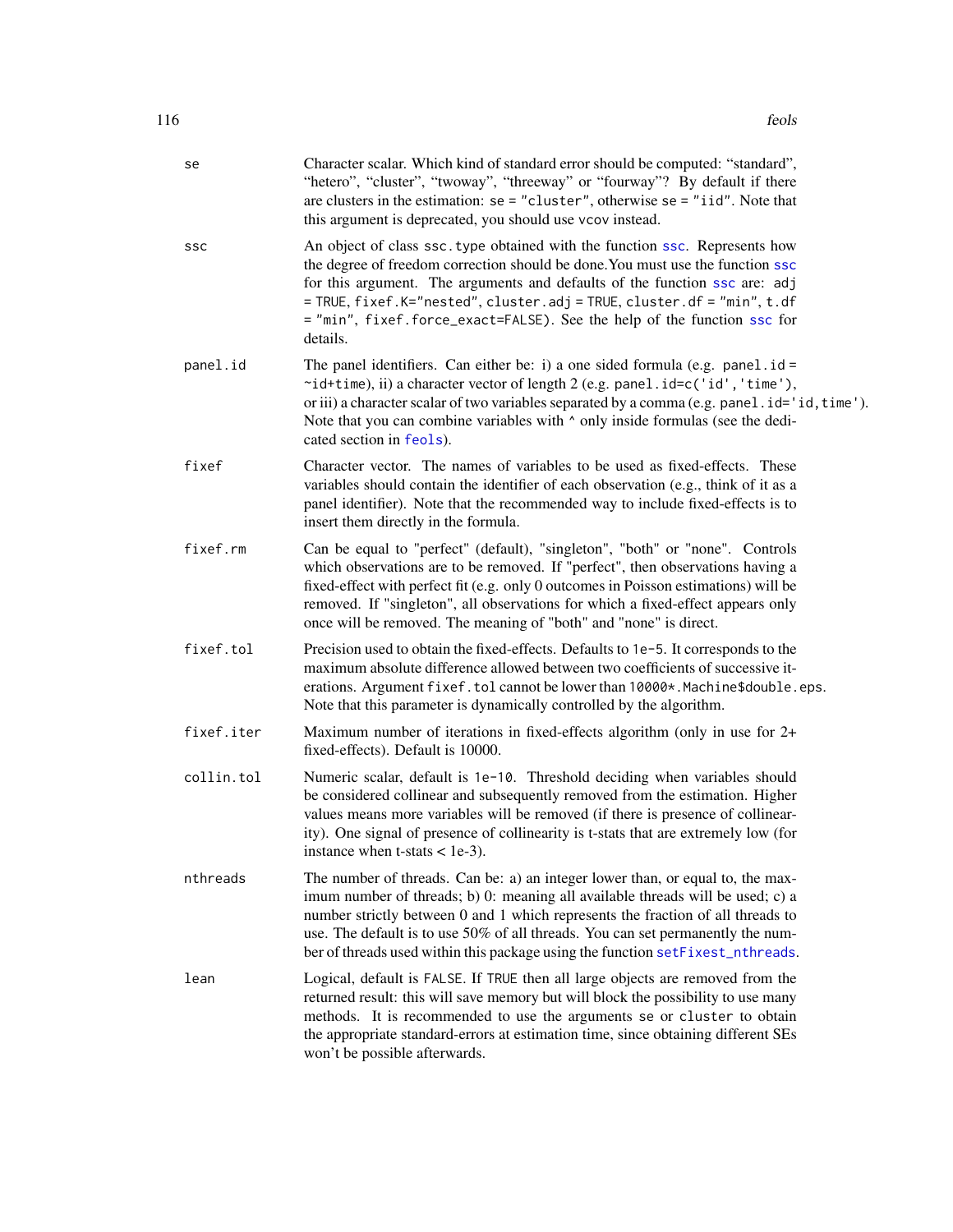**se**
: Character scalar. Which kind of standard error should be computed: “standard”, “hetero”, “cluster”, “twoway”, “threeway” or “fourway”? By default if there are clusters in the estimation: `se = "cluster"`, otherwise `se = "iid"`. Note that this argument is deprecated, you should use `vcov` instead.

**ssc**
: An object of class `ssc.type` obtained with the function `ssc`. Represents how the degree of freedom correction should be done.You must use the function `ssc` for this argument. The arguments and defaults of the function `ssc` are: `adj = TRUE`, `fixef.K="nested"`, `cluster.adj = TRUE`, `cluster.df = "min"`, `t.df = "min"`, `fixef.force_exact=FALSE`). See the help of the function `ssc` for details.

**panel.id**
: The panel identifiers. Can either be: i) a one sided formula (e.g. `panel.id = ~id+time`), ii) a character vector of length 2 (e.g. `panel.id=c('id','time')`, or iii) a character scalar of two variables separated by a comma (e.g. `panel.id='id,time'`). Note that you can combine variables with `^` only inside formulas (see the dedicated section in `feols`).

**fixef**
: Character vector. The names of variables to be used as fixed-effects. These variables should contain the identifier of each observation (e.g., think of it as a panel identifier). Note that the recommended way to include fixed-effects is to insert them directly in the formula.

**fixef.rm**
: Can be equal to "perfect" (default), "singleton", "both" or "none". Controls which observations are to be removed. If "perfect", then observations having a fixed-effect with perfect fit (e.g. only 0 outcomes in Poisson estimations) will be removed. If "singleton", all observations for which a fixed-effect appears only once will be removed. The meaning of "both" and "none" is direct.

**fixef.tol**
: Precision used to obtain the fixed-effects. Defaults to `1e-5`. It corresponds to the maximum absolute difference allowed between two coefficients of successive iterations. Argument `fixef.tol` cannot be lower than `10000*.Machine$double.eps`. Note that this parameter is dynamically controlled by the algorithm.

**fixef.iter**
: Maximum number of iterations in fixed-effects algorithm (only in use for 2+ fixed-effects). Default is 10000.

**collin.tol**
: Numeric scalar, default is `1e-10`. Threshold deciding when variables should be considered collinear and subsequently removed from the estimation. Higher values means more variables will be removed (if there is presence of collinearity). One signal of presence of collinearity is t-stats that are extremely low (for instance when t-stats < 1e-3).

**nthreads**
: The number of threads. Can be: a) an integer lower than, or equal to, the maximum number of threads; b) 0: meaning all available threads will be used; c) a number strictly between 0 and 1 which represents the fraction of all threads to use. The default is to use 50% of all threads. You can set permanently the number of threads used within this package using the function `setFixest_nthreads`.

**lean**
: Logical, default is `FALSE`. If `TRUE` then all large objects are removed from the returned result: this will save memory but will block the possibility to use many methods. It is recommended to use the arguments `se` or `cluster` to obtain the appropriate standard-errors at estimation time, since obtaining different SEs won’t be possible afterwards.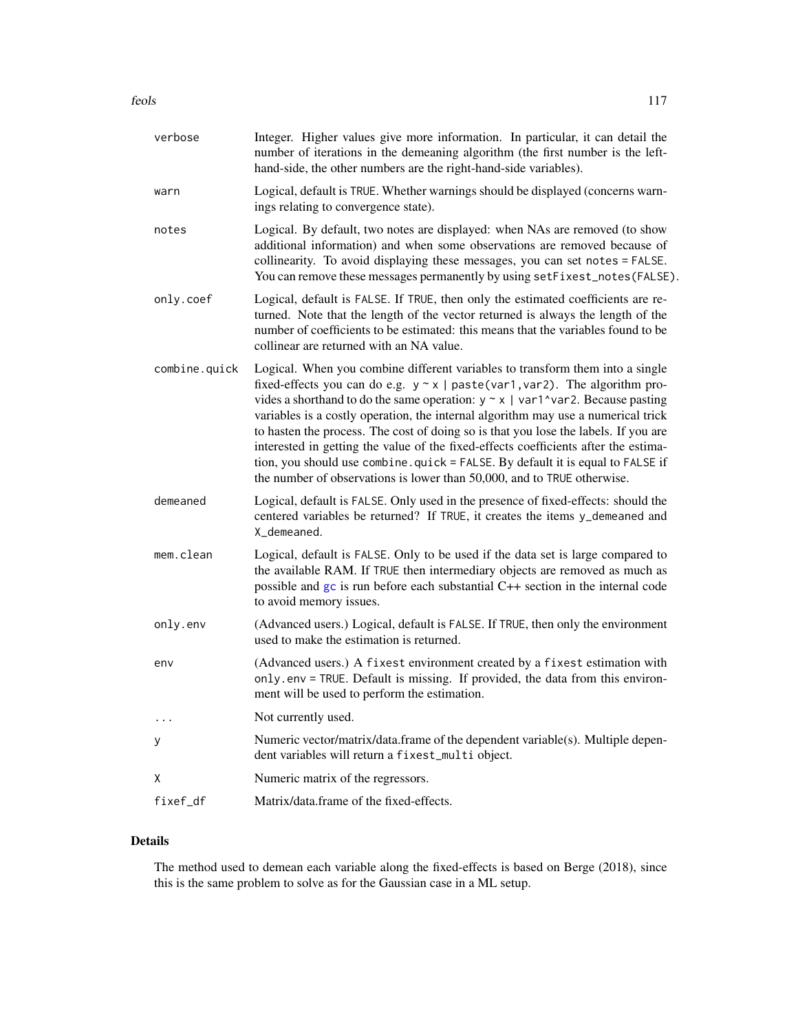| | |
|---|---|
| verbose | Integer. Higher values give more information. In particular, it can detail the number of iterations in the demeaning algorithm (the first number is the left-hand-side, the other numbers are the right-hand-side variables). |
| warn | Logical, default is TRUE. Whether warnings should be displayed (concerns warnings relating to convergence state). |
| notes | Logical. By default, two notes are displayed: when NAs are removed (to show additional information) and when some observations are removed because of collinearity. To avoid displaying these messages, you can set `notes = FALSE`. You can remove these messages permanently by using `setFixest_notes(FALSE)`. |
| only.coef | Logical, default is FALSE. If TRUE, then only the estimated coefficients are returned. Note that the length of the vector returned is always the length of the number of coefficients to be estimated: this means that the variables found to be collinear are returned with an NA value. |
| combine.quick | Logical. When you combine different variables to transform them into a single fixed-effects you can do e.g. `y ~ x \| paste(var1,var2)`. The algorithm provides a shorthand to do the same operation: `y ~ x \| var1^var2`. Because pasting variables is a costly operation, the internal algorithm may use a numerical trick to hasten the process. The cost of doing so is that you lose the labels. If you are interested in getting the value of the fixed-effects coefficients after the estimation, you should use `combine.quick = FALSE`. By default it is equal to FALSE if the number of observations is lower than 50,000, and to TRUE otherwise. |
| demeaned | Logical, default is FALSE. Only used in the presence of fixed-effects: should the centered variables be returned? If TRUE, it creates the items `y_demeaned` and `X_demeaned`. |
| mem.clean | Logical, default is FALSE. Only to be used if the data set is large compared to the available RAM. If TRUE then intermediary objects are removed as much as possible and `gc` is run before each substantial C++ section in the internal code to avoid memory issues. |
| only.env | (Advanced users.) Logical, default is FALSE. If TRUE, then only the environment used to make the estimation is returned. |
| env | (Advanced users.) A `fixest` environment created by a `fixest` estimation with `only.env = TRUE`. Default is missing. If provided, the data from this environment will be used to perform the estimation. |
| ... | Not currently used. |
| y | Numeric vector/matrix/data.frame of the dependent variable(s). Multiple dependent variables will return a `fixest_multi` object. |
| X | Numeric matrix of the regressors. |
| fixef_df | Matrix/data.frame of the fixed-effects. |

## Details

The method used to demean each variable along the fixed-effects is based on Berge (2018), since this is the same problem to solve as for the Gaussian case in a ML setup.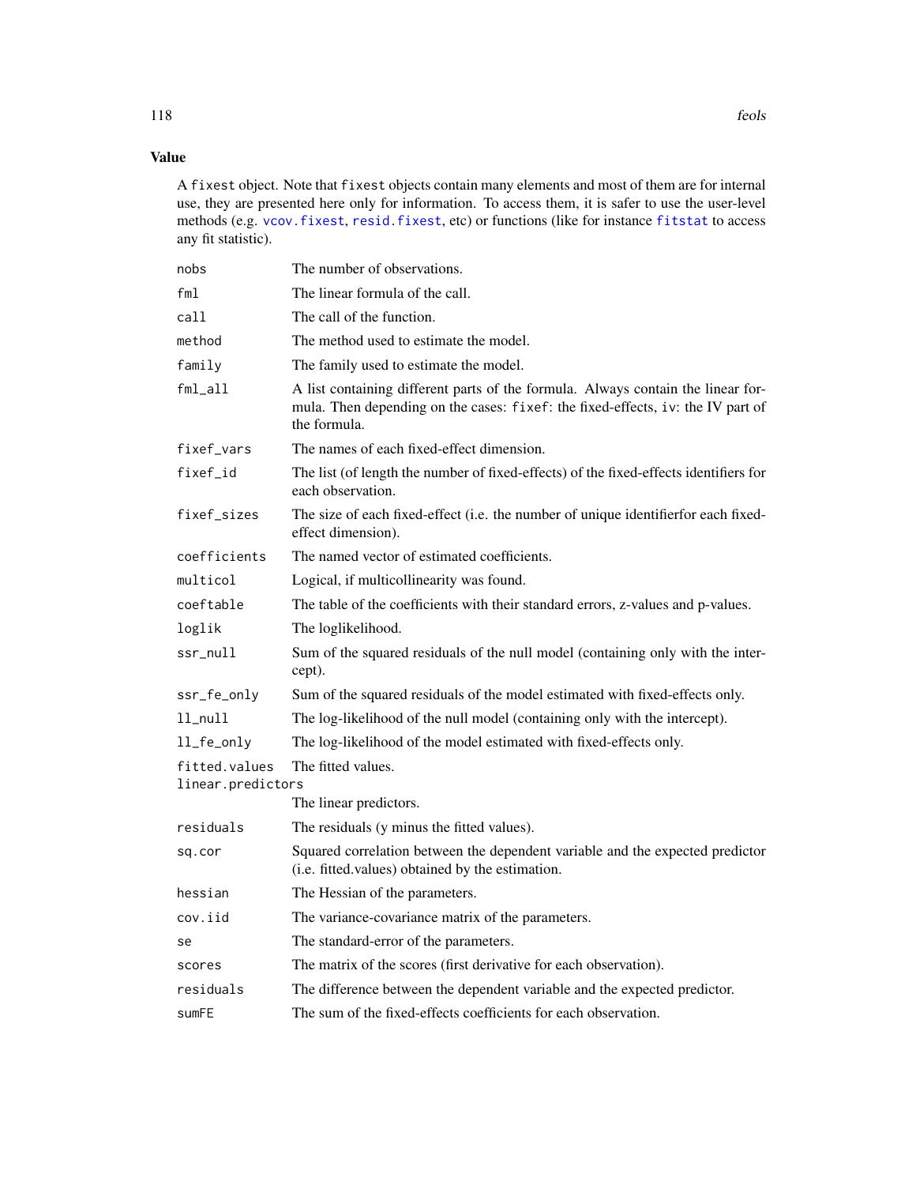## Value

A `fixest` object. Note that `fixest` objects contain many elements and most of them are for internal use, they are presented here only for information. To access them, it is safer to use the user-level methods (e.g. `vcov.fixest`, `resid.fixest`, etc) or functions (like for instance `fitstat` to access any fit statistic).

| | |
|---|---|
| `nobs` | The number of observations. |
| `fml` | The linear formula of the call. |
| `call` | The call of the function. |
| `method` | The method used to estimate the model. |
| `family` | The family used to estimate the model. |
| `fml_all` | A list containing different parts of the formula. Always contain the linear formula. Then depending on the cases: `fixef`: the fixed-effects, `iv`: the IV part of the formula. |
| `fixef_vars` | The names of each fixed-effect dimension. |
| `fixef_id` | The list (of length the number of fixed-effects) of the fixed-effects identifiers for each observation. |
| `fixef_sizes` | The size of each fixed-effect (i.e. the number of unique identifierfor each fixed-effect dimension). |
| `coefficients` | The named vector of estimated coefficients. |
| `multicol` | Logical, if multicollinearity was found. |
| `coeftable` | The table of the coefficients with their standard errors, z-values and p-values. |
| `loglik` | The loglikelihood. |
| `ssr_null` | Sum of the squared residuals of the null model (containing only with the intercept). |
| `ssr_fe_only` | Sum of the squared residuals of the model estimated with fixed-effects only. |
| `ll_null` | The log-likelihood of the null model (containing only with the intercept). |
| `ll_fe_only` | The log-likelihood of the model estimated with fixed-effects only. |
| `fitted.values` | The fitted values. |
| `linear.predictors` | The linear predictors. |
| `residuals` | The residuals (y minus the fitted values). |
| `sq.cor` | Squared correlation between the dependent variable and the expected predictor (i.e. fitted.values) obtained by the estimation. |
| `hessian` | The Hessian of the parameters. |
| `cov.iid` | The variance-covariance matrix of the parameters. |
| `se` | The standard-error of the parameters. |
| `scores` | The matrix of the scores (first derivative for each observation). |
| `residuals` | The difference between the dependent variable and the expected predictor. |
| `sumFE` | The sum of the fixed-effects coefficients for each observation. |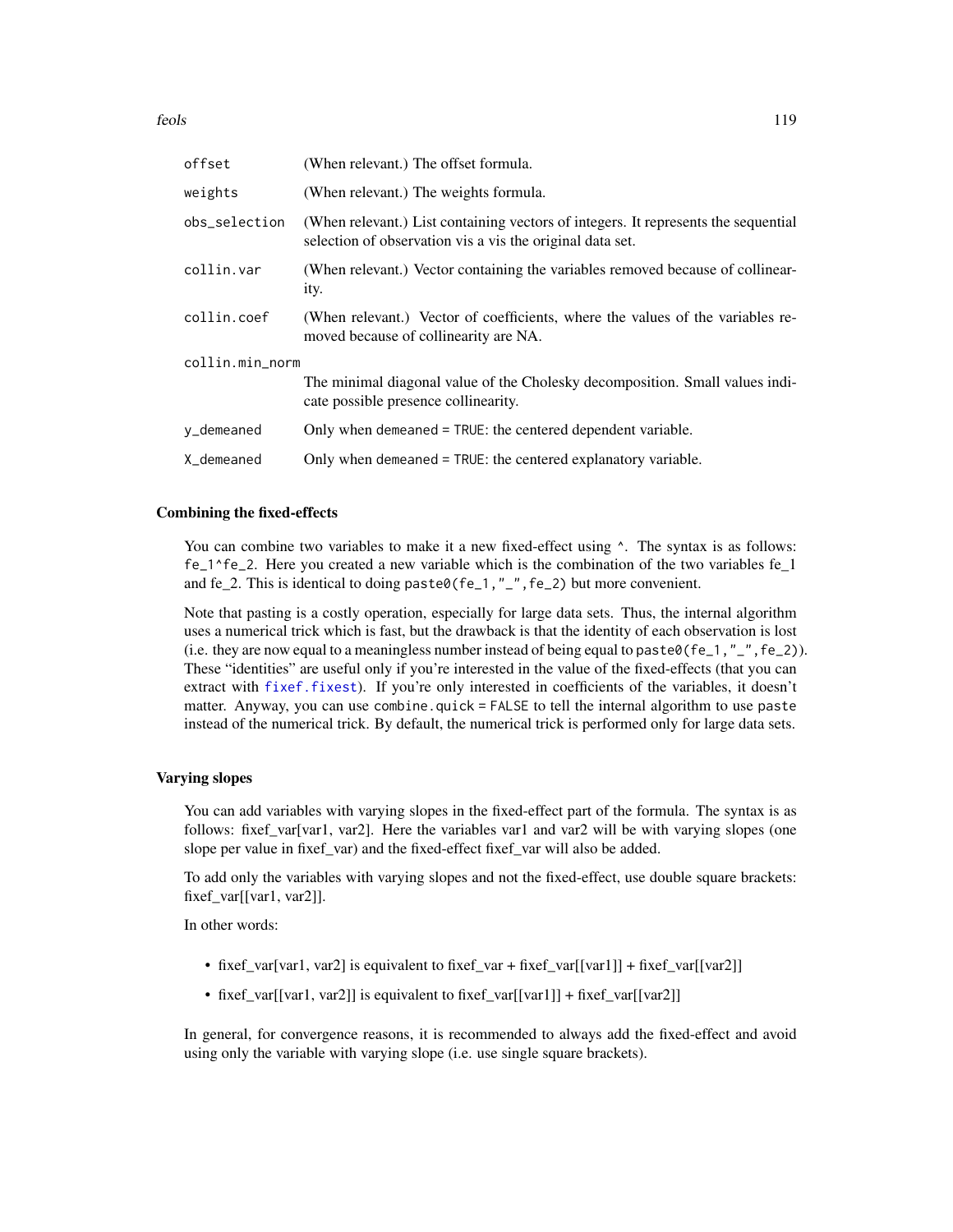| | |
|---|---|
| `offset` | (When relevant.) The offset formula. |
| `weights` | (When relevant.) The weights formula. |
| `obs_selection` | (When relevant.) List containing vectors of integers. It represents the sequential selection of observation vis a vis the original data set. |
| `collin.var` | (When relevant.) Vector containing the variables removed because of collinearity. |
| `collin.coef` | (When relevant.) Vector of coefficients, where the values of the variables removed because of collinearity are NA. |
| `collin.min_norm` | The minimal diagonal value of the Cholesky decomposition. Small values indicate possible presence collinearity. |
| `y_demeaned` | Only when `demeaned = TRUE`: the centered dependent variable. |
| `X_demeaned` | Only when `demeaned = TRUE`: the centered explanatory variable. |

### Combining the fixed-effects

You can combine two variables to make it a new fixed-effect using `^`. The syntax is as follows: `fe_1^fe_2`. Here you created a new variable which is the combination of the two variables fe_1 and fe_2. This is identical to doing `paste0(fe_1,"_",fe_2)` but more convenient.

Note that pasting is a costly operation, especially for large data sets. Thus, the internal algorithm uses a numerical trick which is fast, but the drawback is that the identity of each observation is lost (i.e. they are now equal to a meaningless number instead of being equal to `paste0(fe_1,"_",fe_2)`). These "identities" are useful only if you're interested in the value of the fixed-effects (that you can extract with `fixef.fixest`). If you're only interested in coefficients of the variables, it doesn't matter. Anyway, you can use `combine.quick = FALSE` to tell the internal algorithm to use `paste` instead of the numerical trick. By default, the numerical trick is performed only for large data sets.

### Varying slopes

You can add variables with varying slopes in the fixed-effect part of the formula. The syntax is as follows: fixef_var[var1, var2]. Here the variables var1 and var2 will be with varying slopes (one slope per value in fixef_var) and the fixed-effect fixef_var will also be added.

To add only the variables with varying slopes and not the fixed-effect, use double square brackets: fixef_var[[var1, var2]].

In other words:

- fixef_var[var1, var2] is equivalent to fixef_var + fixef_var[[var1]] + fixef_var[[var2]]
- fixef_var[[var1, var2]] is equivalent to fixef_var[[var1]] + fixef_var[[var2]]

In general, for convergence reasons, it is recommended to always add the fixed-effect and avoid using only the variable with varying slope (i.e. use single square brackets).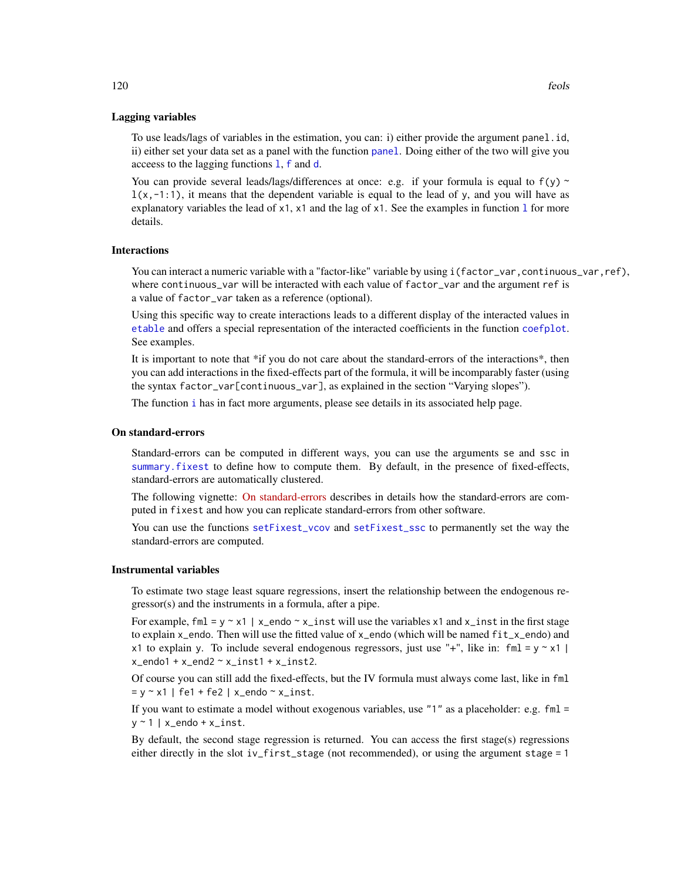### Lagging variables

To use leads/lags of variables in the estimation, you can: i) either provide the argument `panel.id`, ii) either set your data set as a panel with the function `panel`. Doing either of the two will give you access to the lagging functions `l`, `f` and `d`.

You can provide several leads/lags/differences at once: e.g. if your formula is equal to `f(y) ~ l(x,-1:1)`, it means that the dependent variable is equal to the lead of `y`, and you will have as explanatory variables the lead of `x1`, `x1` and the lag of `x1`. See the examples in function `l` for more details.

### Interactions

You can interact a numeric variable with a "factor-like" variable by using `i(factor_var,continuous_var,ref)`, where `continuous_var` will be interacted with each value of `factor_var` and the argument `ref` is a value of `factor_var` taken as a reference (optional).

Using this specific way to create interactions leads to a different display of the interacted values in `etable` and offers a special representation of the interacted coefficients in the function `coefplot`. See examples.

It is important to note that *if you do not care about the standard-errors of the interactions*, then you can add interactions in the fixed-effects part of the formula, it will be incomparably faster (using the syntax `factor_var[continuous_var]`, as explained in the section "Varying slopes").

The function `i` has in fact more arguments, please see details in its associated help page.

### On standard-errors

Standard-errors can be computed in different ways, you can use the arguments `se` and `ssc` in `summary.fixest` to define how to compute them. By default, in the presence of fixed-effects, standard-errors are automatically clustered.

The following vignette: On standard-errors describes in details how the standard-errors are computed in `fixest` and how you can replicate standard-errors from other software.

You can use the functions `setFixest_vcov` and `setFixest_ssc` to permanently set the way the standard-errors are computed.

### Instrumental variables

To estimate two stage least square regressions, insert the relationship between the endogenous regressor(s) and the instruments in a formula, after a pipe.

For example, `fml = y ~ x1 | x_endo ~ x_inst` will use the variables `x1` and `x_inst` in the first stage to explain `x_endo`. Then will use the fitted value of `x_endo` (which will be named `fit_x_endo`) and `x1` to explain `y`. To include several endogenous regressors, just use "+", like in: `fml = y ~ x1 | x_endo1 + x_end2 ~ x_inst1 + x_inst2`.

Of course you can still add the fixed-effects, but the IV formula must always come last, like in `fml = y ~ x1 | fe1 + fe2 | x_endo ~ x_inst`.

If you want to estimate a model without exogenous variables, use `"1"` as a placeholder: e.g. `fml = y ~ 1 | x_endo + x_inst`.

By default, the second stage regression is returned. You can access the first stage(s) regressions either directly in the slot `iv_first_stage` (not recommended), or using the argument `stage = 1`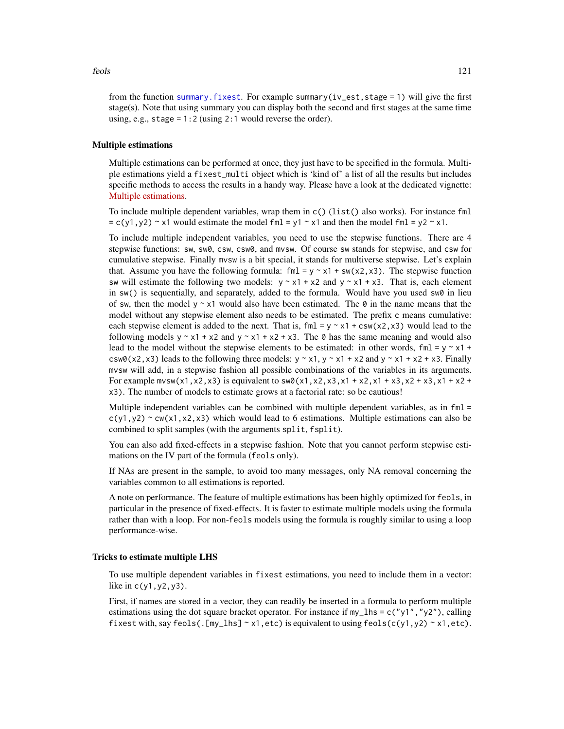from the function `summary.fixest`. For example `summary(iv_est,stage = 1)` will give the first stage(s). Note that using summary you can display both the second and first stages at the same time using, e.g., `stage = 1:2` (using `2:1` would reverse the order).

### Multiple estimations

Multiple estimations can be performed at once, they just have to be specified in the formula. Multiple estimations yield a `fixest_multi` object which is 'kind of' a list of all the results but includes specific methods to access the results in a handy way. Please have a look at the dedicated vignette: Multiple estimations.

To include multiple dependent variables, wrap them in `c()` (`list()` also works). For instance `fml = c(y1,y2) ~ x1` would estimate the model `fml = y1 ~ x1` and then the model `fml = y2 ~ x1`.

To include multiple independent variables, you need to use the stepwise functions. There are 4 stepwise functions: `sw`, `sw0`, `csw`, `csw0`, and `mvsw`. Of course `sw` stands for stepwise, and `csw` for cumulative stepwise. Finally `mvsw` is a bit special, it stands for multiverse stepwise. Let's explain that. Assume you have the following formula: `fml = y ~ x1 + sw(x2,x3)`. The stepwise function `sw` will estimate the following two models: `y ~ x1 + x2` and `y ~ x1 + x3`. That is, each element in `sw()` is sequentially, and separately, added to the formula. Would have you used `sw0` in lieu of `sw`, then the model `y ~ x1` would also have been estimated. The `0` in the name means that the model without any stepwise element also needs to be estimated. The prefix `c` means cumulative: each stepwise element is added to the next. That is, `fml = y ~ x1 + csw(x2,x3)` would lead to the following models `y ~ x1 + x2` and `y ~ x1 + x2 + x3`. The `0` has the same meaning and would also lead to the model without the stepwise elements to be estimated: in other words, `fml = y ~ x1 + csw0(x2,x3)` leads to the following three models: `y ~ x1`, `y ~ x1 + x2` and `y ~ x1 + x2 + x3`. Finally `mvsw` will add, in a stepwise fashion all possible combinations of the variables in its arguments. For example `mvsw(x1,x2,x3)` is equivalent to `sw0(x1,x2,x3,x1 + x2,x1 + x3,x2 + x3,x1 + x2 + x3)`. The number of models to estimate grows at a factorial rate: so be cautious!

Multiple independent variables can be combined with multiple dependent variables, as in `fml = c(y1,y2) ~ cw(x1,x2,x3)` which would lead to 6 estimations. Multiple estimations can also be combined to split samples (with the arguments `split`, `fsplit`).

You can also add fixed-effects in a stepwise fashion. Note that you cannot perform stepwise estimations on the IV part of the formula (`feols` only).

If NAs are present in the sample, to avoid too many messages, only NA removal concerning the variables common to all estimations is reported.

A note on performance. The feature of multiple estimations has been highly optimized for `feols`, in particular in the presence of fixed-effects. It is faster to estimate multiple models using the formula rather than with a loop. For non-`feols` models using the formula is roughly similar to using a loop performance-wise.

### Tricks to estimate multiple LHS

To use multiple dependent variables in `fixest` estimations, you need to include them in a vector: like in `c(y1,y2,y3)`.

First, if names are stored in a vector, they can readily be inserted in a formula to perform multiple estimations using the dot square bracket operator. For instance if `my_lhs = c("y1","y2")`, calling `fixest` with, say `feols(.[my_lhs] ~ x1,etc)` is equivalent to using `feols(c(y1,y2) ~ x1,etc)`.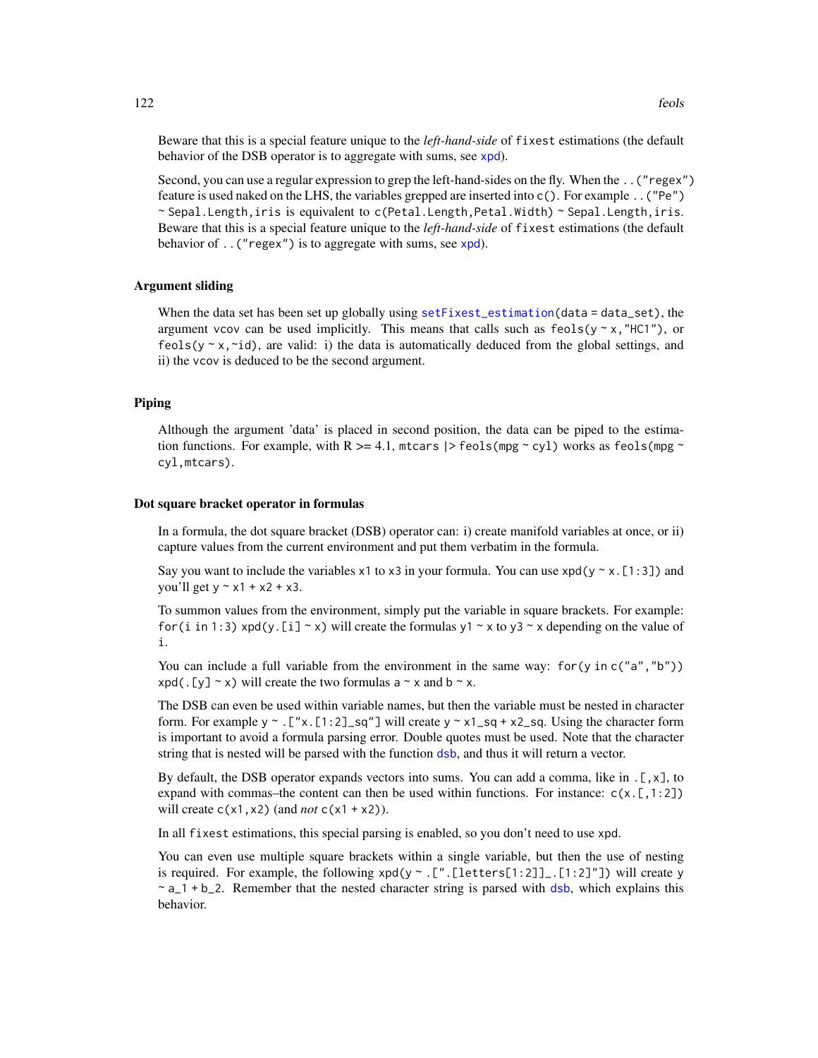Beware that this is a special feature unique to the *left-hand-side* of `fixest` estimations (the default behavior of the DSB operator is to aggregate with sums, see xpd).

Second, you can use a regular expression to grep the left-hand-sides on the fly. When the `..("regex")` feature is used naked on the LHS, the variables grepped are inserted into `c()`. For example `..("Pe") ~ Sepal.Length,iris` is equivalent to `c(Petal.Length,Petal.Width) ~ Sepal.Length,iris`. Beware that this is a special feature unique to the *left-hand-side* of `fixest` estimations (the default behavior of `..("regex")` is to aggregate with sums, see xpd).

## Argument sliding

When the data set has been set up globally using `setFixest_estimation(data = data_set)`, the argument `vcov` can be used implicitly. This means that calls such as `feols(y ~ x,"HC1")`, or `feols(y ~ x,~id)`, are valid: i) the data is automatically deduced from the global settings, and ii) the `vcov` is deduced to be the second argument.

## Piping

Although the argument 'data' is placed in second position, the data can be piped to the estimation functions. For example, with R >= 4.1, `mtcars |> feols(mpg ~ cyl)` works as `feols(mpg ~ cyl,mtcars)`.

## Dot square bracket operator in formulas

In a formula, the dot square bracket (DSB) operator can: i) create manifold variables at once, or ii) capture values from the current environment and put them verbatim in the formula.

Say you want to include the variables `x1` to `x3` in your formula. You can use `xpd(y ~ x.[1:3])` and you'll get `y ~ x1 + x2 + x3`.

To summon values from the environment, simply put the variable in square brackets. For example: `for(i in 1:3) xpd(y.[i] ~ x)` will create the formulas `y1 ~ x` to `y3 ~ x` depending on the value of `i`.

You can include a full variable from the environment in the same way: `for(y in c("a","b")) xpd(.[y] ~ x)` will create the two formulas `a ~ x` and `b ~ x`.

The DSB can even be used within variable names, but then the variable must be nested in character form. For example `y ~ .["x.[1:2]_sq"]` will create `y ~ x1_sq + x2_sq`. Using the character form is important to avoid a formula parsing error. Double quotes must be used. Note that the character string that is nested will be parsed with the function dsb, and thus it will return a vector.

By default, the DSB operator expands vectors into sums. You can add a comma, like in `.[,x]`, to expand with commas–the content can then be used within functions. For instance: `c(x.[,1:2])` will create `c(x1,x2)` (and *not* `c(x1 + x2)`).

In all `fixest` estimations, this special parsing is enabled, so you don't need to use `xpd`.

You can even use multiple square brackets within a single variable, but then the use of nesting is required. For example, the following `xpd(y ~ .[".[letters[1:2]]_.[1:2]"])` will create `y ~ a_1 + b_2`. Remember that the nested character string is parsed with dsb, which explains this behavior.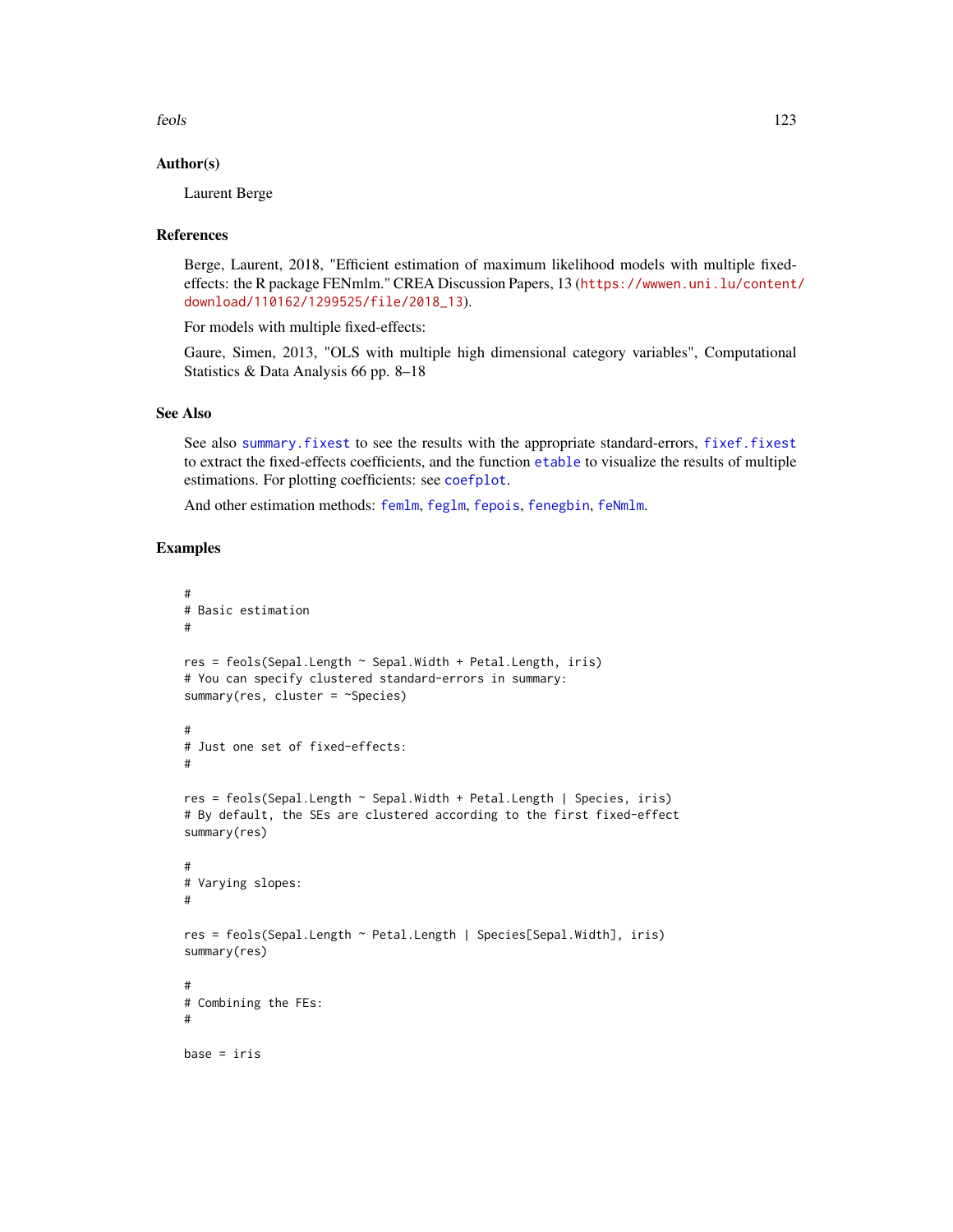## Author(s)

Laurent Berge

## References

Berge, Laurent, 2018, "Efficient estimation of maximum likelihood models with multiple fixed-effects: the R package FENmlm." CREA Discussion Papers, 13 (https://wwwen.uni.lu/content/download/110162/1299525/file/2018_13).

For models with multiple fixed-effects:

Gaure, Simen, 2013, "OLS with multiple high dimensional category variables", Computational Statistics & Data Analysis 66 pp. 8–18

## See Also

See also `summary.fixest` to see the results with the appropriate standard-errors, `fixef.fixest` to extract the fixed-effects coefficients, and the function `etable` to visualize the results of multiple estimations. For plotting coefficients: see `coefplot`.

And other estimation methods: `femlm`, `feglm`, `fepois`, `fenegbin`, `feNmlm`.

## Examples

```
#
# Basic estimation
#

res = feols(Sepal.Length ~ Sepal.Width + Petal.Length, iris)
# You can specify clustered standard-errors in summary:
summary(res, cluster = ~Species)

#
# Just one set of fixed-effects:
#

res = feols(Sepal.Length ~ Sepal.Width + Petal.Length | Species, iris)
# By default, the SEs are clustered according to the first fixed-effect
summary(res)

#
# Varying slopes:
#

res = feols(Sepal.Length ~ Petal.Length | Species[Sepal.Width], iris)
summary(res)

#
# Combining the FEs:
#

base = iris
```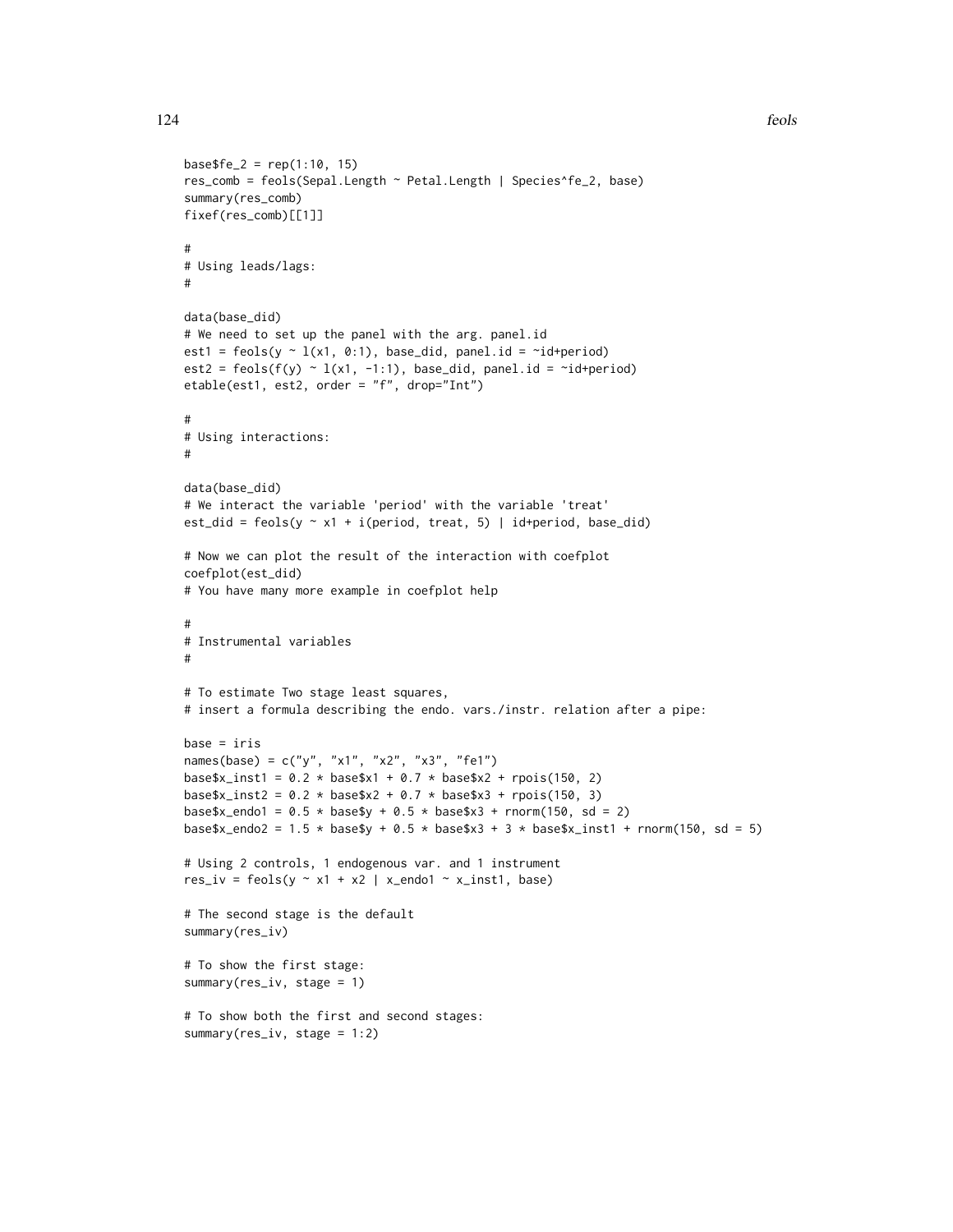```
base$fe_2 = rep(1:10, 15)
res_comb = feols(Sepal.Length ~ Petal.Length | Species^fe_2, base)
summary(res_comb)
fixef(res_comb)[[1]]

#
# Using leads/lags:
#

data(base_did)
# We need to set up the panel with the arg. panel.id
est1 = feols(y ~ l(x1, 0:1), base_did, panel.id = ~id+period)
est2 = feols(f(y) ~ l(x1, -1:1), base_did, panel.id = ~id+period)
etable(est1, est2, order = "f", drop="Int")

#
# Using interactions:
#

data(base_did)
# We interact the variable 'period' with the variable 'treat'
est_did = feols(y ~ x1 + i(period, treat, 5) | id+period, base_did)

# Now we can plot the result of the interaction with coefplot
coefplot(est_did)
# You have many more example in coefplot help

#
# Instrumental variables
#

# To estimate Two stage least squares,
# insert a formula describing the endo. vars./instr. relation after a pipe:

base = iris
names(base) = c("y", "x1", "x2", "x3", "fe1")
base$x_inst1 = 0.2 * base$x1 + 0.7 * base$x2 + rpois(150, 2)
base$x_inst2 = 0.2 * base$x2 + 0.7 * base$x3 + rpois(150, 3)
base$x_endo1 = 0.5 * base$y + 0.5 * base$x3 + rnorm(150, sd = 2)
base$x_endo2 = 1.5 * base$y + 0.5 * base$x3 + 3 * base$x_inst1 + rnorm(150, sd = 5)

# Using 2 controls, 1 endogenous var. and 1 instrument
res_iv = feols(y ~ x1 + x2 | x_endo1 ~ x_inst1, base)

# The second stage is the default
summary(res_iv)

# To show the first stage:
summary(res_iv, stage = 1)

# To show both the first and second stages:
summary(res_iv, stage = 1:2)
```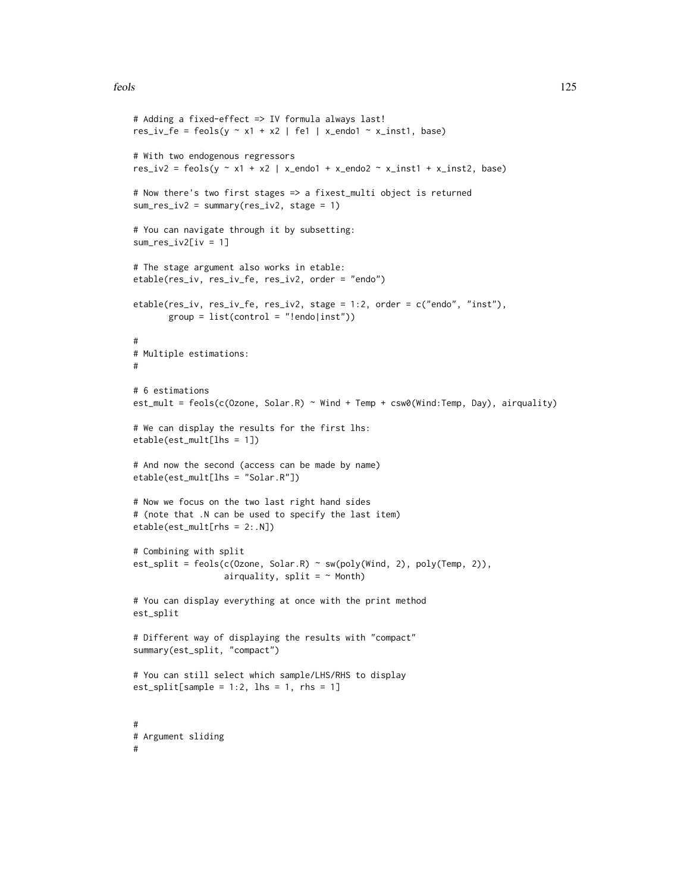```
# Adding a fixed-effect => IV formula always last!
res_iv_fe = feols(y ~ x1 + x2 | fe1 | x_endo1 ~ x_inst1, base)

# With two endogenous regressors
res_iv2 = feols(y ~ x1 + x2 | x_endo1 + x_endo2 ~ x_inst1 + x_inst2, base)

# Now there's two first stages => a fixest_multi object is returned
sum_res_iv2 = summary(res_iv2, stage = 1)

# You can navigate through it by subsetting:
sum_res_iv2[iv = 1]

# The stage argument also works in etable:
etable(res_iv, res_iv_fe, res_iv2, order = "endo")

etable(res_iv, res_iv_fe, res_iv2, stage = 1:2, order = c("endo", "inst"),
       group = list(control = "!endo|inst"))

#
# Multiple estimations:
#

# 6 estimations
est_mult = feols(c(Ozone, Solar.R) ~ Wind + Temp + csw0(Wind:Temp, Day), airquality)

# We can display the results for the first lhs:
etable(est_mult[lhs = 1])

# And now the second (access can be made by name)
etable(est_mult[lhs = "Solar.R"])

# Now we focus on the two last right hand sides
# (note that .N can be used to specify the last item)
etable(est_mult[rhs = 2:.N])

# Combining with split
est_split = feols(c(Ozone, Solar.R) ~ sw(poly(Wind, 2), poly(Temp, 2)),
                  airquality, split = ~ Month)

# You can display everything at once with the print method
est_split

# Different way of displaying the results with "compact"
summary(est_split, "compact")

# You can still select which sample/LHS/RHS to display
est_split[sample = 1:2, lhs = 1, rhs = 1]


#
# Argument sliding
#
```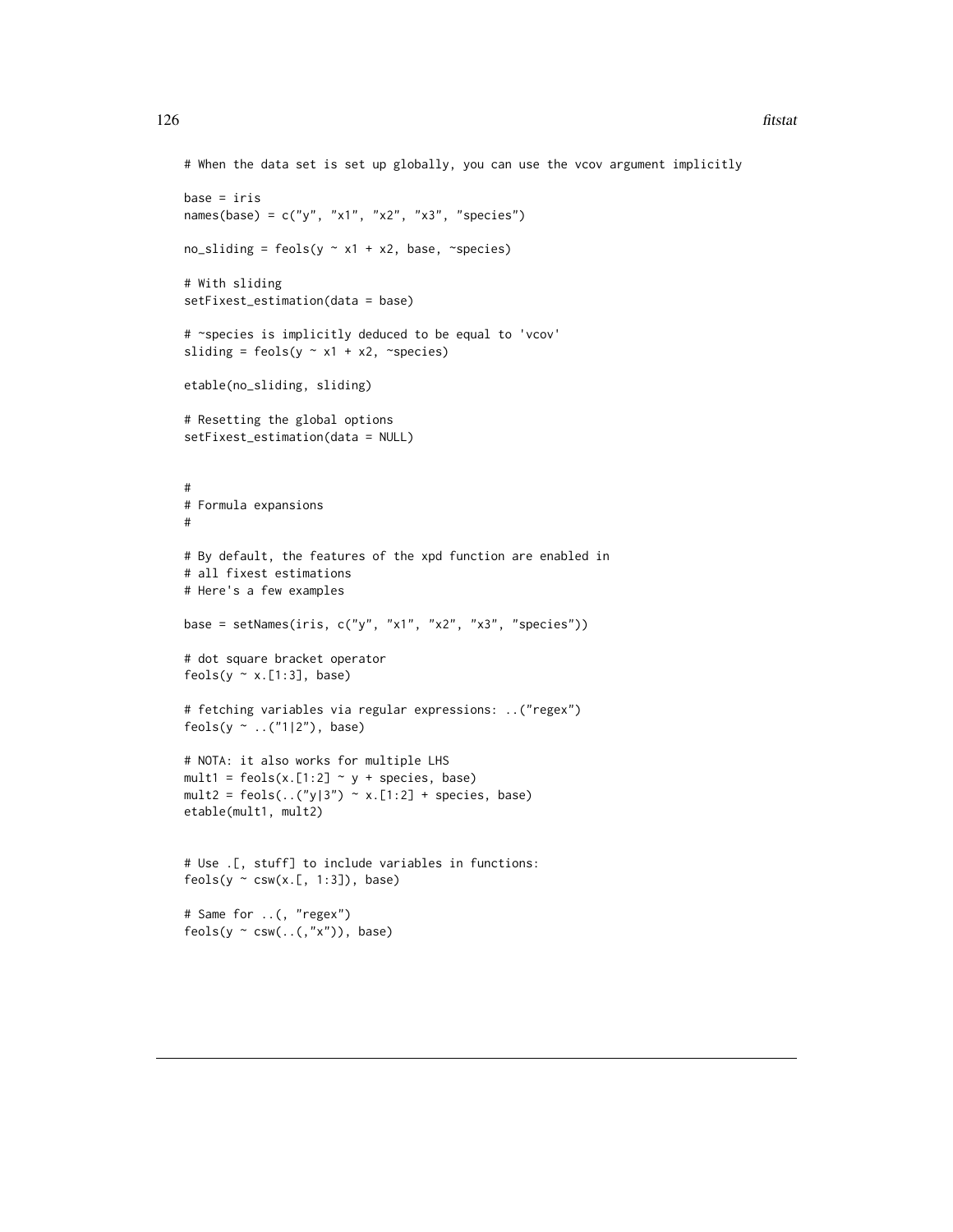```
# When the data set is set up globally, you can use the vcov argument implicitly

base = iris
names(base) = c("y", "x1", "x2", "x3", "species")

no_sliding = feols(y ~ x1 + x2, base, ~species)

# With sliding
setFixest_estimation(data = base)

# ~species is implicitly deduced to be equal to 'vcov'
sliding = feols(y ~ x1 + x2, ~species)

etable(no_sliding, sliding)

# Resetting the global options
setFixest_estimation(data = NULL)


#
# Formula expansions
#

# By default, the features of the xpd function are enabled in
# all fixest estimations
# Here's a few examples

base = setNames(iris, c("y", "x1", "x2", "x3", "species"))

# dot square bracket operator
feols(y ~ x.[1:3], base)

# fetching variables via regular expressions: ..("regex")
feols(y ~ ..("1|2"), base)

# NOTA: it also works for multiple LHS
mult1 = feols(x.[1:2] ~ y + species, base)
mult2 = feols(..("y|3") ~ x.[1:2] + species, base)
etable(mult1, mult2)


# Use .[, stuff] to include variables in functions:
feols(y ~ csw(x.[, 1:3]), base)

# Same for ..(, "regex")
feols(y ~ csw(..(,"x")), base)
```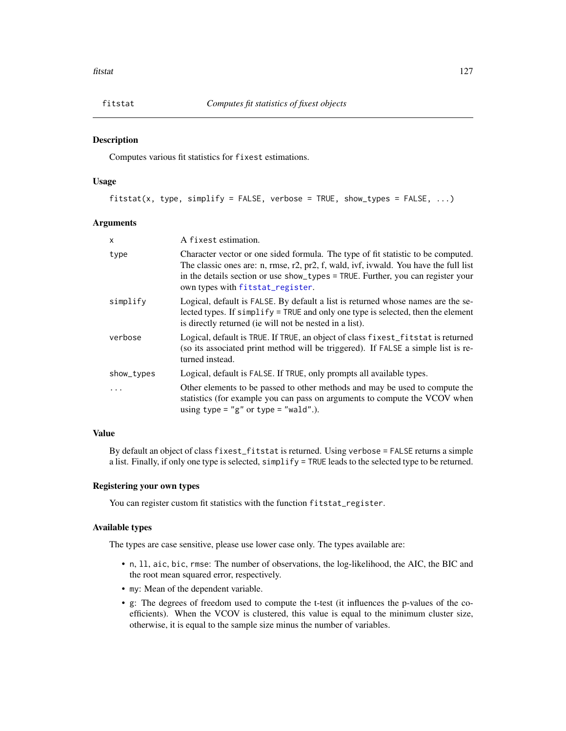## fitstat — Computes fit statistics of fixest objects

### Description

Computes various fit statistics for `fixest` estimations.

### Usage

```
fitstat(x, type, simplify = FALSE, verbose = TRUE, show_types = FALSE, ...)
```

### Arguments

| Argument | Description |
|---|---|
| `x` | A `fixest` estimation. |
| `type` | Character vector or one sided formula. The type of fit statistic to be computed. The classic ones are: n, rmse, r2, pr2, f, wald, ivf, ivwald. You have the full list in the details section or use `show_types = TRUE`. Further, you can register your own types with `fitstat_register`. |
| `simplify` | Logical, default is `FALSE`. By default a list is returned whose names are the selected types. If `simplify = TRUE` and only one type is selected, then the element is directly returned (ie will not be nested in a list). |
| `verbose` | Logical, default is `TRUE`. If `TRUE`, an object of class `fixest_fitstat` is returned (so its associated print method will be triggered). If `FALSE` a simple list is returned instead. |
| `show_types` | Logical, default is `FALSE`. If `TRUE`, only prompts all available types. |
| `...` | Other elements to be passed to other methods and may be used to compute the statistics (for example you can pass on arguments to compute the VCOV when using `type = "g"` or `type = "wald"`.). |

### Value

By default an object of class `fixest_fitstat` is returned. Using `verbose = FALSE` returns a simple a list. Finally, if only one type is selected, `simplify = TRUE` leads to the selected type to be returned.

### Registering your own types

You can register custom fit statistics with the function `fitstat_register`.

### Available types

The types are case sensitive, please use lower case only. The types available are:

- `n`, `ll`, `aic`, `bic`, `rmse`: The number of observations, the log-likelihood, the AIC, the BIC and the root mean squared error, respectively.
- `my`: Mean of the dependent variable.
- `g`: The degrees of freedom used to compute the t-test (it influences the p-values of the coefficients). When the VCOV is clustered, this value is equal to the minimum cluster size, otherwise, it is equal to the sample size minus the number of variables.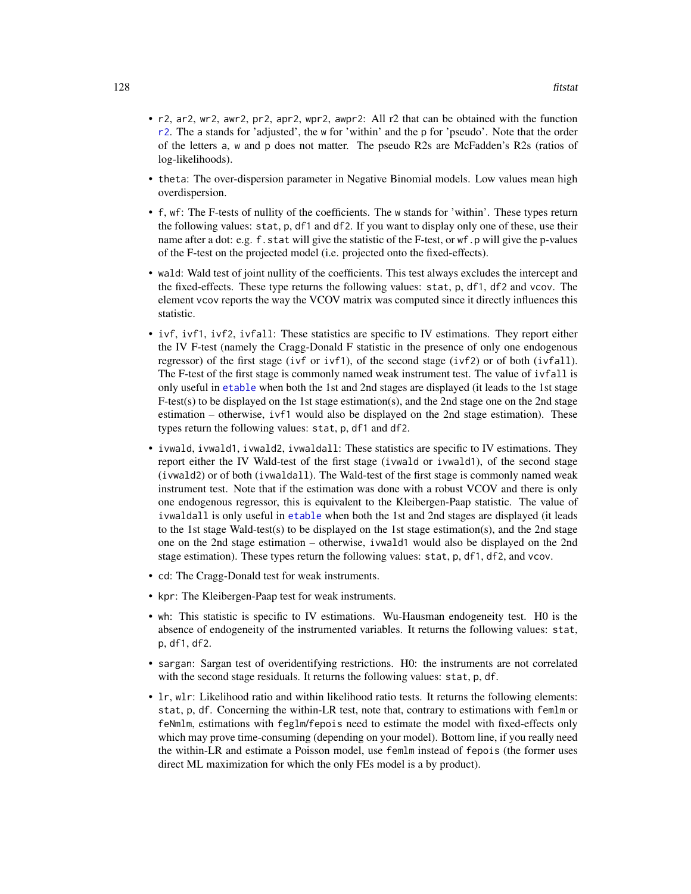- `r2`, `ar2`, `wr2`, `awr2`, `pr2`, `apr2`, `wpr2`, `awpr2`: All r2 that can be obtained with the function `r2`. The `a` stands for 'adjusted', the `w` for 'within' and the `p` for 'pseudo'. Note that the order of the letters `a`, `w` and `p` does not matter. The pseudo R2s are McFadden's R2s (ratios of log-likelihoods).
- `theta`: The over-dispersion parameter in Negative Binomial models. Low values mean high overdispersion.
- `f`, `wf`: The F-tests of nullity of the coefficients. The `w` stands for 'within'. These types return the following values: `stat`, `p`, `df1` and `df2`. If you want to display only one of these, use their name after a dot: e.g. `f.stat` will give the statistic of the F-test, or `wf.p` will give the p-values of the F-test on the projected model (i.e. projected onto the fixed-effects).
- `wald`: Wald test of joint nullity of the coefficients. This test always excludes the intercept and the fixed-effects. These type returns the following values: `stat`, `p`, `df1`, `df2` and `vcov`. The element `vcov` reports the way the VCOV matrix was computed since it directly influences this statistic.
- `ivf`, `ivf1`, `ivf2`, `ivfall`: These statistics are specific to IV estimations. They report either the IV F-test (namely the Cragg-Donald F statistic in the presence of only one endogenous regressor) of the first stage (`ivf` or `ivf1`), of the second stage (`ivf2`) or of both (`ivfall`). The F-test of the first stage is commonly named weak instrument test. The value of `ivfall` is only useful in `etable` when both the 1st and 2nd stages are displayed (it leads to the 1st stage F-test(s) to be displayed on the 1st stage estimation(s), and the 2nd stage one on the 2nd stage estimation – otherwise, `ivf1` would also be displayed on the 2nd stage estimation). These types return the following values: `stat`, `p`, `df1` and `df2`.
- `ivwald`, `ivwald1`, `ivwald2`, `ivwaldall`: These statistics are specific to IV estimations. They report either the IV Wald-test of the first stage (`ivwald` or `ivwald1`), of the second stage (`ivwald2`) or of both (`ivwaldall`). The Wald-test of the first stage is commonly named weak instrument test. Note that if the estimation was done with a robust VCOV and there is only one endogenous regressor, this is equivalent to the Kleibergen-Paap statistic. The value of `ivwaldall` is only useful in `etable` when both the 1st and 2nd stages are displayed (it leads to the 1st stage Wald-test(s) to be displayed on the 1st stage estimation(s), and the 2nd stage one on the 2nd stage estimation – otherwise, `ivwald1` would also be displayed on the 2nd stage estimation). These types return the following values: `stat`, `p`, `df1`, `df2`, and `vcov`.
- `cd`: The Cragg-Donald test for weak instruments.
- `kpr`: The Kleibergen-Paap test for weak instruments.
- `wh`: This statistic is specific to IV estimations. Wu-Hausman endogeneity test. H0 is the absence of endogeneity of the instrumented variables. It returns the following values: `stat`, `p`, `df1`, `df2`.
- `sargan`: Sargan test of overidentifying restrictions. H0: the instruments are not correlated with the second stage residuals. It returns the following values: `stat`, `p`, `df`.
- `lr`, `wlr`: Likelihood ratio and within likelihood ratio tests. It returns the following elements: `stat`, `p`, `df`. Concerning the within-LR test, note that, contrary to estimations with `femlm` or `feNmlm`, estimations with `feglm`/`fepois` need to estimate the model with fixed-effects only which may prove time-consuming (depending on your model). Bottom line, if you really need the within-LR and estimate a Poisson model, use `femlm` instead of `fepois` (the former uses direct ML maximization for which the only FEs model is a by product).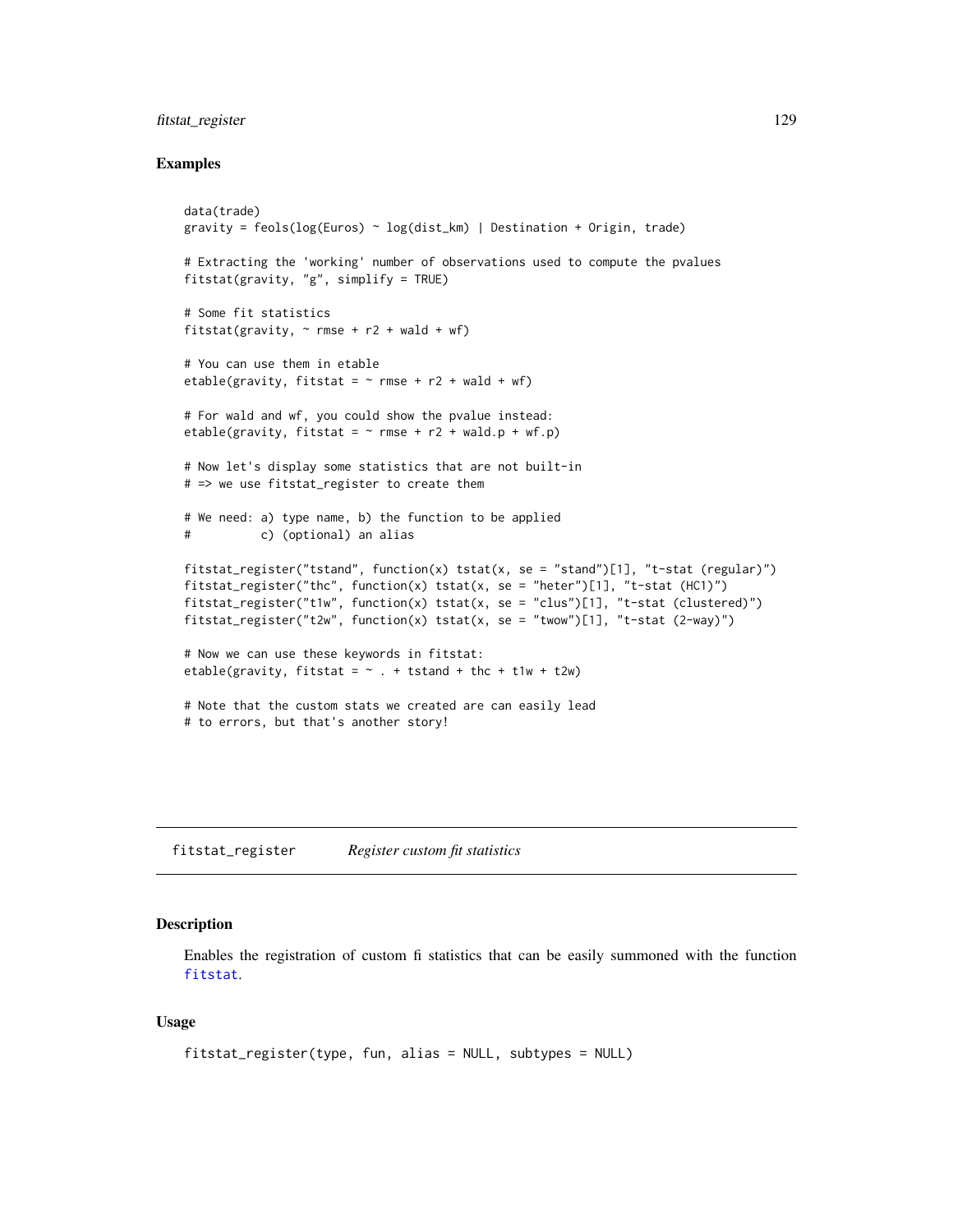### Examples

```
data(trade)
gravity = feols(log(Euros) ~ log(dist_km) | Destination + Origin, trade)

# Extracting the 'working' number of observations used to compute the pvalues
fitstat(gravity, "g", simplify = TRUE)

# Some fit statistics
fitstat(gravity, ~ rmse + r2 + wald + wf)

# You can use them in etable
etable(gravity, fitstat = ~ rmse + r2 + wald + wf)

# For wald and wf, you could show the pvalue instead:
etable(gravity, fitstat = ~ rmse + r2 + wald.p + wf.p)

# Now let's display some statistics that are not built-in
# => we use fitstat_register to create them

# We need: a) type name, b) the function to be applied
#          c) (optional) an alias

fitstat_register("tstand", function(x) tstat(x, se = "stand")[1], "t-stat (regular)")
fitstat_register("thc", function(x) tstat(x, se = "heter")[1], "t-stat (HC1)")
fitstat_register("t1w", function(x) tstat(x, se = "clus")[1], "t-stat (clustered)")
fitstat_register("t2w", function(x) tstat(x, se = "twow")[1], "t-stat (2-way)")

# Now we can use these keywords in fitstat:
etable(gravity, fitstat = ~ . + tstand + thc + t1w + t2w)

# Note that the custom stats we created are can easily lead
# to errors, but that's another story!
```

---

## fitstat_register    *Register custom fit statistics*

---

### Description

Enables the registration of custom fi statistics that can be easily summoned with the function fitstat.

### Usage

```
fitstat_register(type, fun, alias = NULL, subtypes = NULL)
```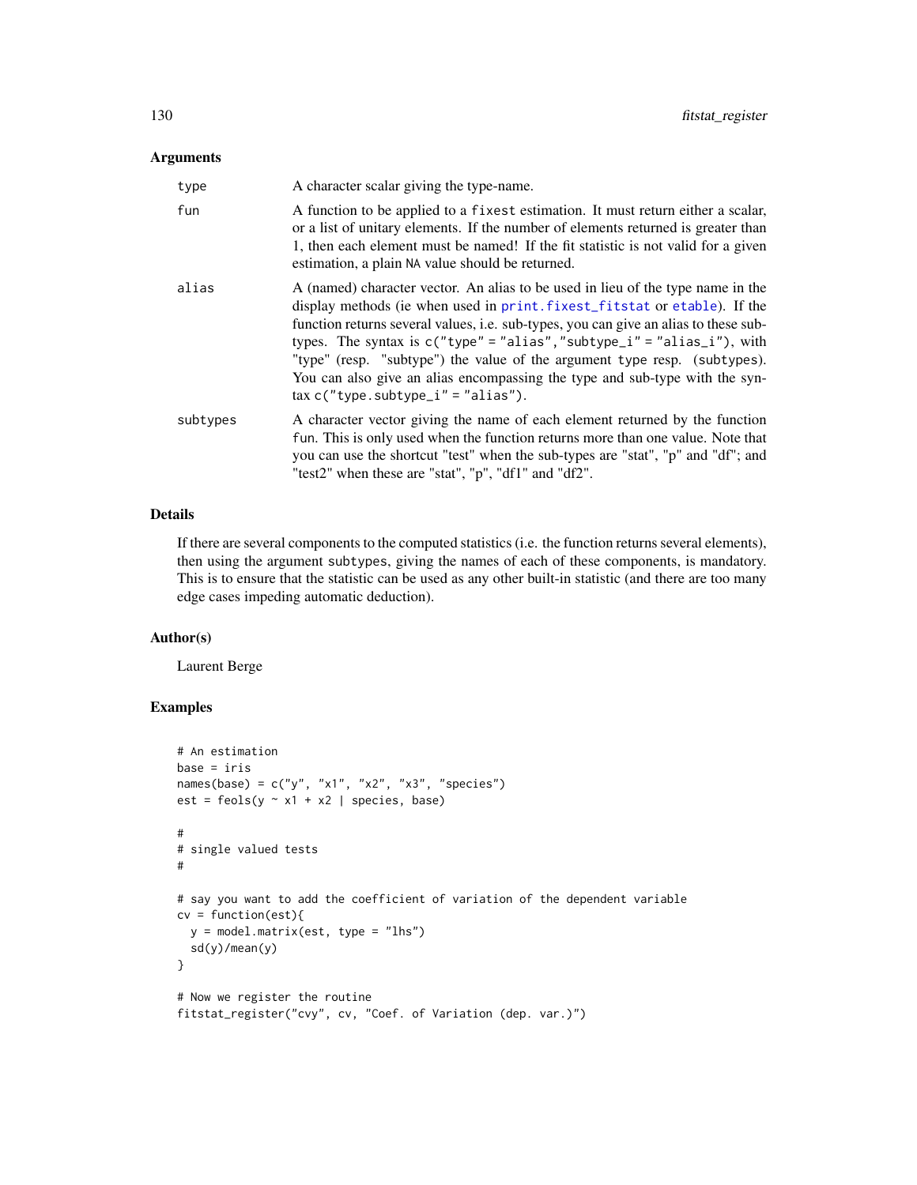## Arguments

| | |
|---|---|
| type | A character scalar giving the type-name. |
| fun | A function to be applied to a `fixest` estimation. It must return either a scalar, or a list of unitary elements. If the number of elements returned is greater than 1, then each element must be named! If the fit statistic is not valid for a given estimation, a plain `NA` value should be returned. |
| alias | A (named) character vector. An alias to be used in lieu of the type name in the display methods (ie when used in `print.fixest_fitstat` or `etable`). If the function returns several values, i.e. sub-types, you can give an alias to these sub-types. The syntax is `c("type" = "alias","subtype_i" = "alias_i")`, with "type" (resp. "subtype") the value of the argument `type` resp. (`subtypes`). You can also give an alias encompassing the type and sub-type with the syntax `c("type.subtype_i" = "alias")`. |
| subtypes | A character vector giving the name of each element returned by the function `fun`. This is only used when the function returns more than one value. Note that you can use the shortcut "test" when the sub-types are "stat", "p" and "df"; and "test2" when these are "stat", "p", "df1" and "df2". |

## Details

If there are several components to the computed statistics (i.e. the function returns several elements), then using the argument `subtypes`, giving the names of each of these components, is mandatory. This is to ensure that the statistic can be used as any other built-in statistic (and there are too many edge cases impeding automatic deduction).

## Author(s)

Laurent Berge

## Examples

```
# An estimation
base = iris
names(base) = c("y", "x1", "x2", "x3", "species")
est = feols(y ~ x1 + x2 | species, base)

#
# single valued tests
#

# say you want to add the coefficient of variation of the dependent variable
cv = function(est){
  y = model.matrix(est, type = "lhs")
  sd(y)/mean(y)
}

# Now we register the routine
fitstat_register("cvy", cv, "Coef. of Variation (dep. var.)")
```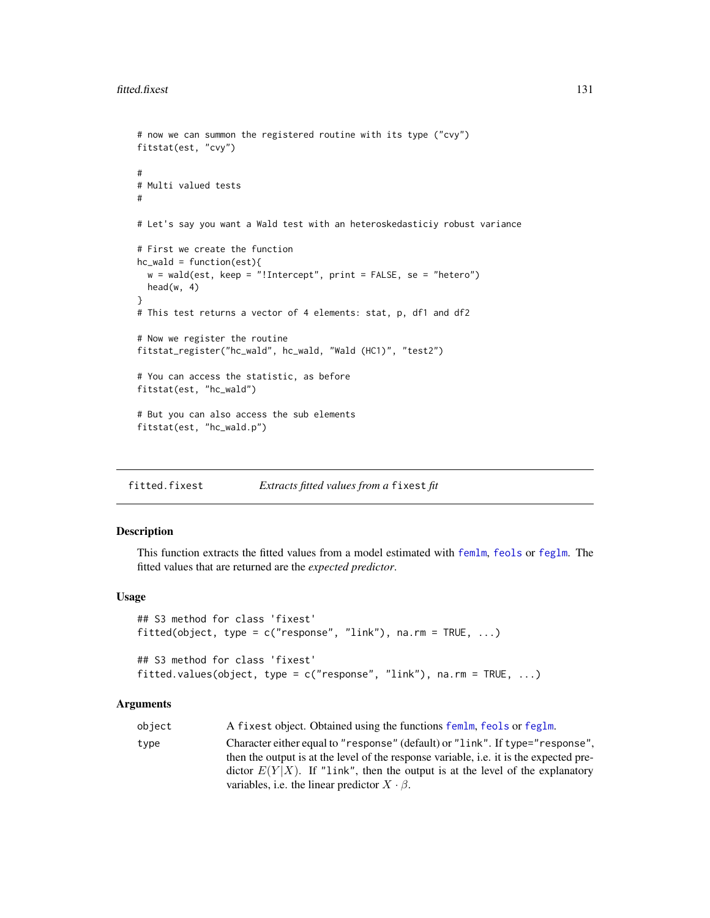```
# now we can summon the registered routine with its type ("cvy")
fitstat(est, "cvy")

#
# Multi valued tests
#

# Let's say you want a Wald test with an heteroskedasticiy robust variance

# First we create the function
hc_wald = function(est){
  w = wald(est, keep = "!Intercept", print = FALSE, se = "hetero")
  head(w, 4)
}
# This test returns a vector of 4 elements: stat, p, df1 and df2

# Now we register the routine
fitstat_register("hc_wald", hc_wald, "Wald (HC1)", "test2")

# You can access the statistic, as before
fitstat(est, "hc_wald")

# But you can also access the sub elements
fitstat(est, "hc_wald.p")
```

## fitted.fixest — *Extracts fitted values from a* `fixest` *fit*

### Description

This function extracts the fitted values from a model estimated with `femlm`, `feols` or `feglm`. The fitted values that are returned are the *expected predictor*.

### Usage

```
## S3 method for class 'fixest'
fitted(object, type = c("response", "link"), na.rm = TRUE, ...)

## S3 method for class 'fixest'
fitted.values(object, type = c("response", "link"), na.rm = TRUE, ...)
```

### Arguments

| | |
|---|---|
| `object` | A `fixest` object. Obtained using the functions `femlm`, `feols` or `feglm`. |
| `type` | Character either equal to `"response"` (default) or `"link"`. If `type="response"`, then the output is at the level of the response variable, i.e. it is the expected predictor $E(Y\|X)$. If `"link"`, then the output is at the level of the explanatory variables, i.e. the linear predictor $X \cdot \beta$. |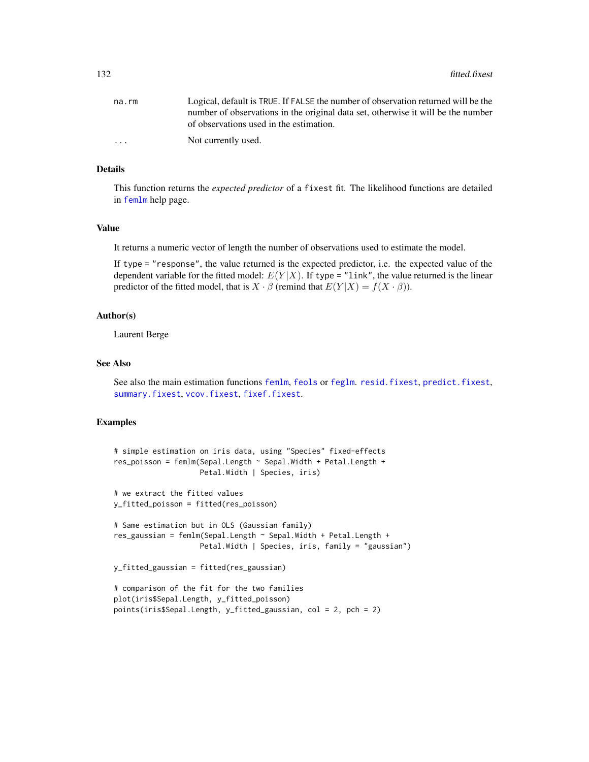| | |
|---|---|
| na.rm | Logical, default is TRUE. If FALSE the number of observation returned will be the number of observations in the original data set, otherwise it will be the number of observations used in the estimation. |
| ... | Not currently used. |

## Details

This function returns the *expected predictor* of a fixest fit. The likelihood functions are detailed in femlm help page.

## Value

It returns a numeric vector of length the number of observations used to estimate the model.

If type = "response", the value returned is the expected predictor, i.e. the expected value of the dependent variable for the fitted model: $E(Y|X)$. If type = "link", the value returned is the linear predictor of the fitted model, that is $X \cdot \beta$ (remind that $E(Y|X) = f(X \cdot \beta)$).

## Author(s)

Laurent Berge

## See Also

See also the main estimation functions femlm, feols or feglm. resid.fixest, predict.fixest, summary.fixest, vcov.fixest, fixef.fixest.

## Examples

```
# simple estimation on iris data, using "Species" fixed-effects
res_poisson = femlm(Sepal.Length ~ Sepal.Width + Petal.Length +
                    Petal.Width | Species, iris)

# we extract the fitted values
y_fitted_poisson = fitted(res_poisson)

# Same estimation but in OLS (Gaussian family)
res_gaussian = femlm(Sepal.Length ~ Sepal.Width + Petal.Length +
                    Petal.Width | Species, iris, family = "gaussian")

y_fitted_gaussian = fitted(res_gaussian)

# comparison of the fit for the two families
plot(iris$Sepal.Length, y_fitted_poisson)
points(iris$Sepal.Length, y_fitted_gaussian, col = 2, pch = 2)
```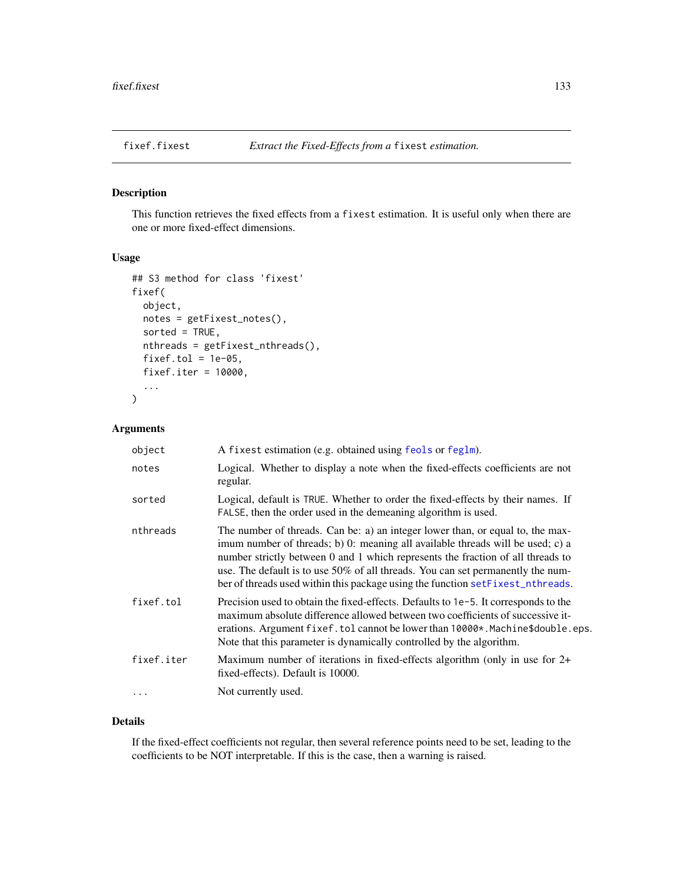# fixef.fixest — *Extract the Fixed-Effects from a `fixest` estimation.*

## Description

This function retrieves the fixed effects from a `fixest` estimation. It is useful only when there are one or more fixed-effect dimensions.

## Usage

```
## S3 method for class 'fixest'
fixef(
  object,
  notes = getFixest_notes(),
  sorted = TRUE,
  nthreads = getFixest_nthreads(),
  fixef.tol = 1e-05,
  fixef.iter = 10000,
  ...
)
```

## Arguments

| Argument | Description |
|---|---|
| `object` | A `fixest` estimation (e.g. obtained using `feols` or `feglm`). |
| `notes` | Logical. Whether to display a note when the fixed-effects coefficients are not regular. |
| `sorted` | Logical, default is `TRUE`. Whether to order the fixed-effects by their names. If `FALSE`, then the order used in the demeaning algorithm is used. |
| `nthreads` | The number of threads. Can be: a) an integer lower than, or equal to, the maximum number of threads; b) 0: meaning all available threads will be used; c) a number strictly between 0 and 1 which represents the fraction of all threads to use. The default is to use 50% of all threads. You can set permanently the number of threads used within this package using the function `setFixest_nthreads`. |
| `fixef.tol` | Precision used to obtain the fixed-effects. Defaults to `1e-5`. It corresponds to the maximum absolute difference allowed between two coefficients of successive iterations. Argument `fixef.tol` cannot be lower than `10000*.Machine$double.eps`. Note that this parameter is dynamically controlled by the algorithm. |
| `fixef.iter` | Maximum number of iterations in fixed-effects algorithm (only in use for 2+ fixed-effects). Default is 10000. |
| `...` | Not currently used. |

## Details

If the fixed-effect coefficients not regular, then several reference points need to be set, leading to the coefficients to be NOT interpretable. If this is the case, then a warning is raised.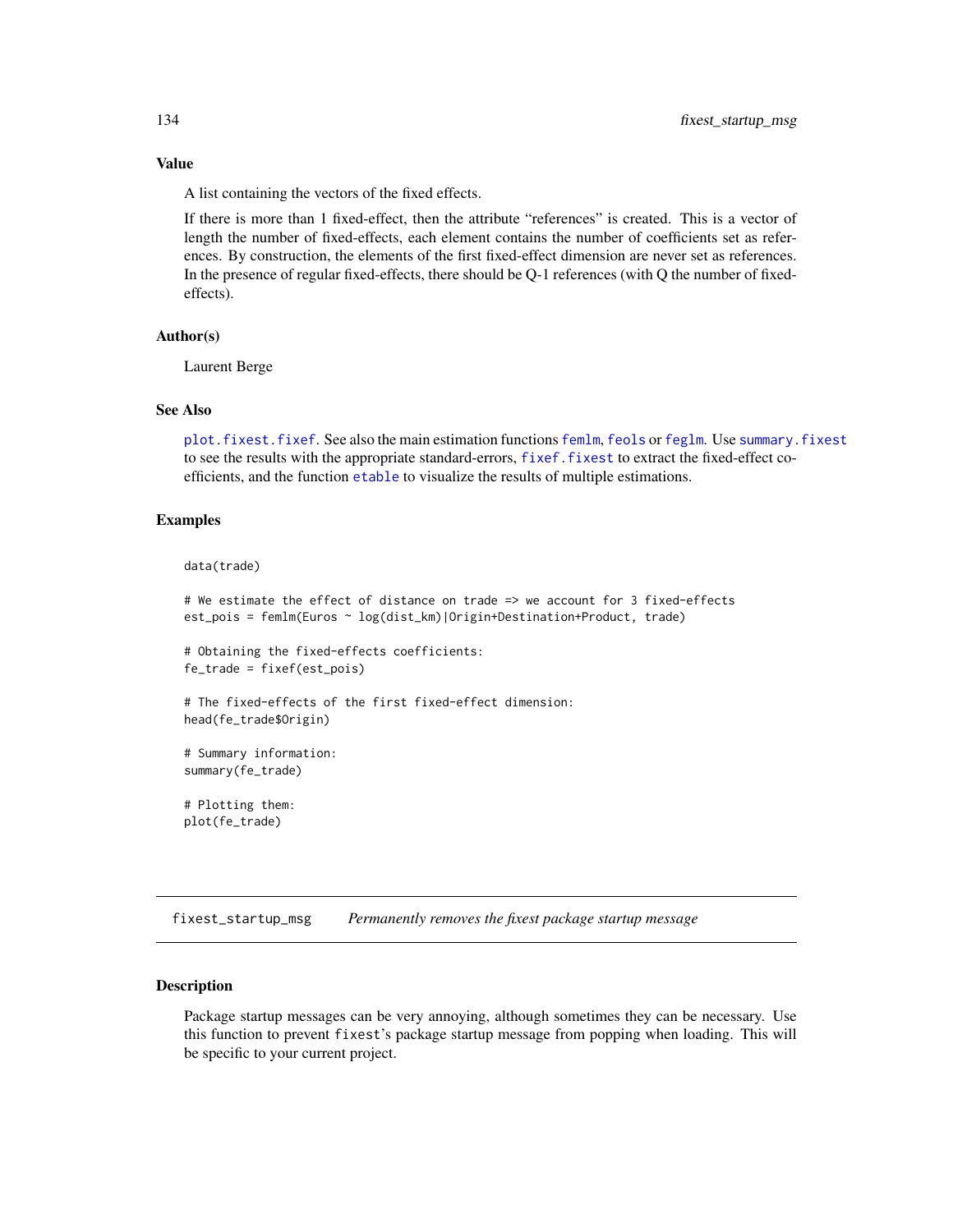### Value

A list containing the vectors of the fixed effects.

If there is more than 1 fixed-effect, then the attribute "references" is created. This is a vector of length the number of fixed-effects, each element contains the number of coefficients set as references. By construction, the elements of the first fixed-effect dimension are never set as references. In the presence of regular fixed-effects, there should be Q-1 references (with Q the number of fixed-effects).

### Author(s)

Laurent Berge

### See Also

`plot.fixest.fixef`. See also the main estimation functions `femlm`, `feols` or `feglm`. Use `summary.fixest` to see the results with the appropriate standard-errors, `fixef.fixest` to extract the fixed-effect coefficients, and the function `etable` to visualize the results of multiple estimations.

### Examples

```
data(trade)

# We estimate the effect of distance on trade => we account for 3 fixed-effects
est_pois = femlm(Euros ~ log(dist_km)|Origin+Destination+Product, trade)

# Obtaining the fixed-effects coefficients:
fe_trade = fixef(est_pois)

# The fixed-effects of the first fixed-effect dimension:
head(fe_trade$Origin)

# Summary information:
summary(fe_trade)

# Plotting them:
plot(fe_trade)
```

---

## fixest_startup_msg *Permanently removes the fixest package startup message*

---

### Description

Package startup messages can be very annoying, although sometimes they can be necessary. Use this function to prevent `fixest`'s package startup message from popping when loading. This will be specific to your current project.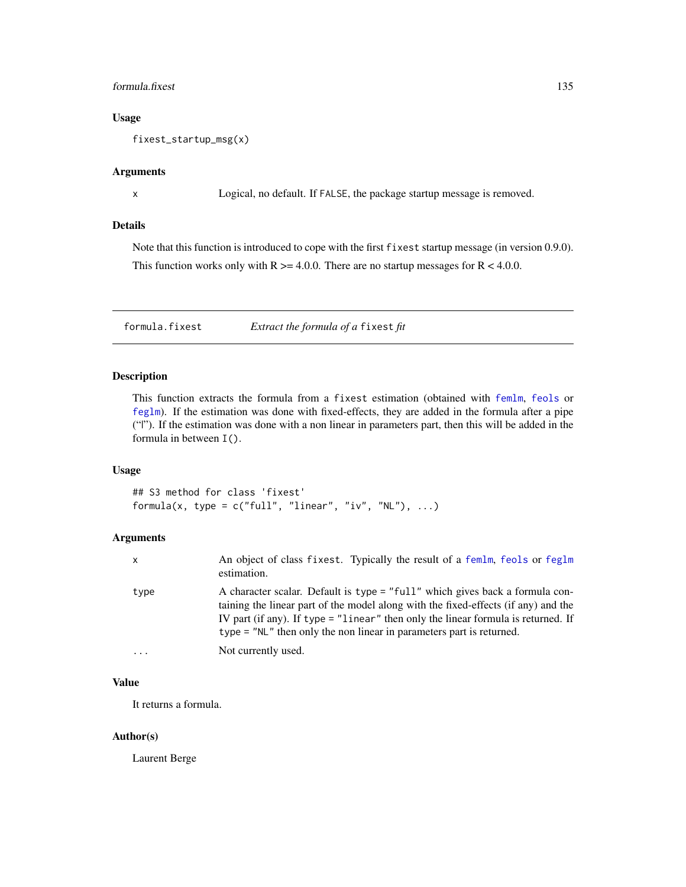### Usage

```
fixest_startup_msg(x)
```

### Arguments

| | |
|---|---|
| x | Logical, no default. If `FALSE`, the package startup message is removed. |

### Details

Note that this function is introduced to cope with the first `fixest` startup message (in version 0.9.0).

This function works only with R >= 4.0.0. There are no startup messages for R < 4.0.0.

---

## formula.fixest — *Extract the formula of a* `fixest` *fit*

### Description

This function extracts the formula from a `fixest` estimation (obtained with `femlm`, `feols` or `feglm`). If the estimation was done with fixed-effects, they are added in the formula after a pipe ("|"). If the estimation was done with a non linear in parameters part, then this will be added in the formula in between `I()`.

### Usage

```
## S3 method for class 'fixest'
formula(x, type = c("full", "linear", "iv", "NL"), ...)
```

### Arguments

| | |
|---|---|
| x | An object of class `fixest`. Typically the result of a `femlm`, `feols` or `feglm` estimation. |
| type | A character scalar. Default is `type = "full"` which gives back a formula containing the linear part of the model along with the fixed-effects (if any) and the IV part (if any). If `type = "linear"` then only the linear formula is returned. If `type = "NL"` then only the non linear in parameters part is returned. |
| ... | Not currently used. |

### Value

It returns a formula.

### Author(s)

Laurent Berge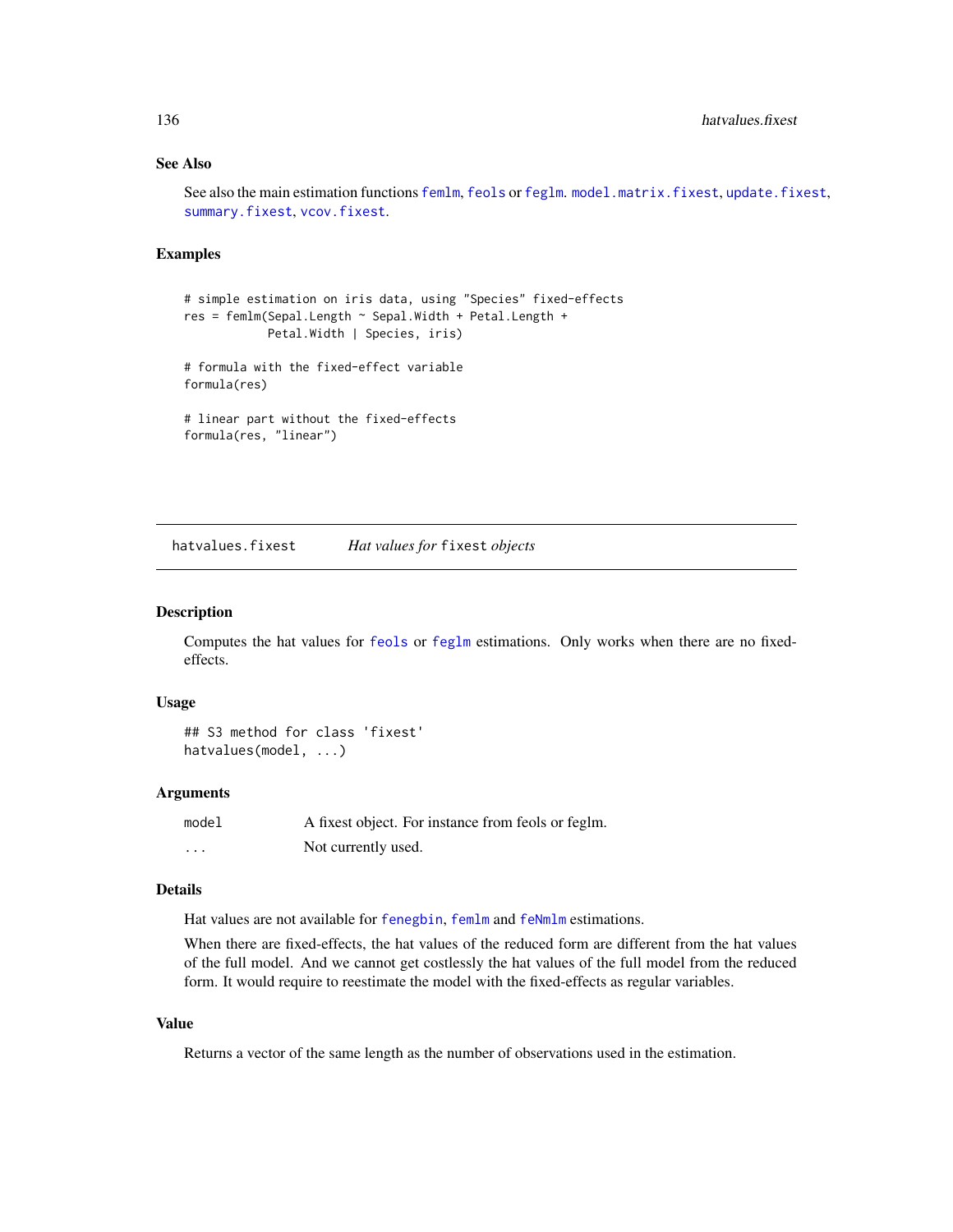### See Also

See also the main estimation functions `femlm`, `feols` or `feglm`. `model.matrix.fixest`, `update.fixest`, `summary.fixest`, `vcov.fixest`.

### Examples

```
# simple estimation on iris data, using "Species" fixed-effects
res = femlm(Sepal.Length ~ Sepal.Width + Petal.Length +
            Petal.Width | Species, iris)

# formula with the fixed-effect variable
formula(res)

# linear part without the fixed-effects
formula(res, "linear")
```

---

## hatvalues.fixest — *Hat values for* `fixest` *objects*

---

### Description

Computes the hat values for `feols` or `feglm` estimations. Only works when there are no fixed-effects.

### Usage

```
## S3 method for class 'fixest'
hatvalues(model, ...)
```

### Arguments

| | |
|---|---|
| `model` | A fixest object. For instance from feols or feglm. |
| `...` | Not currently used. |

### Details

Hat values are not available for `fenegbin`, `femlm` and `feNmlm` estimations.

When there are fixed-effects, the hat values of the reduced form are different from the hat values of the full model. And we cannot get costlessly the hat values of the full model from the reduced form. It would require to reestimate the model with the fixed-effects as regular variables.

### Value

Returns a vector of the same length as the number of observations used in the estimation.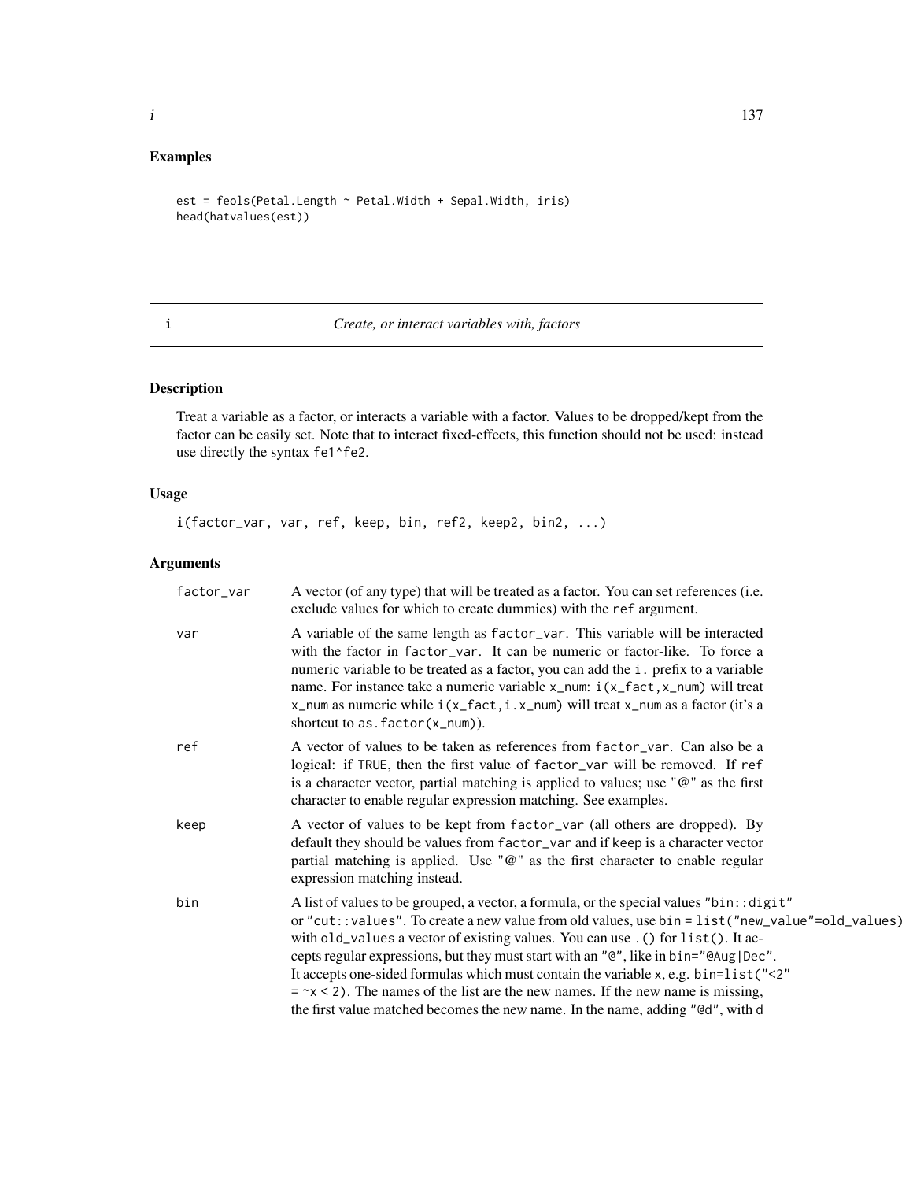## Examples

```
est = feols(Petal.Length ~ Petal.Width + Sepal.Width, iris)
head(hatvalues(est))
```

---

# i — *Create, or interact variables with, factors*

---

### Description

Treat a variable as a factor, or interacts a variable with a factor. Values to be dropped/kept from the factor can be easily set. Note that to interact fixed-effects, this function should not be used: instead use directly the syntax `fe1^fe2`.

### Usage

```
i(factor_var, var, ref, keep, bin, ref2, keep2, bin2, ...)
```

### Arguments

**factor_var** — A vector (of any type) that will be treated as a factor. You can set references (i.e. exclude values for which to create dummies) with the `ref` argument.

**var** — A variable of the same length as `factor_var`. This variable will be interacted with the factor in `factor_var`. It can be numeric or factor-like. To force a numeric variable to be treated as a factor, you can add the `i.` prefix to a variable name. For instance take a numeric variable `x_num`: `i(x_fact,x_num)` will treat `x_num` as numeric while `i(x_fact,i.x_num)` will treat `x_num` as a factor (it's a shortcut to `as.factor(x_num)`).

**ref** — A vector of values to be taken as references from `factor_var`. Can also be a logical: if `TRUE`, then the first value of `factor_var` will be removed. If `ref` is a character vector, partial matching is applied to values; use `"@"` as the first character to enable regular expression matching. See examples.

**keep** — A vector of values to be kept from `factor_var` (all others are dropped). By default they should be values from `factor_var` and if `keep` is a character vector partial matching is applied. Use `"@"` as the first character to enable regular expression matching instead.

**bin** — A list of values to be grouped, a vector, a formula, or the special values `"bin::digit"` or `"cut::values"`. To create a new value from old values, use `bin = list("new_value"=old_values)` with `old_values` a vector of existing values. You can use `.()` for `list()`. It accepts regular expressions, but they must start with an `"@"`, like in `bin="@Aug|Dec"`. It accepts one-sided formulas which must contain the variable `x`, e.g. `bin=list("<2" = ~x < 2)`. The names of the list are the new names. If the new name is missing, the first value matched becomes the new name. In the name, adding `"@d"`, with `d`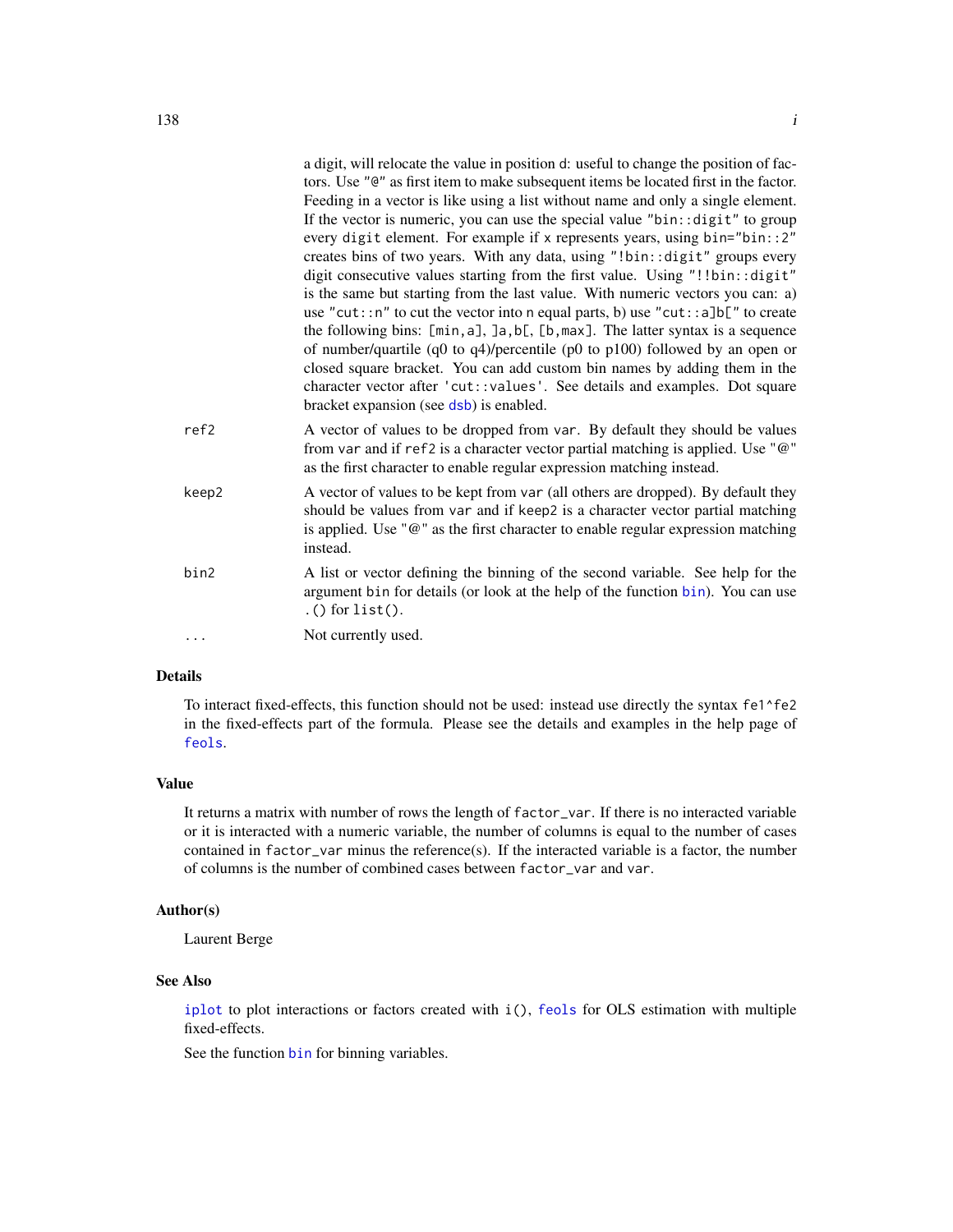a digit, will relocate the value in position `d`: useful to change the position of factors. Use `"@"` as first item to make subsequent items be located first in the factor. Feeding in a vector is like using a list without name and only a single element. If the vector is numeric, you can use the special value `"bin::digit"` to group every `digit` element. For example if `x` represents years, using `bin="bin::2"` creates bins of two years. With any data, using `"!bin::digit"` groups every digit consecutive values starting from the first value. Using `"!!bin::digit"` is the same but starting from the last value. With numeric vectors you can: a) use `"cut::n"` to cut the vector into `n` equal parts, b) use `"cut::a]b["` to create the following bins: `[min,a]`, `]a,b[`, `[b,max]`. The latter syntax is a sequence of number/quartile (q0 to q4)/percentile (p0 to p100) followed by an open or closed square bracket. You can add custom bin names by adding them in the character vector after `'cut::values'`. See details and examples. Dot square bracket expansion (see `dsb`) is enabled.

`ref2`
: A vector of values to be dropped from `var`. By default they should be values from `var` and if `ref2` is a character vector partial matching is applied. Use `"@"` as the first character to enable regular expression matching instead.

`keep2`
: A vector of values to be kept from `var` (all others are dropped). By default they should be values from `var` and if `keep2` is a character vector partial matching is applied. Use `"@"` as the first character to enable regular expression matching instead.

`bin2`
: A list or vector defining the binning of the second variable. See help for the argument `bin` for details (or look at the help of the function `bin`). You can use `.()` for `list()`.

`...`
: Not currently used.

## Details

To interact fixed-effects, this function should not be used: instead use directly the syntax `fe1^fe2` in the fixed-effects part of the formula. Please see the details and examples in the help page of `feols`.

## Value

It returns a matrix with number of rows the length of `factor_var`. If there is no interacted variable or it is interacted with a numeric variable, the number of columns is equal to the number of cases contained in `factor_var` minus the reference(s). If the interacted variable is a factor, the number of columns is the number of combined cases between `factor_var` and `var`.

## Author(s)

Laurent Berge

## See Also

`iplot` to plot interactions or factors created with `i()`, `feols` for OLS estimation with multiple fixed-effects.

See the function `bin` for binning variables.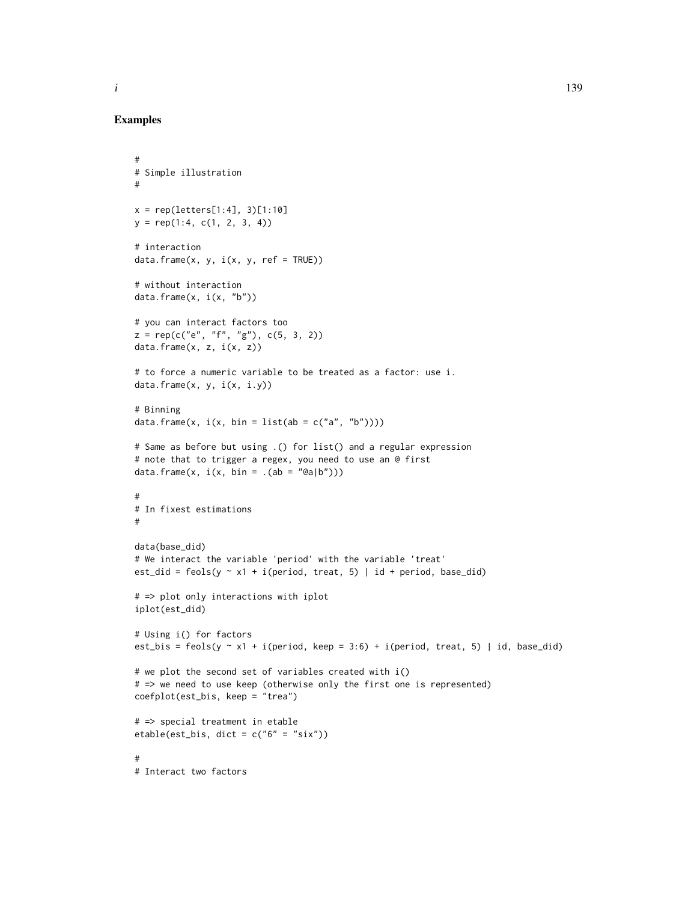## Examples

```
#
# Simple illustration
#

x = rep(letters[1:4], 3)[1:10]
y = rep(1:4, c(1, 2, 3, 4))

# interaction
data.frame(x, y, i(x, y, ref = TRUE))

# without interaction
data.frame(x, i(x, "b"))

# you can interact factors too
z = rep(c("e", "f", "g"), c(5, 3, 2))
data.frame(x, z, i(x, z))

# to force a numeric variable to be treated as a factor: use i.
data.frame(x, y, i(x, i.y))

# Binning
data.frame(x, i(x, bin = list(ab = c("a", "b"))))

# Same as before but using .() for list() and a regular expression
# note that to trigger a regex, you need to use an @ first
data.frame(x, i(x, bin = .(ab = "@a|b")))

#
# In fixest estimations
#

data(base_did)
# We interact the variable 'period' with the variable 'treat'
est_did = feols(y ~ x1 + i(period, treat, 5) | id + period, base_did)

# => plot only interactions with iplot
iplot(est_did)

# Using i() for factors
est_bis = feols(y ~ x1 + i(period, keep = 3:6) + i(period, treat, 5) | id, base_did)

# we plot the second set of variables created with i()
# => we need to use keep (otherwise only the first one is represented)
coefplot(est_bis, keep = "trea")

# => special treatment in etable
etable(est_bis, dict = c("6" = "six"))

#
# Interact two factors
```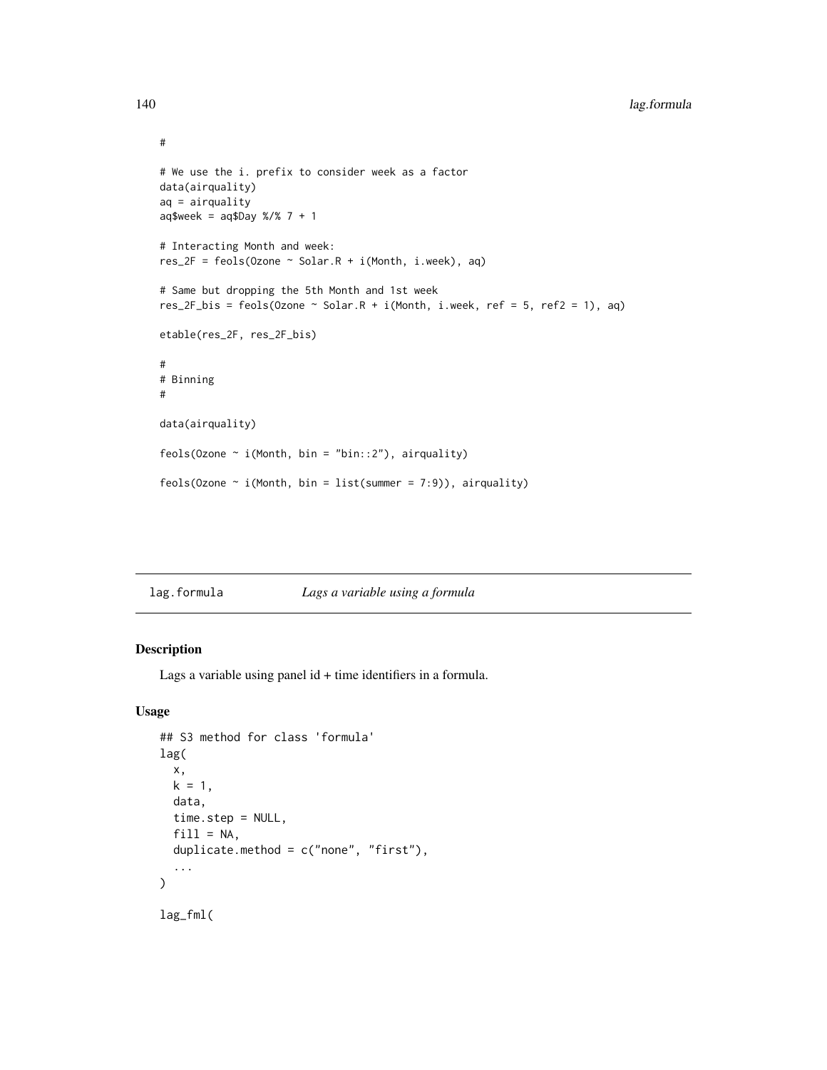```
#

# We use the i. prefix to consider week as a factor
data(airquality)
aq = airquality
aq$week = aq$Day %/% 7 + 1

# Interacting Month and week:
res_2F = feols(Ozone ~ Solar.R + i(Month, i.week), aq)

# Same but dropping the 5th Month and 1st week
res_2F_bis = feols(Ozone ~ Solar.R + i(Month, i.week, ref = 5, ref2 = 1), aq)

etable(res_2F, res_2F_bis)

#
# Binning
#

data(airquality)

feols(Ozone ~ i(Month, bin = "bin::2"), airquality)

feols(Ozone ~ i(Month, bin = list(summer = 7:9)), airquality)
```

## lag.formula *Lags a variable using a formula*

### Description

Lags a variable using panel id + time identifiers in a formula.

### Usage

```
## S3 method for class 'formula'
lag(
  x,
  k = 1,
  data,
  time.step = NULL,
  fill = NA,
  duplicate.method = c("none", "first"),
  ...
)

lag_fml(
```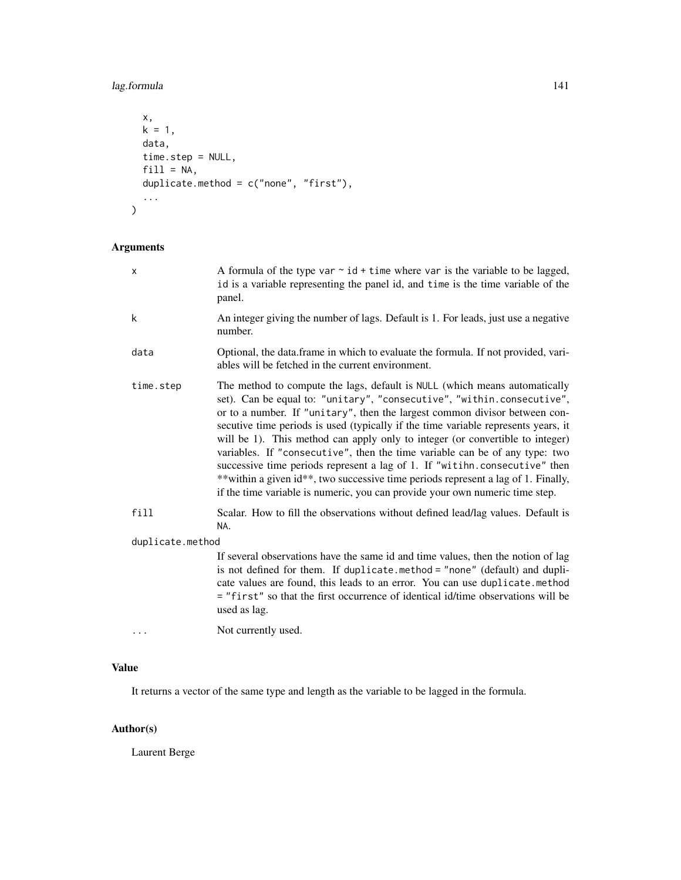```
  x,
  k = 1,
  data,
  time.step = NULL,
  fill = NA,
  duplicate.method = c("none", "first"),
  ...
)
```

## Arguments

- **x** — A formula of the type `var ~ id + time` where `var` is the variable to be lagged, `id` is a variable representing the panel id, and `time` is the time variable of the panel.
- **k** — An integer giving the number of lags. Default is 1. For leads, just use a negative number.
- **data** — Optional, the data.frame in which to evaluate the formula. If not provided, variables will be fetched in the current environment.
- **time.step** — The method to compute the lags, default is `NULL` (which means automatically set). Can be equal to: `"unitary"`, `"consecutive"`, `"within.consecutive"`, or to a number. If `"unitary"`, then the largest common divisor between consecutive time periods is used (typically if the time variable represents years, it will be 1). This method can apply only to integer (or convertible to integer) variables. If `"consecutive"`, then the time variable can be of any type: two successive time periods represent a lag of 1. If `"witihn.consecutive"` then **within a given id**, two successive time periods represent a lag of 1. Finally, if the time variable is numeric, you can provide your own numeric time step.
- **fill** — Scalar. How to fill the observations without defined lead/lag values. Default is `NA`.
- **duplicate.method** — If several observations have the same id and time values, then the notion of lag is not defined for them. If `duplicate.method = "none"` (default) and duplicate values are found, this leads to an error. You can use `duplicate.method = "first"` so that the first occurrence of identical id/time observations will be used as lag.
- **...** — Not currently used.

## Value

It returns a vector of the same type and length as the variable to be lagged in the formula.

## Author(s)

Laurent Berge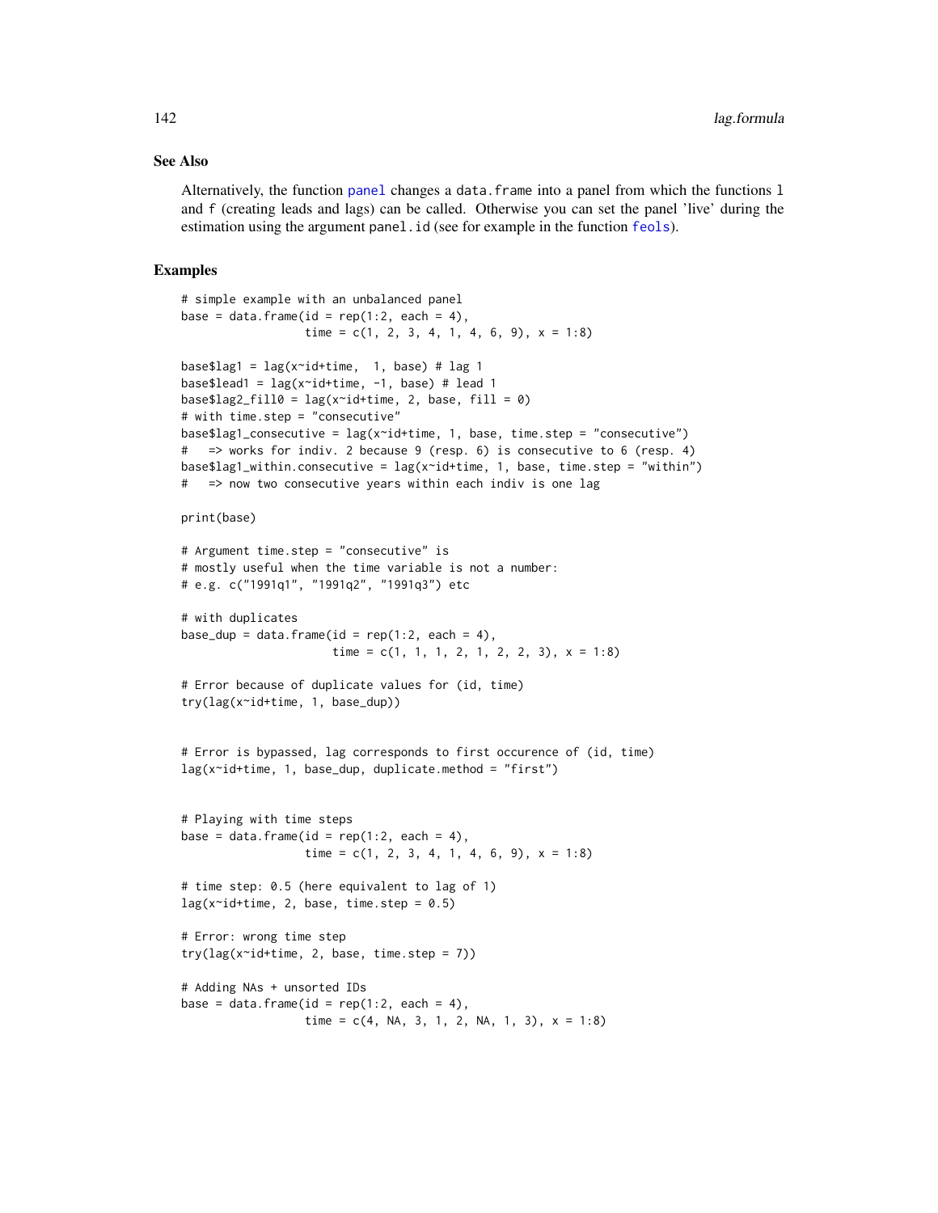## See Also

Alternatively, the function panel changes a `data.frame` into a panel from which the functions `l` and `f` (creating leads and lags) can be called. Otherwise you can set the panel 'live' during the estimation using the argument `panel.id` (see for example in the function feols).

## Examples

```
# simple example with an unbalanced panel
base = data.frame(id = rep(1:2, each = 4),
                  time = c(1, 2, 3, 4, 1, 4, 6, 9), x = 1:8)

base$lag1 = lag(x~id+time,  1, base) # lag 1
base$lead1 = lag(x~id+time, -1, base) # lead 1
base$lag2_fill0 = lag(x~id+time, 2, base, fill = 0)
# with time.step = "consecutive"
base$lag1_consecutive = lag(x~id+time, 1, base, time.step = "consecutive")
#   => works for indiv. 2 because 9 (resp. 6) is consecutive to 6 (resp. 4)
base$lag1_within.consecutive = lag(x~id+time, 1, base, time.step = "within")
#   => now two consecutive years within each indiv is one lag

print(base)

# Argument time.step = "consecutive" is
# mostly useful when the time variable is not a number:
# e.g. c("1991q1", "1991q2", "1991q3") etc

# with duplicates
base_dup = data.frame(id = rep(1:2, each = 4),
                      time = c(1, 1, 1, 2, 1, 2, 2, 3), x = 1:8)

# Error because of duplicate values for (id, time)
try(lag(x~id+time, 1, base_dup))


# Error is bypassed, lag corresponds to first occurence of (id, time)
lag(x~id+time, 1, base_dup, duplicate.method = "first")


# Playing with time steps
base = data.frame(id = rep(1:2, each = 4),
                  time = c(1, 2, 3, 4, 1, 4, 6, 9), x = 1:8)

# time step: 0.5 (here equivalent to lag of 1)
lag(x~id+time, 2, base, time.step = 0.5)

# Error: wrong time step
try(lag(x~id+time, 2, base, time.step = 7))

# Adding NAs + unsorted IDs
base = data.frame(id = rep(1:2, each = 4),
                  time = c(4, NA, 3, 1, 2, NA, 1, 3), x = 1:8)
```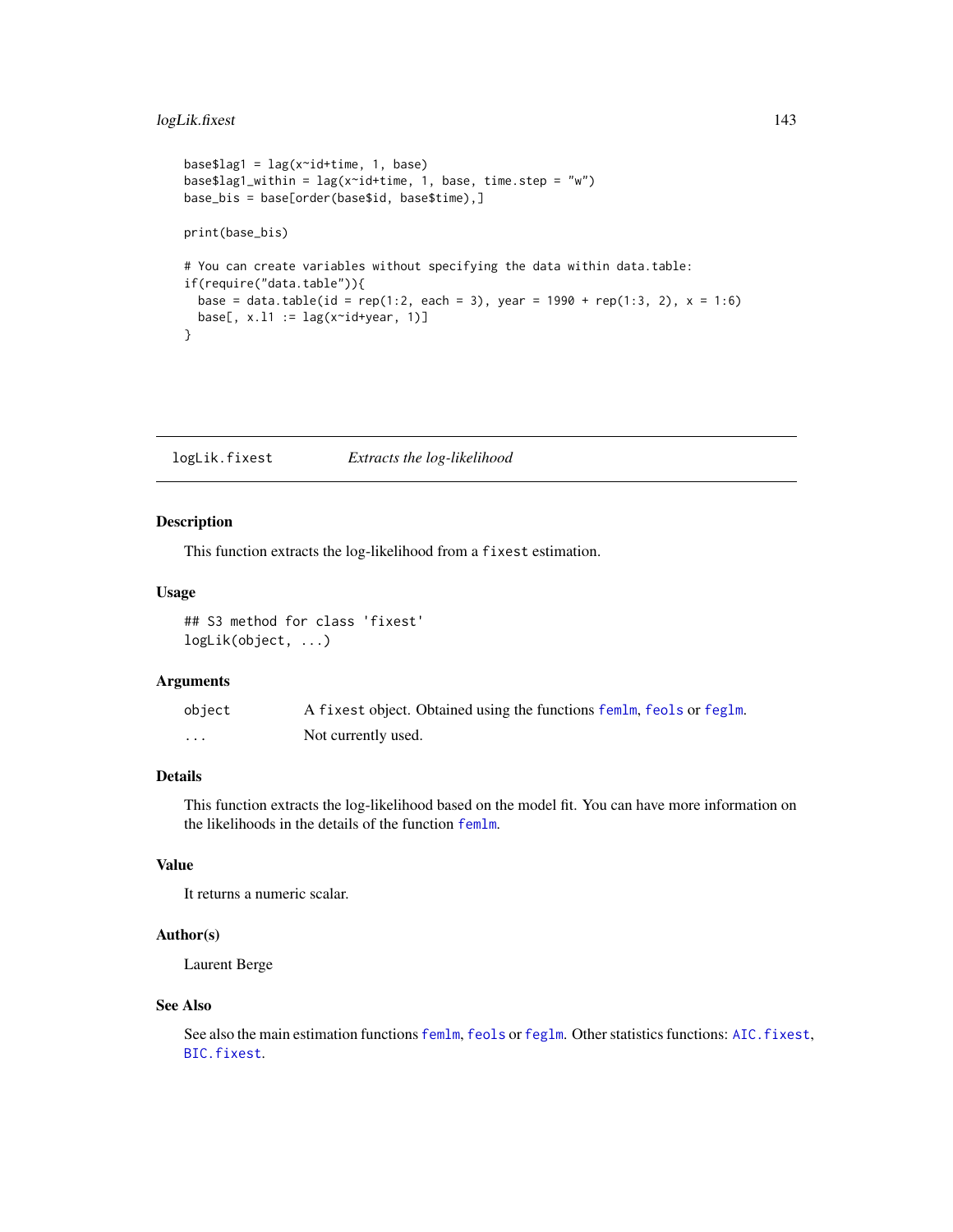```
base$lag1 = lag(x~id+time, 1, base)
base$lag1_within = lag(x~id+time, 1, base, time.step = "w")
base_bis = base[order(base$id, base$time),]

print(base_bis)

# You can create variables without specifying the data within data.table:
if(require("data.table")){
  base = data.table(id = rep(1:2, each = 3), year = 1990 + rep(1:3, 2), x = 1:6)
  base[, x.l1 := lag(x~id+year, 1)]
}
```

---

## logLik.fixest — *Extracts the log-likelihood*

---

### Description

This function extracts the log-likelihood from a `fixest` estimation.

### Usage

```
## S3 method for class 'fixest'
logLik(object, ...)
```

### Arguments

| | |
|---|---|
| `object` | A `fixest` object. Obtained using the functions `femlm`, `feols` or `feglm`. |
| `...` | Not currently used. |

### Details

This function extracts the log-likelihood based on the model fit. You can have more information on the likelihoods in the details of the function `femlm`.

### Value

It returns a numeric scalar.

### Author(s)

Laurent Berge

### See Also

See also the main estimation functions `femlm`, `feols` or `feglm`. Other statistics functions: `AIC.fixest`, `BIC.fixest`.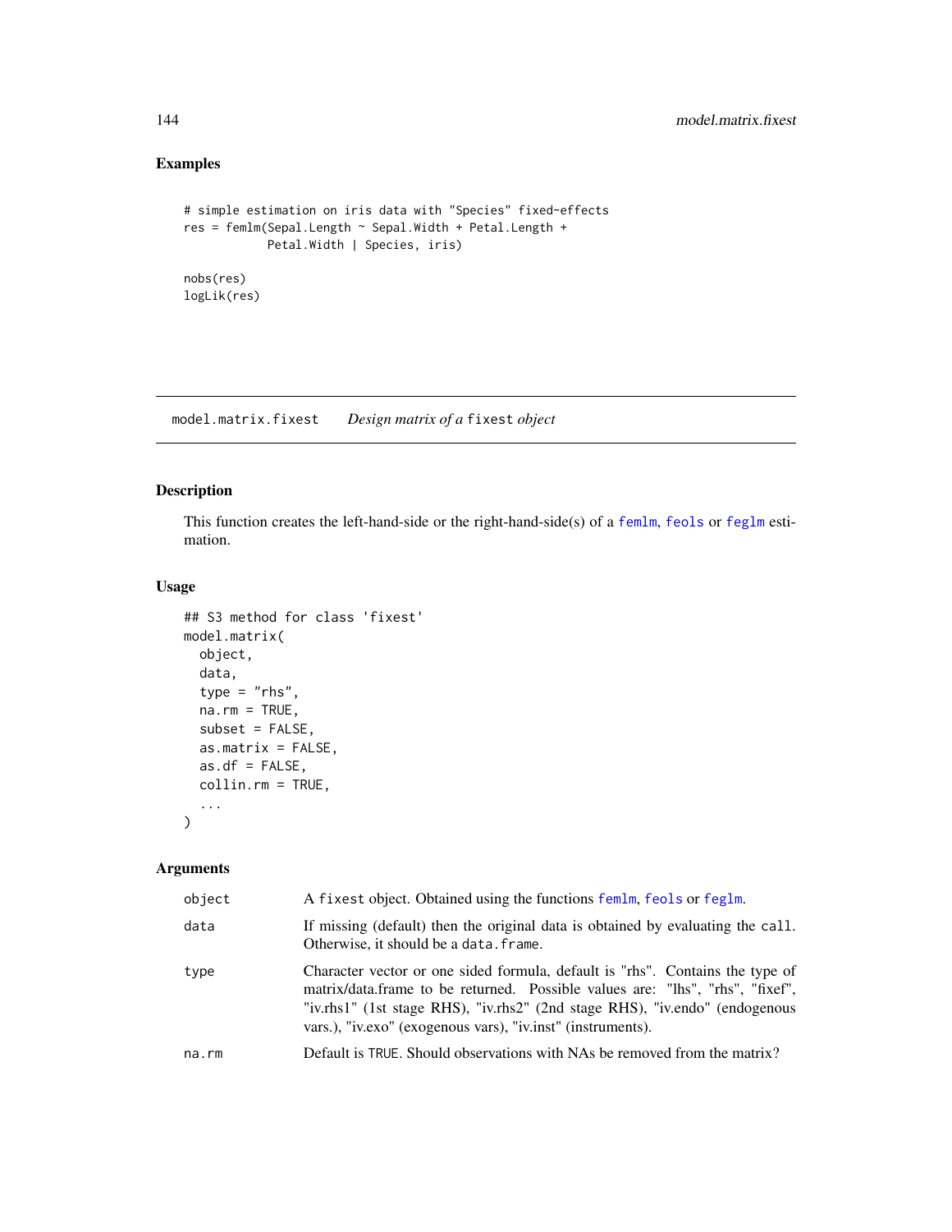## Examples

```
# simple estimation on iris data with "Species" fixed-effects
res = femlm(Sepal.Length ~ Sepal.Width + Petal.Length +
            Petal.Width | Species, iris)

nobs(res)
logLik(res)
```

---

# model.matrix.fixest    *Design matrix of a* `fixest` *object*

---

## Description

This function creates the left-hand-side or the right-hand-side(s) of a `femlm`, `feols` or `feglm` estimation.

## Usage

```
## S3 method for class 'fixest'
model.matrix(
  object,
  data,
  type = "rhs",
  na.rm = TRUE,
  subset = FALSE,
  as.matrix = FALSE,
  as.df = FALSE,
  collin.rm = TRUE,
  ...
)
```

## Arguments

| | |
|---|---|
| `object` | A `fixest` object. Obtained using the functions `femlm`, `feols` or `feglm`. |
| `data` | If missing (default) then the original data is obtained by evaluating the `call`. Otherwise, it should be a `data.frame`. |
| `type` | Character vector or one sided formula, default is "rhs". Contains the type of matrix/data.frame to be returned. Possible values are: "lhs", "rhs", "fixef", "iv.rhs1" (1st stage RHS), "iv.rhs2" (2nd stage RHS), "iv.endo" (endogenous vars.), "iv.exo" (exogenous vars), "iv.inst" (instruments). |
| `na.rm` | Default is `TRUE`. Should observations with NAs be removed from the matrix? |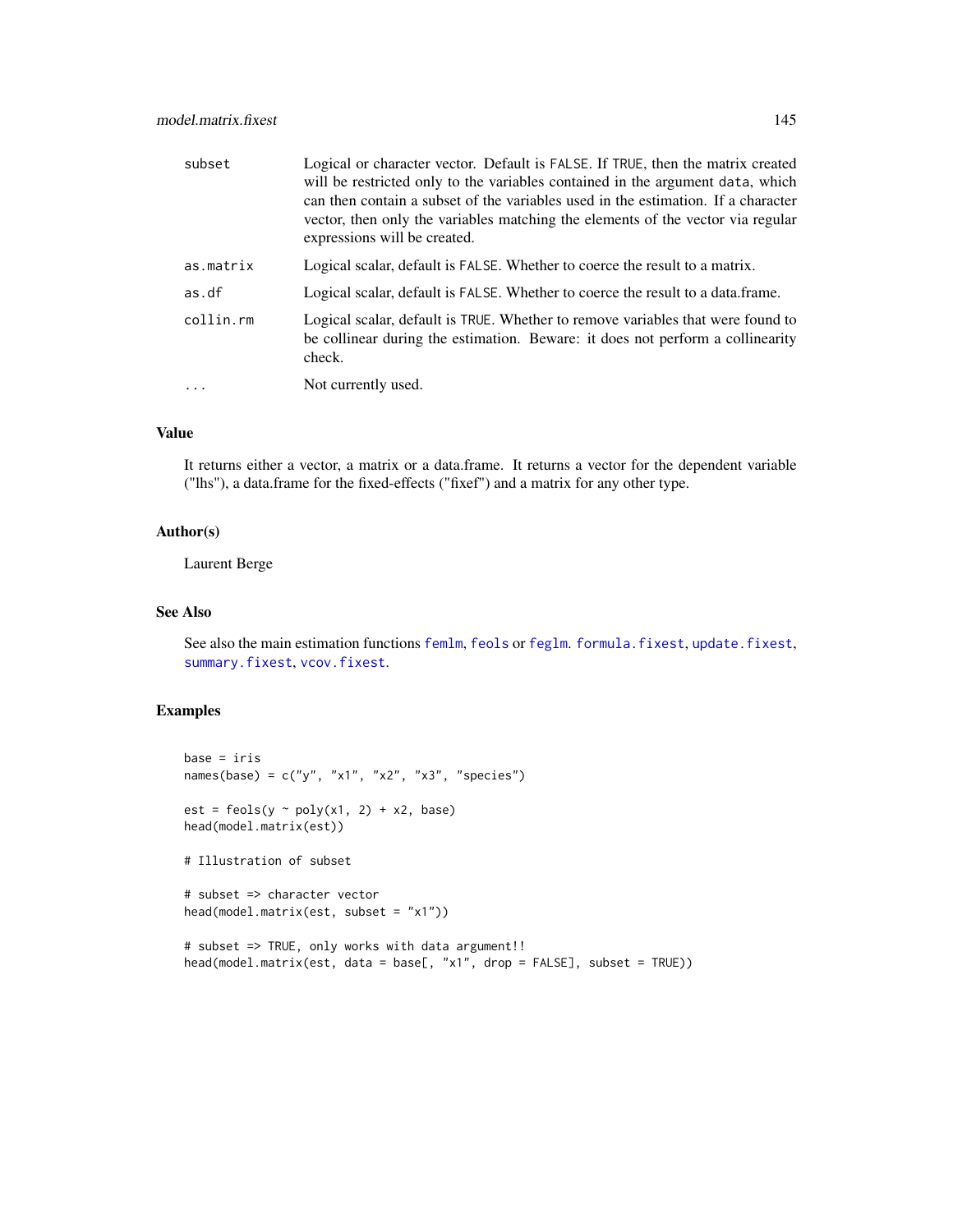| | |
|---|---|
| subset | Logical or character vector. Default is FALSE. If TRUE, then the matrix created will be restricted only to the variables contained in the argument data, which can then contain a subset of the variables used in the estimation. If a character vector, then only the variables matching the elements of the vector via regular expressions will be created. |
| as.matrix | Logical scalar, default is FALSE. Whether to coerce the result to a matrix. |
| as.df | Logical scalar, default is FALSE. Whether to coerce the result to a data.frame. |
| collin.rm | Logical scalar, default is TRUE. Whether to remove variables that were found to be collinear during the estimation. Beware: it does not perform a collinearity check. |
| ... | Not currently used. |

### Value

It returns either a vector, a matrix or a data.frame. It returns a vector for the dependent variable ("lhs"), a data.frame for the fixed-effects ("fixef") and a matrix for any other type.

### Author(s)

Laurent Berge

### See Also

See also the main estimation functions femlm, feols or feglm. formula.fixest, update.fixest, summary.fixest, vcov.fixest.

### Examples

```
base = iris
names(base) = c("y", "x1", "x2", "x3", "species")

est = feols(y ~ poly(x1, 2) + x2, base)
head(model.matrix(est))

# Illustration of subset

# subset => character vector
head(model.matrix(est, subset = "x1"))

# subset => TRUE, only works with data argument!!
head(model.matrix(est, data = base[, "x1", drop = FALSE], subset = TRUE))
```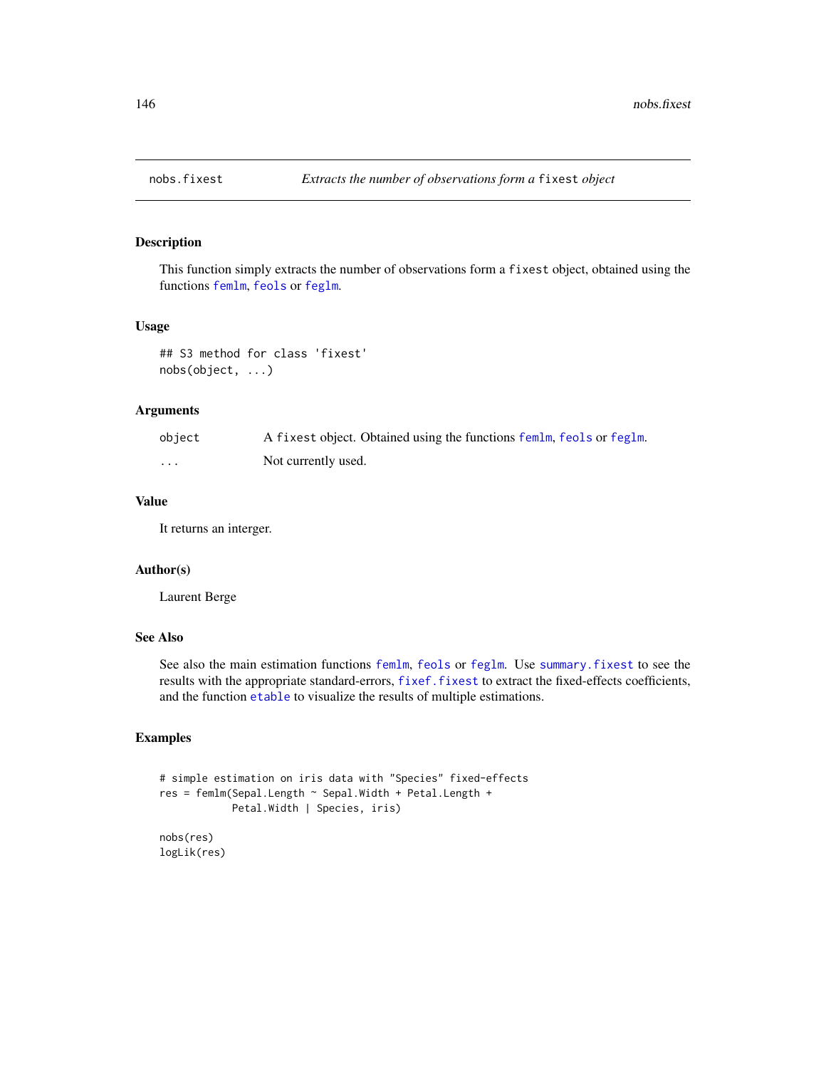# nobs.fixest — *Extracts the number of observations form a fixest object*

## Description

This function simply extracts the number of observations form a `fixest` object, obtained using the functions `femlm`, `feols` or `feglm`.

## Usage

```
## S3 method for class 'fixest'
nobs(object, ...)
```

## Arguments

| | |
|---|---|
| `object` | A `fixest` object. Obtained using the functions `femlm`, `feols` or `feglm`. |
| `...` | Not currently used. |

## Value

It returns an interger.

## Author(s)

Laurent Berge

## See Also

See also the main estimation functions `femlm`, `feols` or `feglm`. Use `summary.fixest` to see the results with the appropriate standard-errors, `fixef.fixest` to extract the fixed-effects coefficients, and the function `etable` to visualize the results of multiple estimations.

## Examples

```
# simple estimation on iris data with "Species" fixed-effects
res = femlm(Sepal.Length ~ Sepal.Width + Petal.Length +
            Petal.Width | Species, iris)

nobs(res)
logLik(res)
```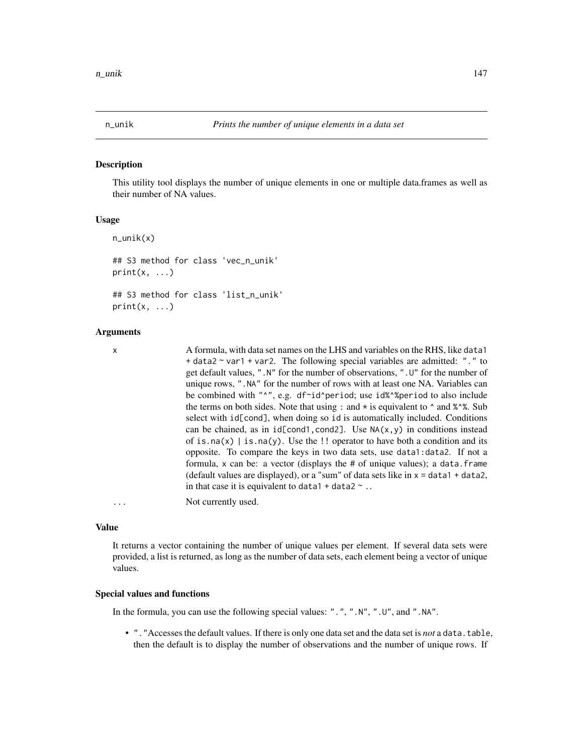## n_unik — *Prints the number of unique elements in a data set*

### Description

This utility tool displays the number of unique elements in one or multiple data.frames as well as their number of NA values.

### Usage

```
n_unik(x)

## S3 method for class 'vec_n_unik'
print(x, ...)

## S3 method for class 'list_n_unik'
print(x, ...)
```

### Arguments

| | |
|---|---|
| x | A formula, with data set names on the LHS and variables on the RHS, like `data1 + data2 ~ var1 + var2`. The following special variables are admitted: `"."` to get default values, `".N"` for the number of observations, `".U"` for the number of unique rows, `".NA"` for the number of rows with at least one NA. Variables can be combined with `"^"`, e.g. `df~id^period`; use `id%^%period` to also include the terms on both sides. Note that using `:` and `*` is equivalent to `^` and `%^%`. Sub select with `id[cond]`, when doing so `id` is automatically included. Conditions can be chained, as in `id[cond1,cond2]`. Use `NA(x,y)` in conditions instead of `is.na(x) \| is.na(y)`. Use the `!!` operator to have both a condition and its opposite. To compare the keys in two data sets, use `data1:data2`. If not a formula, `x` can be: a vector (displays the # of unique values); a `data.frame` (default values are displayed), or a "sum" of data sets like in `x = data1 + data2`, in that case it is equivalent to `data1 + data2 ~ .`. |
| ... | Not currently used. |

### Value

It returns a vector containing the number of unique values per element. If several data sets were provided, a list is returned, as long as the number of data sets, each element being a vector of unique values.

### Special values and functions

In the formula, you can use the following special values: `"."`, `".N"`, `".U"`, and `".NA"`.

- `"."` Accesses the default values. If there is only one data set and the data set is *not* a `data.table`, then the default is to display the number of observations and the number of unique rows. If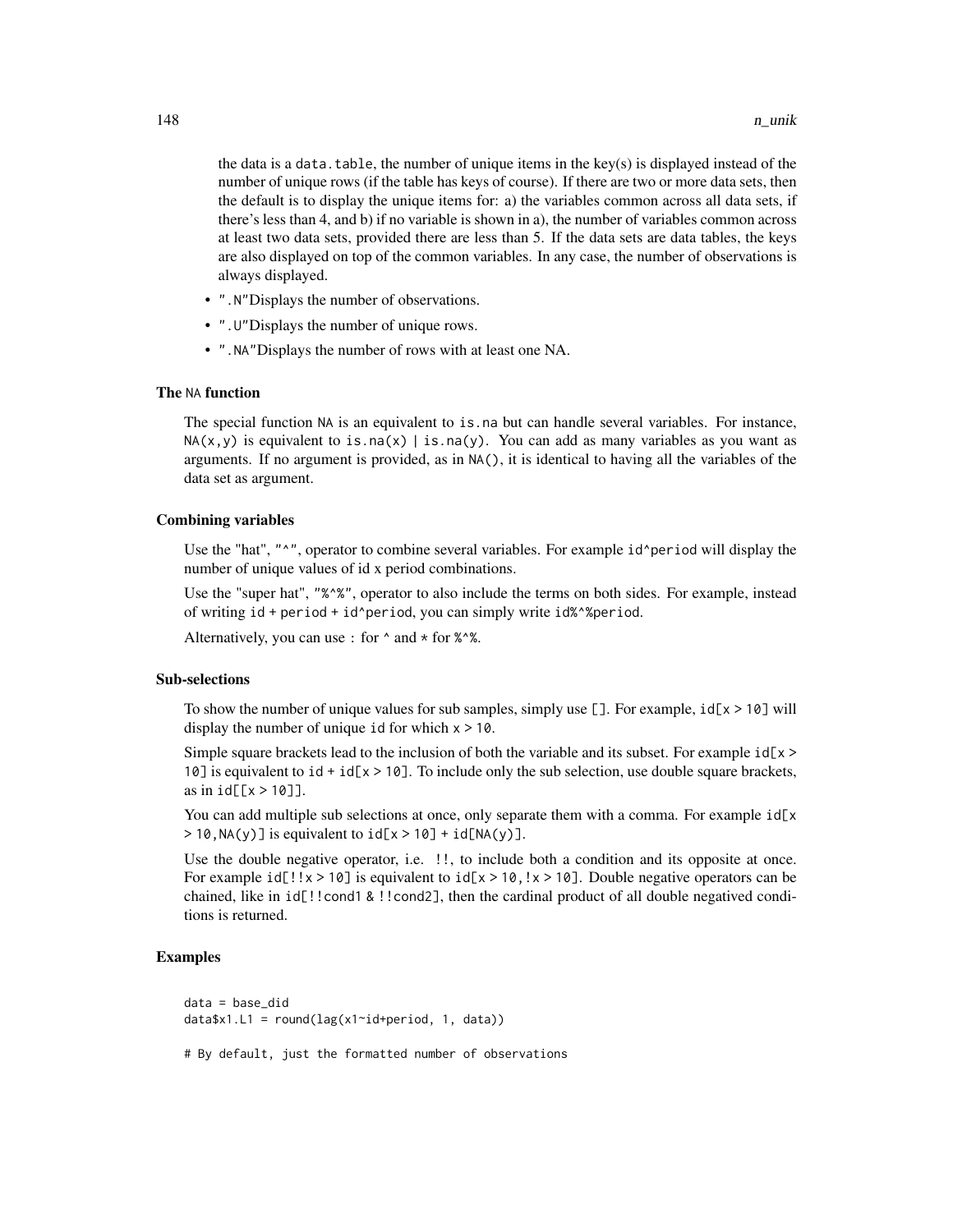the data is a `data.table`, the number of unique items in the key(s) is displayed instead of the number of unique rows (if the table has keys of course). If there are two or more data sets, then the default is to display the unique items for: a) the variables common across all data sets, if there's less than 4, and b) if no variable is shown in a), the number of variables common across at least two data sets, provided there are less than 5. If the data sets are data tables, the keys are also displayed on top of the common variables. In any case, the number of observations is always displayed.

- `".N"`Displays the number of observations.
- `".U"`Displays the number of unique rows.
- `".NA"`Displays the number of rows with at least one NA.

### The `NA` function

The special function `NA` is an equivalent to `is.na` but can handle several variables. For instance, `NA(x,y)` is equivalent to `is.na(x) | is.na(y)`. You can add as many variables as you want as arguments. If no argument is provided, as in `NA()`, it is identical to having all the variables of the data set as argument.

### Combining variables

Use the "hat", `"^"`, operator to combine several variables. For example `id^period` will display the number of unique values of id x period combinations.

Use the "super hat", `"%^%"`, operator to also include the terms on both sides. For example, instead of writing `id + period + id^period`, you can simply write `id%^%period`.

Alternatively, you can use `:` for `^` and `*` for `%^%`.

### Sub-selections

To show the number of unique values for sub samples, simply use `[]`. For example, `id[x > 10]` will display the number of unique `id` for which `x > 10`.

Simple square brackets lead to the inclusion of both the variable and its subset. For example `id[x > 10]` is equivalent to `id + id[x > 10]`. To include only the sub selection, use double square brackets, as in `id[[x > 10]]`.

You can add multiple sub selections at once, only separate them with a comma. For example `id[x > 10,NA(y)]` is equivalent to `id[x > 10] + id[NA(y)]`.

Use the double negative operator, i.e. `!!`, to include both a condition and its opposite at once. For example `id[!!x > 10]` is equivalent to `id[x > 10,!x > 10]`. Double negative operators can be chained, like in `id[!!cond1 & !!cond2]`, then the cardinal product of all double negatived conditions is returned.

## Examples

```
data = base_did
data$x1.L1 = round(lag(x1~id+period, 1, data))

# By default, just the formatted number of observations
```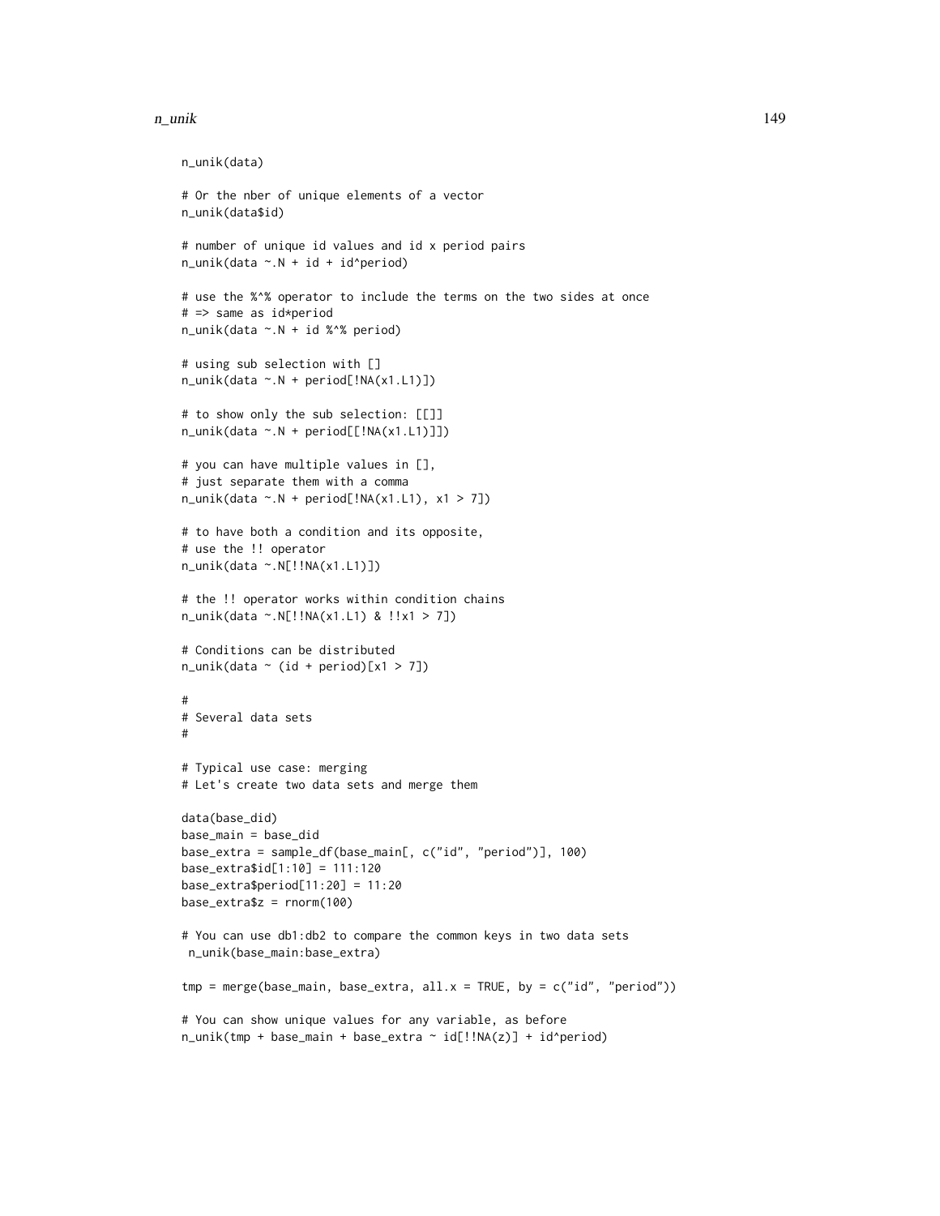```
n_unik(data)

# Or the nber of unique elements of a vector
n_unik(data$id)

# number of unique id values and id x period pairs
n_unik(data ~.N + id + id^period)

# use the %^% operator to include the terms on the two sides at once
# => same as id*period
n_unik(data ~.N + id %^% period)

# using sub selection with []
n_unik(data ~.N + period[!NA(x1.L1)])

# to show only the sub selection: [[]]
n_unik(data ~.N + period[[!NA(x1.L1)]])

# you can have multiple values in [],
# just separate them with a comma
n_unik(data ~.N + period[!NA(x1.L1), x1 > 7])

# to have both a condition and its opposite,
# use the !! operator
n_unik(data ~.N[!!NA(x1.L1)])

# the !! operator works within condition chains
n_unik(data ~.N[!!NA(x1.L1) & !!x1 > 7])

# Conditions can be distributed
n_unik(data ~ (id + period)[x1 > 7])

#
# Several data sets
#

# Typical use case: merging
# Let's create two data sets and merge them

data(base_did)
base_main = base_did
base_extra = sample_df(base_main[, c("id", "period")], 100)
base_extra$id[1:10] = 111:120
base_extra$period[11:20] = 11:20
base_extra$z = rnorm(100)

# You can use db1:db2 to compare the common keys in two data sets
 n_unik(base_main:base_extra)

tmp = merge(base_main, base_extra, all.x = TRUE, by = c("id", "period"))

# You can show unique values for any variable, as before
n_unik(tmp + base_main + base_extra ~ id[!!NA(z)] + id^period)
```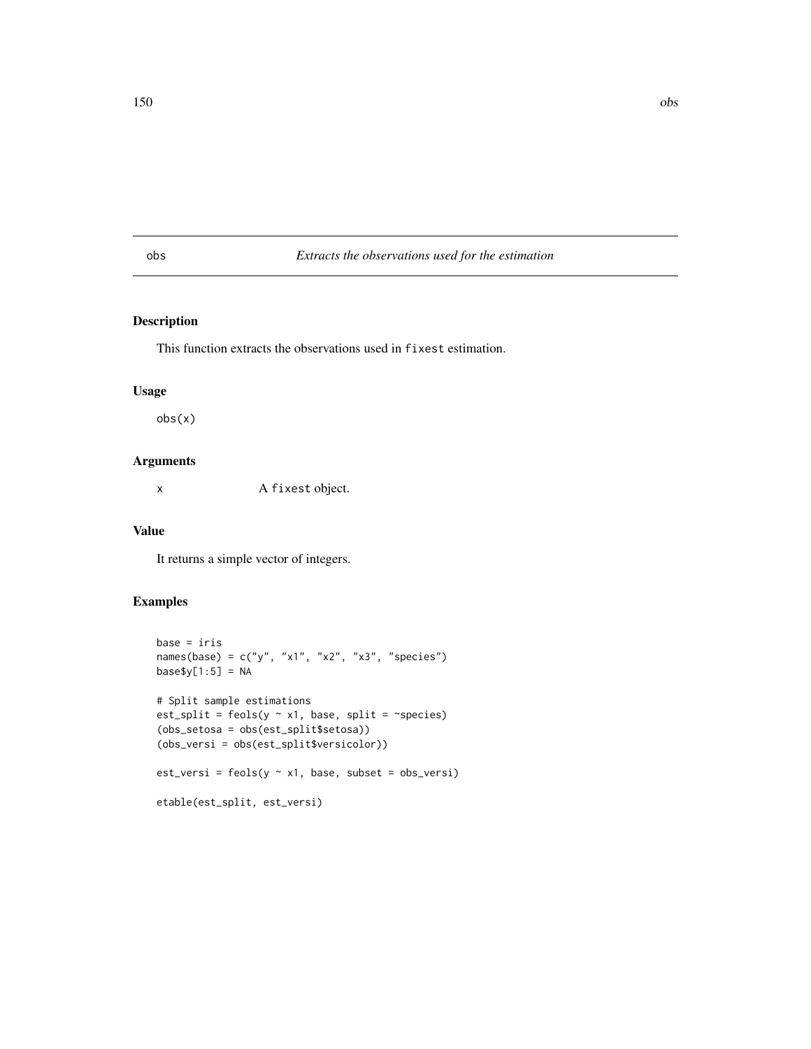# obs — *Extracts the observations used for the estimation*

## Description

This function extracts the observations used in `fixest` estimation.

## Usage

```
obs(x)
```

## Arguments

| | |
|---|---|
| x | A `fixest` object. |

## Value

It returns a simple vector of integers.

## Examples

```
base = iris
names(base) = c("y", "x1", "x2", "x3", "species")
base$y[1:5] = NA

# Split sample estimations
est_split = feols(y ~ x1, base, split = ~species)
(obs_setosa = obs(est_split$setosa))
(obs_versi = obs(est_split$versicolor))

est_versi = feols(y ~ x1, base, subset = obs_versi)

etable(est_split, est_versi)
```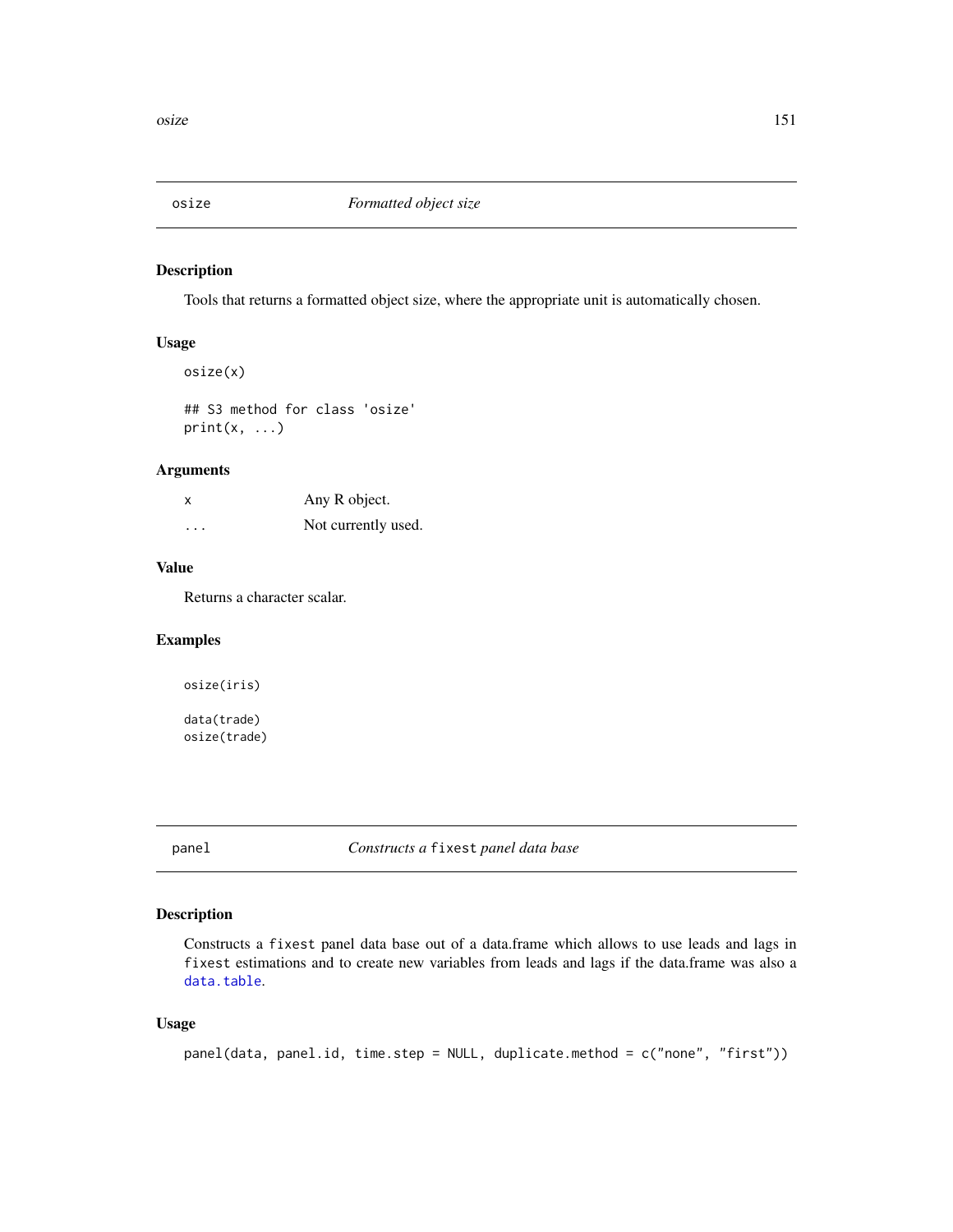## osize — *Formatted object size*

### Description

Tools that returns a formatted object size, where the appropriate unit is automatically chosen.

### Usage

```
osize(x)

## S3 method for class 'osize'
print(x, ...)
```

### Arguments

| | |
|---|---|
| x | Any R object. |
| ... | Not currently used. |

### Value

Returns a character scalar.

### Examples

```
osize(iris)

data(trade)
osize(trade)
```

## panel — *Constructs a* `fixest` *panel data base*

### Description

Constructs a `fixest` panel data base out of a data.frame which allows to use leads and lags in `fixest` estimations and to create new variables from leads and lags if the data.frame was also a `data.table`.

### Usage

```
panel(data, panel.id, time.step = NULL, duplicate.method = c("none", "first"))
```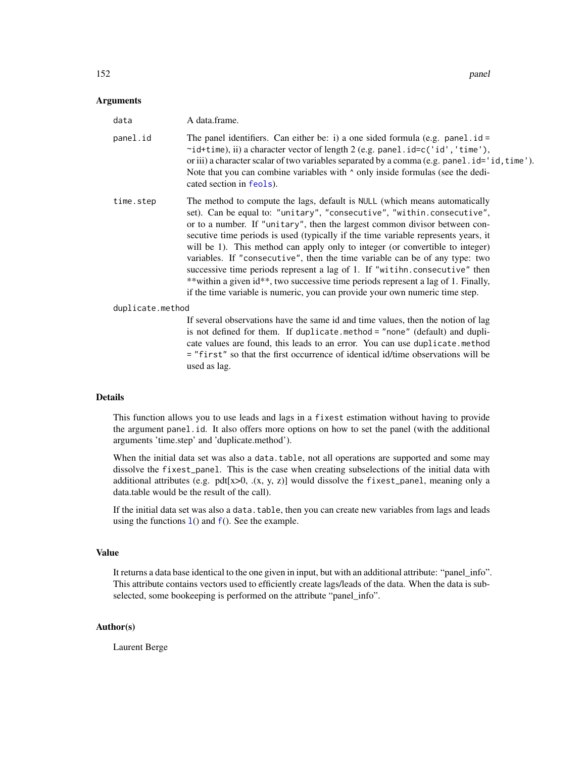## Arguments

**data** A data.frame.

**panel.id** The panel identifiers. Can either be: i) a one sided formula (e.g. `panel.id = ~id+time`), ii) a character vector of length 2 (e.g. `panel.id=c('id','time')`, or iii) a character scalar of two variables separated by a comma (e.g. `panel.id='id,time'`). Note that you can combine variables with `^` only inside formulas (see the dedicated section in `feols`).

**time.step** The method to compute the lags, default is `NULL` (which means automatically set). Can be equal to: `"unitary"`, `"consecutive"`, `"within.consecutive"`, or to a number. If `"unitary"`, then the largest common divisor between consecutive time periods is used (typically if the time variable represents years, it will be 1). This method can apply only to integer (or convertible to integer) variables. If `"consecutive"`, then the time variable can be of any type: two successive time periods represent a lag of 1. If `"witihn.consecutive"` then **within a given id**, two successive time periods represent a lag of 1. Finally, if the time variable is numeric, you can provide your own numeric time step.

**duplicate.method** If several observations have the same id and time values, then the notion of lag is not defined for them. If `duplicate.method = "none"` (default) and duplicate values are found, this leads to an error. You can use `duplicate.method = "first"` so that the first occurrence of identical id/time observations will be used as lag.

## Details

This function allows you to use leads and lags in a `fixest` estimation without having to provide the argument `panel.id`. It also offers more options on how to set the panel (with the additional arguments 'time.step' and 'duplicate.method').

When the initial data set was also a `data.table`, not all operations are supported and some may dissolve the `fixest_panel`. This is the case when creating subselections of the initial data with additional attributes (e.g. pdt[x>0, .(x, y, z)] would dissolve the `fixest_panel`, meaning only a data.table would be the result of the call).

If the initial data set was also a `data.table`, then you can create new variables from lags and leads using the functions `l()` and `f()`. See the example.

## Value

It returns a data base identical to the one given in input, but with an additional attribute: "panel_info". This attribute contains vectors used to efficiently create lags/leads of the data. When the data is subselected, some bookeeping is performed on the attribute "panel_info".

## Author(s)

Laurent Berge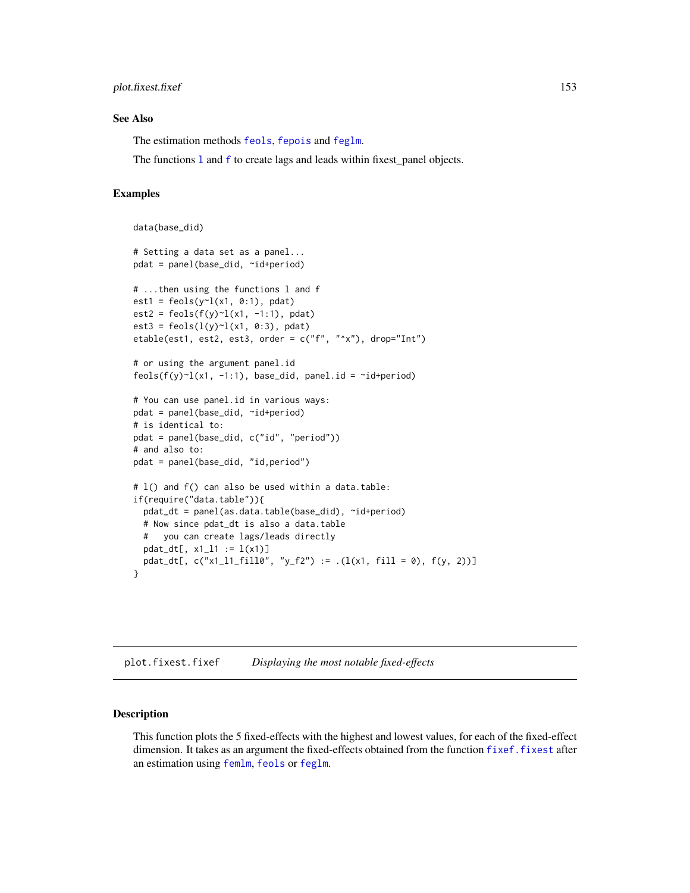## See Also

The estimation methods `feols`, `fepois` and `feglm`.

The functions `l` and `f` to create lags and leads within fixest_panel objects.

## Examples

```
data(base_did)

# Setting a data set as a panel...
pdat = panel(base_did, ~id+period)

# ...then using the functions l and f
est1 = feols(y~l(x1, 0:1), pdat)
est2 = feols(f(y)~l(x1, -1:1), pdat)
est3 = feols(l(y)~l(x1, 0:3), pdat)
etable(est1, est2, est3, order = c("f", "^x"), drop="Int")

# or using the argument panel.id
feols(f(y)~l(x1, -1:1), base_did, panel.id = ~id+period)

# You can use panel.id in various ways:
pdat = panel(base_did, ~id+period)
# is identical to:
pdat = panel(base_did, c("id", "period"))
# and also to:
pdat = panel(base_did, "id,period")

# l() and f() can also be used within a data.table:
if(require("data.table")){
  pdat_dt = panel(as.data.table(base_did), ~id+period)
  # Now since pdat_dt is also a data.table
  #   you can create lags/leads directly
  pdat_dt[, x1_l1 := l(x1)]
  pdat_dt[, c("x1_l1_fill0", "y_f2") := .(l(x1, fill = 0), f(y, 2))]
}
```

---

# plot.fixest.fixef — *Displaying the most notable fixed-effects*

## Description

This function plots the 5 fixed-effects with the highest and lowest values, for each of the fixed-effect dimension. It takes as an argument the fixed-effects obtained from the function `fixef.fixest` after an estimation using `femlm`, `feols` or `feglm`.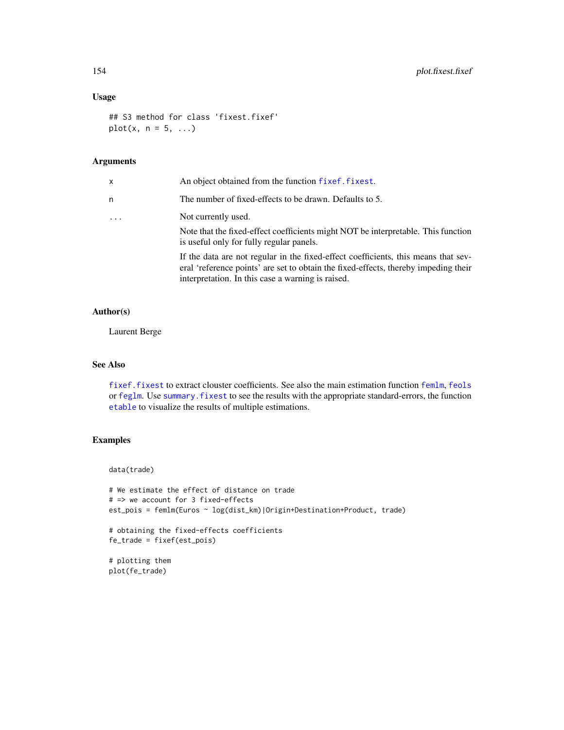### Usage

```
## S3 method for class 'fixest.fixef'
plot(x, n = 5, ...)
```

### Arguments

| | |
|---|---|
| x | An object obtained from the function fixef.fixest. |
| n | The number of fixed-effects to be drawn. Defaults to 5. |
| ... | Not currently used. <br> Note that the fixed-effect coefficients might NOT be interpretable. This function is useful only for fully regular panels. <br> If the data are not regular in the fixed-effect coefficients, this means that several 'reference points' are set to obtain the fixed-effects, thereby impeding their interpretation. In this case a warning is raised. |

### Author(s)

Laurent Berge

### See Also

fixef.fixest to extract clouster coefficients. See also the main estimation function femlm, feols or feglm. Use summary.fixest to see the results with the appropriate standard-errors, the function etable to visualize the results of multiple estimations.

### Examples

```
data(trade)

# We estimate the effect of distance on trade
# => we account for 3 fixed-effects
est_pois = femlm(Euros ~ log(dist_km)|Origin+Destination+Product, trade)

# obtaining the fixed-effects coefficients
fe_trade = fixef(est_pois)

# plotting them
plot(fe_trade)
```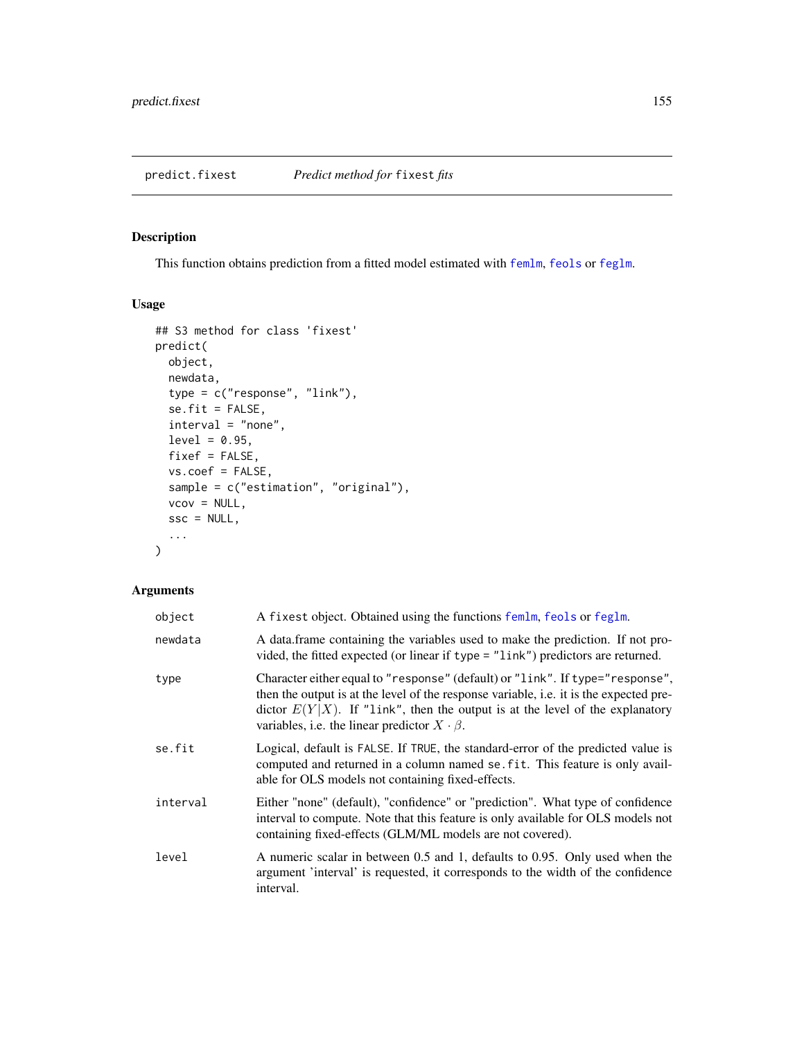predict.fixest    *Predict method for* `fixest` *fits*

## Description

This function obtains prediction from a fitted model estimated with femlm, feols or feglm.

## Usage

```
## S3 method for class 'fixest'
predict(
  object,
  newdata,
  type = c("response", "link"),
  se.fit = FALSE,
  interval = "none",
  level = 0.95,
  fixef = FALSE,
  vs.coef = FALSE,
  sample = c("estimation", "original"),
  vcov = NULL,
  ssc = NULL,
  ...
)
```

## Arguments

| | |
|---|---|
| object | A fixest object. Obtained using the functions femlm, feols or feglm. |
| newdata | A data.frame containing the variables used to make the prediction. If not provided, the fitted expected (or linear if type = "link") predictors are returned. |
| type | Character either equal to "response" (default) or "link". If type="response", then the output is at the level of the response variable, i.e. it is the expected predictor $E(Y\|X)$. If "link", then the output is at the level of the explanatory variables, i.e. the linear predictor $X \cdot \beta$. |
| se.fit | Logical, default is FALSE. If TRUE, the standard-error of the predicted value is computed and returned in a column named se.fit. This feature is only available for OLS models not containing fixed-effects. |
| interval | Either "none" (default), "confidence" or "prediction". What type of confidence interval to compute. Note that this feature is only available for OLS models not containing fixed-effects (GLM/ML models are not covered). |
| level | A numeric scalar in between 0.5 and 1, defaults to 0.95. Only used when the argument 'interval' is requested, it corresponds to the width of the confidence interval. |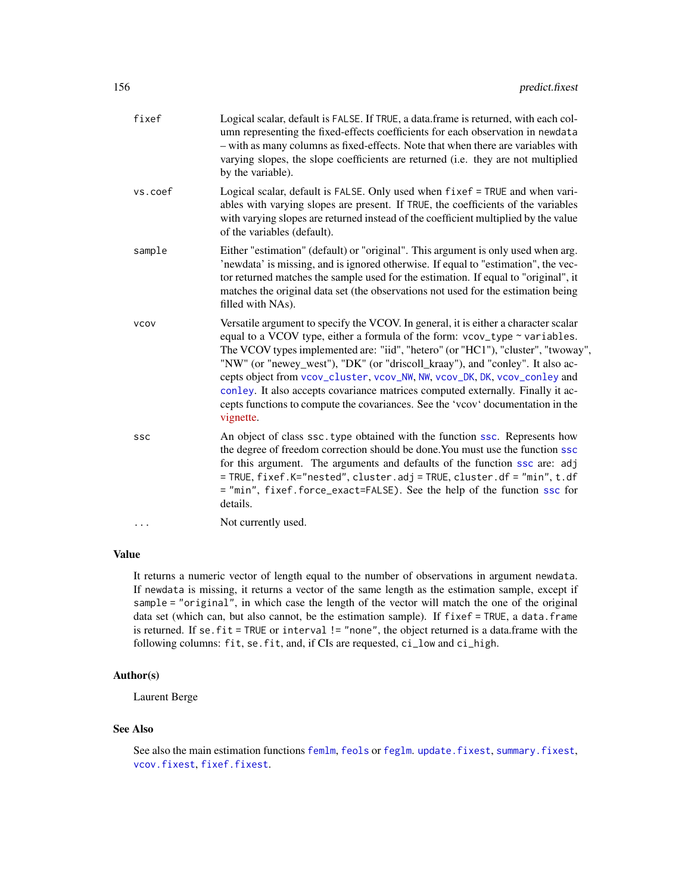| | |
|---|---|
| `fixef` | Logical scalar, default is `FALSE`. If `TRUE`, a data.frame is returned, with each column representing the fixed-effects coefficients for each observation in `newdata` – with as many columns as fixed-effects. Note that when there are variables with varying slopes, the slope coefficients are returned (i.e. they are not multiplied by the variable). |
| `vs.coef` | Logical scalar, default is `FALSE`. Only used when `fixef = TRUE` and when variables with varying slopes are present. If `TRUE`, the coefficients of the variables with varying slopes are returned instead of the coefficient multiplied by the value of the variables (default). |
| `sample` | Either "estimation" (default) or "original". This argument is only used when arg. 'newdata' is missing, and is ignored otherwise. If equal to "estimation", the vector returned matches the sample used for the estimation. If equal to "original", it matches the original data set (the observations not used for the estimation being filled with NAs). |
| `vcov` | Versatile argument to specify the VCOV. In general, it is either a character scalar equal to a VCOV type, either a formula of the form: `vcov_type ~ variables`. The VCOV types implemented are: "iid", "hetero" (or "HC1"), "cluster", "twoway", "NW" (or "newey_west"), "DK" (or "driscoll_kraay"), and "conley". It also accepts object from `vcov_cluster`, `vcov_NW`, `NW`, `vcov_DK`, `DK`, `vcov_conley` and `conley`. It also accepts covariance matrices computed externally. Finally it accepts functions to compute the covariances. See the 'vcov' documentation in the vignette. |
| `ssc` | An object of class `ssc.type` obtained with the function `ssc`. Represents how the degree of freedom correction should be done.You must use the function `ssc` for this argument. The arguments and defaults of the function `ssc` are: `adj = TRUE`, `fixef.K="nested"`, `cluster.adj = TRUE`, `cluster.df = "min"`, `t.df = "min"`, `fixef.force_exact=FALSE`). See the help of the function `ssc` for details. |
| `...` | Not currently used. |

## Value

It returns a numeric vector of length equal to the number of observations in argument `newdata`. If `newdata` is missing, it returns a vector of the same length as the estimation sample, except if `sample = "original"`, in which case the length of the vector will match the one of the original data set (which can, but also cannot, be the estimation sample). If `fixef = TRUE`, a `data.frame` is returned. If `se.fit = TRUE` or `interval != "none"`, the object returned is a data.frame with the following columns: `fit`, `se.fit`, and, if CIs are requested, `ci_low` and `ci_high`.

## Author(s)

Laurent Berge

## See Also

See also the main estimation functions `femlm`, `feols` or `feglm`. `update.fixest`, `summary.fixest`, `vcov.fixest`, `fixef.fixest`.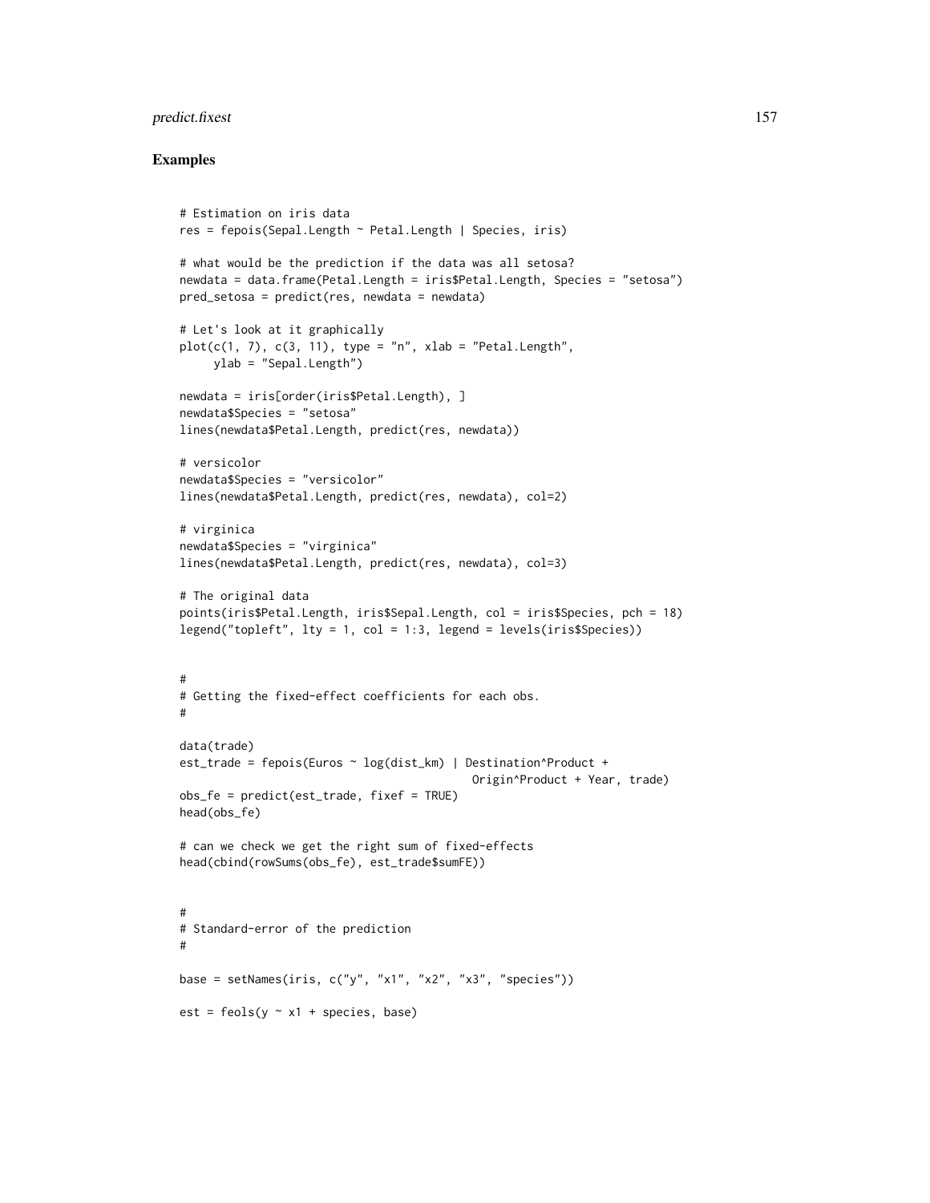## Examples

```
# Estimation on iris data
res = fepois(Sepal.Length ~ Petal.Length | Species, iris)

# what would be the prediction if the data was all setosa?
newdata = data.frame(Petal.Length = iris$Petal.Length, Species = "setosa")
pred_setosa = predict(res, newdata = newdata)

# Let's look at it graphically
plot(c(1, 7), c(3, 11), type = "n", xlab = "Petal.Length",
     ylab = "Sepal.Length")

newdata = iris[order(iris$Petal.Length), ]
newdata$Species = "setosa"
lines(newdata$Petal.Length, predict(res, newdata))

# versicolor
newdata$Species = "versicolor"
lines(newdata$Petal.Length, predict(res, newdata), col=2)

# virginica
newdata$Species = "virginica"
lines(newdata$Petal.Length, predict(res, newdata), col=3)

# The original data
points(iris$Petal.Length, iris$Sepal.Length, col = iris$Species, pch = 18)
legend("topleft", lty = 1, col = 1:3, legend = levels(iris$Species))


#
# Getting the fixed-effect coefficients for each obs.
#

data(trade)
est_trade = fepois(Euros ~ log(dist_km) | Destination^Product +
                                          Origin^Product + Year, trade)
obs_fe = predict(est_trade, fixef = TRUE)
head(obs_fe)

# can we check we get the right sum of fixed-effects
head(cbind(rowSums(obs_fe), est_trade$sumFE))


#
# Standard-error of the prediction
#

base = setNames(iris, c("y", "x1", "x2", "x3", "species"))

est = feols(y ~ x1 + species, base)
```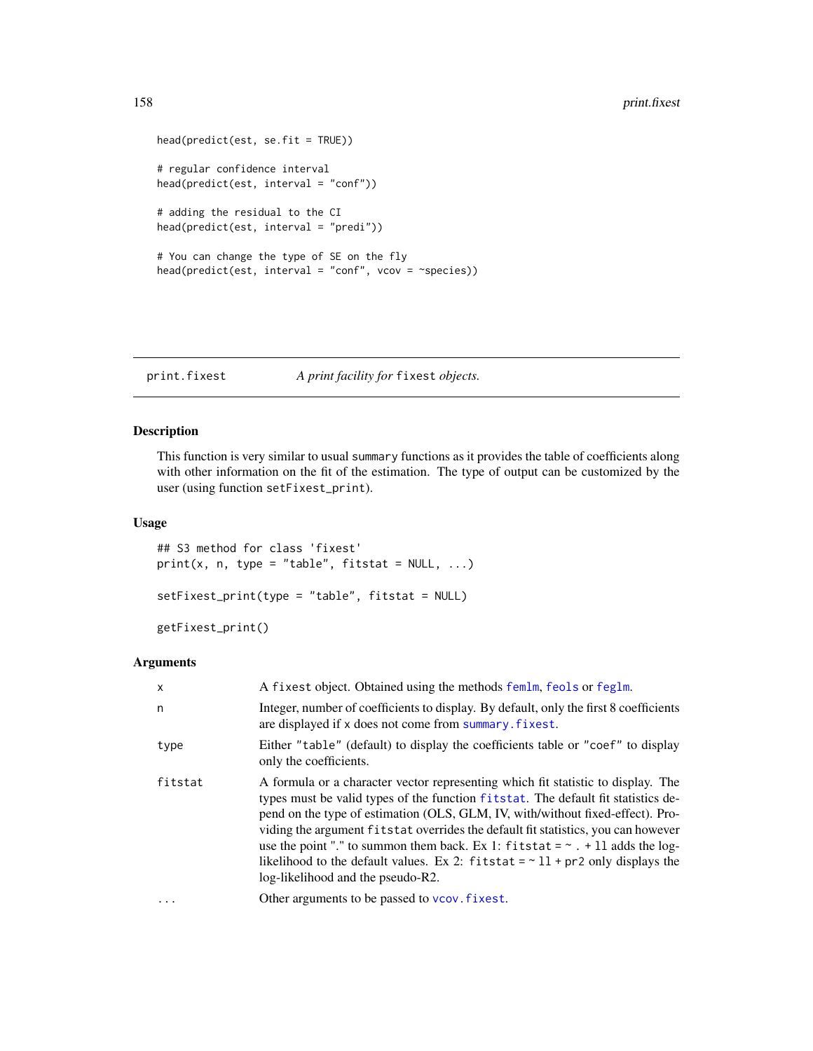```
head(predict(est, se.fit = TRUE))

# regular confidence interval
head(predict(est, interval = "conf"))

# adding the residual to the CI
head(predict(est, interval = "predi"))

# You can change the type of SE on the fly
head(predict(est, interval = "conf", vcov = ~species))
```

---

## print.fixest — *A print facility for* `fixest` *objects.*

### Description

This function is very similar to usual `summary` functions as it provides the table of coefficients along with other information on the fit of the estimation. The type of output can be customized by the user (using function `setFixest_print`).

### Usage

```
## S3 method for class 'fixest'
print(x, n, type = "table", fitstat = NULL, ...)

setFixest_print(type = "table", fitstat = NULL)

getFixest_print()
```

### Arguments

| | |
|---|---|
| `x` | A `fixest` object. Obtained using the methods `femlm`, `feols` or `feglm`. |
| `n` | Integer, number of coefficients to display. By default, only the first 8 coefficients are displayed if x does not come from `summary.fixest`. |
| `type` | Either `"table"` (default) to display the coefficients table or `"coef"` to display only the coefficients. |
| `fitstat` | A formula or a character vector representing which fit statistic to display. The types must be valid types of the function `fitstat`. The default fit statistics depend on the type of estimation (OLS, GLM, IV, with/without fixed-effect). Providing the argument `fitstat` overrides the default fit statistics, you can however use the point "." to summon them back. Ex 1: `fitstat = ~ . + ll` adds the log-likelihood to the default values. Ex 2: `fitstat = ~ ll + pr2` only displays the log-likelihood and the pseudo-R2. |
| `...` | Other arguments to be passed to `vcov.fixest`. |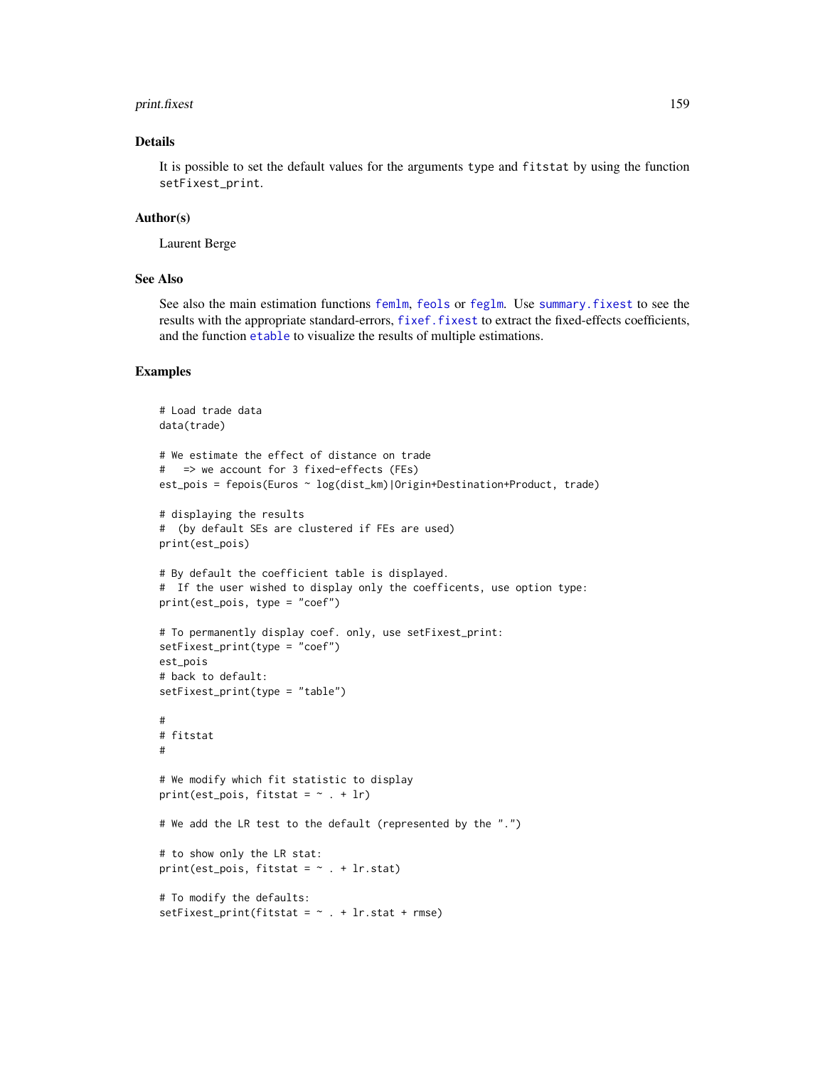## Details

It is possible to set the default values for the arguments type and fitstat by using the function setFixest_print.

## Author(s)

Laurent Berge

## See Also

See also the main estimation functions femlm, feols or feglm. Use summary.fixest to see the results with the appropriate standard-errors, fixef.fixest to extract the fixed-effects coefficients, and the function etable to visualize the results of multiple estimations.

## Examples

```
# Load trade data
data(trade)

# We estimate the effect of distance on trade
#   => we account for 3 fixed-effects (FEs)
est_pois = fepois(Euros ~ log(dist_km)|Origin+Destination+Product, trade)

# displaying the results
#  (by default SEs are clustered if FEs are used)
print(est_pois)

# By default the coefficient table is displayed.
#  If the user wished to display only the coefficents, use option type:
print(est_pois, type = "coef")

# To permanently display coef. only, use setFixest_print:
setFixest_print(type = "coef")
est_pois
# back to default:
setFixest_print(type = "table")

#
# fitstat
#

# We modify which fit statistic to display
print(est_pois, fitstat = ~ . + lr)

# We add the LR test to the default (represented by the ".")

# to show only the LR stat:
print(est_pois, fitstat = ~ . + lr.stat)

# To modify the defaults:
setFixest_print(fitstat = ~ . + lr.stat + rmse)
```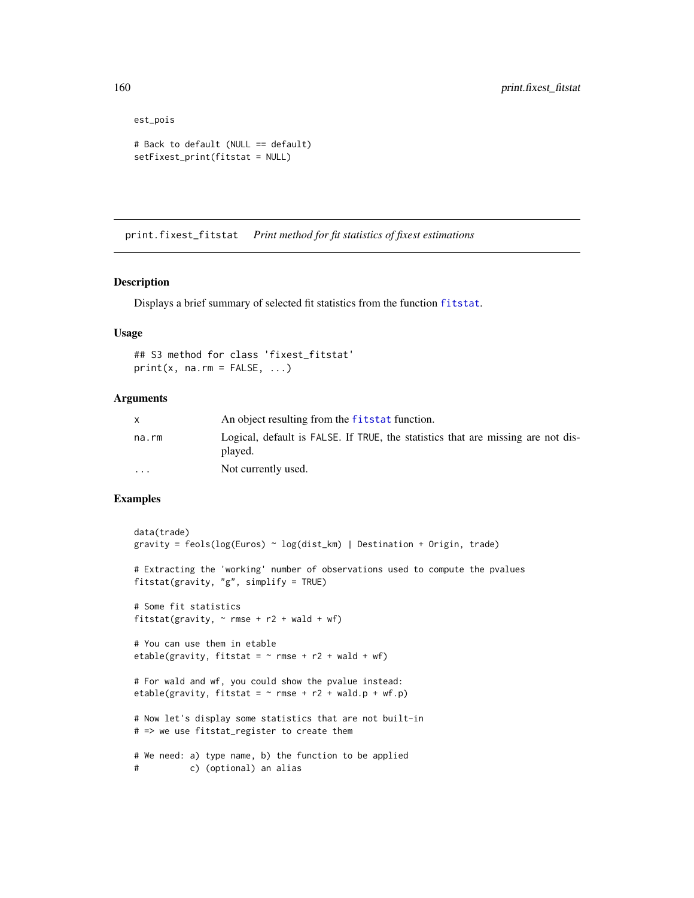```
est_pois

# Back to default (NULL == default)
setFixest_print(fitstat = NULL)
```

## print.fixest_fitstat    *Print method for fit statistics of fixest estimations*

### Description

Displays a brief summary of selected fit statistics from the function `fitstat`.

### Usage

```
## S3 method for class 'fixest_fitstat'
print(x, na.rm = FALSE, ...)
```

### Arguments

| | |
|---|---|
| x | An object resulting from the `fitstat` function. |
| na.rm | Logical, default is FALSE. If TRUE, the statistics that are missing are not displayed. |
| ... | Not currently used. |

### Examples

```
data(trade)
gravity = feols(log(Euros) ~ log(dist_km) | Destination + Origin, trade)

# Extracting the 'working' number of observations used to compute the pvalues
fitstat(gravity, "g", simplify = TRUE)

# Some fit statistics
fitstat(gravity, ~ rmse + r2 + wald + wf)

# You can use them in etable
etable(gravity, fitstat = ~ rmse + r2 + wald + wf)

# For wald and wf, you could show the pvalue instead:
etable(gravity, fitstat = ~ rmse + r2 + wald.p + wf.p)

# Now let's display some statistics that are not built-in
# => we use fitstat_register to create them

# We need: a) type name, b) the function to be applied
#          c) (optional) an alias
```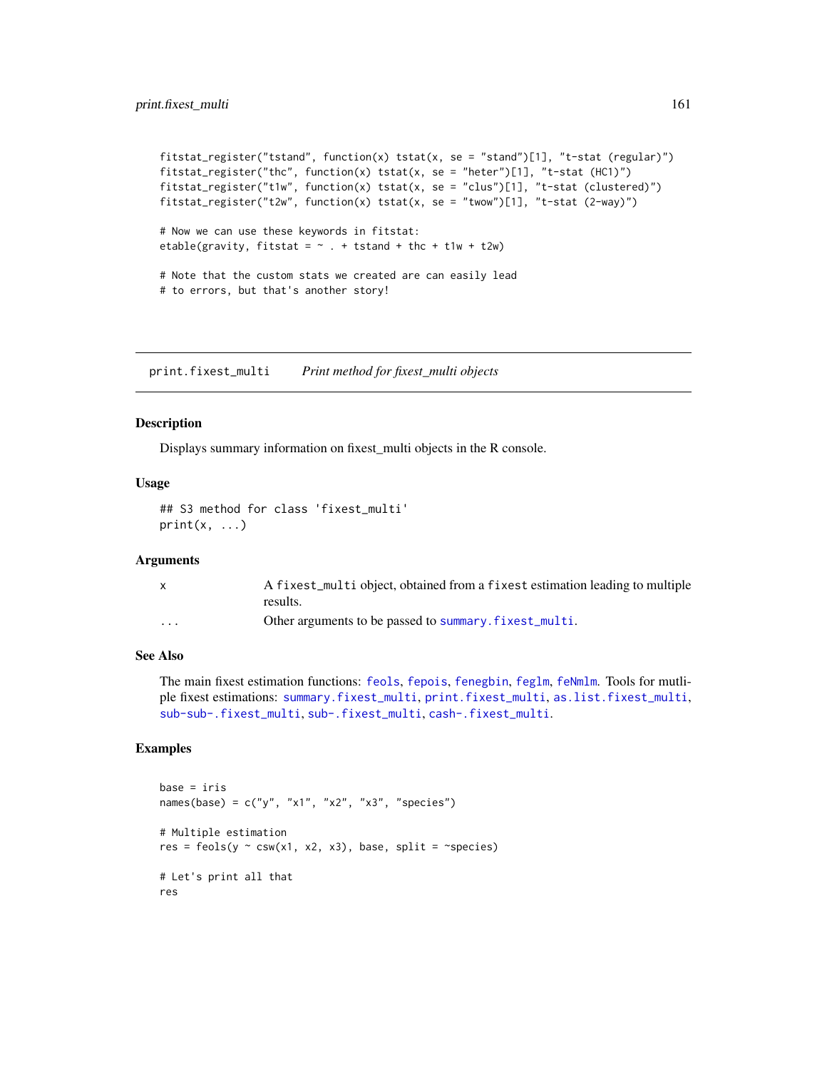```
fitstat_register("tstand", function(x) tstat(x, se = "stand")[1], "t-stat (regular)")
fitstat_register("thc", function(x) tstat(x, se = "heter")[1], "t-stat (HC1)")
fitstat_register("t1w", function(x) tstat(x, se = "clus")[1], "t-stat (clustered)")
fitstat_register("t2w", function(x) tstat(x, se = "twow")[1], "t-stat (2-way)")

# Now we can use these keywords in fitstat:
etable(gravity, fitstat = ~ . + tstand + thc + t1w + t2w)

# Note that the custom stats we created are can easily lead
# to errors, but that's another story!
```

## print.fixest_multi *Print method for fixest_multi objects*

### Description

Displays summary information on fixest_multi objects in the R console.

### Usage

```
## S3 method for class 'fixest_multi'
print(x, ...)
```

### Arguments

| | |
|---|---|
| `x` | A `fixest_multi` object, obtained from a `fixest` estimation leading to multiple results. |
| `...` | Other arguments to be passed to `summary.fixest_multi`. |

### See Also

The main fixest estimation functions: `feols`, `fepois`, `fenegbin`, `feglm`, `feNmlm`. Tools for mutliple fixest estimations: `summary.fixest_multi`, `print.fixest_multi`, `as.list.fixest_multi`, `sub-sub-.fixest_multi`, `sub-.fixest_multi`, `cash-.fixest_multi`.

### Examples

```
base = iris
names(base) = c("y", "x1", "x2", "x3", "species")

# Multiple estimation
res = feols(y ~ csw(x1, x2, x3), base, split = ~species)

# Let's print all that
res
```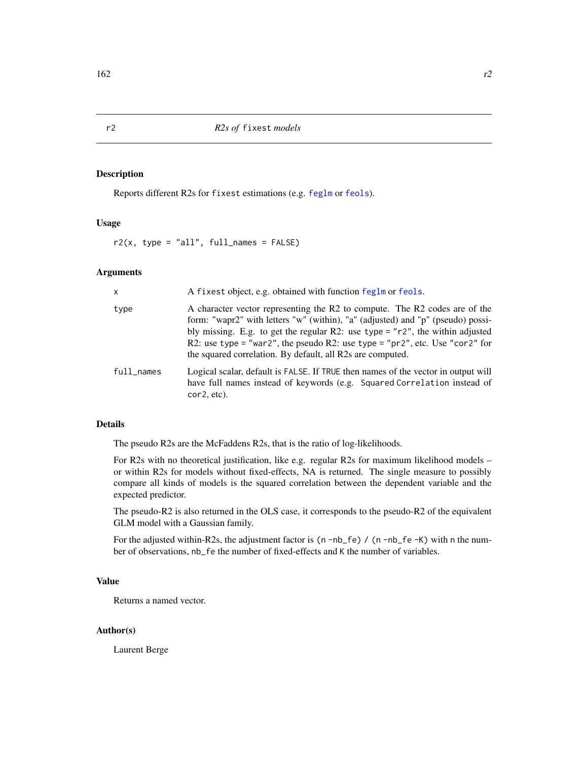r2 *R2s of* `fixest` *models*

## Description

Reports different R2s for `fixest` estimations (e.g. `feglm` or `feols`).

## Usage

```
r2(x, type = "all", full_names = FALSE)
```

## Arguments

| | |
|---|---|
| `x` | A `fixest` object, e.g. obtained with function `feglm` or `feols`. |
| `type` | A character vector representing the R2 to compute. The R2 codes are of the form: "wapr2" with letters "w" (within), "a" (adjusted) and "p" (pseudo) possibly missing. E.g. to get the regular R2: use `type = "r2"`, the within adjusted R2: use `type = "war2"`, the pseudo R2: use `type = "pr2"`, etc. Use `"cor2"` for the squared correlation. By default, all R2s are computed. |
| `full_names` | Logical scalar, default is `FALSE`. If `TRUE` then names of the vector in output will have full names instead of keywords (e.g. `Squared Correlation` instead of `cor2`, etc). |

## Details

The pseudo R2s are the McFaddens R2s, that is the ratio of log-likelihoods.

For R2s with no theoretical justification, like e.g. regular R2s for maximum likelihood models – or within R2s for models without fixed-effects, NA is returned. The single measure to possibly compare all kinds of models is the squared correlation between the dependent variable and the expected predictor.

The pseudo-R2 is also returned in the OLS case, it corresponds to the pseudo-R2 of the equivalent GLM model with a Gaussian family.

For the adjusted within-R2s, the adjustment factor is `(n - nb_fe) / (n - nb_fe - K)` with `n` the number of observations, `nb_fe` the number of fixed-effects and `K` the number of variables.

## Value

Returns a named vector.

## Author(s)

Laurent Berge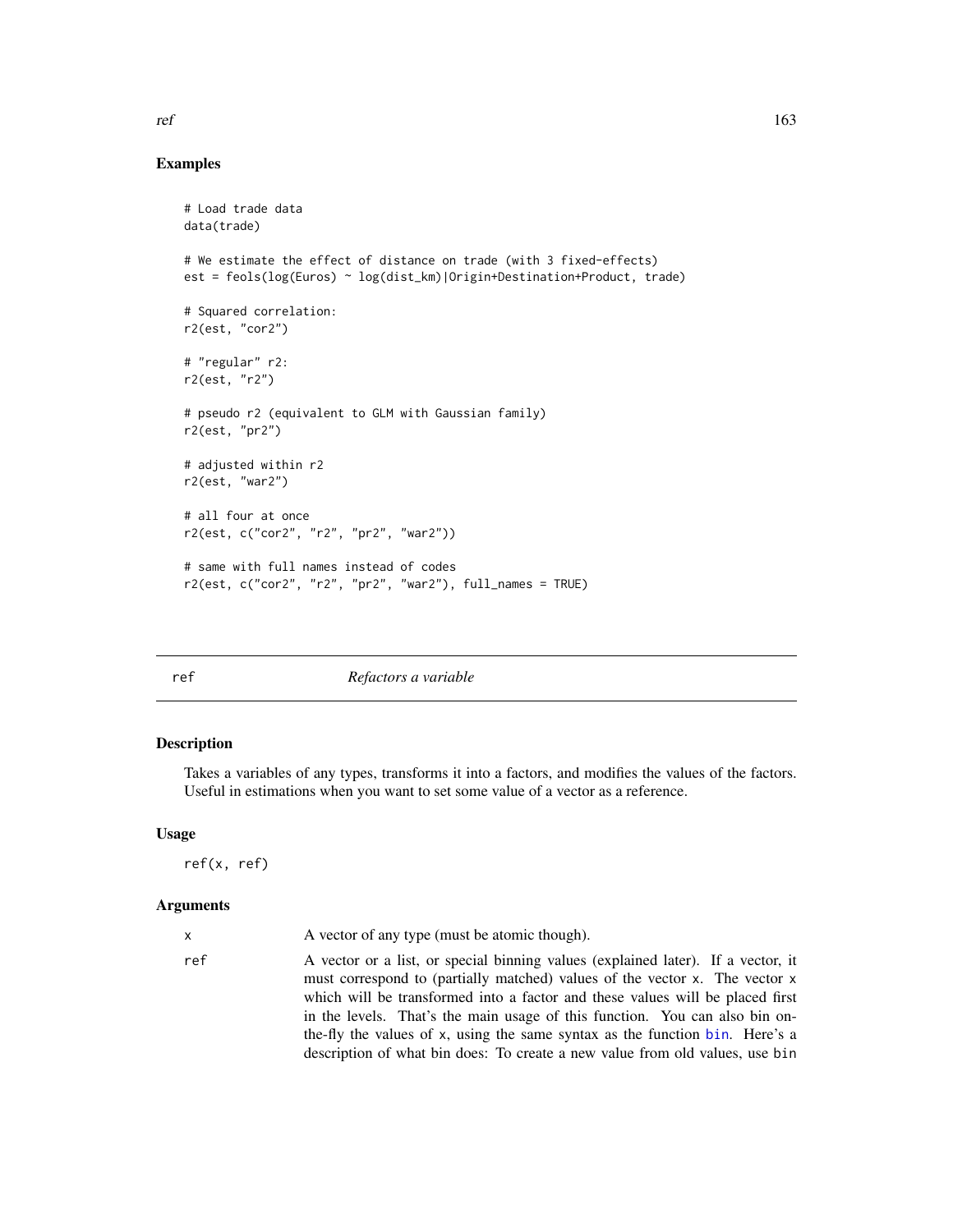## Examples

```
# Load trade data
data(trade)

# We estimate the effect of distance on trade (with 3 fixed-effects)
est = feols(log(Euros) ~ log(dist_km)|Origin+Destination+Product, trade)

# Squared correlation:
r2(est, "cor2")

# "regular" r2:
r2(est, "r2")

# pseudo r2 (equivalent to GLM with Gaussian family)
r2(est, "pr2")

# adjusted within r2
r2(est, "war2")

# all four at once
r2(est, c("cor2", "r2", "pr2", "war2"))

# same with full names instead of codes
r2(est, c("cor2", "r2", "pr2", "war2"), full_names = TRUE)
```

---

# ref — *Refactors a variable*

---

## Description

Takes a variables of any types, transforms it into a factors, and modifies the values of the factors. Useful in estimations when you want to set some value of a vector as a reference.

## Usage

```
ref(x, ref)
```

## Arguments

| | |
|---|---|
| x | A vector of any type (must be atomic though). |
| ref | A vector or a list, or special binning values (explained later). If a vector, it must correspond to (partially matched) values of the vector x. The vector x which will be transformed into a factor and these values will be placed first in the levels. That's the main usage of this function. You can also bin on-the-fly the values of x, using the same syntax as the function bin. Here's a description of what bin does: To create a new value from old values, use bin |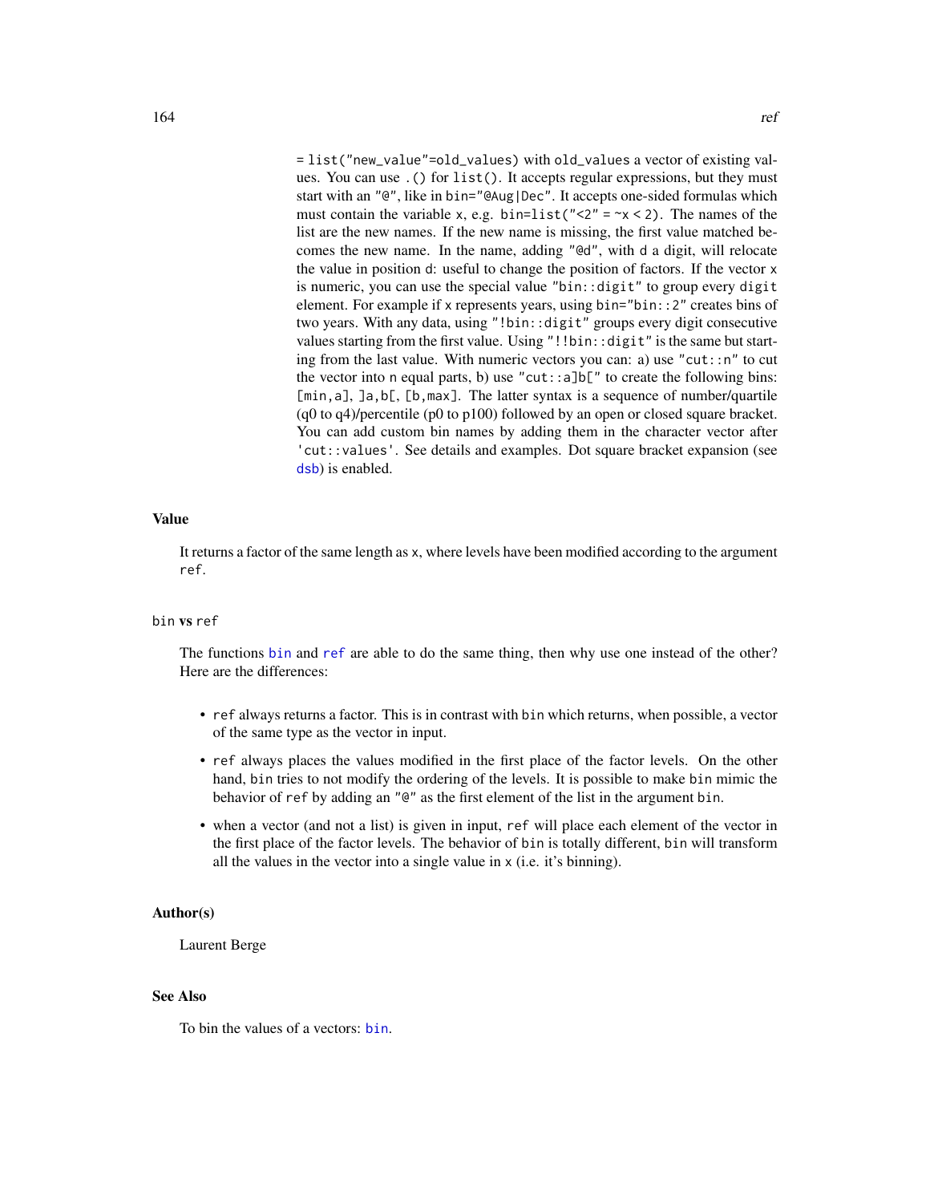= list("new_value"=old_values) with old_values a vector of existing values. You can use .() for list(). It accepts regular expressions, but they must start with an "@", like in bin="@Aug|Dec". It accepts one-sided formulas which must contain the variable x, e.g. bin=list("<2" = ~x < 2). The names of the list are the new names. If the new name is missing, the first value matched becomes the new name. In the name, adding "@d", with d a digit, will relocate the value in position d: useful to change the position of factors. If the vector x is numeric, you can use the special value "bin::digit" to group every digit element. For example if x represents years, using bin="bin::2" creates bins of two years. With any data, using "!bin::digit" groups every digit consecutive values starting from the first value. Using "!!bin::digit" is the same but starting from the last value. With numeric vectors you can: a) use "cut::n" to cut the vector into n equal parts, b) use "cut::a]b[" to create the following bins: [min,a], ]a,b[, [b,max]. The latter syntax is a sequence of number/quartile (q0 to q4)/percentile (p0 to p100) followed by an open or closed square bracket. You can add custom bin names by adding them in the character vector after 'cut::values'. See details and examples. Dot square bracket expansion (see dsb) is enabled.

## Value

It returns a factor of the same length as x, where levels have been modified according to the argument ref.

### bin vs ref

The functions bin and ref are able to do the same thing, then why use one instead of the other? Here are the differences:

- ref always returns a factor. This is in contrast with bin which returns, when possible, a vector of the same type as the vector in input.
- ref always places the values modified in the first place of the factor levels. On the other hand, bin tries to not modify the ordering of the levels. It is possible to make bin mimic the behavior of ref by adding an "@" as the first element of the list in the argument bin.
- when a vector (and not a list) is given in input, ref will place each element of the vector in the first place of the factor levels. The behavior of bin is totally different, bin will transform all the values in the vector into a single value in x (i.e. it's binning).

## Author(s)

Laurent Berge

## See Also

To bin the values of a vectors: bin.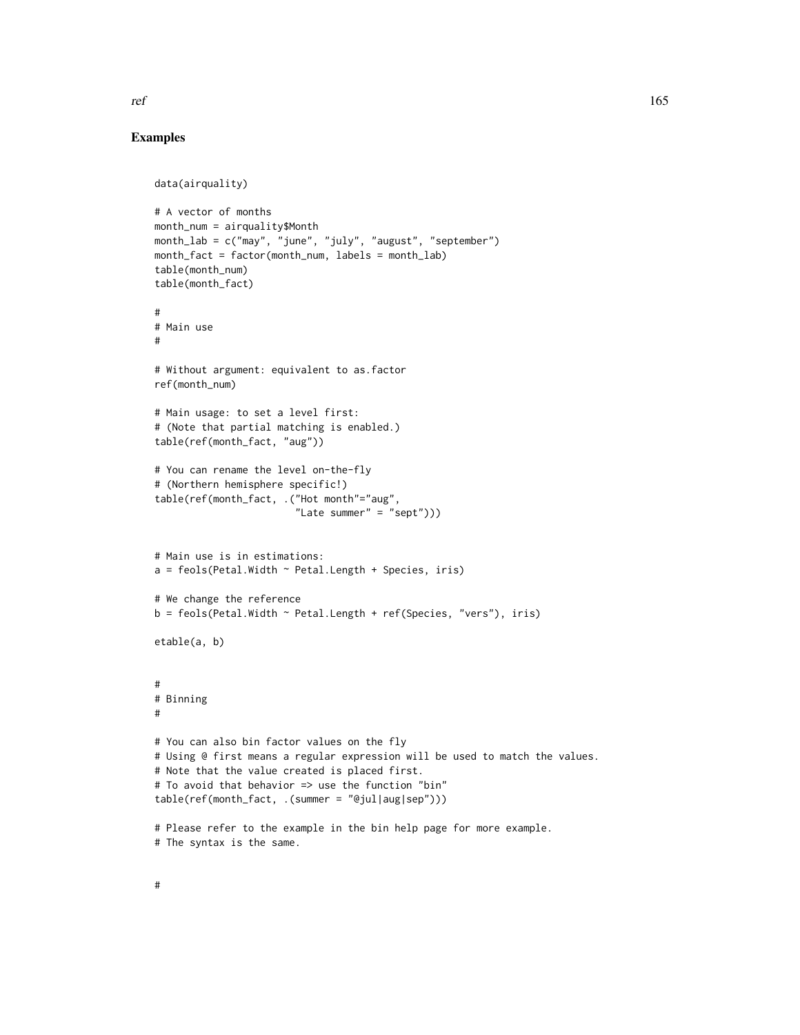## Examples

```
data(airquality)

# A vector of months
month_num = airquality$Month
month_lab = c("may", "june", "july", "august", "september")
month_fact = factor(month_num, labels = month_lab)
table(month_num)
table(month_fact)

#
# Main use
#

# Without argument: equivalent to as.factor
ref(month_num)

# Main usage: to set a level first:
# (Note that partial matching is enabled.)
table(ref(month_fact, "aug"))

# You can rename the level on-the-fly
# (Northern hemisphere specific!)
table(ref(month_fact, .("Hot month"="aug",
                        "Late summer" = "sept")))


# Main use is in estimations:
a = feols(Petal.Width ~ Petal.Length + Species, iris)

# We change the reference
b = feols(Petal.Width ~ Petal.Length + ref(Species, "vers"), iris)

etable(a, b)


#
# Binning
#

# You can also bin factor values on the fly
# Using @ first means a regular expression will be used to match the values.
# Note that the value created is placed first.
# To avoid that behavior => use the function "bin"
table(ref(month_fact, .(summer = "@jul|aug|sep")))

# Please refer to the example in the bin help page for more example.
# The syntax is the same.


#
```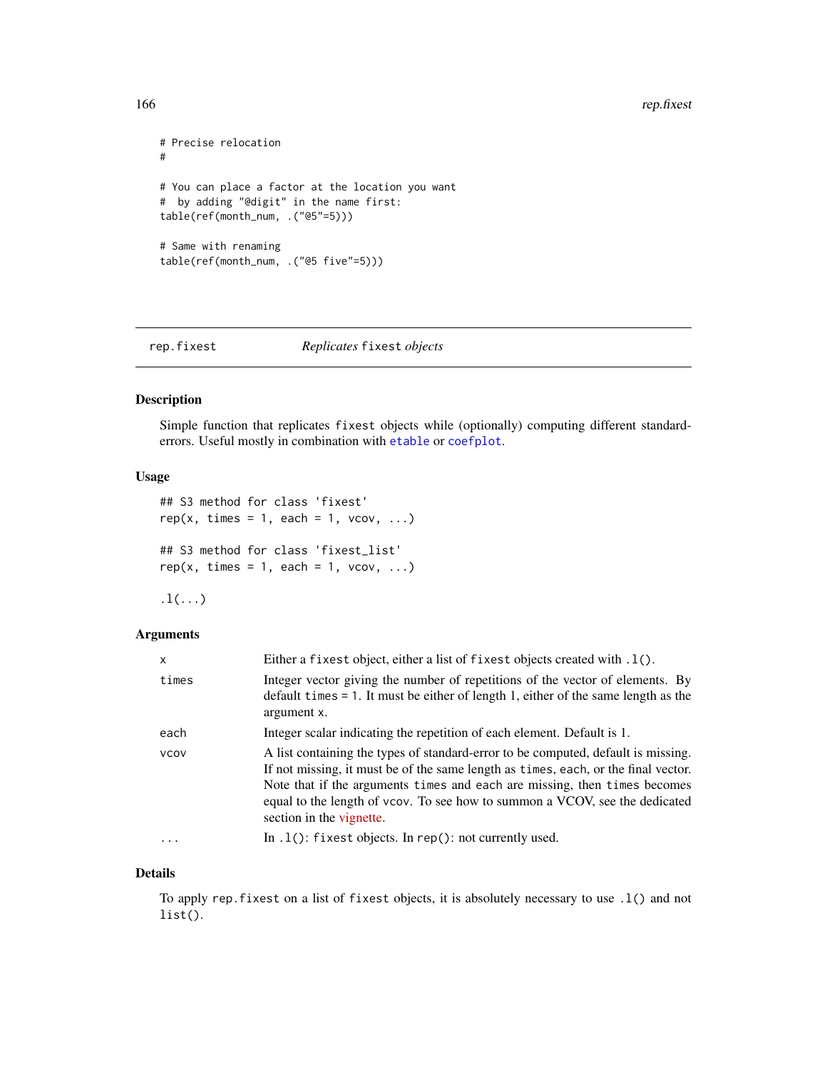```
# Precise relocation
#

# You can place a factor at the location you want
#  by adding "@digit" in the name first:
table(ref(month_num, .("@5"=5)))

# Same with renaming
table(ref(month_num, .("@5 five"=5)))
```

## rep.fixest — *Replicates* `fixest` *objects*

### Description

Simple function that replicates `fixest` objects while (optionally) computing different standard-errors. Useful mostly in combination with `etable` or `coefplot`.

### Usage

```
## S3 method for class 'fixest'
rep(x, times = 1, each = 1, vcov, ...)

## S3 method for class 'fixest_list'
rep(x, times = 1, each = 1, vcov, ...)

.l(...)
```

### Arguments

| | |
|---|---|
| `x` | Either a `fixest` object, either a list of `fixest` objects created with `.l()`. |
| `times` | Integer vector giving the number of repetitions of the vector of elements. By default `times = 1`. It must be either of length 1, either of the same length as the argument `x`. |
| `each` | Integer scalar indicating the repetition of each element. Default is 1. |
| `vcov` | A list containing the types of standard-error to be computed, default is missing. If not missing, it must be of the same length as `times`, `each`, or the final vector. Note that if the arguments `times` and `each` are missing, then `times` becomes equal to the length of `vcov`. To see how to summon a VCOV, see the dedicated section in the vignette. |
| `...` | In `.l()`: `fixest` objects. In `rep()`: not currently used. |

### Details

To apply `rep.fixest` on a list of `fixest` objects, it is absolutely necessary to use `.l()` and not `list()`.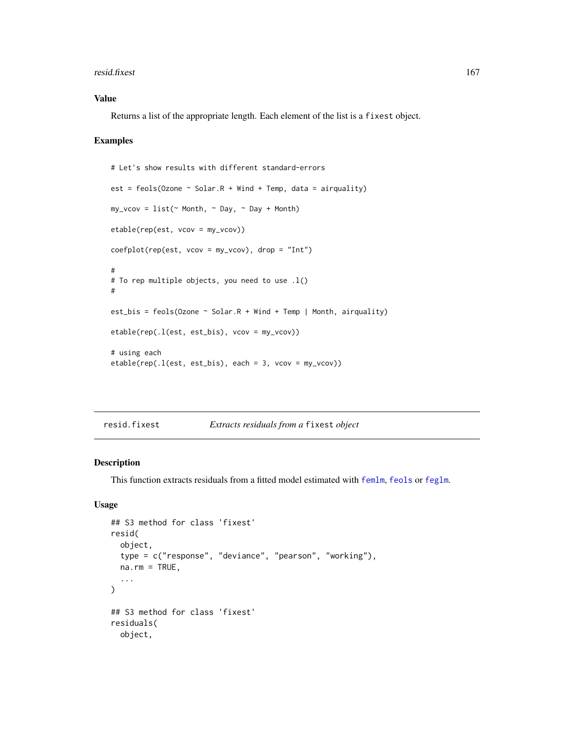### Value

Returns a list of the appropriate length. Each element of the list is a `fixest` object.

### Examples

```
# Let's show results with different standard-errors

est = feols(Ozone ~ Solar.R + Wind + Temp, data = airquality)

my_vcov = list(~ Month, ~ Day, ~ Day + Month)

etable(rep(est, vcov = my_vcov))

coefplot(rep(est, vcov = my_vcov), drop = "Int")

#
# To rep multiple objects, you need to use .l()
#

est_bis = feols(Ozone ~ Solar.R + Wind + Temp | Month, airquality)

etable(rep(.l(est, est_bis), vcov = my_vcov))

# using each
etable(rep(.l(est, est_bis), each = 3, vcov = my_vcov))
```

---

## resid.fixest — *Extracts residuals from a `fixest` object*

### Description

This function extracts residuals from a fitted model estimated with femlm, feols or feglm.

### Usage

```
## S3 method for class 'fixest'
resid(
  object,
  type = c("response", "deviance", "pearson", "working"),
  na.rm = TRUE,
  ...
)

## S3 method for class 'fixest'
residuals(
  object,
```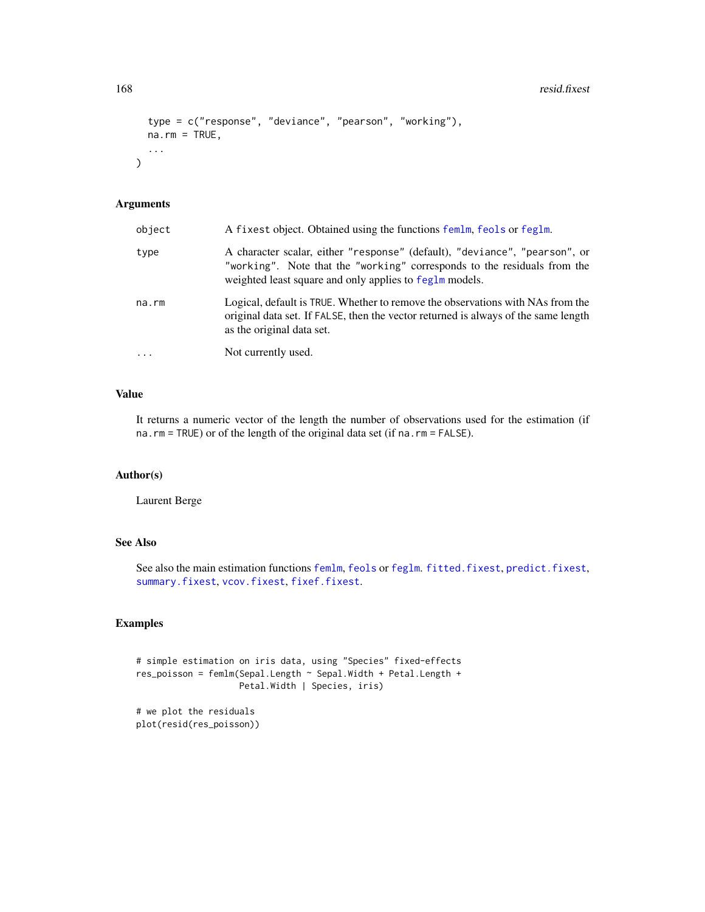```
  type = c("response", "deviance", "pearson", "working"),
  na.rm = TRUE,
  ...
)
```

## Arguments

| | |
|---|---|
| object | A fixest object. Obtained using the functions femlm, feols or feglm. |
| type | A character scalar, either "response" (default), "deviance", "pearson", or "working". Note that the "working" corresponds to the residuals from the weighted least square and only applies to feglm models. |
| na.rm | Logical, default is TRUE. Whether to remove the observations with NAs from the original data set. If FALSE, then the vector returned is always of the same length as the original data set. |
| ... | Not currently used. |

## Value

It returns a numeric vector of the length the number of observations used for the estimation (if na.rm = TRUE) or of the length of the original data set (if na.rm = FALSE).

## Author(s)

Laurent Berge

## See Also

See also the main estimation functions femlm, feols or feglm. fitted.fixest, predict.fixest, summary.fixest, vcov.fixest, fixef.fixest.

## Examples

```
# simple estimation on iris data, using "Species" fixed-effects
res_poisson = femlm(Sepal.Length ~ Sepal.Width + Petal.Length +
                    Petal.Width | Species, iris)

# we plot the residuals
plot(resid(res_poisson))
```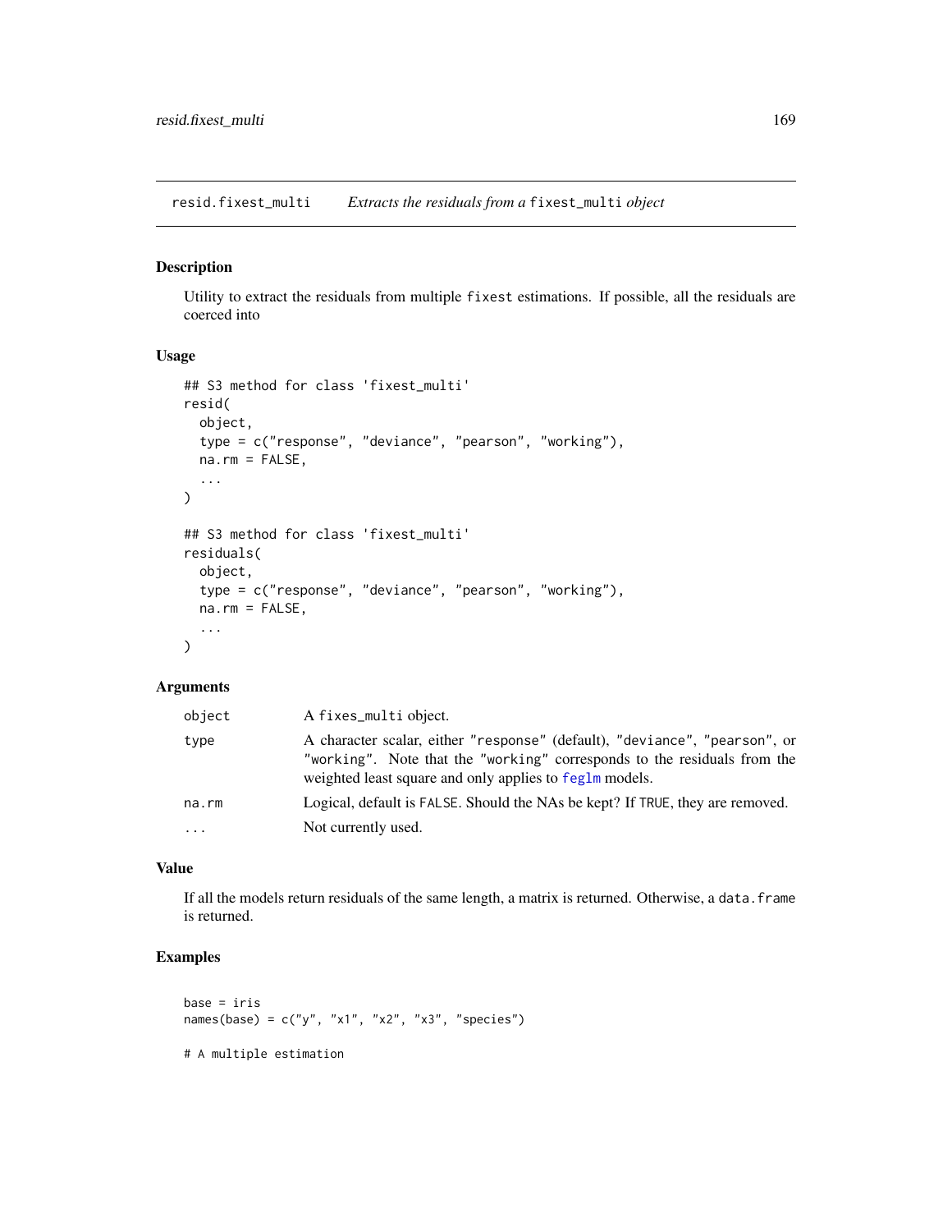# resid.fixest_multi — *Extracts the residuals from a* fixest_multi *object*

## Description

Utility to extract the residuals from multiple fixest estimations. If possible, all the residuals are coerced into

## Usage

```
## S3 method for class 'fixest_multi'
resid(
  object,
  type = c("response", "deviance", "pearson", "working"),
  na.rm = FALSE,
  ...
)

## S3 method for class 'fixest_multi'
residuals(
  object,
  type = c("response", "deviance", "pearson", "working"),
  na.rm = FALSE,
  ...
)
```

## Arguments

| | |
|---|---|
| object | A fixes_multi object. |
| type | A character scalar, either "response" (default), "deviance", "pearson", or "working". Note that the "working" corresponds to the residuals from the weighted least square and only applies to feglm models. |
| na.rm | Logical, default is FALSE. Should the NAs be kept? If TRUE, they are removed. |
| ... | Not currently used. |

## Value

If all the models return residuals of the same length, a matrix is returned. Otherwise, a data.frame is returned.

## Examples

```
base = iris
names(base) = c("y", "x1", "x2", "x3", "species")

# A multiple estimation
```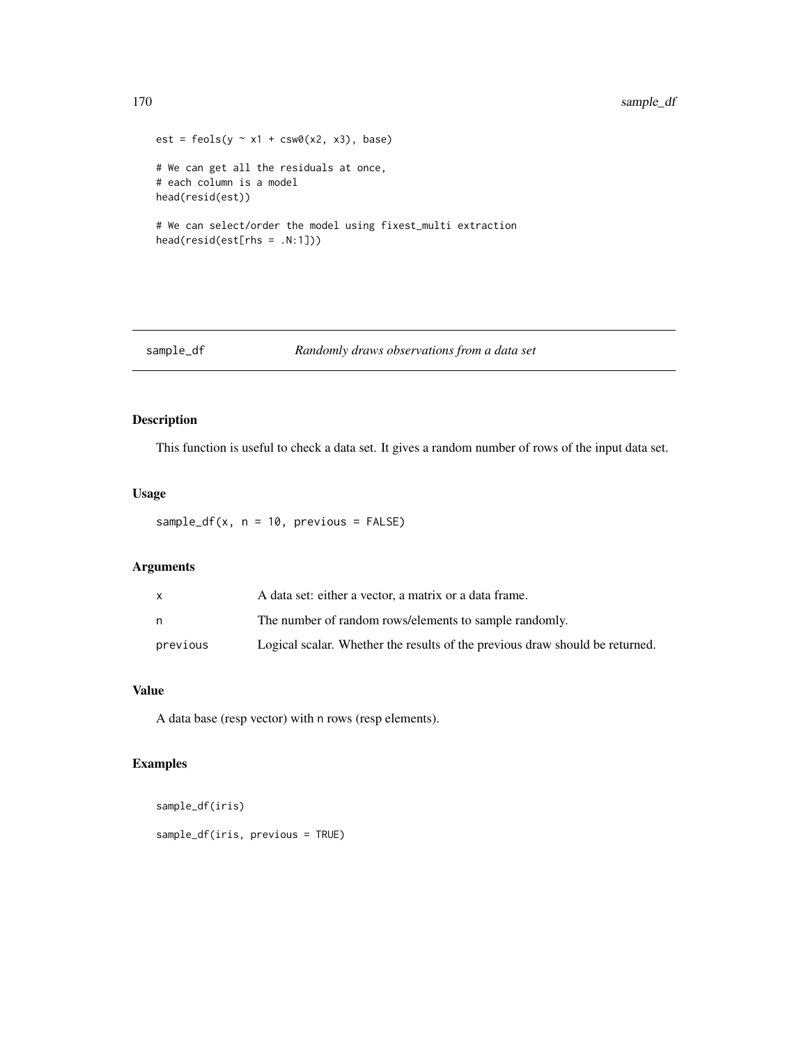```
est = feols(y ~ x1 + csw0(x2, x3), base)

# We can get all the residuals at once,
# each column is a model
head(resid(est))

# We can select/order the model using fixest_multi extraction
head(resid(est[rhs = .N:1]))
```

## sample_df    *Randomly draws observations from a data set*

### Description

This function is useful to check a data set. It gives a random number of rows of the input data set.

### Usage

```
sample_df(x, n = 10, previous = FALSE)
```

### Arguments

| | |
|---|---|
| x | A data set: either a vector, a matrix or a data frame. |
| n | The number of random rows/elements to sample randomly. |
| previous | Logical scalar. Whether the results of the previous draw should be returned. |

### Value

A data base (resp vector) with n rows (resp elements).

### Examples

```
sample_df(iris)

sample_df(iris, previous = TRUE)
```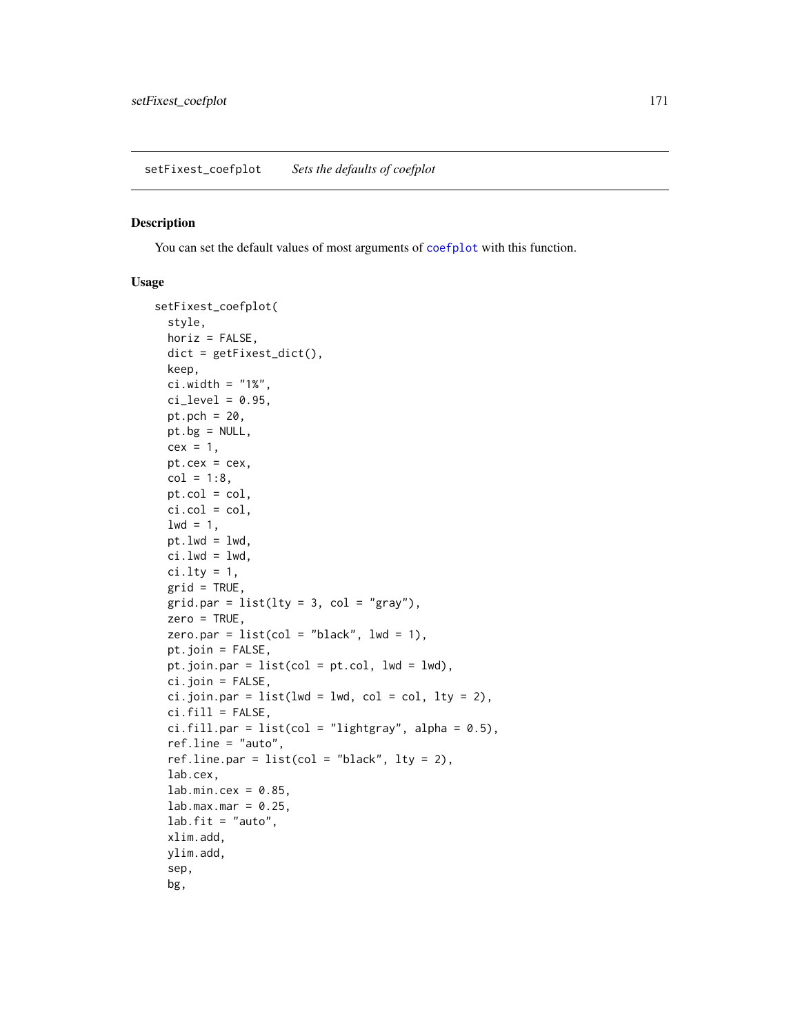setFixest_coefplot    *Sets the defaults of coefplot*

## Description

You can set the default values of most arguments of coefplot with this function.

## Usage

```
setFixest_coefplot(
  style,
  horiz = FALSE,
  dict = getFixest_dict(),
  keep,
  ci.width = "1%",
  ci_level = 0.95,
  pt.pch = 20,
  pt.bg = NULL,
  cex = 1,
  pt.cex = cex,
  col = 1:8,
  pt.col = col,
  ci.col = col,
  lwd = 1,
  pt.lwd = lwd,
  ci.lwd = lwd,
  ci.lty = 1,
  grid = TRUE,
  grid.par = list(lty = 3, col = "gray"),
  zero = TRUE,
  zero.par = list(col = "black", lwd = 1),
  pt.join = FALSE,
  pt.join.par = list(col = pt.col, lwd = lwd),
  ci.join = FALSE,
  ci.join.par = list(lwd = lwd, col = col, lty = 2),
  ci.fill = FALSE,
  ci.fill.par = list(col = "lightgray", alpha = 0.5),
  ref.line = "auto",
  ref.line.par = list(col = "black", lty = 2),
  lab.cex,
  lab.min.cex = 0.85,
  lab.max.mar = 0.25,
  lab.fit = "auto",
  xlim.add,
  ylim.add,
  sep,
  bg,
```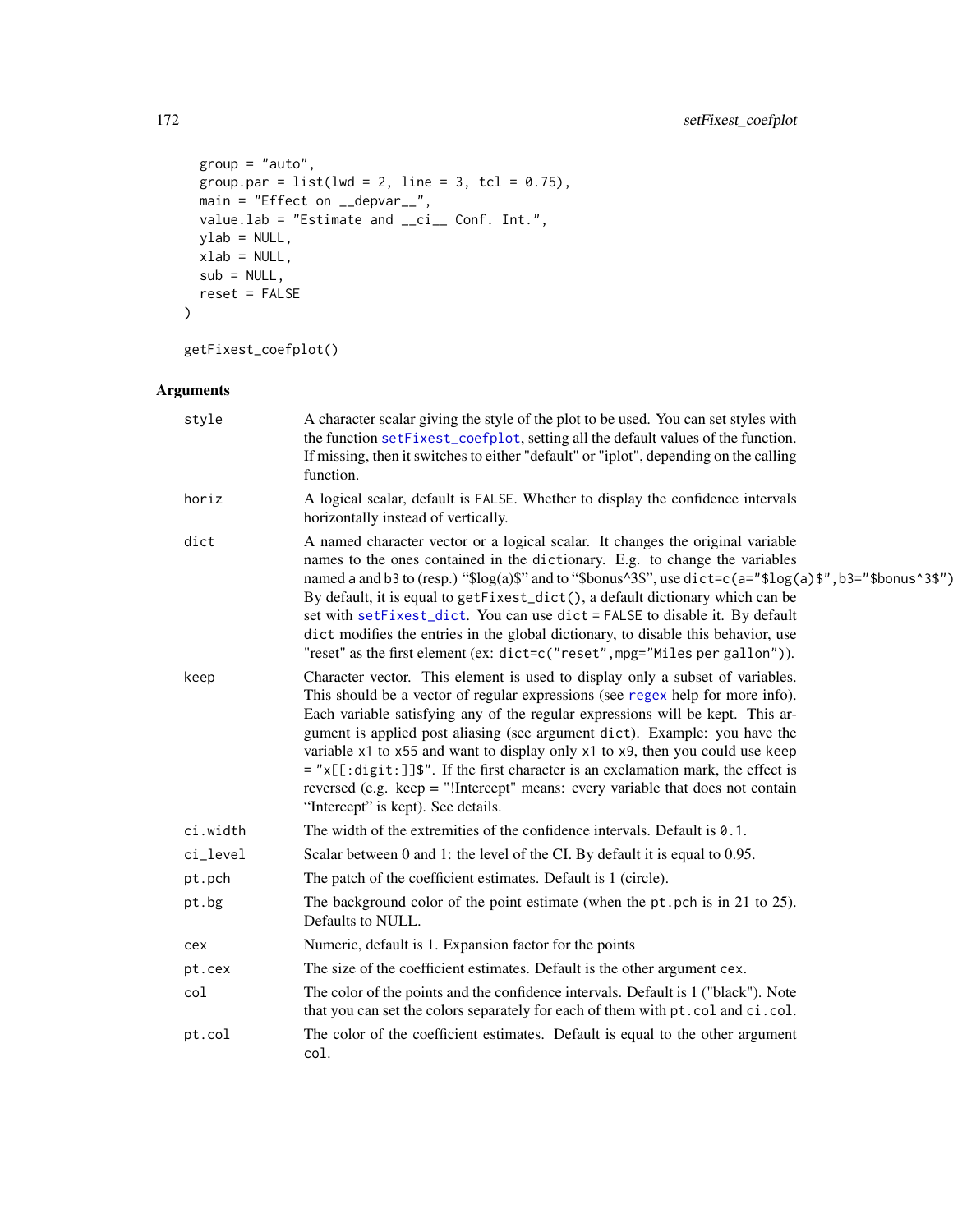```
  group = "auto",
  group.par = list(lwd = 2, line = 3, tcl = 0.75),
  main = "Effect on __depvar__",
  value.lab = "Estimate and __ci__ Conf. Int.",
  ylab = NULL,
  xlab = NULL,
  sub = NULL,
  reset = FALSE
)

getFixest_coefplot()
```

## Arguments

| | |
|---|---|
| style | A character scalar giving the style of the plot to be used. You can set styles with the function setFixest_coefplot, setting all the default values of the function. If missing, then it switches to either "default" or "iplot", depending on the calling function. |
| horiz | A logical scalar, default is FALSE. Whether to display the confidence intervals horizontally instead of vertically. |
| dict | A named character vector or a logical scalar. It changes the original variable names to the ones contained in the dictionary. E.g. to change the variables named a and b3 to (resp.) "$log(a)$" and to "$bonus^3$", use dict=c(a="$log(a)$",b3="$bonus^3$"). By default, it is equal to getFixest_dict(), a default dictionary which can be set with setFixest_dict. You can use dict = FALSE to disable it. By default dict modifies the entries in the global dictionary, to disable this behavior, use "reset" as the first element (ex: dict=c("reset",mpg="Miles per gallon")). |
| keep | Character vector. This element is used to display only a subset of variables. This should be a vector of regular expressions (see regex help for more info). Each variable satisfying any of the regular expressions will be kept. This argument is applied post aliasing (see argument dict). Example: you have the variable x1 to x55 and want to display only x1 to x9, then you could use keep = "x[[:digit:]]$". If the first character is an exclamation mark, the effect is reversed (e.g. keep = "!Intercept" means: every variable that does not contain "Intercept" is kept). See details. |
| ci.width | The width of the extremities of the confidence intervals. Default is 0.1. |
| ci_level | Scalar between 0 and 1: the level of the CI. By default it is equal to 0.95. |
| pt.pch | The patch of the coefficient estimates. Default is 1 (circle). |
| pt.bg | The background color of the point estimate (when the pt.pch is in 21 to 25). Defaults to NULL. |
| cex | Numeric, default is 1. Expansion factor for the points |
| pt.cex | The size of the coefficient estimates. Default is the other argument cex. |
| col | The color of the points and the confidence intervals. Default is 1 ("black"). Note that you can set the colors separately for each of them with pt.col and ci.col. |
| pt.col | The color of the coefficient estimates. Default is equal to the other argument col. |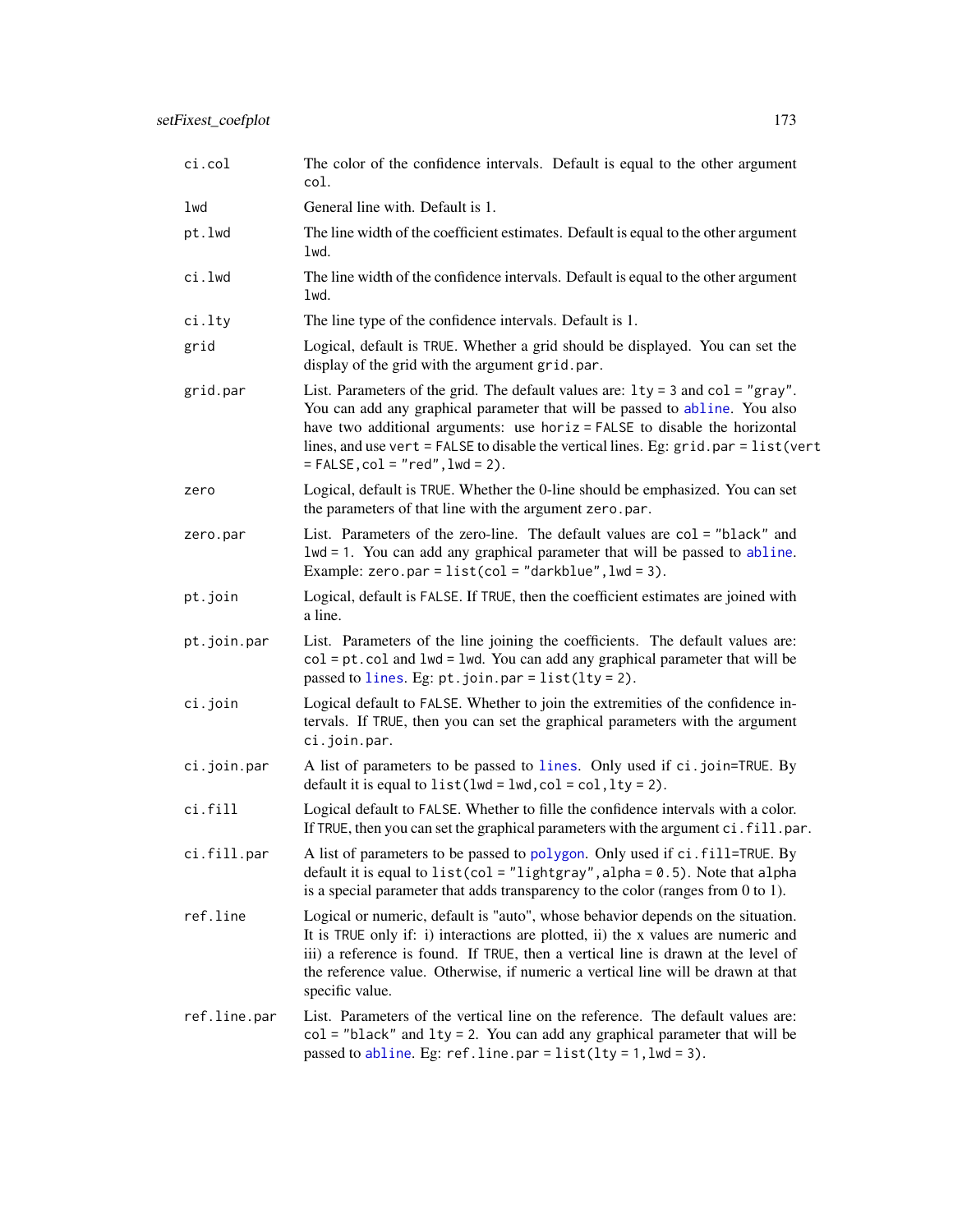| | |
|---|---|
| `ci.col` | The color of the confidence intervals. Default is equal to the other argument `col`. |
| `lwd` | General line with. Default is 1. |
| `pt.lwd` | The line width of the coefficient estimates. Default is equal to the other argument `lwd`. |
| `ci.lwd` | The line width of the confidence intervals. Default is equal to the other argument `lwd`. |
| `ci.lty` | The line type of the confidence intervals. Default is 1. |
| `grid` | Logical, default is `TRUE`. Whether a grid should be displayed. You can set the display of the grid with the argument `grid.par`. |
| `grid.par` | List. Parameters of the grid. The default values are: `lty = 3` and `col = "gray"`. You can add any graphical parameter that will be passed to `abline`. You also have two additional arguments: use `horiz = FALSE` to disable the horizontal lines, and use `vert = FALSE` to disable the vertical lines. Eg: `grid.par = list(vert = FALSE,col = "red",lwd = 2)`. |
| `zero` | Logical, default is `TRUE`. Whether the 0-line should be emphasized. You can set the parameters of that line with the argument `zero.par`. |
| `zero.par` | List. Parameters of the zero-line. The default values are `col = "black"` and `lwd = 1`. You can add any graphical parameter that will be passed to `abline`. Example: `zero.par = list(col = "darkblue",lwd = 3)`. |
| `pt.join` | Logical, default is `FALSE`. If `TRUE`, then the coefficient estimates are joined with a line. |
| `pt.join.par` | List. Parameters of the line joining the coefficients. The default values are: `col = pt.col` and `lwd = lwd`. You can add any graphical parameter that will be passed to `lines`. Eg: `pt.join.par = list(lty = 2)`. |
| `ci.join` | Logical default to `FALSE`. Whether to join the extremities of the confidence intervals. If `TRUE`, then you can set the graphical parameters with the argument `ci.join.par`. |
| `ci.join.par` | A list of parameters to be passed to `lines`. Only used if `ci.join=TRUE`. By default it is equal to `list(lwd = lwd,col = col,lty = 2)`. |
| `ci.fill` | Logical default to `FALSE`. Whether to fille the confidence intervals with a color. If `TRUE`, then you can set the graphical parameters with the argument `ci.fill.par`. |
| `ci.fill.par` | A list of parameters to be passed to `polygon`. Only used if `ci.fill=TRUE`. By default it is equal to `list(col = "lightgray",alpha = 0.5)`. Note that `alpha` is a special parameter that adds transparency to the color (ranges from 0 to 1). |
| `ref.line` | Logical or numeric, default is "auto", whose behavior depends on the situation. It is `TRUE` only if: i) interactions are plotted, ii) the x values are numeric and iii) a reference is found. If `TRUE`, then a vertical line is drawn at the level of the reference value. Otherwise, if numeric a vertical line will be drawn at that specific value. |
| `ref.line.par` | List. Parameters of the vertical line on the reference. The default values are: `col = "black"` and `lty = 2`. You can add any graphical parameter that will be passed to `abline`. Eg: `ref.line.par = list(lty = 1,lwd = 3)`. |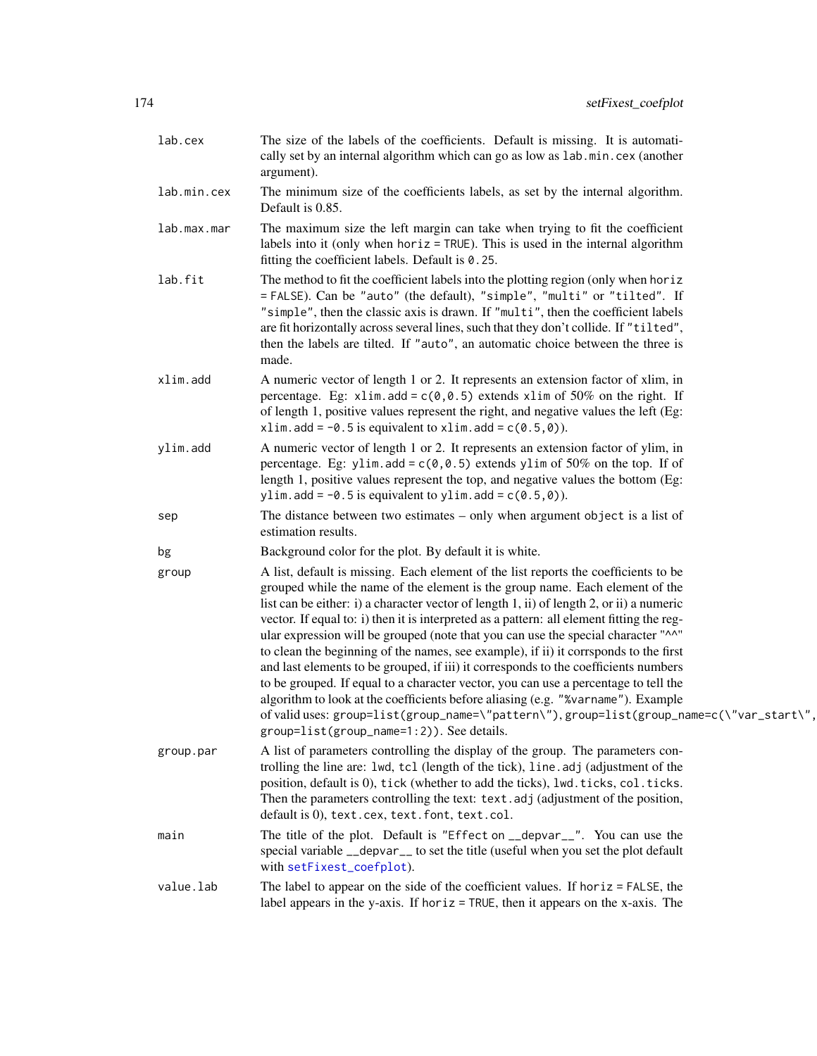| | |
|---|---|
| `lab.cex` | The size of the labels of the coefficients. Default is missing. It is automatically set by an internal algorithm which can go as low as `lab.min.cex` (another argument). |
| `lab.min.cex` | The minimum size of the coefficients labels, as set by the internal algorithm. Default is 0.85. |
| `lab.max.mar` | The maximum size the left margin can take when trying to fit the coefficient labels into it (only when `horiz = TRUE`). This is used in the internal algorithm fitting the coefficient labels. Default is `0.25`. |
| `lab.fit` | The method to fit the coefficient labels into the plotting region (only when `horiz = FALSE`). Can be `"auto"` (the default), `"simple"`, `"multi"` or `"tilted"`. If `"simple"`, then the classic axis is drawn. If `"multi"`, then the coefficient labels are fit horizontally across several lines, such that they don't collide. If `"tilted"`, then the labels are tilted. If `"auto"`, an automatic choice between the three is made. |
| `xlim.add` | A numeric vector of length 1 or 2. It represents an extension factor of xlim, in percentage. Eg: `xlim.add = c(0,0.5)` extends `xlim` of 50% on the right. If of length 1, positive values represent the right, and negative values the left (Eg: `xlim.add = -0.5` is equivalent to `xlim.add = c(0.5,0)`). |
| `ylim.add` | A numeric vector of length 1 or 2. It represents an extension factor of ylim, in percentage. Eg: `ylim.add = c(0,0.5)` extends `ylim` of 50% on the top. If of length 1, positive values represent the top, and negative values the bottom (Eg: `ylim.add = -0.5` is equivalent to `ylim.add = c(0.5,0)`). |
| `sep` | The distance between two estimates – only when argument `object` is a list of estimation results. |
| `bg` | Background color for the plot. By default it is white. |
| `group` | A list, default is missing. Each element of the list reports the coefficients to be grouped while the name of the element is the group name. Each element of the list can be either: i) a character vector of length 1, ii) of length 2, or ii) a numeric vector. If equal to: i) then it is interpreted as a pattern: all element fitting the regular expression will be grouped (note that you can use the special character `"^^"` to clean the beginning of the names, see example), if ii) it corrsponds to the first and last elements to be grouped, if iii) it corresponds to the coefficients numbers to be grouped. If equal to a character vector, you can use a percentage to tell the algorithm to look at the coefficients before aliasing (e.g. `"%varname"`). Example of valid uses: `group=list(group_name=\"pattern\")`, `group=list(group_name=c(\"var_start\",` `group=list(group_name=1:2))`. See details. |
| `group.par` | A list of parameters controlling the display of the group. The parameters controlling the line are: `lwd`, `tcl` (length of the tick), `line.adj` (adjustment of the position, default is 0), `tick` (whether to add the ticks), `lwd.ticks`, `col.ticks`. Then the parameters controlling the text: `text.adj` (adjustment of the position, default is 0), `text.cex`, `text.font`, `text.col`. |
| `main` | The title of the plot. Default is `"Effect on __depvar__"`. You can use the special variable `__depvar__` to set the title (useful when you set the plot default with `setFixest_coefplot`). |
| `value.lab` | The label to appear on the side of the coefficient values. If `horiz = FALSE`, the label appears in the y-axis. If `horiz = TRUE`, then it appears on the x-axis. The |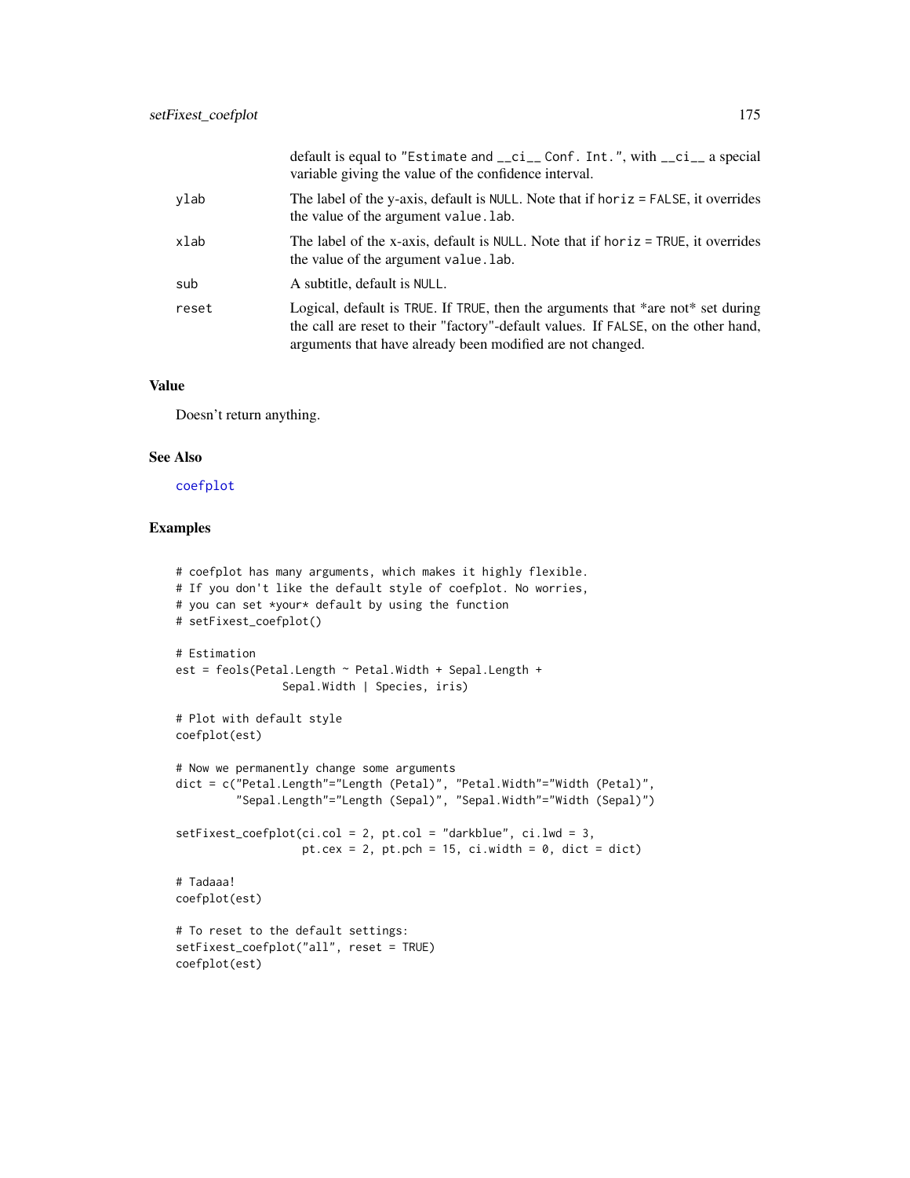| | |
|---|---|
| | default is equal to `"Estimate and __ci__ Conf. Int."`, with `__ci__` a special variable giving the value of the confidence interval. |
| `ylab` | The label of the y-axis, default is `NULL`. Note that if `horiz = FALSE`, it overrides the value of the argument `value.lab`. |
| `xlab` | The label of the x-axis, default is `NULL`. Note that if `horiz = TRUE`, it overrides the value of the argument `value.lab`. |
| `sub` | A subtitle, default is `NULL`. |
| `reset` | Logical, default is `TRUE`. If `TRUE`, then the arguments that *are not* set during the call are reset to their "factory"-default values. If `FALSE`, on the other hand, arguments that have already been modified are not changed. |

### Value

Doesn't return anything.

### See Also

coefplot

### Examples

```
# coefplot has many arguments, which makes it highly flexible.
# If you don't like the default style of coefplot. No worries,
# you can set *your* default by using the function
# setFixest_coefplot()

# Estimation
est = feols(Petal.Length ~ Petal.Width + Sepal.Length +
                Sepal.Width | Species, iris)

# Plot with default style
coefplot(est)

# Now we permanently change some arguments
dict = c("Petal.Length"="Length (Petal)", "Petal.Width"="Width (Petal)",
         "Sepal.Length"="Length (Sepal)", "Sepal.Width"="Width (Sepal)")

setFixest_coefplot(ci.col = 2, pt.col = "darkblue", ci.lwd = 3,
                   pt.cex = 2, pt.pch = 15, ci.width = 0, dict = dict)

# Tadaaa!
coefplot(est)

# To reset to the default settings:
setFixest_coefplot("all", reset = TRUE)
coefplot(est)
```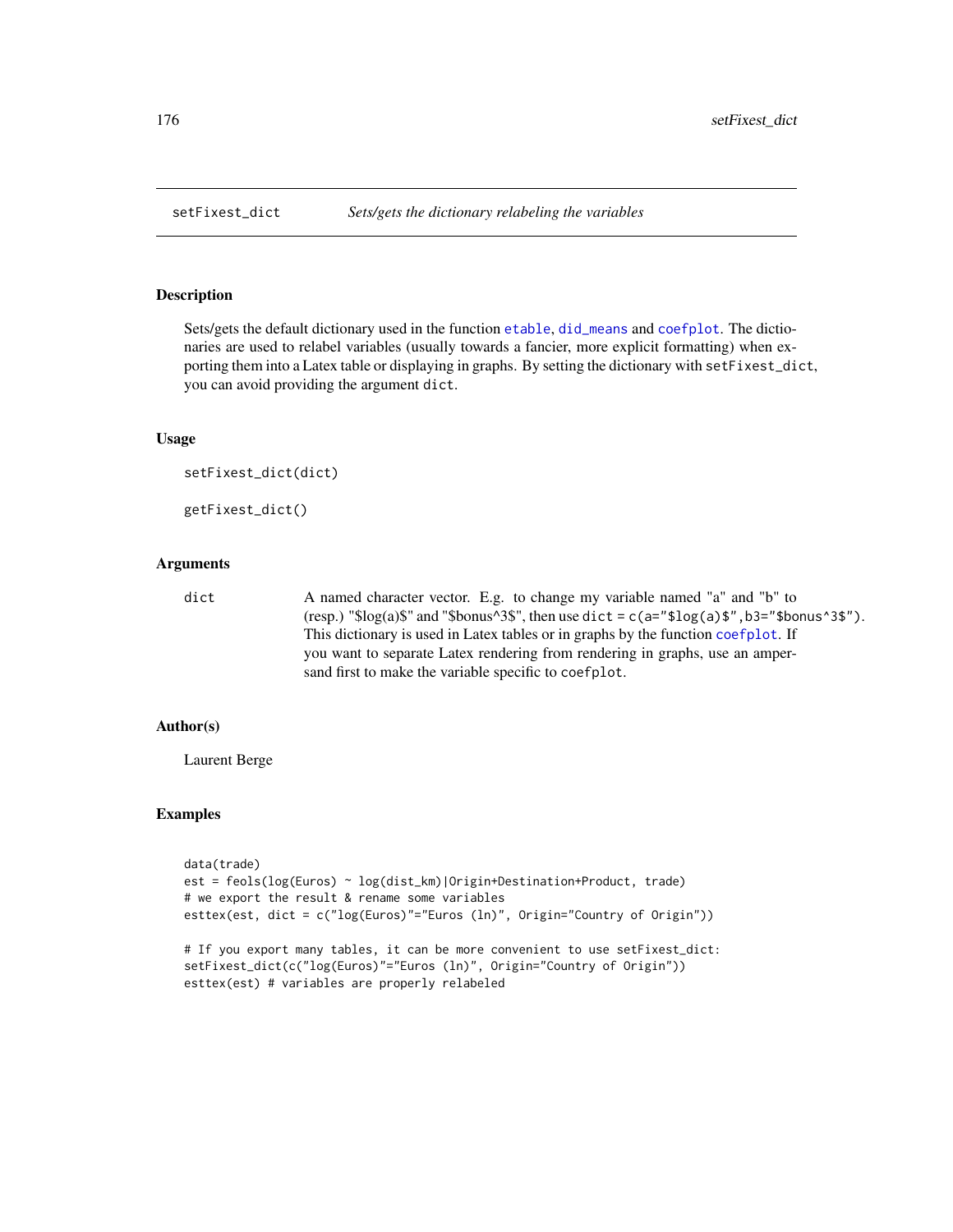## setFixest_dict — *Sets/gets the dictionary relabeling the variables*

### Description

Sets/gets the default dictionary used in the function `etable`, `did_means` and `coefplot`. The dictionaries are used to relabel variables (usually towards a fancier, more explicit formatting) when exporting them into a Latex table or displaying in graphs. By setting the dictionary with `setFixest_dict`, you can avoid providing the argument `dict`.

### Usage

```
setFixest_dict(dict)

getFixest_dict()
```

### Arguments

| | |
|---|---|
| `dict` | A named character vector. E.g. to change my variable named "a" and "b" to (resp.) "$log(a)$" and "$bonus^3$", then use `dict = c(a="$log(a)$",b3="$bonus^3$")`. This dictionary is used in Latex tables or in graphs by the function `coefplot`. If you want to separate Latex rendering from rendering in graphs, use an ampersand first to make the variable specific to `coefplot`. |

### Author(s)

Laurent Berge

### Examples

```
data(trade)
est = feols(log(Euros) ~ log(dist_km)|Origin+Destination+Product, trade)
# we export the result & rename some variables
esttex(est, dict = c("log(Euros)"="Euros (ln)", Origin="Country of Origin"))

# If you export many tables, it can be more convenient to use setFixest_dict:
setFixest_dict(c("log(Euros)"="Euros (ln)", Origin="Country of Origin"))
esttex(est) # variables are properly relabeled
```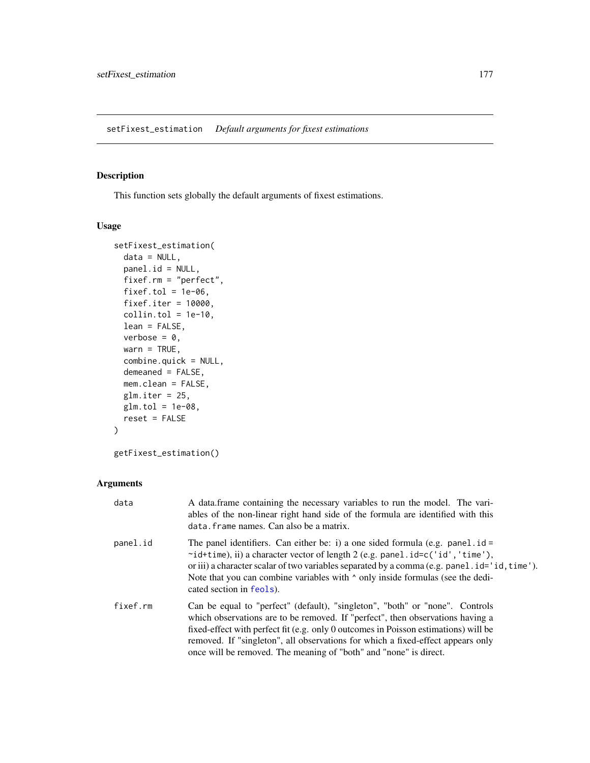## setFixest_estimation — *Default arguments for fixest estimations*

### Description

This function sets globally the default arguments of fixest estimations.

### Usage

```
setFixest_estimation(
  data = NULL,
  panel.id = NULL,
  fixef.rm = "perfect",
  fixef.tol = 1e-06,
  fixef.iter = 10000,
  collin.tol = 1e-10,
  lean = FALSE,
  verbose = 0,
  warn = TRUE,
  combine.quick = NULL,
  demeaned = FALSE,
  mem.clean = FALSE,
  glm.iter = 25,
  glm.tol = 1e-08,
  reset = FALSE
)

getFixest_estimation()
```

### Arguments

| | |
|---|---|
| `data` | A data.frame containing the necessary variables to run the model. The variables of the non-linear right hand side of the formula are identified with this `data.frame` names. Can also be a matrix. |
| `panel.id` | The panel identifiers. Can either be: i) a one sided formula (e.g. `panel.id = ~id+time`), ii) a character vector of length 2 (e.g. `panel.id=c('id','time')`, or iii) a character scalar of two variables separated by a comma (e.g. `panel.id='id,time'`). Note that you can combine variables with `^` only inside formulas (see the dedicated section in `feols`). |
| `fixef.rm` | Can be equal to "perfect" (default), "singleton", "both" or "none". Controls which observations are to be removed. If "perfect", then observations having a fixed-effect with perfect fit (e.g. only 0 outcomes in Poisson estimations) will be removed. If "singleton", all observations for which a fixed-effect appears only once will be removed. The meaning of "both" and "none" is direct. |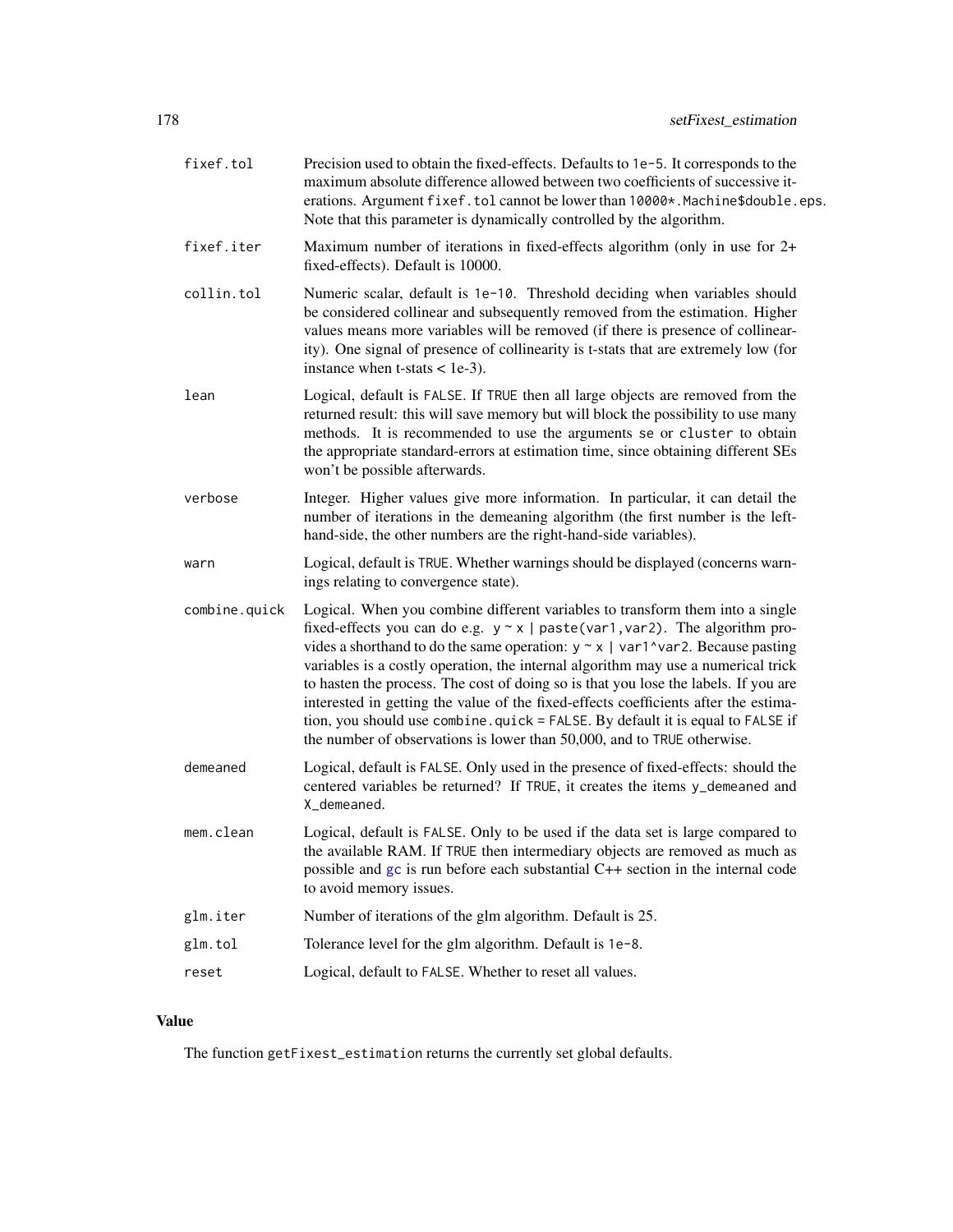| | |
|---|---|
| `fixef.tol` | Precision used to obtain the fixed-effects. Defaults to `1e-5`. It corresponds to the maximum absolute difference allowed between two coefficients of successive iterations. Argument `fixef.tol` cannot be lower than `10000*.Machine$double.eps`. Note that this parameter is dynamically controlled by the algorithm. |
| `fixef.iter` | Maximum number of iterations in fixed-effects algorithm (only in use for 2+ fixed-effects). Default is 10000. |
| `collin.tol` | Numeric scalar, default is `1e-10`. Threshold deciding when variables should be considered collinear and subsequently removed from the estimation. Higher values means more variables will be removed (if there is presence of collinearity). One signal of presence of collinearity is t-stats that are extremely low (for instance when t-stats < 1e-3). |
| `lean` | Logical, default is `FALSE`. If `TRUE` then all large objects are removed from the returned result: this will save memory but will block the possibility to use many methods. It is recommended to use the arguments `se` or `cluster` to obtain the appropriate standard-errors at estimation time, since obtaining different SEs won't be possible afterwards. |
| `verbose` | Integer. Higher values give more information. In particular, it can detail the number of iterations in the demeaning algorithm (the first number is the left-hand-side, the other numbers are the right-hand-side variables). |
| `warn` | Logical, default is `TRUE`. Whether warnings should be displayed (concerns warnings relating to convergence state). |
| `combine.quick` | Logical. When you combine different variables to transform them into a single fixed-effects you can do e.g. `y ~ x \| paste(var1,var2)`. The algorithm provides a shorthand to do the same operation: `y ~ x \| var1^var2`. Because pasting variables is a costly operation, the internal algorithm may use a numerical trick to hasten the process. The cost of doing so is that you lose the labels. If you are interested in getting the value of the fixed-effects coefficients after the estimation, you should use `combine.quick = FALSE`. By default it is equal to `FALSE` if the number of observations is lower than 50,000, and to `TRUE` otherwise. |
| `demeaned` | Logical, default is `FALSE`. Only used in the presence of fixed-effects: should the centered variables be returned? If `TRUE`, it creates the items `y_demeaned` and `X_demeaned`. |
| `mem.clean` | Logical, default is `FALSE`. Only to be used if the data set is large compared to the available RAM. If `TRUE` then intermediary objects are removed as much as possible and `gc` is run before each substantial C++ section in the internal code to avoid memory issues. |
| `glm.iter` | Number of iterations of the glm algorithm. Default is 25. |
| `glm.tol` | Tolerance level for the glm algorithm. Default is `1e-8`. |
| `reset` | Logical, default to `FALSE`. Whether to reset all values. |

## Value

The function `getFixest_estimation` returns the currently set global defaults.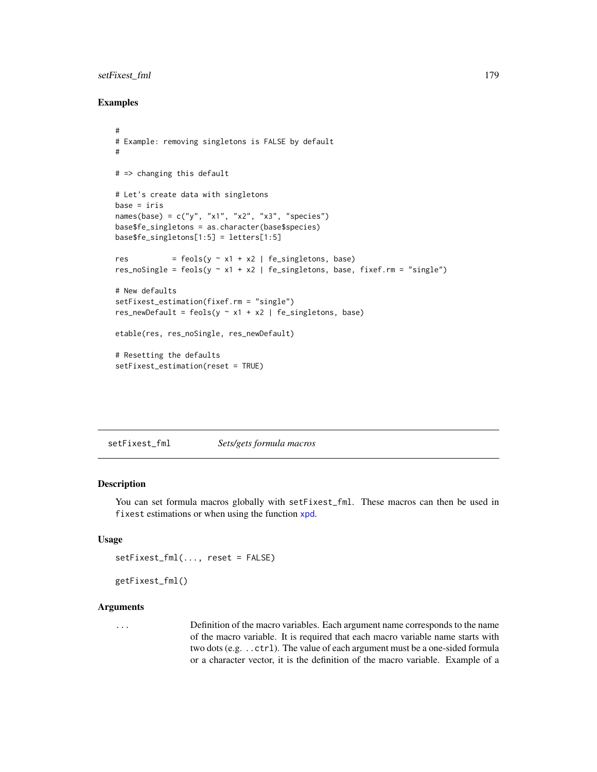## Examples

```
#
# Example: removing singletons is FALSE by default
#

# => changing this default

# Let's create data with singletons
base = iris
names(base) = c("y", "x1", "x2", "x3", "species")
base$fe_singletons = as.character(base$species)
base$fe_singletons[1:5] = letters[1:5]

res          = feols(y ~ x1 + x2 | fe_singletons, base)
res_noSingle = feols(y ~ x1 + x2 | fe_singletons, base, fixef.rm = "single")

# New defaults
setFixest_estimation(fixef.rm = "single")
res_newDefault = feols(y ~ x1 + x2 | fe_singletons, base)

etable(res, res_noSingle, res_newDefault)

# Resetting the defaults
setFixest_estimation(reset = TRUE)
```

---

## setFixest_fml *Sets/gets formula macros*

### Description

You can set formula macros globally with `setFixest_fml`. These macros can then be used in `fixest` estimations or when using the function `xpd`.

### Usage

```
setFixest_fml(..., reset = FALSE)

getFixest_fml()
```

### Arguments

`...` Definition of the macro variables. Each argument name corresponds to the name of the macro variable. It is required that each macro variable name starts with two dots (e.g. `..ctrl`). The value of each argument must be a one-sided formula or a character vector, it is the definition of the macro variable. Example of a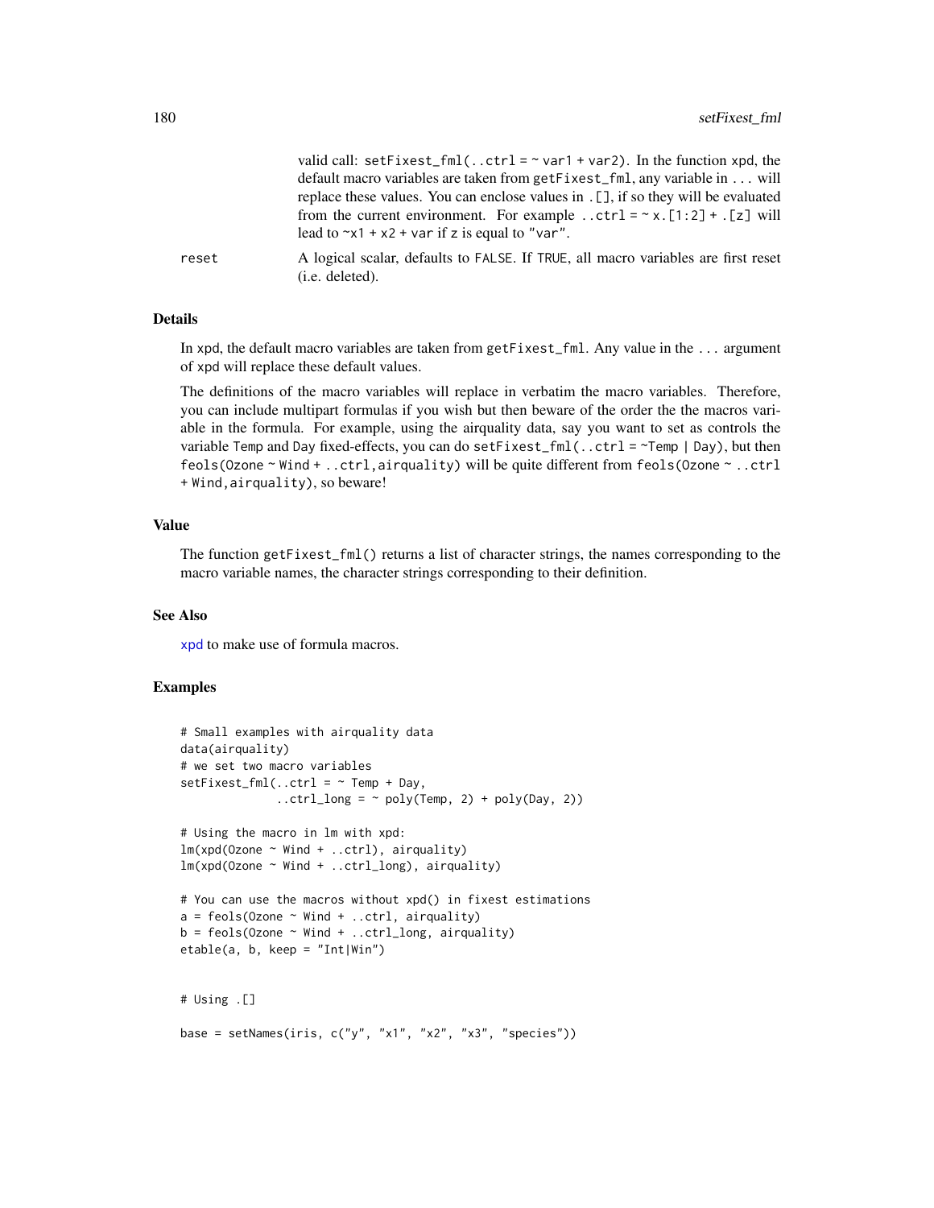valid call: `setFixest_fml(..ctrl = ~ var1 + var2)`. In the function `xpd`, the default macro variables are taken from `getFixest_fml`, any variable in `...` will replace these values. You can enclose values in `.[]`, if so they will be evaluated from the current environment. For example `..ctrl = ~ x.[1:2] + .[z]` will lead to `~x1 + x2 + var` if `z` is equal to `"var"`.

reset
: A logical scalar, defaults to `FALSE`. If `TRUE`, all macro variables are first reset (i.e. deleted).

### Details

In `xpd`, the default macro variables are taken from `getFixest_fml`. Any value in the `...` argument of `xpd` will replace these default values.

The definitions of the macro variables will replace in verbatim the macro variables. Therefore, you can include multipart formulas if you wish but then beware of the order the the macros variable in the formula. For example, using the airquality data, say you want to set as controls the variable `Temp` and `Day` fixed-effects, you can do `setFixest_fml(..ctrl = ~Temp | Day)`, but then `feols(Ozone ~ Wind + ..ctrl,airquality)` will be quite different from `feols(Ozone ~ ..ctrl + Wind,airquality)`, so beware!

### Value

The function `getFixest_fml()` returns a list of character strings, the names corresponding to the macro variable names, the character strings corresponding to their definition.

### See Also

`xpd` to make use of formula macros.

### Examples

```
# Small examples with airquality data
data(airquality)
# we set two macro variables
setFixest_fml(..ctrl = ~ Temp + Day,
              ..ctrl_long = ~ poly(Temp, 2) + poly(Day, 2))

# Using the macro in lm with xpd:
lm(xpd(Ozone ~ Wind + ..ctrl), airquality)
lm(xpd(Ozone ~ Wind + ..ctrl_long), airquality)

# You can use the macros without xpd() in fixest estimations
a = feols(Ozone ~ Wind + ..ctrl, airquality)
b = feols(Ozone ~ Wind + ..ctrl_long, airquality)
etable(a, b, keep = "Int|Win")


# Using .[]

base = setNames(iris, c("y", "x1", "x2", "x3", "species"))
```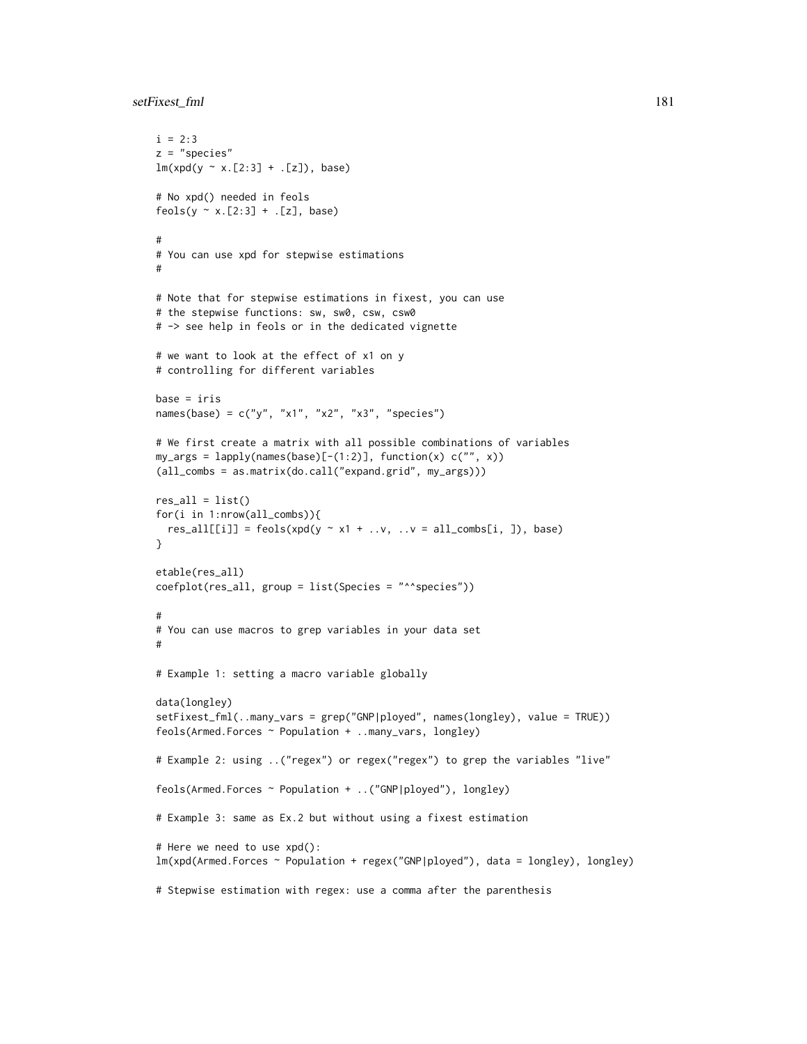```
i = 2:3
z = "species"
lm(xpd(y ~ x.[2:3] + .[z]), base)

# No xpd() needed in feols
feols(y ~ x.[2:3] + .[z], base)

#
# You can use xpd for stepwise estimations
#

# Note that for stepwise estimations in fixest, you can use
# the stepwise functions: sw, sw0, csw, csw0
# -> see help in feols or in the dedicated vignette

# we want to look at the effect of x1 on y
# controlling for different variables

base = iris
names(base) = c("y", "x1", "x2", "x3", "species")

# We first create a matrix with all possible combinations of variables
my_args = lapply(names(base)[-(1:2)], function(x) c("", x))
(all_combs = as.matrix(do.call("expand.grid", my_args)))

res_all = list()
for(i in 1:nrow(all_combs)){
  res_all[[i]] = feols(xpd(y ~ x1 + ..v, ..v = all_combs[i, ]), base)
}

etable(res_all)
coefplot(res_all, group = list(Species = "^^species"))

#
# You can use macros to grep variables in your data set
#

# Example 1: setting a macro variable globally

data(longley)
setFixest_fml(..many_vars = grep("GNP|ployed", names(longley), value = TRUE))
feols(Armed.Forces ~ Population + ..many_vars, longley)

# Example 2: using ..("regex") or regex("regex") to grep the variables "live"

feols(Armed.Forces ~ Population + ..("GNP|ployed"), longley)

# Example 3: same as Ex.2 but without using a fixest estimation

# Here we need to use xpd():
lm(xpd(Armed.Forces ~ Population + regex("GNP|ployed"), data = longley), longley)

# Stepwise estimation with regex: use a comma after the parenthesis
```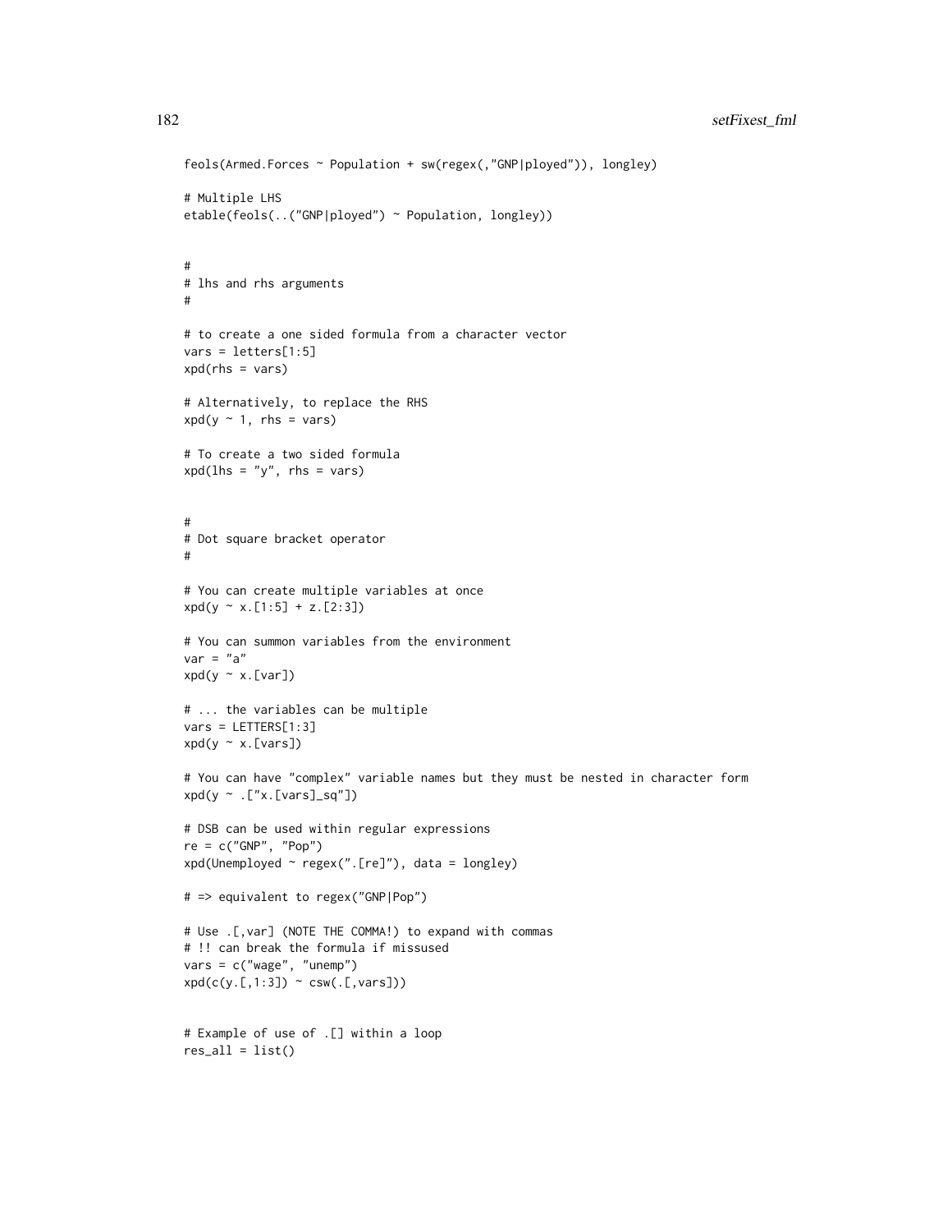```
feols(Armed.Forces ~ Population + sw(regex(,"GNP|ployed")), longley)

# Multiple LHS
etable(feols(..("GNP|ployed") ~ Population, longley))


#
# lhs and rhs arguments
#

# to create a one sided formula from a character vector
vars = letters[1:5]
xpd(rhs = vars)

# Alternatively, to replace the RHS
xpd(y ~ 1, rhs = vars)

# To create a two sided formula
xpd(lhs = "y", rhs = vars)


#
# Dot square bracket operator
#

# You can create multiple variables at once
xpd(y ~ x.[1:5] + z.[2:3])

# You can summon variables from the environment
var = "a"
xpd(y ~ x.[var])

# ... the variables can be multiple
vars = LETTERS[1:3]
xpd(y ~ x.[vars])

# You can have "complex" variable names but they must be nested in character form
xpd(y ~ .["x.[vars]_sq"])

# DSB can be used within regular expressions
re = c("GNP", "Pop")
xpd(Unemployed ~ regex(".[re]"), data = longley)

# => equivalent to regex("GNP|Pop")

# Use .[,var] (NOTE THE COMMA!) to expand with commas
# !! can break the formula if missused
vars = c("wage", "unemp")
xpd(c(y.[,1:3]) ~ csw(.[,vars]))


# Example of use of .[] within a loop
res_all = list()
```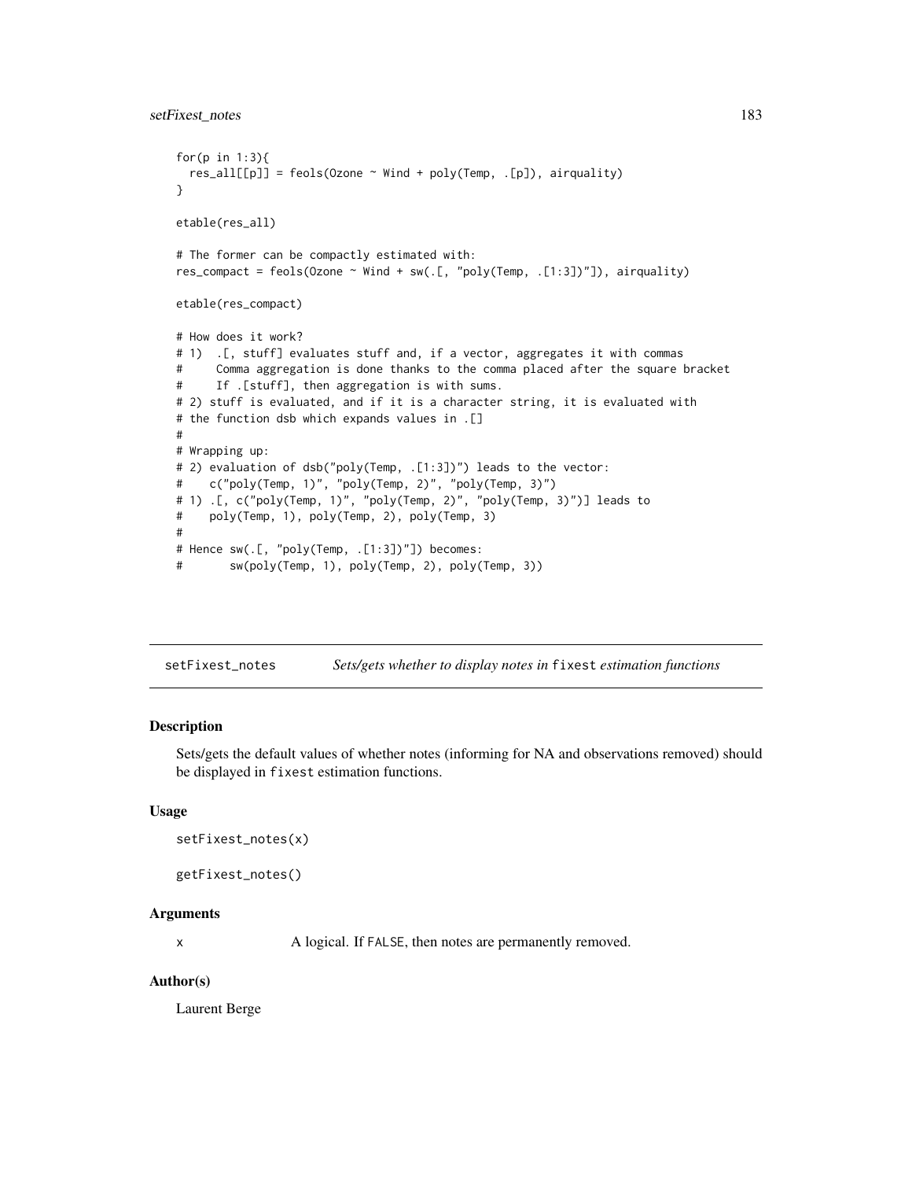```
for(p in 1:3){
  res_all[[p]] = feols(Ozone ~ Wind + poly(Temp, .[p]), airquality)
}

etable(res_all)

# The former can be compactly estimated with:
res_compact = feols(Ozone ~ Wind + sw(.[, "poly(Temp, .[1:3])"]), airquality)

etable(res_compact)

# How does it work?
# 1)  .[, stuff] evaluates stuff and, if a vector, aggregates it with commas
#     Comma aggregation is done thanks to the comma placed after the square bracket
#     If .[stuff], then aggregation is with sums.
# 2) stuff is evaluated, and if it is a character string, it is evaluated with
# the function dsb which expands values in .[]
#
# Wrapping up:
# 2) evaluation of dsb("poly(Temp, .[1:3])") leads to the vector:
#    c("poly(Temp, 1)", "poly(Temp, 2)", "poly(Temp, 3)")
# 1) .[, c("poly(Temp, 1)", "poly(Temp, 2)", "poly(Temp, 3)")] leads to
#    poly(Temp, 1), poly(Temp, 2), poly(Temp, 3)
#
# Hence sw(.[, "poly(Temp, .[1:3])"]) becomes:
#       sw(poly(Temp, 1), poly(Temp, 2), poly(Temp, 3))
```

## setFixest_notes — *Sets/gets whether to display notes in* `fixest` *estimation functions*

### Description

Sets/gets the default values of whether notes (informing for NA and observations removed) should be displayed in `fixest` estimation functions.

### Usage

```
setFixest_notes(x)

getFixest_notes()
```

### Arguments

x — A logical. If `FALSE`, then notes are permanently removed.

### Author(s)

Laurent Berge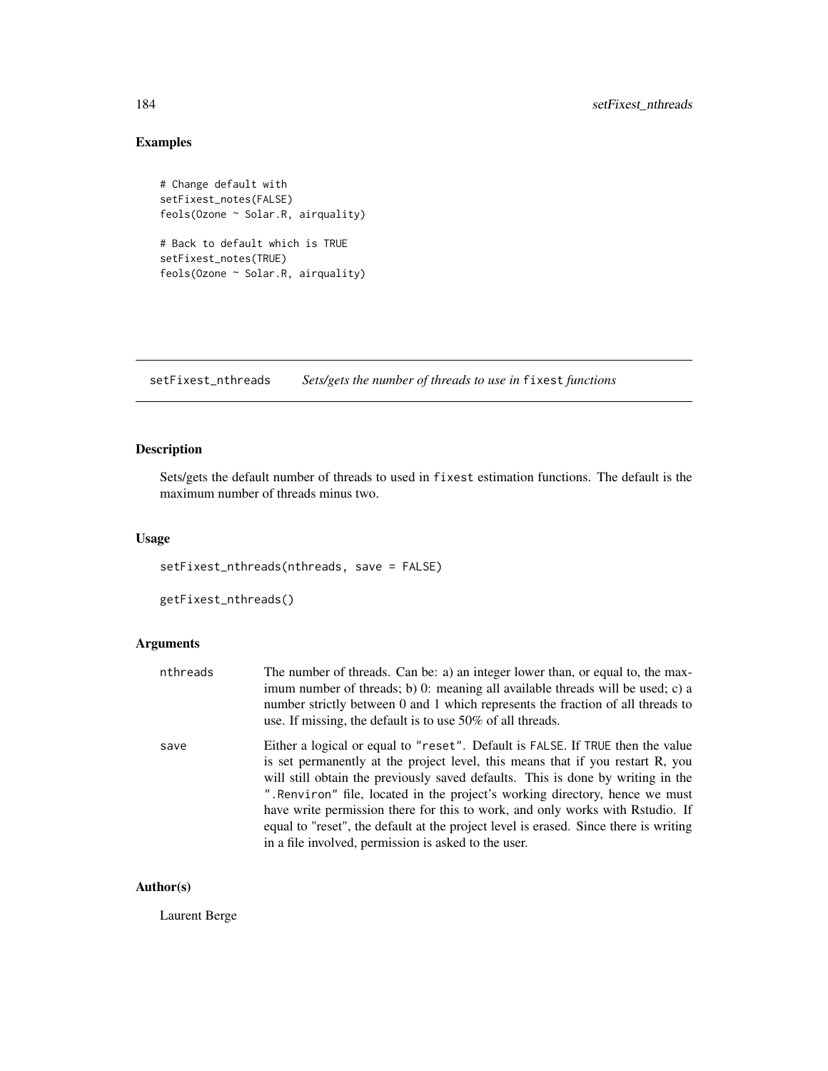## Examples

```
# Change default with
setFixest_notes(FALSE)
feols(Ozone ~ Solar.R, airquality)

# Back to default which is TRUE
setFixest_notes(TRUE)
feols(Ozone ~ Solar.R, airquality)
```

---

# setFixest_nthreads *Sets/gets the number of threads to use in* fixest *functions*

---

## Description

Sets/gets the default number of threads to used in fixest estimation functions. The default is the maximum number of threads minus two.

## Usage

```
setFixest_nthreads(nthreads, save = FALSE)

getFixest_nthreads()
```

## Arguments

| | |
|---|---|
| nthreads | The number of threads. Can be: a) an integer lower than, or equal to, the maximum number of threads; b) 0: meaning all available threads will be used; c) a number strictly between 0 and 1 which represents the fraction of all threads to use. If missing, the default is to use 50% of all threads. |
| save | Either a logical or equal to "reset". Default is FALSE. If TRUE then the value is set permanently at the project level, this means that if you restart R, you will still obtain the previously saved defaults. This is done by writing in the ".Renviron" file, located in the project's working directory, hence we must have write permission there for this to work, and only works with Rstudio. If equal to "reset", the default at the project level is erased. Since there is writing in a file involved, permission is asked to the user. |

## Author(s)

Laurent Berge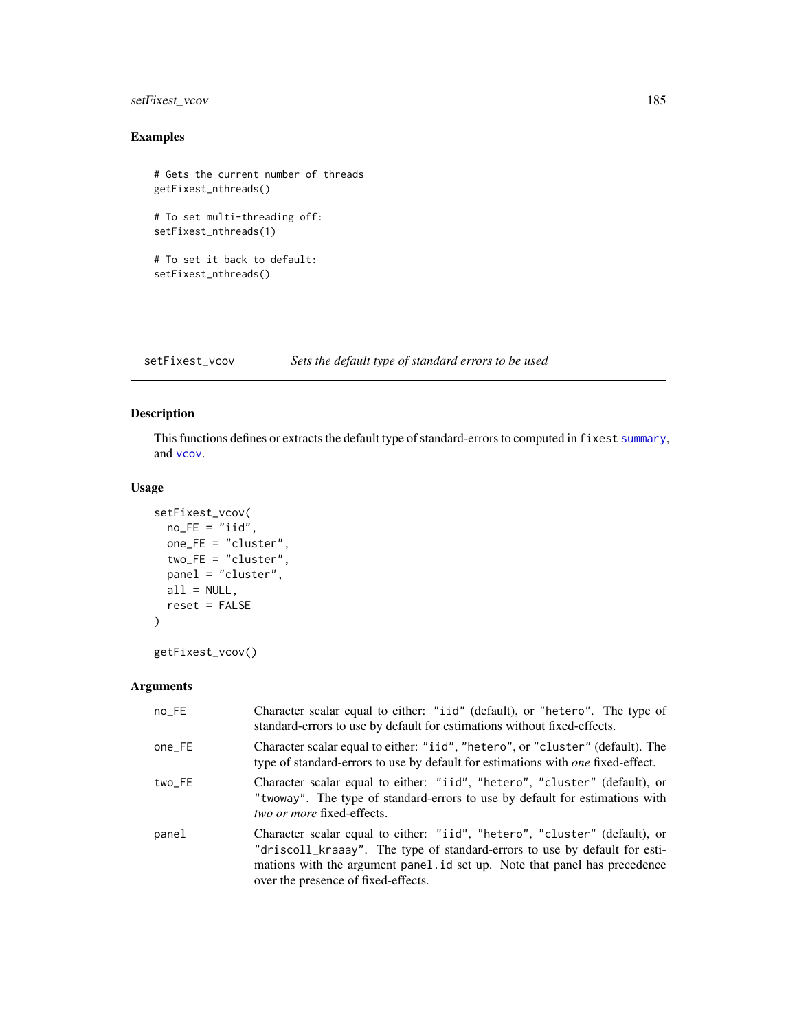## Examples

```
# Gets the current number of threads
getFixest_nthreads()

# To set multi-threading off:
setFixest_nthreads(1)

# To set it back to default:
setFixest_nthreads()
```

---

## setFixest_vcov — *Sets the default type of standard errors to be used*

### Description

This functions defines or extracts the default type of standard-errors to computed in `fixest` summary, and vcov.

### Usage

```
setFixest_vcov(
  no_FE = "iid",
  one_FE = "cluster",
  two_FE = "cluster",
  panel = "cluster",
  all = NULL,
  reset = FALSE
)

getFixest_vcov()
```

### Arguments

| | |
|---|---|
| no_FE | Character scalar equal to either: `"iid"` (default), or `"hetero"`. The type of standard-errors to use by default for estimations without fixed-effects. |
| one_FE | Character scalar equal to either: `"iid"`, `"hetero"`, or `"cluster"` (default). The type of standard-errors to use by default for estimations with *one* fixed-effect. |
| two_FE | Character scalar equal to either: `"iid"`, `"hetero"`, `"cluster"` (default), or `"twoway"`. The type of standard-errors to use by default for estimations with *two or more* fixed-effects. |
| panel | Character scalar equal to either: `"iid"`, `"hetero"`, `"cluster"` (default), or `"driscoll_kraaay"`. The type of standard-errors to use by default for estimations with the argument `panel.id` set up. Note that panel has precedence over the presence of fixed-effects. |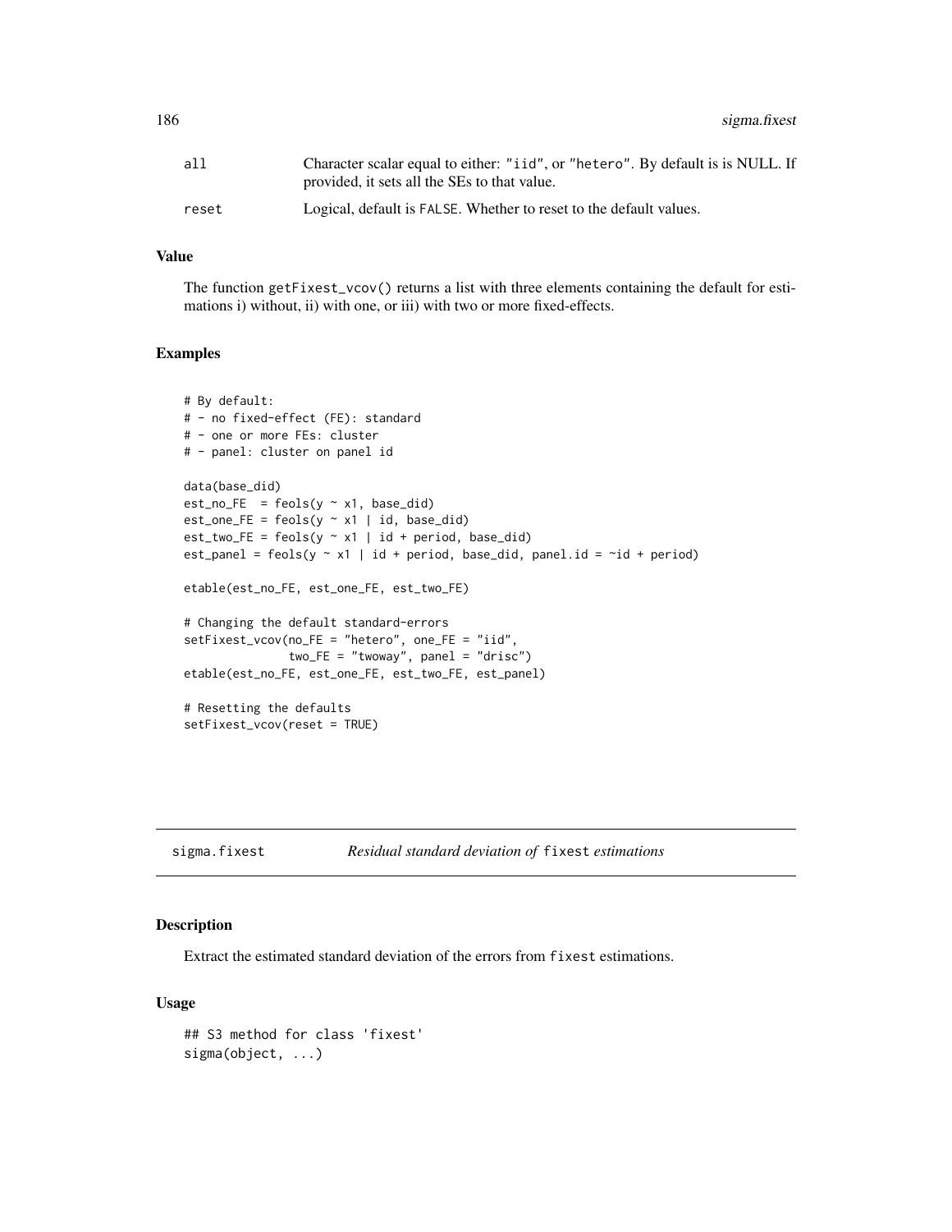| | |
|---|---|
| `all` | Character scalar equal to either: `"iid"`, or `"hetero"`. By default is is NULL. If provided, it sets all the SEs to that value. |
| `reset` | Logical, default is `FALSE`. Whether to reset to the default values. |

### Value

The function `getFixest_vcov()` returns a list with three elements containing the default for estimations i) without, ii) with one, or iii) with two or more fixed-effects.

### Examples

```
# By default:
# - no fixed-effect (FE): standard
# - one or more FEs: cluster
# - panel: cluster on panel id

data(base_did)
est_no_FE  = feols(y ~ x1, base_did)
est_one_FE = feols(y ~ x1 | id, base_did)
est_two_FE = feols(y ~ x1 | id + period, base_did)
est_panel = feols(y ~ x1 | id + period, base_did, panel.id = ~id + period)

etable(est_no_FE, est_one_FE, est_two_FE)

# Changing the default standard-errors
setFixest_vcov(no_FE = "hetero", one_FE = "iid",
               two_FE = "twoway", panel = "drisc")
etable(est_no_FE, est_one_FE, est_two_FE, est_panel)

# Resetting the defaults
setFixest_vcov(reset = TRUE)
```

---

## sigma.fixest — *Residual standard deviation of* `fixest` *estimations*

### Description

Extract the estimated standard deviation of the errors from `fixest` estimations.

### Usage

```
## S3 method for class 'fixest'
sigma(object, ...)
```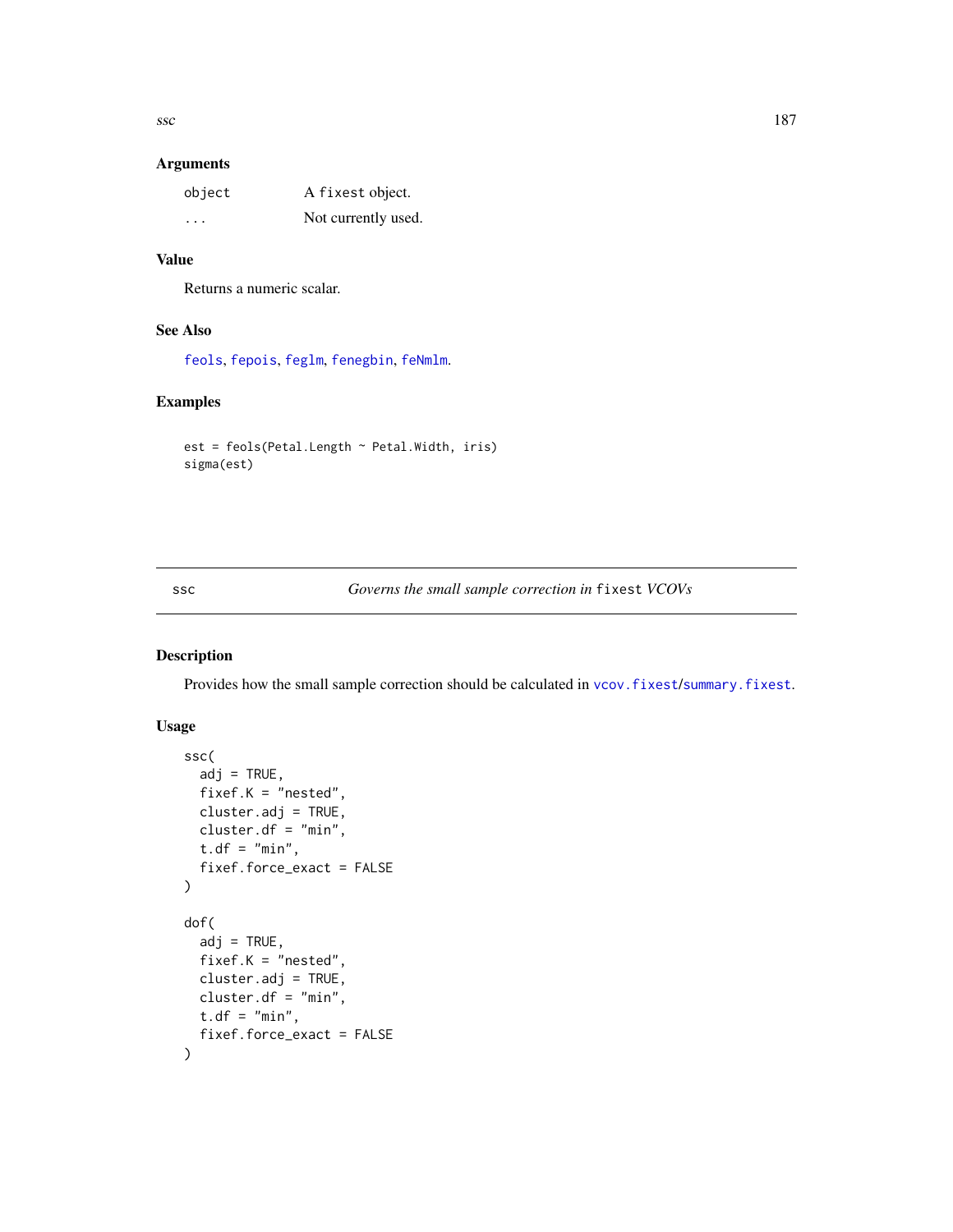### Arguments

| | |
|---|---|
| `object` | A `fixest` object. |
| `...` | Not currently used. |

### Value

Returns a numeric scalar.

### See Also

`feols`, `fepois`, `feglm`, `fenegbin`, `feNmlm`.

### Examples

```
est = feols(Petal.Length ~ Petal.Width, iris)
sigma(est)
```

---

## ssc — *Governs the small sample correction in* `fixest` *VCOVs*

---

### Description

Provides how the small sample correction should be calculated in `vcov.fixest`/`summary.fixest`.

### Usage

```
ssc(
  adj = TRUE,
  fixef.K = "nested",
  cluster.adj = TRUE,
  cluster.df = "min",
  t.df = "min",
  fixef.force_exact = FALSE
)

dof(
  adj = TRUE,
  fixef.K = "nested",
  cluster.adj = TRUE,
  cluster.df = "min",
  t.df = "min",
  fixef.force_exact = FALSE
)
```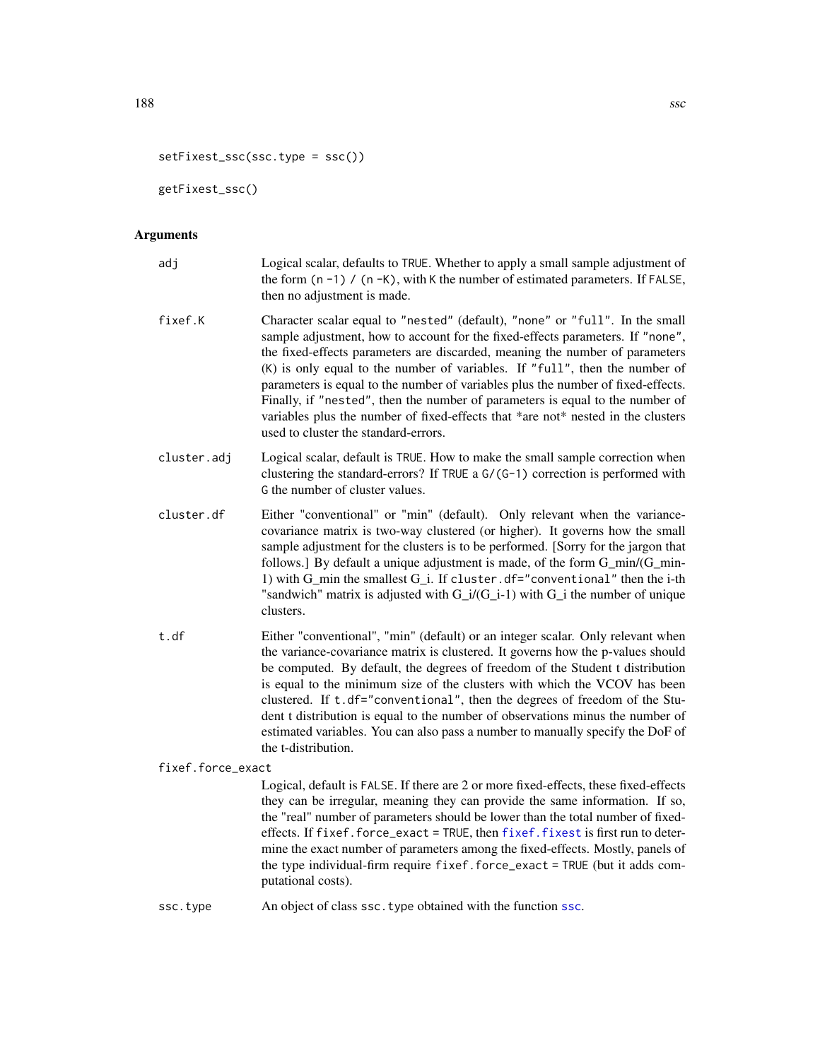```
setFixest_ssc(ssc.type = ssc())

getFixest_ssc()
```

## Arguments

**adj**
Logical scalar, defaults to `TRUE`. Whether to apply a small sample adjustment of the form `(n -1) / (n -K)`, with `K` the number of estimated parameters. If `FALSE`, then no adjustment is made.

**fixef.K**
Character scalar equal to `"nested"` (default), `"none"` or `"full"`. In the small sample adjustment, how to account for the fixed-effects parameters. If `"none"`, the fixed-effects parameters are discarded, meaning the number of parameters (`K`) is only equal to the number of variables. If `"full"`, then the number of parameters is equal to the number of variables plus the number of fixed-effects. Finally, if `"nested"`, then the number of parameters is equal to the number of variables plus the number of fixed-effects that *are not* nested in the clusters used to cluster the standard-errors.

**cluster.adj**
Logical scalar, default is `TRUE`. How to make the small sample correction when clustering the standard-errors? If `TRUE` a `G/(G-1)` correction is performed with `G` the number of cluster values.

**cluster.df**
Either "conventional" or "min" (default). Only relevant when the variance-covariance matrix is two-way clustered (or higher). It governs how the small sample adjustment for the clusters is to be performed. [Sorry for the jargon that follows.] By default a unique adjustment is made, of the form G_min/(G_min-1) with G_min the smallest G_i. If `cluster.df="conventional"` then the i-th "sandwich" matrix is adjusted with G_i/(G_i-1) with G_i the number of unique clusters.

**t.df**
Either "conventional", "min" (default) or an integer scalar. Only relevant when the variance-covariance matrix is clustered. It governs how the p-values should be computed. By default, the degrees of freedom of the Student t distribution is equal to the minimum size of the clusters with which the VCOV has been clustered. If `t.df="conventional"`, then the degrees of freedom of the Student t distribution is equal to the number of observations minus the number of estimated variables. You can also pass a number to manually specify the DoF of the t-distribution.

**fixef.force_exact**
Logical, default is `FALSE`. If there are 2 or more fixed-effects, these fixed-effects they can be irregular, meaning they can provide the same information. If so, the "real" number of parameters should be lower than the total number of fixed-effects. If `fixef.force_exact = TRUE`, then `fixef.fixest` is first run to determine the exact number of parameters among the fixed-effects. Mostly, panels of the type individual-firm require `fixef.force_exact = TRUE` (but it adds computational costs).

**ssc.type**
An object of class `ssc.type` obtained with the function `ssc`.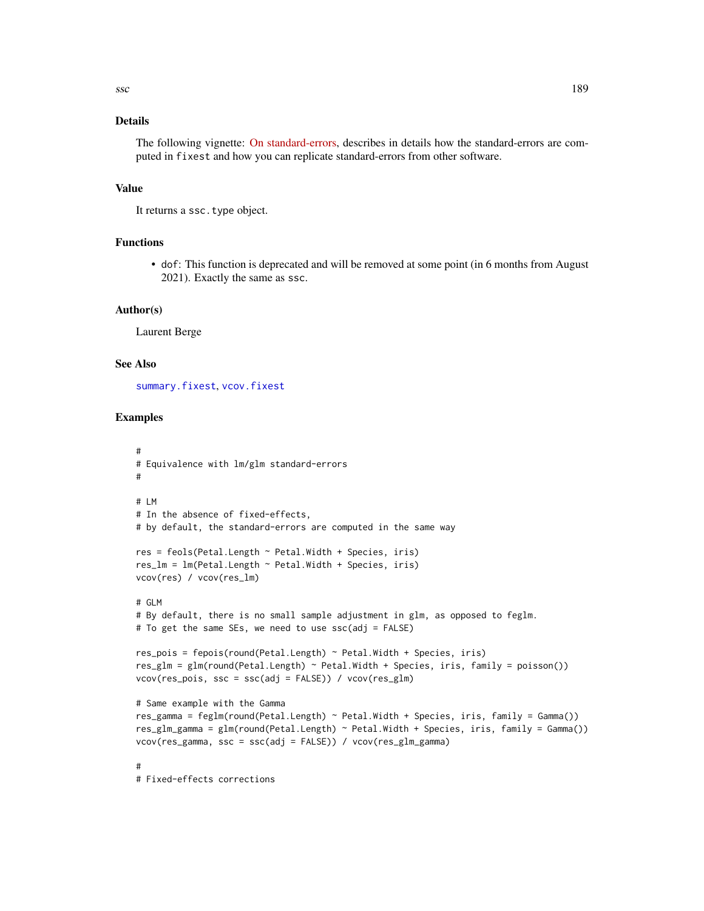## Details

The following vignette: On standard-errors, describes in details how the standard-errors are computed in `fixest` and how you can replicate standard-errors from other software.

## Value

It returns a `ssc.type` object.

## Functions

- `dof`: This function is deprecated and will be removed at some point (in 6 months from August 2021). Exactly the same as `ssc`.

## Author(s)

Laurent Berge

## See Also

`summary.fixest`, `vcov.fixest`

## Examples

```
#
# Equivalence with lm/glm standard-errors
#

# LM
# In the absence of fixed-effects,
# by default, the standard-errors are computed in the same way

res = feols(Petal.Length ~ Petal.Width + Species, iris)
res_lm = lm(Petal.Length ~ Petal.Width + Species, iris)
vcov(res) / vcov(res_lm)

# GLM
# By default, there is no small sample adjustment in glm, as opposed to feglm.
# To get the same SEs, we need to use ssc(adj = FALSE)

res_pois = fepois(round(Petal.Length) ~ Petal.Width + Species, iris)
res_glm = glm(round(Petal.Length) ~ Petal.Width + Species, iris, family = poisson())
vcov(res_pois, ssc = ssc(adj = FALSE)) / vcov(res_glm)

# Same example with the Gamma
res_gamma = feglm(round(Petal.Length) ~ Petal.Width + Species, iris, family = Gamma())
res_glm_gamma = glm(round(Petal.Length) ~ Petal.Width + Species, iris, family = Gamma())
vcov(res_gamma, ssc = ssc(adj = FALSE)) / vcov(res_glm_gamma)

#
# Fixed-effects corrections
```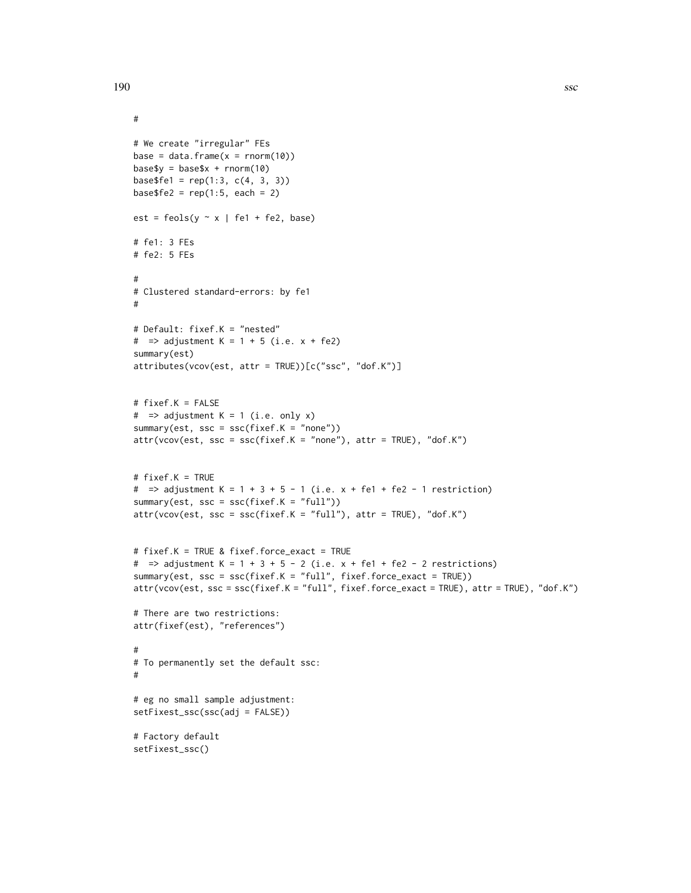```
#

# We create "irregular" FEs
base = data.frame(x = rnorm(10))
base$y = base$x + rnorm(10)
base$fe1 = rep(1:3, c(4, 3, 3))
base$fe2 = rep(1:5, each = 2)

est = feols(y ~ x | fe1 + fe2, base)

# fe1: 3 FEs
# fe2: 5 FEs

#
# Clustered standard-errors: by fe1
#

# Default: fixef.K = "nested"
#  => adjustment K = 1 + 5 (i.e. x + fe2)
summary(est)
attributes(vcov(est, attr = TRUE))[c("ssc", "dof.K")]


# fixef.K = FALSE
#  => adjustment K = 1 (i.e. only x)
summary(est, ssc = ssc(fixef.K = "none"))
attr(vcov(est, ssc = ssc(fixef.K = "none"), attr = TRUE), "dof.K")


# fixef.K = TRUE
#  => adjustment K = 1 + 3 + 5 - 1 (i.e. x + fe1 + fe2 - 1 restriction)
summary(est, ssc = ssc(fixef.K = "full"))
attr(vcov(est, ssc = ssc(fixef.K = "full"), attr = TRUE), "dof.K")


# fixef.K = TRUE & fixef.force_exact = TRUE
#  => adjustment K = 1 + 3 + 5 - 2 (i.e. x + fe1 + fe2 - 2 restrictions)
summary(est, ssc = ssc(fixef.K = "full", fixef.force_exact = TRUE))
attr(vcov(est, ssc = ssc(fixef.K = "full", fixef.force_exact = TRUE), attr = TRUE), "dof.K")

# There are two restrictions:
attr(fixef(est), "references")

#
# To permanently set the default ssc:
#

# eg no small sample adjustment:
setFixest_ssc(ssc(adj = FALSE))

# Factory default
setFixest_ssc()
```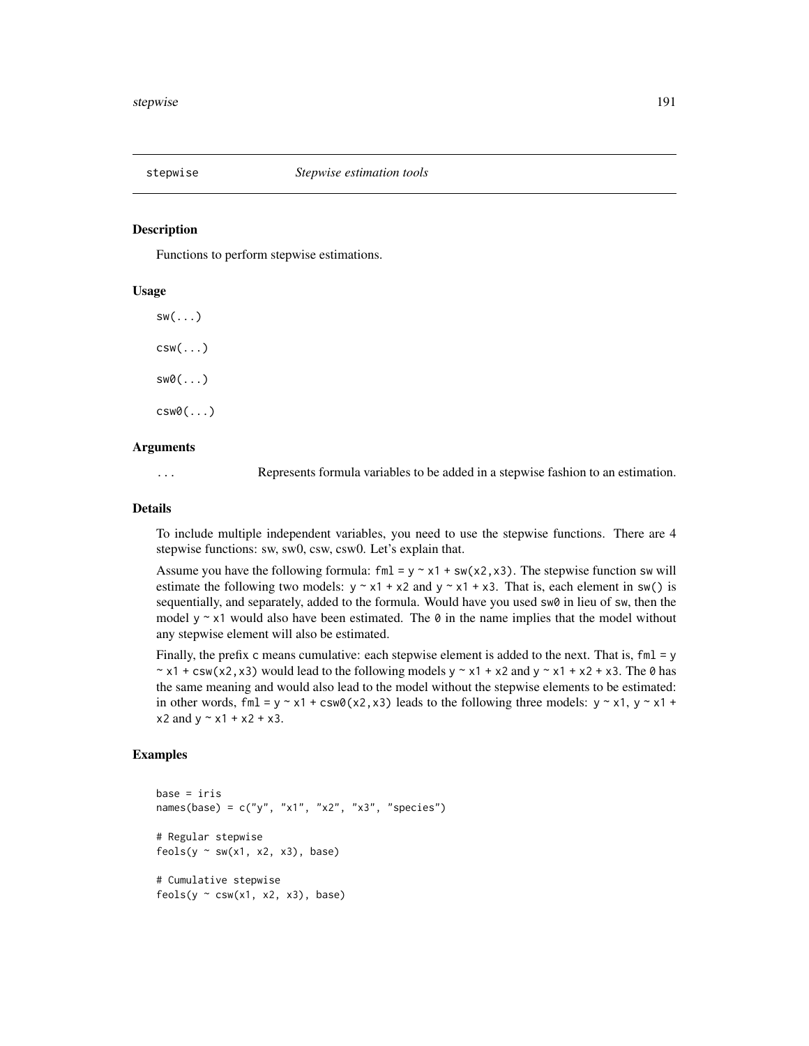# stepwise — *Stepwise estimation tools*

## Description

Functions to perform stepwise estimations.

## Usage

```
sw(...)

csw(...)

sw0(...)

csw0(...)
```

## Arguments

`...` Represents formula variables to be added in a stepwise fashion to an estimation.

## Details

To include multiple independent variables, you need to use the stepwise functions. There are 4 stepwise functions: sw, sw0, csw, csw0. Let's explain that.

Assume you have the following formula: `fml = y ~ x1 + sw(x2,x3)`. The stepwise function `sw` will estimate the following two models: `y ~ x1 + x2` and `y ~ x1 + x3`. That is, each element in `sw()` is sequentially, and separately, added to the formula. Would have you used `sw0` in lieu of `sw`, then the model `y ~ x1` would also have been estimated. The `0` in the name implies that the model without any stepwise element will also be estimated.

Finally, the prefix `c` means cumulative: each stepwise element is added to the next. That is, `fml = y ~ x1 + csw(x2,x3)` would lead to the following models `y ~ x1 + x2` and `y ~ x1 + x2 + x3`. The `0` has the same meaning and would also lead to the model without the stepwise elements to be estimated: in other words, `fml = y ~ x1 + csw0(x2,x3)` leads to the following three models: `y ~ x1`, `y ~ x1 + x2` and `y ~ x1 + x2 + x3`.

## Examples

```
base = iris
names(base) = c("y", "x1", "x2", "x3", "species")

# Regular stepwise
feols(y ~ sw(x1, x2, x3), base)

# Cumulative stepwise
feols(y ~ csw(x1, x2, x3), base)
```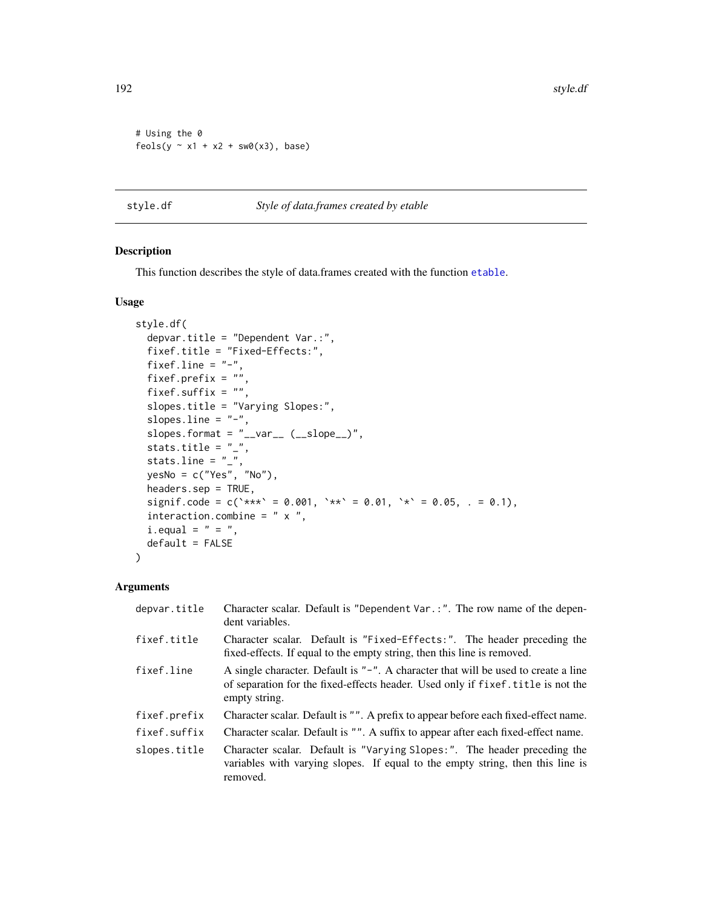```
# Using the 0
feols(y ~ x1 + x2 + sw0(x3), base)
```

## style.df — *Style of data.frames created by etable*

### Description

This function describes the style of data.frames created with the function `etable`.

### Usage

```
style.df(
  depvar.title = "Dependent Var.:",
  fixef.title = "Fixed-Effects:",
  fixef.line = "-",
  fixef.prefix = "",
  fixef.suffix = "",
  slopes.title = "Varying Slopes:",
  slopes.line = "-",
  slopes.format = "__var__ (__slope__)",
  stats.title = "_",
  stats.line = "_",
  yesNo = c("Yes", "No"),
  headers.sep = TRUE,
  signif.code = c(`***` = 0.001, `**` = 0.01, `*` = 0.05, . = 0.1),
  interaction.combine = " x ",
  i.equal = " = ",
  default = FALSE
)
```

### Arguments

| | |
|---|---|
| `depvar.title` | Character scalar. Default is `"Dependent Var.:"`. The row name of the dependent variables. |
| `fixef.title` | Character scalar. Default is `"Fixed-Effects:"`. The header preceding the fixed-effects. If equal to the empty string, then this line is removed. |
| `fixef.line` | A single character. Default is `"-"`. A character that will be used to create a line of separation for the fixed-effects header. Used only if `fixef.title` is not the empty string. |
| `fixef.prefix` | Character scalar. Default is `""`. A prefix to appear before each fixed-effect name. |
| `fixef.suffix` | Character scalar. Default is `""`. A suffix to appear after each fixed-effect name. |
| `slopes.title` | Character scalar. Default is `"Varying Slopes:"`. The header preceding the variables with varying slopes. If equal to the empty string, then this line is removed. |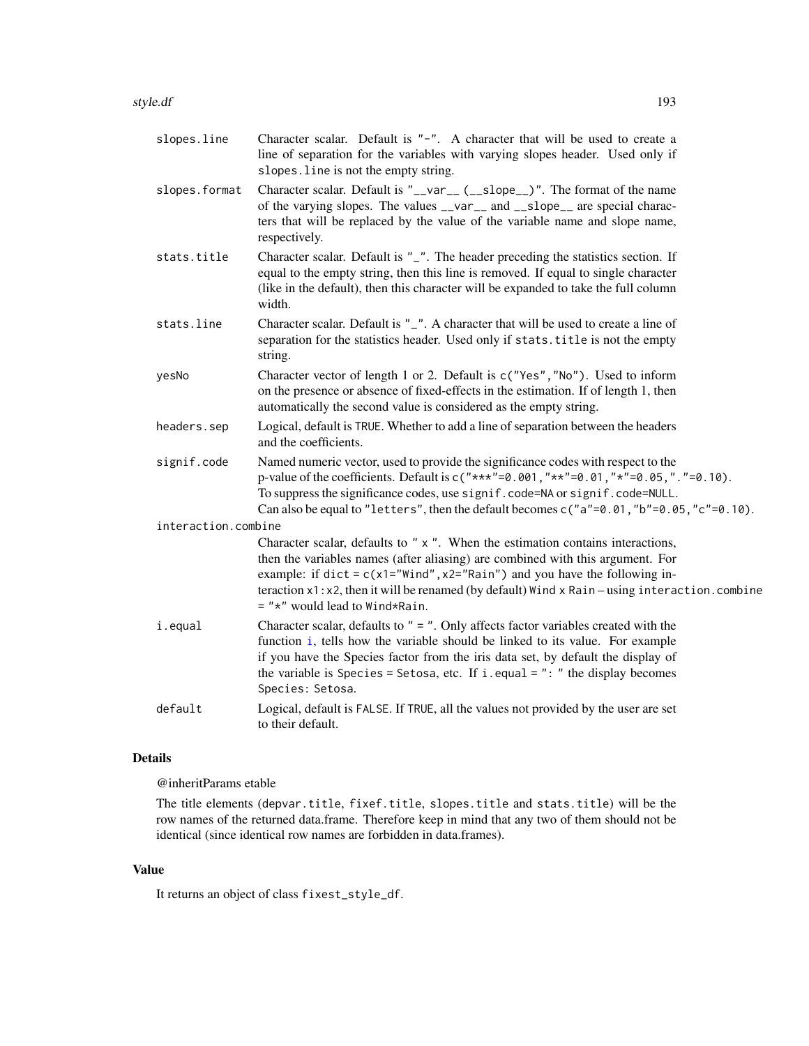**slopes.line** Character scalar. Default is `"-"`. A character that will be used to create a line of separation for the variables with varying slopes header. Used only if `slopes.line` is not the empty string.

**slopes.format** Character scalar. Default is `"__var__ (__slope__)"`. The format of the name of the varying slopes. The values `__var__` and `__slope__` are special characters that will be replaced by the value of the variable name and slope name, respectively.

**stats.title** Character scalar. Default is `"_"`. The header preceding the statistics section. If equal to the empty string, then this line is removed. If equal to single character (like in the default), then this character will be expanded to take the full column width.

**stats.line** Character scalar. Default is `"_"`. A character that will be used to create a line of separation for the statistics header. Used only if `stats.title` is not the empty string.

**yesNo** Character vector of length 1 or 2. Default is `c("Yes","No")`. Used to inform on the presence or absence of fixed-effects in the estimation. If of length 1, then automatically the second value is considered as the empty string.

**headers.sep** Logical, default is `TRUE`. Whether to add a line of separation between the headers and the coefficients.

**signif.code** Named numeric vector, used to provide the significance codes with respect to the p-value of the coefficients. Default is `c("***"=0.001,"**"=0.01,"*"=0.05,"."=0.10)`. To suppress the significance codes, use `signif.code=NA` or `signif.code=NULL`. Can also be equal to `"letters"`, then the default becomes `c("a"=0.01,"b"=0.05,"c"=0.10)`.

**interaction.combine**
Character scalar, defaults to `" x "`. When the estimation contains interactions, then the variables names (after aliasing) are combined with this argument. For example: if `dict = c(x1="Wind",x2="Rain")` and you have the following interaction `x1:x2`, then it will be renamed (by default) `Wind x Rain` – using `interaction.combine = "*"` would lead to `Wind*Rain`.

**i.equal** Character scalar, defaults to `" = "`. Only affects factor variables created with the function `i`, tells how the variable should be linked to its value. For example if you have the Species factor from the iris data set, by default the display of the variable is `Species = Setosa`, etc. If `i.equal = ": "` the display becomes `Species: Setosa`.

**default** Logical, default is `FALSE`. If `TRUE`, all the values not provided by the user are set to their default.

## Details

@inheritParams etable

The title elements (`depvar.title`, `fixef.title`, `slopes.title` and `stats.title`) will be the row names of the returned data.frame. Therefore keep in mind that any two of them should not be identical (since identical row names are forbidden in data.frames).

## Value

It returns an object of class `fixest_style_df`.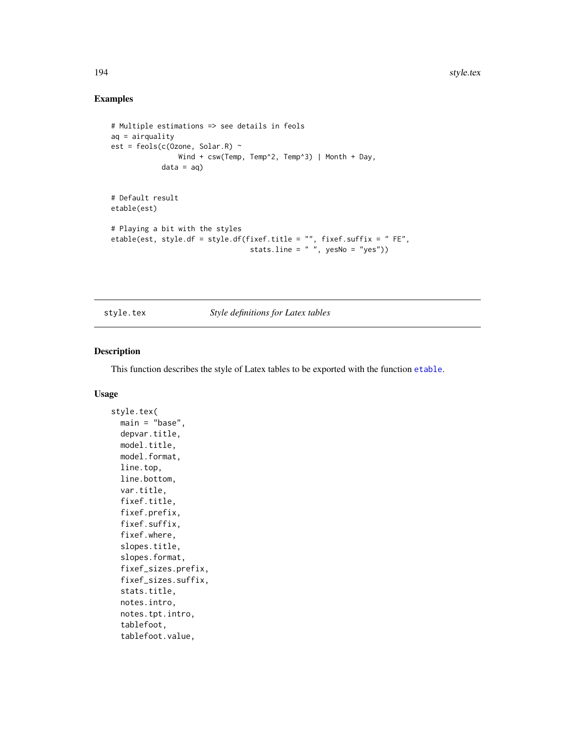## Examples

```
# Multiple estimations => see details in feols
aq = airquality
est = feols(c(Ozone, Solar.R) ~
                Wind + csw(Temp, Temp^2, Temp^3) | Month + Day,
            data = aq)


# Default result
etable(est)

# Playing a bit with the styles
etable(est, style.df = style.df(fixef.title = "", fixef.suffix = " FE",
                                 stats.line = " ", yesNo = "yes"))
```

---

style.tex *Style definitions for Latex tables*

---

## Description

This function describes the style of Latex tables to be exported with the function `etable`.

## Usage

```
style.tex(
  main = "base",
  depvar.title,
  model.title,
  model.format,
  line.top,
  line.bottom,
  var.title,
  fixef.title,
  fixef.prefix,
  fixef.suffix,
  fixef.where,
  slopes.title,
  slopes.format,
  fixef_sizes.prefix,
  fixef_sizes.suffix,
  stats.title,
  notes.intro,
  notes.tpt.intro,
  tablefoot,
  tablefoot.value,
```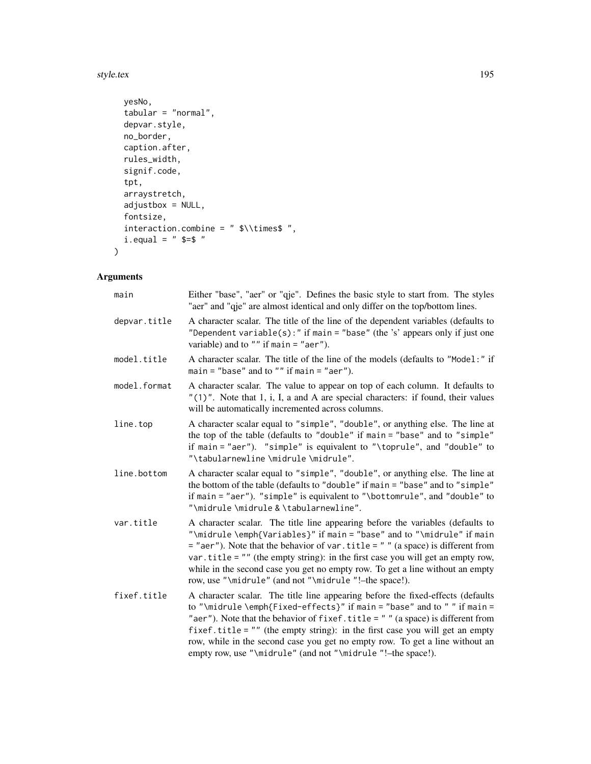```
  yesNo,
  tabular = "normal",
  depvar.style,
  no_border,
  caption.after,
  rules_width,
  signif.code,
  tpt,
  arraystretch,
  adjustbox = NULL,
  fontsize,
  interaction.combine = " $\\times$ ",
  i.equal = " $=$ "
)
```

## Arguments

| | |
|---|---|
| main | Either "base", "aer" or "qje". Defines the basic style to start from. The styles "aer" and "qje" are almost identical and only differ on the top/bottom lines. |
| depvar.title | A character scalar. The title of the line of the dependent variables (defaults to "Dependent variable(s):" if main = "base" (the 's' appears only if just one variable) and to "" if main = "aer"). |
| model.title | A character scalar. The title of the line of the models (defaults to "Model:" if main = "base" and to "" if main = "aer"). |
| model.format | A character scalar. The value to appear on top of each column. It defaults to "(1)". Note that 1, i, I, a and A are special characters: if found, their values will be automatically incremented across columns. |
| line.top | A character scalar equal to "simple", "double", or anything else. The line at the top of the table (defaults to "double" if main = "base" and to "simple" if main = "aer"). "simple" is equivalent to "\toprule", and "double" to "\tabularnewline \midrule \midrule". |
| line.bottom | A character scalar equal to "simple", "double", or anything else. The line at the bottom of the table (defaults to "double" if main = "base" and to "simple" if main = "aer"). "simple" is equivalent to "\bottomrule", and "double" to "\midrule \midrule & \tabularnewline". |
| var.title | A character scalar. The title line appearing before the variables (defaults to "\midrule \emph{Variables}" if main = "base" and to "\midrule" if main = "aer"). Note that the behavior of var.title = " " (a space) is different from var.title = "" (the empty string): in the first case you will get an empty row, while in the second case you get no empty row. To get a line without an empty row, use "\midrule" (and not "\midrule "!–the space!). |
| fixef.title | A character scalar. The title line appearing before the fixed-effects (defaults to "\midrule \emph{Fixed-effects}" if main = "base" and to " " if main = "aer"). Note that the behavior of fixef.title = " " (a space) is different from fixef.title = "" (the empty string): in the first case you will get an empty row, while in the second case you get no empty row. To get a line without an empty row, use "\midrule" (and not "\midrule "!–the space!). |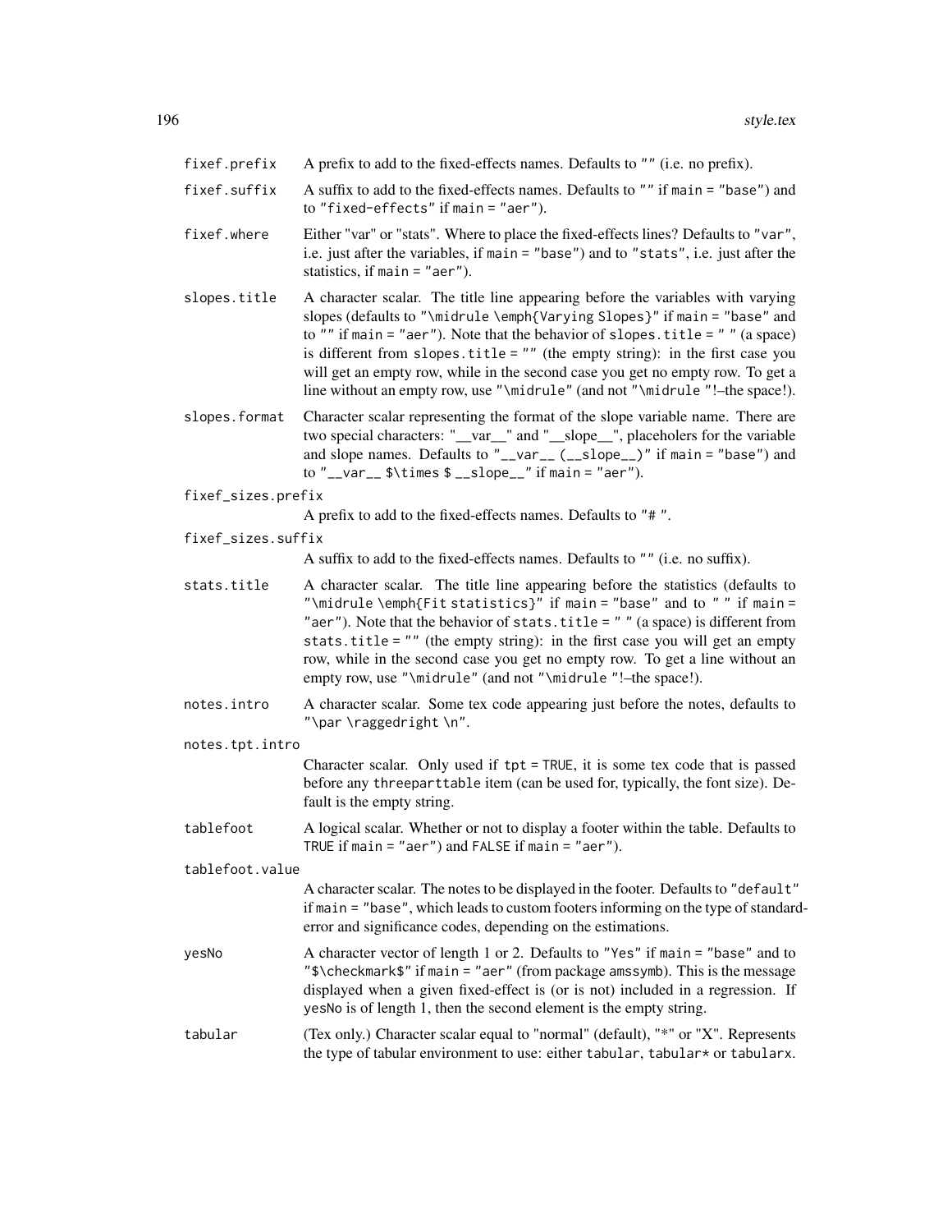fixef.prefix
: A prefix to add to the fixed-effects names. Defaults to `""` (i.e. no prefix).

fixef.suffix
: A suffix to add to the fixed-effects names. Defaults to `""` if `main = "base"`) and to `"fixed-effects"` if `main = "aer"`).

fixef.where
: Either "var" or "stats". Where to place the fixed-effects lines? Defaults to `"var"`, i.e. just after the variables, if `main = "base"`) and to `"stats"`, i.e. just after the statistics, if `main = "aer"`).

slopes.title
: A character scalar. The title line appearing before the variables with varying slopes (defaults to `"\midrule \emph{Varying Slopes}"` if `main = "base"` and to `""` if `main = "aer"`). Note that the behavior of `slopes.title = " "` (a space) is different from `slopes.title = ""` (the empty string): in the first case you will get an empty row, while in the second case you get no empty row. To get a line without an empty row, use `"\midrule"` (and not `"\midrule "`!–the space!).

slopes.format
: Character scalar representing the format of the slope variable name. There are two special characters: "__var__" and "__slope__", placeholers for the variable and slope names. Defaults to `"__var__ (__slope__)"` if `main = "base"`) and to `"__var__ $\times $ __slope__"` if `main = "aer"`).

fixef_sizes.prefix
: A prefix to add to the fixed-effects names. Defaults to `"# "`.

fixef_sizes.suffix
: A suffix to add to the fixed-effects names. Defaults to `""` (i.e. no suffix).

stats.title
: A character scalar. The title line appearing before the statistics (defaults to `"\midrule \emph{Fit statistics}"` if `main = "base"` and to `" "` if `main = "aer"`). Note that the behavior of `stats.title = " "` (a space) is different from `stats.title = ""` (the empty string): in the first case you will get an empty row, while in the second case you get no empty row. To get a line without an empty row, use `"\midrule"` (and not `"\midrule "`!–the space!).

notes.intro
: A character scalar. Some tex code appearing just before the notes, defaults to `"\par \raggedright \n"`.

notes.tpt.intro
: Character scalar. Only used if `tpt = TRUE`, it is some tex code that is passed before any `threeparttable` item (can be used for, typically, the font size). Default is the empty string.

tablefoot
: A logical scalar. Whether or not to display a footer within the table. Defaults to `TRUE` if `main = "aer"`) and `FALSE` if `main = "aer"`).

tablefoot.value
: A character scalar. The notes to be displayed in the footer. Defaults to `"default"` if `main = "base"`, which leads to custom footers informing on the type of standard-error and significance codes, depending on the estimations.

yesNo
: A character vector of length 1 or 2. Defaults to `"Yes"` if `main = "base"` and to `"$\checkmark$"` if `main = "aer"` (from package `amssymb`). This is the message displayed when a given fixed-effect is (or is not) included in a regression. If `yesNo` is of length 1, then the second element is the empty string.

tabular
: (Tex only.) Character scalar equal to "normal" (default), "*" or "X". Represents the type of tabular environment to use: either `tabular`, `tabular*` or `tabularx`.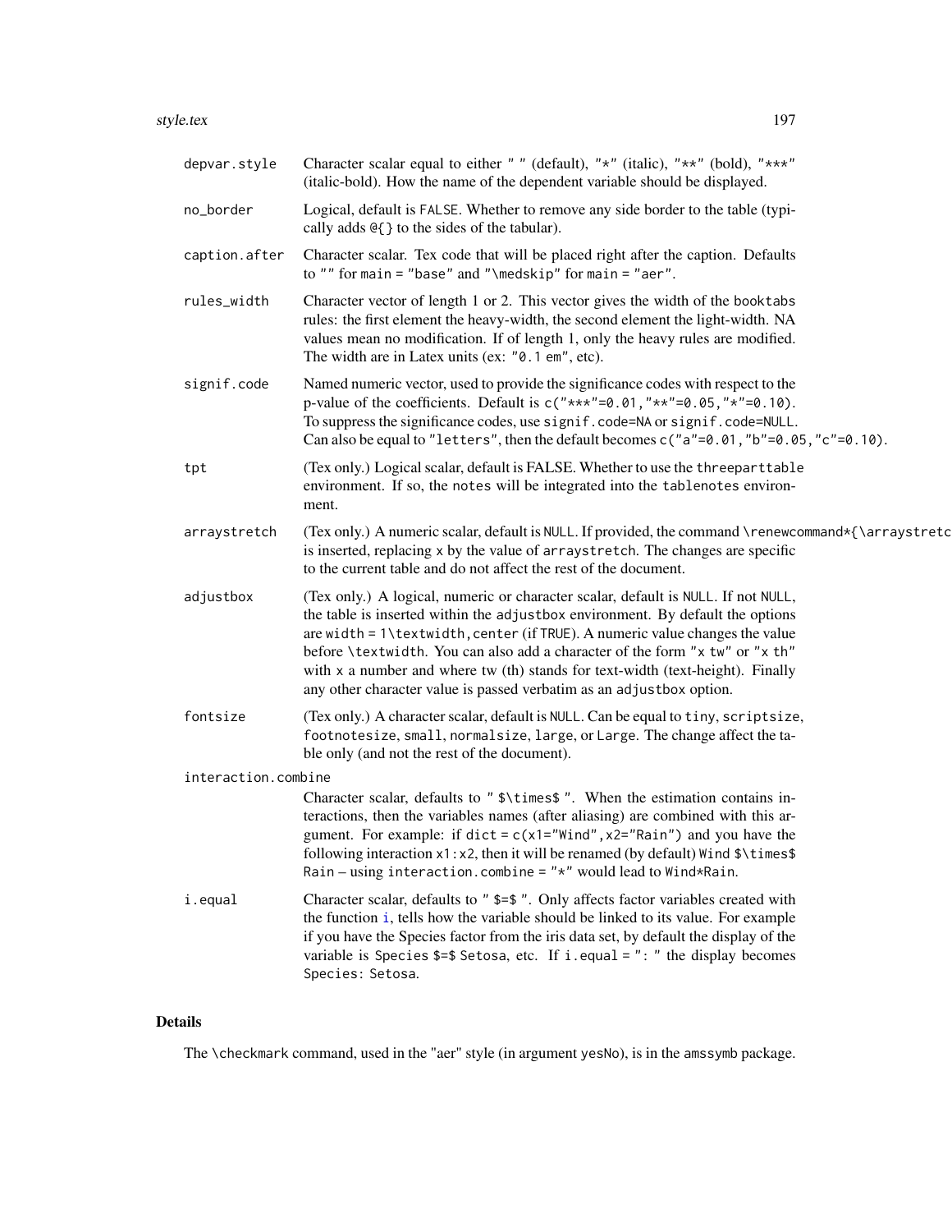**depvar.style** Character scalar equal to either " " (default), "*" (italic), "**" (bold), "***" (italic-bold). How the name of the dependent variable should be displayed.

**no_border** Logical, default is FALSE. Whether to remove any side border to the table (typically adds @{} to the sides of the tabular).

**caption.after** Character scalar. Tex code that will be placed right after the caption. Defaults to "" for main = "base" and "\medskip" for main = "aer".

**rules_width** Character vector of length 1 or 2. This vector gives the width of the booktabs rules: the first element the heavy-width, the second element the light-width. NA values mean no modification. If of length 1, only the heavy rules are modified. The width are in Latex units (ex: "0.1 em", etc).

**signif.code** Named numeric vector, used to provide the significance codes with respect to the p-value of the coefficients. Default is c("***"=0.01,"**"=0.05,"*"=0.10). To suppress the significance codes, use signif.code=NA or signif.code=NULL. Can also be equal to "letters", then the default becomes c("a"=0.01,"b"=0.05,"c"=0.10).

**tpt** (Tex only.) Logical scalar, default is FALSE. Whether to use the threeparttable environment. If so, the notes will be integrated into the tablenotes environment.

**arraystretch** (Tex only.) A numeric scalar, default is NULL. If provided, the command \renewcommand*{\arraystretc is inserted, replacing x by the value of arraystretch. The changes are specific to the current table and do not affect the rest of the document.

**adjustbox** (Tex only.) A logical, numeric or character scalar, default is NULL. If not NULL, the table is inserted within the adjustbox environment. By default the options are width = 1\textwidth, center (if TRUE). A numeric value changes the value before \textwidth. You can also add a character of the form "x tw" or "x th" with x a number and where tw (th) stands for text-width (text-height). Finally any other character value is passed verbatim as an adjustbox option.

**fontsize** (Tex only.) A character scalar, default is NULL. Can be equal to tiny, scriptsize, footnotesize, small, normalsize, large, or Large. The change affect the table only (and not the rest of the document).

**interaction.combine** Character scalar, defaults to " $\times$ ". When the estimation contains interactions, then the variables names (after aliasing) are combined with this argument. For example: if dict = c(x1="Wind",x2="Rain") and you have the following interaction x1:x2, then it will be renamed (by default) Wind $\times$ Rain – using interaction.combine = "*" would lead to Wind*Rain.

**i.equal** Character scalar, defaults to " $=$ ". Only affects factor variables created with the function i, tells how the variable should be linked to its value. For example if you have the Species factor from the iris data set, by default the display of the variable is Species $=$ Setosa, etc. If i.equal = ": " the display becomes Species: Setosa.

## Details

The \checkmark command, used in the "aer" style (in argument yesNo), is in the amssymb package.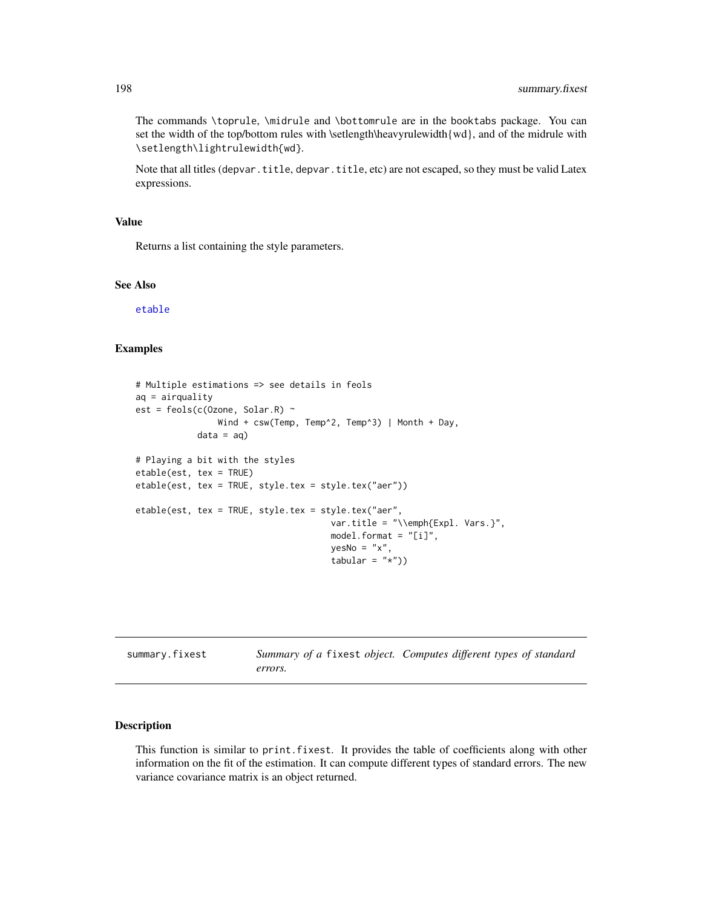The commands \toprule, \midrule and \bottomrule are in the booktabs package. You can set the width of the top/bottom rules with \setlength\heavyrulewidth{wd}, and of the midrule with \setlength\lightrulewidth{wd}.

Note that all titles (depvar.title, depvar.title, etc) are not escaped, so they must be valid Latex expressions.

### Value

Returns a list containing the style parameters.

### See Also

etable

### Examples

```
# Multiple estimations => see details in feols
aq = airquality
est = feols(c(Ozone, Solar.R) ~
                Wind + csw(Temp, Temp^2, Temp^3) | Month + Day,
            data = aq)

# Playing a bit with the styles
etable(est, tex = TRUE)
etable(est, tex = TRUE, style.tex = style.tex("aer"))

etable(est, tex = TRUE, style.tex = style.tex("aer",
                                    var.title = "\\emph{Expl. Vars.}",
                                    model.format = "[i]",
                                    yesNo = "x",
                                    tabular = "*"))
```

---

## summary.fixest — *Summary of a fixest object. Computes different types of standard errors.*

### Description

This function is similar to print.fixest. It provides the table of coefficients along with other information on the fit of the estimation. It can compute different types of standard errors. The new variance covariance matrix is an object returned.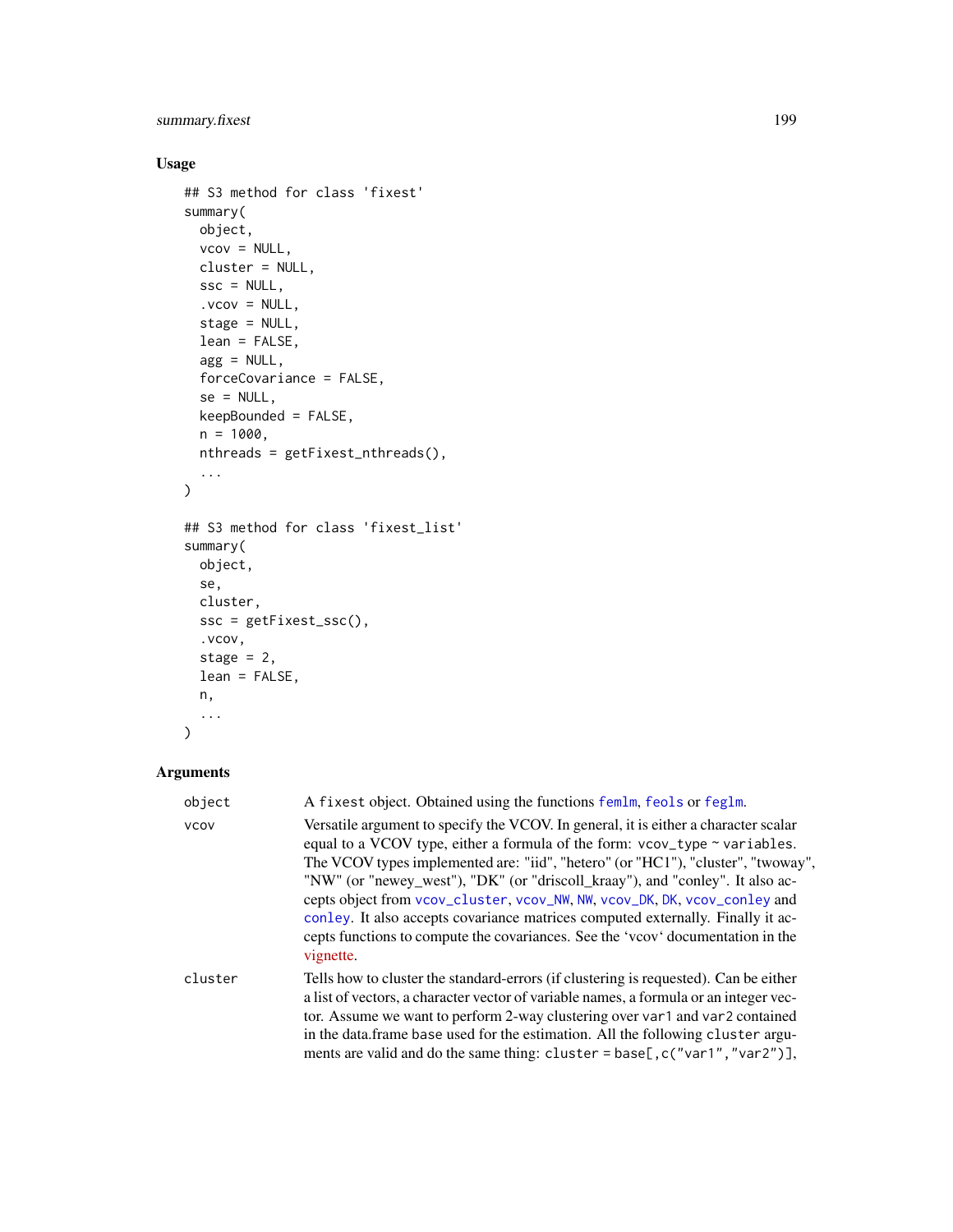## Usage

```
## S3 method for class 'fixest'
summary(
  object,
  vcov = NULL,
  cluster = NULL,
  ssc = NULL,
  .vcov = NULL,
  stage = NULL,
  lean = FALSE,
  agg = NULL,
  forceCovariance = FALSE,
  se = NULL,
  keepBounded = FALSE,
  n = 1000,
  nthreads = getFixest_nthreads(),
  ...
)

## S3 method for class 'fixest_list'
summary(
  object,
  se,
  cluster,
  ssc = getFixest_ssc(),
  .vcov,
  stage = 2,
  lean = FALSE,
  n,
  ...
)
```

## Arguments

`object` A `fixest` object. Obtained using the functions `femlm`, `feols` or `feglm`.

`vcov` Versatile argument to specify the VCOV. In general, it is either a character scalar equal to a VCOV type, either a formula of the form: `vcov_type ~ variables`. The VCOV types implemented are: "iid", "hetero" (or "HC1"), "cluster", "twoway", "NW" (or "newey_west"), "DK" (or "driscoll_kraay"), and "conley". It also accepts object from `vcov_cluster`, `vcov_NW`, `NW`, `vcov_DK`, `DK`, `vcov_conley` and `conley`. It also accepts covariance matrices computed externally. Finally it accepts functions to compute the covariances. See the 'vcov' documentation in the vignette.

`cluster` Tells how to cluster the standard-errors (if clustering is requested). Can be either a list of vectors, a character vector of variable names, a formula or an integer vector. Assume we want to perform 2-way clustering over `var1` and `var2` contained in the data.frame `base` used for the estimation. All the following `cluster` arguments are valid and do the same thing: `cluster = base[,c("var1","var2")]`,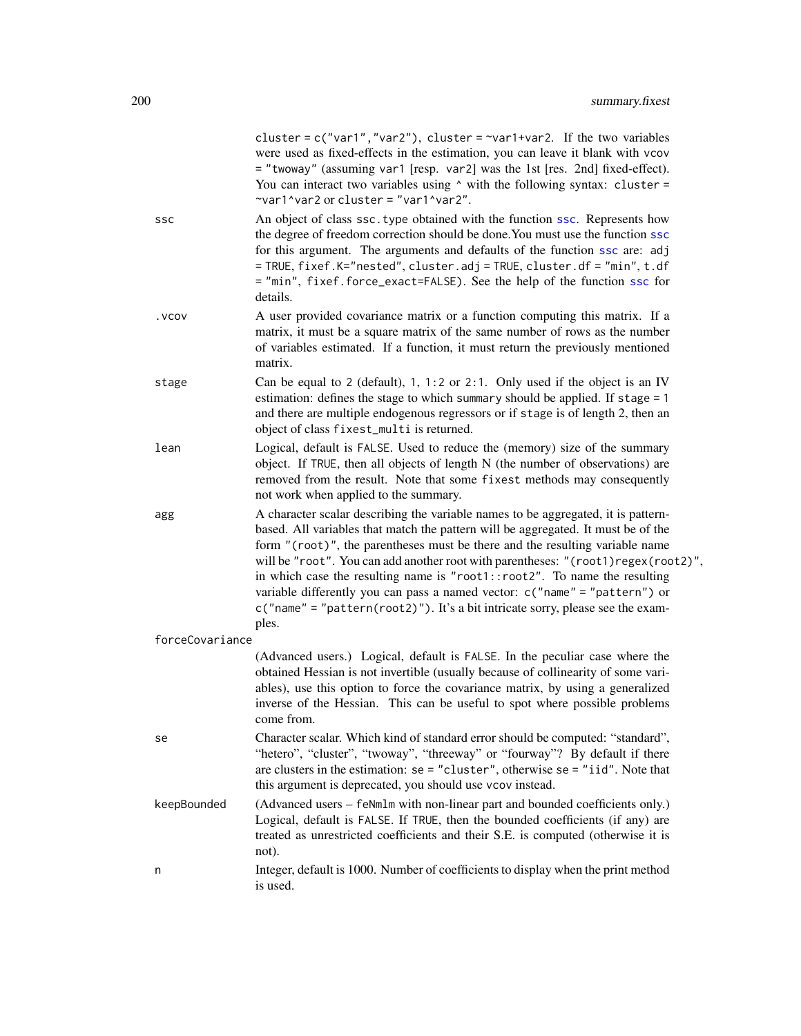cluster = c("var1","var2"), cluster = ~var1+var2. If the two variables were used as fixed-effects in the estimation, you can leave it blank with vcov = "twoway" (assuming var1 [resp. var2] was the 1st [res. 2nd] fixed-effect). You can interact two variables using ^ with the following syntax: cluster = ~var1^var2 or cluster = "var1^var2".

`ssc`
: An object of class ssc.type obtained with the function ssc. Represents how the degree of freedom correction should be done.You must use the function ssc for this argument. The arguments and defaults of the function ssc are: adj = TRUE, fixef.K="nested", cluster.adj = TRUE, cluster.df = "min", t.df = "min", fixef.force_exact=FALSE). See the help of the function ssc for details.

`.vcov`
: A user provided covariance matrix or a function computing this matrix. If a matrix, it must be a square matrix of the same number of rows as the number of variables estimated. If a function, it must return the previously mentioned matrix.

`stage`
: Can be equal to 2 (default), 1, 1:2 or 2:1. Only used if the object is an IV estimation: defines the stage to which summary should be applied. If stage = 1 and there are multiple endogenous regressors or if stage is of length 2, then an object of class fixest_multi is returned.

`lean`
: Logical, default is FALSE. Used to reduce the (memory) size of the summary object. If TRUE, then all objects of length N (the number of observations) are removed from the result. Note that some fixest methods may consequently not work when applied to the summary.

`agg`
: A character scalar describing the variable names to be aggregated, it is pattern-based. All variables that match the pattern will be aggregated. It must be of the form "(root)", the parentheses must be there and the resulting variable name will be "root". You can add another root with parentheses: "(root1)regex(root2)", in which case the resulting name is "root1::root2". To name the resulting variable differently you can pass a named vector: c("name" = "pattern") or c("name" = "pattern(root2)"). It's a bit intricate sorry, please see the examples.

`forceCovariance`
: (Advanced users.) Logical, default is FALSE. In the peculiar case where the obtained Hessian is not invertible (usually because of collinearity of some variables), use this option to force the covariance matrix, by using a generalized inverse of the Hessian. This can be useful to spot where possible problems come from.

`se`
: Character scalar. Which kind of standard error should be computed: "standard", "hetero", "cluster", "twoway", "threeway" or "fourway"? By default if there are clusters in the estimation: se = "cluster", otherwise se = "iid". Note that this argument is deprecated, you should use vcov instead.

`keepBounded`
: (Advanced users – feNmlm with non-linear part and bounded coefficients only.) Logical, default is FALSE. If TRUE, then the bounded coefficients (if any) are treated as unrestricted coefficients and their S.E. is computed (otherwise it is not).

`n`
: Integer, default is 1000. Number of coefficients to display when the print method is used.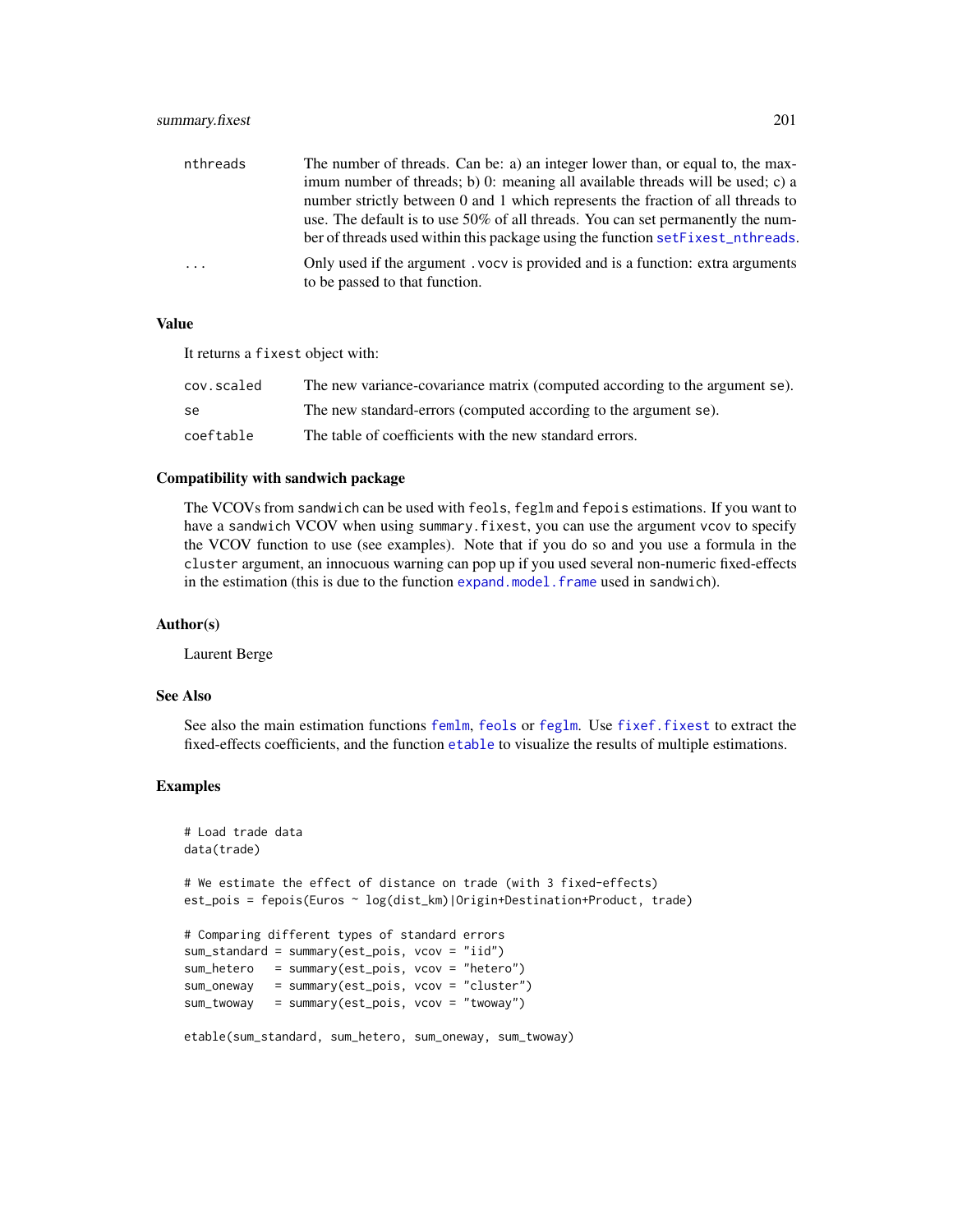| | |
|---|---|
| nthreads | The number of threads. Can be: a) an integer lower than, or equal to, the maximum number of threads; b) 0: meaning all available threads will be used; c) a number strictly between 0 and 1 which represents the fraction of all threads to use. The default is to use 50% of all threads. You can set permanently the number of threads used within this package using the function setFixest_nthreads. |
| ... | Only used if the argument .vocv is provided and is a function: extra arguments to be passed to that function. |

### Value

It returns a fixest object with:

| | |
|---|---|
| cov.scaled | The new variance-covariance matrix (computed according to the argument se). |
| se | The new standard-errors (computed according to the argument se). |
| coeftable | The table of coefficients with the new standard errors. |

### Compatibility with sandwich package

The VCOVs from sandwich can be used with feols, feglm and fepois estimations. If you want to have a sandwich VCOV when using summary.fixest, you can use the argument vcov to specify the VCOV function to use (see examples). Note that if you do so and you use a formula in the cluster argument, an innocuous warning can pop up if you used several non-numeric fixed-effects in the estimation (this is due to the function expand.model.frame used in sandwich).

### Author(s)

Laurent Berge

### See Also

See also the main estimation functions femlm, feols or feglm. Use fixef.fixest to extract the fixed-effects coefficients, and the function etable to visualize the results of multiple estimations.

### Examples

```
# Load trade data
data(trade)

# We estimate the effect of distance on trade (with 3 fixed-effects)
est_pois = fepois(Euros ~ log(dist_km)|Origin+Destination+Product, trade)

# Comparing different types of standard errors
sum_standard = summary(est_pois, vcov = "iid")
sum_hetero   = summary(est_pois, vcov = "hetero")
sum_oneway   = summary(est_pois, vcov = "cluster")
sum_twoway   = summary(est_pois, vcov = "twoway")

etable(sum_standard, sum_hetero, sum_oneway, sum_twoway)
```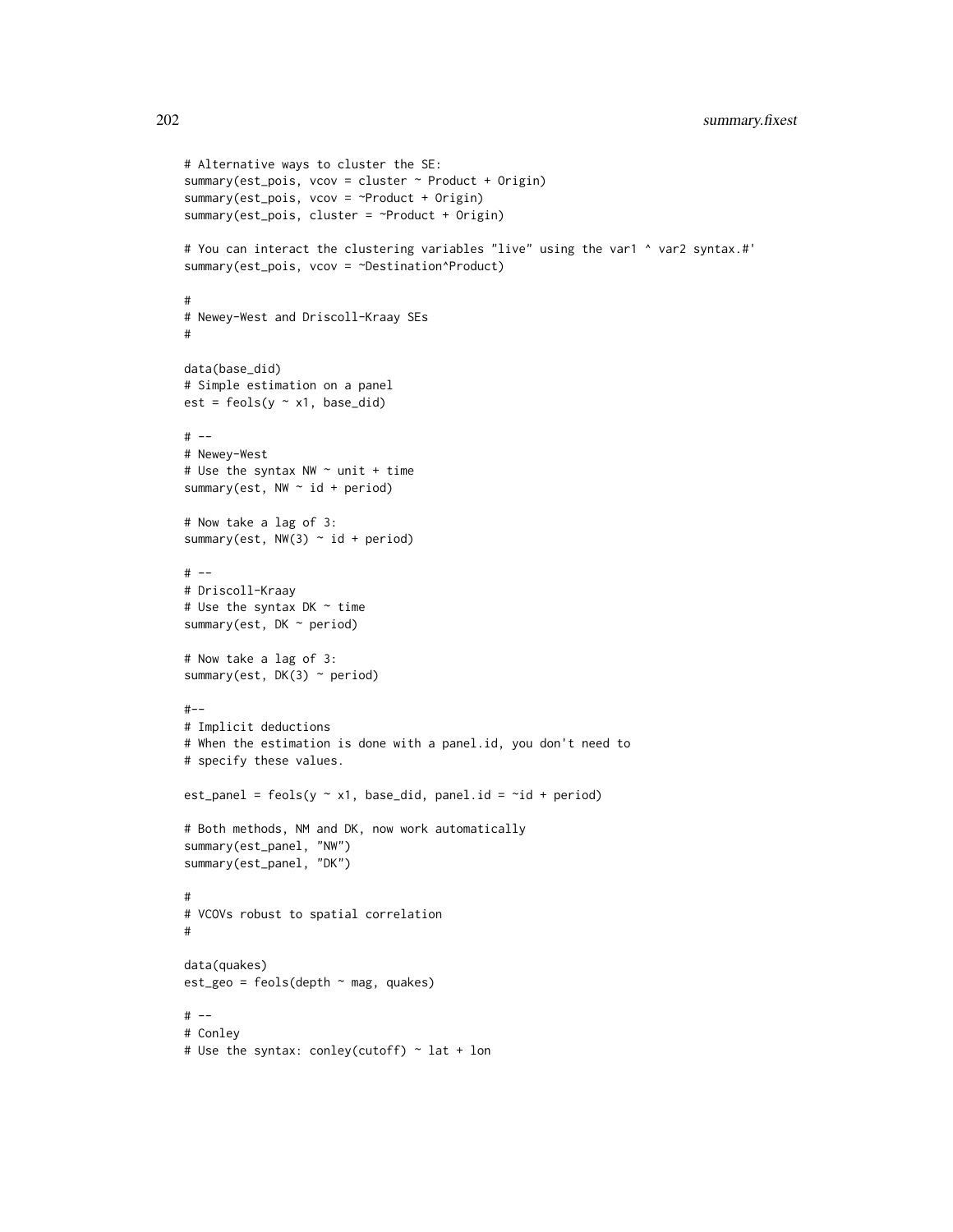```
# Alternative ways to cluster the SE:
summary(est_pois, vcov = cluster ~ Product + Origin)
summary(est_pois, vcov = ~Product + Origin)
summary(est_pois, cluster = ~Product + Origin)

# You can interact the clustering variables "live" using the var1 ^ var2 syntax.#'
summary(est_pois, vcov = ~Destination^Product)

#
# Newey-West and Driscoll-Kraay SEs
#

data(base_did)
# Simple estimation on a panel
est = feols(y ~ x1, base_did)

# --
# Newey-West
# Use the syntax NW ~ unit + time
summary(est, NW ~ id + period)

# Now take a lag of 3:
summary(est, NW(3) ~ id + period)

# --
# Driscoll-Kraay
# Use the syntax DK ~ time
summary(est, DK ~ period)

# Now take a lag of 3:
summary(est, DK(3) ~ period)

#--
# Implicit deductions
# When the estimation is done with a panel.id, you don't need to
# specify these values.

est_panel = feols(y ~ x1, base_did, panel.id = ~id + period)

# Both methods, NM and DK, now work automatically
summary(est_panel, "NW")
summary(est_panel, "DK")

#
# VCOVs robust to spatial correlation
#

data(quakes)
est_geo = feols(depth ~ mag, quakes)

# --
# Conley
# Use the syntax: conley(cutoff) ~ lat + lon
```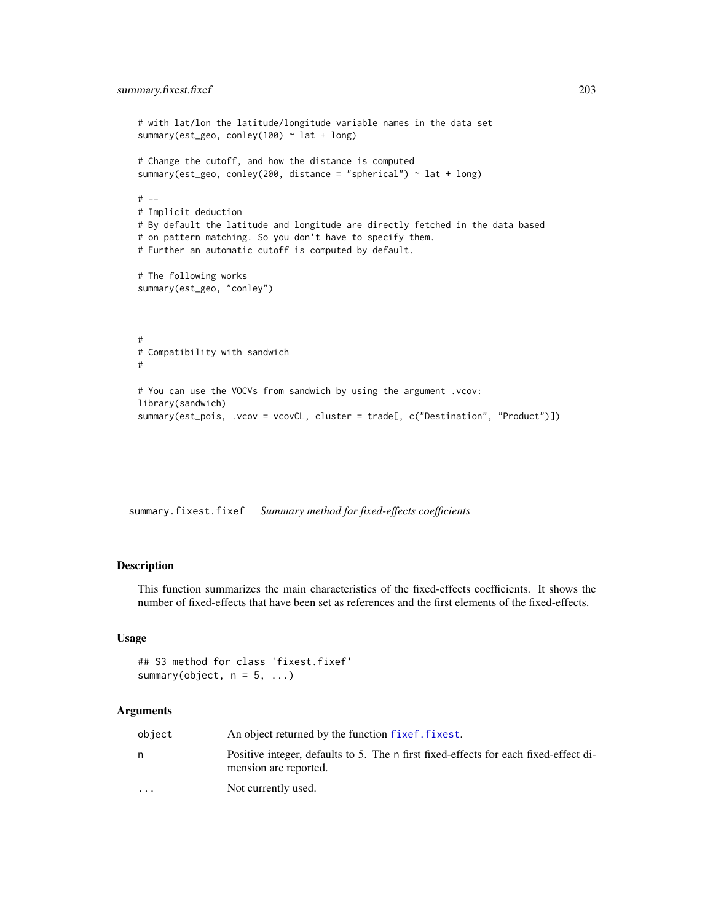```
# with lat/lon the latitude/longitude variable names in the data set
summary(est_geo, conley(100) ~ lat + long)

# Change the cutoff, and how the distance is computed
summary(est_geo, conley(200, distance = "spherical") ~ lat + long)

# --
# Implicit deduction
# By default the latitude and longitude are directly fetched in the data based
# on pattern matching. So you don't have to specify them.
# Further an automatic cutoff is computed by default.

# The following works
summary(est_geo, "conley")



#
# Compatibility with sandwich
#

# You can use the VOCVs from sandwich by using the argument .vcov:
library(sandwich)
summary(est_pois, .vcov = vcovCL, cluster = trade[, c("Destination", "Product")])
```

## summary.fixest.fixef *Summary method for fixed-effects coefficients*

### Description

This function summarizes the main characteristics of the fixed-effects coefficients. It shows the number of fixed-effects that have been set as references and the first elements of the fixed-effects.

### Usage

```
## S3 method for class 'fixest.fixef'
summary(object, n = 5, ...)
```

### Arguments

| | |
|---|---|
| object | An object returned by the function fixef.fixest. |
| n | Positive integer, defaults to 5. The n first fixed-effects for each fixed-effect dimension are reported. |
| ... | Not currently used. |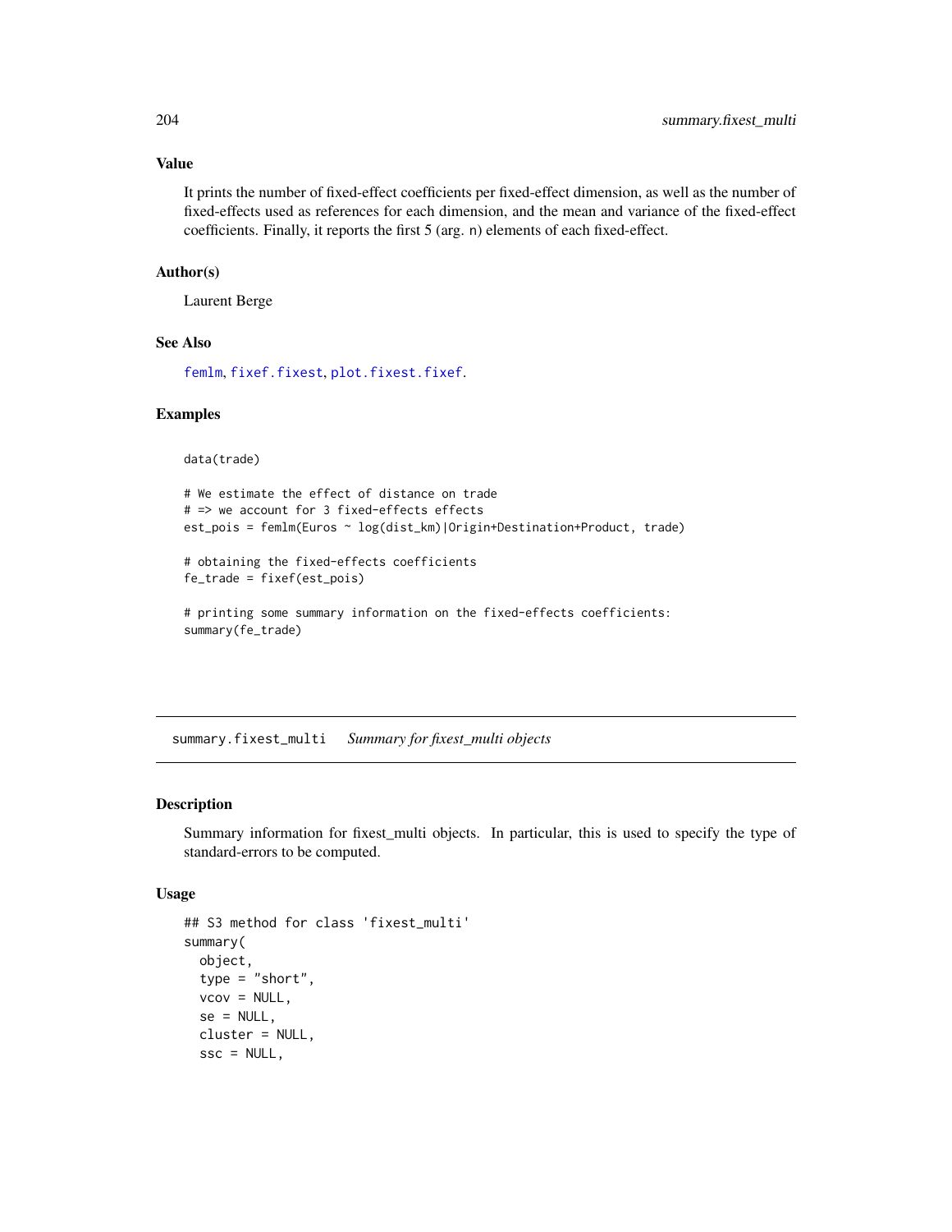### Value

It prints the number of fixed-effect coefficients per fixed-effect dimension, as well as the number of fixed-effects used as references for each dimension, and the mean and variance of the fixed-effect coefficients. Finally, it reports the first 5 (arg. `n`) elements of each fixed-effect.

### Author(s)

Laurent Berge

### See Also

`femlm`, `fixef.fixest`, `plot.fixest.fixef`.

### Examples

```
data(trade)

# We estimate the effect of distance on trade
# => we account for 3 fixed-effects effects
est_pois = femlm(Euros ~ log(dist_km)|Origin+Destination+Product, trade)

# obtaining the fixed-effects coefficients
fe_trade = fixef(est_pois)

# printing some summary information on the fixed-effects coefficients:
summary(fe_trade)
```

---

## summary.fixest_multi    *Summary for fixest_multi objects*

### Description

Summary information for fixest_multi objects. In particular, this is used to specify the type of standard-errors to be computed.

### Usage

```
## S3 method for class 'fixest_multi'
summary(
  object,
  type = "short",
  vcov = NULL,
  se = NULL,
  cluster = NULL,
  ssc = NULL,
```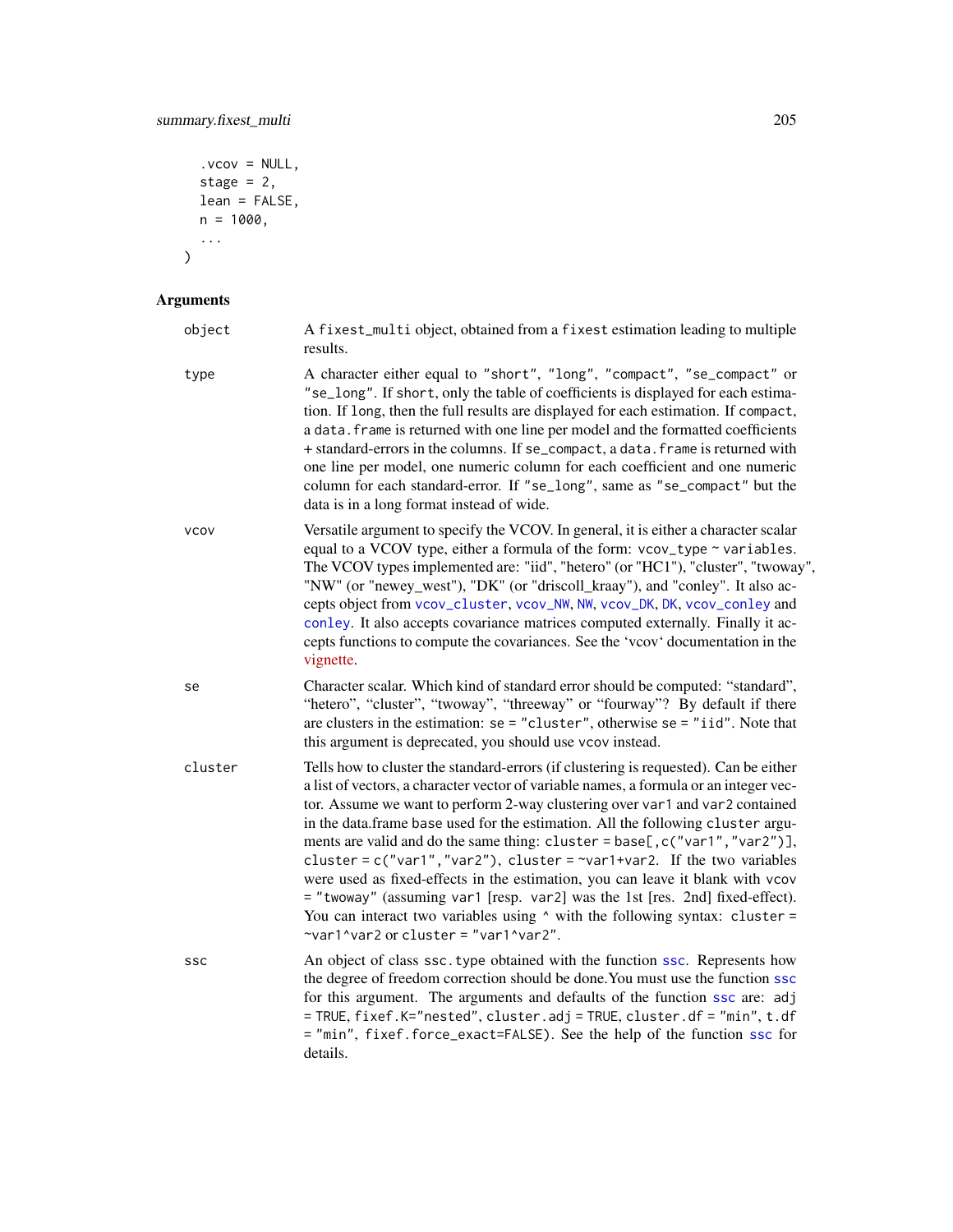```
  .vcov = NULL,
  stage = 2,
  lean = FALSE,
  n = 1000,
  ...
)
```

## Arguments

**object** A fixest_multi object, obtained from a fixest estimation leading to multiple results.

**type** A character either equal to "short", "long", "compact", "se_compact" or "se_long". If short, only the table of coefficients is displayed for each estimation. If long, then the full results are displayed for each estimation. If compact, a data.frame is returned with one line per model and the formatted coefficients + standard-errors in the columns. If se_compact, a data.frame is returned with one line per model, one numeric column for each coefficient and one numeric column for each standard-error. If "se_long", same as "se_compact" but the data is in a long format instead of wide.

**vcov** Versatile argument to specify the VCOV. In general, it is either a character scalar equal to a VCOV type, either a formula of the form: vcov_type ~ variables. The VCOV types implemented are: "iid", "hetero" (or "HC1"), "cluster", "twoway", "NW" (or "newey_west"), "DK" (or "driscoll_kraay"), and "conley". It also accepts object from vcov_cluster, vcov_NW, NW, vcov_DK, DK, vcov_conley and conley. It also accepts covariance matrices computed externally. Finally it accepts functions to compute the covariances. See the 'vcov' documentation in the vignette.

**se** Character scalar. Which kind of standard error should be computed: "standard", "hetero", "cluster", "twoway", "threeway" or "fourway"? By default if there are clusters in the estimation: se = "cluster", otherwise se = "iid". Note that this argument is deprecated, you should use vcov instead.

**cluster** Tells how to cluster the standard-errors (if clustering is requested). Can be either a list of vectors, a character vector of variable names, a formula or an integer vector. Assume we want to perform 2-way clustering over var1 and var2 contained in the data.frame base used for the estimation. All the following cluster arguments are valid and do the same thing: cluster = base[,c("var1","var2")], cluster = c("var1","var2"), cluster = ~var1+var2. If the two variables were used as fixed-effects in the estimation, you can leave it blank with vcov = "twoway" (assuming var1 [resp. var2] was the 1st [res. 2nd] fixed-effect). You can interact two variables using ^ with the following syntax: cluster = ~var1^var2 or cluster = "var1^var2".

**ssc** An object of class ssc.type obtained with the function ssc. Represents how the degree of freedom correction should be done.You must use the function ssc for this argument. The arguments and defaults of the function ssc are: adj = TRUE, fixef.K="nested", cluster.adj = TRUE, cluster.df = "min", t.df = "min", fixef.force_exact=FALSE). See the help of the function ssc for details.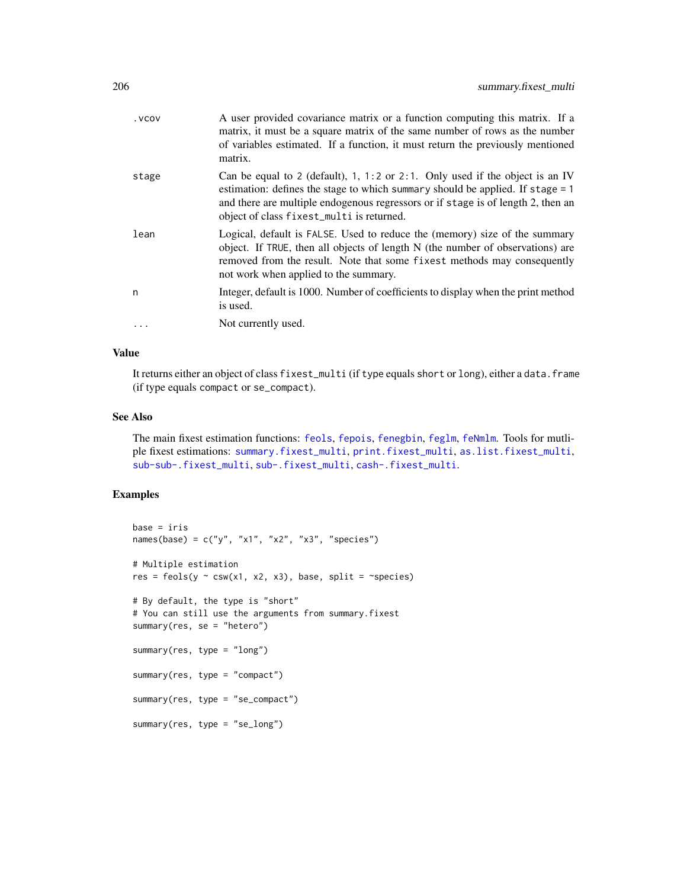| | |
|---|---|
| .vcov | A user provided covariance matrix or a function computing this matrix. If a matrix, it must be a square matrix of the same number of rows as the number of variables estimated. If a function, it must return the previously mentioned matrix. |
| stage | Can be equal to 2 (default), 1, 1:2 or 2:1. Only used if the object is an IV estimation: defines the stage to which summary should be applied. If stage = 1 and there are multiple endogenous regressors or if stage is of length 2, then an object of class fixest_multi is returned. |
| lean | Logical, default is FALSE. Used to reduce the (memory) size of the summary object. If TRUE, then all objects of length N (the number of observations) are removed from the result. Note that some fixest methods may consequently not work when applied to the summary. |
| n | Integer, default is 1000. Number of coefficients to display when the print method is used. |
| ... | Not currently used. |

## Value

It returns either an object of class fixest_multi (if type equals short or long), either a data.frame (if type equals compact or se_compact).

## See Also

The main fixest estimation functions: feols, fepois, fenegbin, feglm, feNmlm. Tools for mutliple fixest estimations: summary.fixest_multi, print.fixest_multi, as.list.fixest_multi, sub-sub-.fixest_multi, sub-.fixest_multi, cash-.fixest_multi.

## Examples

```
base = iris
names(base) = c("y", "x1", "x2", "x3", "species")

# Multiple estimation
res = feols(y ~ csw(x1, x2, x3), base, split = ~species)

# By default, the type is "short"
# You can still use the arguments from summary.fixest
summary(res, se = "hetero")

summary(res, type = "long")

summary(res, type = "compact")

summary(res, type = "se_compact")

summary(res, type = "se_long")
```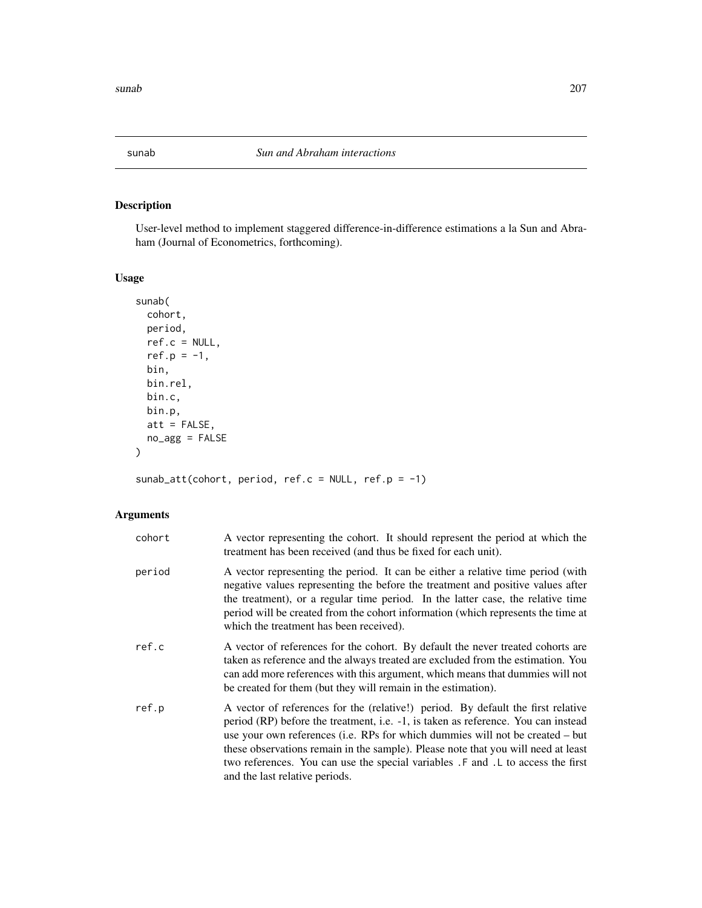## sunab *Sun and Abraham interactions*

### Description

User-level method to implement staggered difference-in-difference estimations a la Sun and Abraham (Journal of Econometrics, forthcoming).

### Usage

```
sunab(
  cohort,
  period,
  ref.c = NULL,
  ref.p = -1,
  bin,
  bin.rel,
  bin.c,
  bin.p,
  att = FALSE,
  no_agg = FALSE
)

sunab_att(cohort, period, ref.c = NULL, ref.p = -1)
```

### Arguments

| | |
|---|---|
| `cohort` | A vector representing the cohort. It should represent the period at which the treatment has been received (and thus be fixed for each unit). |
| `period` | A vector representing the period. It can be either a relative time period (with negative values representing the before the treatment and positive values after the treatment), or a regular time period. In the latter case, the relative time period will be created from the cohort information (which represents the time at which the treatment has been received). |
| `ref.c` | A vector of references for the cohort. By default the never treated cohorts are taken as reference and the always treated are excluded from the estimation. You can add more references with this argument, which means that dummies will not be created for them (but they will remain in the estimation). |
| `ref.p` | A vector of references for the (relative!) period. By default the first relative period (RP) before the treatment, i.e. -1, is taken as reference. You can instead use your own references (i.e. RPs for which dummies will not be created – but these observations remain in the sample). Please note that you will need at least two references. You can use the special variables `.F` and `.L` to access the first and the last relative periods. |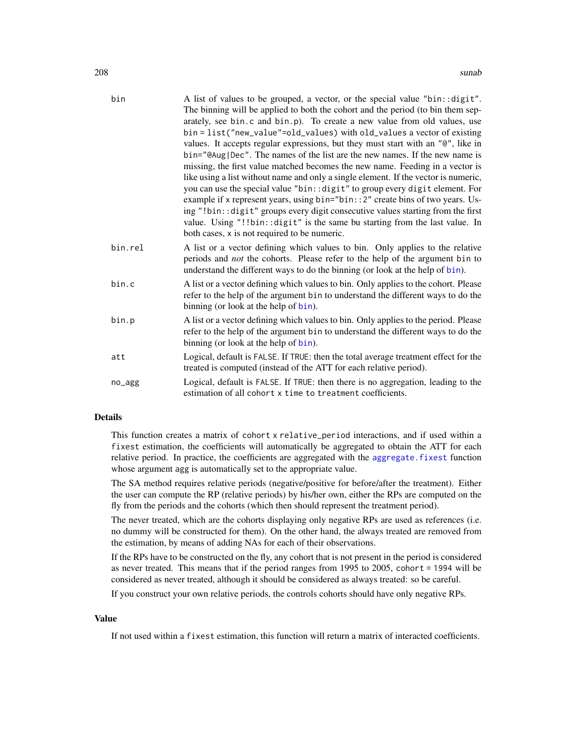| | |
|---|---|
| bin | A list of values to be grouped, a vector, or the special value "bin::digit". The binning will be applied to both the cohort and the period (to bin them separately, see bin.c and bin.p). To create a new value from old values, use bin = list("new_value"=old_values) with old_values a vector of existing values. It accepts regular expressions, but they must start with an "@", like in bin="@Aug\|Dec". The names of the list are the new names. If the new name is missing, the first value matched becomes the new name. Feeding in a vector is like using a list without name and only a single element. If the vector is numeric, you can use the special value "bin::digit" to group every digit element. For example if x represent years, using bin="bin::2" create bins of two years. Using "!bin::digit" groups every digit consecutive values starting from the first value. Using "!!bin::digit" is the same bu starting from the last value. In both cases, x is not required to be numeric. |
| bin.rel | A list or a vector defining which values to bin. Only applies to the relative periods and *not* the cohorts. Please refer to the help of the argument bin to understand the different ways to do the binning (or look at the help of bin). |
| bin.c | A list or a vector defining which values to bin. Only applies to the cohort. Please refer to the help of the argument bin to understand the different ways to do the binning (or look at the help of bin). |
| bin.p | A list or a vector defining which values to bin. Only applies to the period. Please refer to the help of the argument bin to understand the different ways to do the binning (or look at the help of bin). |
| att | Logical, default is FALSE. If TRUE: then the total average treatment effect for the treated is computed (instead of the ATT for each relative period). |
| no_agg | Logical, default is FALSE. If TRUE: then there is no aggregation, leading to the estimation of all cohort x time to treatment coefficients. |

## Details

This function creates a matrix of cohort x relative_period interactions, and if used within a fixest estimation, the coefficients will automatically be aggregated to obtain the ATT for each relative period. In practice, the coefficients are aggregated with the aggregate.fixest function whose argument agg is automatically set to the appropriate value.

The SA method requires relative periods (negative/positive for before/after the treatment). Either the user can compute the RP (relative periods) by his/her own, either the RPs are computed on the fly from the periods and the cohorts (which then should represent the treatment period).

The never treated, which are the cohorts displaying only negative RPs are used as references (i.e. no dummy will be constructed for them). On the other hand, the always treated are removed from the estimation, by means of adding NAs for each of their observations.

If the RPs have to be constructed on the fly, any cohort that is not present in the period is considered as never treated. This means that if the period ranges from 1995 to 2005, cohort = 1994 will be considered as never treated, although it should be considered as always treated: so be careful.

If you construct your own relative periods, the controls cohorts should have only negative RPs.

## Value

If not used within a fixest estimation, this function will return a matrix of interacted coefficients.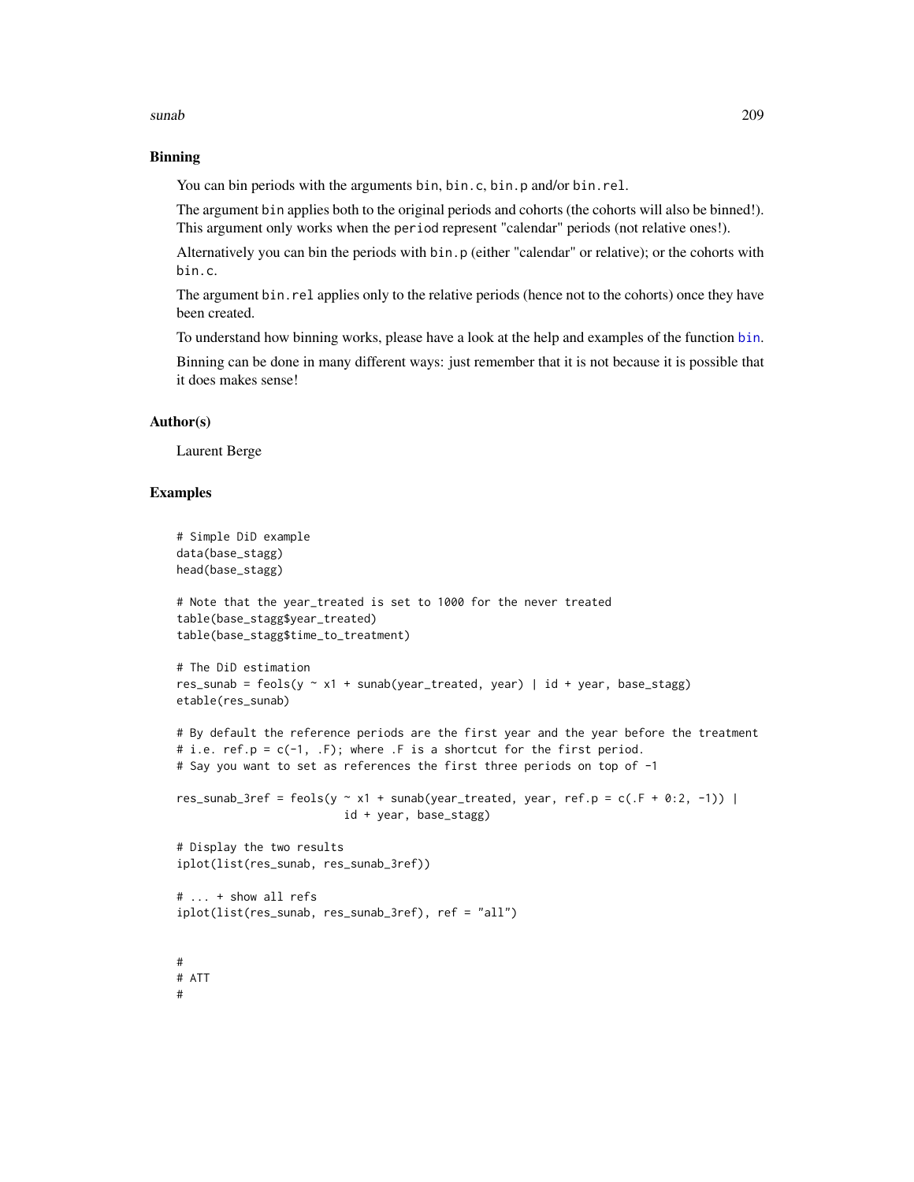## Binning

You can bin periods with the arguments bin, bin.c, bin.p and/or bin.rel.

The argument bin applies both to the original periods and cohorts (the cohorts will also be binned!). This argument only works when the period represent "calendar" periods (not relative ones!).

Alternatively you can bin the periods with bin.p (either "calendar" or relative); or the cohorts with bin.c.

The argument bin.rel applies only to the relative periods (hence not to the cohorts) once they have been created.

To understand how binning works, please have a look at the help and examples of the function bin.

Binning can be done in many different ways: just remember that it is not because it is possible that it does makes sense!

## Author(s)

Laurent Berge

## Examples

```
# Simple DiD example
data(base_stagg)
head(base_stagg)

# Note that the year_treated is set to 1000 for the never treated
table(base_stagg$year_treated)
table(base_stagg$time_to_treatment)

# The DiD estimation
res_sunab = feols(y ~ x1 + sunab(year_treated, year) | id + year, base_stagg)
etable(res_sunab)

# By default the reference periods are the first year and the year before the treatment
# i.e. ref.p = c(-1, .F); where .F is a shortcut for the first period.
# Say you want to set as references the first three periods on top of -1

res_sunab_3ref = feols(y ~ x1 + sunab(year_treated, year, ref.p = c(.F + 0:2, -1)) |
                         id + year, base_stagg)

# Display the two results
iplot(list(res_sunab, res_sunab_3ref))

# ... + show all refs
iplot(list(res_sunab, res_sunab_3ref), ref = "all")


#
# ATT
#
```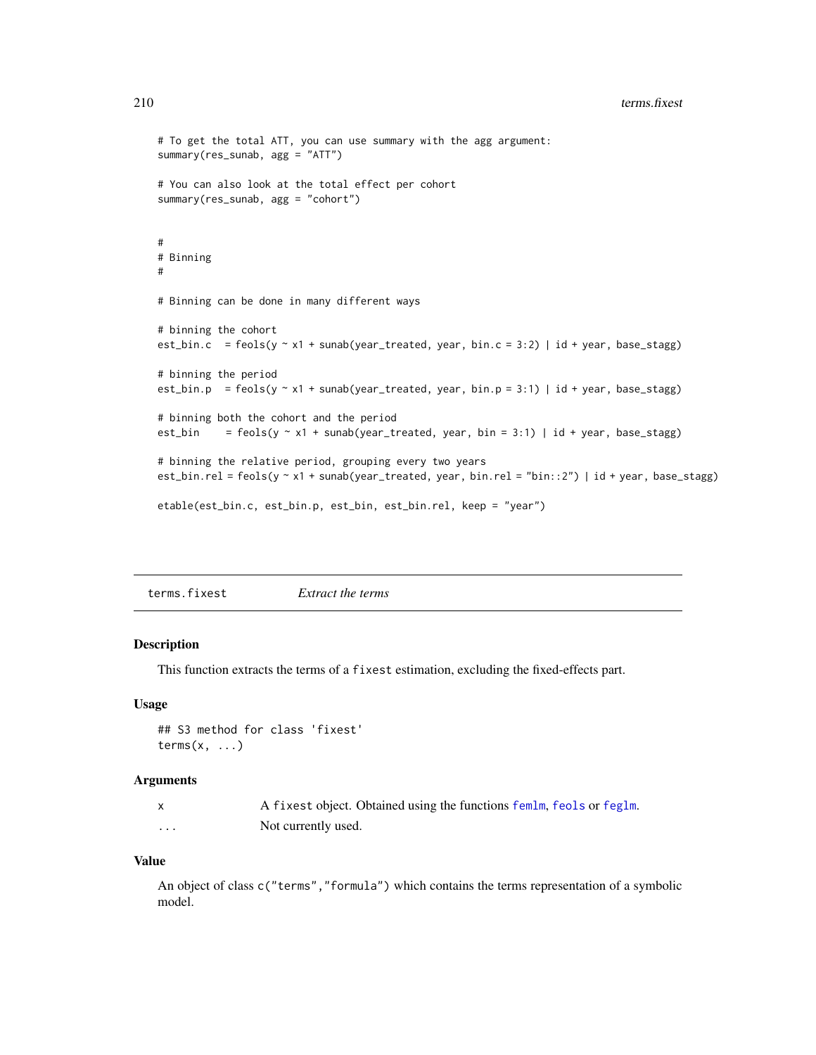```
# To get the total ATT, you can use summary with the agg argument:
summary(res_sunab, agg = "ATT")

# You can also look at the total effect per cohort
summary(res_sunab, agg = "cohort")


#
# Binning
#

# Binning can be done in many different ways

# binning the cohort
est_bin.c   = feols(y ~ x1 + sunab(year_treated, year, bin.c = 3:2) | id + year, base_stagg)

# binning the period
est_bin.p   = feols(y ~ x1 + sunab(year_treated, year, bin.p = 3:1) | id + year, base_stagg)

# binning both the cohort and the period
est_bin     = feols(y ~ x1 + sunab(year_treated, year, bin = 3:1) | id + year, base_stagg)

# binning the relative period, grouping every two years
est_bin.rel = feols(y ~ x1 + sunab(year_treated, year, bin.rel = "bin::2") | id + year, base_stagg)

etable(est_bin.c, est_bin.p, est_bin, est_bin.rel, keep = "year")
```

## terms.fixest — *Extract the terms*

### Description

This function extracts the terms of a `fixest` estimation, excluding the fixed-effects part.

### Usage

```
## S3 method for class 'fixest'
terms(x, ...)
```

### Arguments

| | |
|---|---|
| x | A `fixest` object. Obtained using the functions `femlm`, `feols` or `feglm`. |
| ... | Not currently used. |

### Value

An object of class `c("terms","formula")` which contains the terms representation of a symbolic model.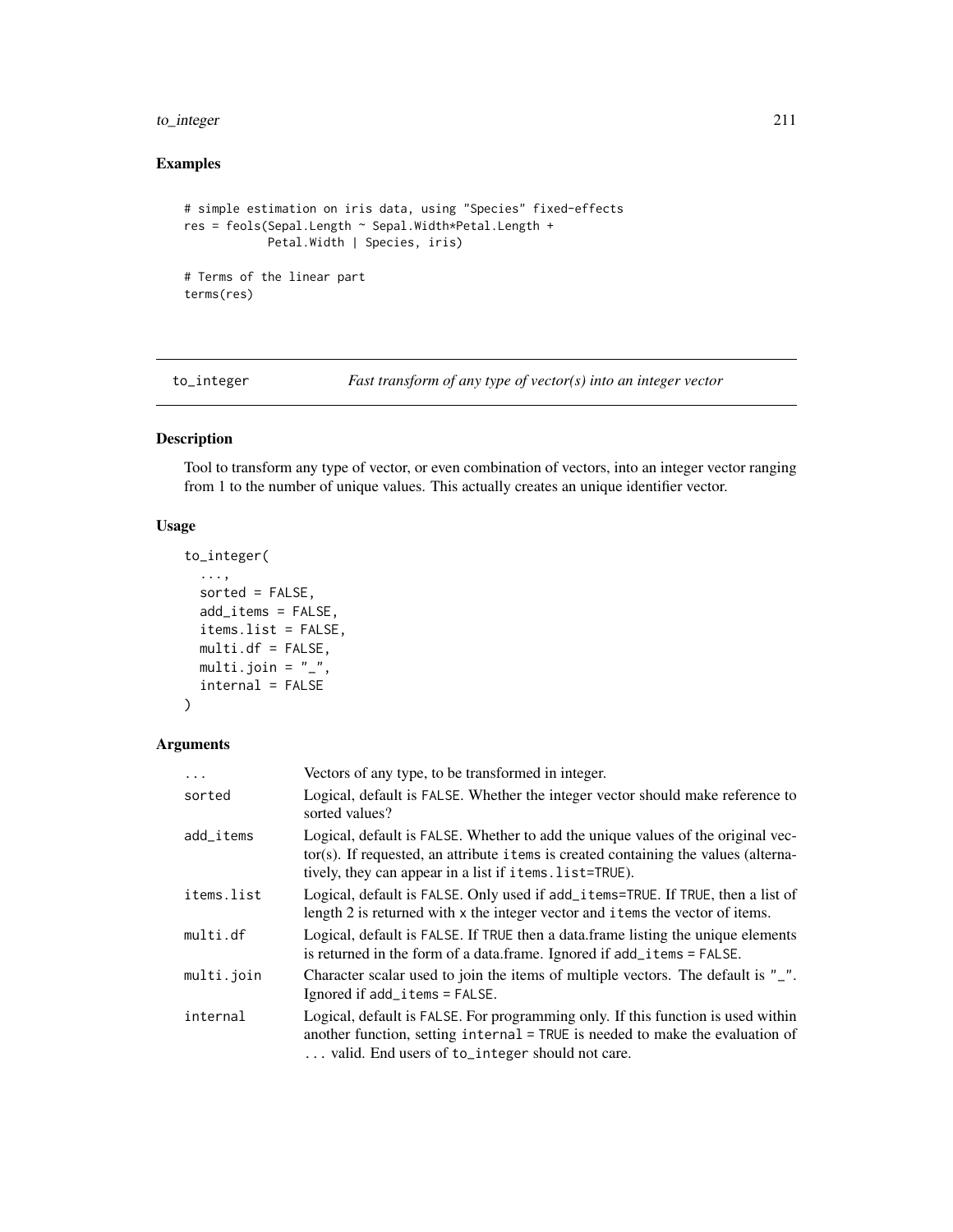## Examples

```
# simple estimation on iris data, using "Species" fixed-effects
res = feols(Sepal.Length ~ Sepal.Width*Petal.Length +
            Petal.Width | Species, iris)

# Terms of the linear part
terms(res)
```

---

## to_integer *Fast transform of any type of vector(s) into an integer vector*

---

### Description

Tool to transform any type of vector, or even combination of vectors, into an integer vector ranging from 1 to the number of unique values. This actually creates an unique identifier vector.

### Usage

```
to_integer(
  ...,
  sorted = FALSE,
  add_items = FALSE,
  items.list = FALSE,
  multi.df = FALSE,
  multi.join = "_",
  internal = FALSE
)
```

### Arguments

| | |
|---|---|
| `...` | Vectors of any type, to be transformed in integer. |
| `sorted` | Logical, default is `FALSE`. Whether the integer vector should make reference to sorted values? |
| `add_items` | Logical, default is `FALSE`. Whether to add the unique values of the original vector(s). If requested, an attribute `items` is created containing the values (alternatively, they can appear in a list if `items.list=TRUE`). |
| `items.list` | Logical, default is `FALSE`. Only used if `add_items=TRUE`. If `TRUE`, then a list of length 2 is returned with `x` the integer vector and `items` the vector of items. |
| `multi.df` | Logical, default is `FALSE`. If `TRUE` then a data.frame listing the unique elements is returned in the form of a data.frame. Ignored if `add_items = FALSE`. |
| `multi.join` | Character scalar used to join the items of multiple vectors. The default is `"_"`. Ignored if `add_items = FALSE`. |
| `internal` | Logical, default is `FALSE`. For programming only. If this function is used within another function, setting `internal = TRUE` is needed to make the evaluation of `...` valid. End users of `to_integer` should not care. |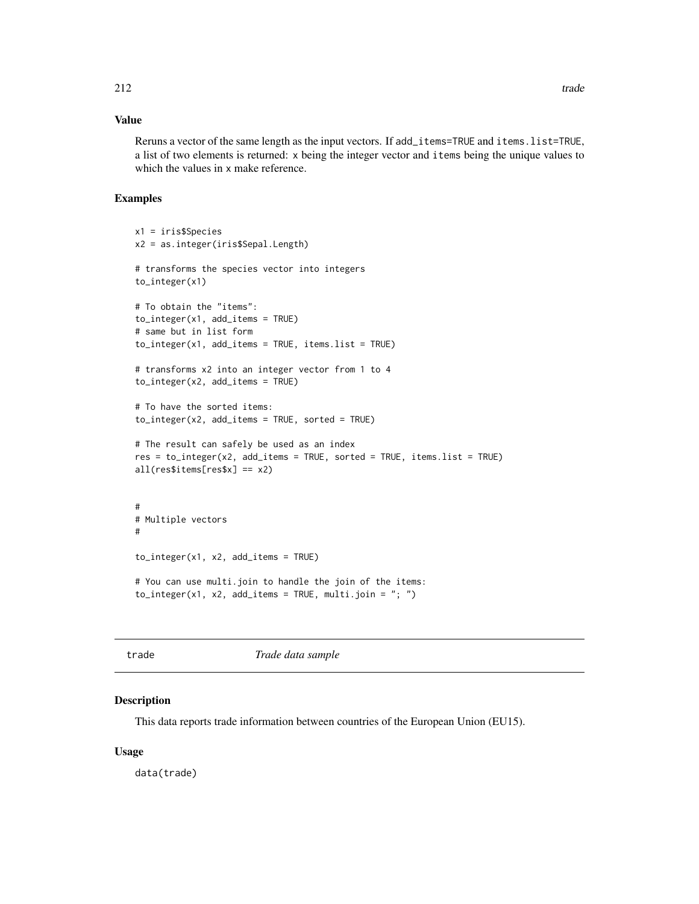## Value

Reruns a vector of the same length as the input vectors. If `add_items=TRUE` and `items.list=TRUE`, a list of two elements is returned: `x` being the integer vector and `items` being the unique values to which the values in `x` make reference.

## Examples

```
x1 = iris$Species
x2 = as.integer(iris$Sepal.Length)

# transforms the species vector into integers
to_integer(x1)

# To obtain the "items":
to_integer(x1, add_items = TRUE)
# same but in list form
to_integer(x1, add_items = TRUE, items.list = TRUE)

# transforms x2 into an integer vector from 1 to 4
to_integer(x2, add_items = TRUE)

# To have the sorted items:
to_integer(x2, add_items = TRUE, sorted = TRUE)

# The result can safely be used as an index
res = to_integer(x2, add_items = TRUE, sorted = TRUE, items.list = TRUE)
all(res$items[res$x] == x2)


#
# Multiple vectors
#

to_integer(x1, x2, add_items = TRUE)

# You can use multi.join to handle the join of the items:
to_integer(x1, x2, add_items = TRUE, multi.join = "; ")
```

---

# trade *Trade data sample*

---

## Description

This data reports trade information between countries of the European Union (EU15).

## Usage

```
data(trade)
```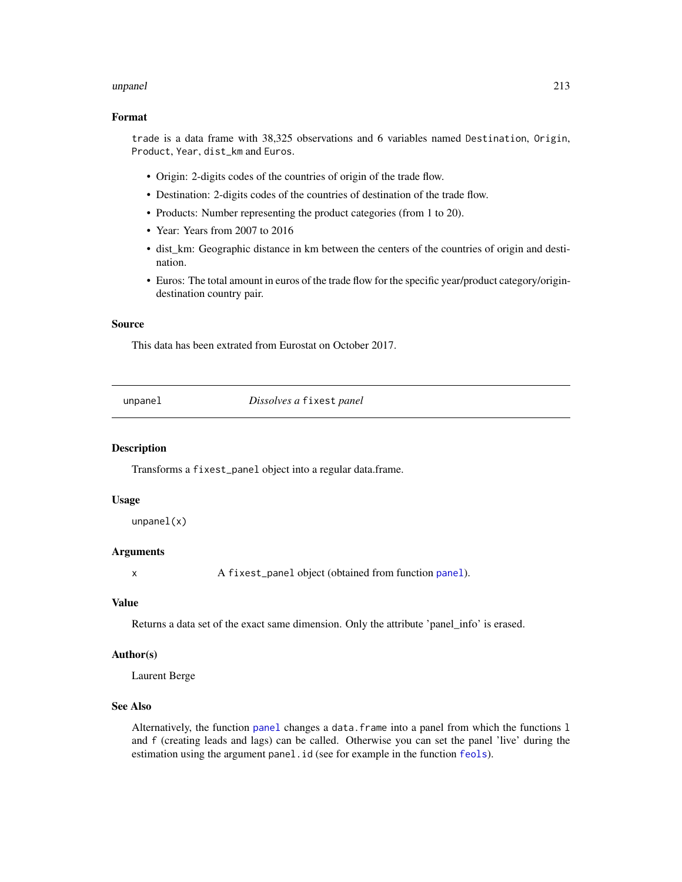### Format

`trade` is a data frame with 38,325 observations and 6 variables named `Destination`, `Origin`, `Product`, `Year`, `dist_km` and `Euros`.

- Origin: 2-digits codes of the countries of origin of the trade flow.
- Destination: 2-digits codes of the countries of destination of the trade flow.
- Products: Number representing the product categories (from 1 to 20).
- Year: Years from 2007 to 2016
- dist_km: Geographic distance in km between the centers of the countries of origin and destination.
- Euros: The total amount in euros of the trade flow for the specific year/product category/origin-destination country pair.

### Source

This data has been extrated from Eurostat on October 2017.

---

## unpanel — *Dissolves a `fixest` panel*

### Description

Transforms a `fixest_panel` object into a regular data.frame.

### Usage

```
unpanel(x)
```

### Arguments

| | |
|---|---|
| x | A `fixest_panel` object (obtained from function `panel`). |

### Value

Returns a data set of the exact same dimension. Only the attribute 'panel_info' is erased.

### Author(s)

Laurent Berge

### See Also

Alternatively, the function `panel` changes a `data.frame` into a panel from which the functions `l` and `f` (creating leads and lags) can be called. Otherwise you can set the panel 'live' during the estimation using the argument `panel.id` (see for example in the function `feols`).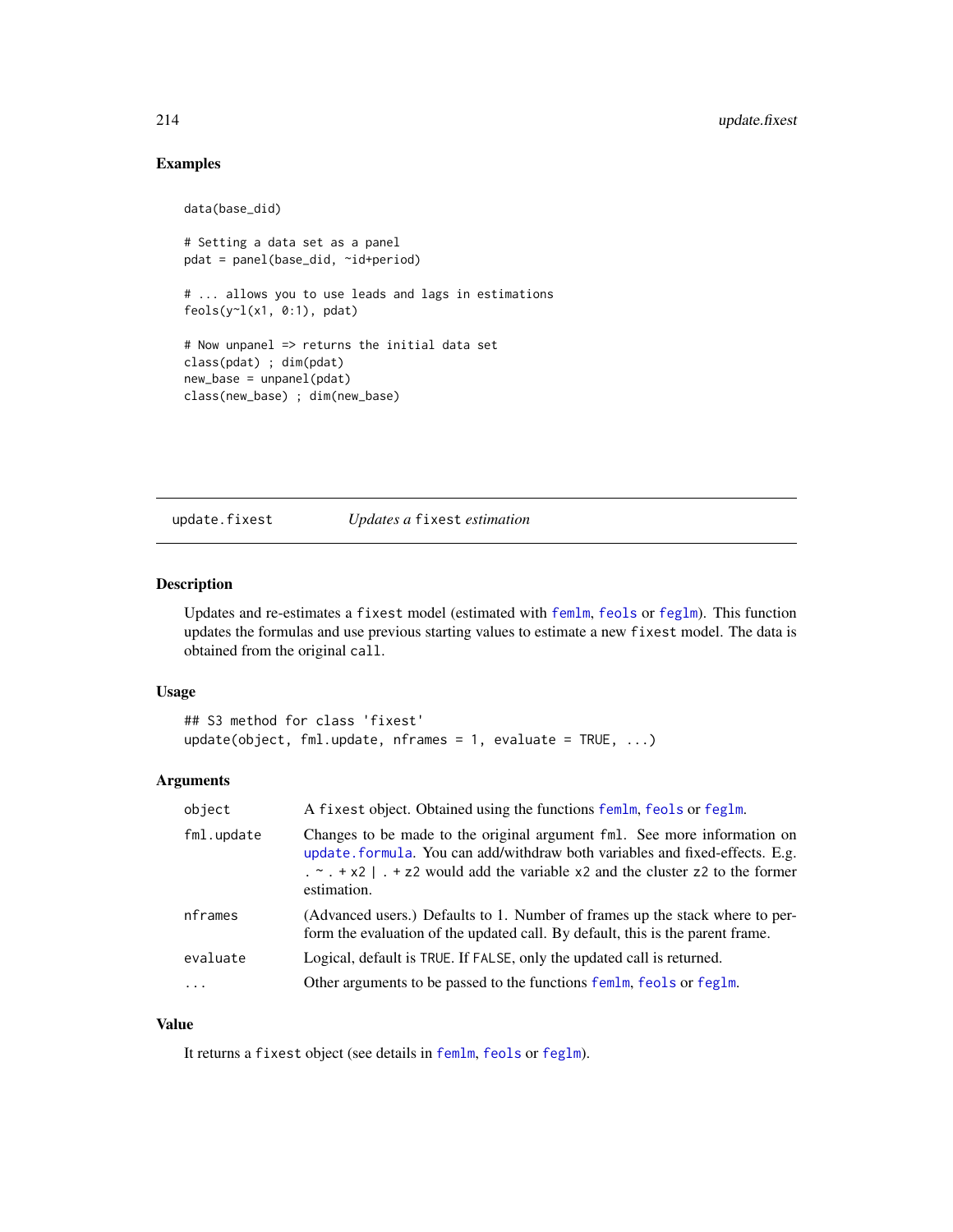## Examples

```
data(base_did)

# Setting a data set as a panel
pdat = panel(base_did, ~id+period)

# ... allows you to use leads and lags in estimations
feols(y~l(x1, 0:1), pdat)

# Now unpanel => returns the initial data set
class(pdat) ; dim(pdat)
new_base = unpanel(pdat)
class(new_base) ; dim(new_base)
```

---

# update.fixest *Updates a* `fixest` *estimation*

## Description

Updates and re-estimates a `fixest` model (estimated with `femlm`, `feols` or `feglm`). This function updates the formulas and use previous starting values to estimate a new `fixest` model. The data is obtained from the original `call`.

## Usage

```
## S3 method for class 'fixest'
update(object, fml.update, nframes = 1, evaluate = TRUE, ...)
```

## Arguments

| | |
|---|---|
| `object` | A `fixest` object. Obtained using the functions `femlm`, `feols` or `feglm`. |
| `fml.update` | Changes to be made to the original argument `fml`. See more information on `update.formula`. You can add/withdraw both variables and fixed-effects. E.g. `. ~ . + x2 | . + z2` would add the variable `x2` and the cluster `z2` to the former estimation. |
| `nframes` | (Advanced users.) Defaults to 1. Number of frames up the stack where to perform the evaluation of the updated call. By default, this is the parent frame. |
| `evaluate` | Logical, default is `TRUE`. If `FALSE`, only the updated call is returned. |
| `...` | Other arguments to be passed to the functions `femlm`, `feols` or `feglm`. |

## Value

It returns a `fixest` object (see details in `femlm`, `feols` or `feglm`).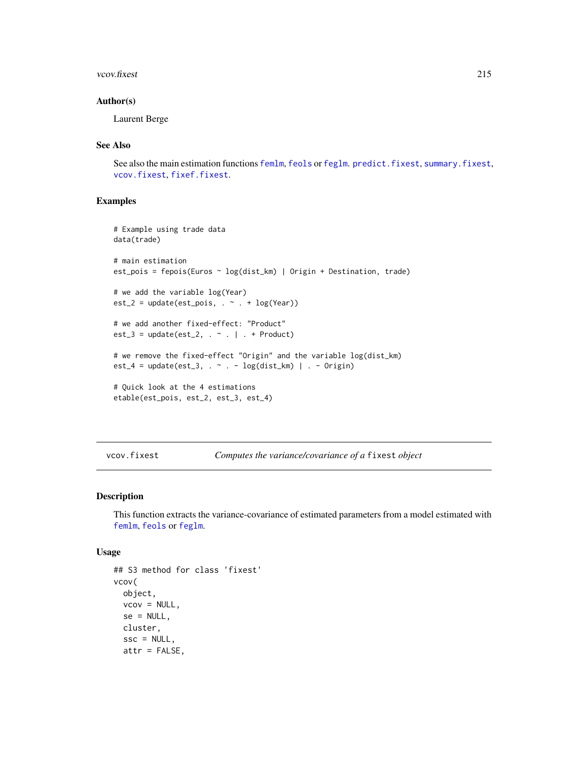### Author(s)

Laurent Berge

### See Also

See also the main estimation functions `femlm`, `feols` or `feglm`. `predict.fixest`, `summary.fixest`, `vcov.fixest`, `fixef.fixest`.

### Examples

```
# Example using trade data
data(trade)

# main estimation
est_pois = fepois(Euros ~ log(dist_km) | Origin + Destination, trade)

# we add the variable log(Year)
est_2 = update(est_pois, . ~ . + log(Year))

# we add another fixed-effect: "Product"
est_3 = update(est_2, . ~ . | . + Product)

# we remove the fixed-effect "Origin" and the variable log(dist_km)
est_4 = update(est_3, . ~ . - log(dist_km) | . - Origin)

# Quick look at the 4 estimations
etable(est_pois, est_2, est_3, est_4)
```

---

## vcov.fixest — *Computes the variance/covariance of a* `fixest` *object*

### Description

This function extracts the variance-covariance of estimated parameters from a model estimated with `femlm`, `feols` or `feglm`.

### Usage

```
## S3 method for class 'fixest'
vcov(
  object,
  vcov = NULL,
  se = NULL,
  cluster,
  ssc = NULL,
  attr = FALSE,
```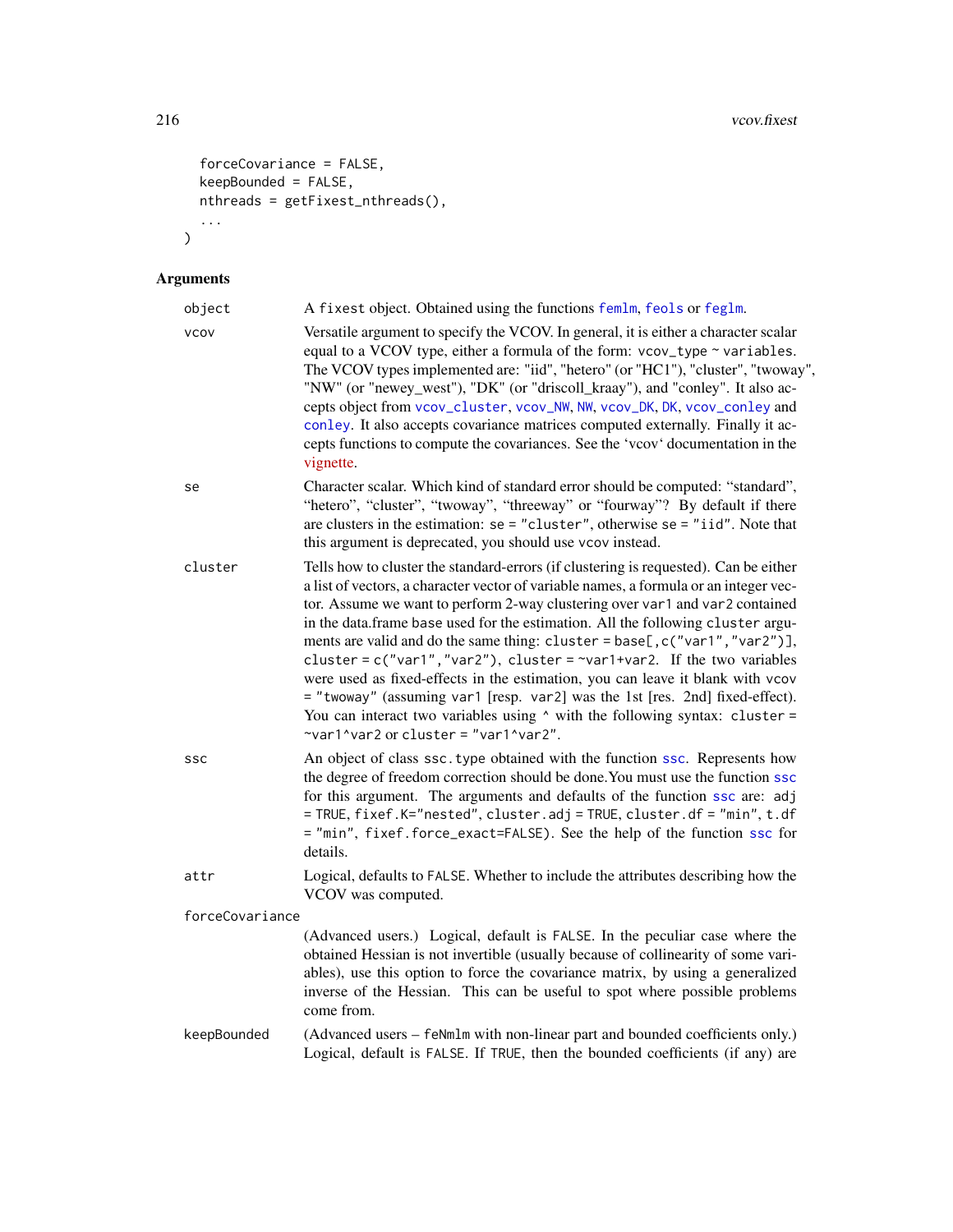```
  forceCovariance = FALSE,
  keepBounded = FALSE,
  nthreads = getFixest_nthreads(),
  ...
)
```

## Arguments

- **object**: A `fixest` object. Obtained using the functions `femlm`, `feols` or `feglm`.

- **vcov**: Versatile argument to specify the VCOV. In general, it is either a character scalar equal to a VCOV type, either a formula of the form: `vcov_type ~ variables`. The VCOV types implemented are: "iid", "hetero" (or "HC1"), "cluster", "twoway", "NW" (or "newey_west"), "DK" (or "driscoll_kraay"), and "conley". It also accepts object from `vcov_cluster`, `vcov_NW`, `NW`, `vcov_DK`, `DK`, `vcov_conley` and `conley`. It also accepts covariance matrices computed externally. Finally it accepts functions to compute the covariances. See the 'vcov' documentation in the vignette.

- **se**: Character scalar. Which kind of standard error should be computed: "standard", "hetero", "cluster", "twoway", "threeway" or "fourway"? By default if there are clusters in the estimation: `se = "cluster"`, otherwise `se = "iid"`. Note that this argument is deprecated, you should use `vcov` instead.

- **cluster**: Tells how to cluster the standard-errors (if clustering is requested). Can be either a list of vectors, a character vector of variable names, a formula or an integer vector. Assume we want to perform 2-way clustering over `var1` and `var2` contained in the data.frame `base` used for the estimation. All the following `cluster` arguments are valid and do the same thing: `cluster = base[,c("var1","var2")]`, `cluster = c("var1","var2")`, `cluster = ~var1+var2`. If the two variables were used as fixed-effects in the estimation, you can leave it blank with `vcov = "twoway"` (assuming `var1` [resp. `var2`] was the 1st [res. 2nd] fixed-effect). You can interact two variables using `^` with the following syntax: `cluster = ~var1^var2` or `cluster = "var1^var2"`.

- **ssc**: An object of class `ssc.type` obtained with the function `ssc`. Represents how the degree of freedom correction should be done.You must use the function `ssc` for this argument. The arguments and defaults of the function `ssc` are: `adj = TRUE`, `fixef.K="nested"`, `cluster.adj = TRUE`, `cluster.df = "min"`, `t.df = "min"`, `fixef.force_exact=FALSE`). See the help of the function `ssc` for details.

- **attr**: Logical, defaults to `FALSE`. Whether to include the attributes describing how the VCOV was computed.

- **forceCovariance**: (Advanced users.) Logical, default is `FALSE`. In the peculiar case where the obtained Hessian is not invertible (usually because of collinearity of some variables), use this option to force the covariance matrix, by using a generalized inverse of the Hessian. This can be useful to spot where possible problems come from.

- **keepBounded**: (Advanced users – `feNmlm` with non-linear part and bounded coefficients only.) Logical, default is `FALSE`. If `TRUE`, then the bounded coefficients (if any) are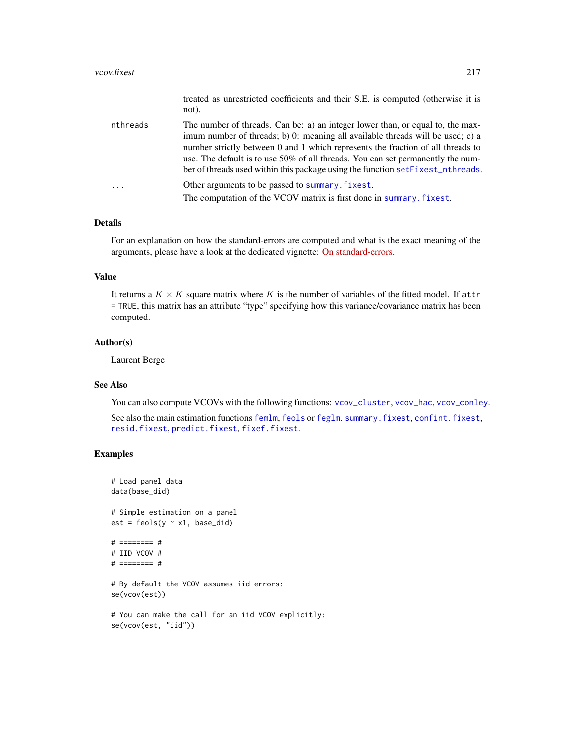| | |
|---|---|
| | treated as unrestricted coefficients and their S.E. is computed (otherwise it is not). |
| nthreads | The number of threads. Can be: a) an integer lower than, or equal to, the maximum number of threads; b) 0: meaning all available threads will be used; c) a number strictly between 0 and 1 which represents the fraction of all threads to use. The default is to use 50% of all threads. You can set permanently the number of threads used within this package using the function setFixest_nthreads. |
| ... | Other arguments to be passed to summary.fixest. The computation of the VCOV matrix is first done in summary.fixest. |

## Details

For an explanation on how the standard-errors are computed and what is the exact meaning of the arguments, please have a look at the dedicated vignette: On standard-errors.

## Value

It returns a $K \times K$ square matrix where $K$ is the number of variables of the fitted model. If `attr = TRUE`, this matrix has an attribute "type" specifying how this variance/covariance matrix has been computed.

## Author(s)

Laurent Berge

## See Also

You can also compute VCOVs with the following functions: vcov_cluster, vcov_hac, vcov_conley.

See also the main estimation functions femlm, feols or feglm. summary.fixest, confint.fixest, resid.fixest, predict.fixest, fixef.fixest.

## Examples

```
# Load panel data
data(base_did)

# Simple estimation on a panel
est = feols(y ~ x1, base_did)

# ======== #
# IID VCOV #
# ======== #

# By default the VCOV assumes iid errors:
se(vcov(est))

# You can make the call for an iid VCOV explicitly:
se(vcov(est, "iid"))
```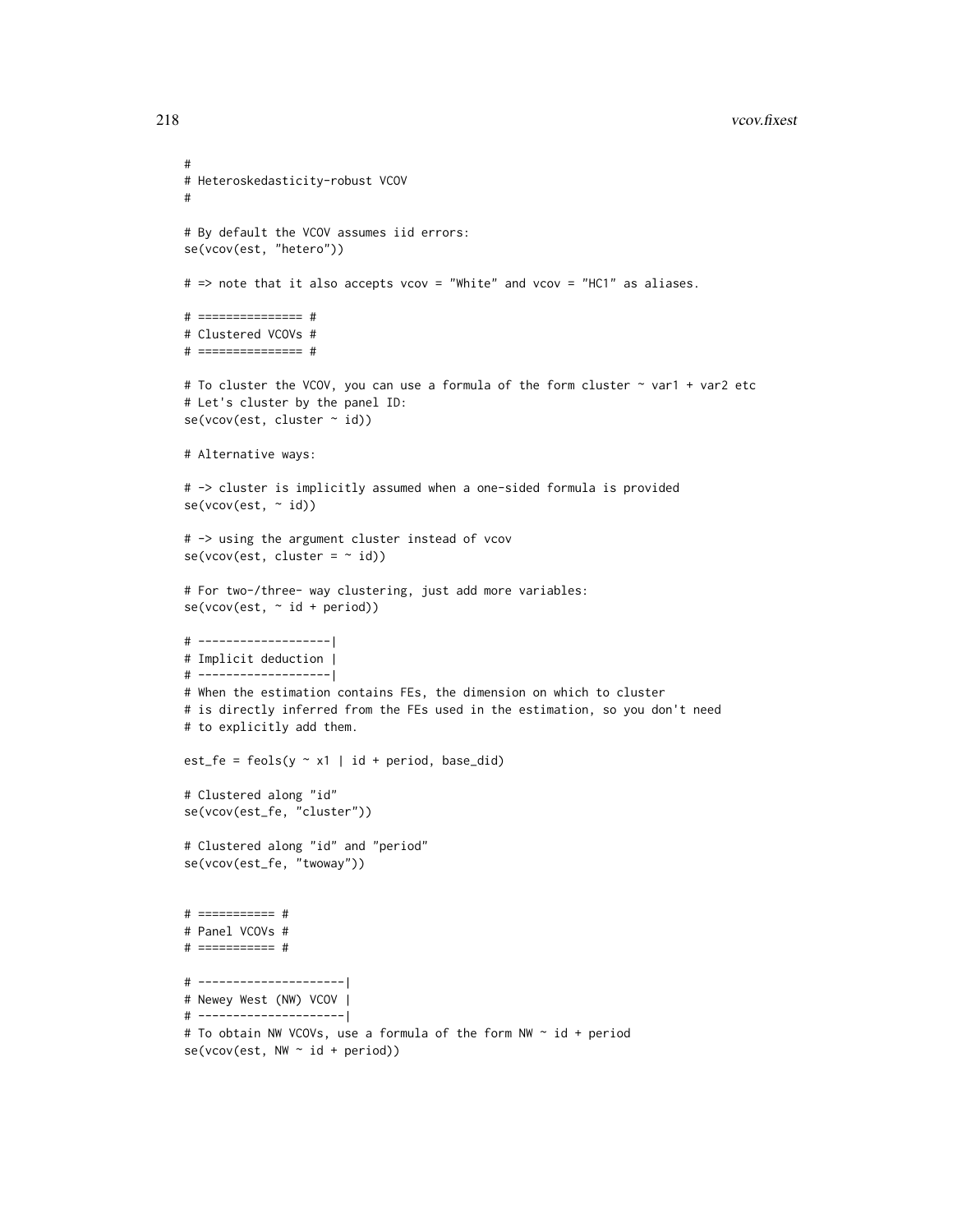```
#
# Heteroskedasticity-robust VCOV
#

# By default the VCOV assumes iid errors:
se(vcov(est, "hetero"))

# => note that it also accepts vcov = "White" and vcov = "HC1" as aliases.

# =============== #
# Clustered VCOVs #
# =============== #

# To cluster the VCOV, you can use a formula of the form cluster ~ var1 + var2 etc
# Let's cluster by the panel ID:
se(vcov(est, cluster ~ id))

# Alternative ways:

# -> cluster is implicitly assumed when a one-sided formula is provided
se(vcov(est, ~ id))

# -> using the argument cluster instead of vcov
se(vcov(est, cluster = ~ id))

# For two-/three- way clustering, just add more variables:
se(vcov(est, ~ id + period))

# -------------------|
# Implicit deduction |
# -------------------|
# When the estimation contains FEs, the dimension on which to cluster
# is directly inferred from the FEs used in the estimation, so you don't need
# to explicitly add them.

est_fe = feols(y ~ x1 | id + period, base_did)

# Clustered along "id"
se(vcov(est_fe, "cluster"))

# Clustered along "id" and "period"
se(vcov(est_fe, "twoway"))


# =========== #
# Panel VCOVs #
# =========== #

# ---------------------|
# Newey West (NW) VCOV |
# ---------------------|
# To obtain NW VCOVs, use a formula of the form NW ~ id + period
se(vcov(est, NW ~ id + period))
```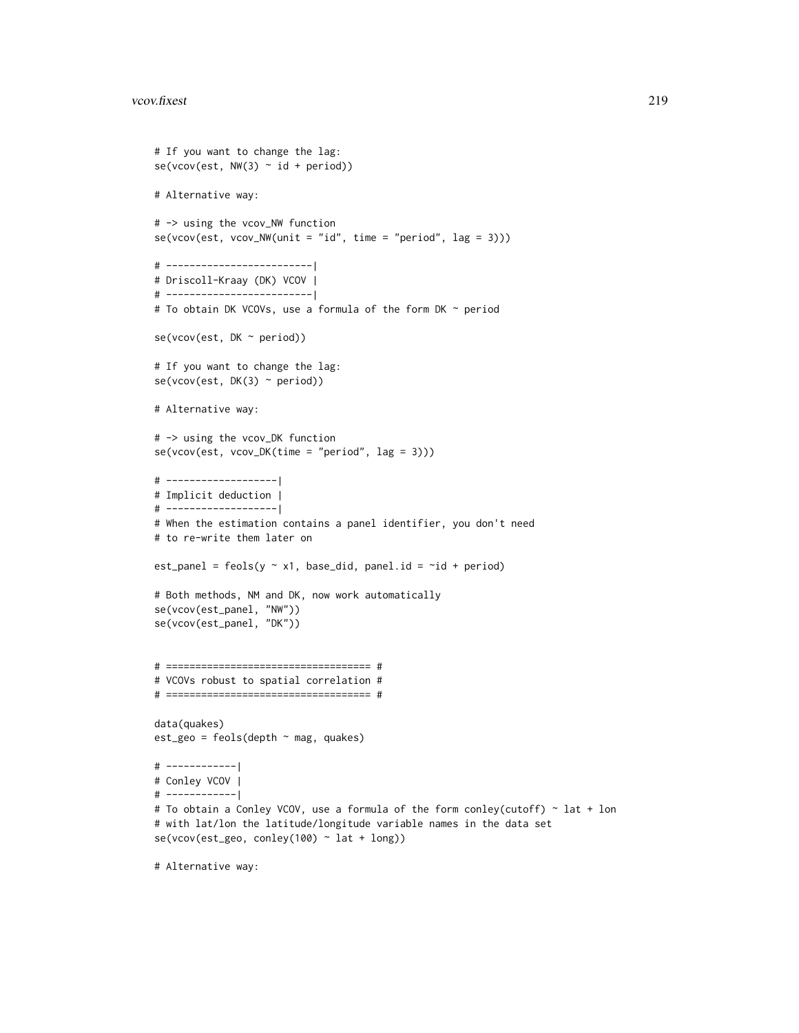```
# If you want to change the lag:
se(vcov(est, NW(3) ~ id + period))

# Alternative way:

# -> using the vcov_NW function
se(vcov(est, vcov_NW(unit = "id", time = "period", lag = 3)))

# ------------------------|
# Driscoll-Kraay (DK) VCOV |
# ------------------------|
# To obtain DK VCOVs, use a formula of the form DK ~ period

se(vcov(est, DK ~ period))

# If you want to change the lag:
se(vcov(est, DK(3) ~ period))

# Alternative way:

# -> using the vcov_DK function
se(vcov(est, vcov_DK(time = "period", lag = 3)))

# -------------------|
# Implicit deduction |
# -------------------|
# When the estimation contains a panel identifier, you don't need
# to re-write them later on

est_panel = feols(y ~ x1, base_did, panel.id = ~id + period)

# Both methods, NM and DK, now work automatically
se(vcov(est_panel, "NW"))
se(vcov(est_panel, "DK"))


# ================================== #
# VCOVs robust to spatial correlation #
# ================================== #

data(quakes)
est_geo = feols(depth ~ mag, quakes)

# -----------|
# Conley VCOV |
# -----------|
# To obtain a Conley VCOV, use a formula of the form conley(cutoff) ~ lat + lon
# with lat/lon the latitude/longitude variable names in the data set
se(vcov(est_geo, conley(100) ~ lat + long))

# Alternative way:
```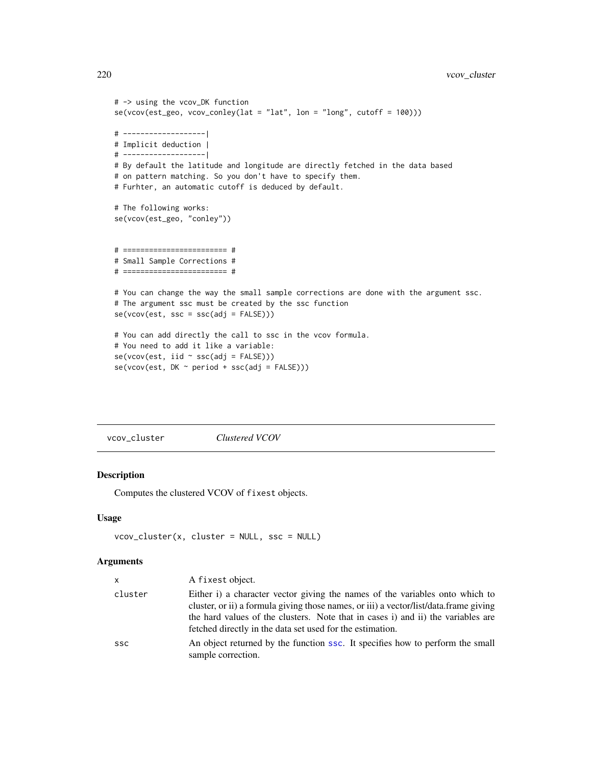```
# -> using the vcov_DK function
se(vcov(est_geo, vcov_conley(lat = "lat", lon = "long", cutoff = 100)))

# -------------------|
# Implicit deduction |
# -------------------|
# By default the latitude and longitude are directly fetched in the data based
# on pattern matching. So you don't have to specify them.
# Furhter, an automatic cutoff is deduced by default.

# The following works:
se(vcov(est_geo, "conley"))


# ======================== #
# Small Sample Corrections #
# ======================== #

# You can change the way the small sample corrections are done with the argument ssc.
# The argument ssc must be created by the ssc function
se(vcov(est, ssc = ssc(adj = FALSE)))

# You can add directly the call to ssc in the vcov formula.
# You need to add it like a variable:
se(vcov(est, iid ~ ssc(adj = FALSE)))
se(vcov(est, DK ~ period + ssc(adj = FALSE)))
```

---

vcov_cluster *Clustered VCOV*

---

## Description

Computes the clustered VCOV of `fixest` objects.

## Usage

```
vcov_cluster(x, cluster = NULL, ssc = NULL)
```

## Arguments

| | |
|---|---|
| x | A `fixest` object. |
| cluster | Either i) a character vector giving the names of the variables onto which to cluster, or ii) a formula giving those names, or iii) a vector/list/data.frame giving the hard values of the clusters. Note that in cases i) and ii) the variables are fetched directly in the data set used for the estimation. |
| ssc | An object returned by the function `ssc`. It specifies how to perform the small sample correction. |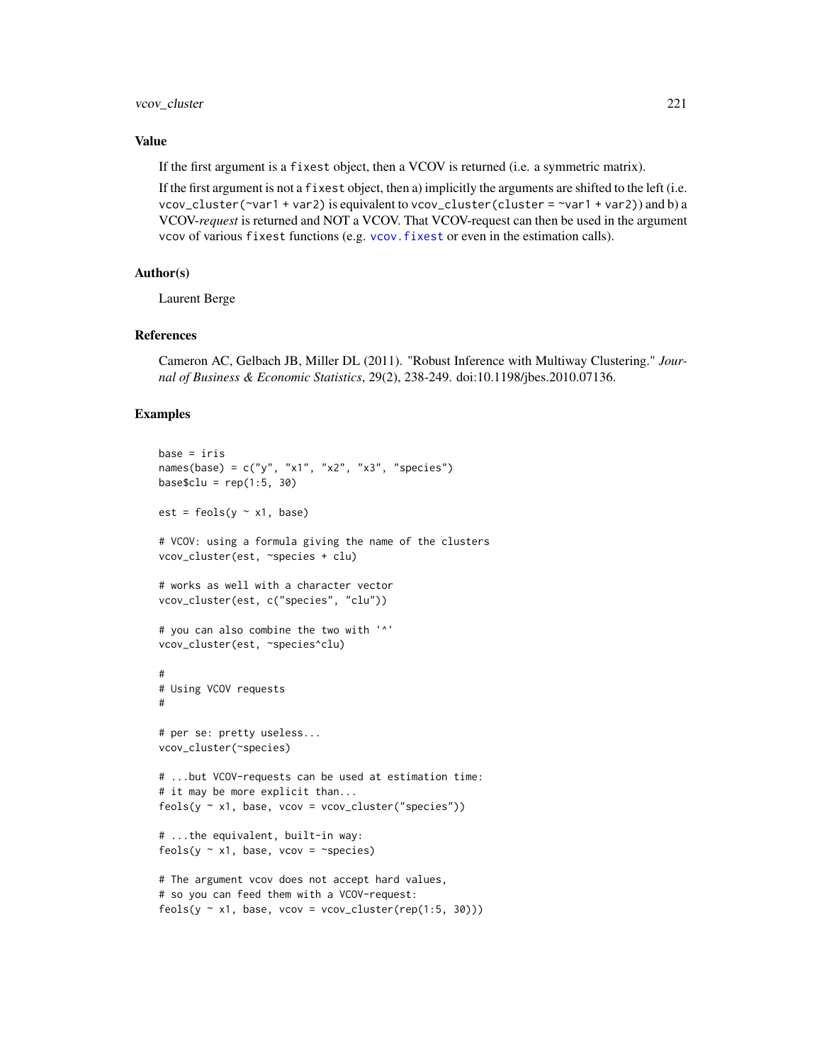## Value

If the first argument is a `fixest` object, then a VCOV is returned (i.e. a symmetric matrix).

If the first argument is not a `fixest` object, then a) implicitly the arguments are shifted to the left (i.e. `vcov_cluster(~var1 + var2)` is equivalent to `vcov_cluster(cluster = ~var1 + var2)`) and b) a VCOV-*request* is returned and NOT a VCOV. That VCOV-request can then be used in the argument `vcov` of various `fixest` functions (e.g. `vcov.fixest` or even in the estimation calls).

## Author(s)

Laurent Berge

## References

Cameron AC, Gelbach JB, Miller DL (2011). "Robust Inference with Multiway Clustering." *Journal of Business & Economic Statistics*, 29(2), 238-249. doi:10.1198/jbes.2010.07136.

## Examples

```
base = iris
names(base) = c("y", "x1", "x2", "x3", "species")
base$clu = rep(1:5, 30)

est = feols(y ~ x1, base)

# VCOV: using a formula giving the name of the clusters
vcov_cluster(est, ~species + clu)

# works as well with a character vector
vcov_cluster(est, c("species", "clu"))

# you can also combine the two with '^'
vcov_cluster(est, ~species^clu)

#
# Using VCOV requests
#

# per se: pretty useless...
vcov_cluster(~species)

# ...but VCOV-requests can be used at estimation time:
# it may be more explicit than...
feols(y ~ x1, base, vcov = vcov_cluster("species"))

# ...the equivalent, built-in way:
feols(y ~ x1, base, vcov = ~species)

# The argument vcov does not accept hard values,
# so you can feed them with a VCOV-request:
feols(y ~ x1, base, vcov = vcov_cluster(rep(1:5, 30)))
```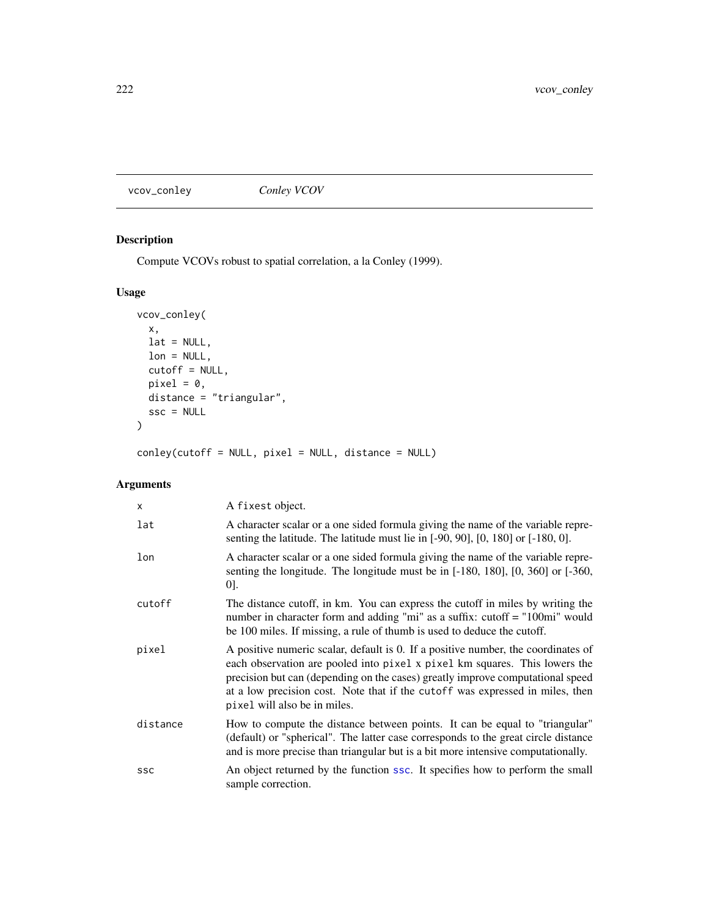# vcov_conley — *Conley VCOV*

## Description

Compute VCOVs robust to spatial correlation, a la Conley (1999).

## Usage

```
vcov_conley(
  x,
  lat = NULL,
  lon = NULL,
  cutoff = NULL,
  pixel = 0,
  distance = "triangular",
  ssc = NULL
)

conley(cutoff = NULL, pixel = NULL, distance = NULL)
```

## Arguments

| Argument | Description |
|---|---|
| `x` | A `fixest` object. |
| `lat` | A character scalar or a one sided formula giving the name of the variable representing the latitude. The latitude must lie in [-90, 90], [0, 180] or [-180, 0]. |
| `lon` | A character scalar or a one sided formula giving the name of the variable representing the longitude. The longitude must be in [-180, 180], [0, 360] or [-360, 0]. |
| `cutoff` | The distance cutoff, in km. You can express the cutoff in miles by writing the number in character form and adding "mi" as a suffix: cutoff = "100mi" would be 100 miles. If missing, a rule of thumb is used to deduce the cutoff. |
| `pixel` | A positive numeric scalar, default is 0. If a positive number, the coordinates of each observation are pooled into `pixel` x `pixel` km squares. This lowers the precision but can (depending on the cases) greatly improve computational speed at a low precision cost. Note that if the `cutoff` was expressed in miles, then `pixel` will also be in miles. |
| `distance` | How to compute the distance between points. It can be equal to "triangular" (default) or "spherical". The latter case corresponds to the great circle distance and is more precise than triangular but is a bit more intensive computationally. |
| `ssc` | An object returned by the function `ssc`. It specifies how to perform the small sample correction. |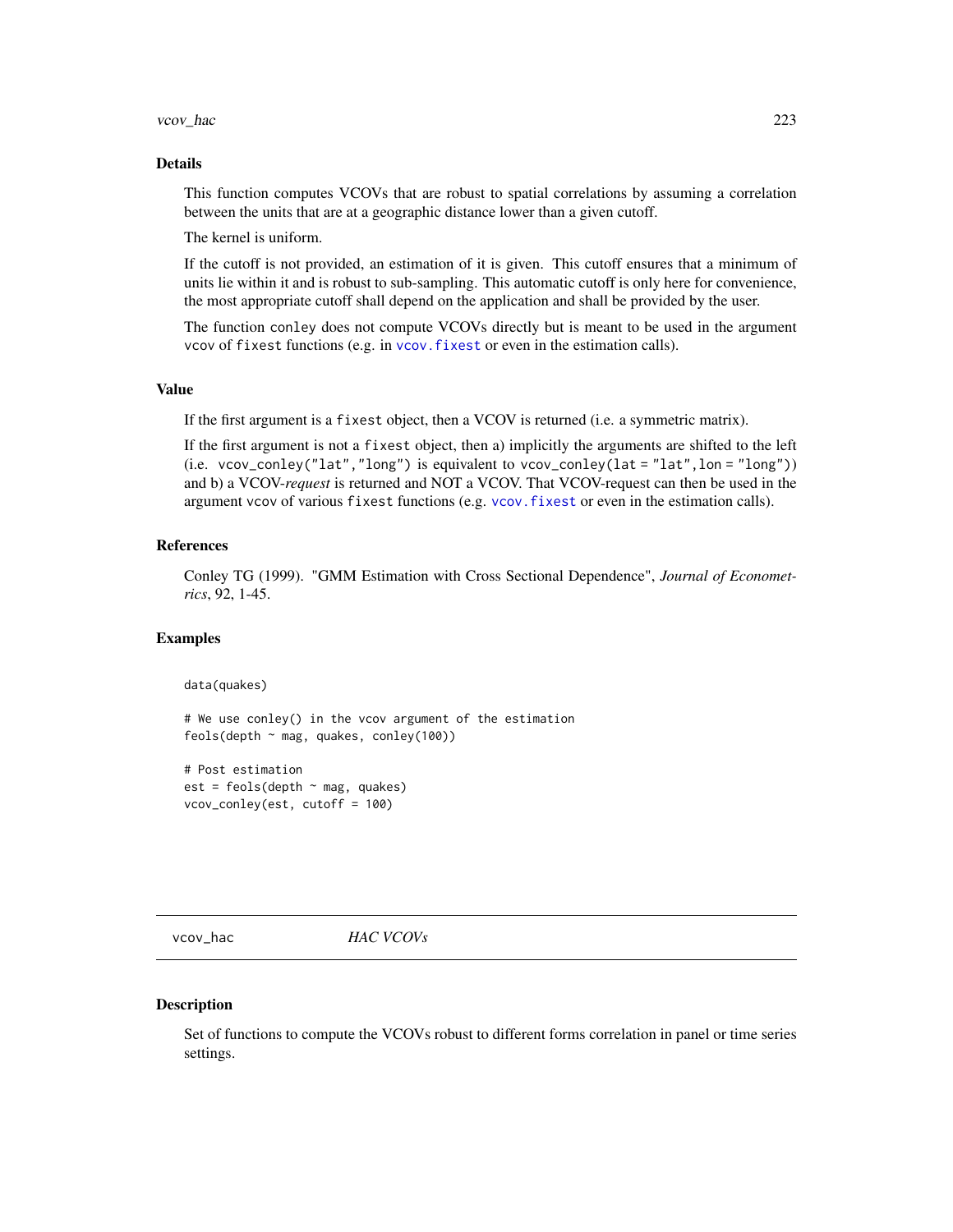## Details

This function computes VCOVs that are robust to spatial correlations by assuming a correlation between the units that are at a geographic distance lower than a given cutoff.

The kernel is uniform.

If the cutoff is not provided, an estimation of it is given. This cutoff ensures that a minimum of units lie within it and is robust to sub-sampling. This automatic cutoff is only here for convenience, the most appropriate cutoff shall depend on the application and shall be provided by the user.

The function `conley` does not compute VCOVs directly but is meant to be used in the argument `vcov` of `fixest` functions (e.g. in `vcov.fixest` or even in the estimation calls).

## Value

If the first argument is a `fixest` object, then a VCOV is returned (i.e. a symmetric matrix).

If the first argument is not a `fixest` object, then a) implicitly the arguments are shifted to the left (i.e. `vcov_conley("lat","long")` is equivalent to `vcov_conley(lat = "lat",lon = "long")`) and b) a VCOV-*request* is returned and NOT a VCOV. That VCOV-request can then be used in the argument `vcov` of various `fixest` functions (e.g. `vcov.fixest` or even in the estimation calls).

## References

Conley TG (1999). "GMM Estimation with Cross Sectional Dependence", *Journal of Econometrics*, 92, 1-45.

## Examples

```
data(quakes)

# We use conley() in the vcov argument of the estimation
feols(depth ~ mag, quakes, conley(100))

# Post estimation
est = feols(depth ~ mag, quakes)
vcov_conley(est, cutoff = 100)
```

---

# vcov_hac — *HAC VCOVs*

## Description

Set of functions to compute the VCOVs robust to different forms correlation in panel or time series settings.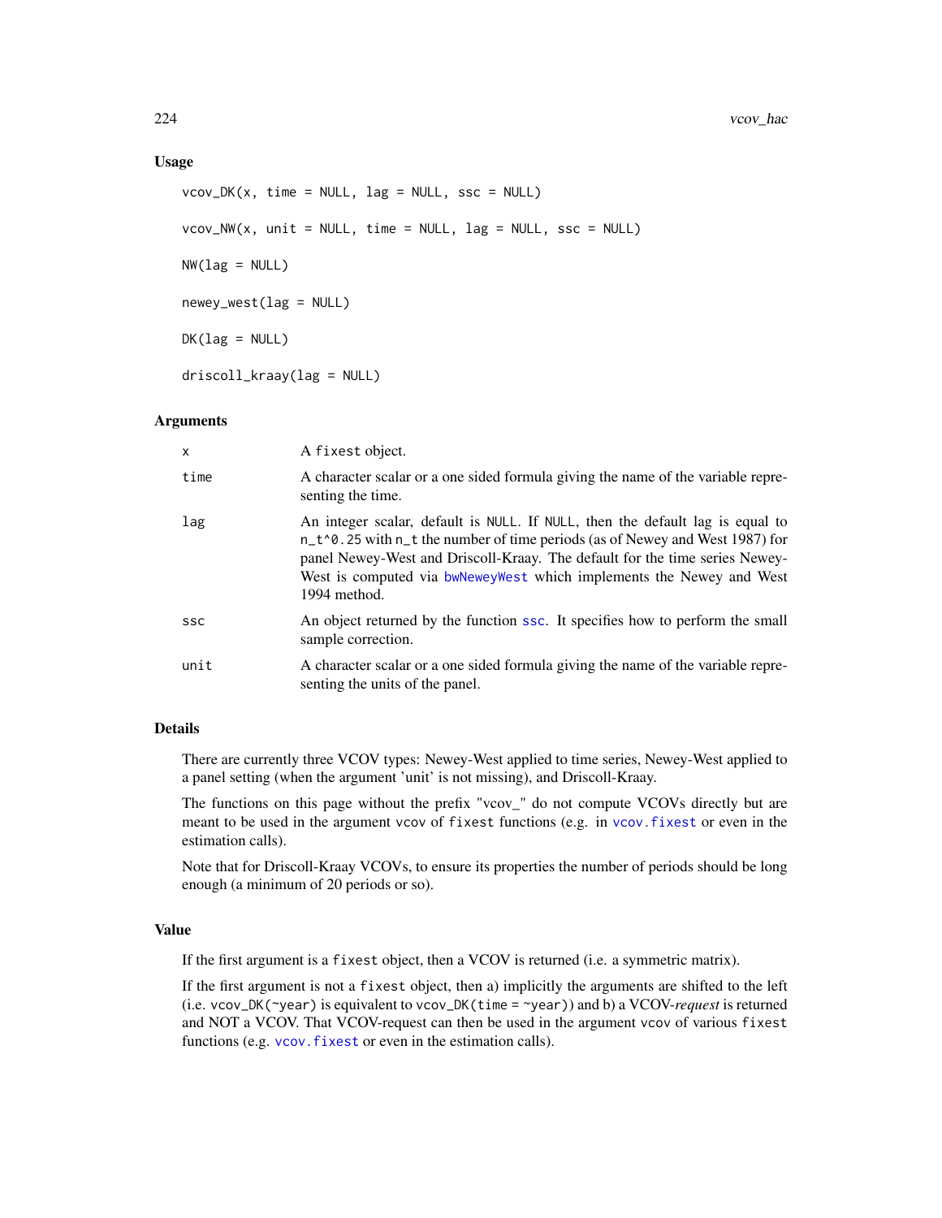### Usage

```
vcov_DK(x, time = NULL, lag = NULL, ssc = NULL)

vcov_NW(x, unit = NULL, time = NULL, lag = NULL, ssc = NULL)

NW(lag = NULL)

newey_west(lag = NULL)

DK(lag = NULL)

driscoll_kraay(lag = NULL)
```

### Arguments

| | |
|---|---|
| x | A fixest object. |
| time | A character scalar or a one sided formula giving the name of the variable representing the time. |
| lag | An integer scalar, default is NULL. If NULL, then the default lag is equal to n_t^0.25 with n_t the number of time periods (as of Newey and West 1987) for panel Newey-West and Driscoll-Kraay. The default for the time series Newey-West is computed via bwNeweyWest which implements the Newey and West 1994 method. |
| ssc | An object returned by the function ssc. It specifies how to perform the small sample correction. |
| unit | A character scalar or a one sided formula giving the name of the variable representing the units of the panel. |

### Details

There are currently three VCOV types: Newey-West applied to time series, Newey-West applied to a panel setting (when the argument 'unit' is not missing), and Driscoll-Kraay.

The functions on this page without the prefix "vcov_" do not compute VCOVs directly but are meant to be used in the argument vcov of fixest functions (e.g. in vcov.fixest or even in the estimation calls).

Note that for Driscoll-Kraay VCOVs, to ensure its properties the number of periods should be long enough (a minimum of 20 periods or so).

### Value

If the first argument is a fixest object, then a VCOV is returned (i.e. a symmetric matrix).

If the first argument is not a fixest object, then a) implicitly the arguments are shifted to the left (i.e. vcov_DK(~year) is equivalent to vcov_DK(time = ~year)) and b) a VCOV-*request* is returned and NOT a VCOV. That VCOV-request can then be used in the argument vcov of various fixest functions (e.g. vcov.fixest or even in the estimation calls).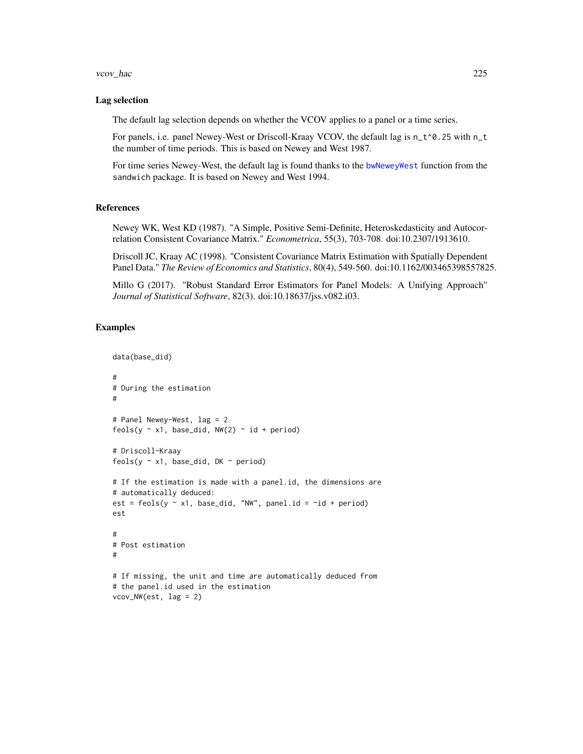### Lag selection

The default lag selection depends on whether the VCOV applies to a panel or a time series.

For panels, i.e. panel Newey-West or Driscoll-Kraay VCOV, the default lag is `n_t^0.25` with `n_t` the number of time periods. This is based on Newey and West 1987.

For time series Newey-West, the default lag is found thanks to the `bwNeweyWest` function from the `sandwich` package. It is based on Newey and West 1994.

### References

Newey WK, West KD (1987). "A Simple, Positive Semi-Definite, Heteroskedasticity and Autocorrelation Consistent Covariance Matrix." *Econometrica*, 55(3), 703-708. doi:10.2307/1913610.

Driscoll JC, Kraay AC (1998). "Consistent Covariance Matrix Estimation with Spatially Dependent Panel Data." *The Review of Economics and Statistics*, 80(4), 549-560. doi:10.1162/003465398557825.

Millo G (2017). "Robust Standard Error Estimators for Panel Models: A Unifying Approach" *Journal of Statistical Software*, 82(3). doi:10.18637/jss.v082.i03.

### Examples

```
data(base_did)

#
# During the estimation
#

# Panel Newey-West, lag = 2
feols(y ~ x1, base_did, NW(2) ~ id + period)

# Driscoll-Kraay
feols(y ~ x1, base_did, DK ~ period)

# If the estimation is made with a panel.id, the dimensions are
# automatically deduced:
est = feols(y ~ x1, base_did, "NW", panel.id = ~id + period)
est

#
# Post estimation
#

# If missing, the unit and time are automatically deduced from
# the panel.id used in the estimation
vcov_NW(est, lag = 2)
```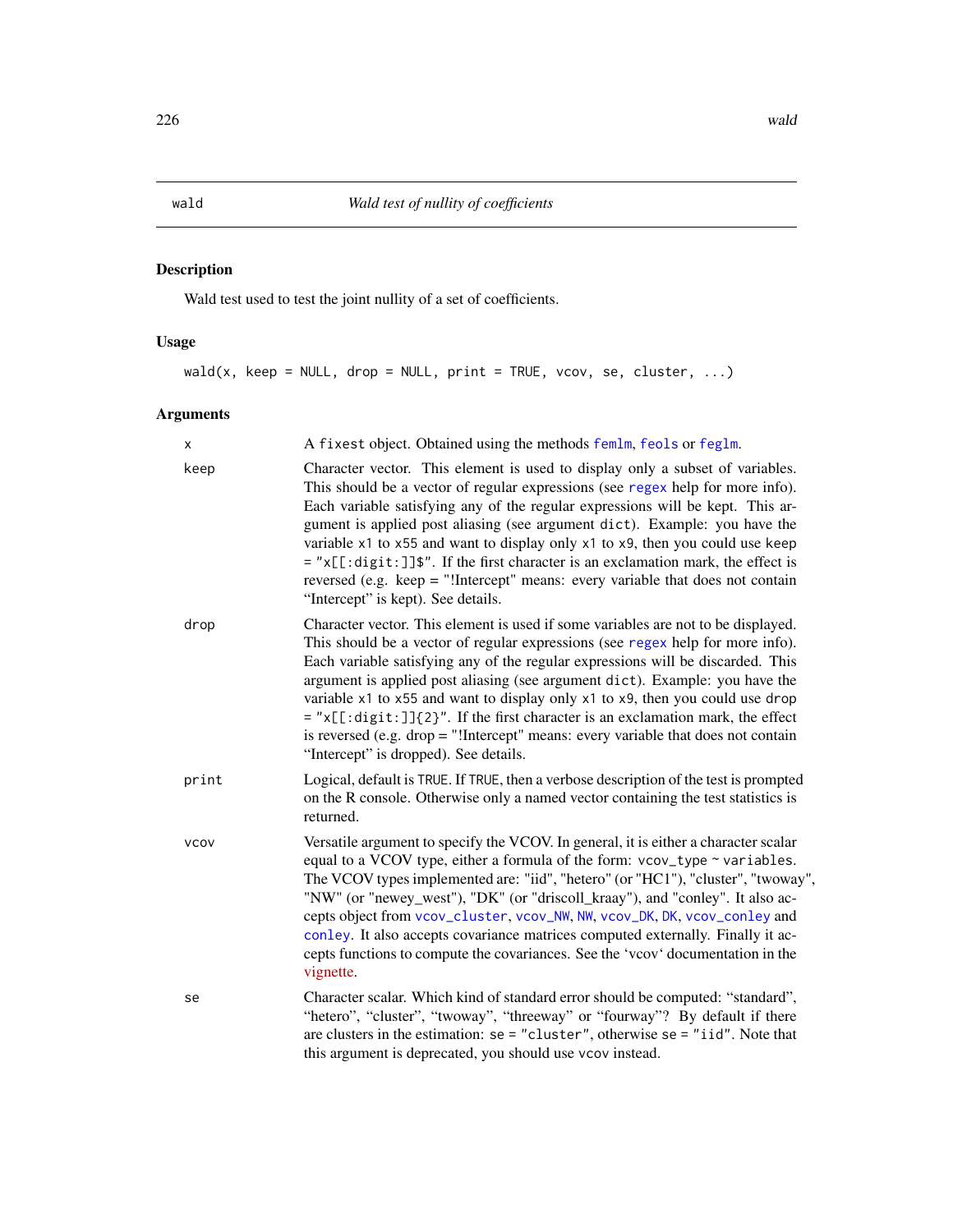## wald — *Wald test of nullity of coefficients*

### Description

Wald test used to test the joint nullity of a set of coefficients.

### Usage

```
wald(x, keep = NULL, drop = NULL, print = TRUE, vcov, se, cluster, ...)
```

### Arguments

**x**
A `fixest` object. Obtained using the methods `femlm`, `feols` or `feglm`.

**keep**
Character vector. This element is used to display only a subset of variables. This should be a vector of regular expressions (see `regex` help for more info). Each variable satisfying any of the regular expressions will be kept. This argument is applied post aliasing (see argument `dict`). Example: you have the variable `x1` to `x55` and want to display only `x1` to `x9`, then you could use `keep = "x[[:digit:]]$"`. If the first character is an exclamation mark, the effect is reversed (e.g. keep = "!Intercept" means: every variable that does not contain "Intercept" is kept). See details.

**drop**
Character vector. This element is used if some variables are not to be displayed. This should be a vector of regular expressions (see `regex` help for more info). Each variable satisfying any of the regular expressions will be discarded. This argument is applied post aliasing (see argument `dict`). Example: you have the variable `x1` to `x55` and want to display only `x1` to `x9`, then you could use `drop = "x[[:digit:]]{2}"`. If the first character is an exclamation mark, the effect is reversed (e.g. drop = "!Intercept" means: every variable that does not contain "Intercept" is dropped). See details.

**print**
Logical, default is `TRUE`. If `TRUE`, then a verbose description of the test is prompted on the R console. Otherwise only a named vector containing the test statistics is returned.

**vcov**
Versatile argument to specify the VCOV. In general, it is either a character scalar equal to a VCOV type, either a formula of the form: `vcov_type ~ variables`. The VCOV types implemented are: "iid", "hetero" (or "HC1"), "cluster", "twoway", "NW" (or "newey_west"), "DK" (or "driscoll_kraay"), and "conley". It also accepts object from `vcov_cluster`, `vcov_NW`, `NW`, `vcov_DK`, `DK`, `vcov_conley` and `conley`. It also accepts covariance matrices computed externally. Finally it accepts functions to compute the covariances. See the 'vcov' documentation in the vignette.

**se**
Character scalar. Which kind of standard error should be computed: "standard", "hetero", "cluster", "twoway", "threeway" or "fourway"? By default if there are clusters in the estimation: `se = "cluster"`, otherwise `se = "iid"`. Note that this argument is deprecated, you should use `vcov` instead.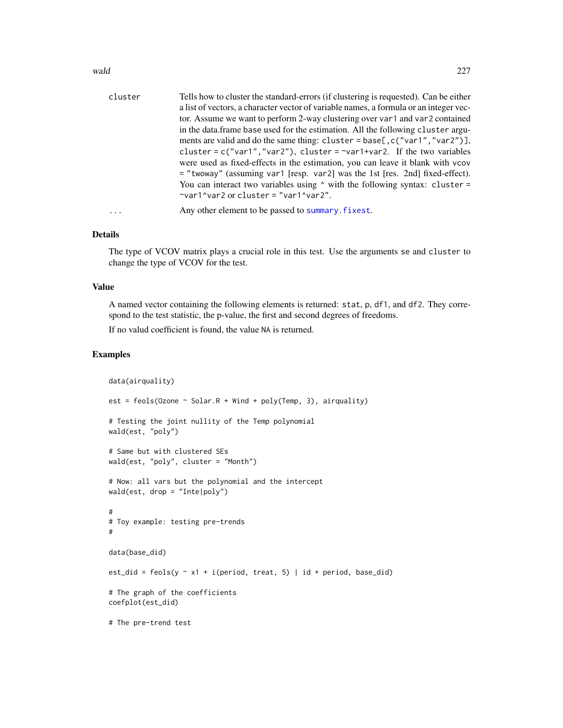| | |
|---|---|
| cluster | Tells how to cluster the standard-errors (if clustering is requested). Can be either a list of vectors, a character vector of variable names, a formula or an integer vector. Assume we want to perform 2-way clustering over `var1` and `var2` contained in the data.frame `base` used for the estimation. All the following `cluster` arguments are valid and do the same thing: `cluster = base[,c("var1","var2")]`, `cluster = c("var1","var2")`, `cluster = ~var1+var2`. If the two variables were used as fixed-effects in the estimation, you can leave it blank with `vcov = "twoway"` (assuming `var1` [resp. `var2`] was the 1st [res. 2nd] fixed-effect). You can interact two variables using `^` with the following syntax: `cluster = ~var1^var2` or `cluster = "var1^var2"`. |
| ... | Any other element to be passed to `summary.fixest`. |

## Details

The type of VCOV matrix plays a crucial role in this test. Use the arguments `se` and `cluster` to change the type of VCOV for the test.

## Value

A named vector containing the following elements is returned: `stat`, `p`, `df1`, and `df2`. They correspond to the test statistic, the p-value, the first and second degrees of freedoms.

If no valud coefficient is found, the value `NA` is returned.

## Examples

```
data(airquality)

est = feols(Ozone ~ Solar.R + Wind + poly(Temp, 3), airquality)

# Testing the joint nullity of the Temp polynomial
wald(est, "poly")

# Same but with clustered SEs
wald(est, "poly", cluster = "Month")

# Now: all vars but the polynomial and the intercept
wald(est, drop = "Inte|poly")

#
# Toy example: testing pre-trends
#

data(base_did)

est_did = feols(y ~ x1 + i(period, treat, 5) | id + period, base_did)

# The graph of the coefficients
coefplot(est_did)

# The pre-trend test
```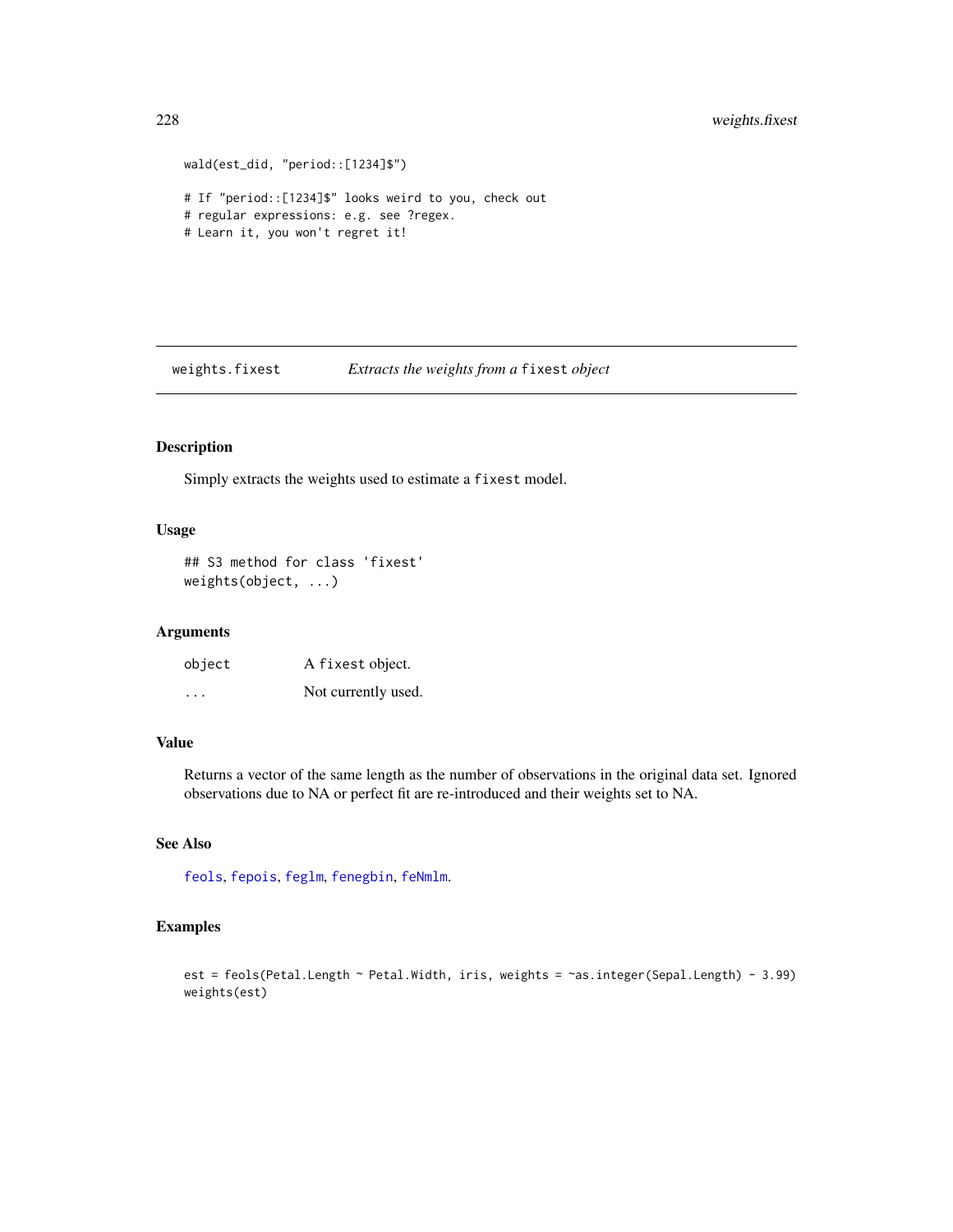```
wald(est_did, "period::[1234]$")

# If "period::[1234]$" looks weird to you, check out
# regular expressions: e.g. see ?regex.
# Learn it, you won't regret it!
```

## weights.fixest — *Extracts the weights from a* `fixest` *object*

### Description

Simply extracts the weights used to estimate a `fixest` model.

### Usage

```
## S3 method for class 'fixest'
weights(object, ...)
```

### Arguments

| | |
|---|---|
| `object` | A `fixest` object. |
| `...` | Not currently used. |

### Value

Returns a vector of the same length as the number of observations in the original data set. Ignored observations due to NA or perfect fit are re-introduced and their weights set to NA.

### See Also

feols, fepois, feglm, fenegbin, feNmlm.

### Examples

```
est = feols(Petal.Length ~ Petal.Width, iris, weights = ~as.integer(Sepal.Length) - 3.99)
weights(est)
```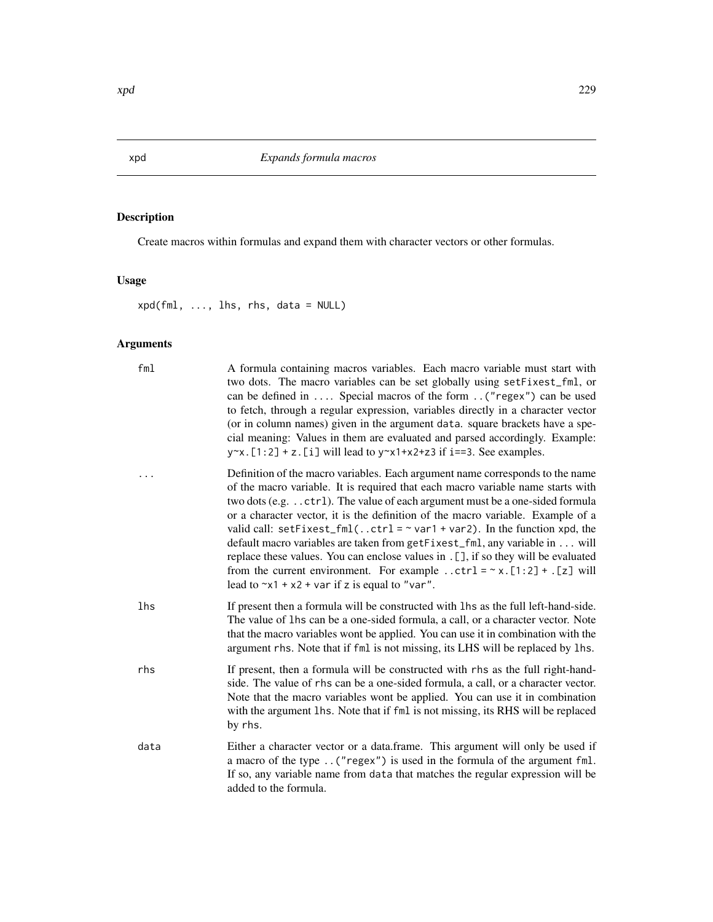## xpd *Expands formula macros*

### Description

Create macros within formulas and expand them with character vectors or other formulas.

### Usage

```
xpd(fml, ..., lhs, rhs, data = NULL)
```

### Arguments

| | |
|---|---|
| `fml` | A formula containing macros variables. Each macro variable must start with two dots. The macro variables can be set globally using `setFixest_fml`, or can be defined in `...`. Special macros of the form `..("regex")` can be used to fetch, through a regular expression, variables directly in a character vector (or in column names) given in the argument `data`. square brackets have a special meaning: Values in them are evaluated and parsed accordingly. Example: `y~x.[1:2] + z.[i]` will lead to `y~x1+x2+z3` if `i==3`. See examples. |
| `...` | Definition of the macro variables. Each argument name corresponds to the name of the macro variable. It is required that each macro variable name starts with two dots (e.g. `..ctrl`). The value of each argument must be a one-sided formula or a character vector, it is the definition of the macro variable. Example of a valid call: `setFixest_fml(..ctrl = ~ var1 + var2)`. In the function `xpd`, the default macro variables are taken from `getFixest_fml`, any variable in `...` will replace these values. You can enclose values in `.[]`, if so they will be evaluated from the current environment. For example `..ctrl = ~ x.[1:2] + .[z]` will lead to `~x1 + x2 + var` if `z` is equal to `"var"`. |
| `lhs` | If present then a formula will be constructed with `lhs` as the full left-hand-side. The value of `lhs` can be a one-sided formula, a call, or a character vector. Note that the macro variables wont be applied. You can use it in combination with the argument `rhs`. Note that if `fml` is not missing, its LHS will be replaced by `lhs`. |
| `rhs` | If present, then a formula will be constructed with `rhs` as the full right-hand-side. The value of `rhs` can be a one-sided formula, a call, or a character vector. Note that the macro variables wont be applied. You can use it in combination with the argument `lhs`. Note that if `fml` is not missing, its RHS will be replaced by `rhs`. |
| `data` | Either a character vector or a data.frame. This argument will only be used if a macro of the type `..("regex")` is used in the formula of the argument `fml`. If so, any variable name from `data` that matches the regular expression will be added to the formula. |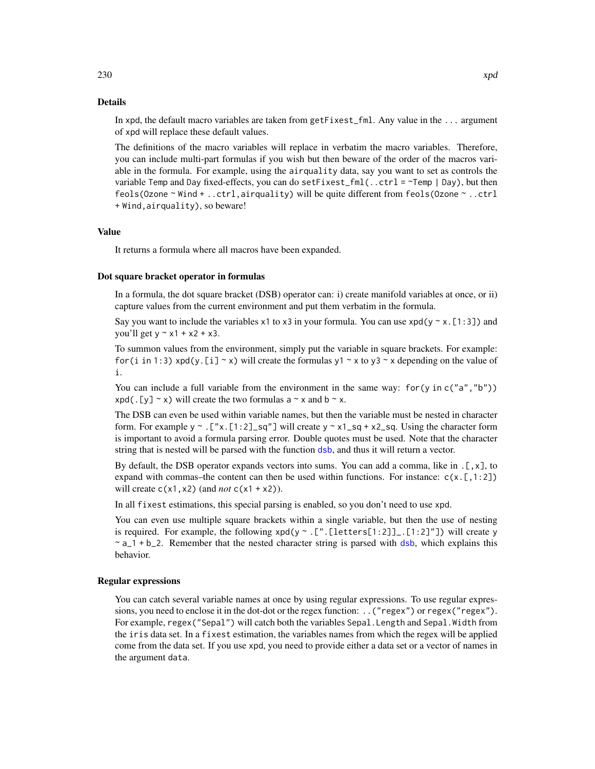### Details

In `xpd`, the default macro variables are taken from `getFixest_fml`. Any value in the `...` argument of `xpd` will replace these default values.

The definitions of the macro variables will replace in verbatim the macro variables. Therefore, you can include multi-part formulas if you wish but then beware of the order of the macros variable in the formula. For example, using the `airquality` data, say you want to set as controls the variable `Temp` and `Day` fixed-effects, you can do `setFixest_fml(..ctrl = ~Temp | Day)`, but then `feols(Ozone ~ Wind + ..ctrl, airquality)` will be quite different from `feols(Ozone ~ ..ctrl + Wind, airquality)`, so beware!

### Value

It returns a formula where all macros have been expanded.

### Dot square bracket operator in formulas

In a formula, the dot square bracket (DSB) operator can: i) create manifold variables at once, or ii) capture values from the current environment and put them verbatim in the formula.

Say you want to include the variables `x1` to `x3` in your formula. You can use `xpd(y ~ x.[1:3])` and you'll get `y ~ x1 + x2 + x3`.

To summon values from the environment, simply put the variable in square brackets. For example: `for(i in 1:3) xpd(y.[i] ~ x)` will create the formulas `y1 ~ x` to `y3 ~ x` depending on the value of `i`.

You can include a full variable from the environment in the same way: `for(y in c("a","b")) xpd(.[y] ~ x)` will create the two formulas `a ~ x` and `b ~ x`.

The DSB can even be used within variable names, but then the variable must be nested in character form. For example `y ~ .["x.[1:2]_sq"]` will create `y ~ x1_sq + x2_sq`. Using the character form is important to avoid a formula parsing error. Double quotes must be used. Note that the character string that is nested will be parsed with the function `dsb`, and thus it will return a vector.

By default, the DSB operator expands vectors into sums. You can add a comma, like in `.[,x]`, to expand with commas–the content can then be used within functions. For instance: `c(x.[,1:2])` will create `c(x1, x2)` (and *not* `c(x1 + x2)`).

In all `fixest` estimations, this special parsing is enabled, so you don't need to use `xpd`.

You can even use multiple square brackets within a single variable, but then the use of nesting is required. For example, the following `xpd(y ~ .[".[letters[1:2]]_.[1:2]"])` will create `y ~ a_1 + b_2`. Remember that the nested character string is parsed with `dsb`, which explains this behavior.

### Regular expressions

You can catch several variable names at once by using regular expressions. To use regular expressions, you need to enclose it in the dot-dot or the regex function: `..("regex")` or `regex("regex")`. For example, `regex("Sepal")` will catch both the variables `Sepal.Length` and `Sepal.Width` from the `iris` data set. In a `fixest` estimation, the variables names from which the regex will be applied come from the data set. If you use `xpd`, you need to provide either a data set or a vector of names in the argument `data`.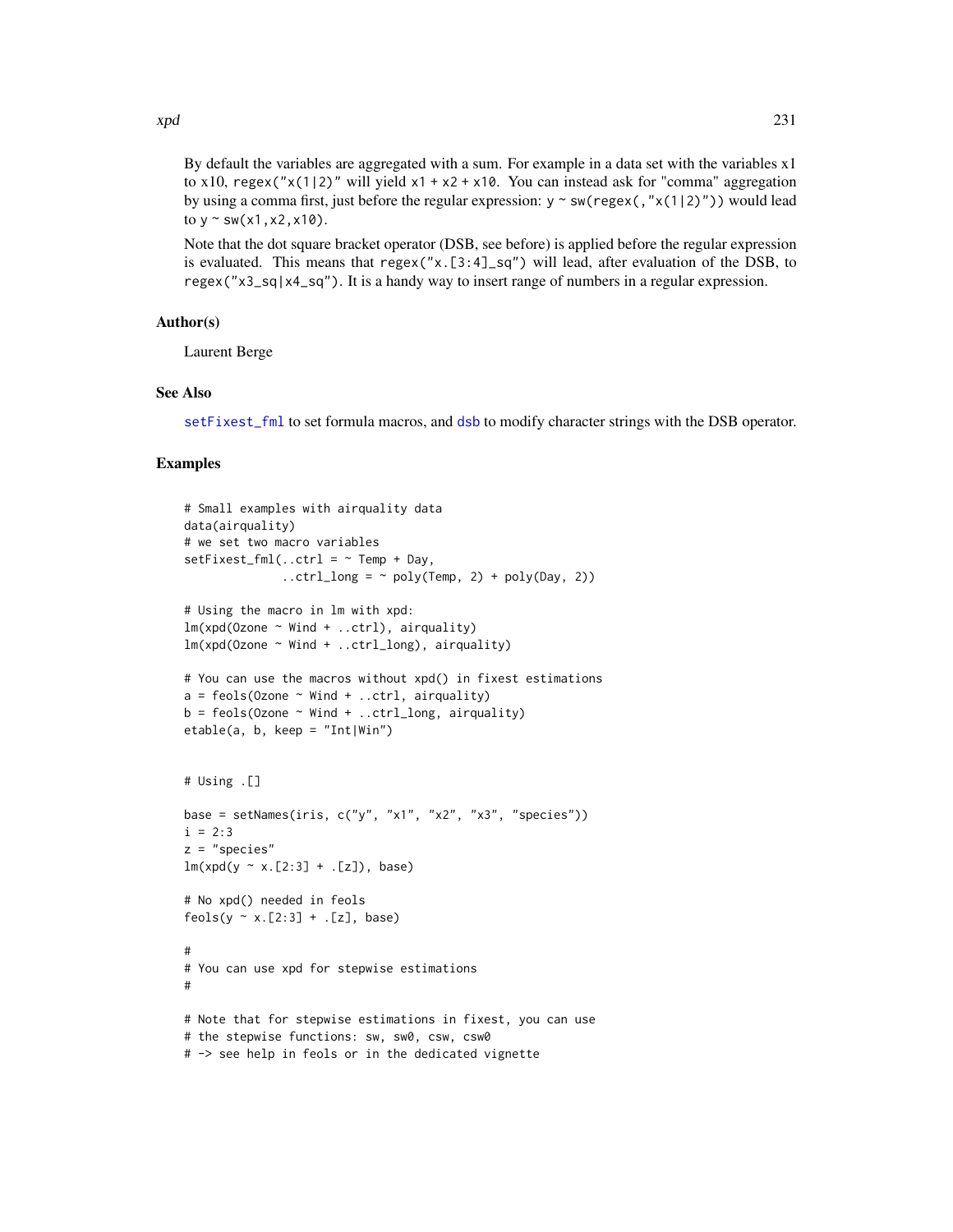By default the variables are aggregated with a sum. For example in a data set with the variables x1 to x10, `regex("x(1|2)"` will yield `x1 + x2 + x10`. You can instead ask for "comma" aggregation by using a comma first, just before the regular expression: `y ~ sw(regex(,"x(1|2)"))` would lead to `y ~ sw(x1,x2,x10)`.

Note that the dot square bracket operator (DSB, see before) is applied before the regular expression is evaluated. This means that `regex("x.[3:4]_sq")` will lead, after evaluation of the DSB, to `regex("x3_sq|x4_sq")`. It is a handy way to insert range of numbers in a regular expression.

### Author(s)

Laurent Berge

### See Also

`setFixest_fml` to set formula macros, and `dsb` to modify character strings with the DSB operator.

### Examples

```
# Small examples with airquality data
data(airquality)
# we set two macro variables
setFixest_fml(..ctrl = ~ Temp + Day,
              ..ctrl_long = ~ poly(Temp, 2) + poly(Day, 2))

# Using the macro in lm with xpd:
lm(xpd(Ozone ~ Wind + ..ctrl), airquality)
lm(xpd(Ozone ~ Wind + ..ctrl_long), airquality)

# You can use the macros without xpd() in fixest estimations
a = feols(Ozone ~ Wind + ..ctrl, airquality)
b = feols(Ozone ~ Wind + ..ctrl_long, airquality)
etable(a, b, keep = "Int|Win")


# Using .[]

base = setNames(iris, c("y", "x1", "x2", "x3", "species"))
i = 2:3
z = "species"
lm(xpd(y ~ x.[2:3] + .[z]), base)

# No xpd() needed in feols
feols(y ~ x.[2:3] + .[z], base)

#
# You can use xpd for stepwise estimations
#

# Note that for stepwise estimations in fixest, you can use
# the stepwise functions: sw, sw0, csw, csw0
# -> see help in feols or in the dedicated vignette
```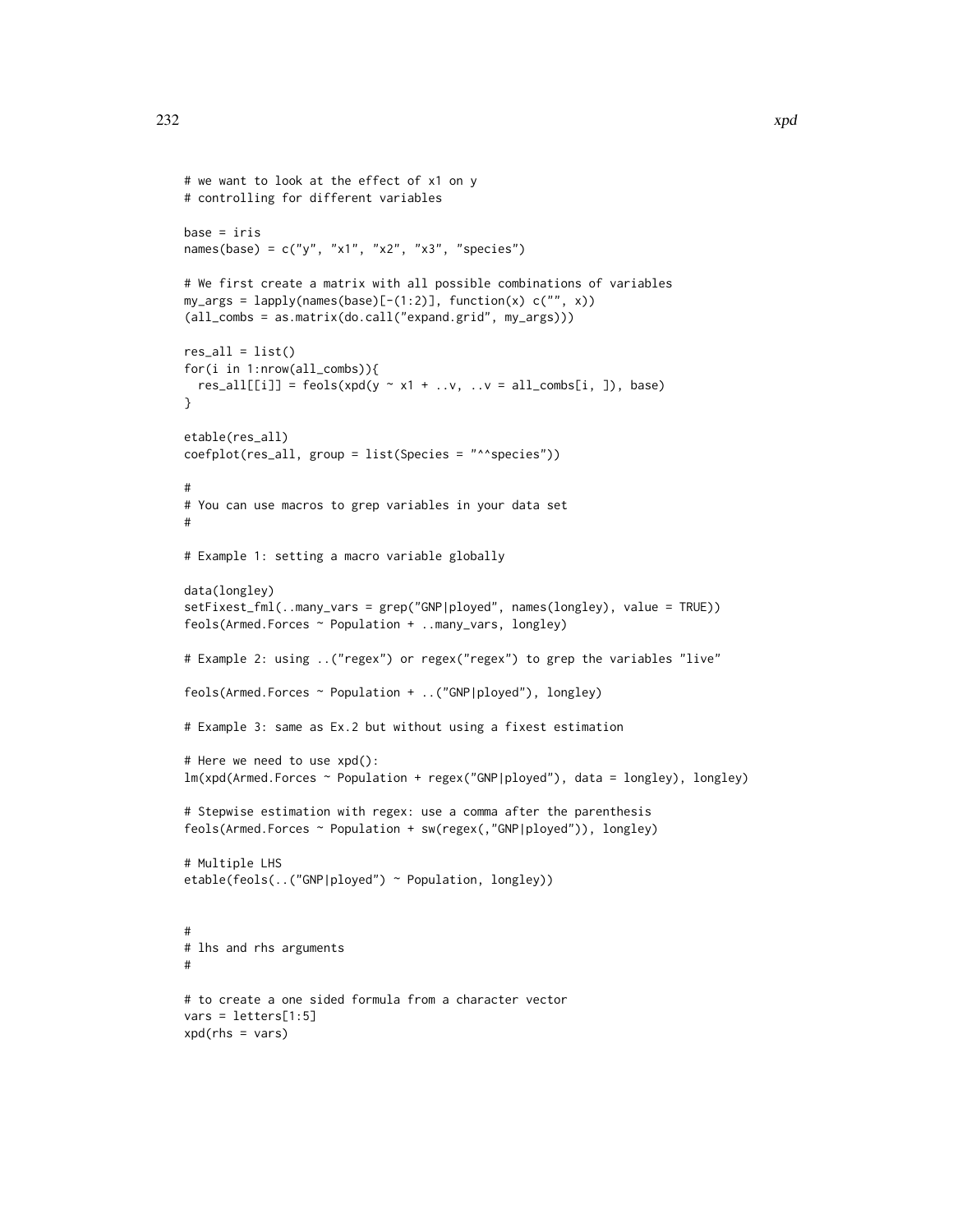```
# we want to look at the effect of x1 on y
# controlling for different variables

base = iris
names(base) = c("y", "x1", "x2", "x3", "species")

# We first create a matrix with all possible combinations of variables
my_args = lapply(names(base)[-(1:2)], function(x) c("", x))
(all_combs = as.matrix(do.call("expand.grid", my_args)))

res_all = list()
for(i in 1:nrow(all_combs)){
  res_all[[i]] = feols(xpd(y ~ x1 + ..v, ..v = all_combs[i, ]), base)
}

etable(res_all)
coefplot(res_all, group = list(Species = "^^species"))

#
# You can use macros to grep variables in your data set
#

# Example 1: setting a macro variable globally

data(longley)
setFixest_fml(..many_vars = grep("GNP|ployed", names(longley), value = TRUE))
feols(Armed.Forces ~ Population + ..many_vars, longley)

# Example 2: using ..("regex") or regex("regex") to grep the variables "live"

feols(Armed.Forces ~ Population + ..("GNP|ployed"), longley)

# Example 3: same as Ex.2 but without using a fixest estimation

# Here we need to use xpd():
lm(xpd(Armed.Forces ~ Population + regex("GNP|ployed"), data = longley), longley)

# Stepwise estimation with regex: use a comma after the parenthesis
feols(Armed.Forces ~ Population + sw(regex(,"GNP|ployed")), longley)

# Multiple LHS
etable(feols(..("GNP|ployed") ~ Population, longley))


#
# lhs and rhs arguments
#

# to create a one sided formula from a character vector
vars = letters[1:5]
xpd(rhs = vars)
```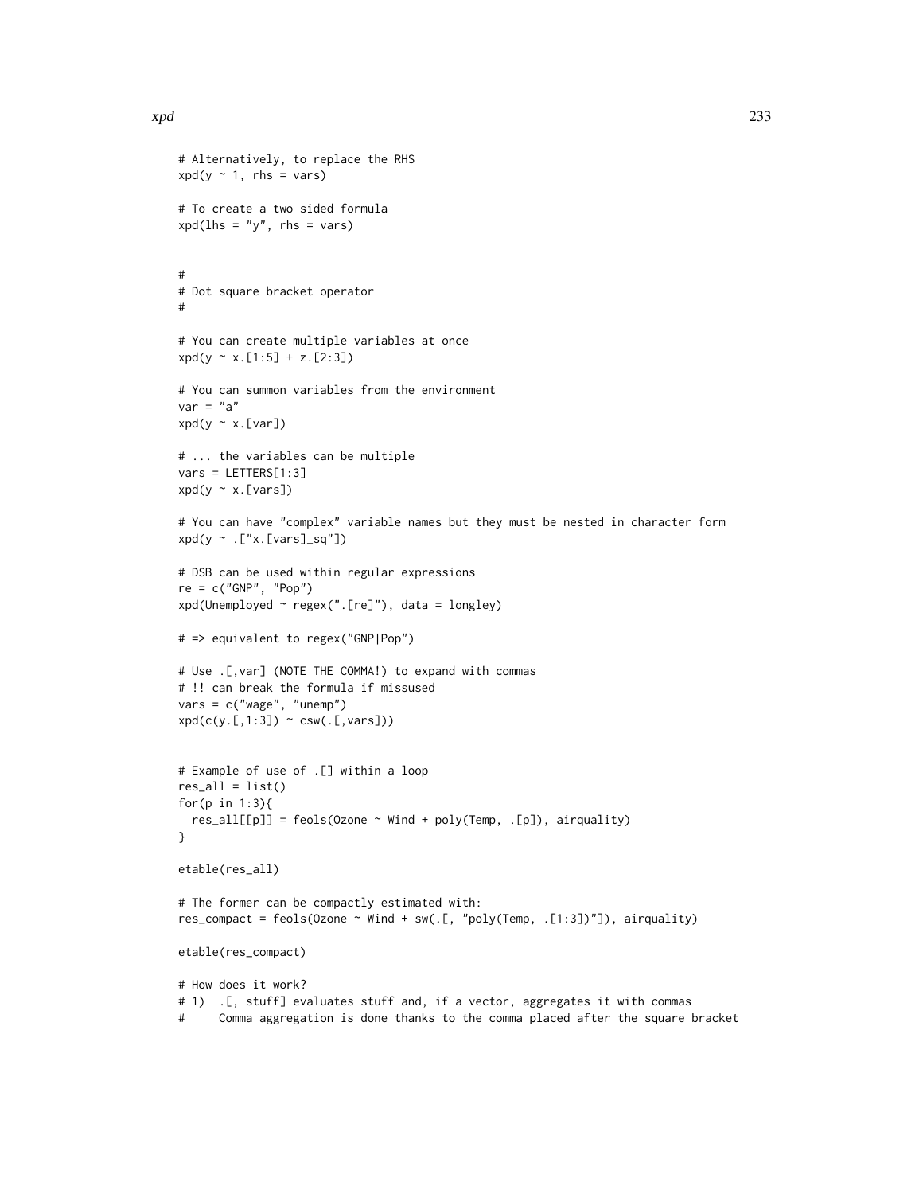```
# Alternatively, to replace the RHS
xpd(y ~ 1, rhs = vars)

# To create a two sided formula
xpd(lhs = "y", rhs = vars)


#
# Dot square bracket operator
#

# You can create multiple variables at once
xpd(y ~ x.[1:5] + z.[2:3])

# You can summon variables from the environment
var = "a"
xpd(y ~ x.[var])

# ... the variables can be multiple
vars = LETTERS[1:3]
xpd(y ~ x.[vars])

# You can have "complex" variable names but they must be nested in character form
xpd(y ~ .["x.[vars]_sq"])

# DSB can be used within regular expressions
re = c("GNP", "Pop")
xpd(Unemployed ~ regex(".[re]"), data = longley)

# => equivalent to regex("GNP|Pop")

# Use .[,var] (NOTE THE COMMA!) to expand with commas
# !! can break the formula if missused
vars = c("wage", "unemp")
xpd(c(y.[,1:3]) ~ csw(.[,vars]))


# Example of use of .[] within a loop
res_all = list()
for(p in 1:3){
  res_all[[p]] = feols(Ozone ~ Wind + poly(Temp, .[p]), airquality)
}

etable(res_all)

# The former can be compactly estimated with:
res_compact = feols(Ozone ~ Wind + sw(.[, "poly(Temp, .[1:3])"]), airquality)

etable(res_compact)

# How does it work?
# 1)  .[, stuff] evaluates stuff and, if a vector, aggregates it with commas
#     Comma aggregation is done thanks to the comma placed after the square bracket
```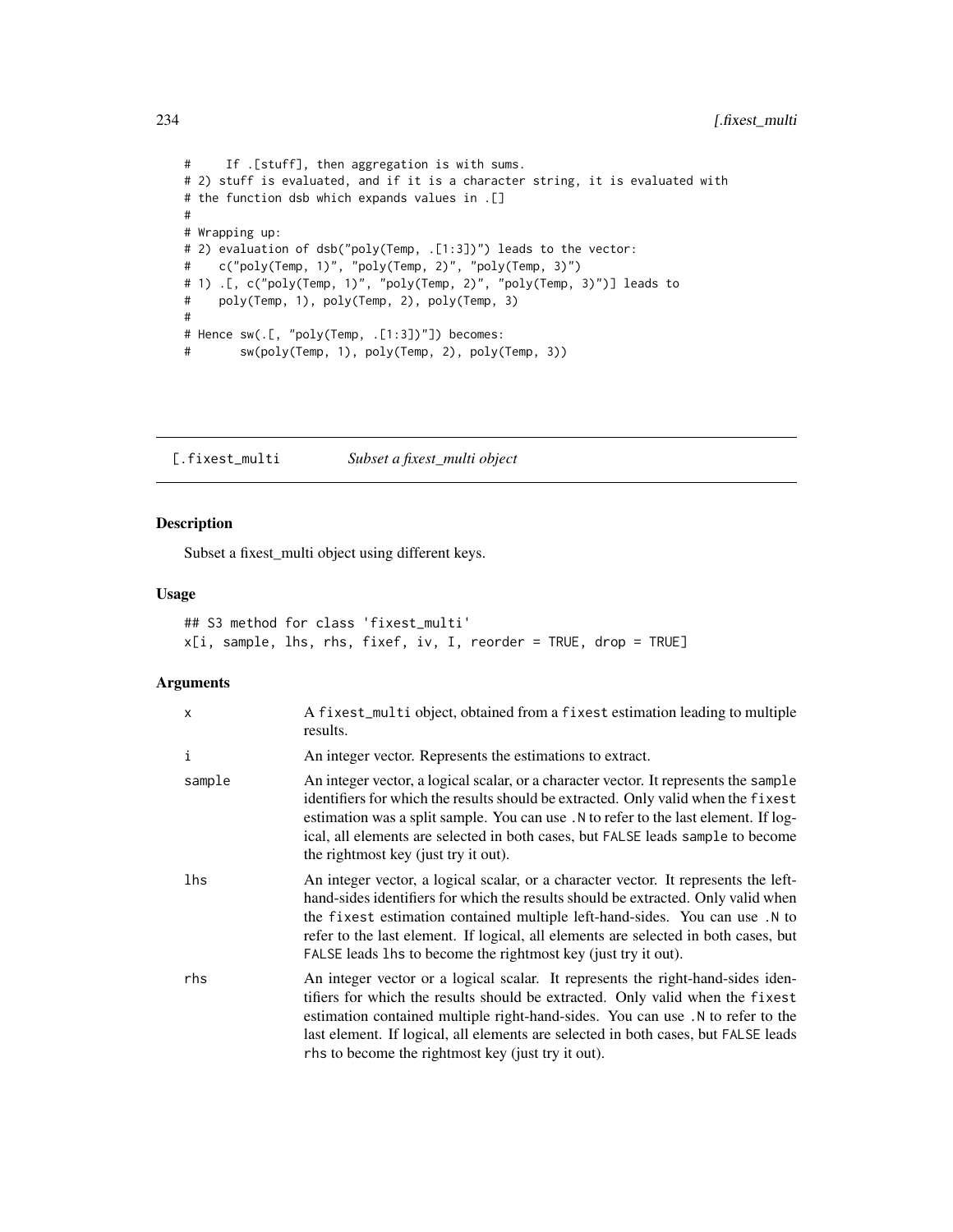```
#     If .[stuff], then aggregation is with sums.
# 2) stuff is evaluated, and if it is a character string, it is evaluated with
# the function dsb which expands values in .[]
#
# Wrapping up:
# 2) evaluation of dsb("poly(Temp, .[1:3])") leads to the vector:
#    c("poly(Temp, 1)", "poly(Temp, 2)", "poly(Temp, 3)")
# 1) .[, c("poly(Temp, 1)", "poly(Temp, 2)", "poly(Temp, 3)")] leads to
#    poly(Temp, 1), poly(Temp, 2), poly(Temp, 3)
#
# Hence sw(.[, "poly(Temp, .[1:3])"]) becomes:
#       sw(poly(Temp, 1), poly(Temp, 2), poly(Temp, 3))
```

## [.fixest_multi — *Subset a fixest_multi object*

### Description

Subset a fixest_multi object using different keys.

### Usage

```
## S3 method for class 'fixest_multi'
x[i, sample, lhs, rhs, fixef, iv, I, reorder = TRUE, drop = TRUE]
```

### Arguments

| | |
|---|---|
| `x` | A `fixest_multi` object, obtained from a `fixest` estimation leading to multiple results. |
| `i` | An integer vector. Represents the estimations to extract. |
| `sample` | An integer vector, a logical scalar, or a character vector. It represents the `sample` identifiers for which the results should be extracted. Only valid when the `fixest` estimation was a split sample. You can use `.N` to refer to the last element. If logical, all elements are selected in both cases, but `FALSE` leads `sample` to become the rightmost key (just try it out). |
| `lhs` | An integer vector, a logical scalar, or a character vector. It represents the left-hand-sides identifiers for which the results should be extracted. Only valid when the `fixest` estimation contained multiple left-hand-sides. You can use `.N` to refer to the last element. If logical, all elements are selected in both cases, but `FALSE` leads `lhs` to become the rightmost key (just try it out). |
| `rhs` | An integer vector or a logical scalar. It represents the right-hand-sides identifiers for which the results should be extracted. Only valid when the `fixest` estimation contained multiple right-hand-sides. You can use `.N` to refer to the last element. If logical, all elements are selected in both cases, but `FALSE` leads `rhs` to become the rightmost key (just try it out). |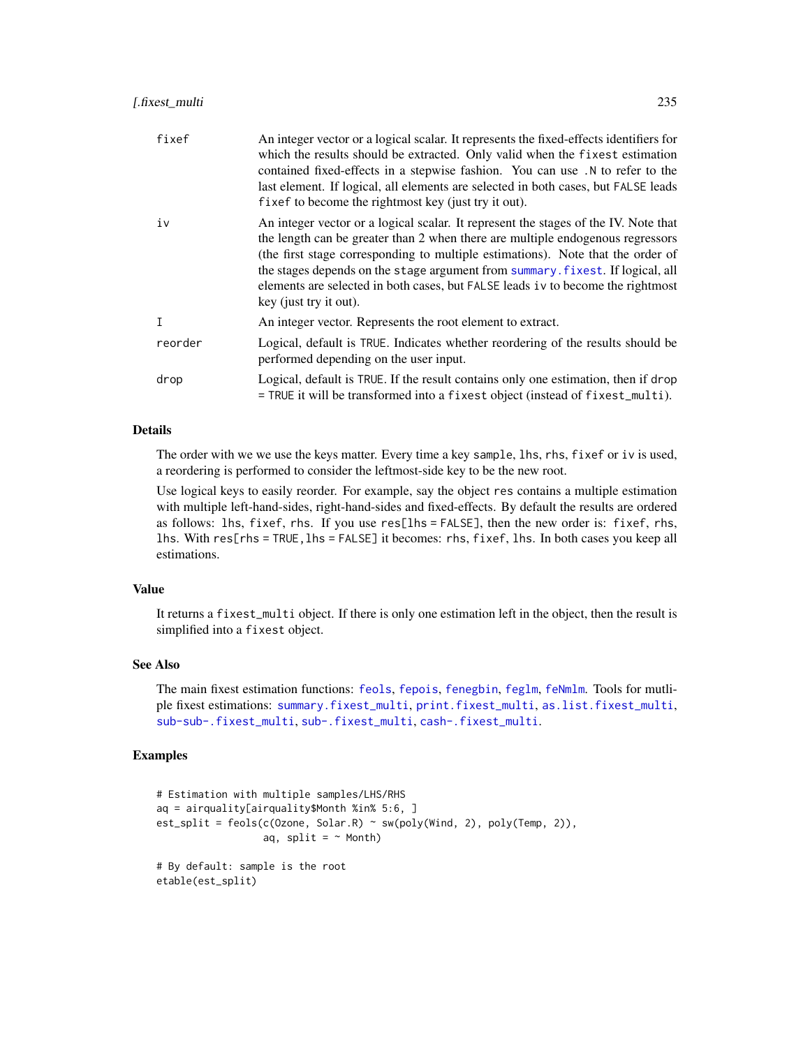| | |
|---|---|
| fixef | An integer vector or a logical scalar. It represents the fixed-effects identifiers for which the results should be extracted. Only valid when the fixest estimation contained fixed-effects in a stepwise fashion. You can use .N to refer to the last element. If logical, all elements are selected in both cases, but FALSE leads fixef to become the rightmost key (just try it out). |
| iv | An integer vector or a logical scalar. It represent the stages of the IV. Note that the length can be greater than 2 when there are multiple endogenous regressors (the first stage corresponding to multiple estimations). Note that the order of the stages depends on the stage argument from summary.fixest. If logical, all elements are selected in both cases, but FALSE leads iv to become the rightmost key (just try it out). |
| I | An integer vector. Represents the root element to extract. |
| reorder | Logical, default is TRUE. Indicates whether reordering of the results should be performed depending on the user input. |
| drop | Logical, default is TRUE. If the result contains only one estimation, then if drop = TRUE it will be transformed into a fixest object (instead of fixest_multi). |

### Details

The order with we we use the keys matter. Every time a key sample, lhs, rhs, fixef or iv is used, a reordering is performed to consider the leftmost-side key to be the new root.

Use logical keys to easily reorder. For example, say the object res contains a multiple estimation with multiple left-hand-sides, right-hand-sides and fixed-effects. By default the results are ordered as follows: lhs, fixef, rhs. If you use res[lhs = FALSE], then the new order is: fixef, rhs, lhs. With res[rhs = TRUE, lhs = FALSE] it becomes: rhs, fixef, lhs. In both cases you keep all estimations.

### Value

It returns a fixest_multi object. If there is only one estimation left in the object, then the result is simplified into a fixest object.

### See Also

The main fixest estimation functions: feols, fepois, fenegbin, feglm, feNmlm. Tools for mutliple fixest estimations: summary.fixest_multi, print.fixest_multi, as.list.fixest_multi, sub-sub-.fixest_multi, sub-.fixest_multi, cash-.fixest_multi.

### Examples

```
# Estimation with multiple samples/LHS/RHS
aq = airquality[airquality$Month %in% 5:6, ]
est_split = feols(c(Ozone, Solar.R) ~ sw(poly(Wind, 2), poly(Temp, 2)),
                  aq, split = ~ Month)

# By default: sample is the root
etable(est_split)
```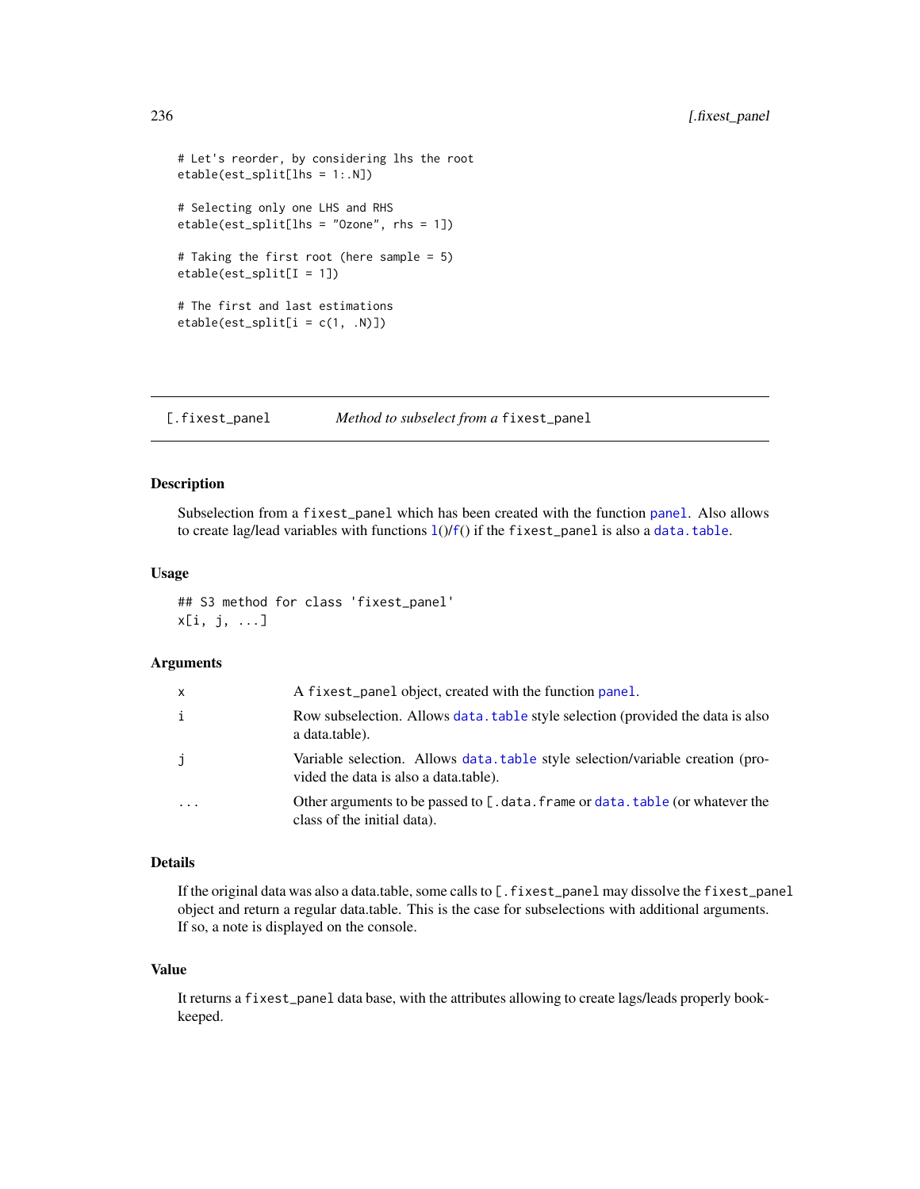```
# Let's reorder, by considering lhs the root
etable(est_split[lhs = 1:.N])

# Selecting only one LHS and RHS
etable(est_split[lhs = "Ozone", rhs = 1])

# Taking the first root (here sample = 5)
etable(est_split[I = 1])

# The first and last estimations
etable(est_split[i = c(1, .N)])
```

---

[.fixest_panel &nbsp;&nbsp;&nbsp;&nbsp;&nbsp;&nbsp;&nbsp;&nbsp; *Method to subselect from a* fixest_panel

---

### Description

Subselection from a fixest_panel which has been created with the function panel. Also allows to create lag/lead variables with functions l()/f() if the fixest_panel is also a data.table.

### Usage

```
## S3 method for class 'fixest_panel'
x[i, j, ...]
```

### Arguments

| | |
|---|---|
| x | A fixest_panel object, created with the function panel. |
| i | Row subselection. Allows data.table style selection (provided the data is also a data.table). |
| j | Variable selection. Allows data.table style selection/variable creation (provided the data is also a data.table). |
| ... | Other arguments to be passed to [.data.frame or data.table (or whatever the class of the initial data). |

### Details

If the original data was also a data.table, some calls to [.fixest_panel may dissolve the fixest_panel object and return a regular data.table. This is the case for subselections with additional arguments. If so, a note is displayed on the console.

### Value

It returns a fixest_panel data base, with the attributes allowing to create lags/leads properly bookkeeped.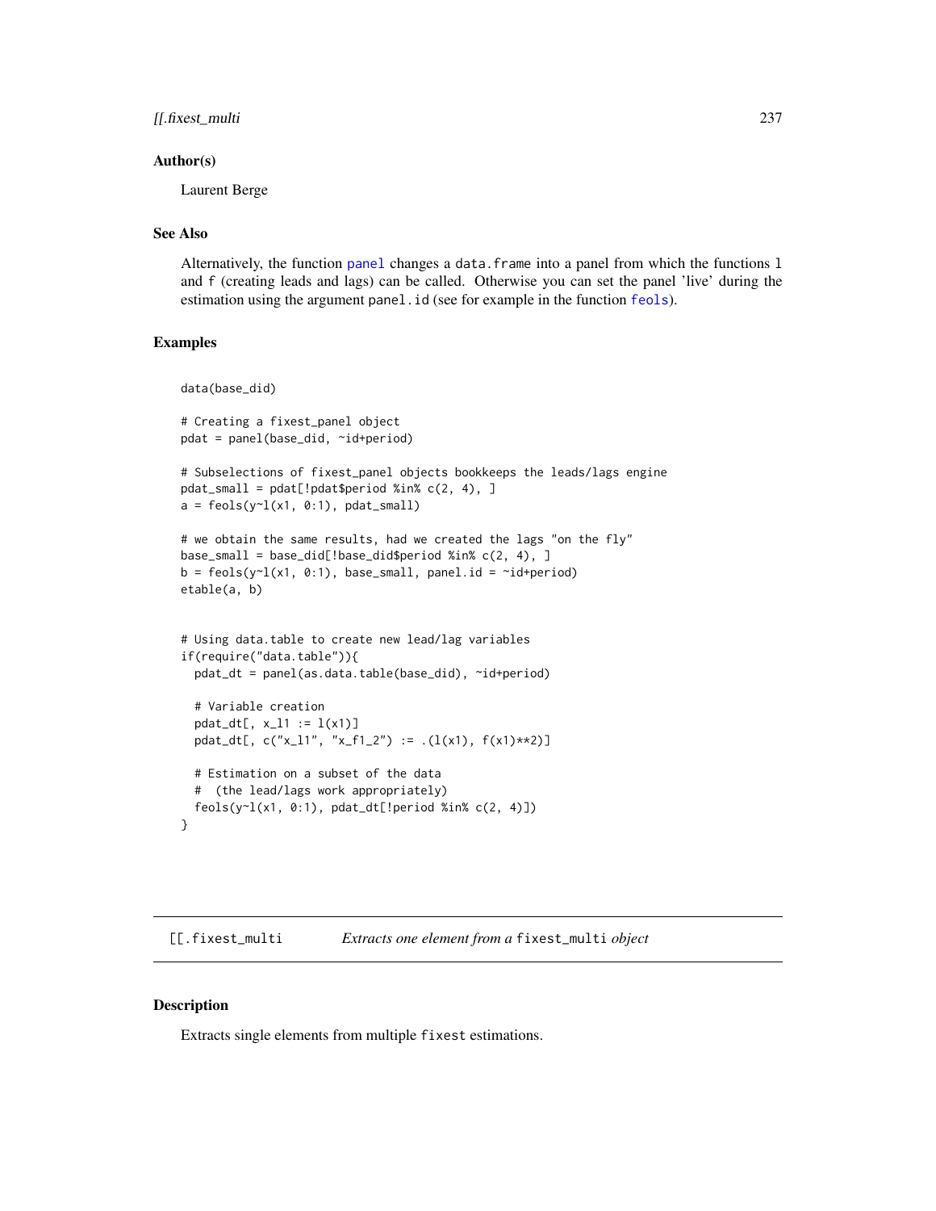## Author(s)

Laurent Berge

## See Also

Alternatively, the function panel changes a `data.frame` into a panel from which the functions `l` and `f` (creating leads and lags) can be called. Otherwise you can set the panel 'live' during the estimation using the argument `panel.id` (see for example in the function feols).

## Examples

```
data(base_did)

# Creating a fixest_panel object
pdat = panel(base_did, ~id+period)

# Subselections of fixest_panel objects bookkeeps the leads/lags engine
pdat_small = pdat[!pdat$period %in% c(2, 4), ]
a = feols(y~l(x1, 0:1), pdat_small)

# we obtain the same results, had we created the lags "on the fly"
base_small = base_did[!base_did$period %in% c(2, 4), ]
b = feols(y~l(x1, 0:1), base_small, panel.id = ~id+period)
etable(a, b)


# Using data.table to create new lead/lag variables
if(require("data.table")){
  pdat_dt = panel(as.data.table(base_did), ~id+period)

  # Variable creation
  pdat_dt[, x_l1 := l(x1)]
  pdat_dt[, c("x_l1", "x_f1_2") := .(l(x1), f(x1)**2)]

  # Estimation on a subset of the data
  #  (the lead/lags work appropriately)
  feols(y~l(x1, 0:1), pdat_dt[!period %in% c(2, 4)])
}
```

---

# [[.fixest_multi — *Extracts one element from a* `fixest_multi` *object*

## Description

Extracts single elements from multiple `fixest` estimations.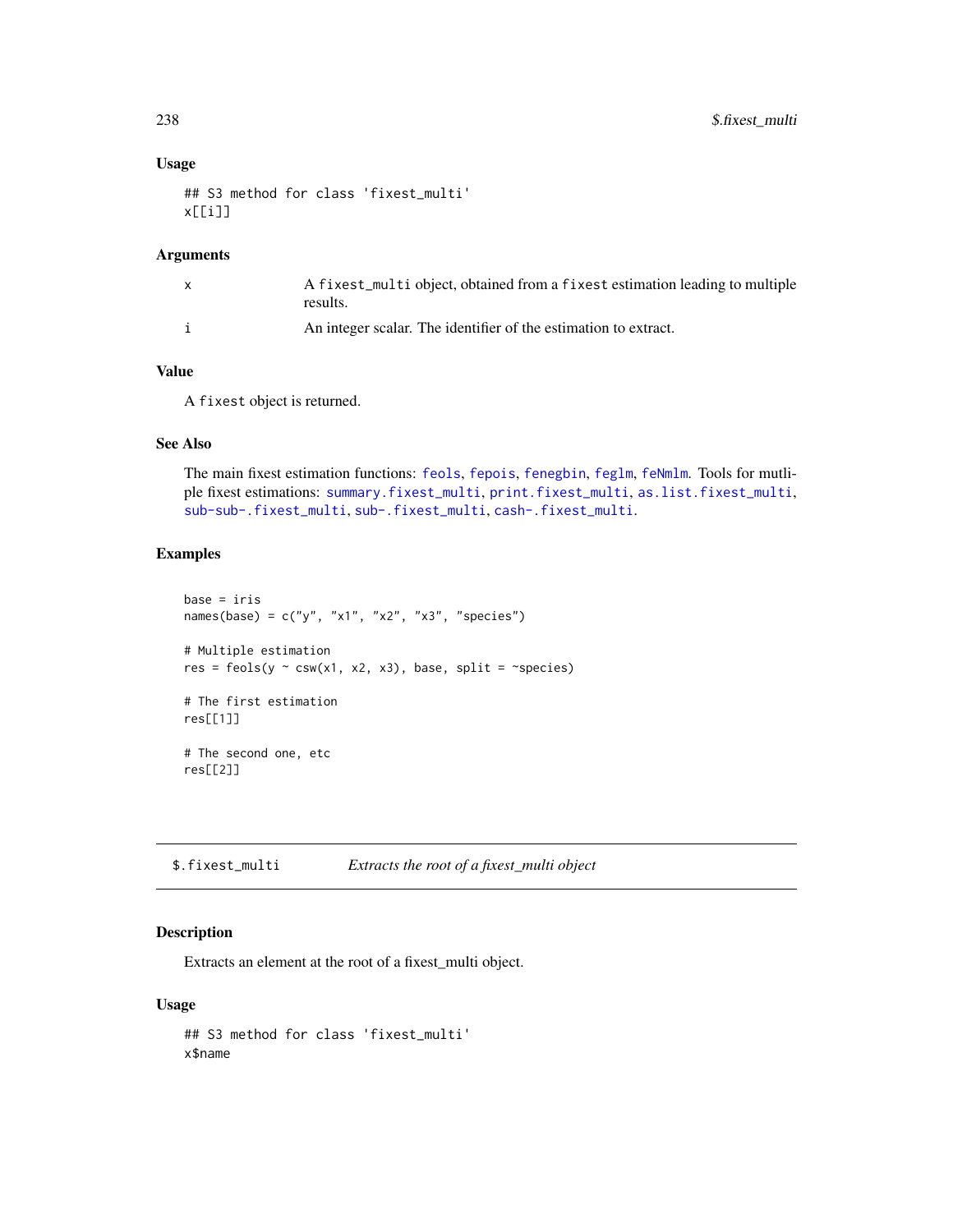### Usage

```
## S3 method for class 'fixest_multi'
x[[i]]
```

### Arguments

| | |
|---|---|
| x | A `fixest_multi` object, obtained from a `fixest` estimation leading to multiple results. |
| i | An integer scalar. The identifier of the estimation to extract. |

### Value

A `fixest` object is returned.

### See Also

The main fixest estimation functions: `feols`, `fepois`, `fenegbin`, `feglm`, `feNmlm`. Tools for mutliple fixest estimations: `summary.fixest_multi`, `print.fixest_multi`, `as.list.fixest_multi`, `sub-sub-.fixest_multi`, `sub-.fixest_multi`, `cash-.fixest_multi`.

### Examples

```
base = iris
names(base) = c("y", "x1", "x2", "x3", "species")

# Multiple estimation
res = feols(y ~ csw(x1, x2, x3), base, split = ~species)

# The first estimation
res[[1]]

# The second one, etc
res[[2]]
```

---

## $.fixest_multi &nbsp;&nbsp;&nbsp; *Extracts the root of a fixest_multi object*

### Description

Extracts an element at the root of a fixest_multi object.

### Usage

```
## S3 method for class 'fixest_multi'
x$name
```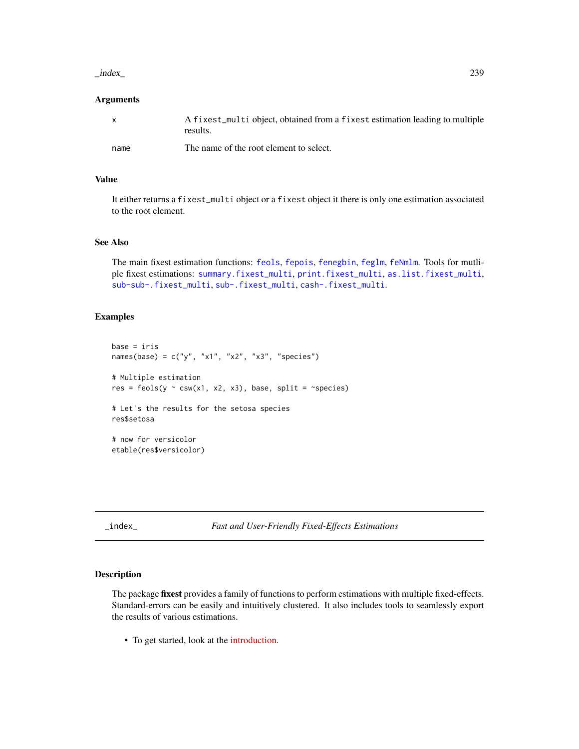### Arguments

| | |
|---|---|
| x | A `fixest_multi` object, obtained from a `fixest` estimation leading to multiple results. |
| name | The name of the root element to select. |

### Value

It either returns a `fixest_multi` object or a `fixest` object it there is only one estimation associated to the root element.

### See Also

The main fixest estimation functions: `feols`, `fepois`, `fenegbin`, `feglm`, `feNmlm`. Tools for mutliple fixest estimations: `summary.fixest_multi`, `print.fixest_multi`, `as.list.fixest_multi`, `sub-sub-.fixest_multi`, `sub-.fixest_multi`, `cash-.fixest_multi`.

### Examples

```
base = iris
names(base) = c("y", "x1", "x2", "x3", "species")

# Multiple estimation
res = feols(y ~ csw(x1, x2, x3), base, split = ~species)

# Let's the results for the setosa species
res$setosa

# now for versicolor
etable(res$versicolor)
```

---

## _index_ — *Fast and User-Friendly Fixed-Effects Estimations*

### Description

The package **fixest** provides a family of functions to perform estimations with multiple fixed-effects. Standard-errors can be easily and intuitively clustered. It also includes tools to seamlessly export the results of various estimations.

- To get started, look at the introduction.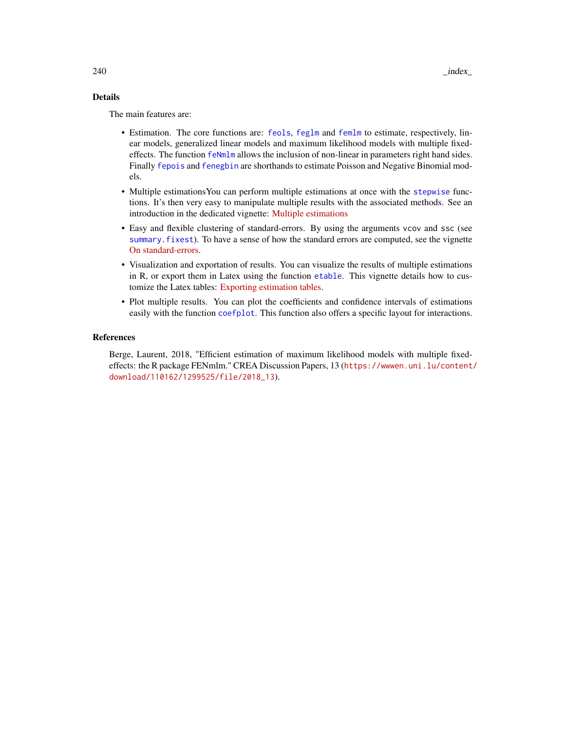### Details

The main features are:

- Estimation. The core functions are: `feols`, `feglm` and `femlm` to estimate, respectively, linear models, generalized linear models and maximum likelihood models with multiple fixed-effects. The function `feNmlm` allows the inclusion of non-linear in parameters right hand sides. Finally `fepois` and `fenegbin` are shorthands to estimate Poisson and Negative Binomial models.
- Multiple estimationsYou can perform multiple estimations at once with the `stepwise` functions. It's then very easy to manipulate multiple results with the associated methods. See an introduction in the dedicated vignette: Multiple estimations
- Easy and flexible clustering of standard-errors. By using the arguments `vcov` and `ssc` (see `summary.fixest`). To have a sense of how the standard errors are computed, see the vignette On standard-errors.
- Visualization and exportation of results. You can visualize the results of multiple estimations in R, or export them in Latex using the function `etable`. This vignette details how to customize the Latex tables: Exporting estimation tables.
- Plot multiple results. You can plot the coefficients and confidence intervals of estimations easily with the function `coefplot`. This function also offers a specific layout for interactions.

### References

Berge, Laurent, 2018, "Efficient estimation of maximum likelihood models with multiple fixed-effects: the R package FENmlm." CREA Discussion Papers, 13 (`https://wwwen.uni.lu/content/download/110162/1299525/file/2018_13`).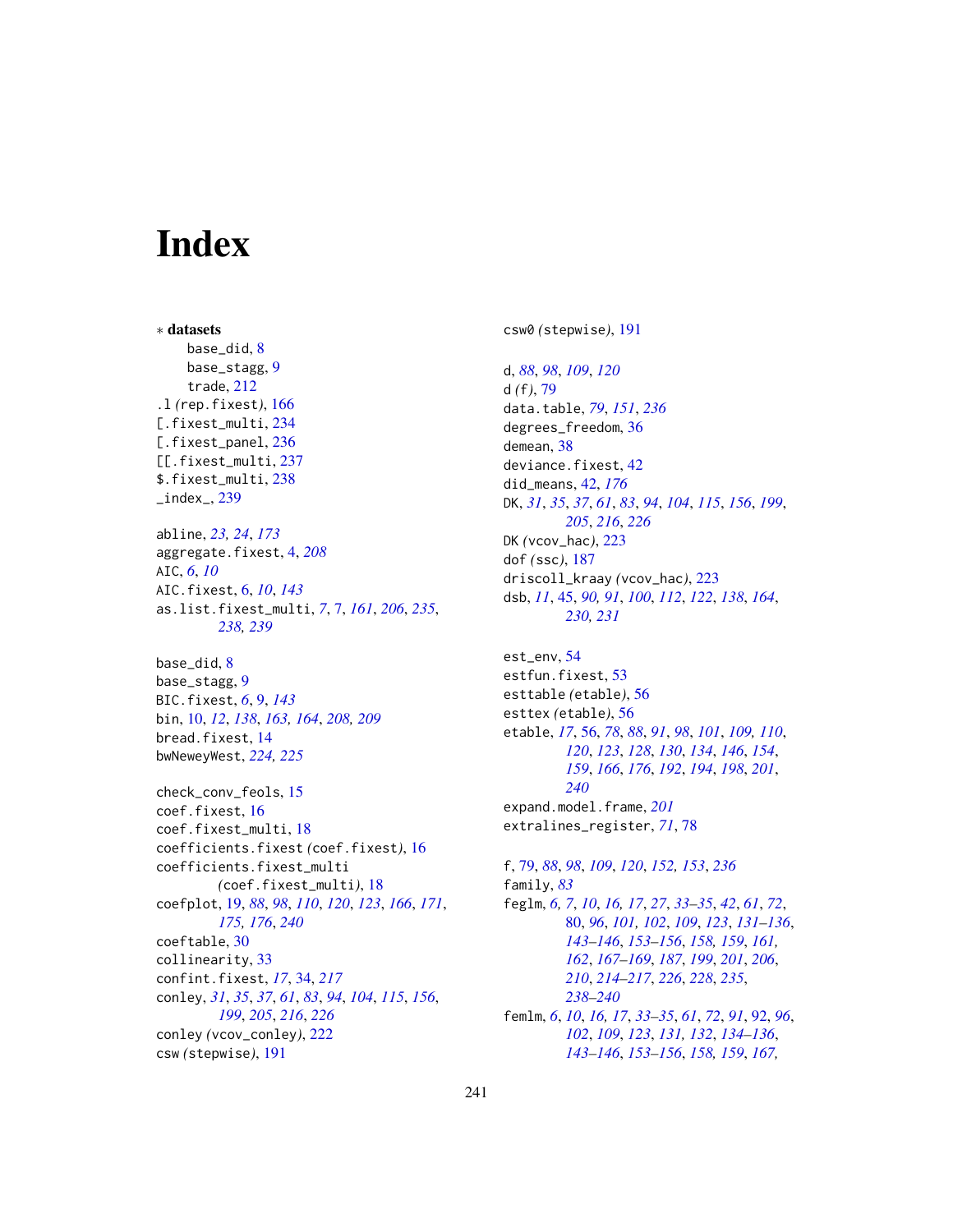# Index

∗ **datasets**

base_did, 8
base_stagg, 9
trade, 212

.l *(rep.fixest)*, 166
[.fixest_multi, 234
[.fixest_panel, 236
[[.fixest_multi, 237
$.fixest_multi, 238
_index_, 239

abline, *23, 24*, *173*
aggregate.fixest, 4, *208*
AIC, *6*, *10*
AIC.fixest, 6, *10*, *143*
as.list.fixest_multi, *7*, 7, *161*, *206*, *235*, *238, 239*

base_did, 8
base_stagg, 9
BIC.fixest, *6*, 9, *143*
bin, 10, *12*, *138*, *163, 164*, *208, 209*
bread.fixest, 14
bwNeweyWest, *224, 225*

check_conv_feols, 15
coef.fixest, 16
coef.fixest_multi, 18
coefficients.fixest *(coef.fixest)*, 16
coefficients.fixest_multi *(coef.fixest_multi)*, 18
coefplot, 19, *88*, *98*, *110*, *120*, *123*, *166*, *171*, *175, 176*, *240*
coeftable, 30
collinearity, 33
confint.fixest, *17*, 34, *217*
conley, *31*, *35*, *37*, *61*, *83*, *94*, *104*, *115*, *156*, *199*, *205*, *216*, *226*
conley *(vcov_conley)*, 222
csw *(stepwise)*, 191
csw0 *(stepwise)*, 191

d, *88*, *98*, *109*, *120*
d *(f)*, 79
data.table, *79*, *151*, *236*
degrees_freedom, 36
demean, 38
deviance.fixest, 42
did_means, 42, *176*
DK, *31*, *35*, *37*, *61*, *83*, *94*, *104*, *115*, *156*, *199*, *205*, *216*, *226*
DK *(vcov_hac)*, 223
dof *(ssc)*, 187
driscoll_kraay *(vcov_hac)*, 223
dsb, *11*, 45, *90, 91*, *100*, *112*, *122*, *138*, *164*, *230, 231*

est_env, 54
estfun.fixest, 53
esttable *(etable)*, 56
esttex *(etable)*, 56
etable, *17*, 56, *78*, *88*, *91*, *98*, *101*, *109*, *110*, *120*, *123*, *128*, *130*, *134*, *146*, *154*, *159*, *166*, *176*, *192*, *194*, *198*, *201*, *240*
expand.model.frame, *201*
extralines_register, *71*, 78

f, 79, *88*, *98*, *109*, *120*, *152, 153*, *236*
family, *83*
feglm, *6, 7*, *10*, *16, 17*, *27*, *33–35*, *42*, *61*, *72*, 80, *96*, *101, 102*, *109*, *123*, *131–136*, *143–146*, *153–156*, *158, 159*, *161, 162*, *167–169*, *187*, *199*, *201*, *206*, *210*, *214–217*, *226*, *228*, *235*, *238–240*
femlm, *6*, *10*, *16, 17*, *33–35*, *61*, *72*, *91*, 92, *96*, *102*, *109*, *123*, *131, 132*, *134–136*, *143–146*, *153–156*, *158, 159*, *167*,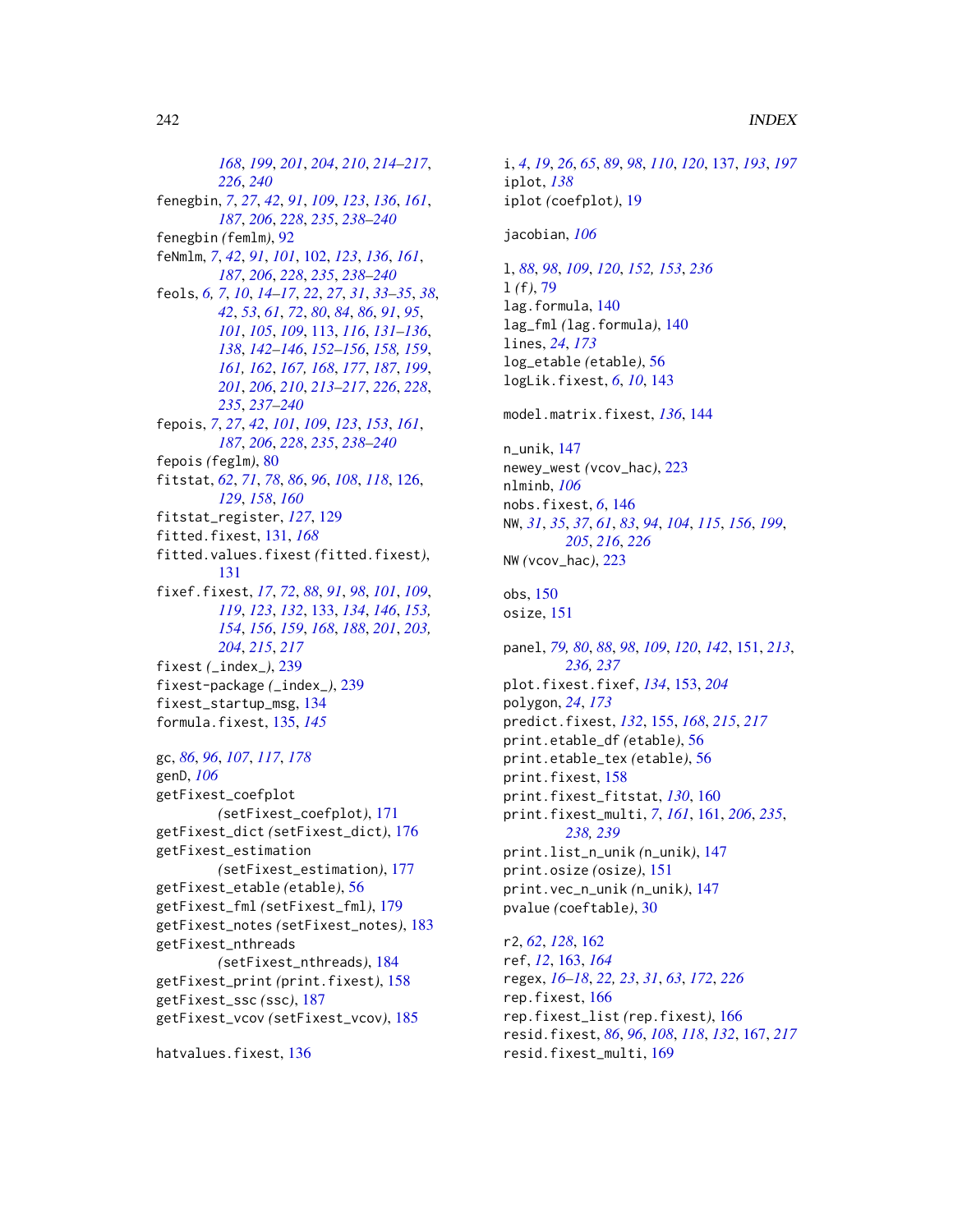168, 199, 201, 204, 210, 214–217, 226, 240
fenegbin, 7, 27, 42, 91, 109, 123, 136, 161, 187, 206, 228, 235, 238–240
fenegbin (femlm), 92
feNmlm, 7, 42, 91, 101, 102, 123, 136, 161, 187, 206, 228, 235, 238–240
feols, 6, 7, 10, 14–17, 22, 27, 31, 33–35, 38, 42, 53, 61, 72, 80, 84, 86, 91, 95, 101, 105, 109, 113, 116, 131–136, 138, 142–146, 152–156, 158, 159, 161, 162, 167, 168, 177, 187, 199, 201, 206, 210, 213–217, 226, 228, 235, 237–240
fepois, 7, 27, 42, 101, 109, 123, 153, 161, 187, 206, 228, 235, 238–240
fepois (feglm), 80
fitstat, 62, 71, 78, 86, 96, 108, 118, 126, 129, 158, 160
fitstat_register, 127, 129
fitted.fixest, 131, 168
fitted.values.fixest (fitted.fixest), 131
fixef.fixest, 17, 72, 88, 91, 98, 101, 109, 119, 123, 132, 133, 134, 146, 153, 154, 156, 159, 168, 188, 201, 203, 204, 215, 217
fixest (_index_), 239
fixest-package (_index_), 239
fixest_startup_msg, 134
formula.fixest, 135, 145

gc, 86, 96, 107, 117, 178
genD, 106
getFixest_coefplot (setFixest_coefplot), 171
getFixest_dict (setFixest_dict), 176
getFixest_estimation (setFixest_estimation), 177
getFixest_etable (etable), 56
getFixest_fml (setFixest_fml), 179
getFixest_notes (setFixest_notes), 183
getFixest_nthreads (setFixest_nthreads), 184
getFixest_print (print.fixest), 158
getFixest_ssc (ssc), 187
getFixest_vcov (setFixest_vcov), 185

hatvalues.fixest, 136

i, 4, 19, 26, 65, 89, 98, 110, 120, 137, 193, 197
iplot, 138
iplot (coefplot), 19

jacobian, 106

l, 88, 98, 109, 120, 152, 153, 236
l (f), 79
lag.formula, 140
lag_fml (lag.formula), 140
lines, 24, 173
log_etable (etable), 56
logLik.fixest, 6, 10, 143

model.matrix.fixest, 136, 144

n_unik, 147
newey_west (vcov_hac), 223
nlminb, 106
nobs.fixest, 6, 146
NW, 31, 35, 37, 61, 83, 94, 104, 115, 156, 199, 205, 216, 226
NW (vcov_hac), 223

obs, 150
osize, 151

panel, 79, 80, 88, 98, 109, 120, 142, 151, 213, 236, 237
plot.fixest.fixef, 134, 153, 204
polygon, 24, 173
predict.fixest, 132, 155, 168, 215, 217
print.etable_df (etable), 56
print.etable_tex (etable), 56
print.fixest, 158
print.fixest_fitstat, 130, 160
print.fixest_multi, 7, 161, 161, 206, 235, 238, 239
print.list_n_unik (n_unik), 147
print.osize (osize), 151
print.vec_n_unik (n_unik), 147
pvalue (coeftable), 30

r2, 62, 128, 162
ref, 12, 163, 164
regex, 16–18, 22, 23, 31, 63, 172, 226
rep.fixest, 166
rep.fixest_list (rep.fixest), 166
resid.fixest, 86, 96, 108, 118, 132, 167, 217
resid.fixest_multi, 169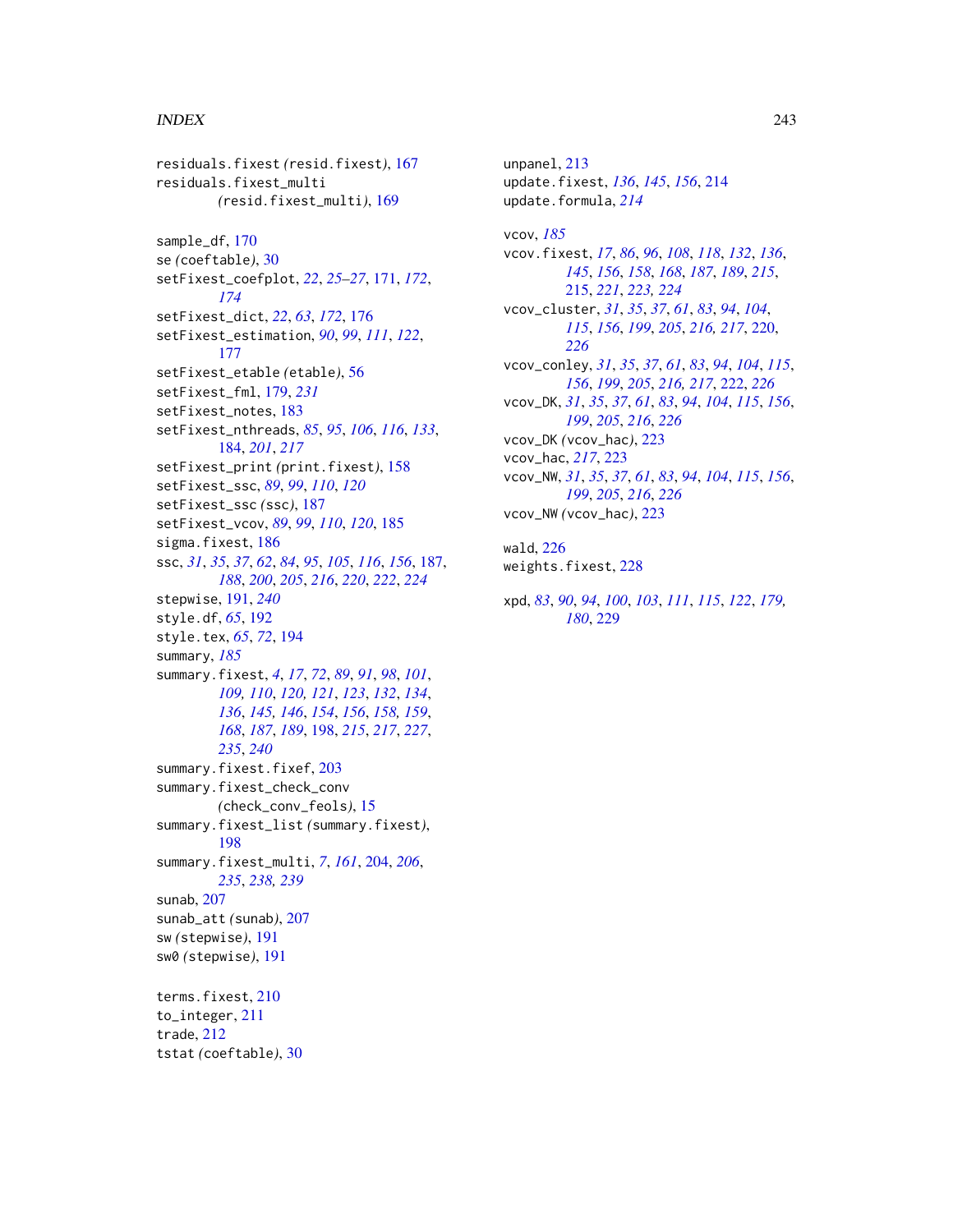residuals.fixest *(*resid.fixest*)*, 167
residuals.fixest_multi
*(*resid.fixest_multi*)*, 169

sample_df, 170
se *(*coeftable*)*, 30
setFixest_coefplot, *22*, *25–27*, 171, *172*, *174*
setFixest_dict, *22*, *63*, *172*, 176
setFixest_estimation, *90*, *99*, *111*, *122*, 177
setFixest_etable *(*etable*)*, 56
setFixest_fml, 179, *231*
setFixest_notes, 183
setFixest_nthreads, *85*, *95*, *106*, *116*, *133*, 184, *201*, *217*
setFixest_print *(*print.fixest*)*, 158
setFixest_ssc, *89*, *99*, *110*, *120*
setFixest_ssc *(*ssc*)*, 187
setFixest_vcov, *89*, *99*, *110*, *120*, 185
sigma.fixest, 186
ssc, *31*, *35*, *37*, *62*, *84*, *95*, *105*, *116*, *156*, 187, *188*, *200*, *205*, *216*, *220*, *222*, *224*
stepwise, 191, *240*
style.df, *65*, 192
style.tex, *65*, *72*, 194
summary, *185*
summary.fixest, *4*, *17*, *72*, *89*, *91*, *98*, *101*, *109, 110*, *120, 121*, *123*, *132*, *134*, *136*, *145, 146*, *154*, *156*, *158, 159*, *168*, *187*, *189*, 198, *215*, *217*, *227*, *235*, *240*
summary.fixest.fixef, 203
summary.fixest_check_conv
*(*check_conv_feols*)*, 15
summary.fixest_list *(*summary.fixest*)*, 198
summary.fixest_multi, *7*, *161*, 204, *206*, *235*, *238, 239*
sunab, 207
sunab_att *(*sunab*)*, 207
sw *(*stepwise*)*, 191
sw0 *(*stepwise*)*, 191

terms.fixest, 210
to_integer, 211
trade, 212
tstat *(*coeftable*)*, 30

unpanel, 213
update.fixest, *136*, *145*, *156*, 214
update.formula, *214*

vcov, *185*
vcov.fixest, *17*, *86*, *96*, *108*, *118*, *132*, *136*, *145*, *156*, *158*, *168*, *187*, *189*, *215*, 215, *221*, *223, 224*
vcov_cluster, *31*, *35*, *37*, *61*, *83*, *94*, *104*, *115*, *156*, *199*, *205*, *216, 217*, 220, *226*
vcov_conley, *31*, *35*, *37*, *61*, *83*, *94*, *104*, *115*, *156*, *199*, *205*, *216, 217*, 222, *226*
vcov_DK, *31*, *35*, *37*, *61*, *83*, *94*, *104*, *115*, *156*, *199*, *205*, *216*, *226*
vcov_DK *(*vcov_hac*)*, 223
vcov_hac, *217*, 223
vcov_NW, *31*, *35*, *37*, *61*, *83*, *94*, *104*, *115*, *156*, *199*, *205*, *216*, *226*
vcov_NW *(*vcov_hac*)*, 223

wald, 226
weights.fixest, 228

xpd, *83*, *90*, *94*, *100*, *103*, *111*, *115*, *122*, *179, 180*, 229